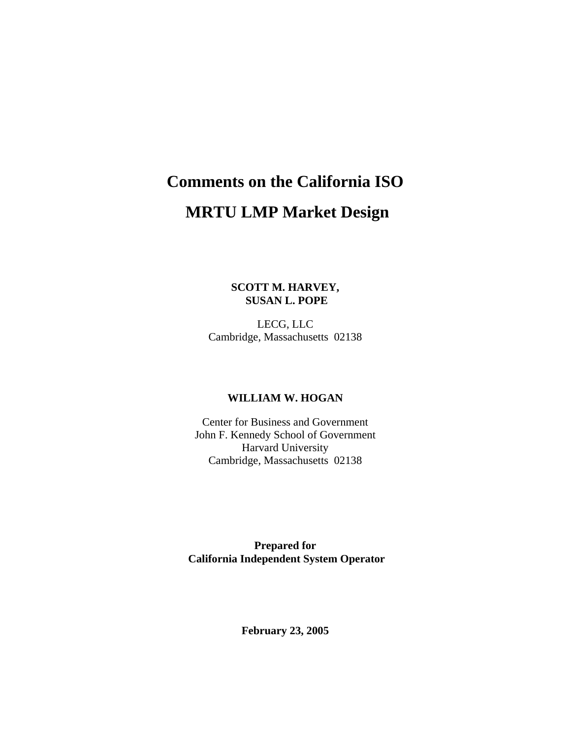# Comments on the California ISO

# MRTU LMP Market Design

**SCOTT M. HARVEY,**
**SUSAN L. POPE**

LECG, LLC
Cambridge, Massachusetts 02138

**WILLIAM W. HOGAN**

Center for Business and Government
John F. Kennedy School of Government
Harvard University
Cambridge, Massachusetts 02138

**Prepared for**
**California Independent System Operator**

**February 23, 2005**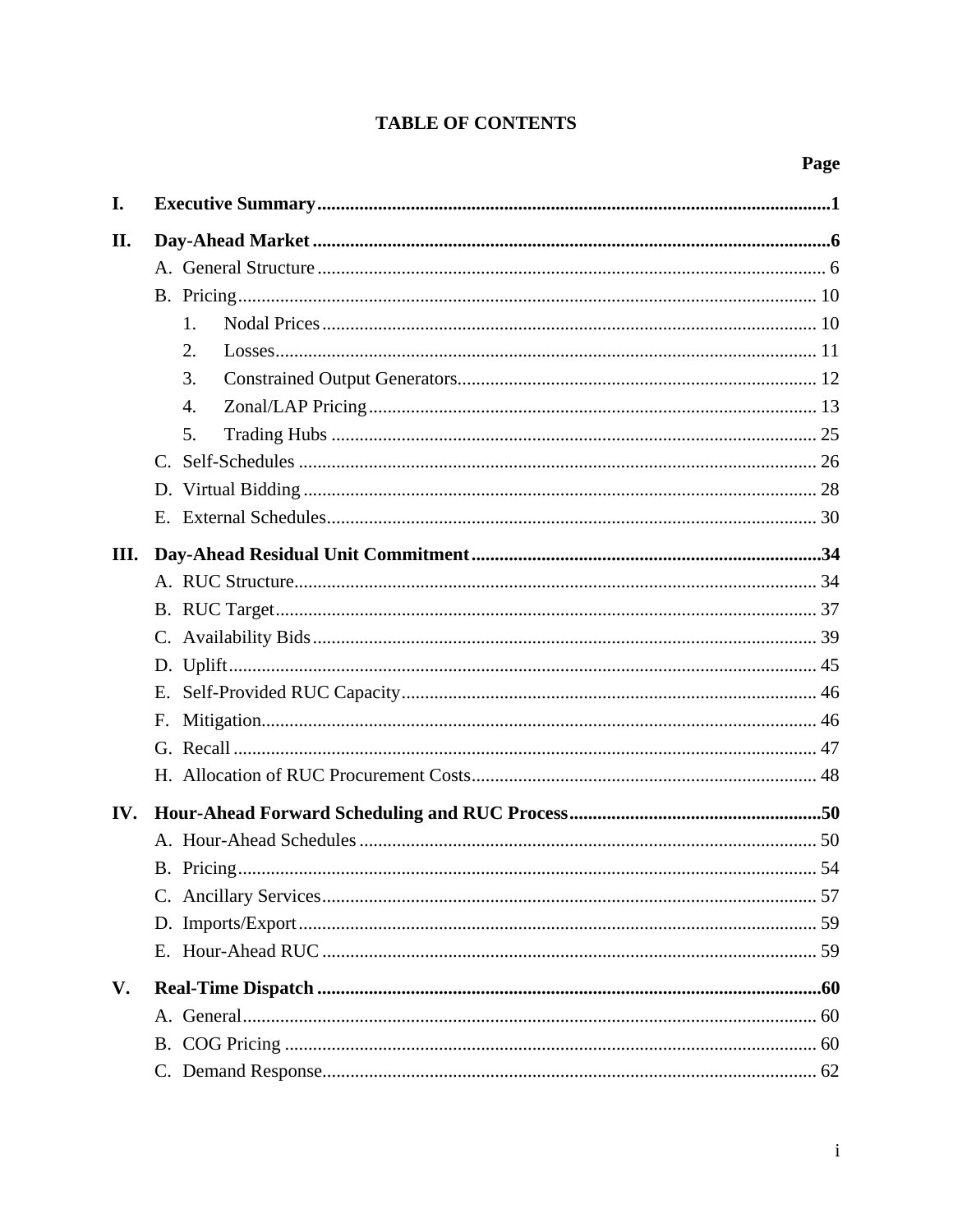# TABLE OF CONTENTS

| | | Page |
|---|---|---|
| **I.** | **Executive Summary** | **1** |
| **II.** | **Day-Ahead Market** | **6** |
| | A. General Structure | 6 |
| | B. Pricing | 10 |
| | 1. Nodal Prices | 10 |
| | 2. Losses | 11 |
| | 3. Constrained Output Generators | 12 |
| | 4. Zonal/LAP Pricing | 13 |
| | 5. Trading Hubs | 25 |
| | C. Self-Schedules | 26 |
| | D. Virtual Bidding | 28 |
| | E. External Schedules | 30 |
| **III.** | **Day-Ahead Residual Unit Commitment** | **34** |
| | A. RUC Structure | 34 |
| | B. RUC Target | 37 |
| | C. Availability Bids | 39 |
| | D. Uplift | 45 |
| | E. Self-Provided RUC Capacity | 46 |
| | F. Mitigation | 46 |
| | G. Recall | 47 |
| | H. Allocation of RUC Procurement Costs | 48 |
| **IV.** | **Hour-Ahead Forward Scheduling and RUC Process** | **50** |
| | A. Hour-Ahead Schedules | 50 |
| | B. Pricing | 54 |
| | C. Ancillary Services | 57 |
| | D. Imports/Export | 59 |
| | E. Hour-Ahead RUC | 59 |
| **V.** | **Real-Time Dispatch** | **60** |
| | A. General | 60 |
| | B. COG Pricing | 60 |
| | C. Demand Response | 62 |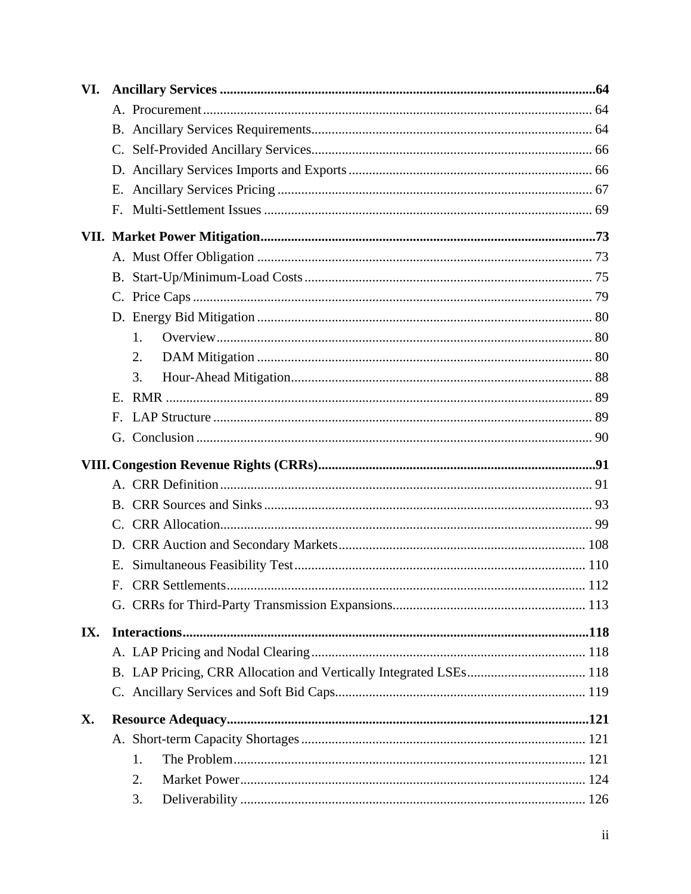**VI. Ancillary Services** .......... **64**

- A. Procurement .......... 64
- B. Ancillary Services Requirements .......... 64
- C. Self-Provided Ancillary Services .......... 66
- D. Ancillary Services Imports and Exports .......... 66
- E. Ancillary Services Pricing .......... 67
- F. Multi-Settlement Issues .......... 69

**VII. Market Power Mitigation** .......... **73**

- A. Must Offer Obligation .......... 73
- B. Start-Up/Minimum-Load Costs .......... 75
- C. Price Caps .......... 79
- D. Energy Bid Mitigation .......... 80
  1. Overview .......... 80
  2. DAM Mitigation .......... 80
  3. Hour-Ahead Mitigation .......... 88
- E. RMR .......... 89
- F. LAP Structure .......... 89
- G. Conclusion .......... 90

**VIII. Congestion Revenue Rights (CRRs)** .......... **91**

- A. CRR Definition .......... 91
- B. CRR Sources and Sinks .......... 93
- C. CRR Allocation .......... 99
- D. CRR Auction and Secondary Markets .......... 108
- E. Simultaneous Feasibility Test .......... 110
- F. CRR Settlements .......... 112
- G. CRRs for Third-Party Transmission Expansions .......... 113

**IX. Interactions** .......... **118**

- A. LAP Pricing and Nodal Clearing .......... 118
- B. LAP Pricing, CRR Allocation and Vertically Integrated LSEs .......... 118
- C. Ancillary Services and Soft Bid Caps .......... 119

**X. Resource Adequacy** .......... **121**

- A. Short-term Capacity Shortages .......... 121
  1. The Problem .......... 121
  2. Market Power .......... 124
  3. Deliverability .......... 126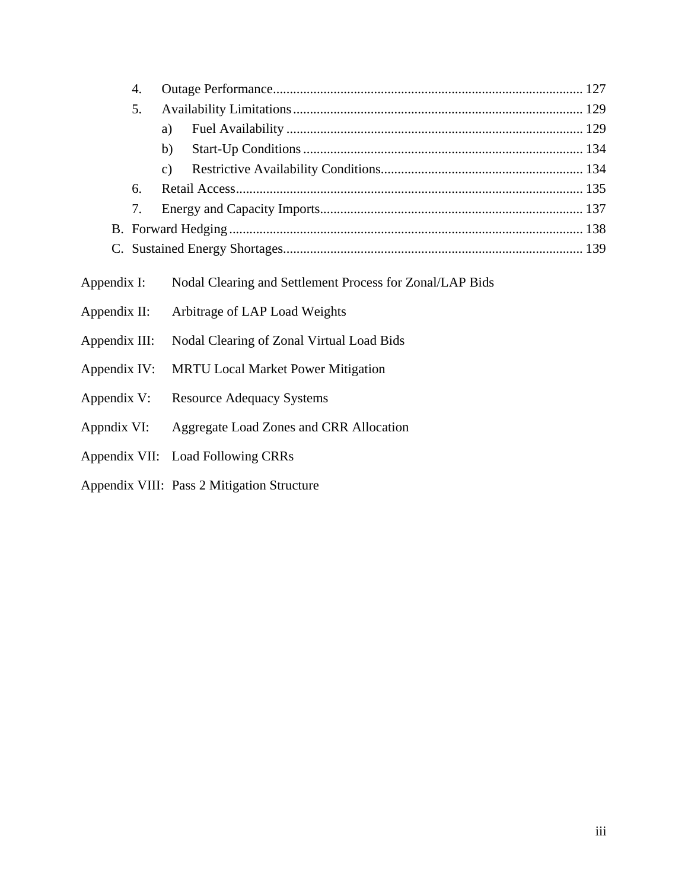4. Outage Performance ........................................................................................... 127
5. Availability Limitations ..................................................................................... 129
   a) Fuel Availability ....................................................................................... 129
   b) Start-Up Conditions .................................................................................. 134
   c) Restrictive Availability Conditions ............................................................ 134
6. Retail Access ...................................................................................................... 135
7. Energy and Capacity Imports ............................................................................. 137

B. Forward Hedging ......................................................................................................... 138

C. Sustained Energy Shortages ........................................................................................ 139

Appendix I: Nodal Clearing and Settlement Process for Zonal/LAP Bids

Appendix II: Arbitrage of LAP Load Weights

Appendix III: Nodal Clearing of Zonal Virtual Load Bids

Appendix IV: MRTU Local Market Power Mitigation

Appendix V: Resource Adequacy Systems

Appndix VI: Aggregate Load Zones and CRR Allocation

Appendix VII: Load Following CRRs

Appendix VIII: Pass 2 Mitigation Structure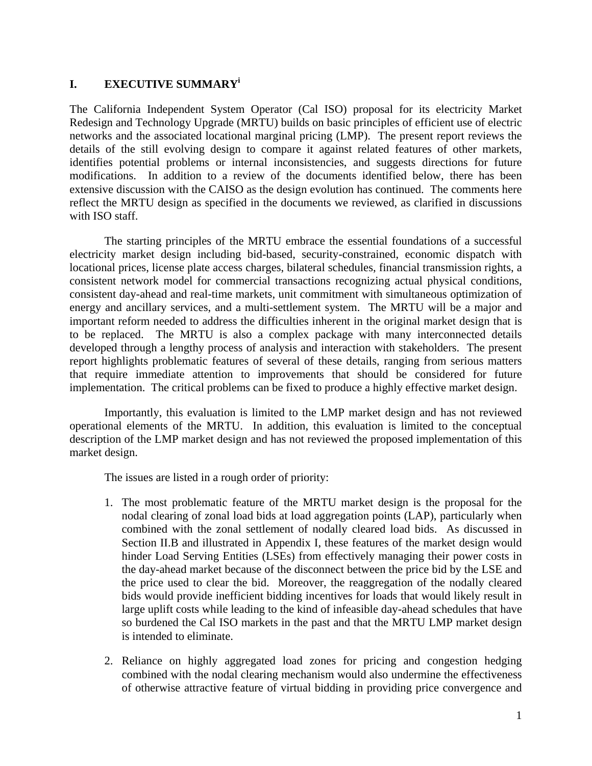## I. EXECUTIVE SUMMARY[i]

The California Independent System Operator (Cal ISO) proposal for its electricity Market Redesign and Technology Upgrade (MRTU) builds on basic principles of efficient use of electric networks and the associated locational marginal pricing (LMP). The present report reviews the details of the still evolving design to compare it against related features of other markets, identifies potential problems or internal inconsistencies, and suggests directions for future modifications. In addition to a review of the documents identified below, there has been extensive discussion with the CAISO as the design evolution has continued. The comments here reflect the MRTU design as specified in the documents we reviewed, as clarified in discussions with ISO staff.

The starting principles of the MRTU embrace the essential foundations of a successful electricity market design including bid-based, security-constrained, economic dispatch with locational prices, license plate access charges, bilateral schedules, financial transmission rights, a consistent network model for commercial transactions recognizing actual physical conditions, consistent day-ahead and real-time markets, unit commitment with simultaneous optimization of energy and ancillary services, and a multi-settlement system. The MRTU will be a major and important reform needed to address the difficulties inherent in the original market design that is to be replaced. The MRTU is also a complex package with many interconnected details developed through a lengthy process of analysis and interaction with stakeholders. The present report highlights problematic features of several of these details, ranging from serious matters that require immediate attention to improvements that should be considered for future implementation. The critical problems can be fixed to produce a highly effective market design.

Importantly, this evaluation is limited to the LMP market design and has not reviewed operational elements of the MRTU. In addition, this evaluation is limited to the conceptual description of the LMP market design and has not reviewed the proposed implementation of this market design.

The issues are listed in a rough order of priority:

1. The most problematic feature of the MRTU market design is the proposal for the nodal clearing of zonal load bids at load aggregation points (LAP), particularly when combined with the zonal settlement of nodally cleared load bids. As discussed in Section II.B and illustrated in Appendix I, these features of the market design would hinder Load Serving Entities (LSEs) from effectively managing their power costs in the day-ahead market because of the disconnect between the price bid by the LSE and the price used to clear the bid. Moreover, the reaggregation of the nodally cleared bids would provide inefficient bidding incentives for loads that would likely result in large uplift costs while leading to the kind of infeasible day-ahead schedules that have so burdened the Cal ISO markets in the past and that the MRTU LMP market design is intended to eliminate.

2. Reliance on highly aggregated load zones for pricing and congestion hedging combined with the nodal clearing mechanism would also undermine the effectiveness of otherwise attractive feature of virtual bidding in providing price convergence and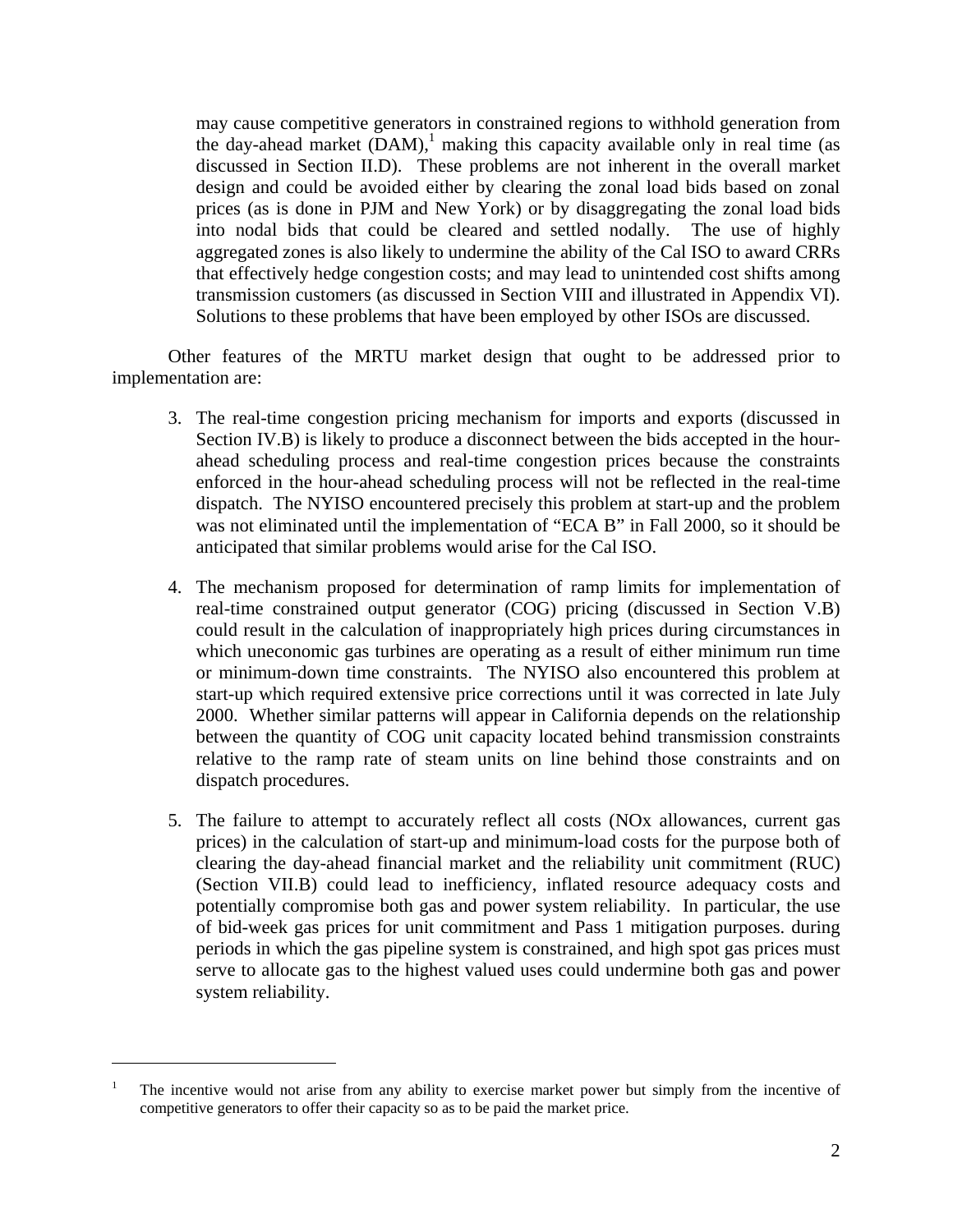may cause competitive generators in constrained regions to withhold generation from the day-ahead market (DAM),[1] making this capacity available only in real time (as discussed in Section II.D). These problems are not inherent in the overall market design and could be avoided either by clearing the zonal load bids based on zonal prices (as is done in PJM and New York) or by disaggregating the zonal load bids into nodal bids that could be cleared and settled nodally. The use of highly aggregated zones is also likely to undermine the ability of the Cal ISO to award CRRs that effectively hedge congestion costs; and may lead to unintended cost shifts among transmission customers (as discussed in Section VIII and illustrated in Appendix VI). Solutions to these problems that have been employed by other ISOs are discussed.

Other features of the MRTU market design that ought to be addressed prior to implementation are:

3. The real-time congestion pricing mechanism for imports and exports (discussed in Section IV.B) is likely to produce a disconnect between the bids accepted in the hour-ahead scheduling process and real-time congestion prices because the constraints enforced in the hour-ahead scheduling process will not be reflected in the real-time dispatch. The NYISO encountered precisely this problem at start-up and the problem was not eliminated until the implementation of "ECA B" in Fall 2000, so it should be anticipated that similar problems would arise for the Cal ISO.

4. The mechanism proposed for determination of ramp limits for implementation of real-time constrained output generator (COG) pricing (discussed in Section V.B) could result in the calculation of inappropriately high prices during circumstances in which uneconomic gas turbines are operating as a result of either minimum run time or minimum-down time constraints. The NYISO also encountered this problem at start-up which required extensive price corrections until it was corrected in late July 2000. Whether similar patterns will appear in California depends on the relationship between the quantity of COG unit capacity located behind transmission constraints relative to the ramp rate of steam units on line behind those constraints and on dispatch procedures.

5. The failure to attempt to accurately reflect all costs (NOx allowances, current gas prices) in the calculation of start-up and minimum-load costs for the purpose both of clearing the day-ahead financial market and the reliability unit commitment (RUC) (Section VII.B) could lead to inefficiency, inflated resource adequacy costs and potentially compromise both gas and power system reliability. In particular, the use of bid-week gas prices for unit commitment and Pass 1 mitigation purposes. during periods in which the gas pipeline system is constrained, and high spot gas prices must serve to allocate gas to the highest valued uses could undermine both gas and power system reliability.

---

[1] The incentive would not arise from any ability to exercise market power but simply from the incentive of competitive generators to offer their capacity so as to be paid the market price.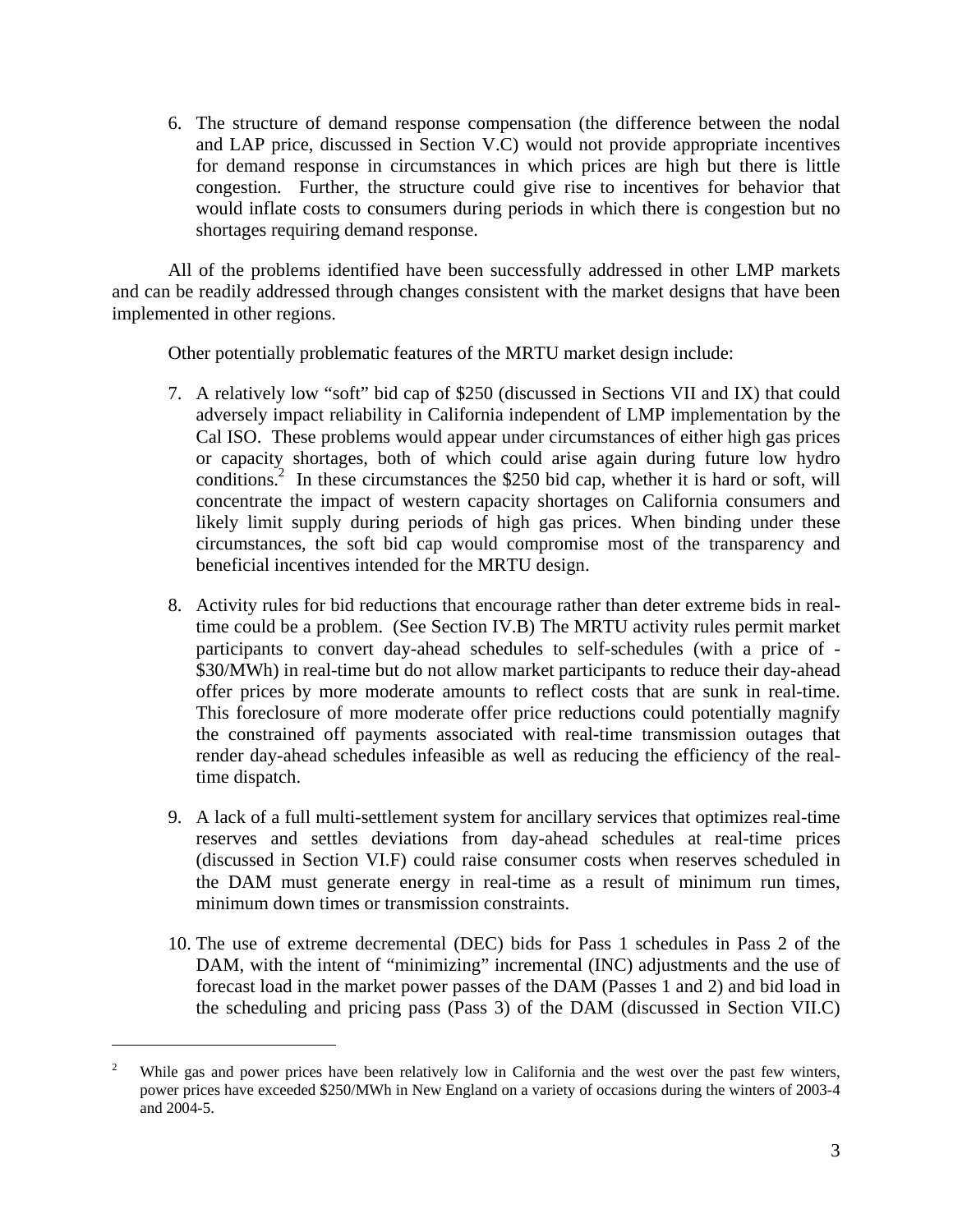6. The structure of demand response compensation (the difference between the nodal and LAP price, discussed in Section V.C) would not provide appropriate incentives for demand response in circumstances in which prices are high but there is little congestion. Further, the structure could give rise to incentives for behavior that would inflate costs to consumers during periods in which there is congestion but no shortages requiring demand response.

All of the problems identified have been successfully addressed in other LMP markets and can be readily addressed through changes consistent with the market designs that have been implemented in other regions.

Other potentially problematic features of the MRTU market design include:

7. A relatively low "soft" bid cap of $250 (discussed in Sections VII and IX) that could adversely impact reliability in California independent of LMP implementation by the Cal ISO. These problems would appear under circumstances of either high gas prices or capacity shortages, both of which could arise again during future low hydro conditions.[2] In these circumstances the $250 bid cap, whether it is hard or soft, will concentrate the impact of western capacity shortages on California consumers and likely limit supply during periods of high gas prices. When binding under these circumstances, the soft bid cap would compromise most of the transparency and beneficial incentives intended for the MRTU design.

8. Activity rules for bid reductions that encourage rather than deter extreme bids in real-time could be a problem. (See Section IV.B) The MRTU activity rules permit market participants to convert day-ahead schedules to self-schedules (with a price of -$30/MWh) in real-time but do not allow market participants to reduce their day-ahead offer prices by more moderate amounts to reflect costs that are sunk in real-time. This foreclosure of more moderate offer price reductions could potentially magnify the constrained off payments associated with real-time transmission outages that render day-ahead schedules infeasible as well as reducing the efficiency of the real-time dispatch.

9. A lack of a full multi-settlement system for ancillary services that optimizes real-time reserves and settles deviations from day-ahead schedules at real-time prices (discussed in Section VI.F) could raise consumer costs when reserves scheduled in the DAM must generate energy in real-time as a result of minimum run times, minimum down times or transmission constraints.

10. The use of extreme decremental (DEC) bids for Pass 1 schedules in Pass 2 of the DAM, with the intent of "minimizing" incremental (INC) adjustments and the use of forecast load in the market power passes of the DAM (Passes 1 and 2) and bid load in the scheduling and pricing pass (Pass 3) of the DAM (discussed in Section VII.C)

[2] While gas and power prices have been relatively low in California and the west over the past few winters, power prices have exceeded $250/MWh in New England on a variety of occasions during the winters of 2003-4 and 2004-5.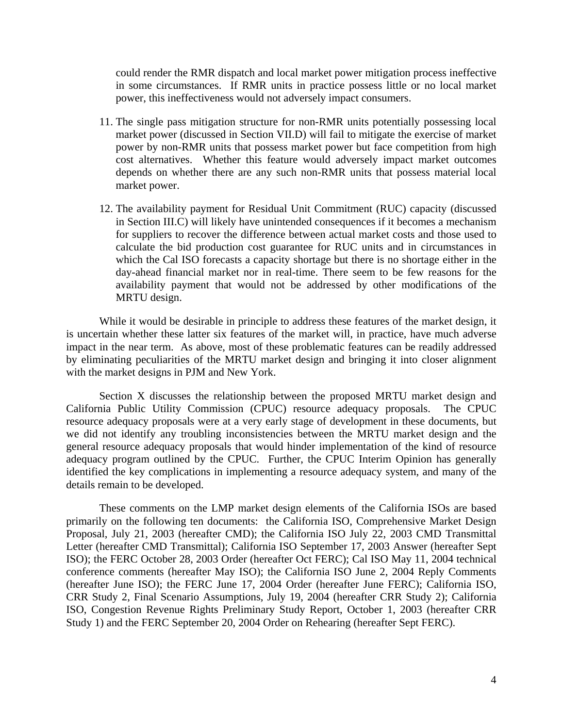could render the RMR dispatch and local market power mitigation process ineffective in some circumstances. If RMR units in practice possess little or no local market power, this ineffectiveness would not adversely impact consumers.

11. The single pass mitigation structure for non-RMR units potentially possessing local market power (discussed in Section VII.D) will fail to mitigate the exercise of market power by non-RMR units that possess market power but face competition from high cost alternatives. Whether this feature would adversely impact market outcomes depends on whether there are any such non-RMR units that possess material local market power.

12. The availability payment for Residual Unit Commitment (RUC) capacity (discussed in Section III.C) will likely have unintended consequences if it becomes a mechanism for suppliers to recover the difference between actual market costs and those used to calculate the bid production cost guarantee for RUC units and in circumstances in which the Cal ISO forecasts a capacity shortage but there is no shortage either in the day-ahead financial market nor in real-time. There seem to be few reasons for the availability payment that would not be addressed by other modifications of the MRTU design.

While it would be desirable in principle to address these features of the market design, it is uncertain whether these latter six features of the market will, in practice, have much adverse impact in the near term. As above, most of these problematic features can be readily addressed by eliminating peculiarities of the MRTU market design and bringing it into closer alignment with the market designs in PJM and New York.

Section X discusses the relationship between the proposed MRTU market design and California Public Utility Commission (CPUC) resource adequacy proposals. The CPUC resource adequacy proposals were at a very early stage of development in these documents, but we did not identify any troubling inconsistencies between the MRTU market design and the general resource adequacy proposals that would hinder implementation of the kind of resource adequacy program outlined by the CPUC. Further, the CPUC Interim Opinion has generally identified the key complications in implementing a resource adequacy system, and many of the details remain to be developed.

These comments on the LMP market design elements of the California ISOs are based primarily on the following ten documents: the California ISO, Comprehensive Market Design Proposal, July 21, 2003 (hereafter CMD); the California ISO July 22, 2003 CMD Transmittal Letter (hereafter CMD Transmittal); California ISO September 17, 2003 Answer (hereafter Sept ISO); the FERC October 28, 2003 Order (hereafter Oct FERC); Cal ISO May 11, 2004 technical conference comments (hereafter May ISO); the California ISO June 2, 2004 Reply Comments (hereafter June ISO); the FERC June 17, 2004 Order (hereafter June FERC); California ISO, CRR Study 2, Final Scenario Assumptions, July 19, 2004 (hereafter CRR Study 2); California ISO, Congestion Revenue Rights Preliminary Study Report, October 1, 2003 (hereafter CRR Study 1) and the FERC September 20, 2004 Order on Rehearing (hereafter Sept FERC).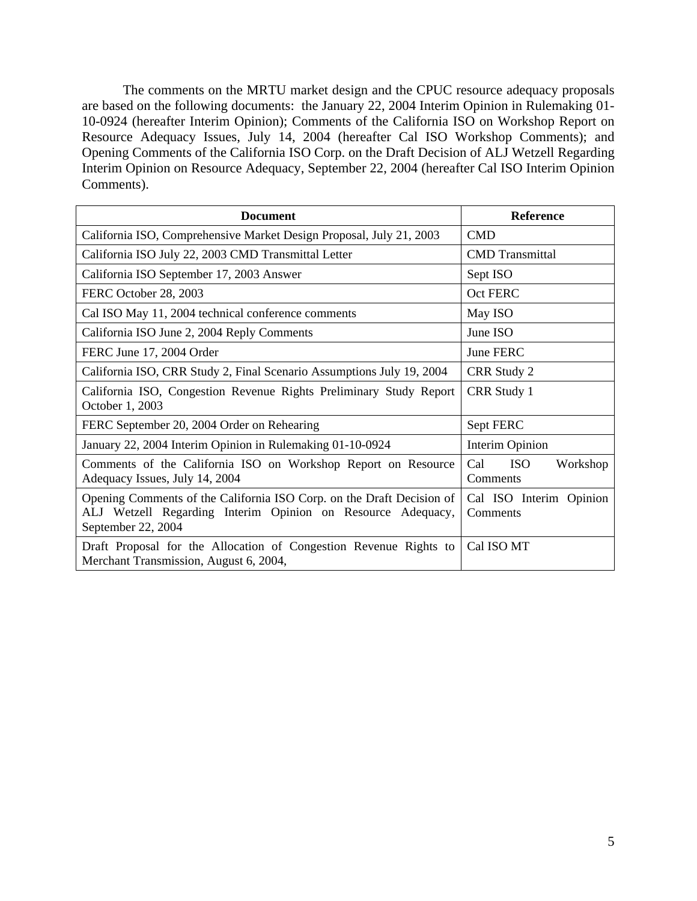The comments on the MRTU market design and the CPUC resource adequacy proposals are based on the following documents: the January 22, 2004 Interim Opinion in Rulemaking 01-10-0924 (hereafter Interim Opinion); Comments of the California ISO on Workshop Report on Resource Adequacy Issues, July 14, 2004 (hereafter Cal ISO Workshop Comments); and Opening Comments of the California ISO Corp. on the Draft Decision of ALJ Wetzell Regarding Interim Opinion on Resource Adequacy, September 22, 2004 (hereafter Cal ISO Interim Opinion Comments).

| Document | Reference |
| --- | --- |
| California ISO, Comprehensive Market Design Proposal, July 21, 2003 | CMD |
| California ISO July 22, 2003 CMD Transmittal Letter | CMD Transmittal |
| California ISO September 17, 2003 Answer | Sept ISO |
| FERC October 28, 2003 | Oct FERC |
| Cal ISO May 11, 2004 technical conference comments | May ISO |
| California ISO June 2, 2004 Reply Comments | June ISO |
| FERC June 17, 2004 Order | June FERC |
| California ISO, CRR Study 2, Final Scenario Assumptions July 19, 2004 | CRR Study 2 |
| California ISO, Congestion Revenue Rights Preliminary Study Report October 1, 2003 | CRR Study 1 |
| FERC September 20, 2004 Order on Rehearing | Sept FERC |
| January 22, 2004 Interim Opinion in Rulemaking 01-10-0924 | Interim Opinion |
| Comments of the California ISO on Workshop Report on Resource Adequacy Issues, July 14, 2004 | Cal ISO Workshop Comments |
| Opening Comments of the California ISO Corp. on the Draft Decision of ALJ Wetzell Regarding Interim Opinion on Resource Adequacy, September 22, 2004 | Cal ISO Interim Opinion Comments |
| Draft Proposal for the Allocation of Congestion Revenue Rights to Merchant Transmission, August 6, 2004, | Cal ISO MT |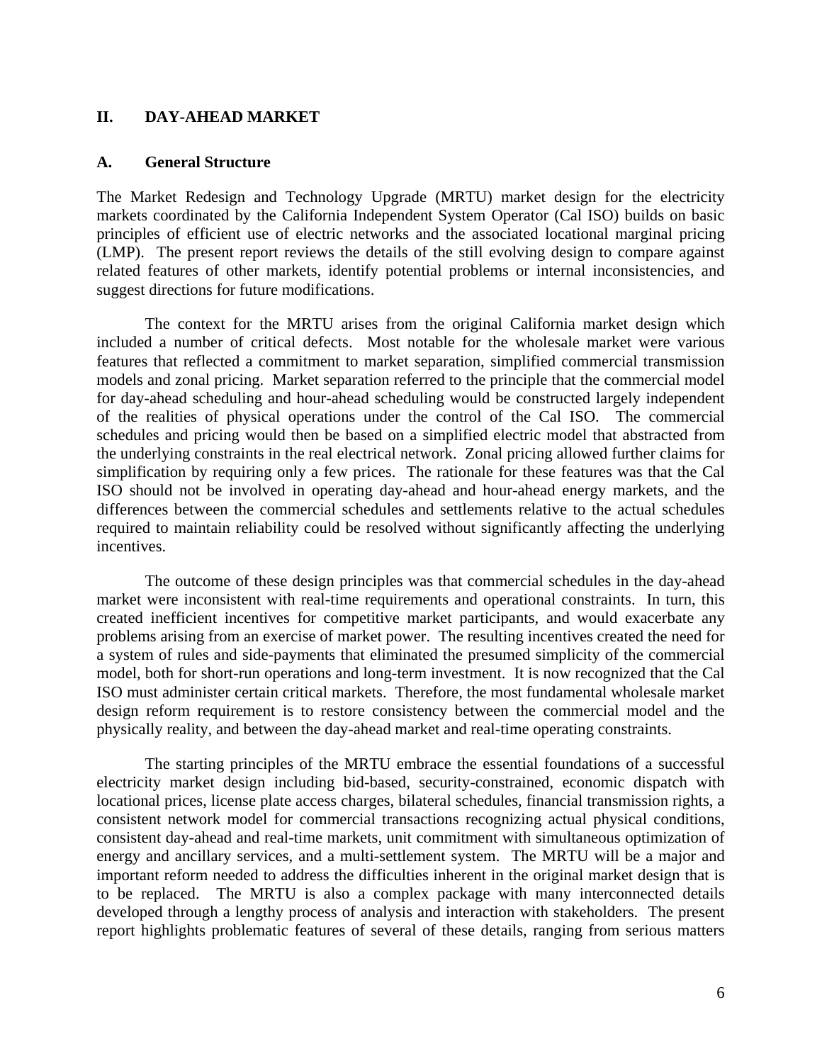## II. DAY-AHEAD MARKET

### A. General Structure

The Market Redesign and Technology Upgrade (MRTU) market design for the electricity markets coordinated by the California Independent System Operator (Cal ISO) builds on basic principles of efficient use of electric networks and the associated locational marginal pricing (LMP). The present report reviews the details of the still evolving design to compare against related features of other markets, identify potential problems or internal inconsistencies, and suggest directions for future modifications.

The context for the MRTU arises from the original California market design which included a number of critical defects. Most notable for the wholesale market were various features that reflected a commitment to market separation, simplified commercial transmission models and zonal pricing. Market separation referred to the principle that the commercial model for day-ahead scheduling and hour-ahead scheduling would be constructed largely independent of the realities of physical operations under the control of the Cal ISO. The commercial schedules and pricing would then be based on a simplified electric model that abstracted from the underlying constraints in the real electrical network. Zonal pricing allowed further claims for simplification by requiring only a few prices. The rationale for these features was that the Cal ISO should not be involved in operating day-ahead and hour-ahead energy markets, and the differences between the commercial schedules and settlements relative to the actual schedules required to maintain reliability could be resolved without significantly affecting the underlying incentives.

The outcome of these design principles was that commercial schedules in the day-ahead market were inconsistent with real-time requirements and operational constraints. In turn, this created inefficient incentives for competitive market participants, and would exacerbate any problems arising from an exercise of market power. The resulting incentives created the need for a system of rules and side-payments that eliminated the presumed simplicity of the commercial model, both for short-run operations and long-term investment. It is now recognized that the Cal ISO must administer certain critical markets. Therefore, the most fundamental wholesale market design reform requirement is to restore consistency between the commercial model and the physically reality, and between the day-ahead market and real-time operating constraints.

The starting principles of the MRTU embrace the essential foundations of a successful electricity market design including bid-based, security-constrained, economic dispatch with locational prices, license plate access charges, bilateral schedules, financial transmission rights, a consistent network model for commercial transactions recognizing actual physical conditions, consistent day-ahead and real-time markets, unit commitment with simultaneous optimization of energy and ancillary services, and a multi-settlement system. The MRTU will be a major and important reform needed to address the difficulties inherent in the original market design that is to be replaced. The MRTU is also a complex package with many interconnected details developed through a lengthy process of analysis and interaction with stakeholders. The present report highlights problematic features of several of these details, ranging from serious matters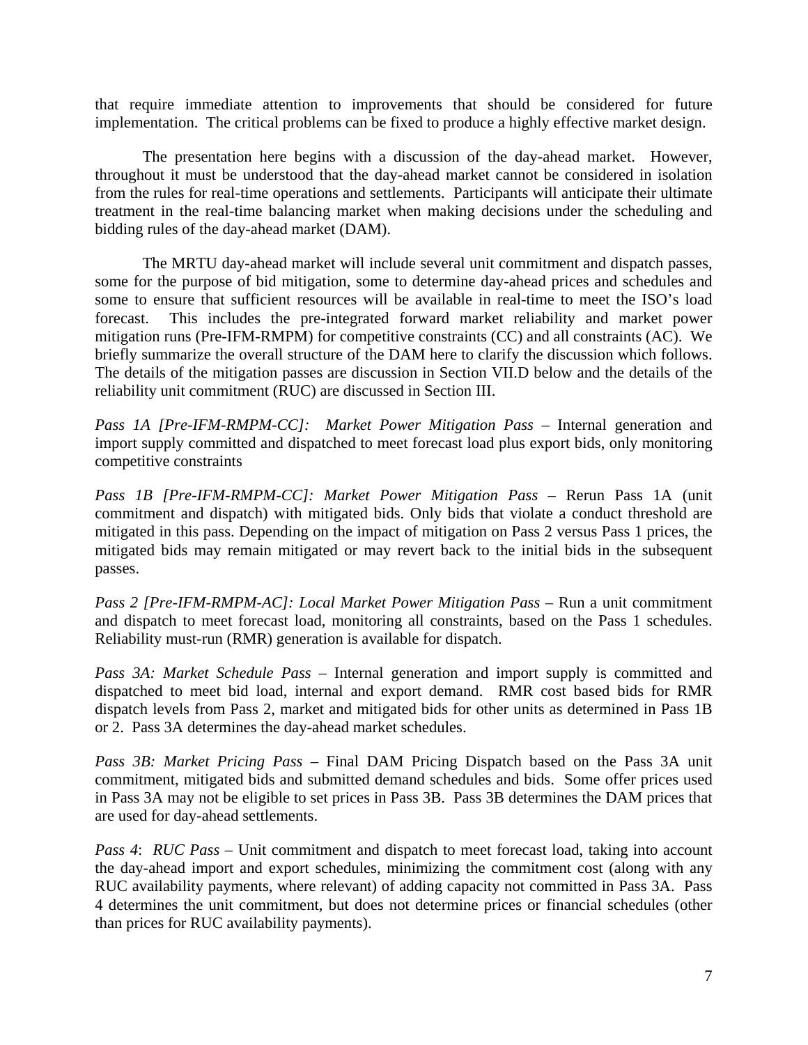that require immediate attention to improvements that should be considered for future implementation. The critical problems can be fixed to produce a highly effective market design.

The presentation here begins with a discussion of the day-ahead market. However, throughout it must be understood that the day-ahead market cannot be considered in isolation from the rules for real-time operations and settlements. Participants will anticipate their ultimate treatment in the real-time balancing market when making decisions under the scheduling and bidding rules of the day-ahead market (DAM).

The MRTU day-ahead market will include several unit commitment and dispatch passes, some for the purpose of bid mitigation, some to determine day-ahead prices and schedules and some to ensure that sufficient resources will be available in real-time to meet the ISO's load forecast. This includes the pre-integrated forward market reliability and market power mitigation runs (Pre-IFM-RMPM) for competitive constraints (CC) and all constraints (AC). We briefly summarize the overall structure of the DAM here to clarify the discussion which follows. The details of the mitigation passes are discussion in Section VII.D below and the details of the reliability unit commitment (RUC) are discussed in Section III.

*Pass 1A [Pre-IFM-RMPM-CC]: Market Power Mitigation Pass* – Internal generation and import supply committed and dispatched to meet forecast load plus export bids, only monitoring competitive constraints

*Pass 1B [Pre-IFM-RMPM-CC]: Market Power Mitigation Pass* – Rerun Pass 1A (unit commitment and dispatch) with mitigated bids. Only bids that violate a conduct threshold are mitigated in this pass. Depending on the impact of mitigation on Pass 2 versus Pass 1 prices, the mitigated bids may remain mitigated or may revert back to the initial bids in the subsequent passes.

*Pass 2 [Pre-IFM-RMPM-AC]: Local Market Power Mitigation Pass* – Run a unit commitment and dispatch to meet forecast load, monitoring all constraints, based on the Pass 1 schedules. Reliability must-run (RMR) generation is available for dispatch.

*Pass 3A: Market Schedule Pass* – Internal generation and import supply is committed and dispatched to meet bid load, internal and export demand. RMR cost based bids for RMR dispatch levels from Pass 2, market and mitigated bids for other units as determined in Pass 1B or 2. Pass 3A determines the day-ahead market schedules.

*Pass 3B: Market Pricing Pass* – Final DAM Pricing Dispatch based on the Pass 3A unit commitment, mitigated bids and submitted demand schedules and bids. Some offer prices used in Pass 3A may not be eligible to set prices in Pass 3B. Pass 3B determines the DAM prices that are used for day-ahead settlements.

*Pass 4*: *RUC Pass* – Unit commitment and dispatch to meet forecast load, taking into account the day-ahead import and export schedules, minimizing the commitment cost (along with any RUC availability payments, where relevant) of adding capacity not committed in Pass 3A. Pass 4 determines the unit commitment, but does not determine prices or financial schedules (other than prices for RUC availability payments).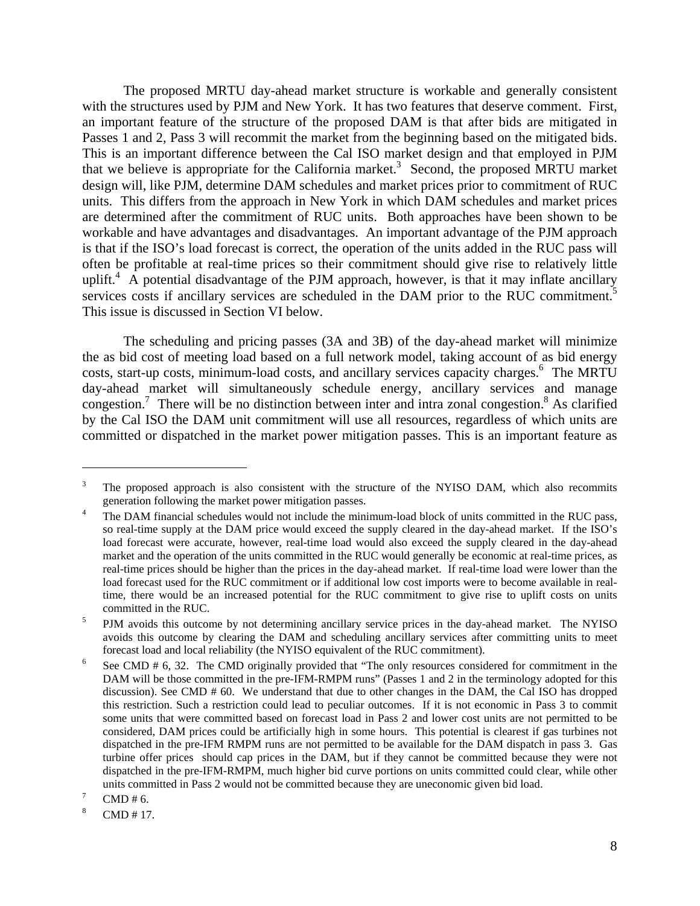The proposed MRTU day-ahead market structure is workable and generally consistent with the structures used by PJM and New York. It has two features that deserve comment. First, an important feature of the structure of the proposed DAM is that after bids are mitigated in Passes 1 and 2, Pass 3 will recommit the market from the beginning based on the mitigated bids. This is an important difference between the Cal ISO market design and that employed in PJM that we believe is appropriate for the California market.[3] Second, the proposed MRTU market design will, like PJM, determine DAM schedules and market prices prior to commitment of RUC units. This differs from the approach in New York in which DAM schedules and market prices are determined after the commitment of RUC units. Both approaches have been shown to be workable and have advantages and disadvantages. An important advantage of the PJM approach is that if the ISO's load forecast is correct, the operation of the units added in the RUC pass will often be profitable at real-time prices so their commitment should give rise to relatively little uplift.[4] A potential disadvantage of the PJM approach, however, is that it may inflate ancillary services costs if ancillary services are scheduled in the DAM prior to the RUC commitment.[5] This issue is discussed in Section VI below.

The scheduling and pricing passes (3A and 3B) of the day-ahead market will minimize the as bid cost of meeting load based on a full network model, taking account of as bid energy costs, start-up costs, minimum-load costs, and ancillary services capacity charges.[6] The MRTU day-ahead market will simultaneously schedule energy, ancillary services and manage congestion.[7] There will be no distinction between inter and intra zonal congestion.[8] As clarified by the Cal ISO the DAM unit commitment will use all resources, regardless of which units are committed or dispatched in the market power mitigation passes. This is an important feature as

---

[3] The proposed approach is also consistent with the structure of the NYISO DAM, which also recommits generation following the market power mitigation passes.

[4] The DAM financial schedules would not include the minimum-load block of units committed in the RUC pass, so real-time supply at the DAM price would exceed the supply cleared in the day-ahead market. If the ISO's load forecast were accurate, however, real-time load would also exceed the supply cleared in the day-ahead market and the operation of the units committed in the RUC would generally be economic at real-time prices, as real-time prices should be higher than the prices in the day-ahead market. If real-time load were lower than the load forecast used for the RUC commitment or if additional low cost imports were to become available in real-time, there would be an increased potential for the RUC commitment to give rise to uplift costs on units committed in the RUC.

[5] PJM avoids this outcome by not determining ancillary service prices in the day-ahead market. The NYISO avoids this outcome by clearing the DAM and scheduling ancillary services after committing units to meet forecast load and local reliability (the NYISO equivalent of the RUC commitment).

[6] See CMD # 6, 32. The CMD originally provided that "The only resources considered for commitment in the DAM will be those committed in the pre-IFM-RMPM runs" (Passes 1 and 2 in the terminology adopted for this discussion). See CMD # 60. We understand that due to other changes in the DAM, the Cal ISO has dropped this restriction. Such a restriction could lead to peculiar outcomes. If it is not economic in Pass 3 to commit some units that were committed based on forecast load in Pass 2 and lower cost units are not permitted to be considered, DAM prices could be artificially high in some hours. This potential is clearest if gas turbines not dispatched in the pre-IFM RMPM runs are not permitted to be available for the DAM dispatch in pass 3. Gas turbine offer prices should cap prices in the DAM, but if they cannot be committed because they were not dispatched in the pre-IFM-RMPM, much higher bid curve portions on units committed could clear, while other units committed in Pass 2 would not be committed because they are uneconomic given bid load.

[7] CMD # 6.

[8] CMD # 17.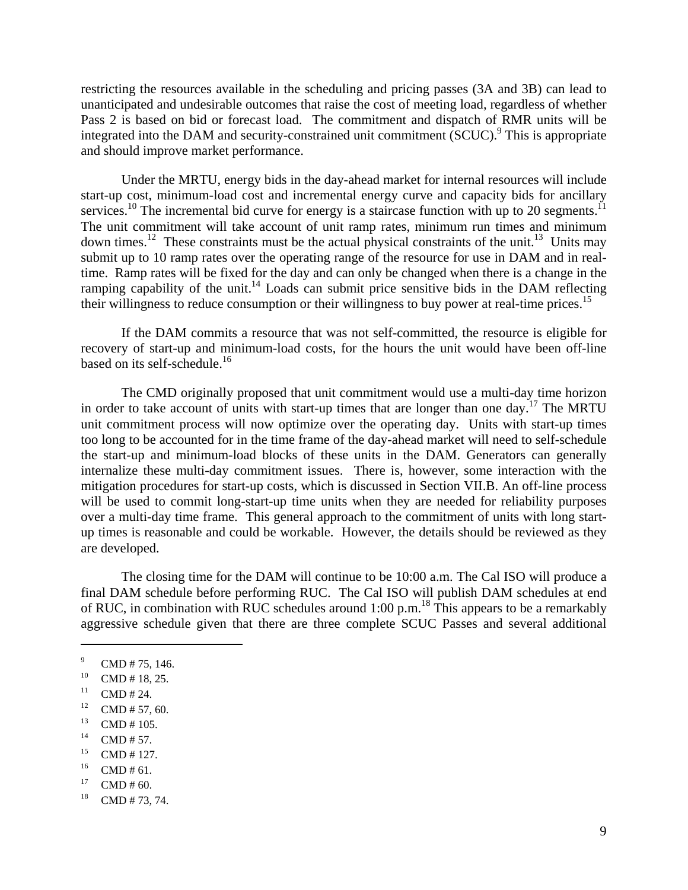restricting the resources available in the scheduling and pricing passes (3A and 3B) can lead to unanticipated and undesirable outcomes that raise the cost of meeting load, regardless of whether Pass 2 is based on bid or forecast load. The commitment and dispatch of RMR units will be integrated into the DAM and security-constrained unit commitment (SCUC).[9] This is appropriate and should improve market performance.

Under the MRTU, energy bids in the day-ahead market for internal resources will include start-up cost, minimum-load cost and incremental energy curve and capacity bids for ancillary services.[10] The incremental bid curve for energy is a staircase function with up to 20 segments.[11] The unit commitment will take account of unit ramp rates, minimum run times and minimum down times.[12] These constraints must be the actual physical constraints of the unit.[13] Units may submit up to 10 ramp rates over the operating range of the resource for use in DAM and in real-time. Ramp rates will be fixed for the day and can only be changed when there is a change in the ramping capability of the unit.[14] Loads can submit price sensitive bids in the DAM reflecting their willingness to reduce consumption or their willingness to buy power at real-time prices.[15]

If the DAM commits a resource that was not self-committed, the resource is eligible for recovery of start-up and minimum-load costs, for the hours the unit would have been off-line based on its self-schedule.[16]

The CMD originally proposed that unit commitment would use a multi-day time horizon in order to take account of units with start-up times that are longer than one day.[17] The MRTU unit commitment process will now optimize over the operating day. Units with start-up times too long to be accounted for in the time frame of the day-ahead market will need to self-schedule the start-up and minimum-load blocks of these units in the DAM. Generators can generally internalize these multi-day commitment issues. There is, however, some interaction with the mitigation procedures for start-up costs, which is discussed in Section VII.B. An off-line process will be used to commit long-start-up time units when they are needed for reliability purposes over a multi-day time frame. This general approach to the commitment of units with long start-up times is reasonable and could be workable. However, the details should be reviewed as they are developed.

The closing time for the DAM will continue to be 10:00 a.m. The Cal ISO will produce a final DAM schedule before performing RUC. The Cal ISO will publish DAM schedules at end of RUC, in combination with RUC schedules around 1:00 p.m.[18] This appears to be a remarkably aggressive schedule given that there are three complete SCUC Passes and several additional

---

[9] CMD # 75, 146.

[10] CMD # 18, 25.

[11] CMD # 24.

[12] CMD # 57, 60.

[13] CMD # 105.

[14] CMD # 57.

[15] CMD # 127.

[16] CMD # 61.

[17] CMD # 60.

[18] CMD # 73, 74.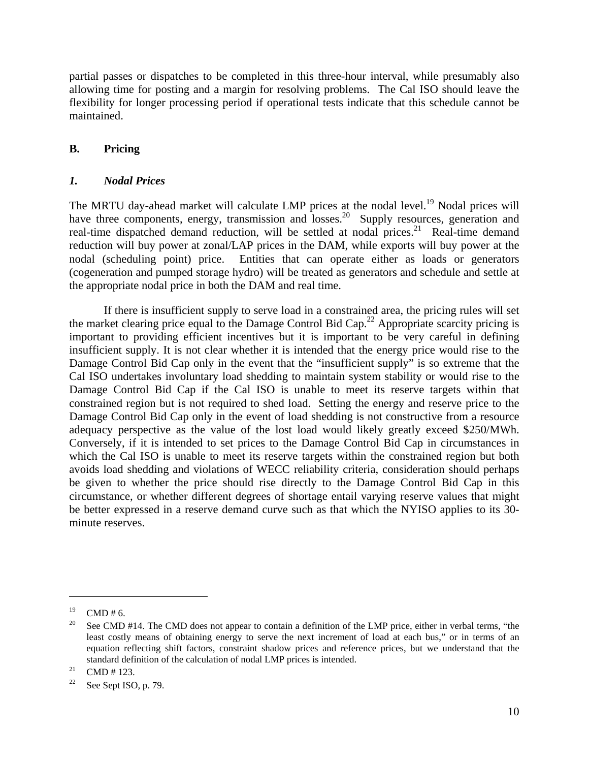partial passes or dispatches to be completed in this three-hour interval, while presumably also allowing time for posting and a margin for resolving problems. The Cal ISO should leave the flexibility for longer processing period if operational tests indicate that this schedule cannot be maintained.

## B. Pricing

### *1. Nodal Prices*

The MRTU day-ahead market will calculate LMP prices at the nodal level.[19] Nodal prices will have three components, energy, transmission and losses.[20] Supply resources, generation and real-time dispatched demand reduction, will be settled at nodal prices.[21] Real-time demand reduction will buy power at zonal/LAP prices in the DAM, while exports will buy power at the nodal (scheduling point) price. Entities that can operate either as loads or generators (cogeneration and pumped storage hydro) will be treated as generators and schedule and settle at the appropriate nodal price in both the DAM and real time.

If there is insufficient supply to serve load in a constrained area, the pricing rules will set the market clearing price equal to the Damage Control Bid Cap.[22] Appropriate scarcity pricing is important to providing efficient incentives but it is important to be very careful in defining insufficient supply. It is not clear whether it is intended that the energy price would rise to the Damage Control Bid Cap only in the event that the "insufficient supply" is so extreme that the Cal ISO undertakes involuntary load shedding to maintain system stability or would rise to the Damage Control Bid Cap if the Cal ISO is unable to meet its reserve targets within that constrained region but is not required to shed load. Setting the energy and reserve price to the Damage Control Bid Cap only in the event of load shedding is not constructive from a resource adequacy perspective as the value of the lost load would likely greatly exceed $250/MWh. Conversely, if it is intended to set prices to the Damage Control Bid Cap in circumstances in which the Cal ISO is unable to meet its reserve targets within the constrained region but both avoids load shedding and violations of WECC reliability criteria, consideration should perhaps be given to whether the price should rise directly to the Damage Control Bid Cap in this circumstance, or whether different degrees of shortage entail varying reserve values that might be better expressed in a reserve demand curve such as that which the NYISO applies to its 30-minute reserves.

---

[19] CMD # 6.

[20] See CMD #14. The CMD does not appear to contain a definition of the LMP price, either in verbal terms, "the least costly means of obtaining energy to serve the next increment of load at each bus," or in terms of an equation reflecting shift factors, constraint shadow prices and reference prices, but we understand that the standard definition of the calculation of nodal LMP prices is intended.

[21] CMD # 123.

[22] See Sept ISO, p. 79.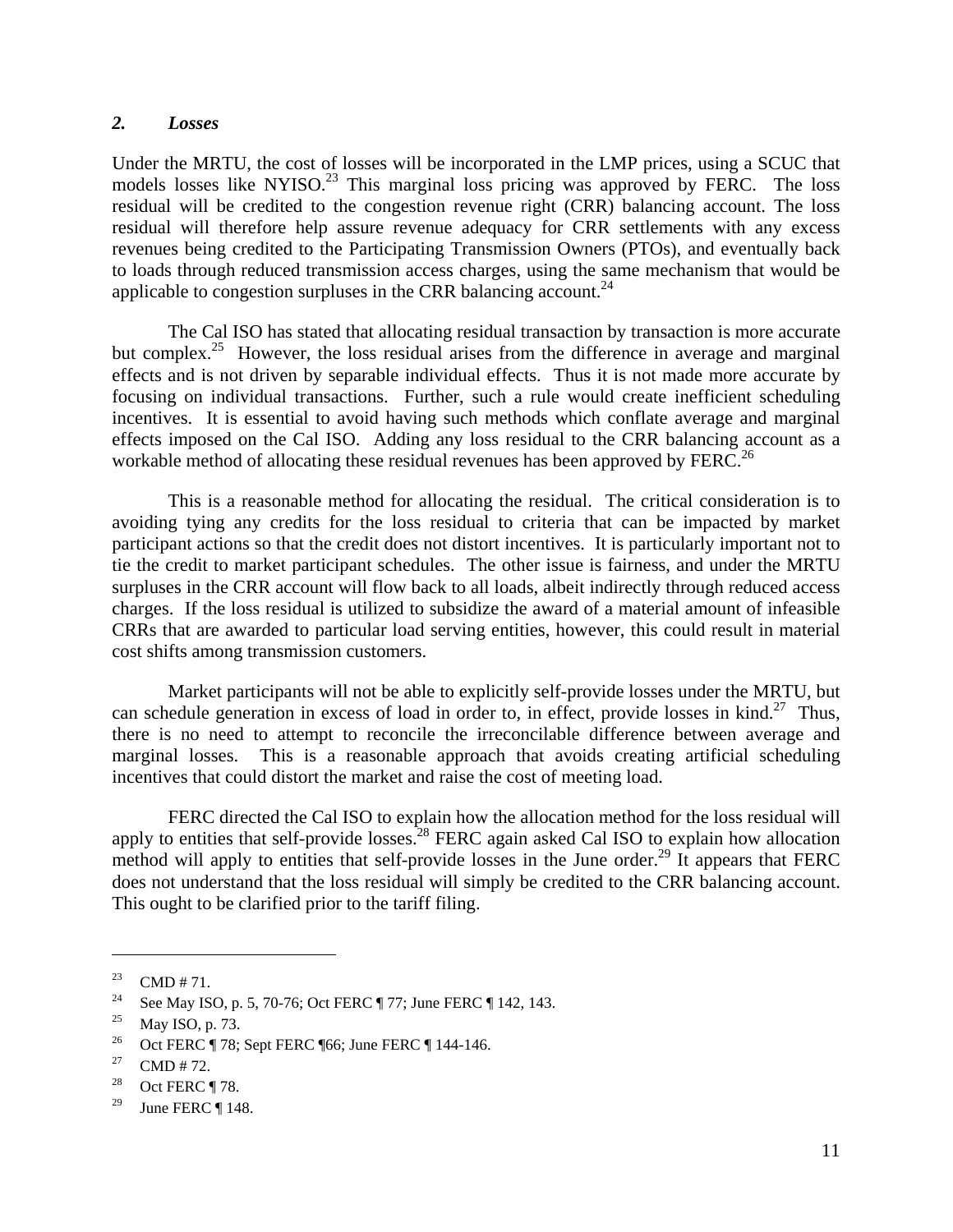### *2. Losses*

Under the MRTU, the cost of losses will be incorporated in the LMP prices, using a SCUC that models losses like NYISO.[23] This marginal loss pricing was approved by FERC. The loss residual will be credited to the congestion revenue right (CRR) balancing account. The loss residual will therefore help assure revenue adequacy for CRR settlements with any excess revenues being credited to the Participating Transmission Owners (PTOs), and eventually back to loads through reduced transmission access charges, using the same mechanism that would be applicable to congestion surpluses in the CRR balancing account.[24]

The Cal ISO has stated that allocating residual transaction by transaction is more accurate but complex.[25] However, the loss residual arises from the difference in average and marginal effects and is not driven by separable individual effects. Thus it is not made more accurate by focusing on individual transactions. Further, such a rule would create inefficient scheduling incentives. It is essential to avoid having such methods which conflate average and marginal effects imposed on the Cal ISO. Adding any loss residual to the CRR balancing account as a workable method of allocating these residual revenues has been approved by FERC.[26]

This is a reasonable method for allocating the residual. The critical consideration is to avoiding tying any credits for the loss residual to criteria that can be impacted by market participant actions so that the credit does not distort incentives. It is particularly important not to tie the credit to market participant schedules. The other issue is fairness, and under the MRTU surpluses in the CRR account will flow back to all loads, albeit indirectly through reduced access charges. If the loss residual is utilized to subsidize the award of a material amount of infeasible CRRs that are awarded to particular load serving entities, however, this could result in material cost shifts among transmission customers.

Market participants will not be able to explicitly self-provide losses under the MRTU, but can schedule generation in excess of load in order to, in effect, provide losses in kind.[27] Thus, there is no need to attempt to reconcile the irreconcilable difference between average and marginal losses. This is a reasonable approach that avoids creating artificial scheduling incentives that could distort the market and raise the cost of meeting load.

FERC directed the Cal ISO to explain how the allocation method for the loss residual will apply to entities that self-provide losses.[28] FERC again asked Cal ISO to explain how allocation method will apply to entities that self-provide losses in the June order.[29] It appears that FERC does not understand that the loss residual will simply be credited to the CRR balancing account. This ought to be clarified prior to the tariff filing.

---

[23] CMD # 71.

[24] See May ISO, p. 5, 70-76; Oct FERC ¶ 77; June FERC ¶ 142, 143.

[25] May ISO, p. 73.

[26] Oct FERC ¶ 78; Sept FERC ¶66; June FERC ¶ 144-146.

[27] CMD # 72.

[28] Oct FERC ¶ 78.

[29] June FERC ¶ 148.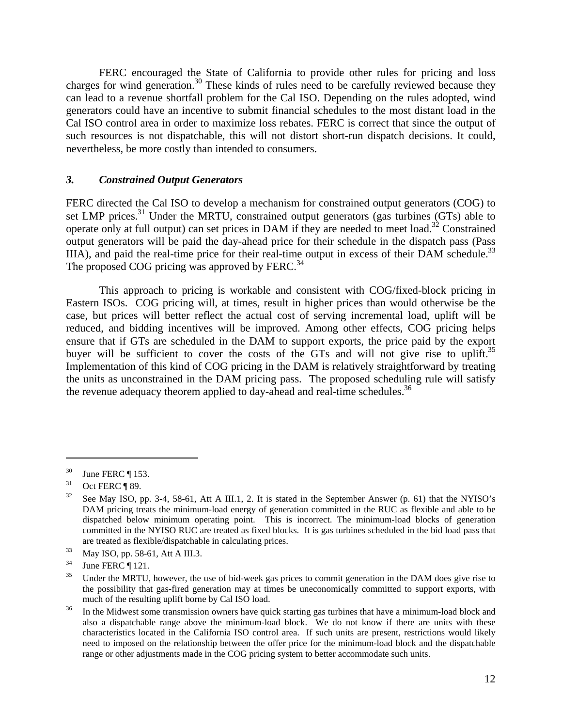FERC encouraged the State of California to provide other rules for pricing and loss charges for wind generation.[30] These kinds of rules need to be carefully reviewed because they can lead to a revenue shortfall problem for the Cal ISO. Depending on the rules adopted, wind generators could have an incentive to submit financial schedules to the most distant load in the Cal ISO control area in order to maximize loss rebates. FERC is correct that since the output of such resources is not dispatchable, this will not distort short-run dispatch decisions. It could, nevertheless, be more costly than intended to consumers.

### *3. Constrained Output Generators*

FERC directed the Cal ISO to develop a mechanism for constrained output generators (COG) to set LMP prices.[31] Under the MRTU, constrained output generators (gas turbines (GTs) able to operate only at full output) can set prices in DAM if they are needed to meet load.[32] Constrained output generators will be paid the day-ahead price for their schedule in the dispatch pass (Pass IIIA), and paid the real-time price for their real-time output in excess of their DAM schedule.[33] The proposed COG pricing was approved by FERC.[34]

This approach to pricing is workable and consistent with COG/fixed-block pricing in Eastern ISOs. COG pricing will, at times, result in higher prices than would otherwise be the case, but prices will better reflect the actual cost of serving incremental load, uplift will be reduced, and bidding incentives will be improved. Among other effects, COG pricing helps ensure that if GTs are scheduled in the DAM to support exports, the price paid by the export buyer will be sufficient to cover the costs of the GTs and will not give rise to uplift.[35] Implementation of this kind of COG pricing in the DAM is relatively straightforward by treating the units as unconstrained in the DAM pricing pass. The proposed scheduling rule will satisfy the revenue adequacy theorem applied to day-ahead and real-time schedules.[36]

---

[30] June FERC ¶ 153.

[31] Oct FERC ¶ 89.

[32] See May ISO, pp. 3-4, 58-61, Att A III.1, 2. It is stated in the September Answer (p. 61) that the NYISO's DAM pricing treats the minimum-load energy of generation committed in the RUC as flexible and able to be dispatched below minimum operating point. This is incorrect. The minimum-load blocks of generation committed in the NYISO RUC are treated as fixed blocks. It is gas turbines scheduled in the bid load pass that are treated as flexible/dispatchable in calculating prices.

[33] May ISO, pp. 58-61, Att A III.3.

[34] June FERC ¶ 121.

[35] Under the MRTU, however, the use of bid-week gas prices to commit generation in the DAM does give rise to the possibility that gas-fired generation may at times be uneconomically committed to support exports, with much of the resulting uplift borne by Cal ISO load.

[36] In the Midwest some transmission owners have quick starting gas turbines that have a minimum-load block and also a dispatchable range above the minimum-load block. We do not know if there are units with these characteristics located in the California ISO control area. If such units are present, restrictions would likely need to imposed on the relationship between the offer price for the minimum-load block and the dispatchable range or other adjustments made in the COG pricing system to better accommodate such units.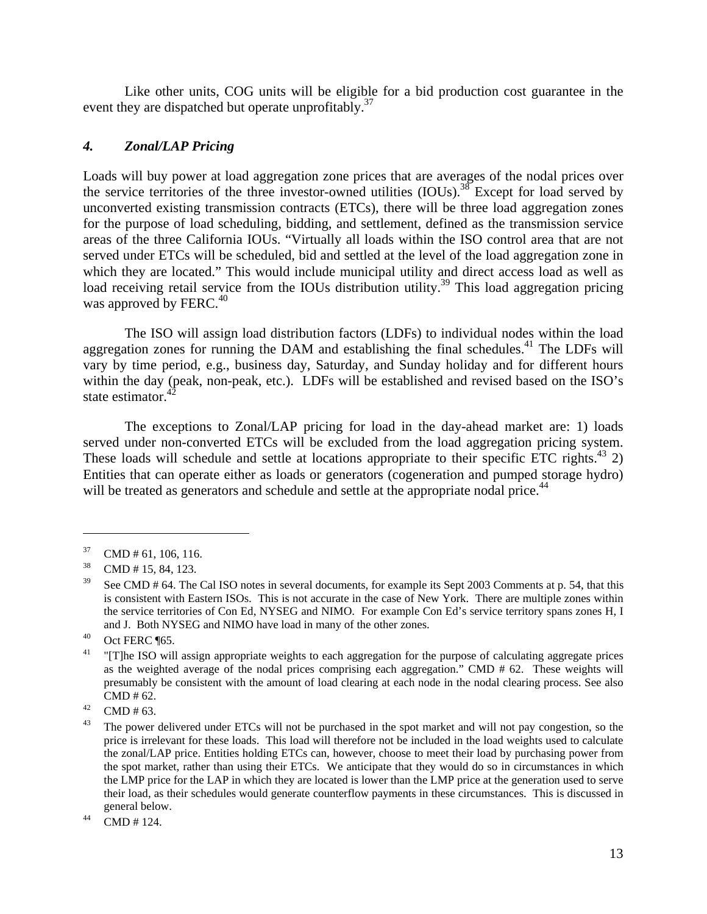Like other units, COG units will be eligible for a bid production cost guarantee in the event they are dispatched but operate unprofitably.[37]

### *4. Zonal/LAP Pricing*

Loads will buy power at load aggregation zone prices that are averages of the nodal prices over the service territories of the three investor-owned utilities (IOUs).[38] Except for load served by unconverted existing transmission contracts (ETCs), there will be three load aggregation zones for the purpose of load scheduling, bidding, and settlement, defined as the transmission service areas of the three California IOUs. "Virtually all loads within the ISO control area that are not served under ETCs will be scheduled, bid and settled at the level of the load aggregation zone in which they are located." This would include municipal utility and direct access load as well as load receiving retail service from the IOUs distribution utility.[39] This load aggregation pricing was approved by FERC.[40]

The ISO will assign load distribution factors (LDFs) to individual nodes within the load aggregation zones for running the DAM and establishing the final schedules.[41] The LDFs will vary by time period, e.g., business day, Saturday, and Sunday holiday and for different hours within the day (peak, non-peak, etc.). LDFs will be established and revised based on the ISO's state estimator.[42]

The exceptions to Zonal/LAP pricing for load in the day-ahead market are: 1) loads served under non-converted ETCs will be excluded from the load aggregation pricing system. These loads will schedule and settle at locations appropriate to their specific ETC rights.[43] 2) Entities that can operate either as loads or generators (cogeneration and pumped storage hydro) will be treated as generators and schedule and settle at the appropriate nodal price.[44]

---

[37] CMD # 61, 106, 116.

[38] CMD # 15, 84, 123.

[39] See CMD # 64. The Cal ISO notes in several documents, for example its Sept 2003 Comments at p. 54, that this is consistent with Eastern ISOs. This is not accurate in the case of New York. There are multiple zones within the service territories of Con Ed, NYSEG and NIMO. For example Con Ed's service territory spans zones H, I and J. Both NYSEG and NIMO have load in many of the other zones.

[40] Oct FERC ¶65.

[41] "[T]he ISO will assign appropriate weights to each aggregation for the purpose of calculating aggregate prices as the weighted average of the nodal prices comprising each aggregation." CMD # 62. These weights will presumably be consistent with the amount of load clearing at each node in the nodal clearing process. See also CMD # 62.

[42] CMD # 63.

[43] The power delivered under ETCs will not be purchased in the spot market and will not pay congestion, so the price is irrelevant for these loads. This load will therefore not be included in the load weights used to calculate the zonal/LAP price. Entities holding ETCs can, however, choose to meet their load by purchasing power from the spot market, rather than using their ETCs. We anticipate that they would do so in circumstances in which the LMP price for the LAP in which they are located is lower than the LMP price at the generation used to serve their load, as their schedules would generate counterflow payments in these circumstances. This is discussed in general below.

[44] CMD # 124.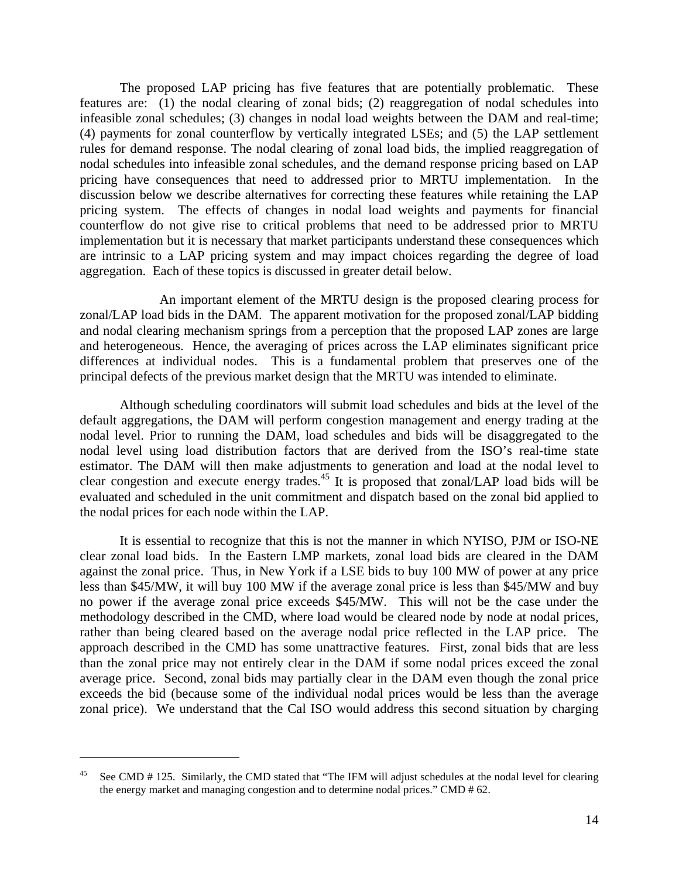The proposed LAP pricing has five features that are potentially problematic. These features are: (1) the nodal clearing of zonal bids; (2) reaggregation of nodal schedules into infeasible zonal schedules; (3) changes in nodal load weights between the DAM and real-time; (4) payments for zonal counterflow by vertically integrated LSEs; and (5) the LAP settlement rules for demand response. The nodal clearing of zonal load bids, the implied reaggregation of nodal schedules into infeasible zonal schedules, and the demand response pricing based on LAP pricing have consequences that need to addressed prior to MRTU implementation. In the discussion below we describe alternatives for correcting these features while retaining the LAP pricing system. The effects of changes in nodal load weights and payments for financial counterflow do not give rise to critical problems that need to be addressed prior to MRTU implementation but it is necessary that market participants understand these consequences which are intrinsic to a LAP pricing system and may impact choices regarding the degree of load aggregation. Each of these topics is discussed in greater detail below.

An important element of the MRTU design is the proposed clearing process for zonal/LAP load bids in the DAM. The apparent motivation for the proposed zonal/LAP bidding and nodal clearing mechanism springs from a perception that the proposed LAP zones are large and heterogeneous. Hence, the averaging of prices across the LAP eliminates significant price differences at individual nodes. This is a fundamental problem that preserves one of the principal defects of the previous market design that the MRTU was intended to eliminate.

Although scheduling coordinators will submit load schedules and bids at the level of the default aggregations, the DAM will perform congestion management and energy trading at the nodal level. Prior to running the DAM, load schedules and bids will be disaggregated to the nodal level using load distribution factors that are derived from the ISO's real-time state estimator. The DAM will then make adjustments to generation and load at the nodal level to clear congestion and execute energy trades.[45] It is proposed that zonal/LAP load bids will be evaluated and scheduled in the unit commitment and dispatch based on the zonal bid applied to the nodal prices for each node within the LAP.

It is essential to recognize that this is not the manner in which NYISO, PJM or ISO-NE clear zonal load bids. In the Eastern LMP markets, zonal load bids are cleared in the DAM against the zonal price. Thus, in New York if a LSE bids to buy 100 MW of power at any price less than \$45/MW, it will buy 100 MW if the average zonal price is less than \$45/MW and buy no power if the average zonal price exceeds \$45/MW. This will not be the case under the methodology described in the CMD, where load would be cleared node by node at nodal prices, rather than being cleared based on the average nodal price reflected in the LAP price. The approach described in the CMD has some unattractive features. First, zonal bids that are less than the zonal price may not entirely clear in the DAM if some nodal prices exceed the zonal average price. Second, zonal bids may partially clear in the DAM even though the zonal price exceeds the bid (because some of the individual nodal prices would be less than the average zonal price). We understand that the Cal ISO would address this second situation by charging

---

[45] See CMD # 125. Similarly, the CMD stated that "The IFM will adjust schedules at the nodal level for clearing the energy market and managing congestion and to determine nodal prices." CMD # 62.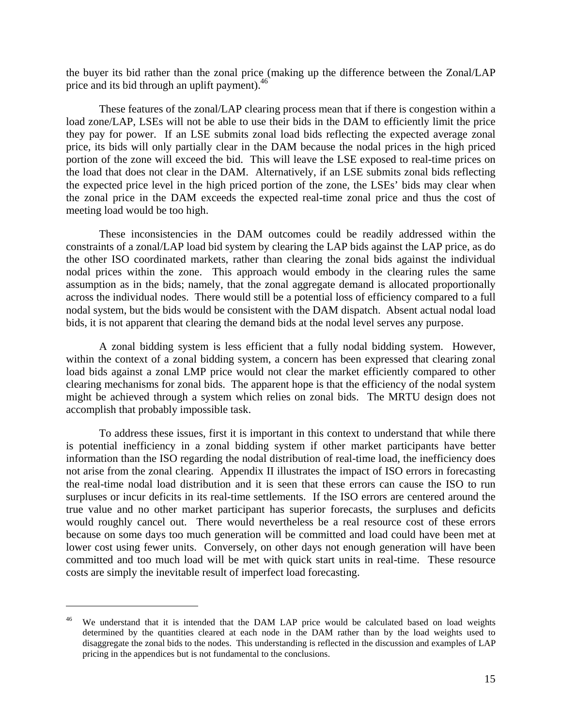the buyer its bid rather than the zonal price (making up the difference between the Zonal/LAP price and its bid through an uplift payment).[46]

These features of the zonal/LAP clearing process mean that if there is congestion within a load zone/LAP, LSEs will not be able to use their bids in the DAM to efficiently limit the price they pay for power. If an LSE submits zonal load bids reflecting the expected average zonal price, its bids will only partially clear in the DAM because the nodal prices in the high priced portion of the zone will exceed the bid. This will leave the LSE exposed to real-time prices on the load that does not clear in the DAM. Alternatively, if an LSE submits zonal bids reflecting the expected price level in the high priced portion of the zone, the LSEs' bids may clear when the zonal price in the DAM exceeds the expected real-time zonal price and thus the cost of meeting load would be too high.

These inconsistencies in the DAM outcomes could be readily addressed within the constraints of a zonal/LAP load bid system by clearing the LAP bids against the LAP price, as do the other ISO coordinated markets, rather than clearing the zonal bids against the individual nodal prices within the zone. This approach would embody in the clearing rules the same assumption as in the bids; namely, that the zonal aggregate demand is allocated proportionally across the individual nodes. There would still be a potential loss of efficiency compared to a full nodal system, but the bids would be consistent with the DAM dispatch. Absent actual nodal load bids, it is not apparent that clearing the demand bids at the nodal level serves any purpose.

A zonal bidding system is less efficient that a fully nodal bidding system. However, within the context of a zonal bidding system, a concern has been expressed that clearing zonal load bids against a zonal LMP price would not clear the market efficiently compared to other clearing mechanisms for zonal bids. The apparent hope is that the efficiency of the nodal system might be achieved through a system which relies on zonal bids. The MRTU design does not accomplish that probably impossible task.

To address these issues, first it is important in this context to understand that while there is potential inefficiency in a zonal bidding system if other market participants have better information than the ISO regarding the nodal distribution of real-time load, the inefficiency does not arise from the zonal clearing. Appendix II illustrates the impact of ISO errors in forecasting the real-time nodal load distribution and it is seen that these errors can cause the ISO to run surpluses or incur deficits in its real-time settlements. If the ISO errors are centered around the true value and no other market participant has superior forecasts, the surpluses and deficits would roughly cancel out. There would nevertheless be a real resource cost of these errors because on some days too much generation will be committed and load could have been met at lower cost using fewer units. Conversely, on other days not enough generation will have been committed and too much load will be met with quick start units in real-time. These resource costs are simply the inevitable result of imperfect load forecasting.

---

[46] We understand that it is intended that the DAM LAP price would be calculated based on load weights determined by the quantities cleared at each node in the DAM rather than by the load weights used to disaggregate the zonal bids to the nodes. This understanding is reflected in the discussion and examples of LAP pricing in the appendices but is not fundamental to the conclusions.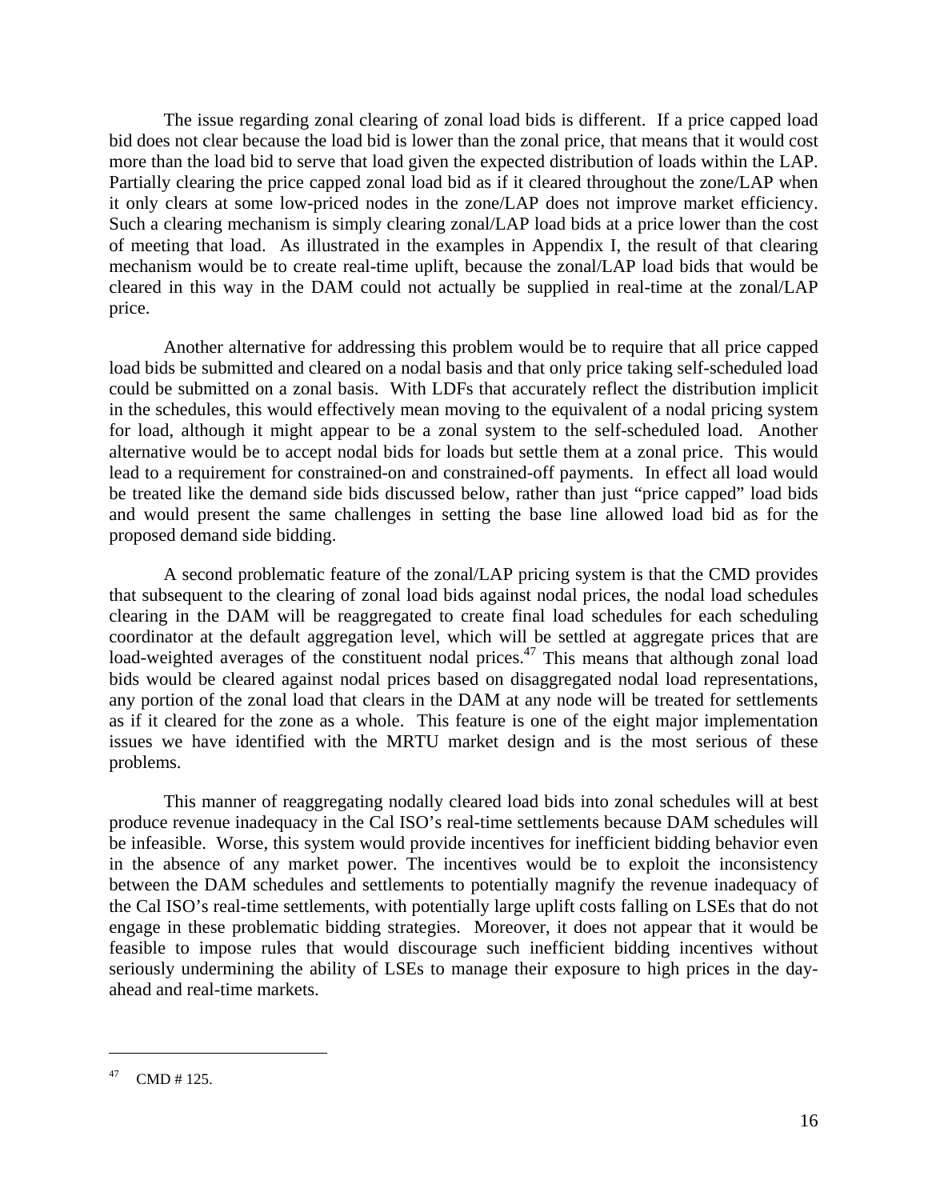The issue regarding zonal clearing of zonal load bids is different. If a price capped load bid does not clear because the load bid is lower than the zonal price, that means that it would cost more than the load bid to serve that load given the expected distribution of loads within the LAP. Partially clearing the price capped zonal load bid as if it cleared throughout the zone/LAP when it only clears at some low-priced nodes in the zone/LAP does not improve market efficiency. Such a clearing mechanism is simply clearing zonal/LAP load bids at a price lower than the cost of meeting that load. As illustrated in the examples in Appendix I, the result of that clearing mechanism would be to create real-time uplift, because the zonal/LAP load bids that would be cleared in this way in the DAM could not actually be supplied in real-time at the zonal/LAP price.

Another alternative for addressing this problem would be to require that all price capped load bids be submitted and cleared on a nodal basis and that only price taking self-scheduled load could be submitted on a zonal basis. With LDFs that accurately reflect the distribution implicit in the schedules, this would effectively mean moving to the equivalent of a nodal pricing system for load, although it might appear to be a zonal system to the self-scheduled load. Another alternative would be to accept nodal bids for loads but settle them at a zonal price. This would lead to a requirement for constrained-on and constrained-off payments. In effect all load would be treated like the demand side bids discussed below, rather than just "price capped" load bids and would present the same challenges in setting the base line allowed load bid as for the proposed demand side bidding.

A second problematic feature of the zonal/LAP pricing system is that the CMD provides that subsequent to the clearing of zonal load bids against nodal prices, the nodal load schedules clearing in the DAM will be reaggregated to create final load schedules for each scheduling coordinator at the default aggregation level, which will be settled at aggregate prices that are load-weighted averages of the constituent nodal prices.[47] This means that although zonal load bids would be cleared against nodal prices based on disaggregated nodal load representations, any portion of the zonal load that clears in the DAM at any node will be treated for settlements as if it cleared for the zone as a whole. This feature is one of the eight major implementation issues we have identified with the MRTU market design and is the most serious of these problems.

This manner of reaggregating nodally cleared load bids into zonal schedules will at best produce revenue inadequacy in the Cal ISO's real-time settlements because DAM schedules will be infeasible. Worse, this system would provide incentives for inefficient bidding behavior even in the absence of any market power. The incentives would be to exploit the inconsistency between the DAM schedules and settlements to potentially magnify the revenue inadequacy of the Cal ISO's real-time settlements, with potentially large uplift costs falling on LSEs that do not engage in these problematic bidding strategies. Moreover, it does not appear that it would be feasible to impose rules that would discourage such inefficient bidding incentives without seriously undermining the ability of LSEs to manage their exposure to high prices in the day-ahead and real-time markets.

[47] CMD # 125.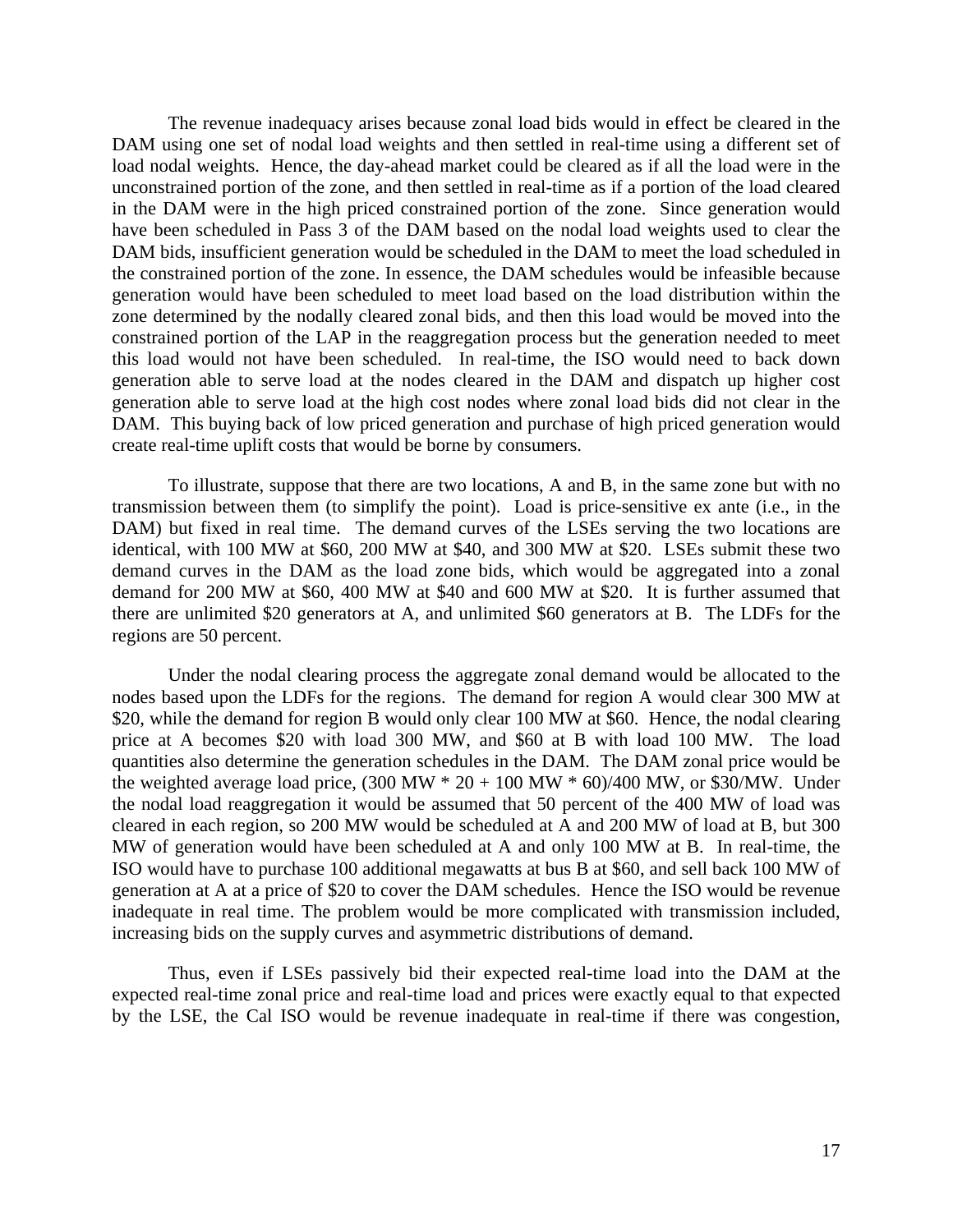The revenue inadequacy arises because zonal load bids would in effect be cleared in the DAM using one set of nodal load weights and then settled in real-time using a different set of load nodal weights. Hence, the day-ahead market could be cleared as if all the load were in the unconstrained portion of the zone, and then settled in real-time as if a portion of the load cleared in the DAM were in the high priced constrained portion of the zone. Since generation would have been scheduled in Pass 3 of the DAM based on the nodal load weights used to clear the DAM bids, insufficient generation would be scheduled in the DAM to meet the load scheduled in the constrained portion of the zone. In essence, the DAM schedules would be infeasible because generation would have been scheduled to meet load based on the load distribution within the zone determined by the nodally cleared zonal bids, and then this load would be moved into the constrained portion of the LAP in the reaggregation process but the generation needed to meet this load would not have been scheduled. In real-time, the ISO would need to back down generation able to serve load at the nodes cleared in the DAM and dispatch up higher cost generation able to serve load at the high cost nodes where zonal load bids did not clear in the DAM. This buying back of low priced generation and purchase of high priced generation would create real-time uplift costs that would be borne by consumers.

To illustrate, suppose that there are two locations, A and B, in the same zone but with no transmission between them (to simplify the point). Load is price-sensitive ex ante (i.e., in the DAM) but fixed in real time. The demand curves of the LSEs serving the two locations are identical, with 100 MW at $60, 200 MW at $40, and 300 MW at $20. LSEs submit these two demand curves in the DAM as the load zone bids, which would be aggregated into a zonal demand for 200 MW at $60, 400 MW at $40 and 600 MW at $20. It is further assumed that there are unlimited $20 generators at A, and unlimited $60 generators at B. The LDFs for the regions are 50 percent.

Under the nodal clearing process the aggregate zonal demand would be allocated to the nodes based upon the LDFs for the regions. The demand for region A would clear 300 MW at $20, while the demand for region B would only clear 100 MW at $60. Hence, the nodal clearing price at A becomes $20 with load 300 MW, and $60 at B with load 100 MW. The load quantities also determine the generation schedules in the DAM. The DAM zonal price would be the weighted average load price, (300 MW * 20 + 100 MW * 60)/400 MW, or $30/MW. Under the nodal load reaggregation it would be assumed that 50 percent of the 400 MW of load was cleared in each region, so 200 MW would be scheduled at A and 200 MW of load at B, but 300 MW of generation would have been scheduled at A and only 100 MW at B. In real-time, the ISO would have to purchase 100 additional megawatts at bus B at $60, and sell back 100 MW of generation at A at a price of $20 to cover the DAM schedules. Hence the ISO would be revenue inadequate in real time. The problem would be more complicated with transmission included, increasing bids on the supply curves and asymmetric distributions of demand.

Thus, even if LSEs passively bid their expected real-time load into the DAM at the expected real-time zonal price and real-time load and prices were exactly equal to that expected by the LSE, the Cal ISO would be revenue inadequate in real-time if there was congestion,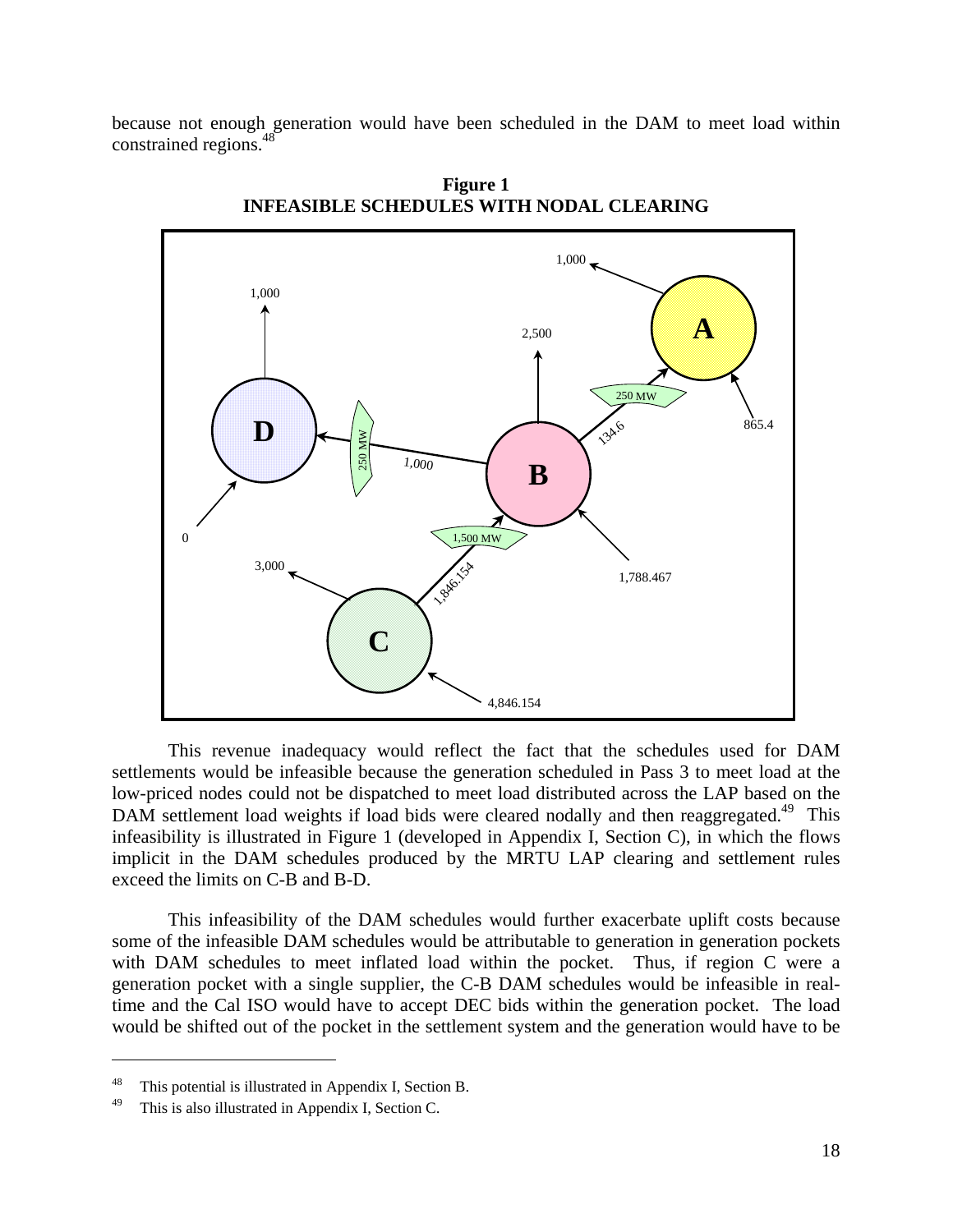because not enough generation would have been scheduled in the DAM to meet load within constrained regions.[48]

**Figure 1**
**INFEASIBLE SCHEDULES WITH NODAL CLEARING**

This revenue inadequacy would reflect the fact that the schedules used for DAM settlements would be infeasible because the generation scheduled in Pass 3 to meet load at the low-priced nodes could not be dispatched to meet load distributed across the LAP based on the DAM settlement load weights if load bids were cleared nodally and then reaggregated.[49] This infeasibility is illustrated in Figure 1 (developed in Appendix I, Section C), in which the flows implicit in the DAM schedules produced by the MRTU LAP clearing and settlement rules exceed the limits on C-B and B-D.

This infeasibility of the DAM schedules would further exacerbate uplift costs because some of the infeasible DAM schedules would be attributable to generation in generation pockets with DAM schedules to meet inflated load within the pocket. Thus, if region C were a generation pocket with a single supplier, the C-B DAM schedules would be infeasible in real-time and the Cal ISO would have to accept DEC bids within the generation pocket. The load would be shifted out of the pocket in the settlement system and the generation would have to be

---

[48] This potential is illustrated in Appendix I, Section B.

[49] This is also illustrated in Appendix I, Section C.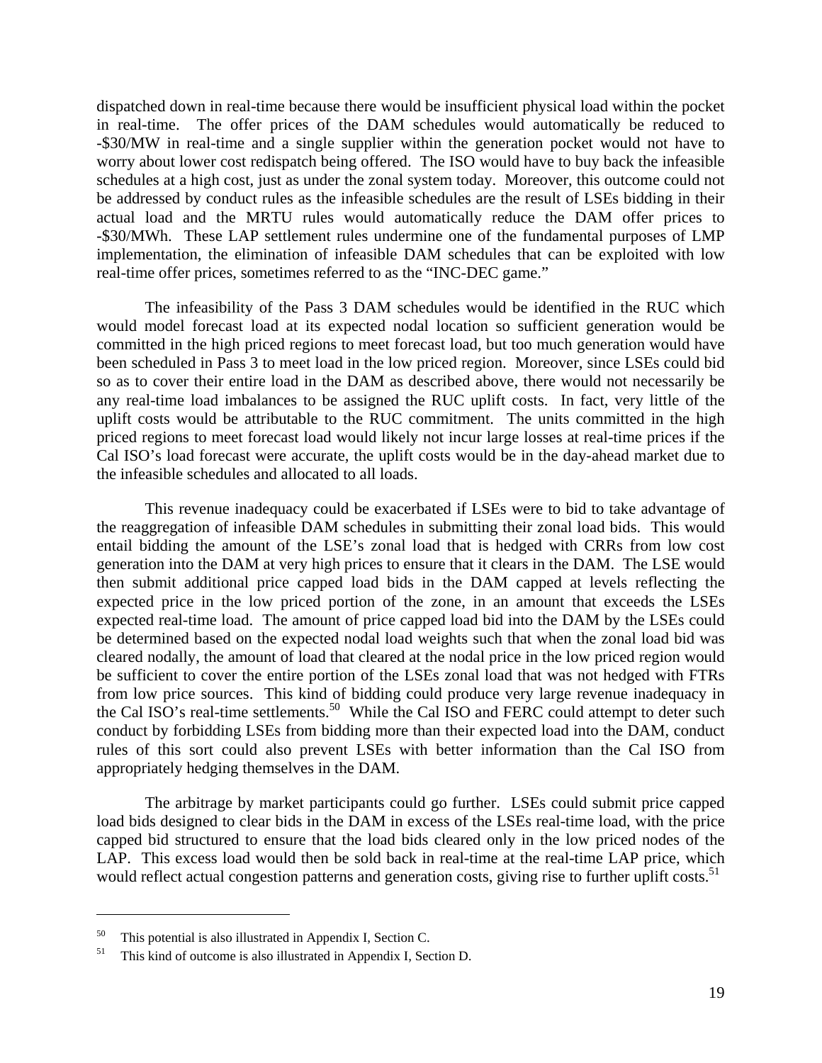dispatched down in real-time because there would be insufficient physical load within the pocket in real-time. The offer prices of the DAM schedules would automatically be reduced to -$30/MW in real-time and a single supplier within the generation pocket would not have to worry about lower cost redispatch being offered. The ISO would have to buy back the infeasible schedules at a high cost, just as under the zonal system today. Moreover, this outcome could not be addressed by conduct rules as the infeasible schedules are the result of LSEs bidding in their actual load and the MRTU rules would automatically reduce the DAM offer prices to -$30/MWh. These LAP settlement rules undermine one of the fundamental purposes of LMP implementation, the elimination of infeasible DAM schedules that can be exploited with low real-time offer prices, sometimes referred to as the "INC-DEC game."

The infeasibility of the Pass 3 DAM schedules would be identified in the RUC which would model forecast load at its expected nodal location so sufficient generation would be committed in the high priced regions to meet forecast load, but too much generation would have been scheduled in Pass 3 to meet load in the low priced region. Moreover, since LSEs could bid so as to cover their entire load in the DAM as described above, there would not necessarily be any real-time load imbalances to be assigned the RUC uplift costs. In fact, very little of the uplift costs would be attributable to the RUC commitment. The units committed in the high priced regions to meet forecast load would likely not incur large losses at real-time prices if the Cal ISO's load forecast were accurate, the uplift costs would be in the day-ahead market due to the infeasible schedules and allocated to all loads.

This revenue inadequacy could be exacerbated if LSEs were to bid to take advantage of the reaggregation of infeasible DAM schedules in submitting their zonal load bids. This would entail bidding the amount of the LSE's zonal load that is hedged with CRRs from low cost generation into the DAM at very high prices to ensure that it clears in the DAM. The LSE would then submit additional price capped load bids in the DAM capped at levels reflecting the expected price in the low priced portion of the zone, in an amount that exceeds the LSEs expected real-time load. The amount of price capped load bid into the DAM by the LSEs could be determined based on the expected nodal load weights such that when the zonal load bid was cleared nodally, the amount of load that cleared at the nodal price in the low priced region would be sufficient to cover the entire portion of the LSEs zonal load that was not hedged with FTRs from low price sources. This kind of bidding could produce very large revenue inadequacy in the Cal ISO's real-time settlements.[50] While the Cal ISO and FERC could attempt to deter such conduct by forbidding LSEs from bidding more than their expected load into the DAM, conduct rules of this sort could also prevent LSEs with better information than the Cal ISO from appropriately hedging themselves in the DAM.

The arbitrage by market participants could go further. LSEs could submit price capped load bids designed to clear bids in the DAM in excess of the LSEs real-time load, with the price capped bid structured to ensure that the load bids cleared only in the low priced nodes of the LAP. This excess load would then be sold back in real-time at the real-time LAP price, which would reflect actual congestion patterns and generation costs, giving rise to further uplift costs.[51]

---

[50] This potential is also illustrated in Appendix I, Section C.

[51] This kind of outcome is also illustrated in Appendix I, Section D.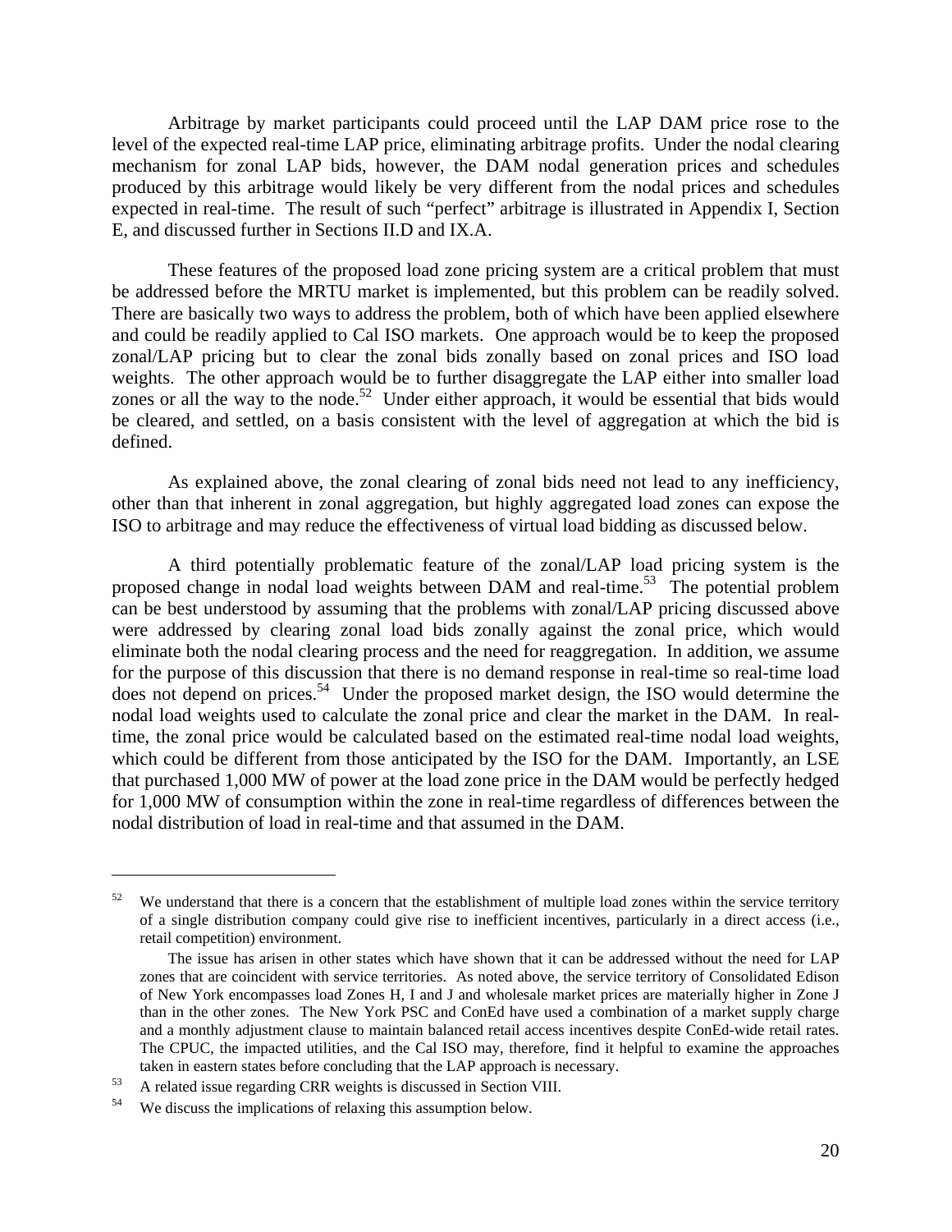Arbitrage by market participants could proceed until the LAP DAM price rose to the level of the expected real-time LAP price, eliminating arbitrage profits. Under the nodal clearing mechanism for zonal LAP bids, however, the DAM nodal generation prices and schedules produced by this arbitrage would likely be very different from the nodal prices and schedules expected in real-time. The result of such "perfect" arbitrage is illustrated in Appendix I, Section E, and discussed further in Sections II.D and IX.A.

These features of the proposed load zone pricing system are a critical problem that must be addressed before the MRTU market is implemented, but this problem can be readily solved. There are basically two ways to address the problem, both of which have been applied elsewhere and could be readily applied to Cal ISO markets. One approach would be to keep the proposed zonal/LAP pricing but to clear the zonal bids zonally based on zonal prices and ISO load weights. The other approach would be to further disaggregate the LAP either into smaller load zones or all the way to the node.[52] Under either approach, it would be essential that bids would be cleared, and settled, on a basis consistent with the level of aggregation at which the bid is defined.

As explained above, the zonal clearing of zonal bids need not lead to any inefficiency, other than that inherent in zonal aggregation, but highly aggregated load zones can expose the ISO to arbitrage and may reduce the effectiveness of virtual load bidding as discussed below.

A third potentially problematic feature of the zonal/LAP load pricing system is the proposed change in nodal load weights between DAM and real-time.[53] The potential problem can be best understood by assuming that the problems with zonal/LAP pricing discussed above were addressed by clearing zonal load bids zonally against the zonal price, which would eliminate both the nodal clearing process and the need for reaggregation. In addition, we assume for the purpose of this discussion that there is no demand response in real-time so real-time load does not depend on prices.[54] Under the proposed market design, the ISO would determine the nodal load weights used to calculate the zonal price and clear the market in the DAM. In real-time, the zonal price would be calculated based on the estimated real-time nodal load weights, which could be different from those anticipated by the ISO for the DAM. Importantly, an LSE that purchased 1,000 MW of power at the load zone price in the DAM would be perfectly hedged for 1,000 MW of consumption within the zone in real-time regardless of differences between the nodal distribution of load in real-time and that assumed in the DAM.

---

[52] We understand that there is a concern that the establishment of multiple load zones within the service territory of a single distribution company could give rise to inefficient incentives, particularly in a direct access (i.e., retail competition) environment.

The issue has arisen in other states which have shown that it can be addressed without the need for LAP zones that are coincident with service territories. As noted above, the service territory of Consolidated Edison of New York encompasses load Zones H, I and J and wholesale market prices are materially higher in Zone J than in the other zones. The New York PSC and ConEd have used a combination of a market supply charge and a monthly adjustment clause to maintain balanced retail access incentives despite ConEd-wide retail rates. The CPUC, the impacted utilities, and the Cal ISO may, therefore, find it helpful to examine the approaches taken in eastern states before concluding that the LAP approach is necessary.

[53] A related issue regarding CRR weights is discussed in Section VIII.

[54] We discuss the implications of relaxing this assumption below.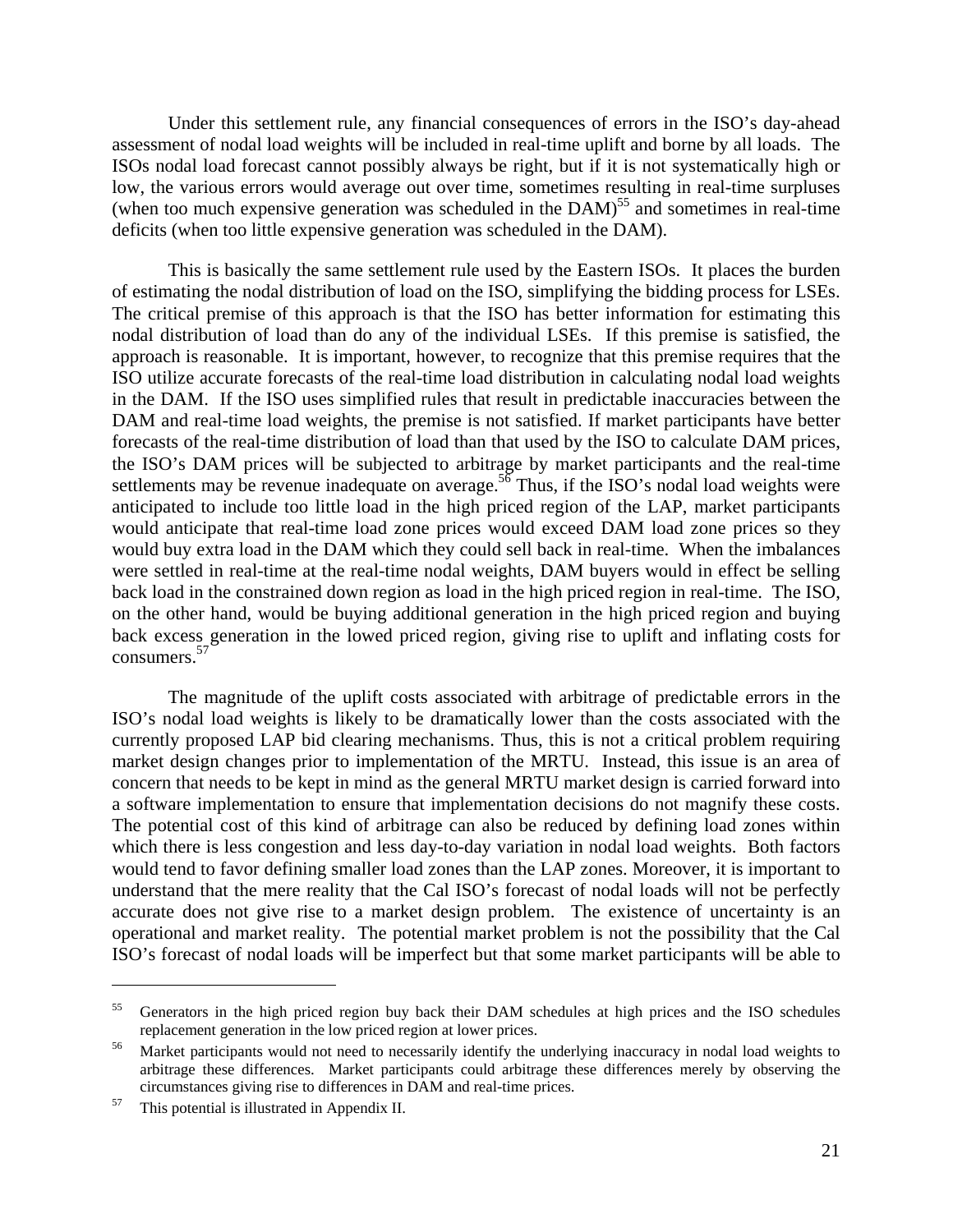Under this settlement rule, any financial consequences of errors in the ISO's day-ahead assessment of nodal load weights will be included in real-time uplift and borne by all loads. The ISOs nodal load forecast cannot possibly always be right, but if it is not systematically high or low, the various errors would average out over time, sometimes resulting in real-time surpluses (when too much expensive generation was scheduled in the DAM)[55] and sometimes in real-time deficits (when too little expensive generation was scheduled in the DAM).

This is basically the same settlement rule used by the Eastern ISOs. It places the burden of estimating the nodal distribution of load on the ISO, simplifying the bidding process for LSEs. The critical premise of this approach is that the ISO has better information for estimating this nodal distribution of load than do any of the individual LSEs. If this premise is satisfied, the approach is reasonable. It is important, however, to recognize that this premise requires that the ISO utilize accurate forecasts of the real-time load distribution in calculating nodal load weights in the DAM. If the ISO uses simplified rules that result in predictable inaccuracies between the DAM and real-time load weights, the premise is not satisfied. If market participants have better forecasts of the real-time distribution of load than that used by the ISO to calculate DAM prices, the ISO's DAM prices will be subjected to arbitrage by market participants and the real-time settlements may be revenue inadequate on average.[56] Thus, if the ISO's nodal load weights were anticipated to include too little load in the high priced region of the LAP, market participants would anticipate that real-time load zone prices would exceed DAM load zone prices so they would buy extra load in the DAM which they could sell back in real-time. When the imbalances were settled in real-time at the real-time nodal weights, DAM buyers would in effect be selling back load in the constrained down region as load in the high priced region in real-time. The ISO, on the other hand, would be buying additional generation in the high priced region and buying back excess generation in the lowed priced region, giving rise to uplift and inflating costs for consumers.[57]

The magnitude of the uplift costs associated with arbitrage of predictable errors in the ISO's nodal load weights is likely to be dramatically lower than the costs associated with the currently proposed LAP bid clearing mechanisms. Thus, this is not a critical problem requiring market design changes prior to implementation of the MRTU. Instead, this issue is an area of concern that needs to be kept in mind as the general MRTU market design is carried forward into a software implementation to ensure that implementation decisions do not magnify these costs. The potential cost of this kind of arbitrage can also be reduced by defining load zones within which there is less congestion and less day-to-day variation in nodal load weights. Both factors would tend to favor defining smaller load zones than the LAP zones. Moreover, it is important to understand that the mere reality that the Cal ISO's forecast of nodal loads will not be perfectly accurate does not give rise to a market design problem. The existence of uncertainty is an operational and market reality. The potential market problem is not the possibility that the Cal ISO's forecast of nodal loads will be imperfect but that some market participants will be able to

---

[55] Generators in the high priced region buy back their DAM schedules at high prices and the ISO schedules replacement generation in the low priced region at lower prices.

[56] Market participants would not need to necessarily identify the underlying inaccuracy in nodal load weights to arbitrage these differences. Market participants could arbitrage these differences merely by observing the circumstances giving rise to differences in DAM and real-time prices.

[57] This potential is illustrated in Appendix II.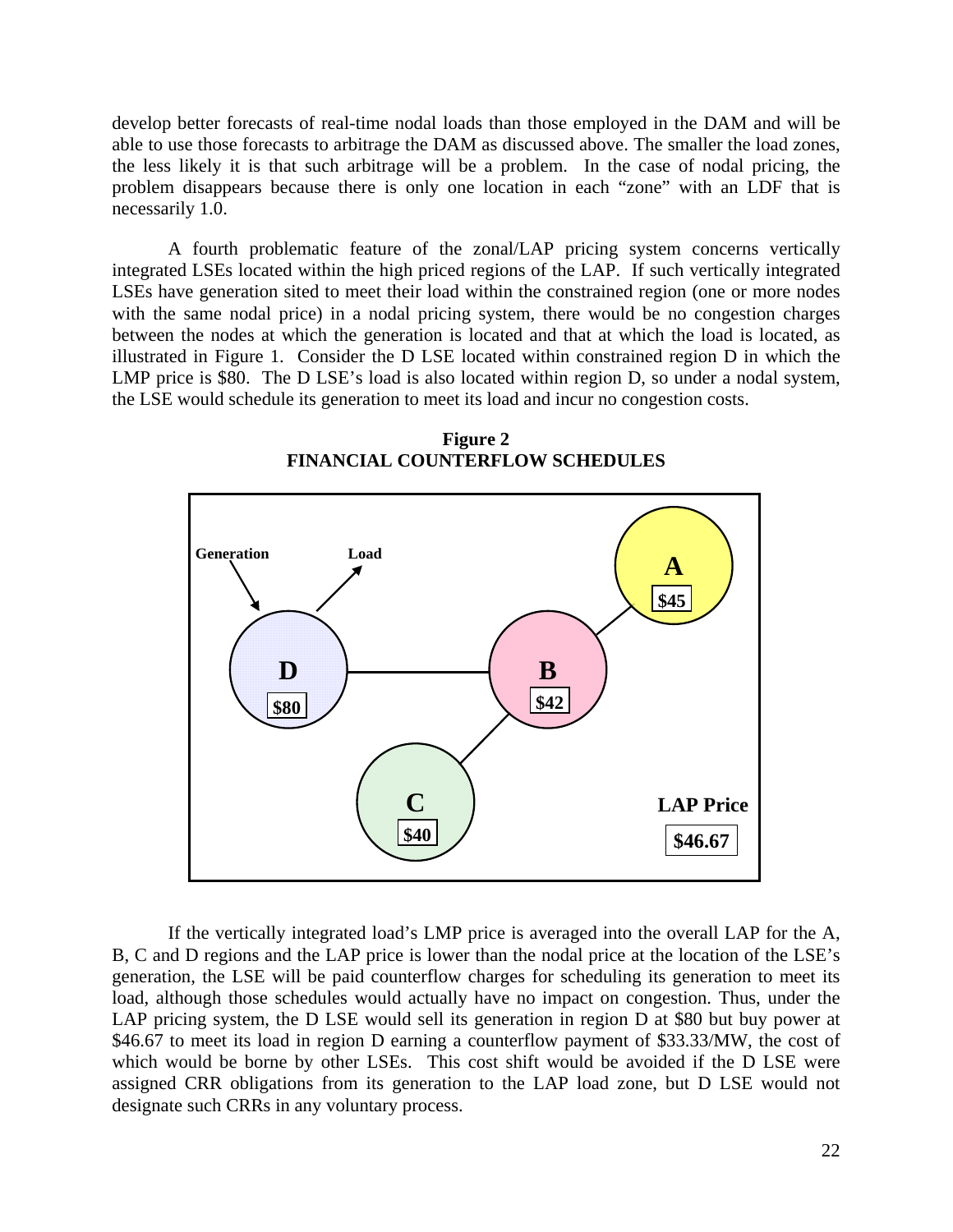develop better forecasts of real-time nodal loads than those employed in the DAM and will be able to use those forecasts to arbitrage the DAM as discussed above. The smaller the load zones, the less likely it is that such arbitrage will be a problem. In the case of nodal pricing, the problem disappears because there is only one location in each "zone" with an LDF that is necessarily 1.0.

A fourth problematic feature of the zonal/LAP pricing system concerns vertically integrated LSEs located within the high priced regions of the LAP. If such vertically integrated LSEs have generation sited to meet their load within the constrained region (one or more nodes with the same nodal price) in a nodal pricing system, there would be no congestion charges between the nodes at which the generation is located and that at which the load is located, as illustrated in Figure 1. Consider the D LSE located within constrained region D in which the LMP price is $80. The D LSE's load is also located within region D, so under a nodal system, the LSE would schedule its generation to meet its load and incur no congestion costs.

**Figure 2**
**FINANCIAL COUNTERFLOW SCHEDULES**

If the vertically integrated load's LMP price is averaged into the overall LAP for the A, B, C and D regions and the LAP price is lower than the nodal price at the location of the LSE's generation, the LSE will be paid counterflow charges for scheduling its generation to meet its load, although those schedules would actually have no impact on congestion. Thus, under the LAP pricing system, the D LSE would sell its generation in region D at $80 but buy power at $46.67 to meet its load in region D earning a counterflow payment of $33.33/MW, the cost of which would be borne by other LSEs. This cost shift would be avoided if the D LSE were assigned CRR obligations from its generation to the LAP load zone, but D LSE would not designate such CRRs in any voluntary process.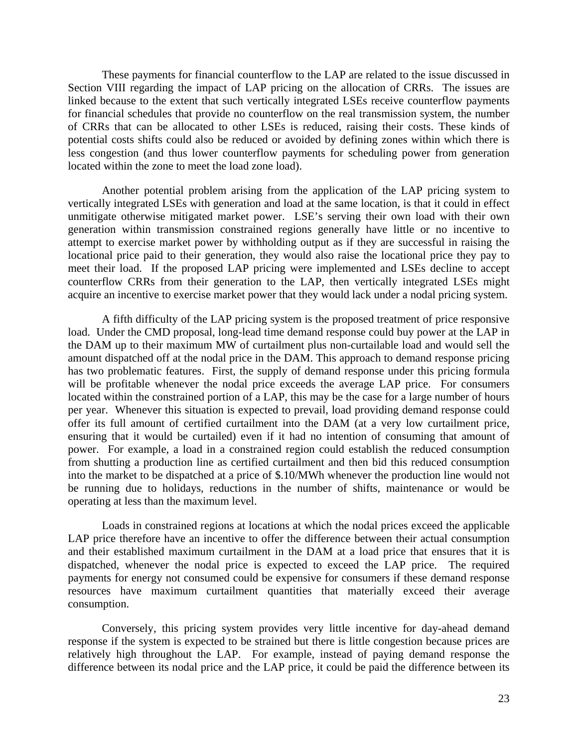These payments for financial counterflow to the LAP are related to the issue discussed in Section VIII regarding the impact of LAP pricing on the allocation of CRRs. The issues are linked because to the extent that such vertically integrated LSEs receive counterflow payments for financial schedules that provide no counterflow on the real transmission system, the number of CRRs that can be allocated to other LSEs is reduced, raising their costs. These kinds of potential costs shifts could also be reduced or avoided by defining zones within which there is less congestion (and thus lower counterflow payments for scheduling power from generation located within the zone to meet the load zone load).

Another potential problem arising from the application of the LAP pricing system to vertically integrated LSEs with generation and load at the same location, is that it could in effect unmitigate otherwise mitigated market power. LSE's serving their own load with their own generation within transmission constrained regions generally have little or no incentive to attempt to exercise market power by withholding output as if they are successful in raising the locational price paid to their generation, they would also raise the locational price they pay to meet their load. If the proposed LAP pricing were implemented and LSEs decline to accept counterflow CRRs from their generation to the LAP, then vertically integrated LSEs might acquire an incentive to exercise market power that they would lack under a nodal pricing system.

A fifth difficulty of the LAP pricing system is the proposed treatment of price responsive load. Under the CMD proposal, long-lead time demand response could buy power at the LAP in the DAM up to their maximum MW of curtailment plus non-curtailable load and would sell the amount dispatched off at the nodal price in the DAM. This approach to demand response pricing has two problematic features. First, the supply of demand response under this pricing formula will be profitable whenever the nodal price exceeds the average LAP price. For consumers located within the constrained portion of a LAP, this may be the case for a large number of hours per year. Whenever this situation is expected to prevail, load providing demand response could offer its full amount of certified curtailment into the DAM (at a very low curtailment price, ensuring that it would be curtailed) even if it had no intention of consuming that amount of power. For example, a load in a constrained region could establish the reduced consumption from shutting a production line as certified curtailment and then bid this reduced consumption into the market to be dispatched at a price of $.10/MWh whenever the production line would not be running due to holidays, reductions in the number of shifts, maintenance or would be operating at less than the maximum level.

Loads in constrained regions at locations at which the nodal prices exceed the applicable LAP price therefore have an incentive to offer the difference between their actual consumption and their established maximum curtailment in the DAM at a load price that ensures that it is dispatched, whenever the nodal price is expected to exceed the LAP price. The required payments for energy not consumed could be expensive for consumers if these demand response resources have maximum curtailment quantities that materially exceed their average consumption.

Conversely, this pricing system provides very little incentive for day-ahead demand response if the system is expected to be strained but there is little congestion because prices are relatively high throughout the LAP. For example, instead of paying demand response the difference between its nodal price and the LAP price, it could be paid the difference between its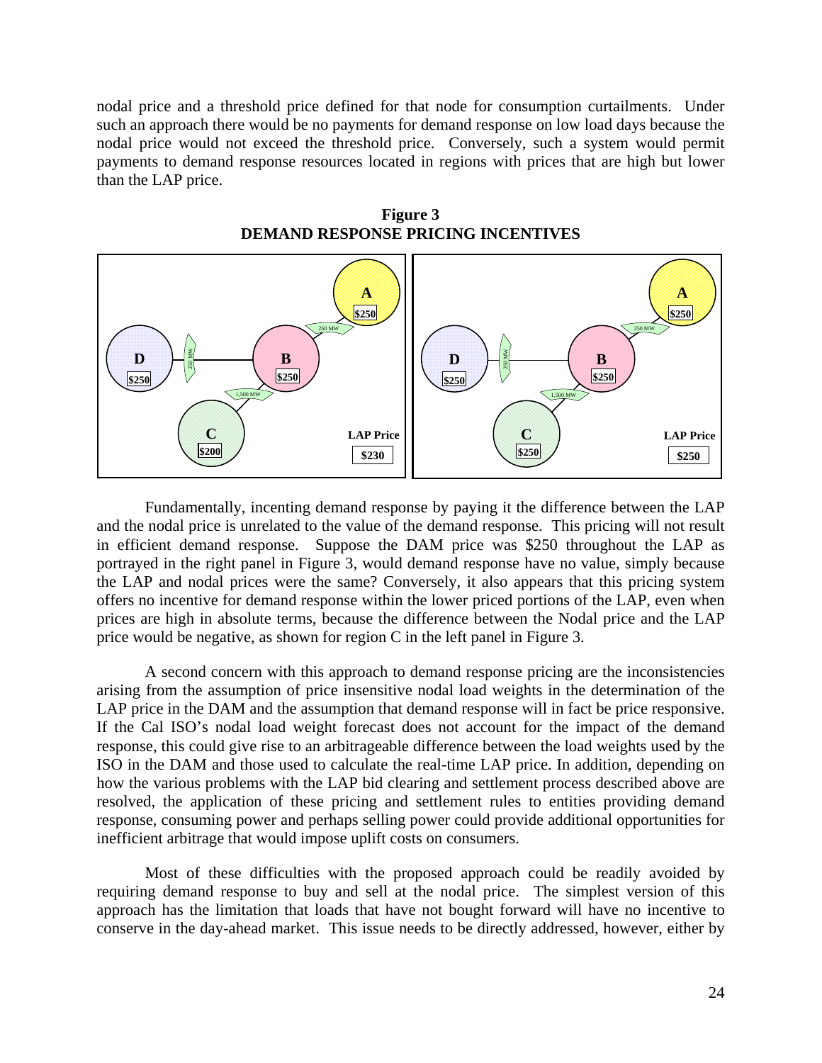nodal price and a threshold price defined for that node for consumption curtailments. Under such an approach there would be no payments for demand response on low load days because the nodal price would not exceed the threshold price. Conversely, such a system would permit payments to demand response resources located in regions with prices that are high but lower than the LAP price.

**Figure 3**
**DEMAND RESPONSE PRICING INCENTIVES**

Fundamentally, incenting demand response by paying it the difference between the LAP and the nodal price is unrelated to the value of the demand response. This pricing will not result in efficient demand response. Suppose the DAM price was $250 throughout the LAP as portrayed in the right panel in Figure 3, would demand response have no value, simply because the LAP and nodal prices were the same? Conversely, it also appears that this pricing system offers no incentive for demand response within the lower priced portions of the LAP, even when prices are high in absolute terms, because the difference between the Nodal price and the LAP price would be negative, as shown for region C in the left panel in Figure 3.

A second concern with this approach to demand response pricing are the inconsistencies arising from the assumption of price insensitive nodal load weights in the determination of the LAP price in the DAM and the assumption that demand response will in fact be price responsive. If the Cal ISO's nodal load weight forecast does not account for the impact of the demand response, this could give rise to an arbitrageable difference between the load weights used by the ISO in the DAM and those used to calculate the real-time LAP price. In addition, depending on how the various problems with the LAP bid clearing and settlement process described above are resolved, the application of these pricing and settlement rules to entities providing demand response, consuming power and perhaps selling power could provide additional opportunities for inefficient arbitrage that would impose uplift costs on consumers.

Most of these difficulties with the proposed approach could be readily avoided by requiring demand response to buy and sell at the nodal price. The simplest version of this approach has the limitation that loads that have not bought forward will have no incentive to conserve in the day-ahead market. This issue needs to be directly addressed, however, either by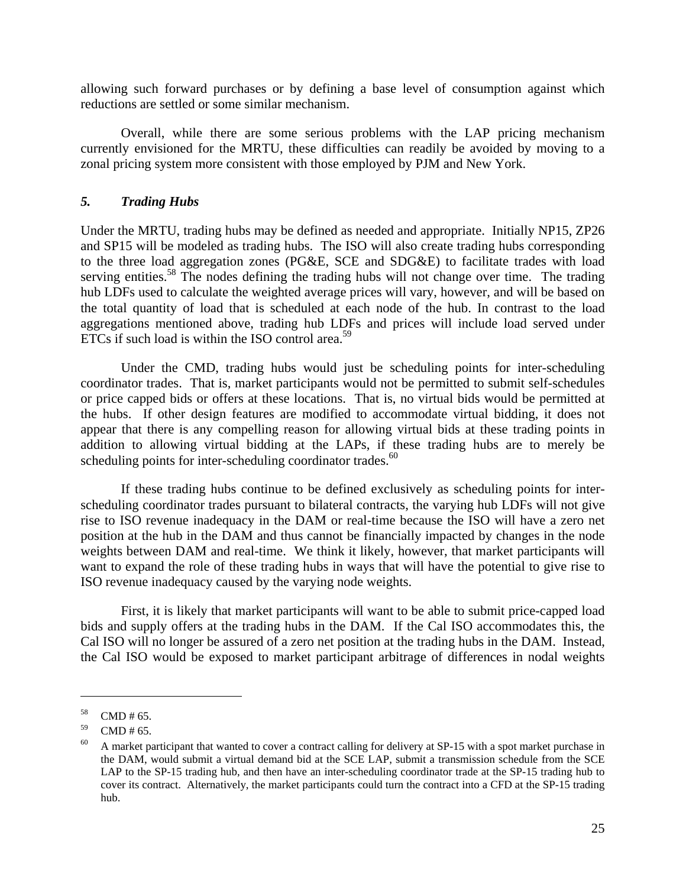allowing such forward purchases or by defining a base level of consumption against which reductions are settled or some similar mechanism.

Overall, while there are some serious problems with the LAP pricing mechanism currently envisioned for the MRTU, these difficulties can readily be avoided by moving to a zonal pricing system more consistent with those employed by PJM and New York.

### *5. Trading Hubs*

Under the MRTU, trading hubs may be defined as needed and appropriate. Initially NP15, ZP26 and SP15 will be modeled as trading hubs. The ISO will also create trading hubs corresponding to the three load aggregation zones (PG&E, SCE and SDG&E) to facilitate trades with load serving entities.[58] The nodes defining the trading hubs will not change over time. The trading hub LDFs used to calculate the weighted average prices will vary, however, and will be based on the total quantity of load that is scheduled at each node of the hub. In contrast to the load aggregations mentioned above, trading hub LDFs and prices will include load served under ETCs if such load is within the ISO control area.[59]

Under the CMD, trading hubs would just be scheduling points for inter-scheduling coordinator trades. That is, market participants would not be permitted to submit self-schedules or price capped bids or offers at these locations. That is, no virtual bids would be permitted at the hubs. If other design features are modified to accommodate virtual bidding, it does not appear that there is any compelling reason for allowing virtual bids at these trading points in addition to allowing virtual bidding at the LAPs, if these trading hubs are to merely be scheduling points for inter-scheduling coordinator trades.[60]

If these trading hubs continue to be defined exclusively as scheduling points for inter-scheduling coordinator trades pursuant to bilateral contracts, the varying hub LDFs will not give rise to ISO revenue inadequacy in the DAM or real-time because the ISO will have a zero net position at the hub in the DAM and thus cannot be financially impacted by changes in the node weights between DAM and real-time. We think it likely, however, that market participants will want to expand the role of these trading hubs in ways that will have the potential to give rise to ISO revenue inadequacy caused by the varying node weights.

First, it is likely that market participants will want to be able to submit price-capped load bids and supply offers at the trading hubs in the DAM. If the Cal ISO accommodates this, the Cal ISO will no longer be assured of a zero net position at the trading hubs in the DAM. Instead, the Cal ISO would be exposed to market participant arbitrage of differences in nodal weights

---

[58] CMD # 65.

[59] CMD # 65.

[60] A market participant that wanted to cover a contract calling for delivery at SP-15 with a spot market purchase in the DAM, would submit a virtual demand bid at the SCE LAP, submit a transmission schedule from the SCE LAP to the SP-15 trading hub, and then have an inter-scheduling coordinator trade at the SP-15 trading hub to cover its contract. Alternatively, the market participants could turn the contract into a CFD at the SP-15 trading hub.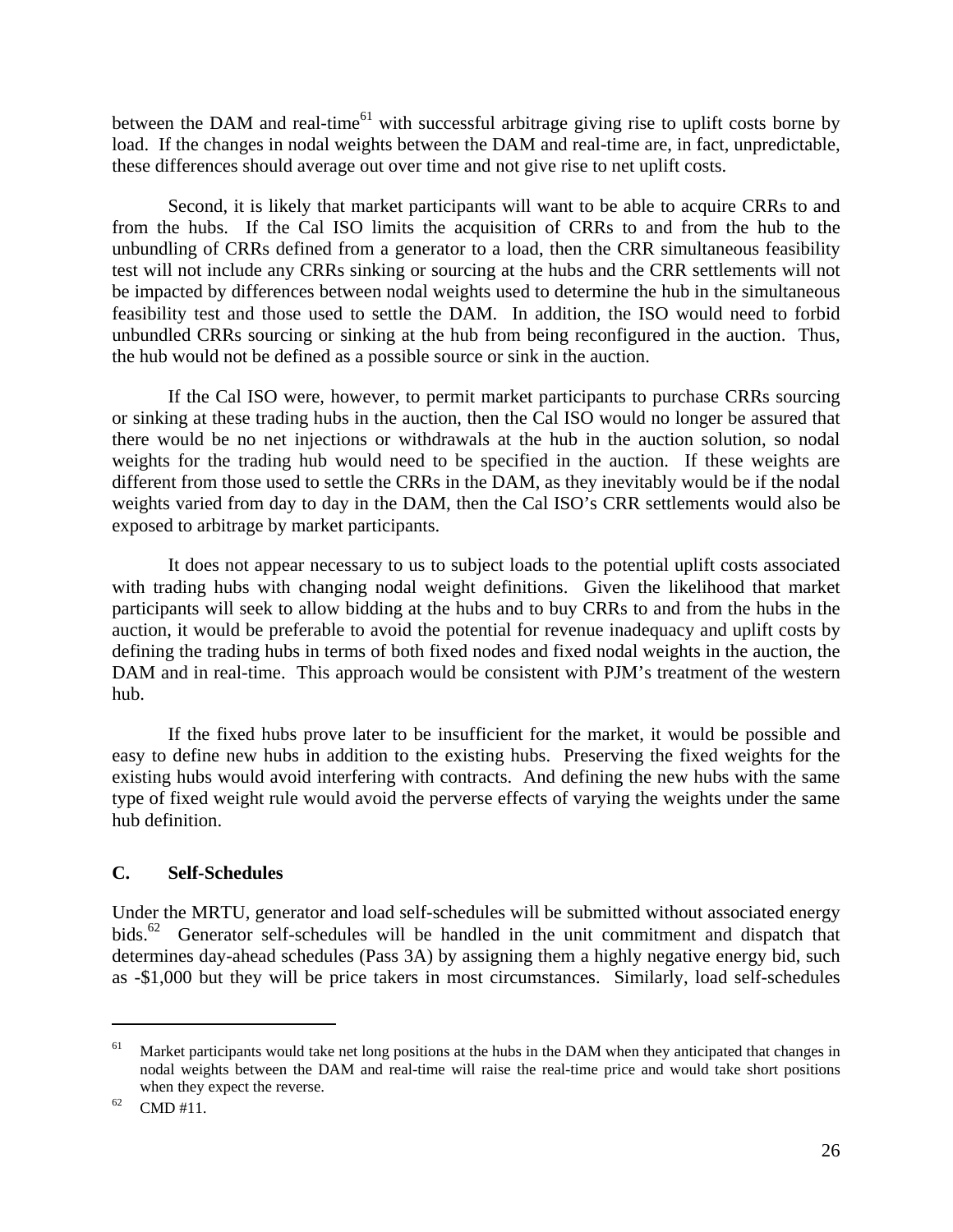between the DAM and real-time[61] with successful arbitrage giving rise to uplift costs borne by load. If the changes in nodal weights between the DAM and real-time are, in fact, unpredictable, these differences should average out over time and not give rise to net uplift costs.

Second, it is likely that market participants will want to be able to acquire CRRs to and from the hubs. If the Cal ISO limits the acquisition of CRRs to and from the hub to the unbundling of CRRs defined from a generator to a load, then the CRR simultaneous feasibility test will not include any CRRs sinking or sourcing at the hubs and the CRR settlements will not be impacted by differences between nodal weights used to determine the hub in the simultaneous feasibility test and those used to settle the DAM. In addition, the ISO would need to forbid unbundled CRRs sourcing or sinking at the hub from being reconfigured in the auction. Thus, the hub would not be defined as a possible source or sink in the auction.

If the Cal ISO were, however, to permit market participants to purchase CRRs sourcing or sinking at these trading hubs in the auction, then the Cal ISO would no longer be assured that there would be no net injections or withdrawals at the hub in the auction solution, so nodal weights for the trading hub would need to be specified in the auction. If these weights are different from those used to settle the CRRs in the DAM, as they inevitably would be if the nodal weights varied from day to day in the DAM, then the Cal ISO's CRR settlements would also be exposed to arbitrage by market participants.

It does not appear necessary to us to subject loads to the potential uplift costs associated with trading hubs with changing nodal weight definitions. Given the likelihood that market participants will seek to allow bidding at the hubs and to buy CRRs to and from the hubs in the auction, it would be preferable to avoid the potential for revenue inadequacy and uplift costs by defining the trading hubs in terms of both fixed nodes and fixed nodal weights in the auction, the DAM and in real-time. This approach would be consistent with PJM's treatment of the western hub.

If the fixed hubs prove later to be insufficient for the market, it would be possible and easy to define new hubs in addition to the existing hubs. Preserving the fixed weights for the existing hubs would avoid interfering with contracts. And defining the new hubs with the same type of fixed weight rule would avoid the perverse effects of varying the weights under the same hub definition.

## C. Self-Schedules

Under the MRTU, generator and load self-schedules will be submitted without associated energy bids.[62] Generator self-schedules will be handled in the unit commitment and dispatch that determines day-ahead schedules (Pass 3A) by assigning them a highly negative energy bid, such as -$1,000 but they will be price takers in most circumstances. Similarly, load self-schedules

---

[61] Market participants would take net long positions at the hubs in the DAM when they anticipated that changes in nodal weights between the DAM and real-time will raise the real-time price and would take short positions when they expect the reverse.

[62] CMD #11.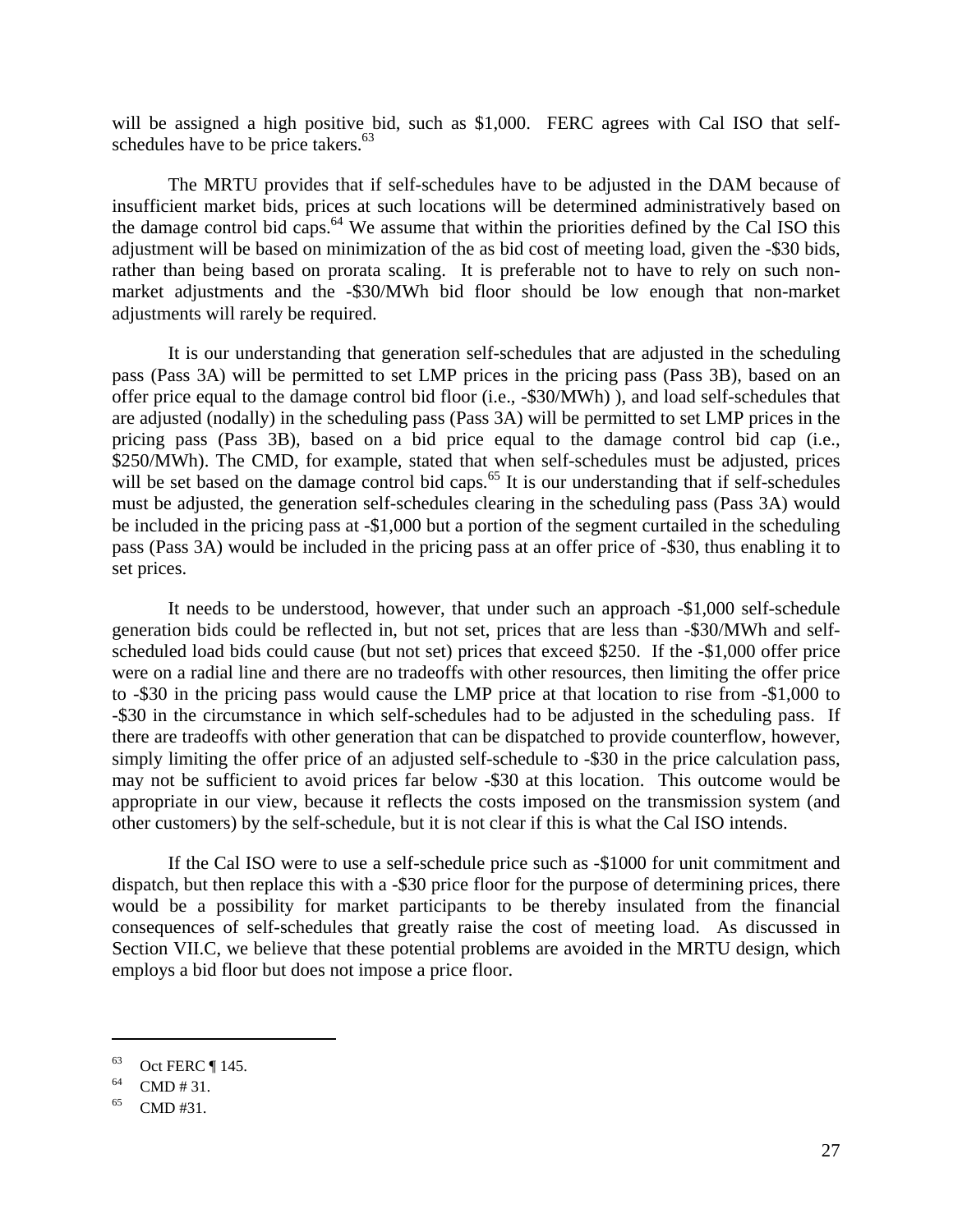will be assigned a high positive bid, such as $1,000. FERC agrees with Cal ISO that self-schedules have to be price takers.[63]

The MRTU provides that if self-schedules have to be adjusted in the DAM because of insufficient market bids, prices at such locations will be determined administratively based on the damage control bid caps.[64] We assume that within the priorities defined by the Cal ISO this adjustment will be based on minimization of the as bid cost of meeting load, given the -$30 bids, rather than being based on prorata scaling. It is preferable not to have to rely on such non-market adjustments and the -$30/MWh bid floor should be low enough that non-market adjustments will rarely be required.

It is our understanding that generation self-schedules that are adjusted in the scheduling pass (Pass 3A) will be permitted to set LMP prices in the pricing pass (Pass 3B), based on an offer price equal to the damage control bid floor (i.e., -$30/MWh) ), and load self-schedules that are adjusted (nodally) in the scheduling pass (Pass 3A) will be permitted to set LMP prices in the pricing pass (Pass 3B), based on a bid price equal to the damage control bid cap (i.e., $250/MWh). The CMD, for example, stated that when self-schedules must be adjusted, prices will be set based on the damage control bid caps.[65] It is our understanding that if self-schedules must be adjusted, the generation self-schedules clearing in the scheduling pass (Pass 3A) would be included in the pricing pass at -$1,000 but a portion of the segment curtailed in the scheduling pass (Pass 3A) would be included in the pricing pass at an offer price of -$30, thus enabling it to set prices.

It needs to be understood, however, that under such an approach -$1,000 self-schedule generation bids could be reflected in, but not set, prices that are less than -$30/MWh and self-scheduled load bids could cause (but not set) prices that exceed $250. If the -$1,000 offer price were on a radial line and there are no tradeoffs with other resources, then limiting the offer price to -$30 in the pricing pass would cause the LMP price at that location to rise from -$1,000 to -$30 in the circumstance in which self-schedules had to be adjusted in the scheduling pass. If there are tradeoffs with other generation that can be dispatched to provide counterflow, however, simply limiting the offer price of an adjusted self-schedule to -$30 in the price calculation pass, may not be sufficient to avoid prices far below -$30 at this location. This outcome would be appropriate in our view, because it reflects the costs imposed on the transmission system (and other customers) by the self-schedule, but it is not clear if this is what the Cal ISO intends.

If the Cal ISO were to use a self-schedule price such as -$1000 for unit commitment and dispatch, but then replace this with a -$30 price floor for the purpose of determining prices, there would be a possibility for market participants to be thereby insulated from the financial consequences of self-schedules that greatly raise the cost of meeting load. As discussed in Section VII.C, we believe that these potential problems are avoided in the MRTU design, which employs a bid floor but does not impose a price floor.

---

[63] Oct FERC ¶ 145.

[64] CMD # 31.

[65] CMD #31.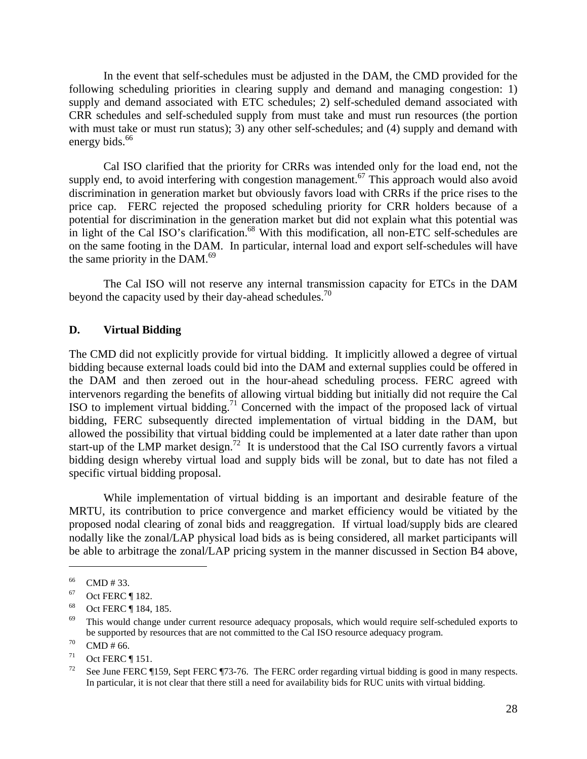In the event that self-schedules must be adjusted in the DAM, the CMD provided for the following scheduling priorities in clearing supply and demand and managing congestion: 1) supply and demand associated with ETC schedules; 2) self-scheduled demand associated with CRR schedules and self-scheduled supply from must take and must run resources (the portion with must take or must run status); 3) any other self-schedules; and (4) supply and demand with energy bids.[66]

Cal ISO clarified that the priority for CRRs was intended only for the load end, not the supply end, to avoid interfering with congestion management.[67] This approach would also avoid discrimination in generation market but obviously favors load with CRRs if the price rises to the price cap. FERC rejected the proposed scheduling priority for CRR holders because of a potential for discrimination in the generation market but did not explain what this potential was in light of the Cal ISO's clarification.[68] With this modification, all non-ETC self-schedules are on the same footing in the DAM. In particular, internal load and export self-schedules will have the same priority in the DAM.[69]

The Cal ISO will not reserve any internal transmission capacity for ETCs in the DAM beyond the capacity used by their day-ahead schedules.[70]

### D. Virtual Bidding

The CMD did not explicitly provide for virtual bidding. It implicitly allowed a degree of virtual bidding because external loads could bid into the DAM and external supplies could be offered in the DAM and then zeroed out in the hour-ahead scheduling process. FERC agreed with intervenors regarding the benefits of allowing virtual bidding but initially did not require the Cal ISO to implement virtual bidding.[71] Concerned with the impact of the proposed lack of virtual bidding, FERC subsequently directed implementation of virtual bidding in the DAM, but allowed the possibility that virtual bidding could be implemented at a later date rather than upon start-up of the LMP market design.[72] It is understood that the Cal ISO currently favors a virtual bidding design whereby virtual load and supply bids will be zonal, but to date has not filed a specific virtual bidding proposal.

While implementation of virtual bidding is an important and desirable feature of the MRTU, its contribution to price convergence and market efficiency would be vitiated by the proposed nodal clearing of zonal bids and reaggregation. If virtual load/supply bids are cleared nodally like the zonal/LAP physical load bids as is being considered, all market participants will be able to arbitrage the zonal/LAP pricing system in the manner discussed in Section B4 above,

---

[66] CMD # 33.

[67] Oct FERC ¶ 182.

[68] Oct FERC ¶ 184, 185.

[69] This would change under current resource adequacy proposals, which would require self-scheduled exports to be supported by resources that are not committed to the Cal ISO resource adequacy program.

[70] CMD # 66.

[71] Oct FERC ¶ 151.

[72] See June FERC ¶159, Sept FERC ¶73-76. The FERC order regarding virtual bidding is good in many respects. In particular, it is not clear that there still a need for availability bids for RUC units with virtual bidding.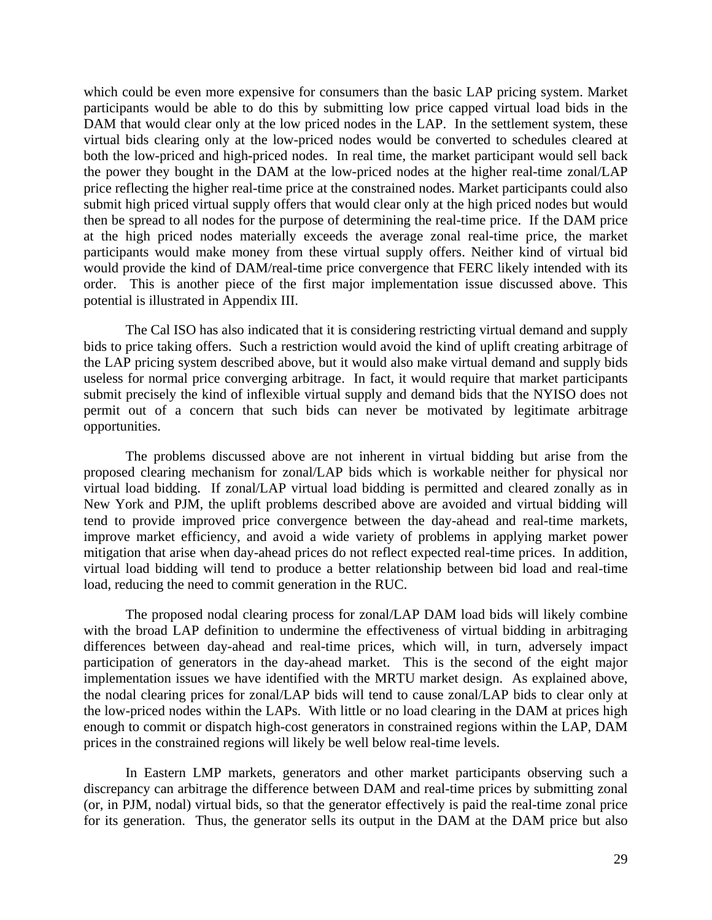which could be even more expensive for consumers than the basic LAP pricing system. Market participants would be able to do this by submitting low price capped virtual load bids in the DAM that would clear only at the low priced nodes in the LAP. In the settlement system, these virtual bids clearing only at the low-priced nodes would be converted to schedules cleared at both the low-priced and high-priced nodes. In real time, the market participant would sell back the power they bought in the DAM at the low-priced nodes at the higher real-time zonal/LAP price reflecting the higher real-time price at the constrained nodes. Market participants could also submit high priced virtual supply offers that would clear only at the high priced nodes but would then be spread to all nodes for the purpose of determining the real-time price. If the DAM price at the high priced nodes materially exceeds the average zonal real-time price, the market participants would make money from these virtual supply offers. Neither kind of virtual bid would provide the kind of DAM/real-time price convergence that FERC likely intended with its order. This is another piece of the first major implementation issue discussed above. This potential is illustrated in Appendix III.

The Cal ISO has also indicated that it is considering restricting virtual demand and supply bids to price taking offers. Such a restriction would avoid the kind of uplift creating arbitrage of the LAP pricing system described above, but it would also make virtual demand and supply bids useless for normal price converging arbitrage. In fact, it would require that market participants submit precisely the kind of inflexible virtual supply and demand bids that the NYISO does not permit out of a concern that such bids can never be motivated by legitimate arbitrage opportunities.

The problems discussed above are not inherent in virtual bidding but arise from the proposed clearing mechanism for zonal/LAP bids which is workable neither for physical nor virtual load bidding. If zonal/LAP virtual load bidding is permitted and cleared zonally as in New York and PJM, the uplift problems described above are avoided and virtual bidding will tend to provide improved price convergence between the day-ahead and real-time markets, improve market efficiency, and avoid a wide variety of problems in applying market power mitigation that arise when day-ahead prices do not reflect expected real-time prices. In addition, virtual load bidding will tend to produce a better relationship between bid load and real-time load, reducing the need to commit generation in the RUC.

The proposed nodal clearing process for zonal/LAP DAM load bids will likely combine with the broad LAP definition to undermine the effectiveness of virtual bidding in arbitraging differences between day-ahead and real-time prices, which will, in turn, adversely impact participation of generators in the day-ahead market. This is the second of the eight major implementation issues we have identified with the MRTU market design. As explained above, the nodal clearing prices for zonal/LAP bids will tend to cause zonal/LAP bids to clear only at the low-priced nodes within the LAPs. With little or no load clearing in the DAM at prices high enough to commit or dispatch high-cost generators in constrained regions within the LAP, DAM prices in the constrained regions will likely be well below real-time levels.

In Eastern LMP markets, generators and other market participants observing such a discrepancy can arbitrage the difference between DAM and real-time prices by submitting zonal (or, in PJM, nodal) virtual bids, so that the generator effectively is paid the real-time zonal price for its generation. Thus, the generator sells its output in the DAM at the DAM price but also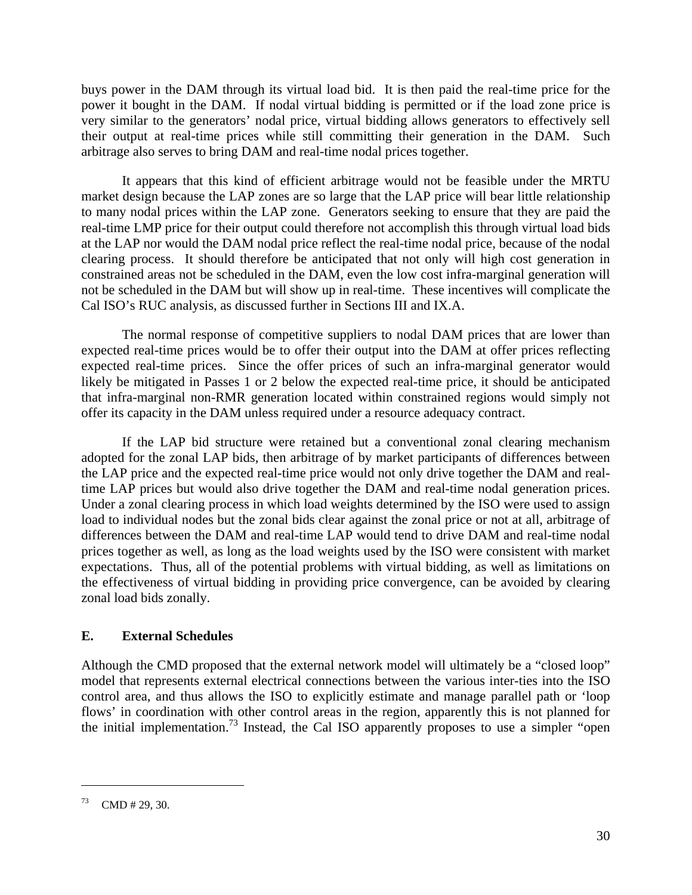buys power in the DAM through its virtual load bid. It is then paid the real-time price for the power it bought in the DAM. If nodal virtual bidding is permitted or if the load zone price is very similar to the generators' nodal price, virtual bidding allows generators to effectively sell their output at real-time prices while still committing their generation in the DAM. Such arbitrage also serves to bring DAM and real-time nodal prices together.

It appears that this kind of efficient arbitrage would not be feasible under the MRTU market design because the LAP zones are so large that the LAP price will bear little relationship to many nodal prices within the LAP zone. Generators seeking to ensure that they are paid the real-time LMP price for their output could therefore not accomplish this through virtual load bids at the LAP nor would the DAM nodal price reflect the real-time nodal price, because of the nodal clearing process. It should therefore be anticipated that not only will high cost generation in constrained areas not be scheduled in the DAM, even the low cost infra-marginal generation will not be scheduled in the DAM but will show up in real-time. These incentives will complicate the Cal ISO's RUC analysis, as discussed further in Sections III and IX.A.

The normal response of competitive suppliers to nodal DAM prices that are lower than expected real-time prices would be to offer their output into the DAM at offer prices reflecting expected real-time prices. Since the offer prices of such an infra-marginal generator would likely be mitigated in Passes 1 or 2 below the expected real-time price, it should be anticipated that infra-marginal non-RMR generation located within constrained regions would simply not offer its capacity in the DAM unless required under a resource adequacy contract.

If the LAP bid structure were retained but a conventional zonal clearing mechanism adopted for the zonal LAP bids, then arbitrage of by market participants of differences between the LAP price and the expected real-time price would not only drive together the DAM and real-time LAP prices but would also drive together the DAM and real-time nodal generation prices. Under a zonal clearing process in which load weights determined by the ISO were used to assign load to individual nodes but the zonal bids clear against the zonal price or not at all, arbitrage of differences between the DAM and real-time LAP would tend to drive DAM and real-time nodal prices together as well, as long as the load weights used by the ISO were consistent with market expectations. Thus, all of the potential problems with virtual bidding, as well as limitations on the effectiveness of virtual bidding in providing price convergence, can be avoided by clearing zonal load bids zonally.

## E. External Schedules

Although the CMD proposed that the external network model will ultimately be a "closed loop" model that represents external electrical connections between the various inter-ties into the ISO control area, and thus allows the ISO to explicitly estimate and manage parallel path or 'loop flows' in coordination with other control areas in the region, apparently this is not planned for the initial implementation.[73] Instead, the Cal ISO apparently proposes to use a simpler "open

---

[73] CMD # 29, 30.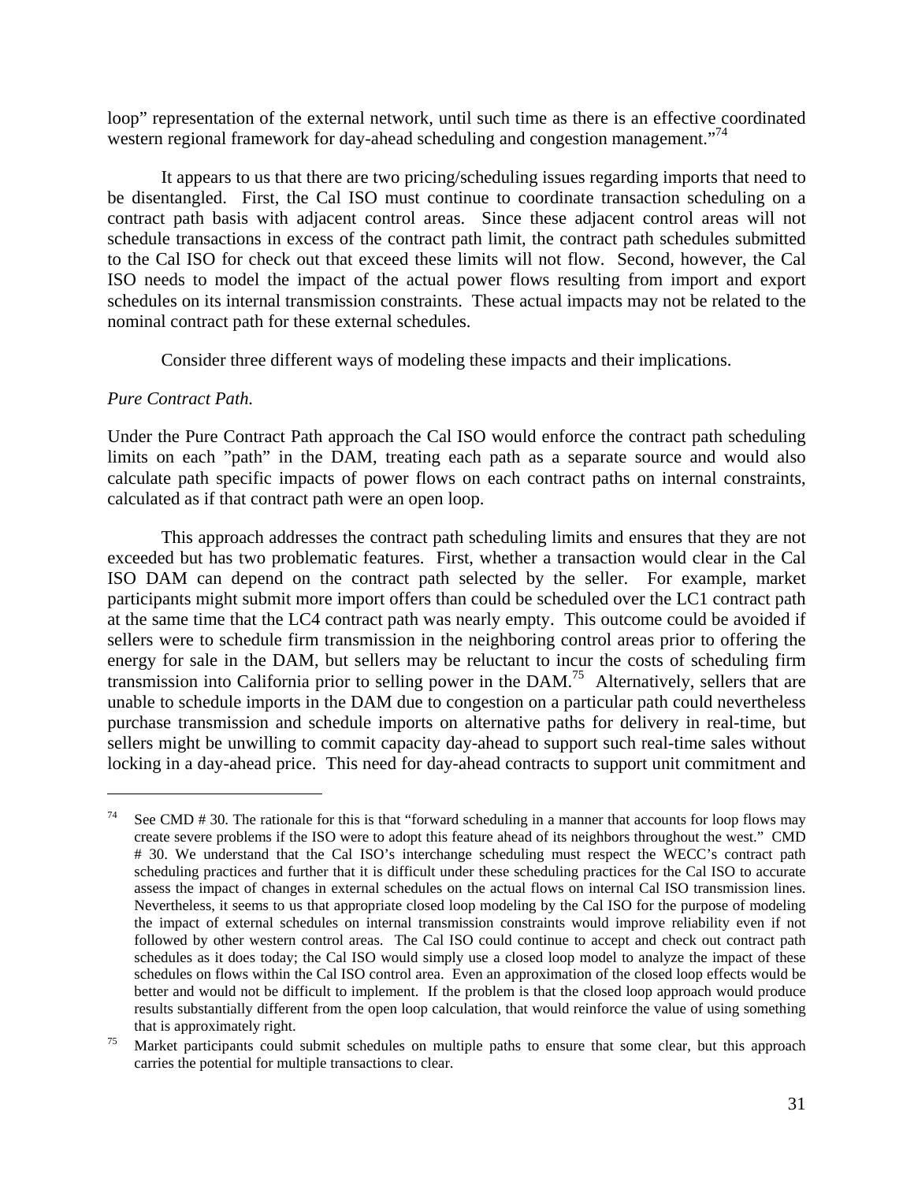loop" representation of the external network, until such time as there is an effective coordinated western regional framework for day-ahead scheduling and congestion management."[74]

It appears to us that there are two pricing/scheduling issues regarding imports that need to be disentangled. First, the Cal ISO must continue to coordinate transaction scheduling on a contract path basis with adjacent control areas. Since these adjacent control areas will not schedule transactions in excess of the contract path limit, the contract path schedules submitted to the Cal ISO for check out that exceed these limits will not flow. Second, however, the Cal ISO needs to model the impact of the actual power flows resulting from import and export schedules on its internal transmission constraints. These actual impacts may not be related to the nominal contract path for these external schedules.

Consider three different ways of modeling these impacts and their implications.

*Pure Contract Path.*

Under the Pure Contract Path approach the Cal ISO would enforce the contract path scheduling limits on each "path" in the DAM, treating each path as a separate source and would also calculate path specific impacts of power flows on each contract paths on internal constraints, calculated as if that contract path were an open loop.

This approach addresses the contract path scheduling limits and ensures that they are not exceeded but has two problematic features. First, whether a transaction would clear in the Cal ISO DAM can depend on the contract path selected by the seller. For example, market participants might submit more import offers than could be scheduled over the LC1 contract path at the same time that the LC4 contract path was nearly empty. This outcome could be avoided if sellers were to schedule firm transmission in the neighboring control areas prior to offering the energy for sale in the DAM, but sellers may be reluctant to incur the costs of scheduling firm transmission into California prior to selling power in the DAM.[75] Alternatively, sellers that are unable to schedule imports in the DAM due to congestion on a particular path could nevertheless purchase transmission and schedule imports on alternative paths for delivery in real-time, but sellers might be unwilling to commit capacity day-ahead to support such real-time sales without locking in a day-ahead price. This need for day-ahead contracts to support unit commitment and

---

[74] See CMD # 30. The rationale for this is that "forward scheduling in a manner that accounts for loop flows may create severe problems if the ISO were to adopt this feature ahead of its neighbors throughout the west." CMD # 30. We understand that the Cal ISO's interchange scheduling must respect the WECC's contract path scheduling practices and further that it is difficult under these scheduling practices for the Cal ISO to accurate assess the impact of changes in external schedules on the actual flows on internal Cal ISO transmission lines. Nevertheless, it seems to us that appropriate closed loop modeling by the Cal ISO for the purpose of modeling the impact of external schedules on internal transmission constraints would improve reliability even if not followed by other western control areas. The Cal ISO could continue to accept and check out contract path schedules as it does today; the Cal ISO would simply use a closed loop model to analyze the impact of these schedules on flows within the Cal ISO control area. Even an approximation of the closed loop effects would be better and would not be difficult to implement. If the problem is that the closed loop approach would produce results substantially different from the open loop calculation, that would reinforce the value of using something that is approximately right.

[75] Market participants could submit schedules on multiple paths to ensure that some clear, but this approach carries the potential for multiple transactions to clear.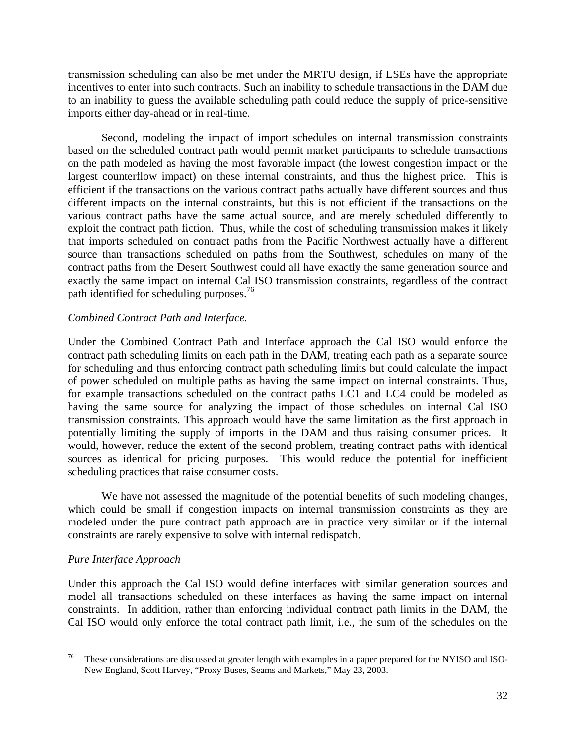transmission scheduling can also be met under the MRTU design, if LSEs have the appropriate incentives to enter into such contracts. Such an inability to schedule transactions in the DAM due to an inability to guess the available scheduling path could reduce the supply of price-sensitive imports either day-ahead or in real-time.

Second, modeling the impact of import schedules on internal transmission constraints based on the scheduled contract path would permit market participants to schedule transactions on the path modeled as having the most favorable impact (the lowest congestion impact or the largest counterflow impact) on these internal constraints, and thus the highest price. This is efficient if the transactions on the various contract paths actually have different sources and thus different impacts on the internal constraints, but this is not efficient if the transactions on the various contract paths have the same actual source, and are merely scheduled differently to exploit the contract path fiction. Thus, while the cost of scheduling transmission makes it likely that imports scheduled on contract paths from the Pacific Northwest actually have a different source than transactions scheduled on paths from the Southwest, schedules on many of the contract paths from the Desert Southwest could all have exactly the same generation source and exactly the same impact on internal Cal ISO transmission constraints, regardless of the contract path identified for scheduling purposes.[76]

*Combined Contract Path and Interface.*

Under the Combined Contract Path and Interface approach the Cal ISO would enforce the contract path scheduling limits on each path in the DAM, treating each path as a separate source for scheduling and thus enforcing contract path scheduling limits but could calculate the impact of power scheduled on multiple paths as having the same impact on internal constraints. Thus, for example transactions scheduled on the contract paths LC1 and LC4 could be modeled as having the same source for analyzing the impact of those schedules on internal Cal ISO transmission constraints. This approach would have the same limitation as the first approach in potentially limiting the supply of imports in the DAM and thus raising consumer prices. It would, however, reduce the extent of the second problem, treating contract paths with identical sources as identical for pricing purposes. This would reduce the potential for inefficient scheduling practices that raise consumer costs.

We have not assessed the magnitude of the potential benefits of such modeling changes, which could be small if congestion impacts on internal transmission constraints as they are modeled under the pure contract path approach are in practice very similar or if the internal constraints are rarely expensive to solve with internal redispatch.

*Pure Interface Approach*

Under this approach the Cal ISO would define interfaces with similar generation sources and model all transactions scheduled on these interfaces as having the same impact on internal constraints. In addition, rather than enforcing individual contract path limits in the DAM, the Cal ISO would only enforce the total contract path limit, i.e., the sum of the schedules on the

---

[76] These considerations are discussed at greater length with examples in a paper prepared for the NYISO and ISO-New England, Scott Harvey, "Proxy Buses, Seams and Markets," May 23, 2003.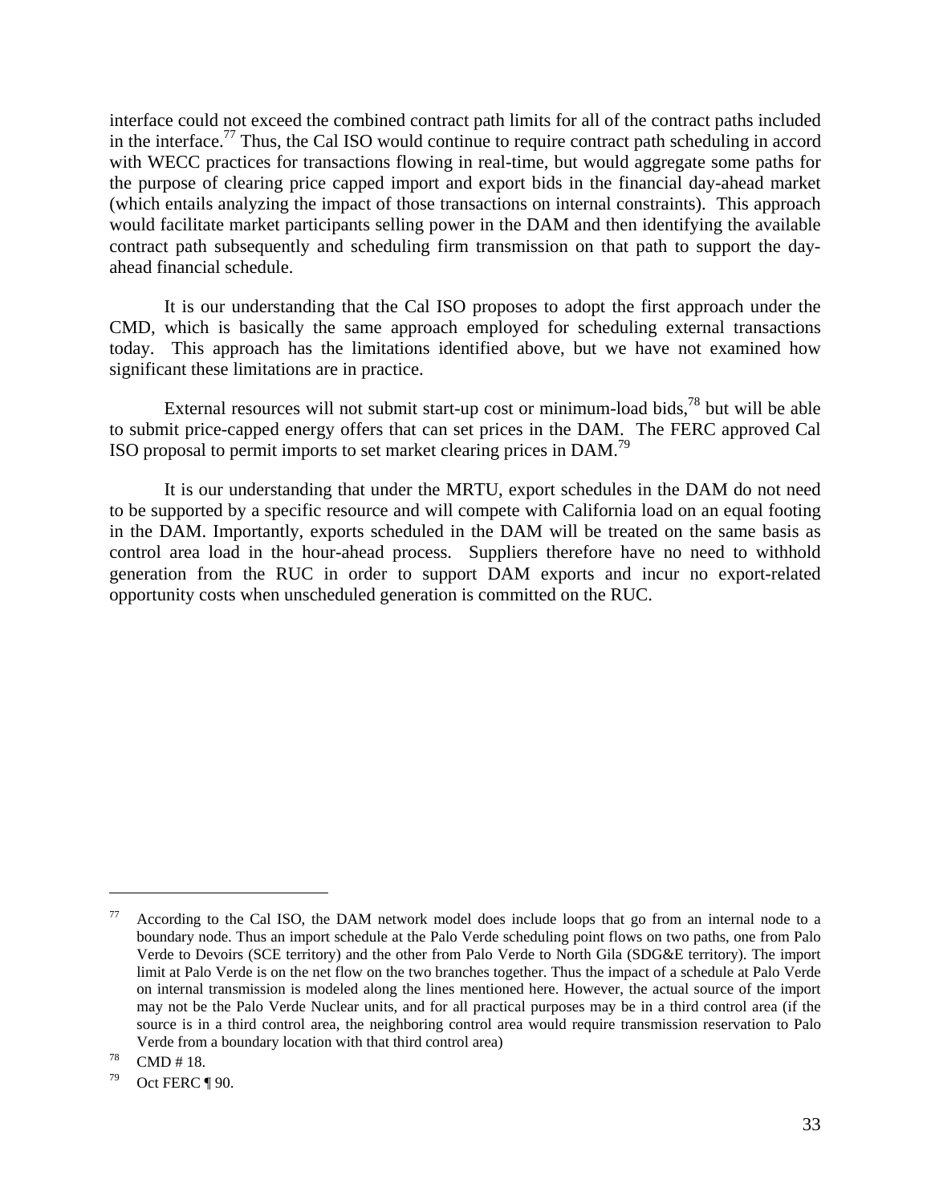interface could not exceed the combined contract path limits for all of the contract paths included in the interface.[77] Thus, the Cal ISO would continue to require contract path scheduling in accord with WECC practices for transactions flowing in real-time, but would aggregate some paths for the purpose of clearing price capped import and export bids in the financial day-ahead market (which entails analyzing the impact of those transactions on internal constraints). This approach would facilitate market participants selling power in the DAM and then identifying the available contract path subsequently and scheduling firm transmission on that path to support the day-ahead financial schedule.

It is our understanding that the Cal ISO proposes to adopt the first approach under the CMD, which is basically the same approach employed for scheduling external transactions today. This approach has the limitations identified above, but we have not examined how significant these limitations are in practice.

External resources will not submit start-up cost or minimum-load bids,[78] but will be able to submit price-capped energy offers that can set prices in the DAM. The FERC approved Cal ISO proposal to permit imports to set market clearing prices in DAM.[79]

It is our understanding that under the MRTU, export schedules in the DAM do not need to be supported by a specific resource and will compete with California load on an equal footing in the DAM. Importantly, exports scheduled in the DAM will be treated on the same basis as control area load in the hour-ahead process. Suppliers therefore have no need to withhold generation from the RUC in order to support DAM exports and incur no export-related opportunity costs when unscheduled generation is committed on the RUC.

---

[77] According to the Cal ISO, the DAM network model does include loops that go from an internal node to a boundary node. Thus an import schedule at the Palo Verde scheduling point flows on two paths, one from Palo Verde to Devoirs (SCE territory) and the other from Palo Verde to North Gila (SDG&E territory). The import limit at Palo Verde is on the net flow on the two branches together. Thus the impact of a schedule at Palo Verde on internal transmission is modeled along the lines mentioned here. However, the actual source of the import may not be the Palo Verde Nuclear units, and for all practical purposes may be in a third control area (if the source is in a third control area, the neighboring control area would require transmission reservation to Palo Verde from a boundary location with that third control area)

[78] CMD # 18.

[79] Oct FERC ¶ 90.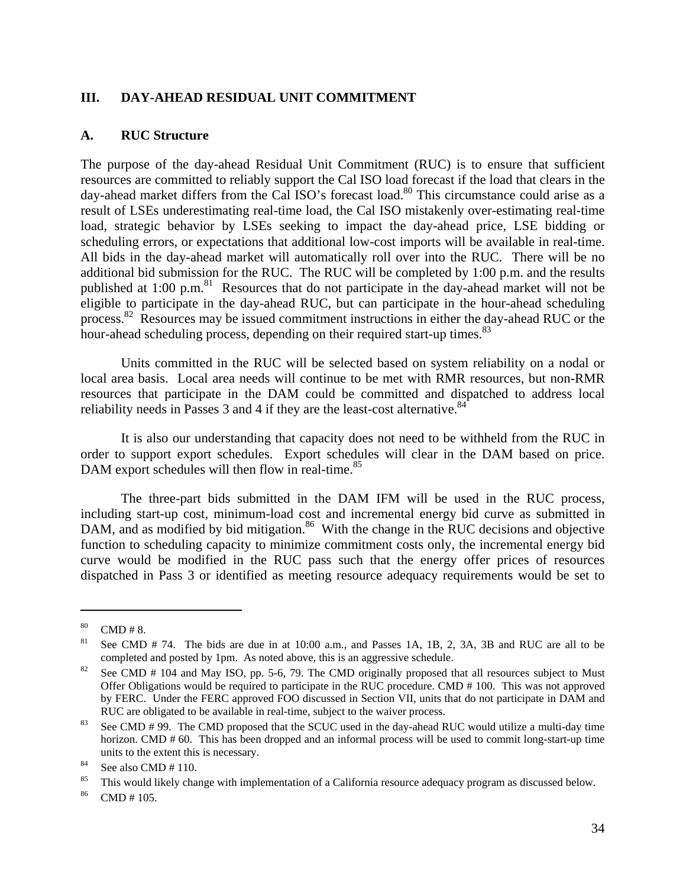## III. DAY-AHEAD RESIDUAL UNIT COMMITMENT

### A. RUC Structure

The purpose of the day-ahead Residual Unit Commitment (RUC) is to ensure that sufficient resources are committed to reliably support the Cal ISO load forecast if the load that clears in the day-ahead market differs from the Cal ISO's forecast load.[80] This circumstance could arise as a result of LSEs underestimating real-time load, the Cal ISO mistakenly over-estimating real-time load, strategic behavior by LSEs seeking to impact the day-ahead price, LSE bidding or scheduling errors, or expectations that additional low-cost imports will be available in real-time. All bids in the day-ahead market will automatically roll over into the RUC. There will be no additional bid submission for the RUC. The RUC will be completed by 1:00 p.m. and the results published at 1:00 p.m.[81] Resources that do not participate in the day-ahead market will not be eligible to participate in the day-ahead RUC, but can participate in the hour-ahead scheduling process.[82] Resources may be issued commitment instructions in either the day-ahead RUC or the hour-ahead scheduling process, depending on their required start-up times.[83]

Units committed in the RUC will be selected based on system reliability on a nodal or local area basis. Local area needs will continue to be met with RMR resources, but non-RMR resources that participate in the DAM could be committed and dispatched to address local reliability needs in Passes 3 and 4 if they are the least-cost alternative.[84]

It is also our understanding that capacity does not need to be withheld from the RUC in order to support export schedules. Export schedules will clear in the DAM based on price. DAM export schedules will then flow in real-time.[85]

The three-part bids submitted in the DAM IFM will be used in the RUC process, including start-up cost, minimum-load cost and incremental energy bid curve as submitted in DAM, and as modified by bid mitigation.[86] With the change in the RUC decisions and objective function to scheduling capacity to minimize commitment costs only, the incremental energy bid curve would be modified in the RUC pass such that the energy offer prices of resources dispatched in Pass 3 or identified as meeting resource adequacy requirements would be set to

---

[80] CMD # 8.

[81] See CMD # 74. The bids are due in at 10:00 a.m., and Passes 1A, 1B, 2, 3A, 3B and RUC are all to be completed and posted by 1pm. As noted above, this is an aggressive schedule.

[82] See CMD # 104 and May ISO, pp. 5-6, 79. The CMD originally proposed that all resources subject to Must Offer Obligations would be required to participate in the RUC procedure. CMD # 100. This was not approved by FERC. Under the FERC approved FOO discussed in Section VII, units that do not participate in DAM and RUC are obligated to be available in real-time, subject to the waiver process.

[83] See CMD # 99. The CMD proposed that the SCUC used in the day-ahead RUC would utilize a multi-day time horizon. CMD # 60. This has been dropped and an informal process will be used to commit long-start-up time units to the extent this is necessary.

[84] See also CMD # 110.

[85] This would likely change with implementation of a California resource adequacy program as discussed below.

[86] CMD # 105.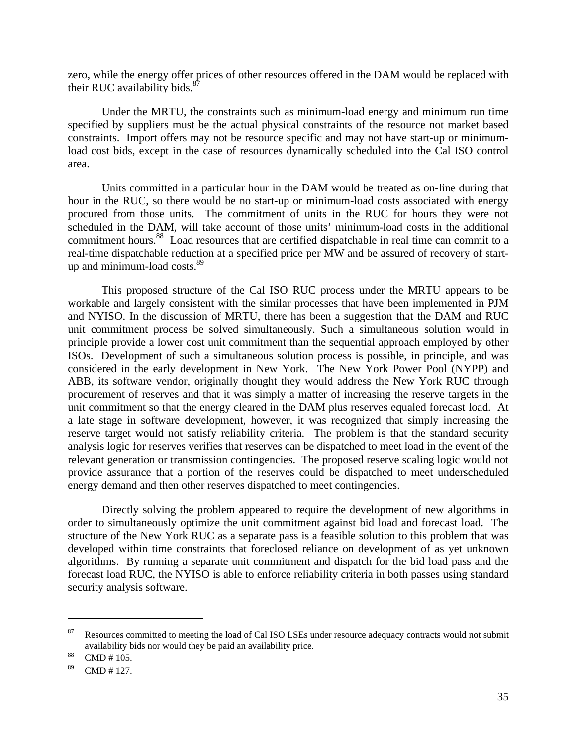zero, while the energy offer prices of other resources offered in the DAM would be replaced with their RUC availability bids.[87]

Under the MRTU, the constraints such as minimum-load energy and minimum run time specified by suppliers must be the actual physical constraints of the resource not market based constraints. Import offers may not be resource specific and may not have start-up or minimum-load cost bids, except in the case of resources dynamically scheduled into the Cal ISO control area.

Units committed in a particular hour in the DAM would be treated as on-line during that hour in the RUC, so there would be no start-up or minimum-load costs associated with energy procured from those units. The commitment of units in the RUC for hours they were not scheduled in the DAM, will take account of those units' minimum-load costs in the additional commitment hours.[88] Load resources that are certified dispatchable in real time can commit to a real-time dispatchable reduction at a specified price per MW and be assured of recovery of start-up and minimum-load costs.[89]

This proposed structure of the Cal ISO RUC process under the MRTU appears to be workable and largely consistent with the similar processes that have been implemented in PJM and NYISO. In the discussion of MRTU, there has been a suggestion that the DAM and RUC unit commitment process be solved simultaneously. Such a simultaneous solution would in principle provide a lower cost unit commitment than the sequential approach employed by other ISOs. Development of such a simultaneous solution process is possible, in principle, and was considered in the early development in New York. The New York Power Pool (NYPP) and ABB, its software vendor, originally thought they would address the New York RUC through procurement of reserves and that it was simply a matter of increasing the reserve targets in the unit commitment so that the energy cleared in the DAM plus reserves equaled forecast load. At a late stage in software development, however, it was recognized that simply increasing the reserve target would not satisfy reliability criteria. The problem is that the standard security analysis logic for reserves verifies that reserves can be dispatched to meet load in the event of the relevant generation or transmission contingencies. The proposed reserve scaling logic would not provide assurance that a portion of the reserves could be dispatched to meet underscheduled energy demand and then other reserves dispatched to meet contingencies.

Directly solving the problem appeared to require the development of new algorithms in order to simultaneously optimize the unit commitment against bid load and forecast load. The structure of the New York RUC as a separate pass is a feasible solution to this problem that was developed within time constraints that foreclosed reliance on development of as yet unknown algorithms. By running a separate unit commitment and dispatch for the bid load pass and the forecast load RUC, the NYISO is able to enforce reliability criteria in both passes using standard security analysis software.

---

[87] Resources committed to meeting the load of Cal ISO LSEs under resource adequacy contracts would not submit availability bids nor would they be paid an availability price.

[88] CMD # 105.

[89] CMD # 127.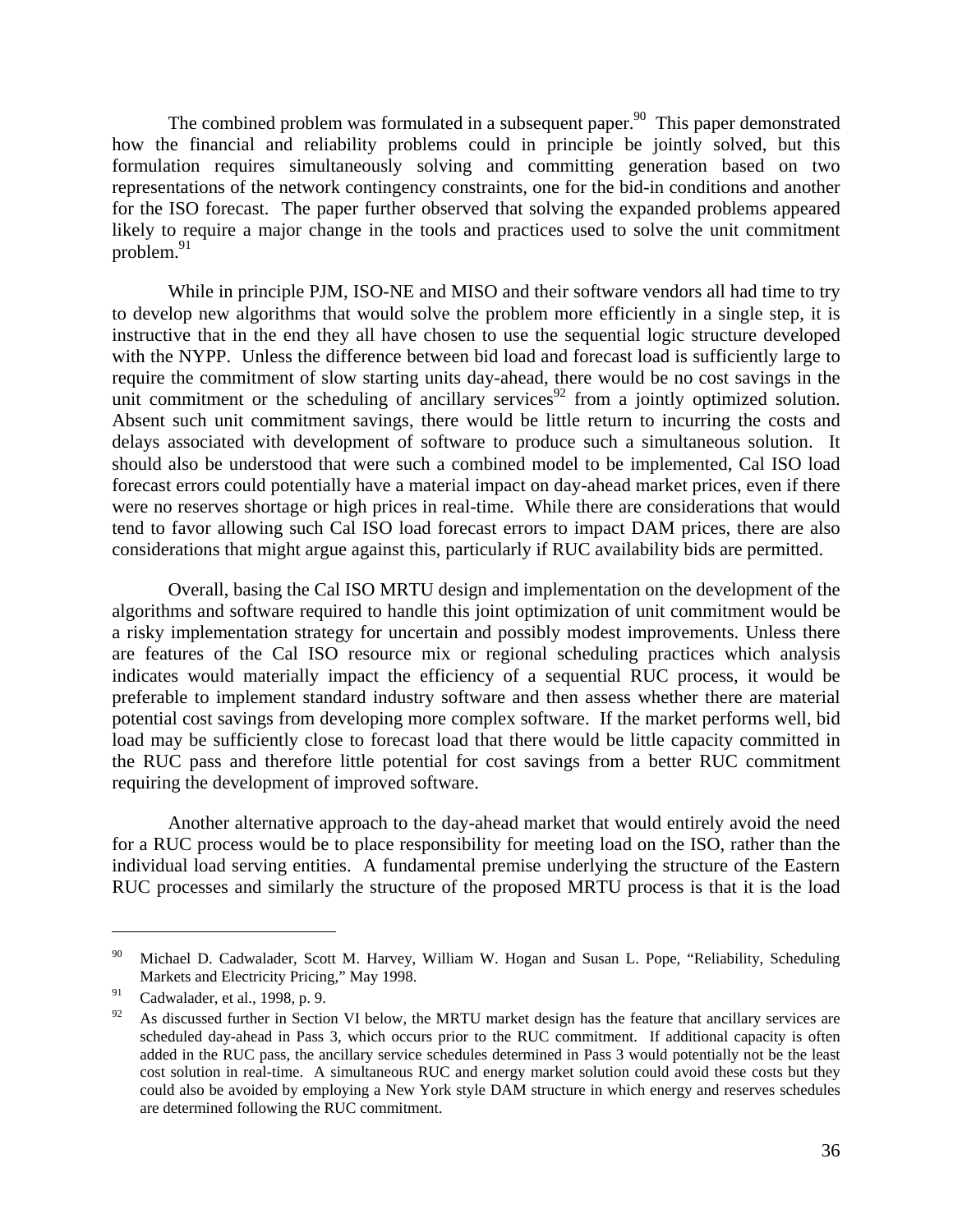The combined problem was formulated in a subsequent paper.[90] This paper demonstrated how the financial and reliability problems could in principle be jointly solved, but this formulation requires simultaneously solving and committing generation based on two representations of the network contingency constraints, one for the bid-in conditions and another for the ISO forecast. The paper further observed that solving the expanded problems appeared likely to require a major change in the tools and practices used to solve the unit commitment problem.[91]

While in principle PJM, ISO-NE and MISO and their software vendors all had time to try to develop new algorithms that would solve the problem more efficiently in a single step, it is instructive that in the end they all have chosen to use the sequential logic structure developed with the NYPP. Unless the difference between bid load and forecast load is sufficiently large to require the commitment of slow starting units day-ahead, there would be no cost savings in the unit commitment or the scheduling of ancillary services[92] from a jointly optimized solution. Absent such unit commitment savings, there would be little return to incurring the costs and delays associated with development of software to produce such a simultaneous solution. It should also be understood that were such a combined model to be implemented, Cal ISO load forecast errors could potentially have a material impact on day-ahead market prices, even if there were no reserves shortage or high prices in real-time. While there are considerations that would tend to favor allowing such Cal ISO load forecast errors to impact DAM prices, there are also considerations that might argue against this, particularly if RUC availability bids are permitted.

Overall, basing the Cal ISO MRTU design and implementation on the development of the algorithms and software required to handle this joint optimization of unit commitment would be a risky implementation strategy for uncertain and possibly modest improvements. Unless there are features of the Cal ISO resource mix or regional scheduling practices which analysis indicates would materially impact the efficiency of a sequential RUC process, it would be preferable to implement standard industry software and then assess whether there are material potential cost savings from developing more complex software. If the market performs well, bid load may be sufficiently close to forecast load that there would be little capacity committed in the RUC pass and therefore little potential for cost savings from a better RUC commitment requiring the development of improved software.

Another alternative approach to the day-ahead market that would entirely avoid the need for a RUC process would be to place responsibility for meeting load on the ISO, rather than the individual load serving entities. A fundamental premise underlying the structure of the Eastern RUC processes and similarly the structure of the proposed MRTU process is that it is the load

---

[90] Michael D. Cadwalader, Scott M. Harvey, William W. Hogan and Susan L. Pope, "Reliability, Scheduling Markets and Electricity Pricing," May 1998.

[91] Cadwalader, et al., 1998, p. 9.

[92] As discussed further in Section VI below, the MRTU market design has the feature that ancillary services are scheduled day-ahead in Pass 3, which occurs prior to the RUC commitment. If additional capacity is often added in the RUC pass, the ancillary service schedules determined in Pass 3 would potentially not be the least cost solution in real-time. A simultaneous RUC and energy market solution could avoid these costs but they could also be avoided by employing a New York style DAM structure in which energy and reserves schedules are determined following the RUC commitment.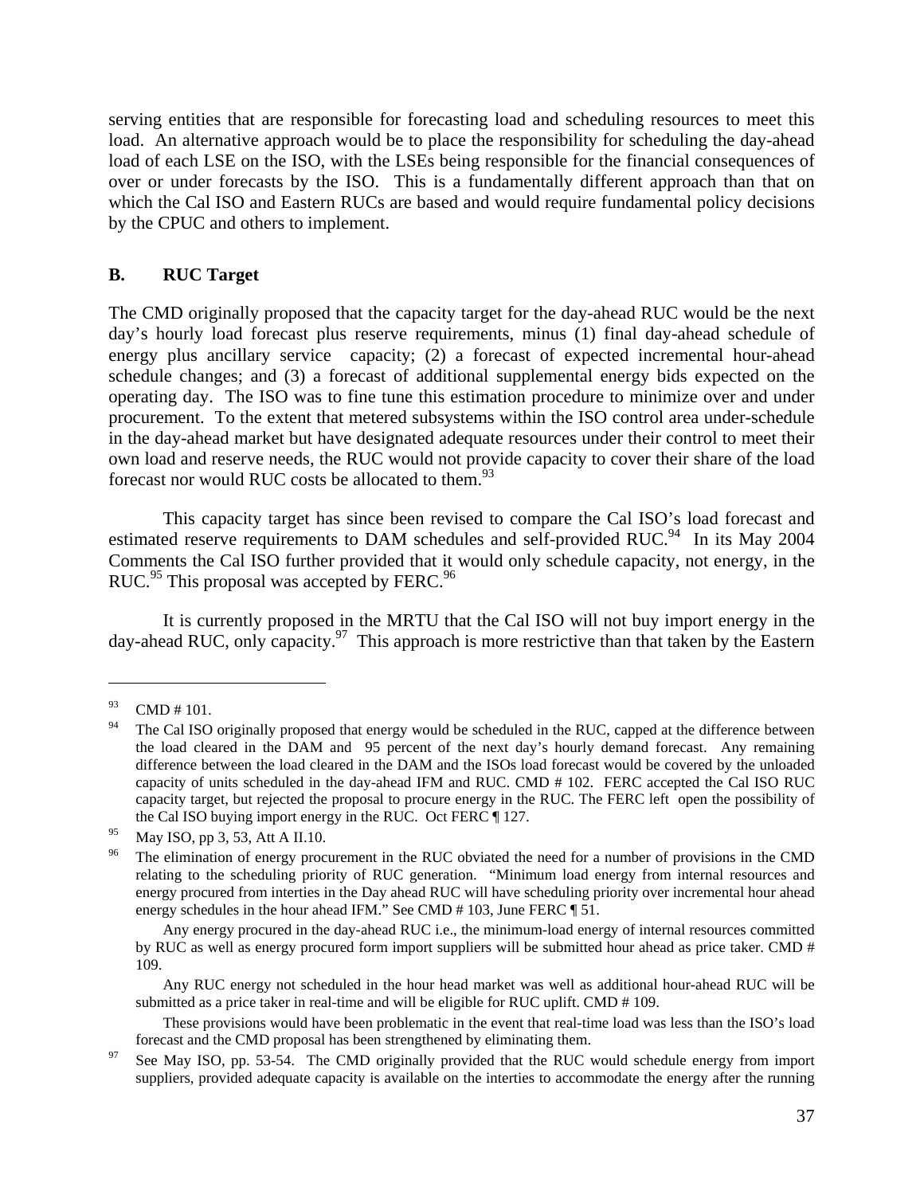serving entities that are responsible for forecasting load and scheduling resources to meet this load. An alternative approach would be to place the responsibility for scheduling the day-ahead load of each LSE on the ISO, with the LSEs being responsible for the financial consequences of over or under forecasts by the ISO. This is a fundamentally different approach than that on which the Cal ISO and Eastern RUCs are based and would require fundamental policy decisions by the CPUC and others to implement.

### B. RUC Target

The CMD originally proposed that the capacity target for the day-ahead RUC would be the next day's hourly load forecast plus reserve requirements, minus (1) final day-ahead schedule of energy plus ancillary service capacity; (2) a forecast of expected incremental hour-ahead schedule changes; and (3) a forecast of additional supplemental energy bids expected on the operating day. The ISO was to fine tune this estimation procedure to minimize over and under procurement. To the extent that metered subsystems within the ISO control area under-schedule in the day-ahead market but have designated adequate resources under their control to meet their own load and reserve needs, the RUC would not provide capacity to cover their share of the load forecast nor would RUC costs be allocated to them.[93]

This capacity target has since been revised to compare the Cal ISO's load forecast and estimated reserve requirements to DAM schedules and self-provided RUC.[94] In its May 2004 Comments the Cal ISO further provided that it would only schedule capacity, not energy, in the RUC.[95] This proposal was accepted by FERC.[96]

It is currently proposed in the MRTU that the Cal ISO will not buy import energy in the day-ahead RUC, only capacity.[97] This approach is more restrictive than that taken by the Eastern

---

[93] CMD # 101.

[94] The Cal ISO originally proposed that energy would be scheduled in the RUC, capped at the difference between the load cleared in the DAM and 95 percent of the next day's hourly demand forecast. Any remaining difference between the load cleared in the DAM and the ISOs load forecast would be covered by the unloaded capacity of units scheduled in the day-ahead IFM and RUC. CMD # 102. FERC accepted the Cal ISO RUC capacity target, but rejected the proposal to procure energy in the RUC. The FERC left open the possibility of the Cal ISO buying import energy in the RUC. Oct FERC ¶ 127.

[95] May ISO, pp 3, 53, Att A II.10.

[96] The elimination of energy procurement in the RUC obviated the need for a number of provisions in the CMD relating to the scheduling priority of RUC generation. "Minimum load energy from internal resources and energy procured from interties in the Day ahead RUC will have scheduling priority over incremental hour ahead energy schedules in the hour ahead IFM." See CMD # 103, June FERC ¶ 51.

Any energy procured in the day-ahead RUC i.e., the minimum-load energy of internal resources committed by RUC as well as energy procured form import suppliers will be submitted hour ahead as price taker. CMD # 109.

Any RUC energy not scheduled in the hour head market was well as additional hour-ahead RUC will be submitted as a price taker in real-time and will be eligible for RUC uplift. CMD # 109.

These provisions would have been problematic in the event that real-time load was less than the ISO's load forecast and the CMD proposal has been strengthened by eliminating them.

[97] See May ISO, pp. 53-54. The CMD originally provided that the RUC would schedule energy from import suppliers, provided adequate capacity is available on the interties to accommodate the energy after the running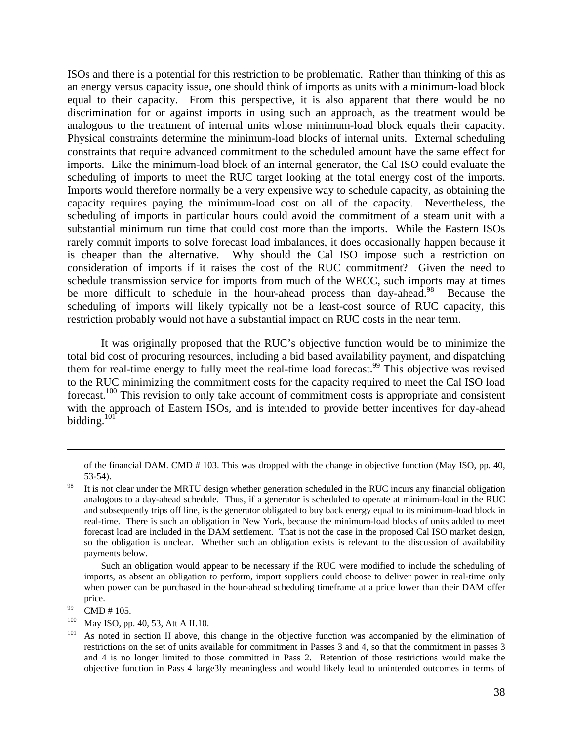ISOs and there is a potential for this restriction to be problematic. Rather than thinking of this as an energy versus capacity issue, one should think of imports as units with a minimum-load block equal to their capacity. From this perspective, it is also apparent that there would be no discrimination for or against imports in using such an approach, as the treatment would be analogous to the treatment of internal units whose minimum-load block equals their capacity. Physical constraints determine the minimum-load blocks of internal units. External scheduling constraints that require advanced commitment to the scheduled amount have the same effect for imports. Like the minimum-load block of an internal generator, the Cal ISO could evaluate the scheduling of imports to meet the RUC target looking at the total energy cost of the imports. Imports would therefore normally be a very expensive way to schedule capacity, as obtaining the capacity requires paying the minimum-load cost on all of the capacity. Nevertheless, the scheduling of imports in particular hours could avoid the commitment of a steam unit with a substantial minimum run time that could cost more than the imports. While the Eastern ISOs rarely commit imports to solve forecast load imbalances, it does occasionally happen because it is cheaper than the alternative. Why should the Cal ISO impose such a restriction on consideration of imports if it raises the cost of the RUC commitment? Given the need to schedule transmission service for imports from much of the WECC, such imports may at times be more difficult to schedule in the hour-ahead process than day-ahead.[98] Because the scheduling of imports will likely typically not be a least-cost source of RUC capacity, this restriction probably would not have a substantial impact on RUC costs in the near term.

It was originally proposed that the RUC's objective function would be to minimize the total bid cost of procuring resources, including a bid based availability payment, and dispatching them for real-time energy to fully meet the real-time load forecast.[99] This objective was revised to the RUC minimizing the commitment costs for the capacity required to meet the Cal ISO load forecast.[100] This revision to only take account of commitment costs is appropriate and consistent with the approach of Eastern ISOs, and is intended to provide better incentives for day-ahead bidding.[101]

---

of the financial DAM. CMD # 103. This was dropped with the change in objective function (May ISO, pp. 40, 53-54).

[98] It is not clear under the MRTU design whether generation scheduled in the RUC incurs any financial obligation analogous to a day-ahead schedule. Thus, if a generator is scheduled to operate at minimum-load in the RUC and subsequently trips off line, is the generator obligated to buy back energy equal to its minimum-load block in real-time. There is such an obligation in New York, because the minimum-load blocks of units added to meet forecast load are included in the DAM settlement. That is not the case in the proposed Cal ISO market design, so the obligation is unclear. Whether such an obligation exists is relevant to the discussion of availability payments below.

Such an obligation would appear to be necessary if the RUC were modified to include the scheduling of imports, as absent an obligation to perform, import suppliers could choose to deliver power in real-time only when power can be purchased in the hour-ahead scheduling timeframe at a price lower than their DAM offer price.

[99] CMD # 105.

[100] May ISO, pp. 40, 53, Att A II.10.

[101] As noted in section II above, this change in the objective function was accompanied by the elimination of restrictions on the set of units available for commitment in Passes 3 and 4, so that the commitment in passes 3 and 4 is no longer limited to those committed in Pass 2. Retention of those restrictions would make the objective function in Pass 4 large3ly meaningless and would likely lead to unintended outcomes in terms of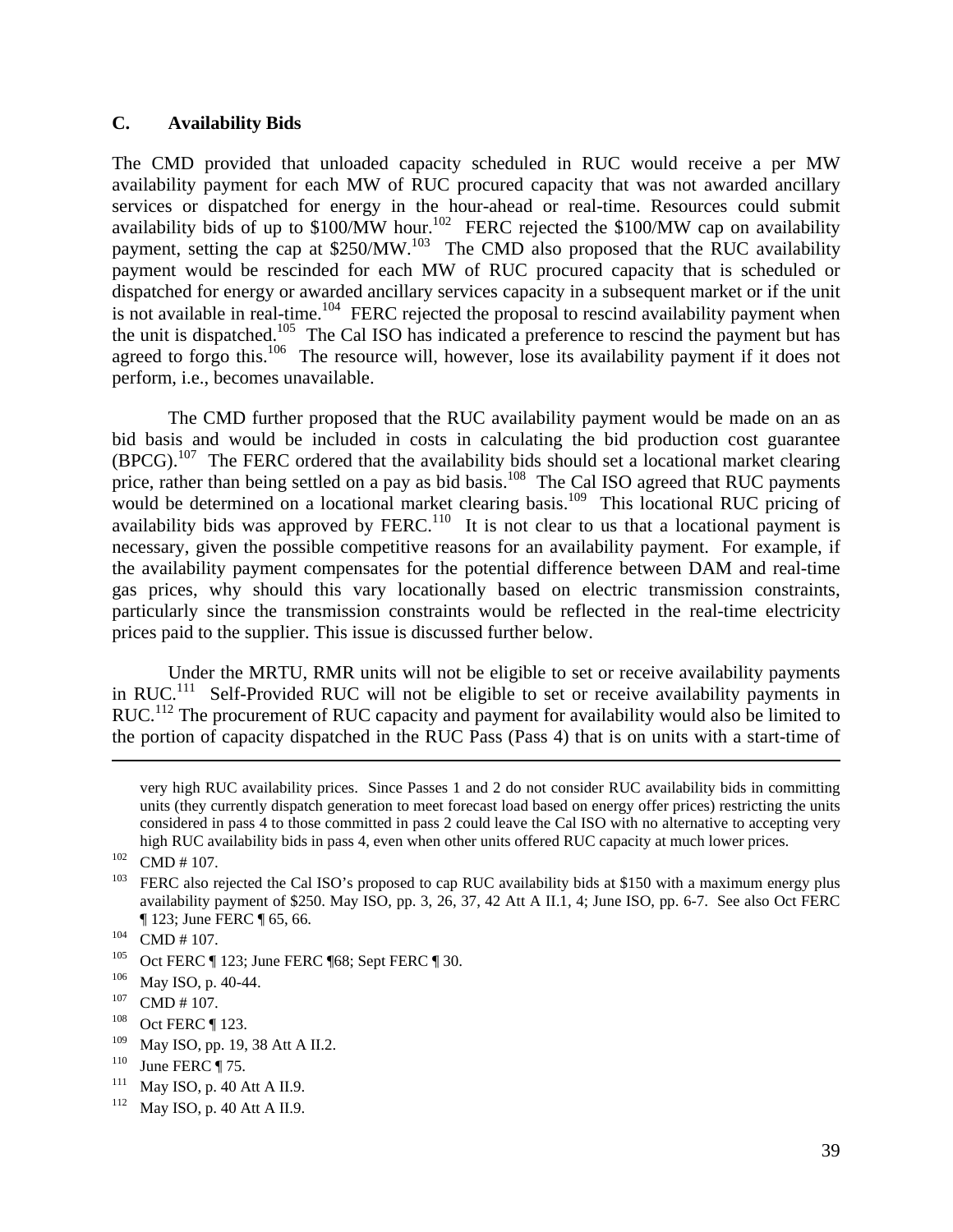### C. Availability Bids

The CMD provided that unloaded capacity scheduled in RUC would receive a per MW availability payment for each MW of RUC procured capacity that was not awarded ancillary services or dispatched for energy in the hour-ahead or real-time. Resources could submit availability bids of up to \$100/MW hour.[102] FERC rejected the \$100/MW cap on availability payment, setting the cap at \$250/MW.[103] The CMD also proposed that the RUC availability payment would be rescinded for each MW of RUC procured capacity that is scheduled or dispatched for energy or awarded ancillary services capacity in a subsequent market or if the unit is not available in real-time.[104] FERC rejected the proposal to rescind availability payment when the unit is dispatched.[105] The Cal ISO has indicated a preference to rescind the payment but has agreed to forgo this.[106] The resource will, however, lose its availability payment if it does not perform, i.e., becomes unavailable.

The CMD further proposed that the RUC availability payment would be made on an as bid basis and would be included in costs in calculating the bid production cost guarantee (BPCG).[107] The FERC ordered that the availability bids should set a locational market clearing price, rather than being settled on a pay as bid basis.[108] The Cal ISO agreed that RUC payments would be determined on a locational market clearing basis.[109] This locational RUC pricing of availability bids was approved by FERC.[110] It is not clear to us that a locational payment is necessary, given the possible competitive reasons for an availability payment. For example, if the availability payment compensates for the potential difference between DAM and real-time gas prices, why should this vary locationally based on electric transmission constraints, particularly since the transmission constraints would be reflected in the real-time electricity prices paid to the supplier. This issue is discussed further below.

Under the MRTU, RMR units will not be eligible to set or receive availability payments in RUC.[111] Self-Provided RUC will not be eligible to set or receive availability payments in RUC.[112] The procurement of RUC capacity and payment for availability would also be limited to the portion of capacity dispatched in the RUC Pass (Pass 4) that is on units with a start-time of

---

very high RUC availability prices. Since Passes 1 and 2 do not consider RUC availability bids in committing units (they currently dispatch generation to meet forecast load based on energy offer prices) restricting the units considered in pass 4 to those committed in pass 2 could leave the Cal ISO with no alternative to accepting very high RUC availability bids in pass 4, even when other units offered RUC capacity at much lower prices.

[102] CMD # 107.

[103] FERC also rejected the Cal ISO's proposed to cap RUC availability bids at \$150 with a maximum energy plus availability payment of \$250. May ISO, pp. 3, 26, 37, 42 Att A II.1, 4; June ISO, pp. 6-7. See also Oct FERC ¶ 123; June FERC ¶ 65, 66.

[104] CMD # 107.

[105] Oct FERC ¶ 123; June FERC ¶68; Sept FERC ¶ 30.

[106] May ISO, p. 40-44.

[107] CMD # 107.

[108] Oct FERC ¶ 123.

[109] May ISO, pp. 19, 38 Att A II.2.

[110] June FERC ¶ 75.

[111] May ISO, p. 40 Att A II.9.

[112] May ISO, p. 40 Att A II.9.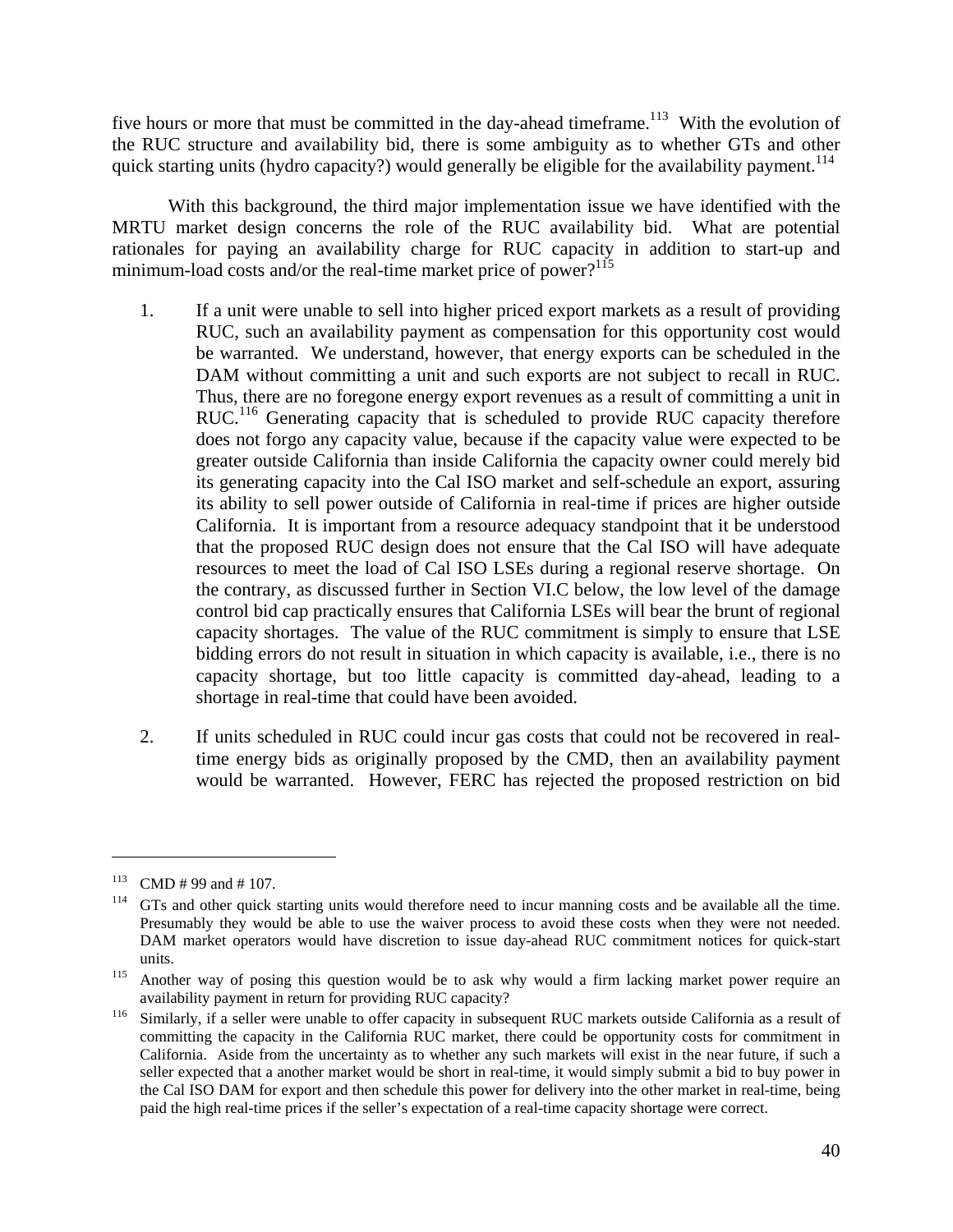five hours or more that must be committed in the day-ahead timeframe.[113] With the evolution of the RUC structure and availability bid, there is some ambiguity as to whether GTs and other quick starting units (hydro capacity?) would generally be eligible for the availability payment.[114]

With this background, the third major implementation issue we have identified with the MRTU market design concerns the role of the RUC availability bid. What are potential rationales for paying an availability charge for RUC capacity in addition to start-up and minimum-load costs and/or the real-time market price of power?[115]

1. If a unit were unable to sell into higher priced export markets as a result of providing RUC, such an availability payment as compensation for this opportunity cost would be warranted. We understand, however, that energy exports can be scheduled in the DAM without committing a unit and such exports are not subject to recall in RUC. Thus, there are no foregone energy export revenues as a result of committing a unit in RUC.[116] Generating capacity that is scheduled to provide RUC capacity therefore does not forgo any capacity value, because if the capacity value were expected to be greater outside California than inside California the capacity owner could merely bid its generating capacity into the Cal ISO market and self-schedule an export, assuring its ability to sell power outside of California in real-time if prices are higher outside California. It is important from a resource adequacy standpoint that it be understood that the proposed RUC design does not ensure that the Cal ISO will have adequate resources to meet the load of Cal ISO LSEs during a regional reserve shortage. On the contrary, as discussed further in Section VI.C below, the low level of the damage control bid cap practically ensures that California LSEs will bear the brunt of regional capacity shortages. The value of the RUC commitment is simply to ensure that LSE bidding errors do not result in situation in which capacity is available, i.e., there is no capacity shortage, but too little capacity is committed day-ahead, leading to a shortage in real-time that could have been avoided.

2. If units scheduled in RUC could incur gas costs that could not be recovered in real-time energy bids as originally proposed by the CMD, then an availability payment would be warranted. However, FERC has rejected the proposed restriction on bid

---

[113] CMD # 99 and # 107.

[114] GTs and other quick starting units would therefore need to incur manning costs and be available all the time. Presumably they would be able to use the waiver process to avoid these costs when they were not needed. DAM market operators would have discretion to issue day-ahead RUC commitment notices for quick-start units.

[115] Another way of posing this question would be to ask why would a firm lacking market power require an availability payment in return for providing RUC capacity?

[116] Similarly, if a seller were unable to offer capacity in subsequent RUC markets outside California as a result of committing the capacity in the California RUC market, there could be opportunity costs for commitment in California. Aside from the uncertainty as to whether any such markets will exist in the near future, if such a seller expected that a another market would be short in real-time, it would simply submit a bid to buy power in the Cal ISO DAM for export and then schedule this power for delivery into the other market in real-time, being paid the high real-time prices if the seller's expectation of a real-time capacity shortage were correct.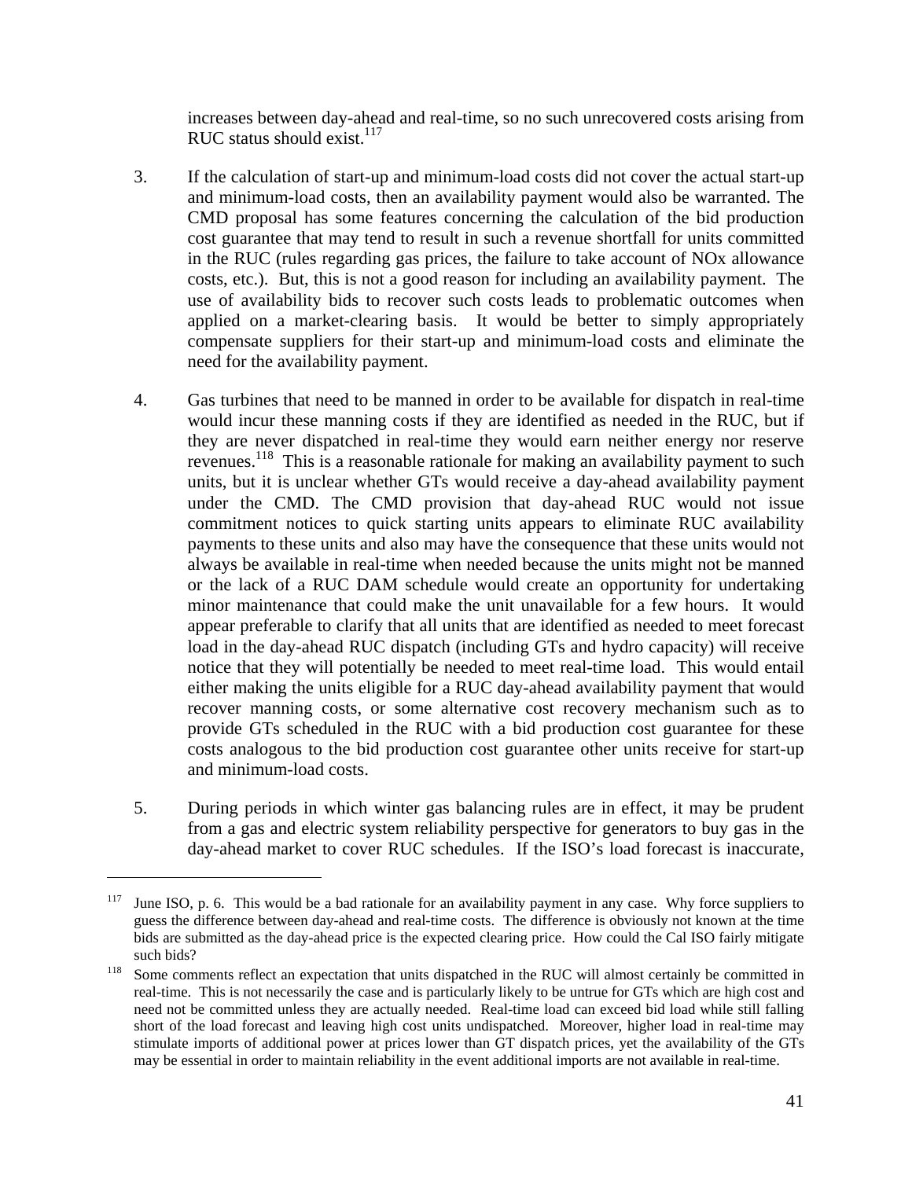increases between day-ahead and real-time, so no such unrecovered costs arising from RUC status should exist.[117]

3. If the calculation of start-up and minimum-load costs did not cover the actual start-up and minimum-load costs, then an availability payment would also be warranted. The CMD proposal has some features concerning the calculation of the bid production cost guarantee that may tend to result in such a revenue shortfall for units committed in the RUC (rules regarding gas prices, the failure to take account of NOx allowance costs, etc.). But, this is not a good reason for including an availability payment. The use of availability bids to recover such costs leads to problematic outcomes when applied on a market-clearing basis. It would be better to simply appropriately compensate suppliers for their start-up and minimum-load costs and eliminate the need for the availability payment.

4. Gas turbines that need to be manned in order to be available for dispatch in real-time would incur these manning costs if they are identified as needed in the RUC, but if they are never dispatched in real-time they would earn neither energy nor reserve revenues.[118] This is a reasonable rationale for making an availability payment to such units, but it is unclear whether GTs would receive a day-ahead availability payment under the CMD. The CMD provision that day-ahead RUC would not issue commitment notices to quick starting units appears to eliminate RUC availability payments to these units and also may have the consequence that these units would not always be available in real-time when needed because the units might not be manned or the lack of a RUC DAM schedule would create an opportunity for undertaking minor maintenance that could make the unit unavailable for a few hours. It would appear preferable to clarify that all units that are identified as needed to meet forecast load in the day-ahead RUC dispatch (including GTs and hydro capacity) will receive notice that they will potentially be needed to meet real-time load. This would entail either making the units eligible for a RUC day-ahead availability payment that would recover manning costs, or some alternative cost recovery mechanism such as to provide GTs scheduled in the RUC with a bid production cost guarantee for these costs analogous to the bid production cost guarantee other units receive for start-up and minimum-load costs.

5. During periods in which winter gas balancing rules are in effect, it may be prudent from a gas and electric system reliability perspective for generators to buy gas in the day-ahead market to cover RUC schedules. If the ISO's load forecast is inaccurate,

---

[117] June ISO, p. 6. This would be a bad rationale for an availability payment in any case. Why force suppliers to guess the difference between day-ahead and real-time costs. The difference is obviously not known at the time bids are submitted as the day-ahead price is the expected clearing price. How could the Cal ISO fairly mitigate such bids?

[118] Some comments reflect an expectation that units dispatched in the RUC will almost certainly be committed in real-time. This is not necessarily the case and is particularly likely to be untrue for GTs which are high cost and need not be committed unless they are actually needed. Real-time load can exceed bid load while still falling short of the load forecast and leaving high cost units undispatched. Moreover, higher load in real-time may stimulate imports of additional power at prices lower than GT dispatch prices, yet the availability of the GTs may be essential in order to maintain reliability in the event additional imports are not available in real-time.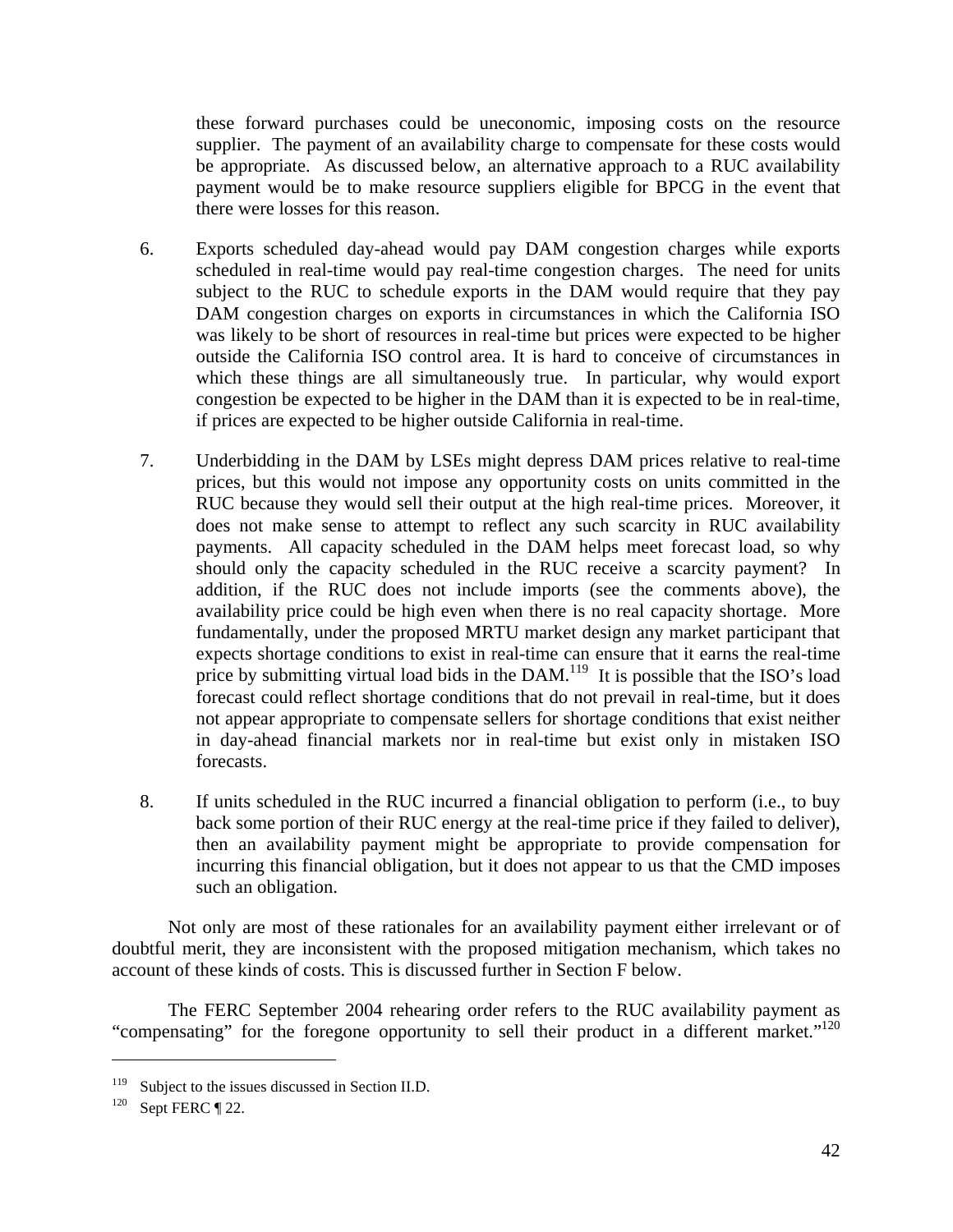these forward purchases could be uneconomic, imposing costs on the resource supplier. The payment of an availability charge to compensate for these costs would be appropriate. As discussed below, an alternative approach to a RUC availability payment would be to make resource suppliers eligible for BPCG in the event that there were losses for this reason.

6. Exports scheduled day-ahead would pay DAM congestion charges while exports scheduled in real-time would pay real-time congestion charges. The need for units subject to the RUC to schedule exports in the DAM would require that they pay DAM congestion charges on exports in circumstances in which the California ISO was likely to be short of resources in real-time but prices were expected to be higher outside the California ISO control area. It is hard to conceive of circumstances in which these things are all simultaneously true. In particular, why would export congestion be expected to be higher in the DAM than it is expected to be in real-time, if prices are expected to be higher outside California in real-time.

7. Underbidding in the DAM by LSEs might depress DAM prices relative to real-time prices, but this would not impose any opportunity costs on units committed in the RUC because they would sell their output at the high real-time prices. Moreover, it does not make sense to attempt to reflect any such scarcity in RUC availability payments. All capacity scheduled in the DAM helps meet forecast load, so why should only the capacity scheduled in the RUC receive a scarcity payment? In addition, if the RUC does not include imports (see the comments above), the availability price could be high even when there is no real capacity shortage. More fundamentally, under the proposed MRTU market design any market participant that expects shortage conditions to exist in real-time can ensure that it earns the real-time price by submitting virtual load bids in the DAM.[119] It is possible that the ISO's load forecast could reflect shortage conditions that do not prevail in real-time, but it does not appear appropriate to compensate sellers for shortage conditions that exist neither in day-ahead financial markets nor in real-time but exist only in mistaken ISO forecasts.

8. If units scheduled in the RUC incurred a financial obligation to perform (i.e., to buy back some portion of their RUC energy at the real-time price if they failed to deliver), then an availability payment might be appropriate to provide compensation for incurring this financial obligation, but it does not appear to us that the CMD imposes such an obligation.

Not only are most of these rationales for an availability payment either irrelevant or of doubtful merit, they are inconsistent with the proposed mitigation mechanism, which takes no account of these kinds of costs. This is discussed further in Section F below.

The FERC September 2004 rehearing order refers to the RUC availability payment as "compensating" for the foregone opportunity to sell their product in a different market."[120]

---

[119] Subject to the issues discussed in Section II.D.

[120] Sept FERC ¶ 22.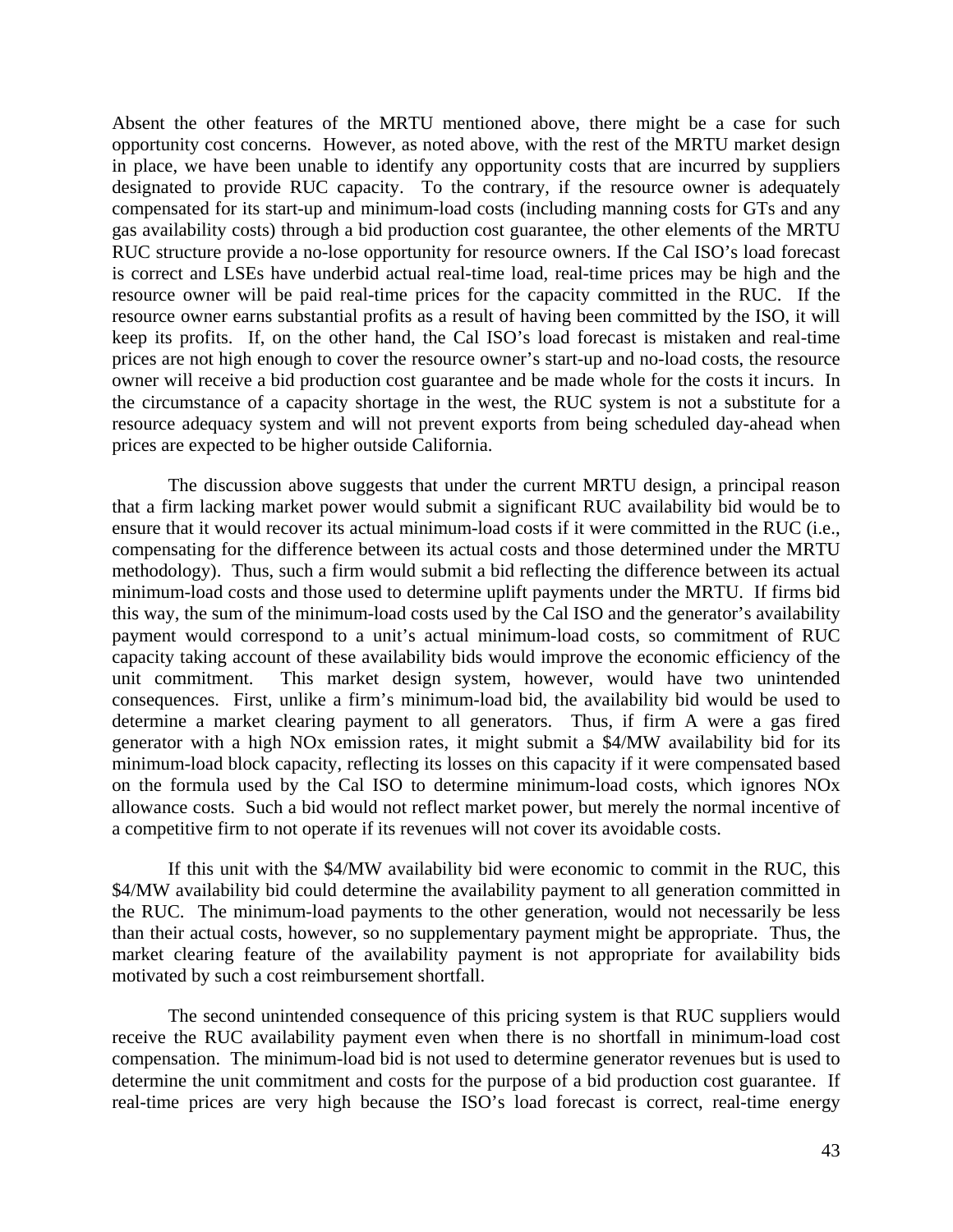Absent the other features of the MRTU mentioned above, there might be a case for such opportunity cost concerns. However, as noted above, with the rest of the MRTU market design in place, we have been unable to identify any opportunity costs that are incurred by suppliers designated to provide RUC capacity. To the contrary, if the resource owner is adequately compensated for its start-up and minimum-load costs (including manning costs for GTs and any gas availability costs) through a bid production cost guarantee, the other elements of the MRTU RUC structure provide a no-lose opportunity for resource owners. If the Cal ISO's load forecast is correct and LSEs have underbid actual real-time load, real-time prices may be high and the resource owner will be paid real-time prices for the capacity committed in the RUC. If the resource owner earns substantial profits as a result of having been committed by the ISO, it will keep its profits. If, on the other hand, the Cal ISO's load forecast is mistaken and real-time prices are not high enough to cover the resource owner's start-up and no-load costs, the resource owner will receive a bid production cost guarantee and be made whole for the costs it incurs. In the circumstance of a capacity shortage in the west, the RUC system is not a substitute for a resource adequacy system and will not prevent exports from being scheduled day-ahead when prices are expected to be higher outside California.

The discussion above suggests that under the current MRTU design, a principal reason that a firm lacking market power would submit a significant RUC availability bid would be to ensure that it would recover its actual minimum-load costs if it were committed in the RUC (i.e., compensating for the difference between its actual costs and those determined under the MRTU methodology). Thus, such a firm would submit a bid reflecting the difference between its actual minimum-load costs and those used to determine uplift payments under the MRTU. If firms bid this way, the sum of the minimum-load costs used by the Cal ISO and the generator's availability payment would correspond to a unit's actual minimum-load costs, so commitment of RUC capacity taking account of these availability bids would improve the economic efficiency of the unit commitment. This market design system, however, would have two unintended consequences. First, unlike a firm's minimum-load bid, the availability bid would be used to determine a market clearing payment to all generators. Thus, if firm A were a gas fired generator with a high NOx emission rates, it might submit a $4/MW availability bid for its minimum-load block capacity, reflecting its losses on this capacity if it were compensated based on the formula used by the Cal ISO to determine minimum-load costs, which ignores NOx allowance costs. Such a bid would not reflect market power, but merely the normal incentive of a competitive firm to not operate if its revenues will not cover its avoidable costs.

If this unit with the $4/MW availability bid were economic to commit in the RUC, this $4/MW availability bid could determine the availability payment to all generation committed in the RUC. The minimum-load payments to the other generation, would not necessarily be less than their actual costs, however, so no supplementary payment might be appropriate. Thus, the market clearing feature of the availability payment is not appropriate for availability bids motivated by such a cost reimbursement shortfall.

The second unintended consequence of this pricing system is that RUC suppliers would receive the RUC availability payment even when there is no shortfall in minimum-load cost compensation. The minimum-load bid is not used to determine generator revenues but is used to determine the unit commitment and costs for the purpose of a bid production cost guarantee. If real-time prices are very high because the ISO's load forecast is correct, real-time energy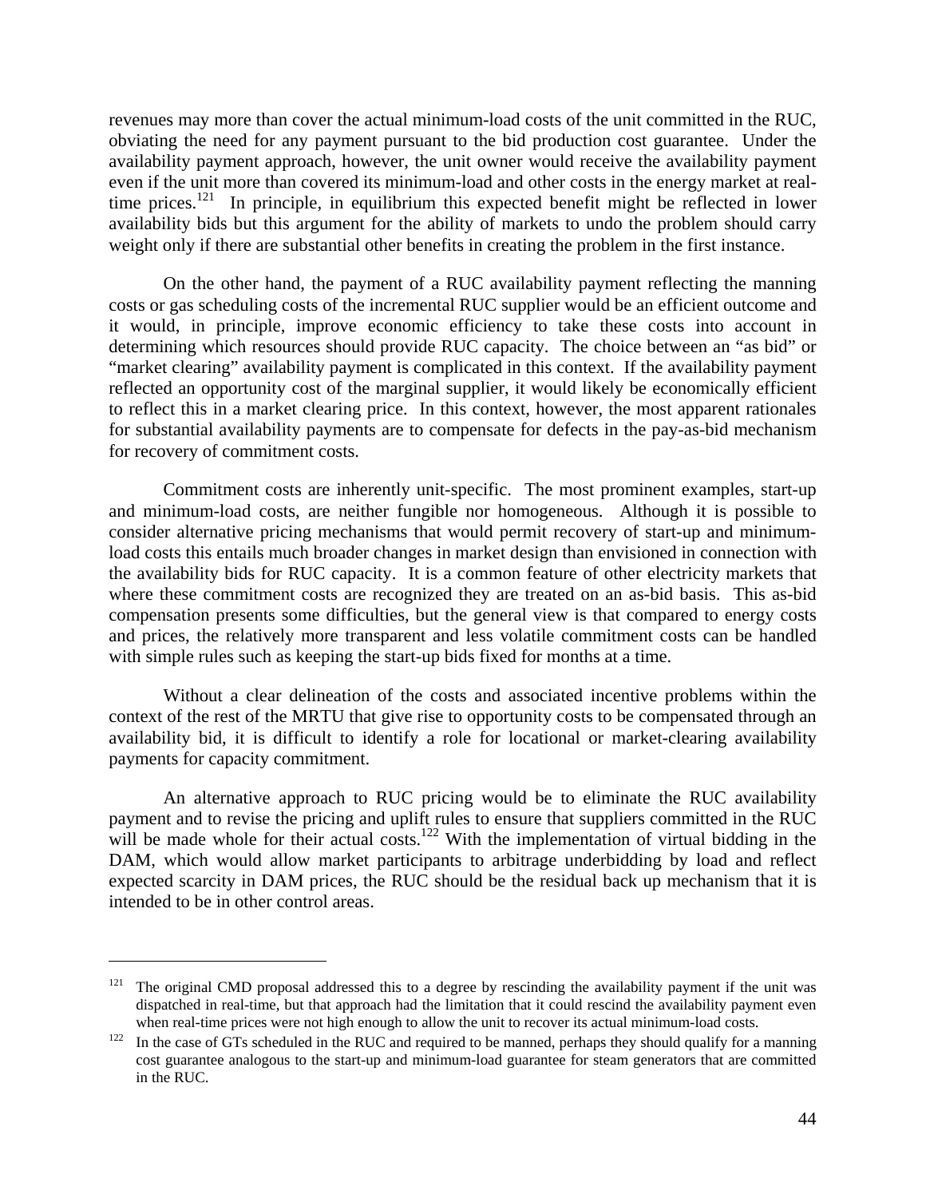revenues may more than cover the actual minimum-load costs of the unit committed in the RUC, obviating the need for any payment pursuant to the bid production cost guarantee. Under the availability payment approach, however, the unit owner would receive the availability payment even if the unit more than covered its minimum-load and other costs in the energy market at real-time prices.[121] In principle, in equilibrium this expected benefit might be reflected in lower availability bids but this argument for the ability of markets to undo the problem should carry weight only if there are substantial other benefits in creating the problem in the first instance.

On the other hand, the payment of a RUC availability payment reflecting the manning costs or gas scheduling costs of the incremental RUC supplier would be an efficient outcome and it would, in principle, improve economic efficiency to take these costs into account in determining which resources should provide RUC capacity. The choice between an "as bid" or "market clearing" availability payment is complicated in this context. If the availability payment reflected an opportunity cost of the marginal supplier, it would likely be economically efficient to reflect this in a market clearing price. In this context, however, the most apparent rationales for substantial availability payments are to compensate for defects in the pay-as-bid mechanism for recovery of commitment costs.

Commitment costs are inherently unit-specific. The most prominent examples, start-up and minimum-load costs, are neither fungible nor homogeneous. Although it is possible to consider alternative pricing mechanisms that would permit recovery of start-up and minimum-load costs this entails much broader changes in market design than envisioned in connection with the availability bids for RUC capacity. It is a common feature of other electricity markets that where these commitment costs are recognized they are treated on an as-bid basis. This as-bid compensation presents some difficulties, but the general view is that compared to energy costs and prices, the relatively more transparent and less volatile commitment costs can be handled with simple rules such as keeping the start-up bids fixed for months at a time.

Without a clear delineation of the costs and associated incentive problems within the context of the rest of the MRTU that give rise to opportunity costs to be compensated through an availability bid, it is difficult to identify a role for locational or market-clearing availability payments for capacity commitment.

An alternative approach to RUC pricing would be to eliminate the RUC availability payment and to revise the pricing and uplift rules to ensure that suppliers committed in the RUC will be made whole for their actual costs.[122] With the implementation of virtual bidding in the DAM, which would allow market participants to arbitrage underbidding by load and reflect expected scarcity in DAM prices, the RUC should be the residual back up mechanism that it is intended to be in other control areas.

---

[121] The original CMD proposal addressed this to a degree by rescinding the availability payment if the unit was dispatched in real-time, but that approach had the limitation that it could rescind the availability payment even when real-time prices were not high enough to allow the unit to recover its actual minimum-load costs.

[122] In the case of GTs scheduled in the RUC and required to be manned, perhaps they should qualify for a manning cost guarantee analogous to the start-up and minimum-load guarantee for steam generators that are committed in the RUC.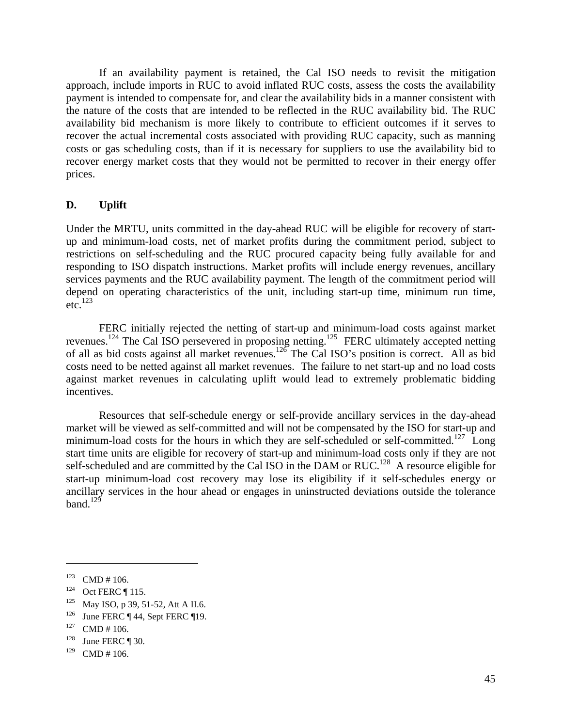If an availability payment is retained, the Cal ISO needs to revisit the mitigation approach, include imports in RUC to avoid inflated RUC costs, assess the costs the availability payment is intended to compensate for, and clear the availability bids in a manner consistent with the nature of the costs that are intended to be reflected in the RUC availability bid. The RUC availability bid mechanism is more likely to contribute to efficient outcomes if it serves to recover the actual incremental costs associated with providing RUC capacity, such as manning costs or gas scheduling costs, than if it is necessary for suppliers to use the availability bid to recover energy market costs that they would not be permitted to recover in their energy offer prices.

### D. Uplift

Under the MRTU, units committed in the day-ahead RUC will be eligible for recovery of start-up and minimum-load costs, net of market profits during the commitment period, subject to restrictions on self-scheduling and the RUC procured capacity being fully available for and responding to ISO dispatch instructions. Market profits will include energy revenues, ancillary services payments and the RUC availability payment. The length of the commitment period will depend on operating characteristics of the unit, including start-up time, minimum run time, etc.[123]

FERC initially rejected the netting of start-up and minimum-load costs against market revenues.[124] The Cal ISO persevered in proposing netting.[125] FERC ultimately accepted netting of all as bid costs against all market revenues.[126] The Cal ISO's position is correct. All as bid costs need to be netted against all market revenues. The failure to net start-up and no load costs against market revenues in calculating uplift would lead to extremely problematic bidding incentives.

Resources that self-schedule energy or self-provide ancillary services in the day-ahead market will be viewed as self-committed and will not be compensated by the ISO for start-up and minimum-load costs for the hours in which they are self-scheduled or self-committed.[127] Long start time units are eligible for recovery of start-up and minimum-load costs only if they are not self-scheduled and are committed by the Cal ISO in the DAM or RUC.[128] A resource eligible for start-up minimum-load cost recovery may lose its eligibility if it self-schedules energy or ancillary services in the hour ahead or engages in uninstructed deviations outside the tolerance band.[129]

---

[123] CMD # 106.

[124] Oct FERC ¶ 115.

[125] May ISO, p 39, 51-52, Att A II.6.

[126] June FERC ¶ 44, Sept FERC ¶19.

[127] CMD # 106.

[128] June FERC ¶ 30.

[129] CMD # 106.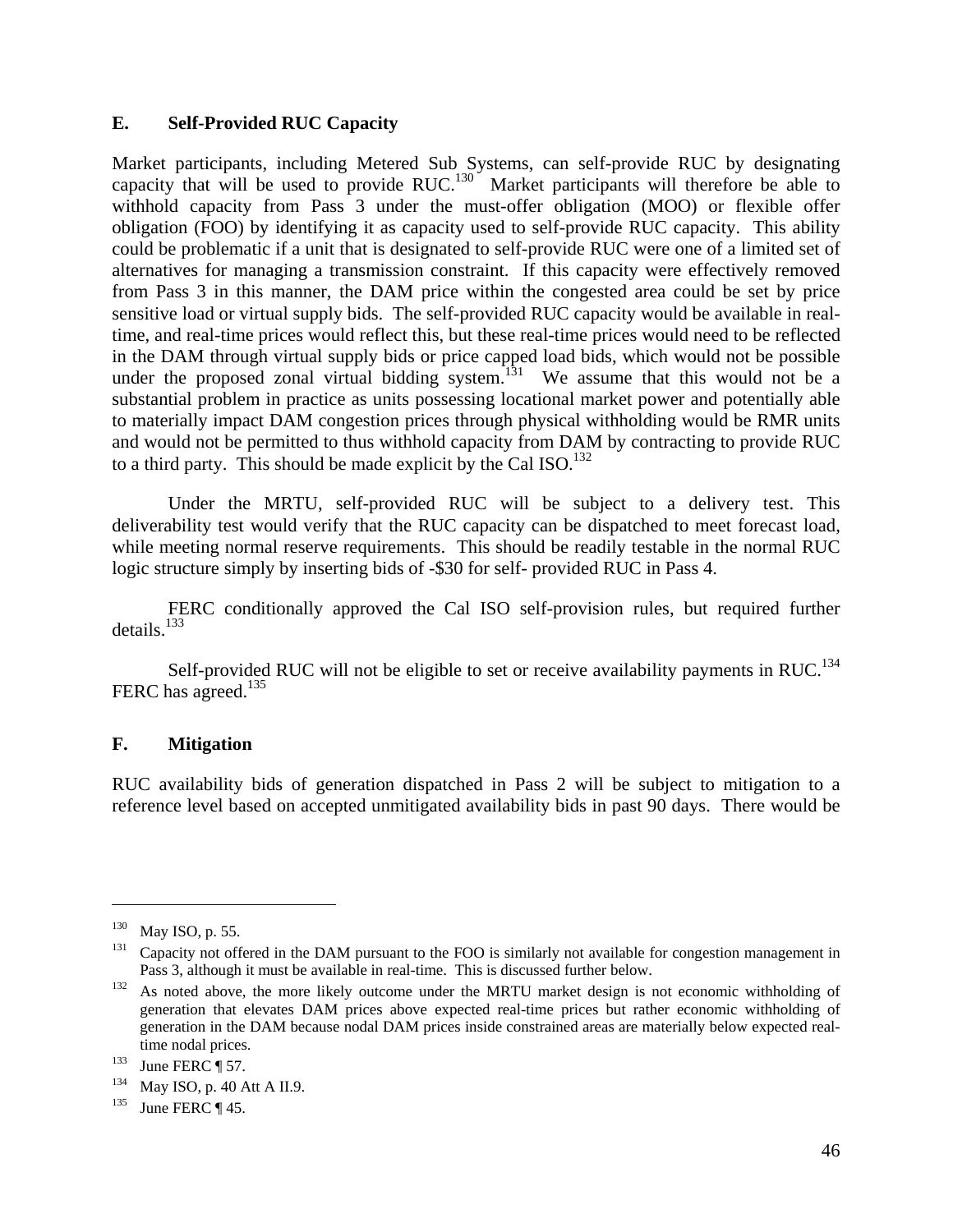### E. Self-Provided RUC Capacity

Market participants, including Metered Sub Systems, can self-provide RUC by designating capacity that will be used to provide RUC.[130] Market participants will therefore be able to withhold capacity from Pass 3 under the must-offer obligation (MOO) or flexible offer obligation (FOO) by identifying it as capacity used to self-provide RUC capacity. This ability could be problematic if a unit that is designated to self-provide RUC were one of a limited set of alternatives for managing a transmission constraint. If this capacity were effectively removed from Pass 3 in this manner, the DAM price within the congested area could be set by price sensitive load or virtual supply bids. The self-provided RUC capacity would be available in real-time, and real-time prices would reflect this, but these real-time prices would need to be reflected in the DAM through virtual supply bids or price capped load bids, which would not be possible under the proposed zonal virtual bidding system.[131] We assume that this would not be a substantial problem in practice as units possessing locational market power and potentially able to materially impact DAM congestion prices through physical withholding would be RMR units and would not be permitted to thus withhold capacity from DAM by contracting to provide RUC to a third party. This should be made explicit by the Cal ISO.[132]

Under the MRTU, self-provided RUC will be subject to a delivery test. This deliverability test would verify that the RUC capacity can be dispatched to meet forecast load, while meeting normal reserve requirements. This should be readily testable in the normal RUC logic structure simply by inserting bids of -$30 for self- provided RUC in Pass 4.

FERC conditionally approved the Cal ISO self-provision rules, but required further details.[133]

Self-provided RUC will not be eligible to set or receive availability payments in RUC.[134] FERC has agreed.[135]

### F. Mitigation

RUC availability bids of generation dispatched in Pass 2 will be subject to mitigation to a reference level based on accepted unmitigated availability bids in past 90 days. There would be

---

[130] May ISO, p. 55.

[131] Capacity not offered in the DAM pursuant to the FOO is similarly not available for congestion management in Pass 3, although it must be available in real-time. This is discussed further below.

[132] As noted above, the more likely outcome under the MRTU market design is not economic withholding of generation that elevates DAM prices above expected real-time prices but rather economic withholding of generation in the DAM because nodal DAM prices inside constrained areas are materially below expected real-time nodal prices.

[133] June FERC ¶ 57.

[134] May ISO, p. 40 Att A II.9.

[135] June FERC ¶ 45.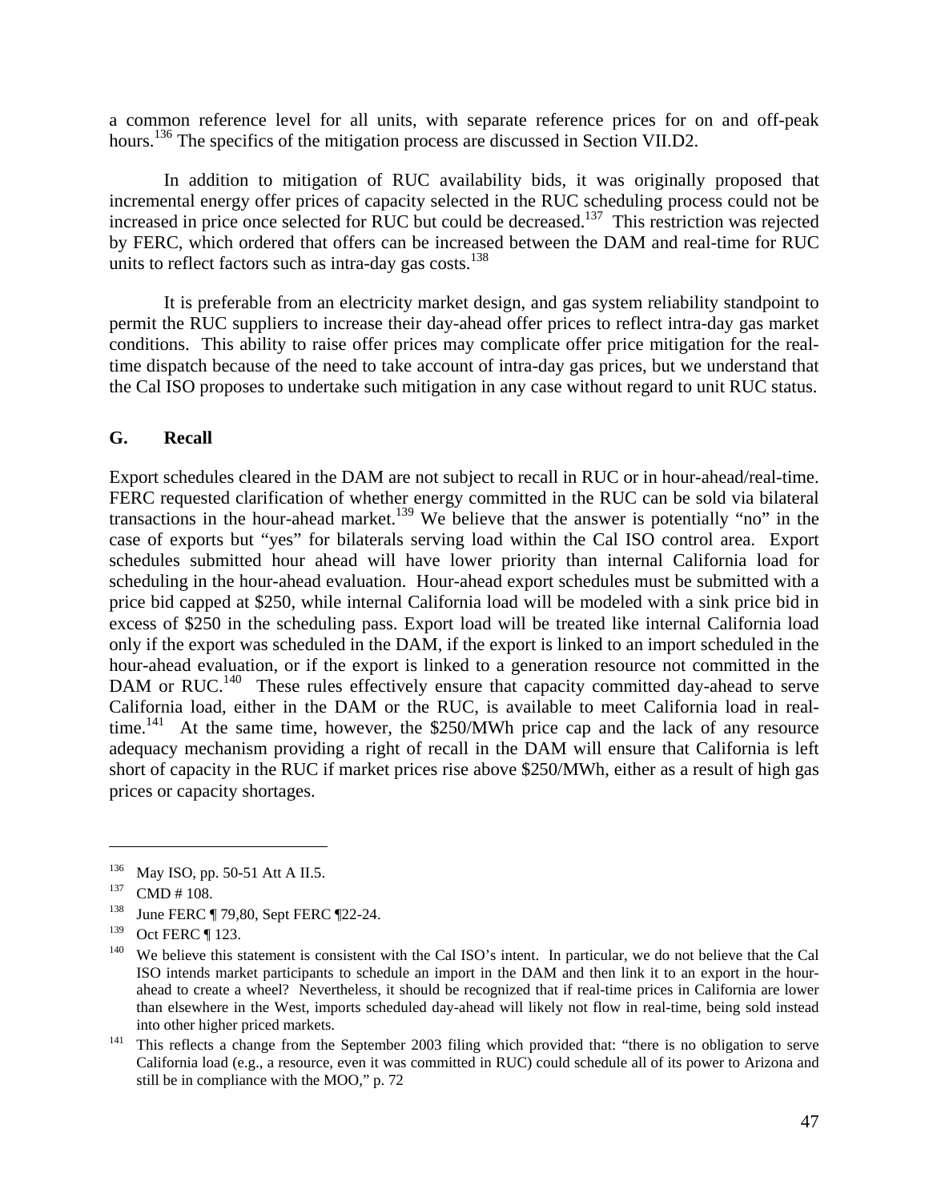a common reference level for all units, with separate reference prices for on and off-peak hours.[136] The specifics of the mitigation process are discussed in Section VII.D2.

In addition to mitigation of RUC availability bids, it was originally proposed that incremental energy offer prices of capacity selected in the RUC scheduling process could not be increased in price once selected for RUC but could be decreased.[137] This restriction was rejected by FERC, which ordered that offers can be increased between the DAM and real-time for RUC units to reflect factors such as intra-day gas costs.[138]

It is preferable from an electricity market design, and gas system reliability standpoint to permit the RUC suppliers to increase their day-ahead offer prices to reflect intra-day gas market conditions. This ability to raise offer prices may complicate offer price mitigation for the real-time dispatch because of the need to take account of intra-day gas prices, but we understand that the Cal ISO proposes to undertake such mitigation in any case without regard to unit RUC status.

## G. Recall

Export schedules cleared in the DAM are not subject to recall in RUC or in hour-ahead/real-time. FERC requested clarification of whether energy committed in the RUC can be sold via bilateral transactions in the hour-ahead market.[139] We believe that the answer is potentially "no" in the case of exports but "yes" for bilaterals serving load within the Cal ISO control area. Export schedules submitted hour ahead will have lower priority than internal California load for scheduling in the hour-ahead evaluation. Hour-ahead export schedules must be submitted with a price bid capped at $250, while internal California load will be modeled with a sink price bid in excess of $250 in the scheduling pass. Export load will be treated like internal California load only if the export was scheduled in the DAM, if the export is linked to an import scheduled in the hour-ahead evaluation, or if the export is linked to a generation resource not committed in the DAM or RUC.[140] These rules effectively ensure that capacity committed day-ahead to serve California load, either in the DAM or the RUC, is available to meet California load in real-time.[141] At the same time, however, the $250/MWh price cap and the lack of any resource adequacy mechanism providing a right of recall in the DAM will ensure that California is left short of capacity in the RUC if market prices rise above $250/MWh, either as a result of high gas prices or capacity shortages.

---

[136] May ISO, pp. 50-51 Att A II.5.

[137] CMD # 108.

[138] June FERC ¶ 79,80, Sept FERC ¶22-24.

[139] Oct FERC ¶ 123.

[140] We believe this statement is consistent with the Cal ISO's intent. In particular, we do not believe that the Cal ISO intends market participants to schedule an import in the DAM and then link it to an export in the hour-ahead to create a wheel? Nevertheless, it should be recognized that if real-time prices in California are lower than elsewhere in the West, imports scheduled day-ahead will likely not flow in real-time, being sold instead into other higher priced markets.

[141] This reflects a change from the September 2003 filing which provided that: "there is no obligation to serve California load (e.g., a resource, even it was committed in RUC) could schedule all of its power to Arizona and still be in compliance with the MOO," p. 72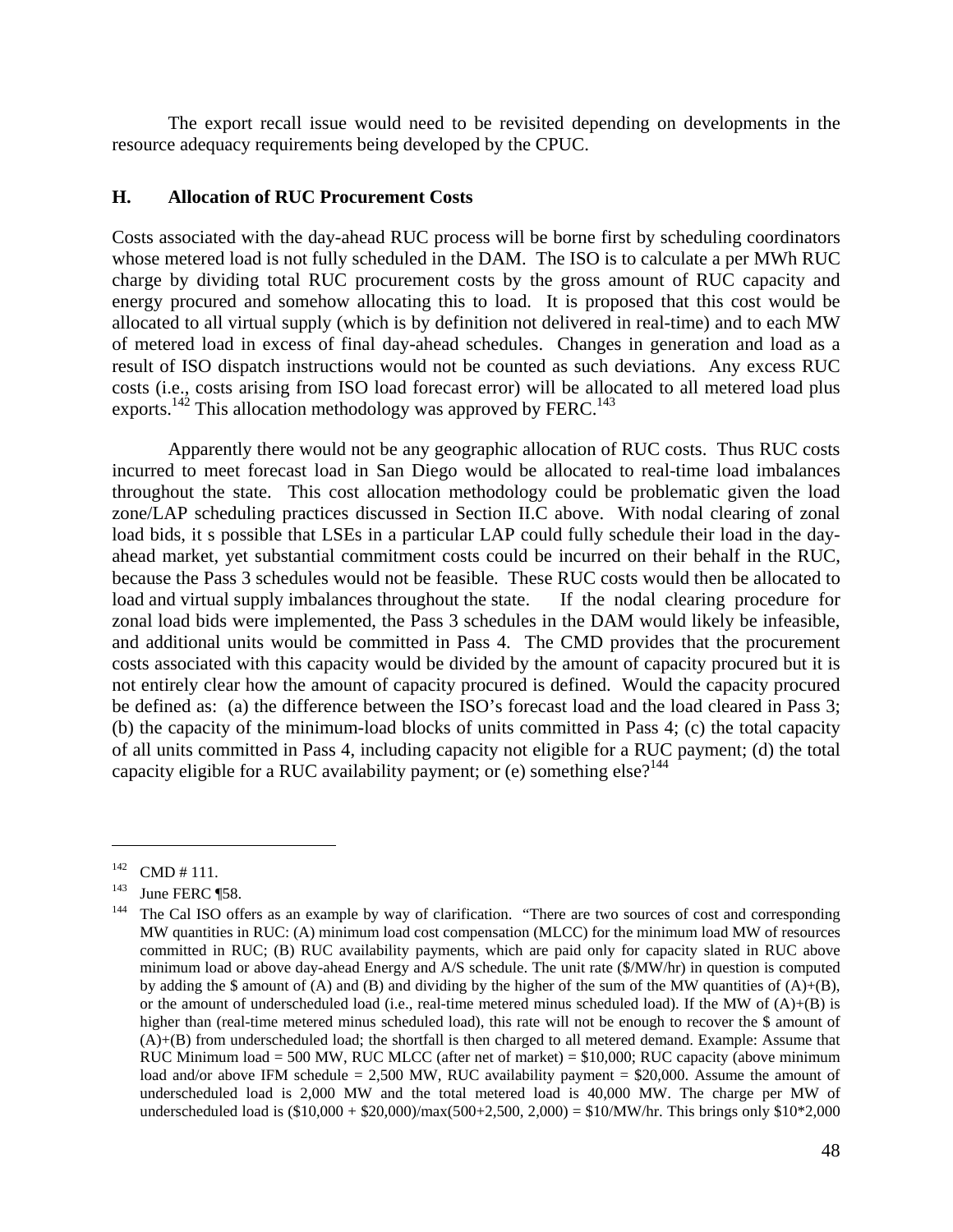The export recall issue would need to be revisited depending on developments in the resource adequacy requirements being developed by the CPUC.

### H. Allocation of RUC Procurement Costs

Costs associated with the day-ahead RUC process will be borne first by scheduling coordinators whose metered load is not fully scheduled in the DAM. The ISO is to calculate a per MWh RUC charge by dividing total RUC procurement costs by the gross amount of RUC capacity and energy procured and somehow allocating this to load. It is proposed that this cost would be allocated to all virtual supply (which is by definition not delivered in real-time) and to each MW of metered load in excess of final day-ahead schedules. Changes in generation and load as a result of ISO dispatch instructions would not be counted as such deviations. Any excess RUC costs (i.e., costs arising from ISO load forecast error) will be allocated to all metered load plus exports.[142] This allocation methodology was approved by FERC.[143]

Apparently there would not be any geographic allocation of RUC costs. Thus RUC costs incurred to meet forecast load in San Diego would be allocated to real-time load imbalances throughout the state. This cost allocation methodology could be problematic given the load zone/LAP scheduling practices discussed in Section II.C above. With nodal clearing of zonal load bids, it s possible that LSEs in a particular LAP could fully schedule their load in the day-ahead market, yet substantial commitment costs could be incurred on their behalf in the RUC, because the Pass 3 schedules would not be feasible. These RUC costs would then be allocated to load and virtual supply imbalances throughout the state. If the nodal clearing procedure for zonal load bids were implemented, the Pass 3 schedules in the DAM would likely be infeasible, and additional units would be committed in Pass 4. The CMD provides that the procurement costs associated with this capacity would be divided by the amount of capacity procured but it is not entirely clear how the amount of capacity procured is defined. Would the capacity procured be defined as: (a) the difference between the ISO's forecast load and the load cleared in Pass 3; (b) the capacity of the minimum-load blocks of units committed in Pass 4; (c) the total capacity of all units committed in Pass 4, including capacity not eligible for a RUC payment; (d) the total capacity eligible for a RUC availability payment; or (e) something else?[144]

---

[142] CMD # 111.

[143] June FERC ¶58.

[144] The Cal ISO offers as an example by way of clarification. "There are two sources of cost and corresponding MW quantities in RUC: (A) minimum load cost compensation (MLCC) for the minimum load MW of resources committed in RUC; (B) RUC availability payments, which are paid only for capacity slated in RUC above minimum load or above day-ahead Energy and A/S schedule. The unit rate (\$/MW/hr) in question is computed by adding the \$ amount of (A) and (B) and dividing by the higher of the sum of the MW quantities of (A)+(B), or the amount of underscheduled load (i.e., real-time metered minus scheduled load). If the MW of (A)+(B) is higher than (real-time metered minus scheduled load), this rate will not be enough to recover the \$ amount of (A)+(B) from underscheduled load; the shortfall is then charged to all metered demand. Example: Assume that RUC Minimum load = 500 MW, RUC MLCC (after net of market) = \$10,000; RUC capacity (above minimum load and/or above IFM schedule = 2,500 MW, RUC availability payment = \$20,000. Assume the amount of underscheduled load is 2,000 MW and the total metered load is 40,000 MW. The charge per MW of underscheduled load is (\$10,000 + \$20,000)/max(500+2,500, 2,000) = \$10/MW/hr. This brings only \$10*2,000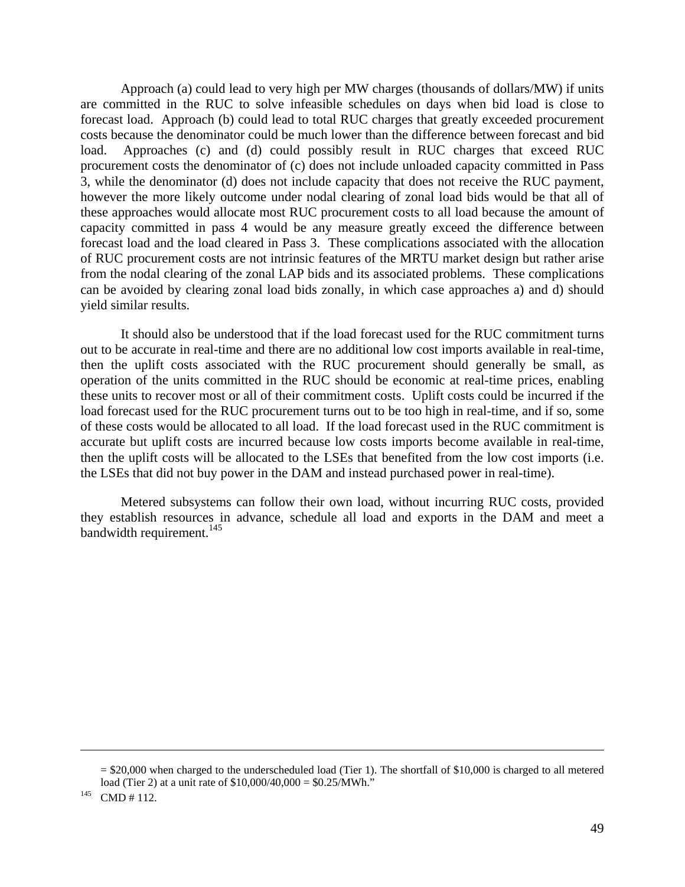Approach (a) could lead to very high per MW charges (thousands of dollars/MW) if units are committed in the RUC to solve infeasible schedules on days when bid load is close to forecast load. Approach (b) could lead to total RUC charges that greatly exceeded procurement costs because the denominator could be much lower than the difference between forecast and bid load. Approaches (c) and (d) could possibly result in RUC charges that exceed RUC procurement costs the denominator of (c) does not include unloaded capacity committed in Pass 3, while the denominator (d) does not include capacity that does not receive the RUC payment, however the more likely outcome under nodal clearing of zonal load bids would be that all of these approaches would allocate most RUC procurement costs to all load because the amount of capacity committed in pass 4 would be any measure greatly exceed the difference between forecast load and the load cleared in Pass 3. These complications associated with the allocation of RUC procurement costs are not intrinsic features of the MRTU market design but rather arise from the nodal clearing of the zonal LAP bids and its associated problems. These complications can be avoided by clearing zonal load bids zonally, in which case approaches a) and d) should yield similar results.

It should also be understood that if the load forecast used for the RUC commitment turns out to be accurate in real-time and there are no additional low cost imports available in real-time, then the uplift costs associated with the RUC procurement should generally be small, as operation of the units committed in the RUC should be economic at real-time prices, enabling these units to recover most or all of their commitment costs. Uplift costs could be incurred if the load forecast used for the RUC procurement turns out to be too high in real-time, and if so, some of these costs would be allocated to all load. If the load forecast used in the RUC commitment is accurate but uplift costs are incurred because low costs imports become available in real-time, then the uplift costs will be allocated to the LSEs that benefited from the low cost imports (i.e. the LSEs that did not buy power in the DAM and instead purchased power in real-time).

Metered subsystems can follow their own load, without incurring RUC costs, provided they establish resources in advance, schedule all load and exports in the DAM and meet a bandwidth requirement.[145]

---

= $20,000 when charged to the underscheduled load (Tier 1). The shortfall of $10,000 is charged to all metered load (Tier 2) at a unit rate of $10,000/40,000 = $0.25/MWh."

[145] CMD # 112.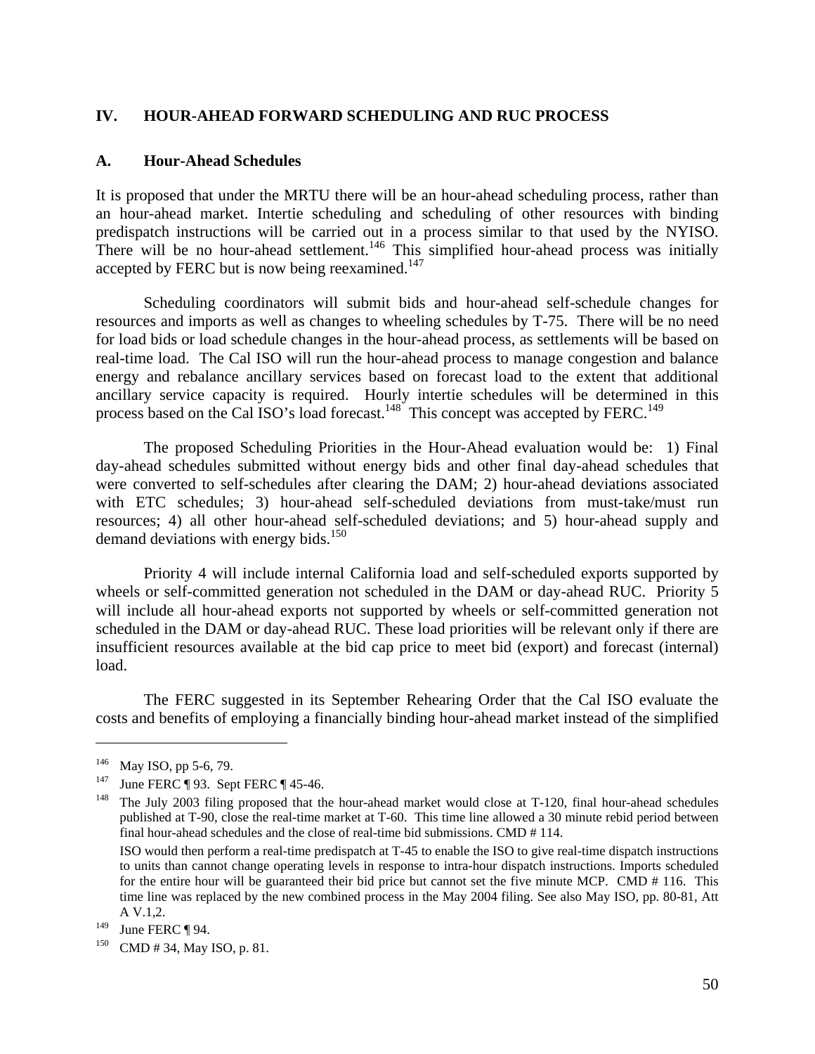## IV. HOUR-AHEAD FORWARD SCHEDULING AND RUC PROCESS

### A. Hour-Ahead Schedules

It is proposed that under the MRTU there will be an hour-ahead scheduling process, rather than an hour-ahead market. Intertie scheduling and scheduling of other resources with binding predispatch instructions will be carried out in a process similar to that used by the NYISO. There will be no hour-ahead settlement.[146] This simplified hour-ahead process was initially accepted by FERC but is now being reexamined.[147]

Scheduling coordinators will submit bids and hour-ahead self-schedule changes for resources and imports as well as changes to wheeling schedules by T-75. There will be no need for load bids or load schedule changes in the hour-ahead process, as settlements will be based on real-time load. The Cal ISO will run the hour-ahead process to manage congestion and balance energy and rebalance ancillary services based on forecast load to the extent that additional ancillary service capacity is required. Hourly intertie schedules will be determined in this process based on the Cal ISO's load forecast.[148] This concept was accepted by FERC.[149]

The proposed Scheduling Priorities in the Hour-Ahead evaluation would be: 1) Final day-ahead schedules submitted without energy bids and other final day-ahead schedules that were converted to self-schedules after clearing the DAM; 2) hour-ahead deviations associated with ETC schedules; 3) hour-ahead self-scheduled deviations from must-take/must run resources; 4) all other hour-ahead self-scheduled deviations; and 5) hour-ahead supply and demand deviations with energy bids.[150]

Priority 4 will include internal California load and self-scheduled exports supported by wheels or self-committed generation not scheduled in the DAM or day-ahead RUC. Priority 5 will include all hour-ahead exports not supported by wheels or self-committed generation not scheduled in the DAM or day-ahead RUC. These load priorities will be relevant only if there are insufficient resources available at the bid cap price to meet bid (export) and forecast (internal) load.

The FERC suggested in its September Rehearing Order that the Cal ISO evaluate the costs and benefits of employing a financially binding hour-ahead market instead of the simplified

---

[146] May ISO, pp 5-6, 79.

[147] June FERC ¶ 93. Sept FERC ¶ 45-46.

[148] The July 2003 filing proposed that the hour-ahead market would close at T-120, final hour-ahead schedules published at T-90, close the real-time market at T-60. This time line allowed a 30 minute rebid period between final hour-ahead schedules and the close of real-time bid submissions. CMD # 114.

ISO would then perform a real-time predispatch at T-45 to enable the ISO to give real-time dispatch instructions to units than cannot change operating levels in response to intra-hour dispatch instructions. Imports scheduled for the entire hour will be guaranteed their bid price but cannot set the five minute MCP. CMD # 116. This time line was replaced by the new combined process in the May 2004 filing. See also May ISO, pp. 80-81, Att A V.1,2.

[149] June FERC ¶ 94.

[150] CMD # 34, May ISO, p. 81.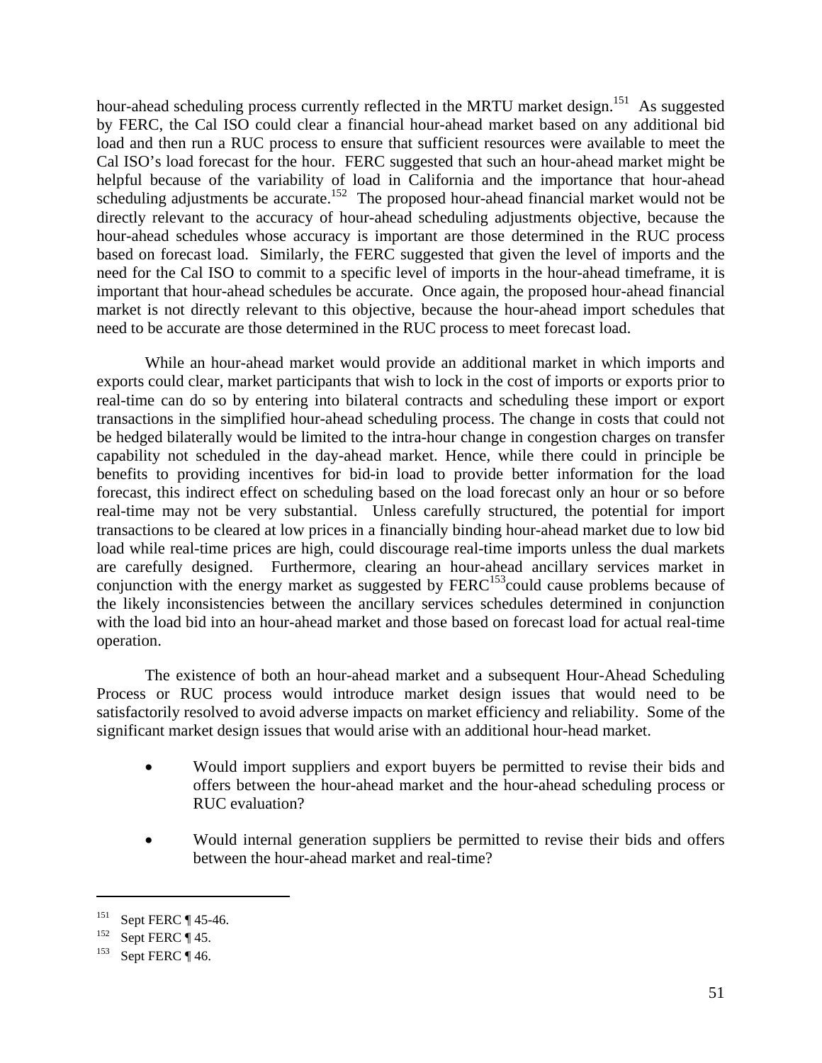hour-ahead scheduling process currently reflected in the MRTU market design.[151] As suggested by FERC, the Cal ISO could clear a financial hour-ahead market based on any additional bid load and then run a RUC process to ensure that sufficient resources were available to meet the Cal ISO's load forecast for the hour. FERC suggested that such an hour-ahead market might be helpful because of the variability of load in California and the importance that hour-ahead scheduling adjustments be accurate.[152] The proposed hour-ahead financial market would not be directly relevant to the accuracy of hour-ahead scheduling adjustments objective, because the hour-ahead schedules whose accuracy is important are those determined in the RUC process based on forecast load. Similarly, the FERC suggested that given the level of imports and the need for the Cal ISO to commit to a specific level of imports in the hour-ahead timeframe, it is important that hour-ahead schedules be accurate. Once again, the proposed hour-ahead financial market is not directly relevant to this objective, because the hour-ahead import schedules that need to be accurate are those determined in the RUC process to meet forecast load.

While an hour-ahead market would provide an additional market in which imports and exports could clear, market participants that wish to lock in the cost of imports or exports prior to real-time can do so by entering into bilateral contracts and scheduling these import or export transactions in the simplified hour-ahead scheduling process. The change in costs that could not be hedged bilaterally would be limited to the intra-hour change in congestion charges on transfer capability not scheduled in the day-ahead market. Hence, while there could in principle be benefits to providing incentives for bid-in load to provide better information for the load forecast, this indirect effect on scheduling based on the load forecast only an hour or so before real-time may not be very substantial. Unless carefully structured, the potential for import transactions to be cleared at low prices in a financially binding hour-ahead market due to low bid load while real-time prices are high, could discourage real-time imports unless the dual markets are carefully designed. Furthermore, clearing an hour-ahead ancillary services market in conjunction with the energy market as suggested by FERC[153]could cause problems because of the likely inconsistencies between the ancillary services schedules determined in conjunction with the load bid into an hour-ahead market and those based on forecast load for actual real-time operation.

The existence of both an hour-ahead market and a subsequent Hour-Ahead Scheduling Process or RUC process would introduce market design issues that would need to be satisfactorily resolved to avoid adverse impacts on market efficiency and reliability. Some of the significant market design issues that would arise with an additional hour-head market.

- Would import suppliers and export buyers be permitted to revise their bids and offers between the hour-ahead market and the hour-ahead scheduling process or RUC evaluation?

- Would internal generation suppliers be permitted to revise their bids and offers between the hour-ahead market and real-time?

---

[151] Sept FERC ¶ 45-46.

[152] Sept FERC ¶ 45.

[153] Sept FERC ¶ 46.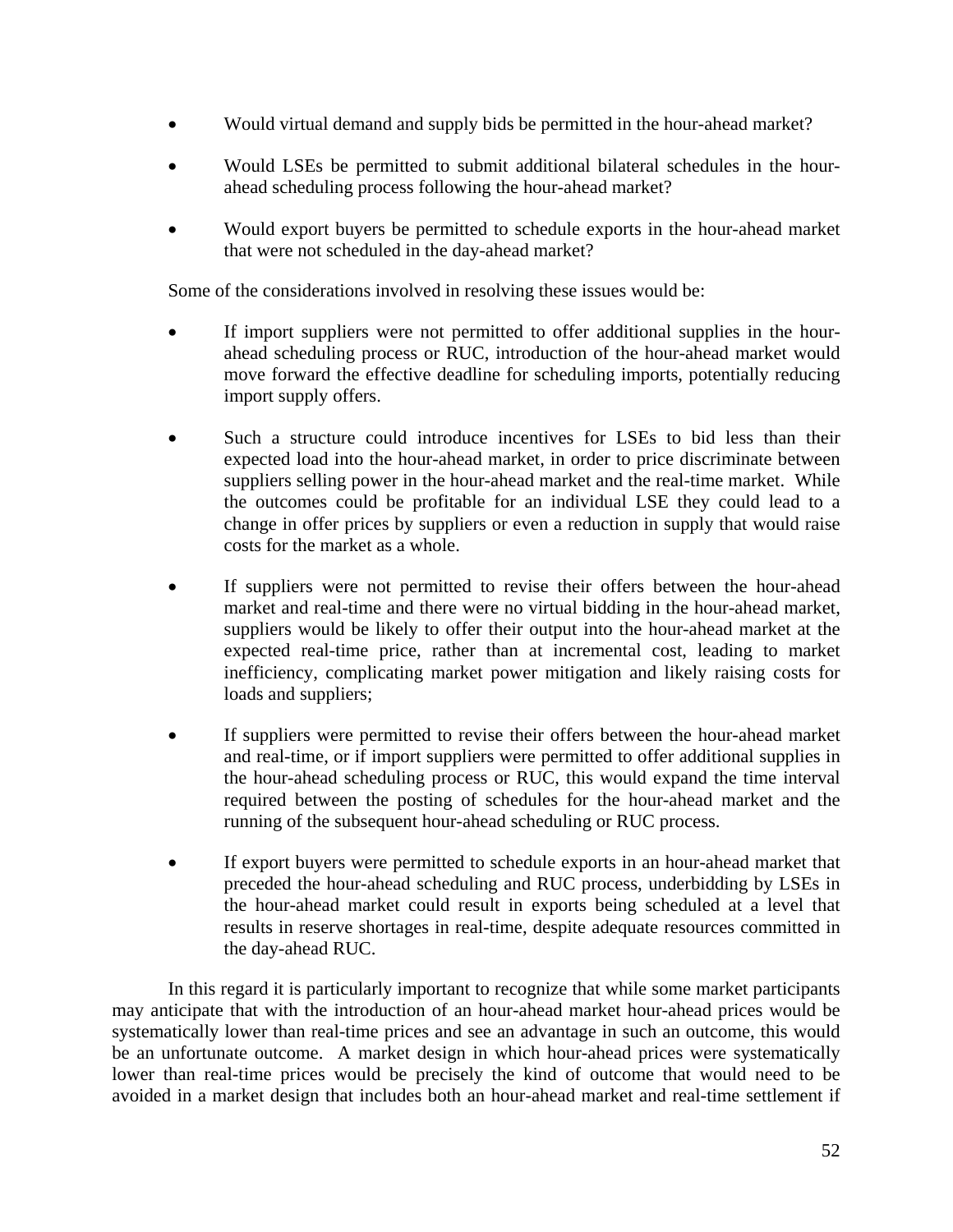- Would virtual demand and supply bids be permitted in the hour-ahead market?
- Would LSEs be permitted to submit additional bilateral schedules in the hour-ahead scheduling process following the hour-ahead market?
- Would export buyers be permitted to schedule exports in the hour-ahead market that were not scheduled in the day-ahead market?

Some of the considerations involved in resolving these issues would be:

- If import suppliers were not permitted to offer additional supplies in the hour-ahead scheduling process or RUC, introduction of the hour-ahead market would move forward the effective deadline for scheduling imports, potentially reducing import supply offers.
- Such a structure could introduce incentives for LSEs to bid less than their expected load into the hour-ahead market, in order to price discriminate between suppliers selling power in the hour-ahead market and the real-time market. While the outcomes could be profitable for an individual LSE they could lead to a change in offer prices by suppliers or even a reduction in supply that would raise costs for the market as a whole.
- If suppliers were not permitted to revise their offers between the hour-ahead market and real-time and there were no virtual bidding in the hour-ahead market, suppliers would be likely to offer their output into the hour-ahead market at the expected real-time price, rather than at incremental cost, leading to market inefficiency, complicating market power mitigation and likely raising costs for loads and suppliers;
- If suppliers were permitted to revise their offers between the hour-ahead market and real-time, or if import suppliers were permitted to offer additional supplies in the hour-ahead scheduling process or RUC, this would expand the time interval required between the posting of schedules for the hour-ahead market and the running of the subsequent hour-ahead scheduling or RUC process.
- If export buyers were permitted to schedule exports in an hour-ahead market that preceded the hour-ahead scheduling and RUC process, underbidding by LSEs in the hour-ahead market could result in exports being scheduled at a level that results in reserve shortages in real-time, despite adequate resources committed in the day-ahead RUC.

In this regard it is particularly important to recognize that while some market participants may anticipate that with the introduction of an hour-ahead market hour-ahead prices would be systematically lower than real-time prices and see an advantage in such an outcome, this would be an unfortunate outcome. A market design in which hour-ahead prices were systematically lower than real-time prices would be precisely the kind of outcome that would need to be avoided in a market design that includes both an hour-ahead market and real-time settlement if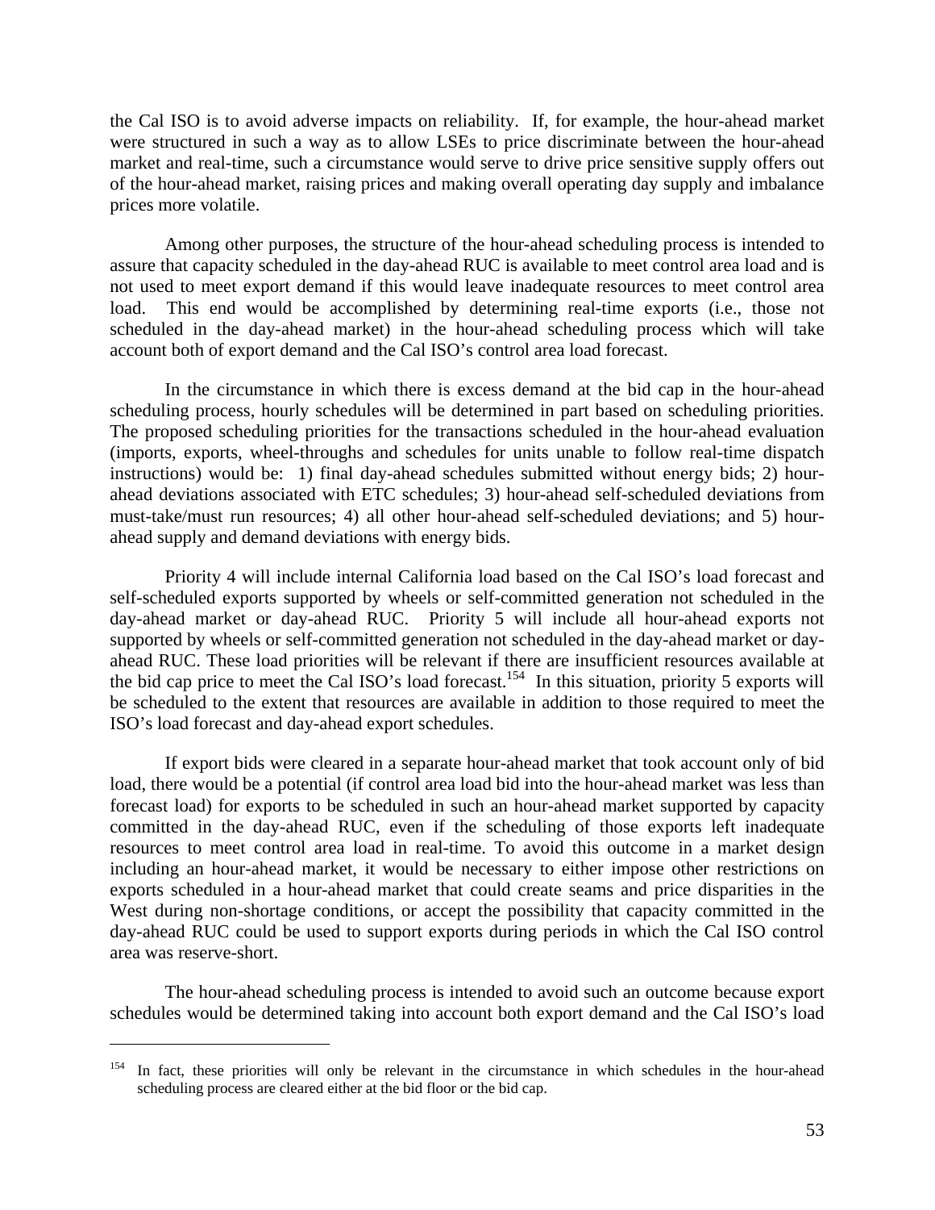the Cal ISO is to avoid adverse impacts on reliability. If, for example, the hour-ahead market were structured in such a way as to allow LSEs to price discriminate between the hour-ahead market and real-time, such a circumstance would serve to drive price sensitive supply offers out of the hour-ahead market, raising prices and making overall operating day supply and imbalance prices more volatile.

Among other purposes, the structure of the hour-ahead scheduling process is intended to assure that capacity scheduled in the day-ahead RUC is available to meet control area load and is not used to meet export demand if this would leave inadequate resources to meet control area load. This end would be accomplished by determining real-time exports (i.e., those not scheduled in the day-ahead market) in the hour-ahead scheduling process which will take account both of export demand and the Cal ISO's control area load forecast.

In the circumstance in which there is excess demand at the bid cap in the hour-ahead scheduling process, hourly schedules will be determined in part based on scheduling priorities. The proposed scheduling priorities for the transactions scheduled in the hour-ahead evaluation (imports, exports, wheel-throughs and schedules for units unable to follow real-time dispatch instructions) would be: 1) final day-ahead schedules submitted without energy bids; 2) hour-ahead deviations associated with ETC schedules; 3) hour-ahead self-scheduled deviations from must-take/must run resources; 4) all other hour-ahead self-scheduled deviations; and 5) hour-ahead supply and demand deviations with energy bids.

Priority 4 will include internal California load based on the Cal ISO's load forecast and self-scheduled exports supported by wheels or self-committed generation not scheduled in the day-ahead market or day-ahead RUC. Priority 5 will include all hour-ahead exports not supported by wheels or self-committed generation not scheduled in the day-ahead market or day-ahead RUC. These load priorities will be relevant if there are insufficient resources available at the bid cap price to meet the Cal ISO's load forecast.[154] In this situation, priority 5 exports will be scheduled to the extent that resources are available in addition to those required to meet the ISO's load forecast and day-ahead export schedules.

If export bids were cleared in a separate hour-ahead market that took account only of bid load, there would be a potential (if control area load bid into the hour-ahead market was less than forecast load) for exports to be scheduled in such an hour-ahead market supported by capacity committed in the day-ahead RUC, even if the scheduling of those exports left inadequate resources to meet control area load in real-time. To avoid this outcome in a market design including an hour-ahead market, it would be necessary to either impose other restrictions on exports scheduled in a hour-ahead market that could create seams and price disparities in the West during non-shortage conditions, or accept the possibility that capacity committed in the day-ahead RUC could be used to support exports during periods in which the Cal ISO control area was reserve-short.

The hour-ahead scheduling process is intended to avoid such an outcome because export schedules would be determined taking into account both export demand and the Cal ISO's load

---

[154] In fact, these priorities will only be relevant in the circumstance in which schedules in the hour-ahead scheduling process are cleared either at the bid floor or the bid cap.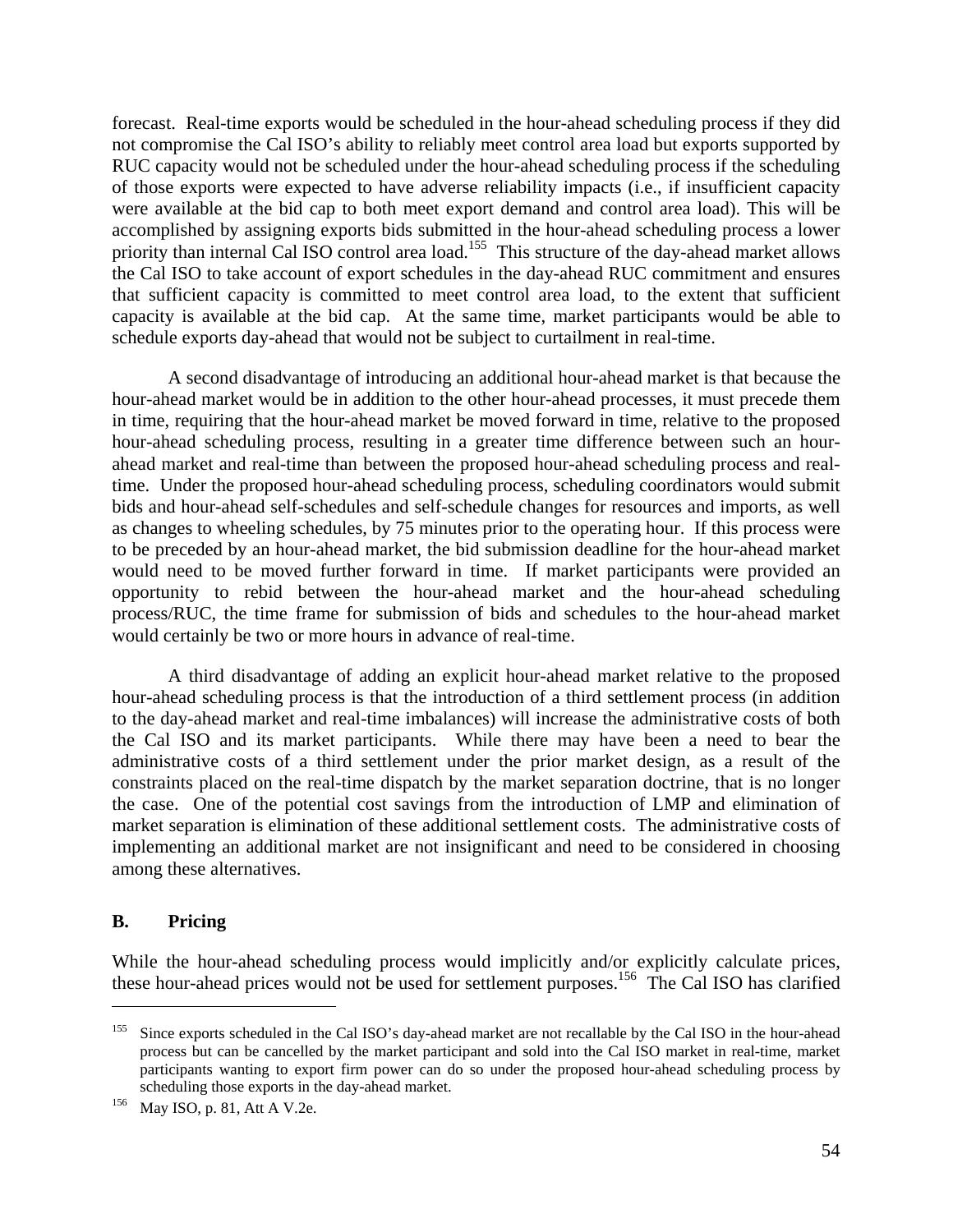forecast. Real-time exports would be scheduled in the hour-ahead scheduling process if they did not compromise the Cal ISO's ability to reliably meet control area load but exports supported by RUC capacity would not be scheduled under the hour-ahead scheduling process if the scheduling of those exports were expected to have adverse reliability impacts (i.e., if insufficient capacity were available at the bid cap to both meet export demand and control area load). This will be accomplished by assigning exports bids submitted in the hour-ahead scheduling process a lower priority than internal Cal ISO control area load.[155] This structure of the day-ahead market allows the Cal ISO to take account of export schedules in the day-ahead RUC commitment and ensures that sufficient capacity is committed to meet control area load, to the extent that sufficient capacity is available at the bid cap. At the same time, market participants would be able to schedule exports day-ahead that would not be subject to curtailment in real-time.

A second disadvantage of introducing an additional hour-ahead market is that because the hour-ahead market would be in addition to the other hour-ahead processes, it must precede them in time, requiring that the hour-ahead market be moved forward in time, relative to the proposed hour-ahead scheduling process, resulting in a greater time difference between such an hour-ahead market and real-time than between the proposed hour-ahead scheduling process and real-time. Under the proposed hour-ahead scheduling process, scheduling coordinators would submit bids and hour-ahead self-schedules and self-schedule changes for resources and imports, as well as changes to wheeling schedules, by 75 minutes prior to the operating hour. If this process were to be preceded by an hour-ahead market, the bid submission deadline for the hour-ahead market would need to be moved further forward in time. If market participants were provided an opportunity to rebid between the hour-ahead market and the hour-ahead scheduling process/RUC, the time frame for submission of bids and schedules to the hour-ahead market would certainly be two or more hours in advance of real-time.

A third disadvantage of adding an explicit hour-ahead market relative to the proposed hour-ahead scheduling process is that the introduction of a third settlement process (in addition to the day-ahead market and real-time imbalances) will increase the administrative costs of both the Cal ISO and its market participants. While there may have been a need to bear the administrative costs of a third settlement under the prior market design, as a result of the constraints placed on the real-time dispatch by the market separation doctrine, that is no longer the case. One of the potential cost savings from the introduction of LMP and elimination of market separation is elimination of these additional settlement costs. The administrative costs of implementing an additional market are not insignificant and need to be considered in choosing among these alternatives.

## B. Pricing

While the hour-ahead scheduling process would implicitly and/or explicitly calculate prices, these hour-ahead prices would not be used for settlement purposes.[156] The Cal ISO has clarified

---

[155] Since exports scheduled in the Cal ISO's day-ahead market are not recallable by the Cal ISO in the hour-ahead process but can be cancelled by the market participant and sold into the Cal ISO market in real-time, market participants wanting to export firm power can do so under the proposed hour-ahead scheduling process by scheduling those exports in the day-ahead market.

[156] May ISO, p. 81, Att A V.2e.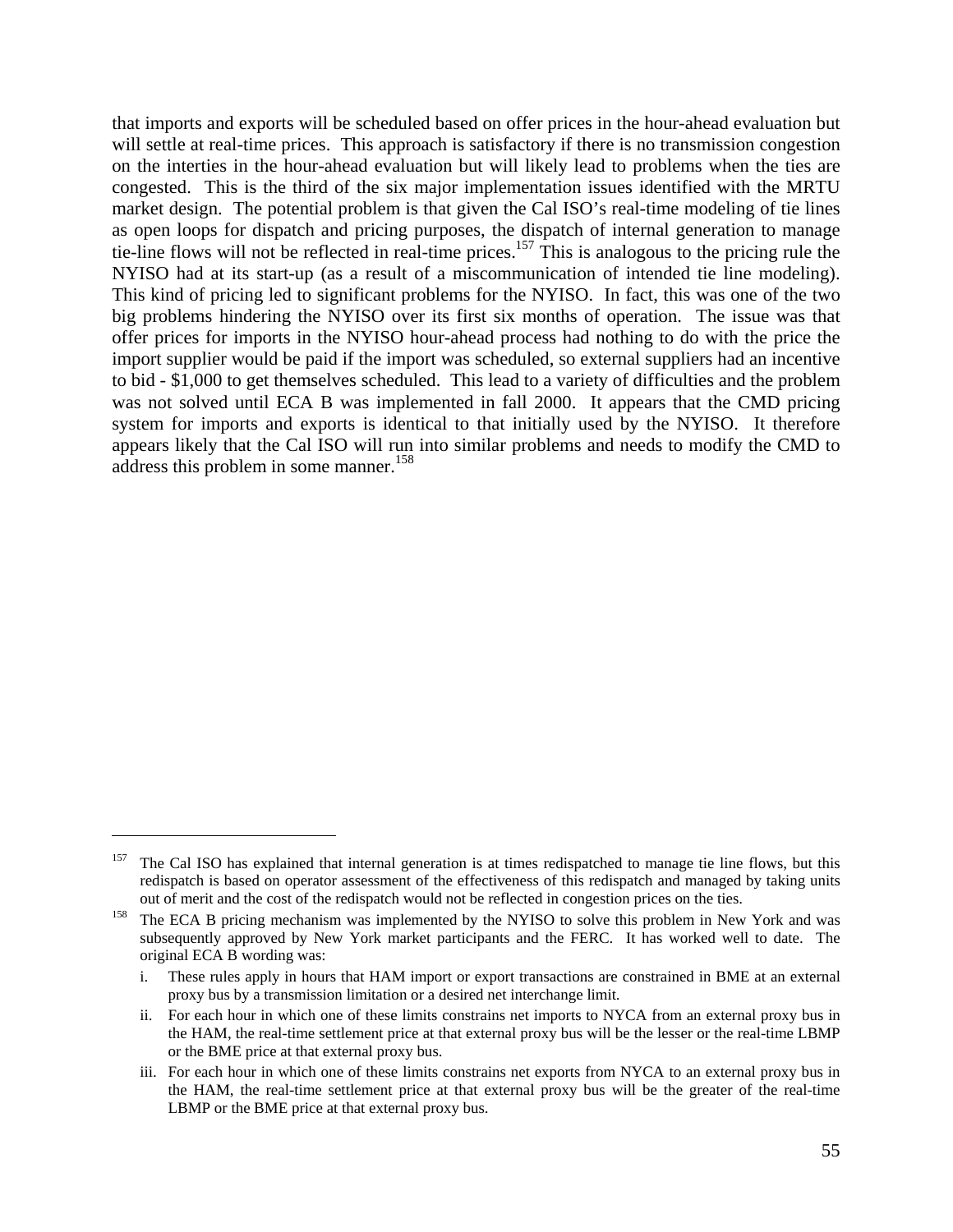that imports and exports will be scheduled based on offer prices in the hour-ahead evaluation but will settle at real-time prices. This approach is satisfactory if there is no transmission congestion on the interties in the hour-ahead evaluation but will likely lead to problems when the ties are congested. This is the third of the six major implementation issues identified with the MRTU market design. The potential problem is that given the Cal ISO's real-time modeling of tie lines as open loops for dispatch and pricing purposes, the dispatch of internal generation to manage tie-line flows will not be reflected in real-time prices.[157] This is analogous to the pricing rule the NYISO had at its start-up (as a result of a miscommunication of intended tie line modeling). This kind of pricing led to significant problems for the NYISO. In fact, this was one of the two big problems hindering the NYISO over its first six months of operation. The issue was that offer prices for imports in the NYISO hour-ahead process had nothing to do with the price the import supplier would be paid if the import was scheduled, so external suppliers had an incentive to bid - $1,000 to get themselves scheduled. This lead to a variety of difficulties and the problem was not solved until ECA B was implemented in fall 2000. It appears that the CMD pricing system for imports and exports is identical to that initially used by the NYISO. It therefore appears likely that the Cal ISO will run into similar problems and needs to modify the CMD to address this problem in some manner.[158]

---

[157] The Cal ISO has explained that internal generation is at times redispatched to manage tie line flows, but this redispatch is based on operator assessment of the effectiveness of this redispatch and managed by taking units out of merit and the cost of the redispatch would not be reflected in congestion prices on the ties.

[158] The ECA B pricing mechanism was implemented by the NYISO to solve this problem in New York and was subsequently approved by New York market participants and the FERC. It has worked well to date. The original ECA B wording was:

i. These rules apply in hours that HAM import or export transactions are constrained in BME at an external proxy bus by a transmission limitation or a desired net interchange limit.

ii. For each hour in which one of these limits constrains net imports to NYCA from an external proxy bus in the HAM, the real-time settlement price at that external proxy bus will be the lesser or the real-time LBMP or the BME price at that external proxy bus.

iii. For each hour in which one of these limits constrains net exports from NYCA to an external proxy bus in the HAM, the real-time settlement price at that external proxy bus will be the greater of the real-time LBMP or the BME price at that external proxy bus.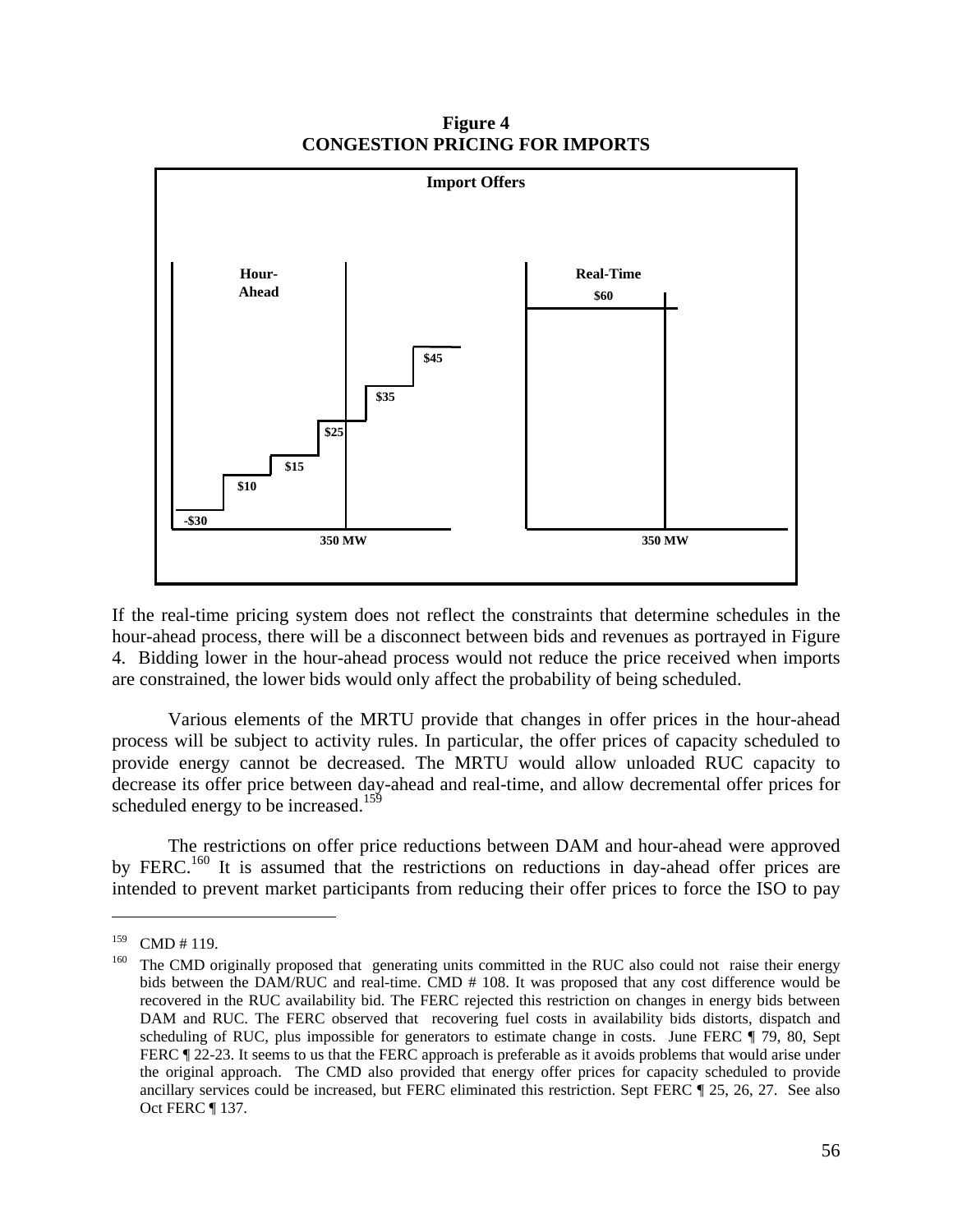**Figure 4**
**CONGESTION PRICING FOR IMPORTS**

If the real-time pricing system does not reflect the constraints that determine schedules in the hour-ahead process, there will be a disconnect between bids and revenues as portrayed in Figure 4. Bidding lower in the hour-ahead process would not reduce the price received when imports are constrained, the lower bids would only affect the probability of being scheduled.

Various elements of the MRTU provide that changes in offer prices in the hour-ahead process will be subject to activity rules. In particular, the offer prices of capacity scheduled to provide energy cannot be decreased. The MRTU would allow unloaded RUC capacity to decrease its offer price between day-ahead and real-time, and allow decremental offer prices for scheduled energy to be increased.[159]

The restrictions on offer price reductions between DAM and hour-ahead were approved by FERC.[160] It is assumed that the restrictions on reductions in day-ahead offer prices are intended to prevent market participants from reducing their offer prices to force the ISO to pay

---

[159] CMD # 119.

[160] The CMD originally proposed that generating units committed in the RUC also could not raise their energy bids between the DAM/RUC and real-time. CMD # 108. It was proposed that any cost difference would be recovered in the RUC availability bid. The FERC rejected this restriction on changes in energy bids between DAM and RUC. The FERC observed that recovering fuel costs in availability bids distorts, dispatch and scheduling of RUC, plus impossible for generators to estimate change in costs. June FERC ¶ 79, 80, Sept FERC ¶ 22-23. It seems to us that the FERC approach is preferable as it avoids problems that would arise under the original approach. The CMD also provided that energy offer prices for capacity scheduled to provide ancillary services could be increased, but FERC eliminated this restriction. Sept FERC ¶ 25, 26, 27. See also Oct FERC ¶ 137.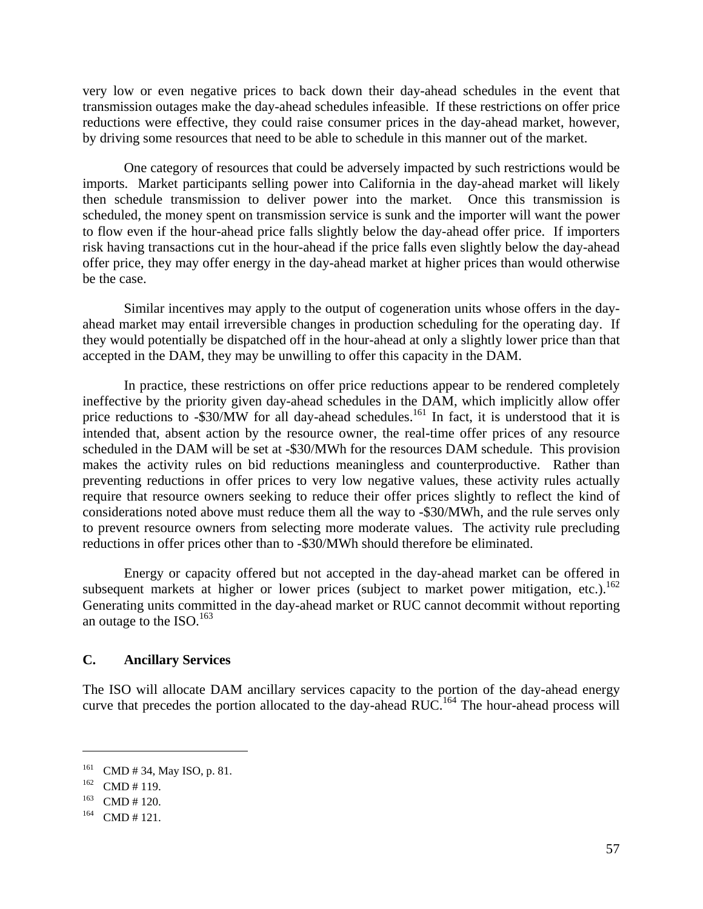very low or even negative prices to back down their day-ahead schedules in the event that transmission outages make the day-ahead schedules infeasible. If these restrictions on offer price reductions were effective, they could raise consumer prices in the day-ahead market, however, by driving some resources that need to be able to schedule in this manner out of the market.

One category of resources that could be adversely impacted by such restrictions would be imports. Market participants selling power into California in the day-ahead market will likely then schedule transmission to deliver power into the market. Once this transmission is scheduled, the money spent on transmission service is sunk and the importer will want the power to flow even if the hour-ahead price falls slightly below the day-ahead offer price. If importers risk having transactions cut in the hour-ahead if the price falls even slightly below the day-ahead offer price, they may offer energy in the day-ahead market at higher prices than would otherwise be the case.

Similar incentives may apply to the output of cogeneration units whose offers in the day-ahead market may entail irreversible changes in production scheduling for the operating day. If they would potentially be dispatched off in the hour-ahead at only a slightly lower price than that accepted in the DAM, they may be unwilling to offer this capacity in the DAM.

In practice, these restrictions on offer price reductions appear to be rendered completely ineffective by the priority given day-ahead schedules in the DAM, which implicitly allow offer price reductions to -$30/MW for all day-ahead schedules.[161] In fact, it is understood that it is intended that, absent action by the resource owner, the real-time offer prices of any resource scheduled in the DAM will be set at -$30/MWh for the resources DAM schedule. This provision makes the activity rules on bid reductions meaningless and counterproductive. Rather than preventing reductions in offer prices to very low negative values, these activity rules actually require that resource owners seeking to reduce their offer prices slightly to reflect the kind of considerations noted above must reduce them all the way to -$30/MWh, and the rule serves only to prevent resource owners from selecting more moderate values. The activity rule precluding reductions in offer prices other than to -$30/MWh should therefore be eliminated.

Energy or capacity offered but not accepted in the day-ahead market can be offered in subsequent markets at higher or lower prices (subject to market power mitigation, etc.).[162] Generating units committed in the day-ahead market or RUC cannot decommit without reporting an outage to the ISO.[163]

## C. Ancillary Services

The ISO will allocate DAM ancillary services capacity to the portion of the day-ahead energy curve that precedes the portion allocated to the day-ahead RUC.[164] The hour-ahead process will

---

[161] CMD # 34, May ISO, p. 81.

[162] CMD # 119.

[163] CMD # 120.

[164] CMD # 121.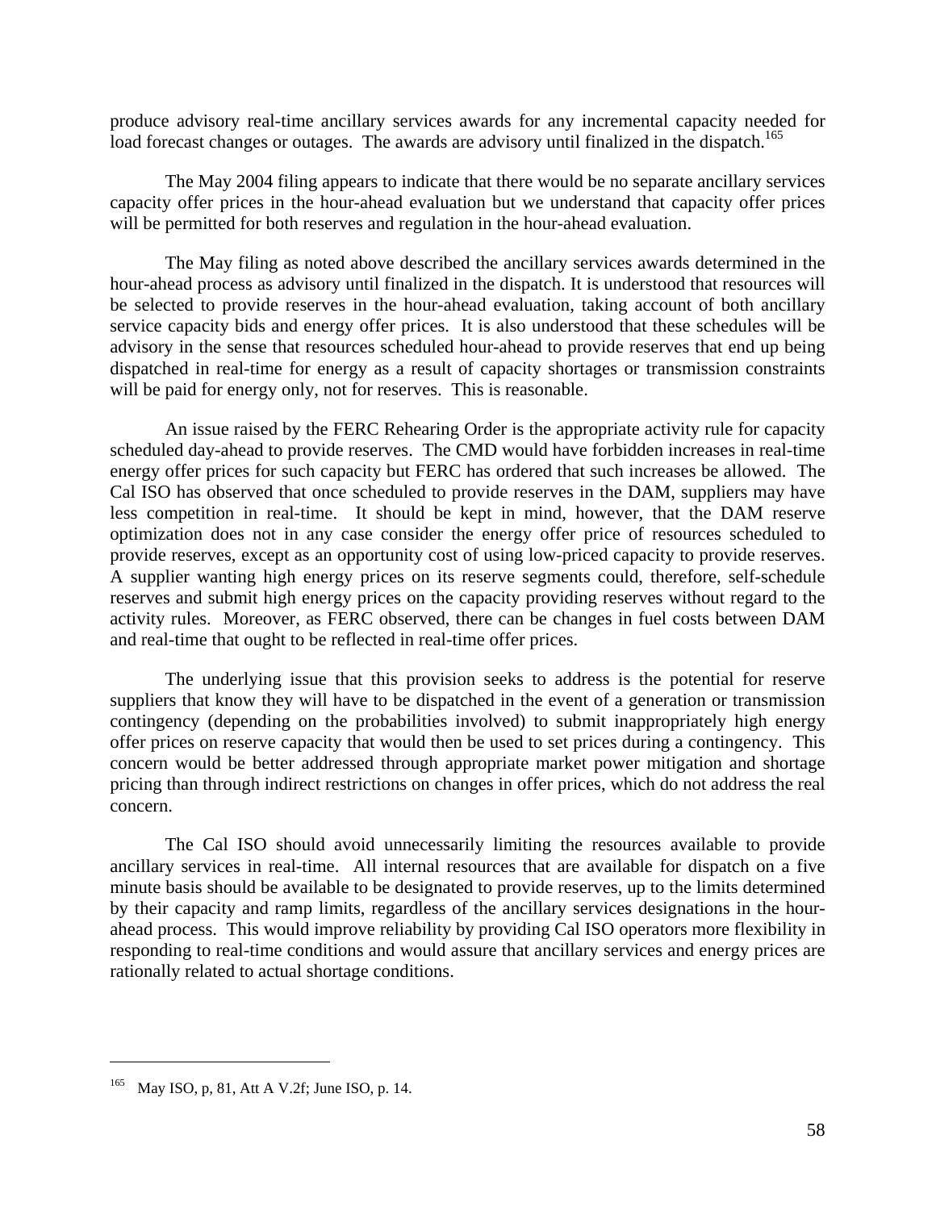produce advisory real-time ancillary services awards for any incremental capacity needed for load forecast changes or outages. The awards are advisory until finalized in the dispatch.[165]

The May 2004 filing appears to indicate that there would be no separate ancillary services capacity offer prices in the hour-ahead evaluation but we understand that capacity offer prices will be permitted for both reserves and regulation in the hour-ahead evaluation.

The May filing as noted above described the ancillary services awards determined in the hour-ahead process as advisory until finalized in the dispatch. It is understood that resources will be selected to provide reserves in the hour-ahead evaluation, taking account of both ancillary service capacity bids and energy offer prices. It is also understood that these schedules will be advisory in the sense that resources scheduled hour-ahead to provide reserves that end up being dispatched in real-time for energy as a result of capacity shortages or transmission constraints will be paid for energy only, not for reserves. This is reasonable.

An issue raised by the FERC Rehearing Order is the appropriate activity rule for capacity scheduled day-ahead to provide reserves. The CMD would have forbidden increases in real-time energy offer prices for such capacity but FERC has ordered that such increases be allowed. The Cal ISO has observed that once scheduled to provide reserves in the DAM, suppliers may have less competition in real-time. It should be kept in mind, however, that the DAM reserve optimization does not in any case consider the energy offer price of resources scheduled to provide reserves, except as an opportunity cost of using low-priced capacity to provide reserves. A supplier wanting high energy prices on its reserve segments could, therefore, self-schedule reserves and submit high energy prices on the capacity providing reserves without regard to the activity rules. Moreover, as FERC observed, there can be changes in fuel costs between DAM and real-time that ought to be reflected in real-time offer prices.

The underlying issue that this provision seeks to address is the potential for reserve suppliers that know they will have to be dispatched in the event of a generation or transmission contingency (depending on the probabilities involved) to submit inappropriately high energy offer prices on reserve capacity that would then be used to set prices during a contingency. This concern would be better addressed through appropriate market power mitigation and shortage pricing than through indirect restrictions on changes in offer prices, which do not address the real concern.

The Cal ISO should avoid unnecessarily limiting the resources available to provide ancillary services in real-time. All internal resources that are available for dispatch on a five minute basis should be available to be designated to provide reserves, up to the limits determined by their capacity and ramp limits, regardless of the ancillary services designations in the hour-ahead process. This would improve reliability by providing Cal ISO operators more flexibility in responding to real-time conditions and would assure that ancillary services and energy prices are rationally related to actual shortage conditions.

---

[165] May ISO, p, 81, Att A V.2f; June ISO, p. 14.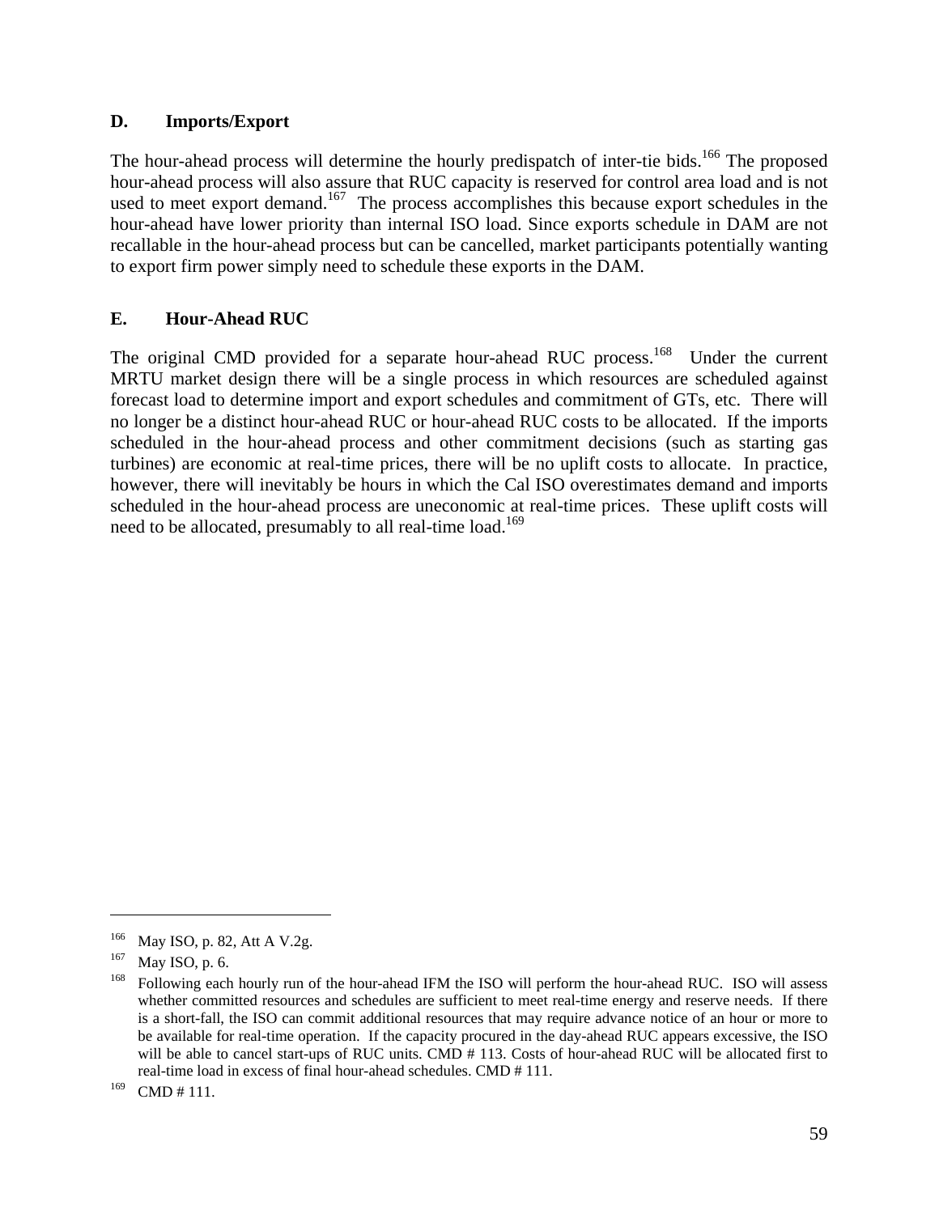### D. Imports/Export

The hour-ahead process will determine the hourly predispatch of inter-tie bids.[166] The proposed hour-ahead process will also assure that RUC capacity is reserved for control area load and is not used to meet export demand.[167] The process accomplishes this because export schedules in the hour-ahead have lower priority than internal ISO load. Since exports schedule in DAM are not recallable in the hour-ahead process but can be cancelled, market participants potentially wanting to export firm power simply need to schedule these exports in the DAM.

### E. Hour-Ahead RUC

The original CMD provided for a separate hour-ahead RUC process.[168] Under the current MRTU market design there will be a single process in which resources are scheduled against forecast load to determine import and export schedules and commitment of GTs, etc. There will no longer be a distinct hour-ahead RUC or hour-ahead RUC costs to be allocated. If the imports scheduled in the hour-ahead process and other commitment decisions (such as starting gas turbines) are economic at real-time prices, there will be no uplift costs to allocate. In practice, however, there will inevitably be hours in which the Cal ISO overestimates demand and imports scheduled in the hour-ahead process are uneconomic at real-time prices. These uplift costs will need to be allocated, presumably to all real-time load.[169]

---

[166] May ISO, p. 82, Att A V.2g.

[167] May ISO, p. 6.

[168] Following each hourly run of the hour-ahead IFM the ISO will perform the hour-ahead RUC. ISO will assess whether committed resources and schedules are sufficient to meet real-time energy and reserve needs. If there is a short-fall, the ISO can commit additional resources that may require advance notice of an hour or more to be available for real-time operation. If the capacity procured in the day-ahead RUC appears excessive, the ISO will be able to cancel start-ups of RUC units. CMD # 113. Costs of hour-ahead RUC will be allocated first to real-time load in excess of final hour-ahead schedules. CMD # 111.

[169] CMD # 111.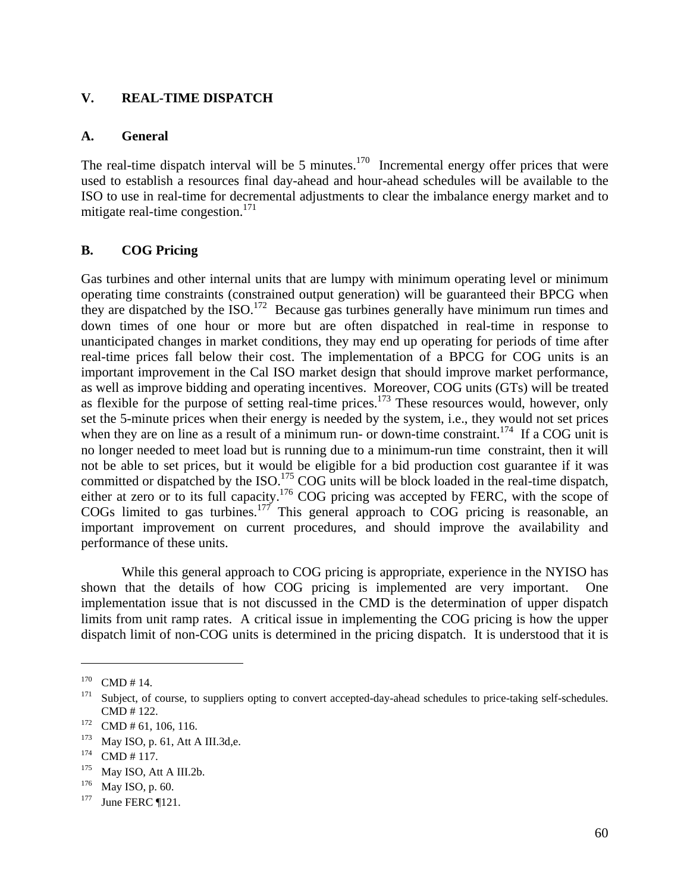## V. REAL-TIME DISPATCH

### A. General

The real-time dispatch interval will be 5 minutes.[170] Incremental energy offer prices that were used to establish a resources final day-ahead and hour-ahead schedules will be available to the ISO to use in real-time for decremental adjustments to clear the imbalance energy market and to mitigate real-time congestion.[171]

### B. COG Pricing

Gas turbines and other internal units that are lumpy with minimum operating level or minimum operating time constraints (constrained output generation) will be guaranteed their BPCG when they are dispatched by the ISO.[172] Because gas turbines generally have minimum run times and down times of one hour or more but are often dispatched in real-time in response to unanticipated changes in market conditions, they may end up operating for periods of time after real-time prices fall below their cost. The implementation of a BPCG for COG units is an important improvement in the Cal ISO market design that should improve market performance, as well as improve bidding and operating incentives. Moreover, COG units (GTs) will be treated as flexible for the purpose of setting real-time prices.[173] These resources would, however, only set the 5-minute prices when their energy is needed by the system, i.e., they would not set prices when they are on line as a result of a minimum run- or down-time constraint.[174] If a COG unit is no longer needed to meet load but is running due to a minimum-run time constraint, then it will not be able to set prices, but it would be eligible for a bid production cost guarantee if it was committed or dispatched by the ISO.[175] COG units will be block loaded in the real-time dispatch, either at zero or to its full capacity.[176] COG pricing was accepted by FERC, with the scope of COGs limited to gas turbines.[177] This general approach to COG pricing is reasonable, an important improvement on current procedures, and should improve the availability and performance of these units.

While this general approach to COG pricing is appropriate, experience in the NYISO has shown that the details of how COG pricing is implemented are very important. One implementation issue that is not discussed in the CMD is the determination of upper dispatch limits from unit ramp rates. A critical issue in implementing the COG pricing is how the upper dispatch limit of non-COG units is determined in the pricing dispatch. It is understood that it is

---

[170] CMD # 14.

[171] Subject, of course, to suppliers opting to convert accepted-day-ahead schedules to price-taking self-schedules. CMD # 122.

[172] CMD # 61, 106, 116.

[173] May ISO, p. 61, Att A III.3d,e.

[174] CMD # 117.

[175] May ISO, Att A III.2b.

[176] May ISO, p. 60.

[177] June FERC ¶121.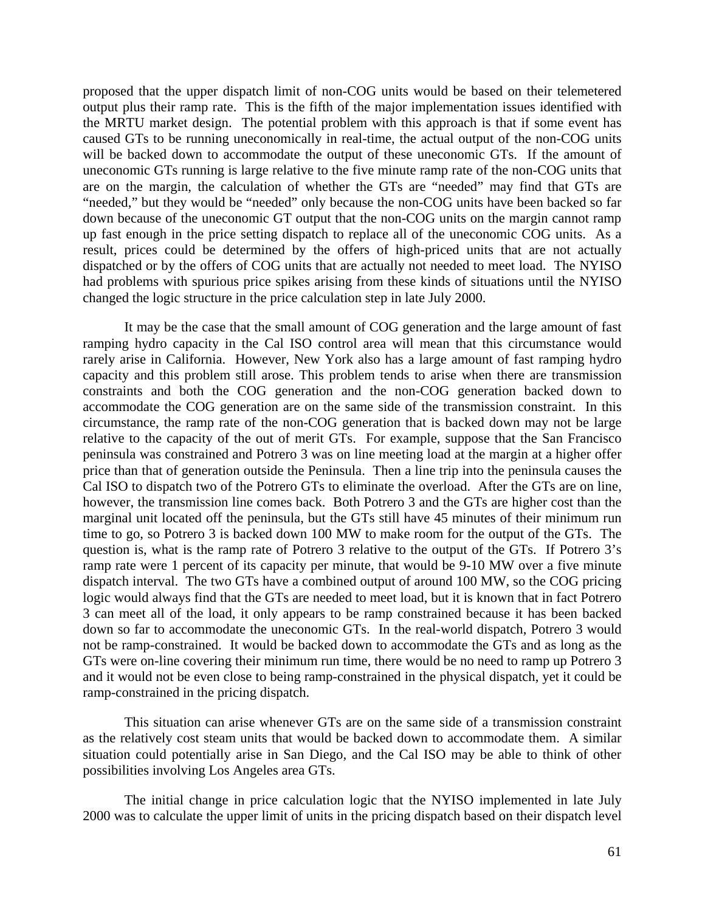proposed that the upper dispatch limit of non-COG units would be based on their telemetered output plus their ramp rate. This is the fifth of the major implementation issues identified with the MRTU market design. The potential problem with this approach is that if some event has caused GTs to be running uneconomically in real-time, the actual output of the non-COG units will be backed down to accommodate the output of these uneconomic GTs. If the amount of uneconomic GTs running is large relative to the five minute ramp rate of the non-COG units that are on the margin, the calculation of whether the GTs are "needed" may find that GTs are "needed," but they would be "needed" only because the non-COG units have been backed so far down because of the uneconomic GT output that the non-COG units on the margin cannot ramp up fast enough in the price setting dispatch to replace all of the uneconomic COG units. As a result, prices could be determined by the offers of high-priced units that are not actually dispatched or by the offers of COG units that are actually not needed to meet load. The NYISO had problems with spurious price spikes arising from these kinds of situations until the NYISO changed the logic structure in the price calculation step in late July 2000.

It may be the case that the small amount of COG generation and the large amount of fast ramping hydro capacity in the Cal ISO control area will mean that this circumstance would rarely arise in California. However, New York also has a large amount of fast ramping hydro capacity and this problem still arose. This problem tends to arise when there are transmission constraints and both the COG generation and the non-COG generation backed down to accommodate the COG generation are on the same side of the transmission constraint. In this circumstance, the ramp rate of the non-COG generation that is backed down may not be large relative to the capacity of the out of merit GTs. For example, suppose that the San Francisco peninsula was constrained and Potrero 3 was on line meeting load at the margin at a higher offer price than that of generation outside the Peninsula. Then a line trip into the peninsula causes the Cal ISO to dispatch two of the Potrero GTs to eliminate the overload. After the GTs are on line, however, the transmission line comes back. Both Potrero 3 and the GTs are higher cost than the marginal unit located off the peninsula, but the GTs still have 45 minutes of their minimum run time to go, so Potrero 3 is backed down 100 MW to make room for the output of the GTs. The question is, what is the ramp rate of Potrero 3 relative to the output of the GTs. If Potrero 3's ramp rate were 1 percent of its capacity per minute, that would be 9-10 MW over a five minute dispatch interval. The two GTs have a combined output of around 100 MW, so the COG pricing logic would always find that the GTs are needed to meet load, but it is known that in fact Potrero 3 can meet all of the load, it only appears to be ramp constrained because it has been backed down so far to accommodate the uneconomic GTs. In the real-world dispatch, Potrero 3 would not be ramp-constrained. It would be backed down to accommodate the GTs and as long as the GTs were on-line covering their minimum run time, there would be no need to ramp up Potrero 3 and it would not be even close to being ramp-constrained in the physical dispatch, yet it could be ramp-constrained in the pricing dispatch.

This situation can arise whenever GTs are on the same side of a transmission constraint as the relatively cost steam units that would be backed down to accommodate them. A similar situation could potentially arise in San Diego, and the Cal ISO may be able to think of other possibilities involving Los Angeles area GTs.

The initial change in price calculation logic that the NYISO implemented in late July 2000 was to calculate the upper limit of units in the pricing dispatch based on their dispatch level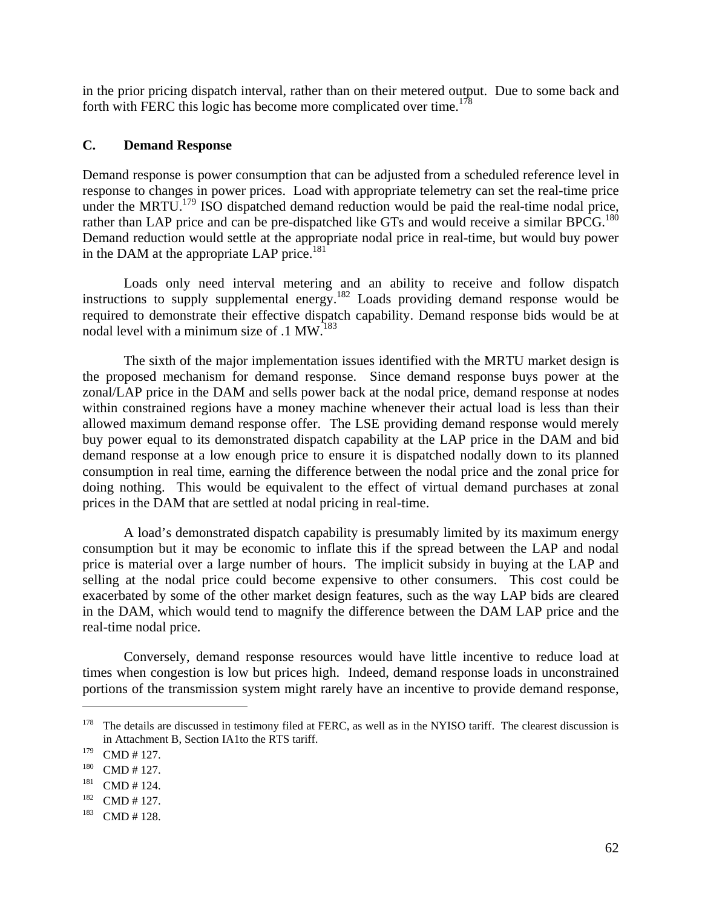in the prior pricing dispatch interval, rather than on their metered output. Due to some back and forth with FERC this logic has become more complicated over time.[178]

### C. Demand Response

Demand response is power consumption that can be adjusted from a scheduled reference level in response to changes in power prices. Load with appropriate telemetry can set the real-time price under the MRTU.[179] ISO dispatched demand reduction would be paid the real-time nodal price, rather than LAP price and can be pre-dispatched like GTs and would receive a similar BPCG.[180] Demand reduction would settle at the appropriate nodal price in real-time, but would buy power in the DAM at the appropriate LAP price.[181]

Loads only need interval metering and an ability to receive and follow dispatch instructions to supply supplemental energy.[182] Loads providing demand response would be required to demonstrate their effective dispatch capability. Demand response bids would be at nodal level with a minimum size of .1 MW.[183]

The sixth of the major implementation issues identified with the MRTU market design is the proposed mechanism for demand response. Since demand response buys power at the zonal/LAP price in the DAM and sells power back at the nodal price, demand response at nodes within constrained regions have a money machine whenever their actual load is less than their allowed maximum demand response offer. The LSE providing demand response would merely buy power equal to its demonstrated dispatch capability at the LAP price in the DAM and bid demand response at a low enough price to ensure it is dispatched nodally down to its planned consumption in real time, earning the difference between the nodal price and the zonal price for doing nothing. This would be equivalent to the effect of virtual demand purchases at zonal prices in the DAM that are settled at nodal pricing in real-time.

A load's demonstrated dispatch capability is presumably limited by its maximum energy consumption but it may be economic to inflate this if the spread between the LAP and nodal price is material over a large number of hours. The implicit subsidy in buying at the LAP and selling at the nodal price could become expensive to other consumers. This cost could be exacerbated by some of the other market design features, such as the way LAP bids are cleared in the DAM, which would tend to magnify the difference between the DAM LAP price and the real-time nodal price.

Conversely, demand response resources would have little incentive to reduce load at times when congestion is low but prices high. Indeed, demand response loads in unconstrained portions of the transmission system might rarely have an incentive to provide demand response,

---

[178] The details are discussed in testimony filed at FERC, as well as in the NYISO tariff. The clearest discussion is in Attachment B, Section IA1to the RTS tariff.

[179] CMD # 127.

[180] CMD # 127.

[181] CMD # 124.

[182] CMD # 127.

[183] CMD # 128.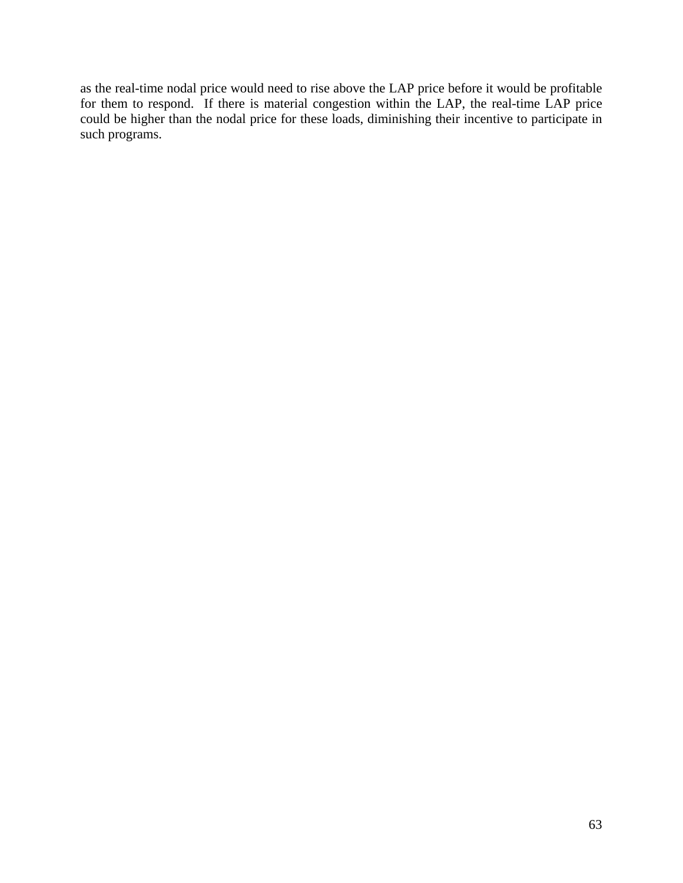as the real-time nodal price would need to rise above the LAP price before it would be profitable for them to respond. If there is material congestion within the LAP, the real-time LAP price could be higher than the nodal price for these loads, diminishing their incentive to participate in such programs.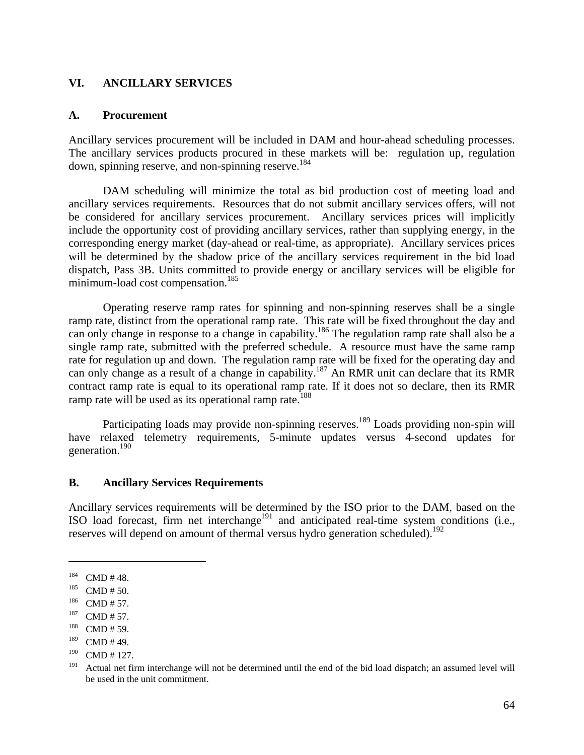# VI. ANCILLARY SERVICES

## A. Procurement

Ancillary services procurement will be included in DAM and hour-ahead scheduling processes. The ancillary services products procured in these markets will be: regulation up, regulation down, spinning reserve, and non-spinning reserve.[184]

DAM scheduling will minimize the total as bid production cost of meeting load and ancillary services requirements. Resources that do not submit ancillary services offers, will not be considered for ancillary services procurement. Ancillary services prices will implicitly include the opportunity cost of providing ancillary services, rather than supplying energy, in the corresponding energy market (day-ahead or real-time, as appropriate). Ancillary services prices will be determined by the shadow price of the ancillary services requirement in the bid load dispatch, Pass 3B. Units committed to provide energy or ancillary services will be eligible for minimum-load cost compensation.[185]

Operating reserve ramp rates for spinning and non-spinning reserves shall be a single ramp rate, distinct from the operational ramp rate. This rate will be fixed throughout the day and can only change in response to a change in capability.[186] The regulation ramp rate shall also be a single ramp rate, submitted with the preferred schedule. A resource must have the same ramp rate for regulation up and down. The regulation ramp rate will be fixed for the operating day and can only change as a result of a change in capability.[187] An RMR unit can declare that its RMR contract ramp rate is equal to its operational ramp rate. If it does not so declare, then its RMR ramp rate will be used as its operational ramp rate.[188]

Participating loads may provide non-spinning reserves.[189] Loads providing non-spin will have relaxed telemetry requirements, 5-minute updates versus 4-second updates for generation.[190]

## B. Ancillary Services Requirements

Ancillary services requirements will be determined by the ISO prior to the DAM, based on the ISO load forecast, firm net interchange[191] and anticipated real-time system conditions (i.e., reserves will depend on amount of thermal versus hydro generation scheduled).[192]

---

[184] CMD # 48.

[185] CMD # 50.

[186] CMD # 57.

[187] CMD # 57.

[188] CMD # 59.

[189] CMD # 49.

[190] CMD # 127.

[191] Actual net firm interchange will not be determined until the end of the bid load dispatch; an assumed level will be used in the unit commitment.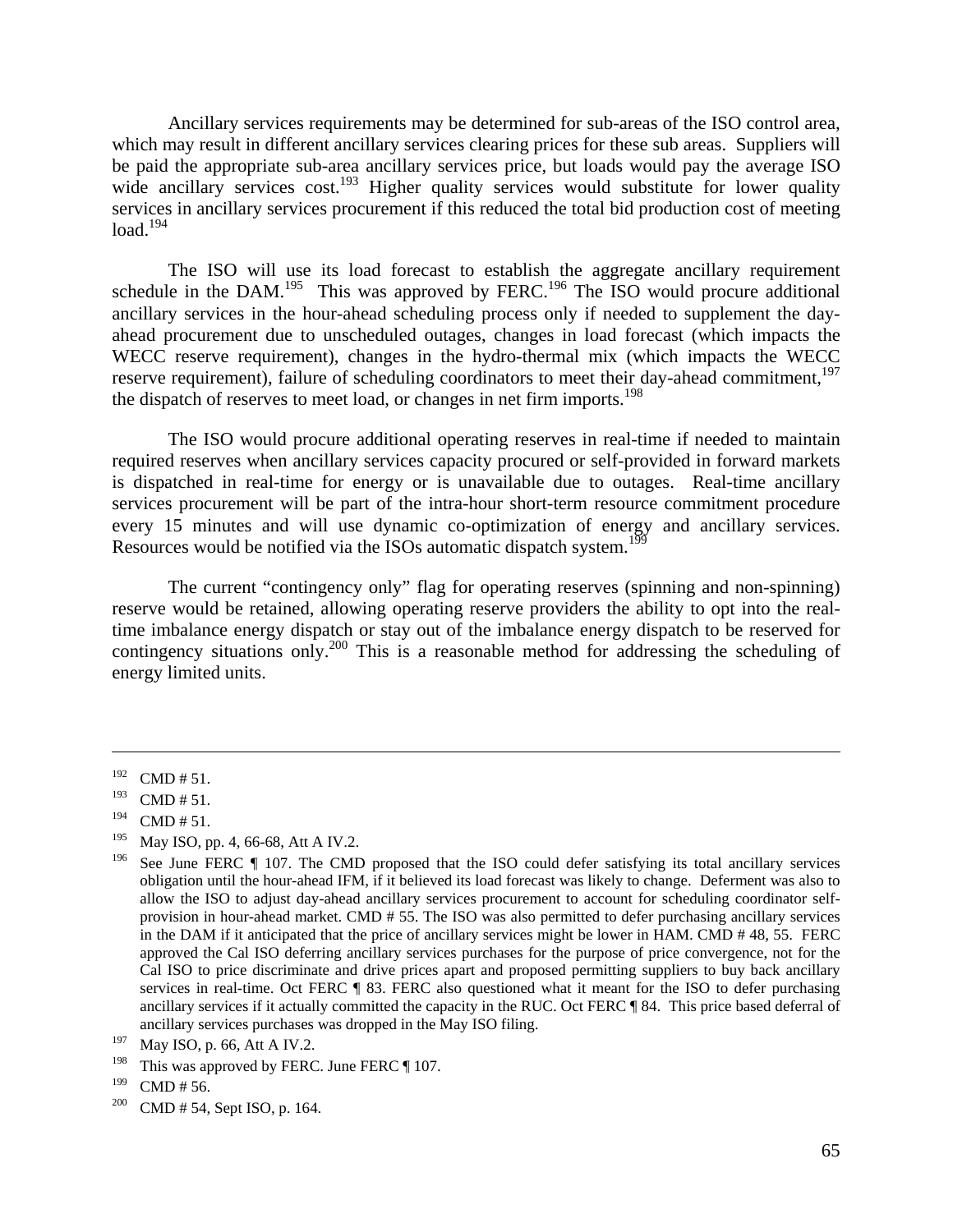Ancillary services requirements may be determined for sub-areas of the ISO control area, which may result in different ancillary services clearing prices for these sub areas. Suppliers will be paid the appropriate sub-area ancillary services price, but loads would pay the average ISO wide ancillary services cost.[193] Higher quality services would substitute for lower quality services in ancillary services procurement if this reduced the total bid production cost of meeting load.[194]

The ISO will use its load forecast to establish the aggregate ancillary requirement schedule in the DAM.[195] This was approved by FERC.[196] The ISO would procure additional ancillary services in the hour-ahead scheduling process only if needed to supplement the day-ahead procurement due to unscheduled outages, changes in load forecast (which impacts the WECC reserve requirement), changes in the hydro-thermal mix (which impacts the WECC reserve requirement), failure of scheduling coordinators to meet their day-ahead commitment,[197] the dispatch of reserves to meet load, or changes in net firm imports.[198]

The ISO would procure additional operating reserves in real-time if needed to maintain required reserves when ancillary services capacity procured or self-provided in forward markets is dispatched in real-time for energy or is unavailable due to outages. Real-time ancillary services procurement will be part of the intra-hour short-term resource commitment procedure every 15 minutes and will use dynamic co-optimization of energy and ancillary services. Resources would be notified via the ISOs automatic dispatch system.[199]

The current "contingency only" flag for operating reserves (spinning and non-spinning) reserve would be retained, allowing operating reserve providers the ability to opt into the real-time imbalance energy dispatch or stay out of the imbalance energy dispatch to be reserved for contingency situations only.[200] This is a reasonable method for addressing the scheduling of energy limited units.

---

[192] CMD # 51.

[193] CMD # 51.

[194] CMD # 51.

[195] May ISO, pp. 4, 66-68, Att A IV.2.

[196] See June FERC ¶ 107. The CMD proposed that the ISO could defer satisfying its total ancillary services obligation until the hour-ahead IFM, if it believed its load forecast was likely to change. Deferment was also to allow the ISO to adjust day-ahead ancillary services procurement to account for scheduling coordinator self-provision in hour-ahead market. CMD # 55. The ISO was also permitted to defer purchasing ancillary services in the DAM if it anticipated that the price of ancillary services might be lower in HAM. CMD # 48, 55. FERC approved the Cal ISO deferring ancillary services purchases for the purpose of price convergence, not for the Cal ISO to price discriminate and drive prices apart and proposed permitting suppliers to buy back ancillary services in real-time. Oct FERC ¶ 83. FERC also questioned what it meant for the ISO to defer purchasing ancillary services if it actually committed the capacity in the RUC. Oct FERC ¶ 84. This price based deferral of ancillary services purchases was dropped in the May ISO filing.

[197] May ISO, p. 66, Att A IV.2.

[198] This was approved by FERC. June FERC ¶ 107.

[199] CMD # 56.

[200] CMD # 54, Sept ISO, p. 164.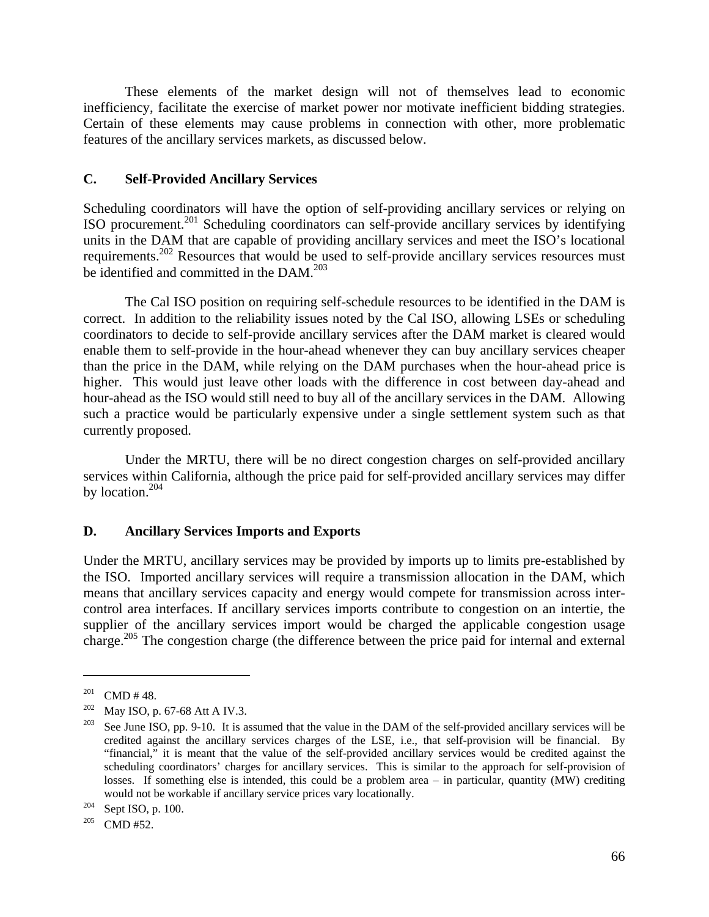These elements of the market design will not of themselves lead to economic inefficiency, facilitate the exercise of market power nor motivate inefficient bidding strategies. Certain of these elements may cause problems in connection with other, more problematic features of the ancillary services markets, as discussed below.

## C. Self-Provided Ancillary Services

Scheduling coordinators will have the option of self-providing ancillary services or relying on ISO procurement.[201] Scheduling coordinators can self-provide ancillary services by identifying units in the DAM that are capable of providing ancillary services and meet the ISO's locational requirements.[202] Resources that would be used to self-provide ancillary services resources must be identified and committed in the DAM.[203]

The Cal ISO position on requiring self-schedule resources to be identified in the DAM is correct. In addition to the reliability issues noted by the Cal ISO, allowing LSEs or scheduling coordinators to decide to self-provide ancillary services after the DAM market is cleared would enable them to self-provide in the hour-ahead whenever they can buy ancillary services cheaper than the price in the DAM, while relying on the DAM purchases when the hour-ahead price is higher. This would just leave other loads with the difference in cost between day-ahead and hour-ahead as the ISO would still need to buy all of the ancillary services in the DAM. Allowing such a practice would be particularly expensive under a single settlement system such as that currently proposed.

Under the MRTU, there will be no direct congestion charges on self-provided ancillary services within California, although the price paid for self-provided ancillary services may differ by location.[204]

## D. Ancillary Services Imports and Exports

Under the MRTU, ancillary services may be provided by imports up to limits pre-established by the ISO. Imported ancillary services will require a transmission allocation in the DAM, which means that ancillary services capacity and energy would compete for transmission across inter-control area interfaces. If ancillary services imports contribute to congestion on an intertie, the supplier of the ancillary services import would be charged the applicable congestion usage charge.[205] The congestion charge (the difference between the price paid for internal and external

---

[201] CMD # 48.

[202] May ISO, p. 67-68 Att A IV.3.

[203] See June ISO, pp. 9-10. It is assumed that the value in the DAM of the self-provided ancillary services will be credited against the ancillary services charges of the LSE, i.e., that self-provision will be financial. By "financial," it is meant that the value of the self-provided ancillary services would be credited against the scheduling coordinators' charges for ancillary services. This is similar to the approach for self-provision of losses. If something else is intended, this could be a problem area – in particular, quantity (MW) crediting would not be workable if ancillary service prices vary locationally.

[204] Sept ISO, p. 100.

[205] CMD #52.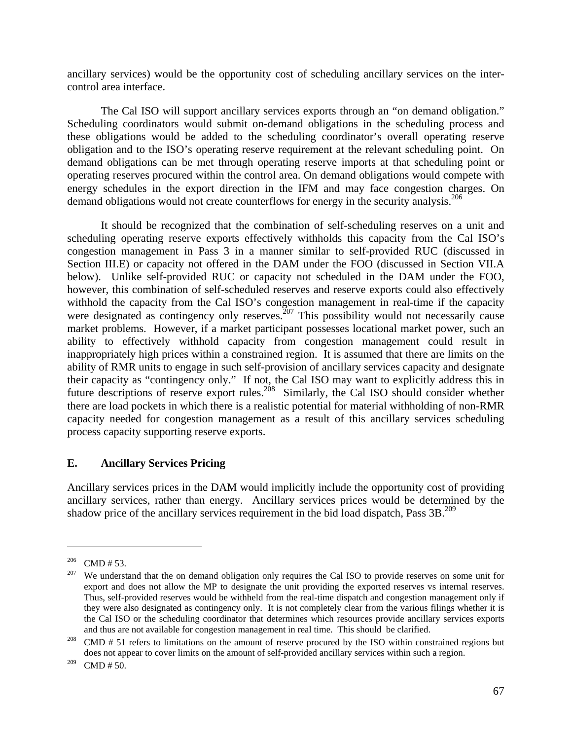ancillary services) would be the opportunity cost of scheduling ancillary services on the inter-control area interface.

The Cal ISO will support ancillary services exports through an "on demand obligation." Scheduling coordinators would submit on-demand obligations in the scheduling process and these obligations would be added to the scheduling coordinator's overall operating reserve obligation and to the ISO's operating reserve requirement at the relevant scheduling point. On demand obligations can be met through operating reserve imports at that scheduling point or operating reserves procured within the control area. On demand obligations would compete with energy schedules in the export direction in the IFM and may face congestion charges. On demand obligations would not create counterflows for energy in the security analysis.[206]

It should be recognized that the combination of self-scheduling reserves on a unit and scheduling operating reserve exports effectively withholds this capacity from the Cal ISO's congestion management in Pass 3 in a manner similar to self-provided RUC (discussed in Section III.E) or capacity not offered in the DAM under the FOO (discussed in Section VII.A below). Unlike self-provided RUC or capacity not scheduled in the DAM under the FOO, however, this combination of self-scheduled reserves and reserve exports could also effectively withhold the capacity from the Cal ISO's congestion management in real-time if the capacity were designated as contingency only reserves.[207] This possibility would not necessarily cause market problems. However, if a market participant possesses locational market power, such an ability to effectively withhold capacity from congestion management could result in inappropriately high prices within a constrained region. It is assumed that there are limits on the ability of RMR units to engage in such self-provision of ancillary services capacity and designate their capacity as "contingency only." If not, the Cal ISO may want to explicitly address this in future descriptions of reserve export rules.[208] Similarly, the Cal ISO should consider whether there are load pockets in which there is a realistic potential for material withholding of non-RMR capacity needed for congestion management as a result of this ancillary services scheduling process capacity supporting reserve exports.

## E. Ancillary Services Pricing

Ancillary services prices in the DAM would implicitly include the opportunity cost of providing ancillary services, rather than energy. Ancillary services prices would be determined by the shadow price of the ancillary services requirement in the bid load dispatch, Pass 3B.[209]

---

[206] CMD # 53.

[207] We understand that the on demand obligation only requires the Cal ISO to provide reserves on some unit for export and does not allow the MP to designate the unit providing the exported reserves vs internal reserves. Thus, self-provided reserves would be withheld from the real-time dispatch and congestion management only if they were also designated as contingency only. It is not completely clear from the various filings whether it is the Cal ISO or the scheduling coordinator that determines which resources provide ancillary services exports and thus are not available for congestion management in real time. This should be clarified.

[208] CMD # 51 refers to limitations on the amount of reserve procured by the ISO within constrained regions but does not appear to cover limits on the amount of self-provided ancillary services within such a region.

[209] CMD # 50.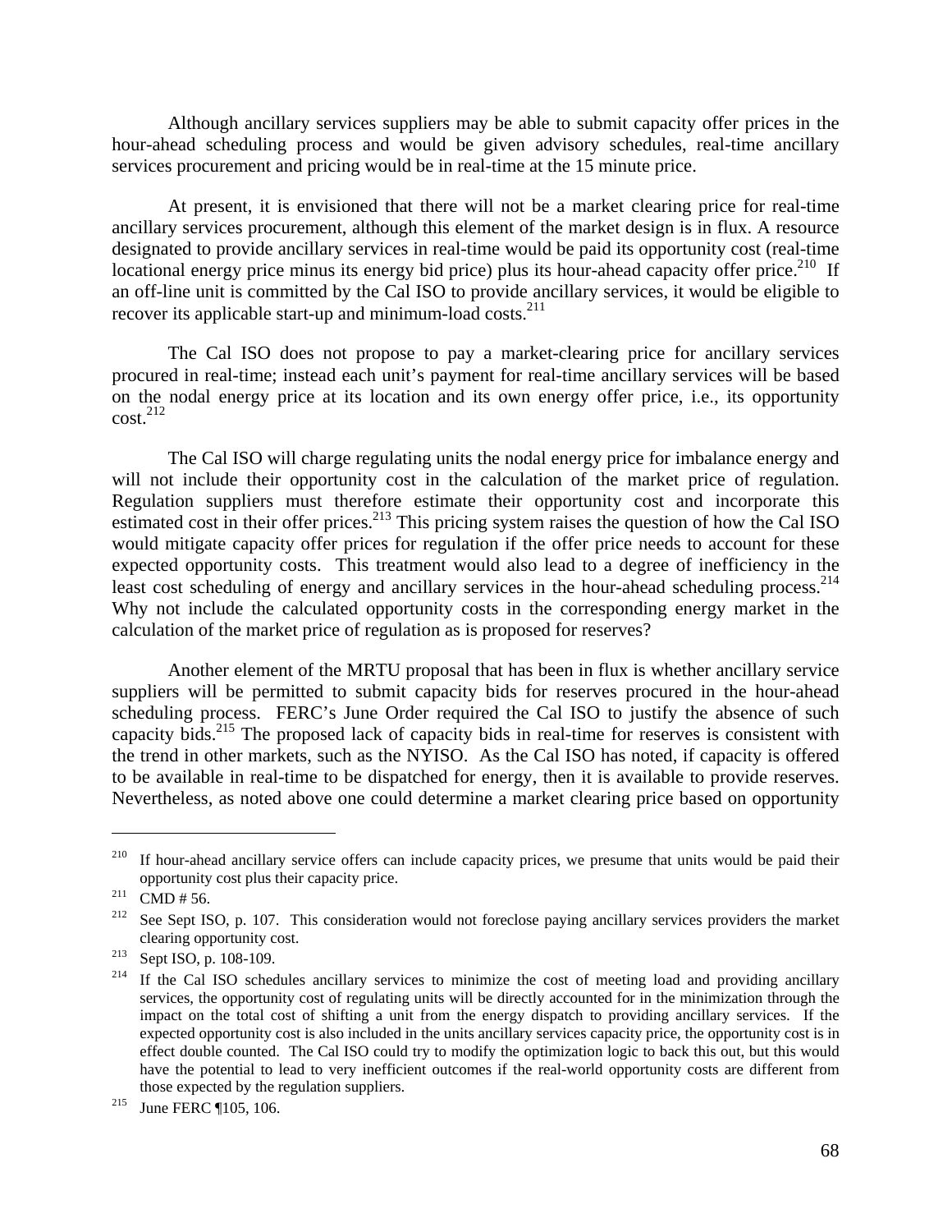Although ancillary services suppliers may be able to submit capacity offer prices in the hour-ahead scheduling process and would be given advisory schedules, real-time ancillary services procurement and pricing would be in real-time at the 15 minute price.

At present, it is envisioned that there will not be a market clearing price for real-time ancillary services procurement, although this element of the market design is in flux. A resource designated to provide ancillary services in real-time would be paid its opportunity cost (real-time locational energy price minus its energy bid price) plus its hour-ahead capacity offer price.[210] If an off-line unit is committed by the Cal ISO to provide ancillary services, it would be eligible to recover its applicable start-up and minimum-load costs.[211]

The Cal ISO does not propose to pay a market-clearing price for ancillary services procured in real-time; instead each unit's payment for real-time ancillary services will be based on the nodal energy price at its location and its own energy offer price, i.e., its opportunity cost.[212]

The Cal ISO will charge regulating units the nodal energy price for imbalance energy and will not include their opportunity cost in the calculation of the market price of regulation. Regulation suppliers must therefore estimate their opportunity cost and incorporate this estimated cost in their offer prices.[213] This pricing system raises the question of how the Cal ISO would mitigate capacity offer prices for regulation if the offer price needs to account for these expected opportunity costs. This treatment would also lead to a degree of inefficiency in the least cost scheduling of energy and ancillary services in the hour-ahead scheduling process.[214] Why not include the calculated opportunity costs in the corresponding energy market in the calculation of the market price of regulation as is proposed for reserves?

Another element of the MRTU proposal that has been in flux is whether ancillary service suppliers will be permitted to submit capacity bids for reserves procured in the hour-ahead scheduling process. FERC's June Order required the Cal ISO to justify the absence of such capacity bids.[215] The proposed lack of capacity bids in real-time for reserves is consistent with the trend in other markets, such as the NYISO. As the Cal ISO has noted, if capacity is offered to be available in real-time to be dispatched for energy, then it is available to provide reserves. Nevertheless, as noted above one could determine a market clearing price based on opportunity

---

[210] If hour-ahead ancillary service offers can include capacity prices, we presume that units would be paid their opportunity cost plus their capacity price.

[211] CMD # 56.

[212] See Sept ISO, p. 107. This consideration would not foreclose paying ancillary services providers the market clearing opportunity cost.

[213] Sept ISO, p. 108-109.

[214] If the Cal ISO schedules ancillary services to minimize the cost of meeting load and providing ancillary services, the opportunity cost of regulating units will be directly accounted for in the minimization through the impact on the total cost of shifting a unit from the energy dispatch to providing ancillary services. If the expected opportunity cost is also included in the units ancillary services capacity price, the opportunity cost is in effect double counted. The Cal ISO could try to modify the optimization logic to back this out, but this would have the potential to lead to very inefficient outcomes if the real-world opportunity costs are different from those expected by the regulation suppliers.

[215] June FERC ¶105, 106.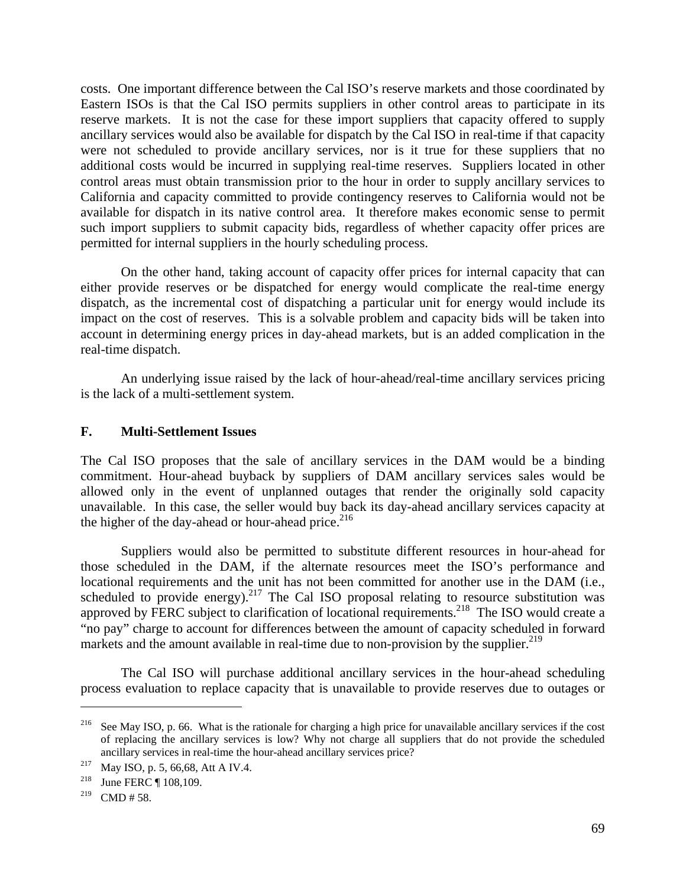costs. One important difference between the Cal ISO's reserve markets and those coordinated by Eastern ISOs is that the Cal ISO permits suppliers in other control areas to participate in its reserve markets. It is not the case for these import suppliers that capacity offered to supply ancillary services would also be available for dispatch by the Cal ISO in real-time if that capacity were not scheduled to provide ancillary services, nor is it true for these suppliers that no additional costs would be incurred in supplying real-time reserves. Suppliers located in other control areas must obtain transmission prior to the hour in order to supply ancillary services to California and capacity committed to provide contingency reserves to California would not be available for dispatch in its native control area. It therefore makes economic sense to permit such import suppliers to submit capacity bids, regardless of whether capacity offer prices are permitted for internal suppliers in the hourly scheduling process.

On the other hand, taking account of capacity offer prices for internal capacity that can either provide reserves or be dispatched for energy would complicate the real-time energy dispatch, as the incremental cost of dispatching a particular unit for energy would include its impact on the cost of reserves. This is a solvable problem and capacity bids will be taken into account in determining energy prices in day-ahead markets, but is an added complication in the real-time dispatch.

An underlying issue raised by the lack of hour-ahead/real-time ancillary services pricing is the lack of a multi-settlement system.

## F. Multi-Settlement Issues

The Cal ISO proposes that the sale of ancillary services in the DAM would be a binding commitment. Hour-ahead buyback by suppliers of DAM ancillary services sales would be allowed only in the event of unplanned outages that render the originally sold capacity unavailable. In this case, the seller would buy back its day-ahead ancillary services capacity at the higher of the day-ahead or hour-ahead price.[216]

Suppliers would also be permitted to substitute different resources in hour-ahead for those scheduled in the DAM, if the alternate resources meet the ISO's performance and locational requirements and the unit has not been committed for another use in the DAM (i.e., scheduled to provide energy).[217] The Cal ISO proposal relating to resource substitution was approved by FERC subject to clarification of locational requirements.[218] The ISO would create a "no pay" charge to account for differences between the amount of capacity scheduled in forward markets and the amount available in real-time due to non-provision by the supplier.[219]

The Cal ISO will purchase additional ancillary services in the hour-ahead scheduling process evaluation to replace capacity that is unavailable to provide reserves due to outages or

---

[216] See May ISO, p. 66. What is the rationale for charging a high price for unavailable ancillary services if the cost of replacing the ancillary services is low? Why not charge all suppliers that do not provide the scheduled ancillary services in real-time the hour-ahead ancillary services price?

[217] May ISO, p. 5, 66,68, Att A IV.4.

[218] June FERC ¶ 108,109.

[219] CMD # 58.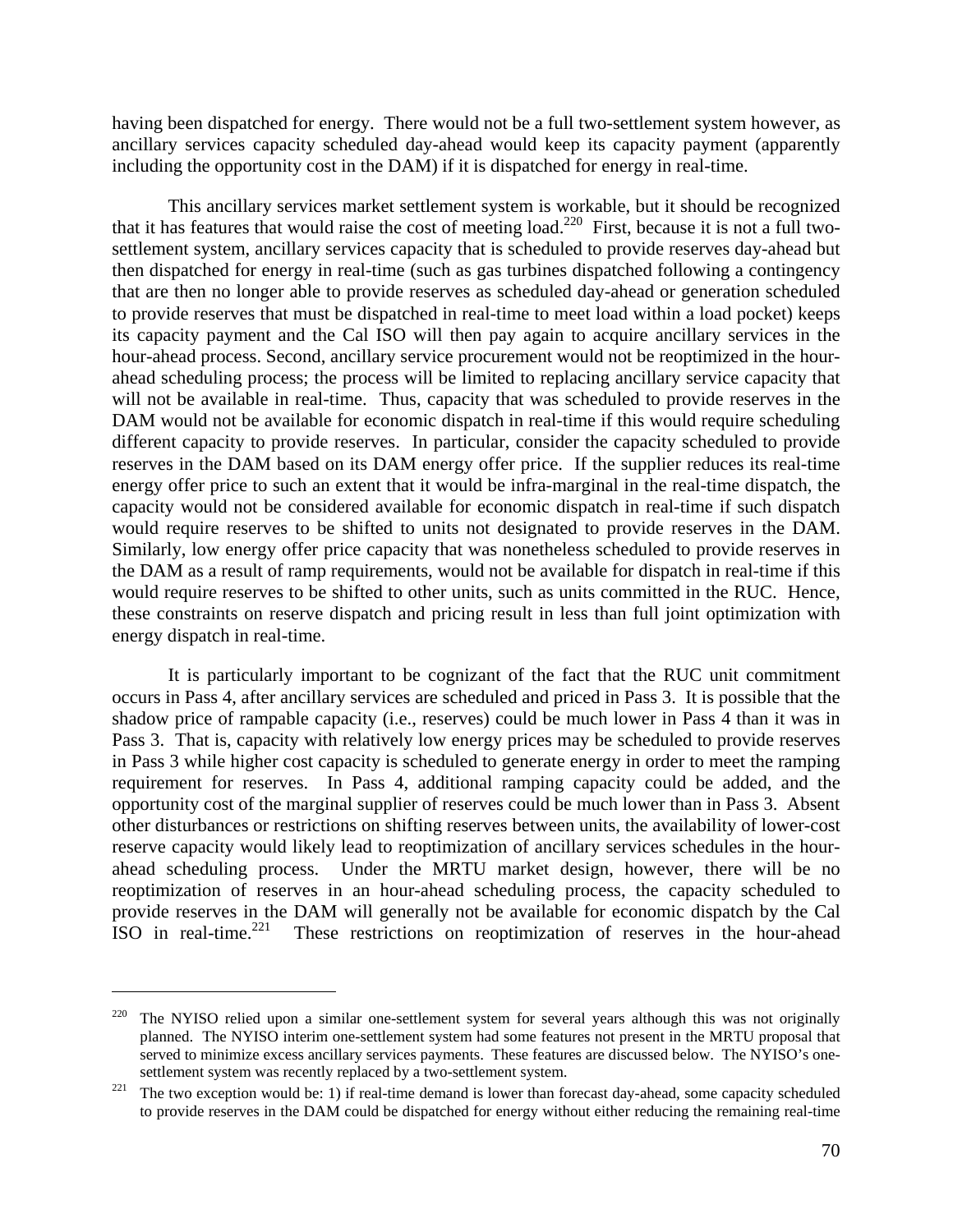having been dispatched for energy. There would not be a full two-settlement system however, as ancillary services capacity scheduled day-ahead would keep its capacity payment (apparently including the opportunity cost in the DAM) if it is dispatched for energy in real-time.

This ancillary services market settlement system is workable, but it should be recognized that it has features that would raise the cost of meeting load.[220] First, because it is not a full two-settlement system, ancillary services capacity that is scheduled to provide reserves day-ahead but then dispatched for energy in real-time (such as gas turbines dispatched following a contingency that are then no longer able to provide reserves as scheduled day-ahead or generation scheduled to provide reserves that must be dispatched in real-time to meet load within a load pocket) keeps its capacity payment and the Cal ISO will then pay again to acquire ancillary services in the hour-ahead process. Second, ancillary service procurement would not be reoptimized in the hour-ahead scheduling process; the process will be limited to replacing ancillary service capacity that will not be available in real-time. Thus, capacity that was scheduled to provide reserves in the DAM would not be available for economic dispatch in real-time if this would require scheduling different capacity to provide reserves. In particular, consider the capacity scheduled to provide reserves in the DAM based on its DAM energy offer price. If the supplier reduces its real-time energy offer price to such an extent that it would be infra-marginal in the real-time dispatch, the capacity would not be considered available for economic dispatch in real-time if such dispatch would require reserves to be shifted to units not designated to provide reserves in the DAM. Similarly, low energy offer price capacity that was nonetheless scheduled to provide reserves in the DAM as a result of ramp requirements, would not be available for dispatch in real-time if this would require reserves to be shifted to other units, such as units committed in the RUC. Hence, these constraints on reserve dispatch and pricing result in less than full joint optimization with energy dispatch in real-time.

It is particularly important to be cognizant of the fact that the RUC unit commitment occurs in Pass 4, after ancillary services are scheduled and priced in Pass 3. It is possible that the shadow price of rampable capacity (i.e., reserves) could be much lower in Pass 4 than it was in Pass 3. That is, capacity with relatively low energy prices may be scheduled to provide reserves in Pass 3 while higher cost capacity is scheduled to generate energy in order to meet the ramping requirement for reserves. In Pass 4, additional ramping capacity could be added, and the opportunity cost of the marginal supplier of reserves could be much lower than in Pass 3. Absent other disturbances or restrictions on shifting reserves between units, the availability of lower-cost reserve capacity would likely lead to reoptimization of ancillary services schedules in the hour-ahead scheduling process. Under the MRTU market design, however, there will be no reoptimization of reserves in an hour-ahead scheduling process, the capacity scheduled to provide reserves in the DAM will generally not be available for economic dispatch by the Cal ISO in real-time.[221] These restrictions on reoptimization of reserves in the hour-ahead

---

[220] The NYISO relied upon a similar one-settlement system for several years although this was not originally planned. The NYISO interim one-settlement system had some features not present in the MRTU proposal that served to minimize excess ancillary services payments. These features are discussed below. The NYISO's one-settlement system was recently replaced by a two-settlement system.

[221] The two exception would be: 1) if real-time demand is lower than forecast day-ahead, some capacity scheduled to provide reserves in the DAM could be dispatched for energy without either reducing the remaining real-time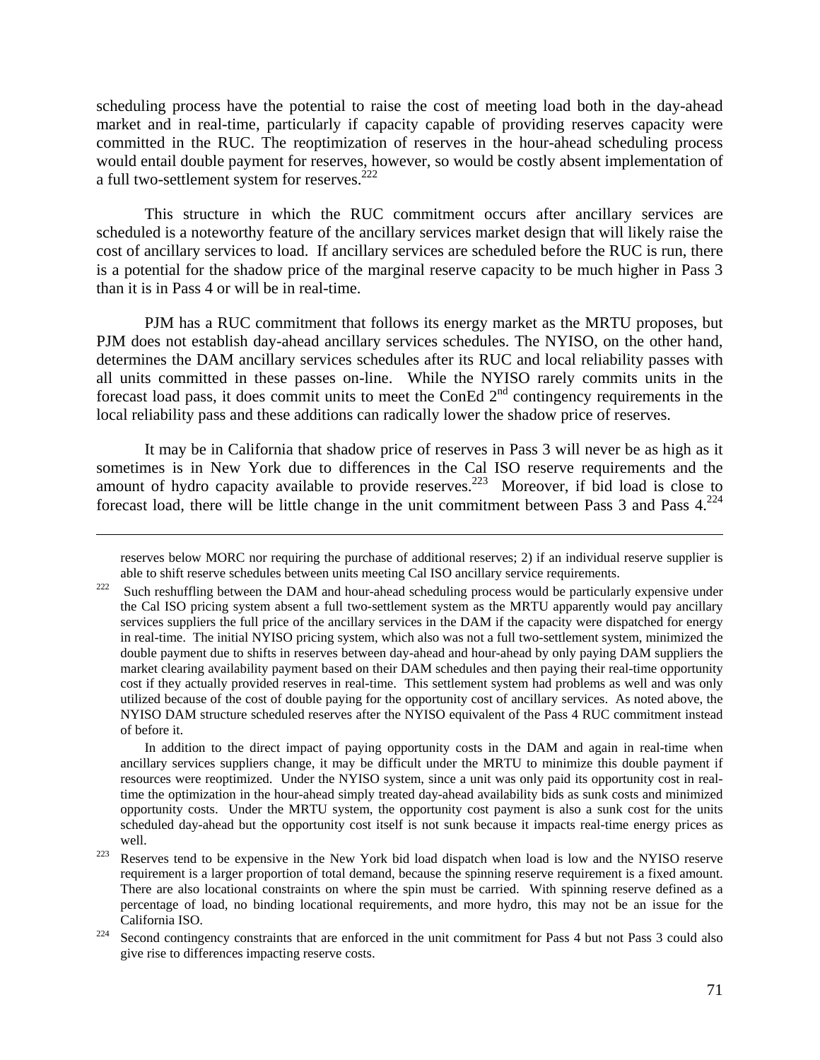scheduling process have the potential to raise the cost of meeting load both in the day-ahead market and in real-time, particularly if capacity capable of providing reserves capacity were committed in the RUC. The reoptimization of reserves in the hour-ahead scheduling process would entail double payment for reserves, however, so would be costly absent implementation of a full two-settlement system for reserves.[222]

This structure in which the RUC commitment occurs after ancillary services are scheduled is a noteworthy feature of the ancillary services market design that will likely raise the cost of ancillary services to load. If ancillary services are scheduled before the RUC is run, there is a potential for the shadow price of the marginal reserve capacity to be much higher in Pass 3 than it is in Pass 4 or will be in real-time.

PJM has a RUC commitment that follows its energy market as the MRTU proposes, but PJM does not establish day-ahead ancillary services schedules. The NYISO, on the other hand, determines the DAM ancillary services schedules after its RUC and local reliability passes with all units committed in these passes on-line. While the NYISO rarely commits units in the forecast load pass, it does commit units to meet the ConEd 2nd contingency requirements in the local reliability pass and these additions can radically lower the shadow price of reserves.

It may be in California that shadow price of reserves in Pass 3 will never be as high as it sometimes is in New York due to differences in the Cal ISO reserve requirements and the amount of hydro capacity available to provide reserves.[223] Moreover, if bid load is close to forecast load, there will be little change in the unit commitment between Pass 3 and Pass 4.[224]

---

reserves below MORC nor requiring the purchase of additional reserves; 2) if an individual reserve supplier is able to shift reserve schedules between units meeting Cal ISO ancillary service requirements.

[222] Such reshuffling between the DAM and hour-ahead scheduling process would be particularly expensive under the Cal ISO pricing system absent a full two-settlement system as the MRTU apparently would pay ancillary services suppliers the full price of the ancillary services in the DAM if the capacity were dispatched for energy in real-time. The initial NYISO pricing system, which also was not a full two-settlement system, minimized the double payment due to shifts in reserves between day-ahead and hour-ahead by only paying DAM suppliers the market clearing availability payment based on their DAM schedules and then paying their real-time opportunity cost if they actually provided reserves in real-time. This settlement system had problems as well and was only utilized because of the cost of double paying for the opportunity cost of ancillary services. As noted above, the NYISO DAM structure scheduled reserves after the NYISO equivalent of the Pass 4 RUC commitment instead of before it.

In addition to the direct impact of paying opportunity costs in the DAM and again in real-time when ancillary services suppliers change, it may be difficult under the MRTU to minimize this double payment if resources were reoptimized. Under the NYISO system, since a unit was only paid its opportunity cost in real-time the optimization in the hour-ahead simply treated day-ahead availability bids as sunk costs and minimized opportunity costs. Under the MRTU system, the opportunity cost payment is also a sunk cost for the units scheduled day-ahead but the opportunity cost itself is not sunk because it impacts real-time energy prices as well.

[223] Reserves tend to be expensive in the New York bid load dispatch when load is low and the NYISO reserve requirement is a larger proportion of total demand, because the spinning reserve requirement is a fixed amount. There are also locational constraints on where the spin must be carried. With spinning reserve defined as a percentage of load, no binding locational requirements, and more hydro, this may not be an issue for the California ISO.

[224] Second contingency constraints that are enforced in the unit commitment for Pass 4 but not Pass 3 could also give rise to differences impacting reserve costs.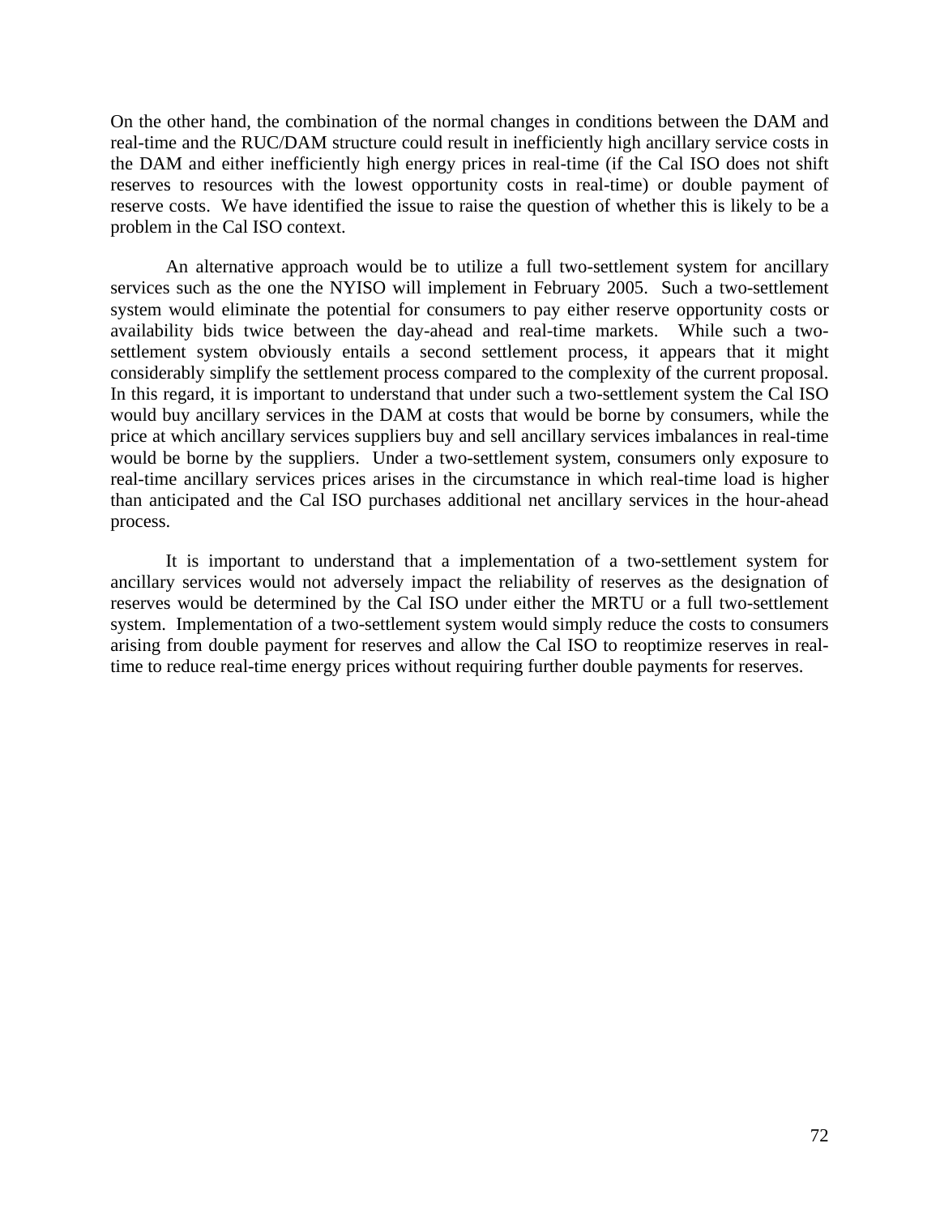On the other hand, the combination of the normal changes in conditions between the DAM and real-time and the RUC/DAM structure could result in inefficiently high ancillary service costs in the DAM and either inefficiently high energy prices in real-time (if the Cal ISO does not shift reserves to resources with the lowest opportunity costs in real-time) or double payment of reserve costs. We have identified the issue to raise the question of whether this is likely to be a problem in the Cal ISO context.

An alternative approach would be to utilize a full two-settlement system for ancillary services such as the one the NYISO will implement in February 2005. Such a two-settlement system would eliminate the potential for consumers to pay either reserve opportunity costs or availability bids twice between the day-ahead and real-time markets. While such a two-settlement system obviously entails a second settlement process, it appears that it might considerably simplify the settlement process compared to the complexity of the current proposal. In this regard, it is important to understand that under such a two-settlement system the Cal ISO would buy ancillary services in the DAM at costs that would be borne by consumers, while the price at which ancillary services suppliers buy and sell ancillary services imbalances in real-time would be borne by the suppliers. Under a two-settlement system, consumers only exposure to real-time ancillary services prices arises in the circumstance in which real-time load is higher than anticipated and the Cal ISO purchases additional net ancillary services in the hour-ahead process.

It is important to understand that a implementation of a two-settlement system for ancillary services would not adversely impact the reliability of reserves as the designation of reserves would be determined by the Cal ISO under either the MRTU or a full two-settlement system. Implementation of a two-settlement system would simply reduce the costs to consumers arising from double payment for reserves and allow the Cal ISO to reoptimize reserves in real-time to reduce real-time energy prices without requiring further double payments for reserves.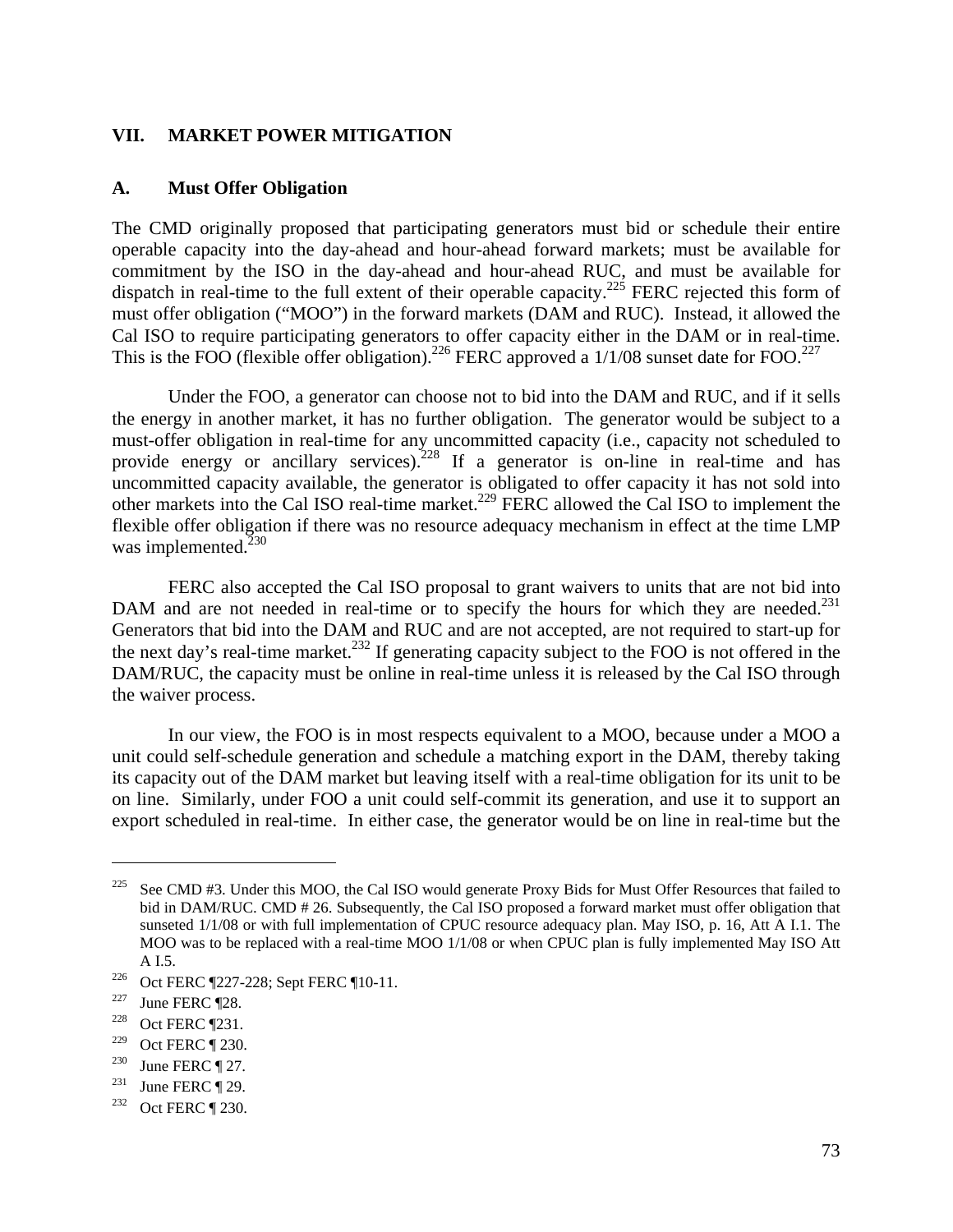## VII. MARKET POWER MITIGATION

### A. Must Offer Obligation

The CMD originally proposed that participating generators must bid or schedule their entire operable capacity into the day-ahead and hour-ahead forward markets; must be available for commitment by the ISO in the day-ahead and hour-ahead RUC, and must be available for dispatch in real-time to the full extent of their operable capacity.[225] FERC rejected this form of must offer obligation ("MOO") in the forward markets (DAM and RUC). Instead, it allowed the Cal ISO to require participating generators to offer capacity either in the DAM or in real-time. This is the FOO (flexible offer obligation).[226] FERC approved a 1/1/08 sunset date for FOO.[227]

Under the FOO, a generator can choose not to bid into the DAM and RUC, and if it sells the energy in another market, it has no further obligation. The generator would be subject to a must-offer obligation in real-time for any uncommitted capacity (i.e., capacity not scheduled to provide energy or ancillary services).[228] If a generator is on-line in real-time and has uncommitted capacity available, the generator is obligated to offer capacity it has not sold into other markets into the Cal ISO real-time market.[229] FERC allowed the Cal ISO to implement the flexible offer obligation if there was no resource adequacy mechanism in effect at the time LMP was implemented.[230]

FERC also accepted the Cal ISO proposal to grant waivers to units that are not bid into DAM and are not needed in real-time or to specify the hours for which they are needed.[231] Generators that bid into the DAM and RUC and are not accepted, are not required to start-up for the next day's real-time market.[232] If generating capacity subject to the FOO is not offered in the DAM/RUC, the capacity must be online in real-time unless it is released by the Cal ISO through the waiver process.

In our view, the FOO is in most respects equivalent to a MOO, because under a MOO a unit could self-schedule generation and schedule a matching export in the DAM, thereby taking its capacity out of the DAM market but leaving itself with a real-time obligation for its unit to be on line. Similarly, under FOO a unit could self-commit its generation, and use it to support an export scheduled in real-time. In either case, the generator would be on line in real-time but the

---

[225] See CMD #3. Under this MOO, the Cal ISO would generate Proxy Bids for Must Offer Resources that failed to bid in DAM/RUC. CMD # 26. Subsequently, the Cal ISO proposed a forward market must offer obligation that sunseted 1/1/08 or with full implementation of CPUC resource adequacy plan. May ISO, p. 16, Att A I.1. The MOO was to be replaced with a real-time MOO 1/1/08 or when CPUC plan is fully implemented May ISO Att A I.5.

[226] Oct FERC ¶227-228; Sept FERC ¶10-11.

[227] June FERC ¶28.

[228] Oct FERC ¶231.

[229] Oct FERC ¶ 230.

[230] June FERC ¶ 27.

[231] June FERC ¶ 29.

[232] Oct FERC ¶ 230.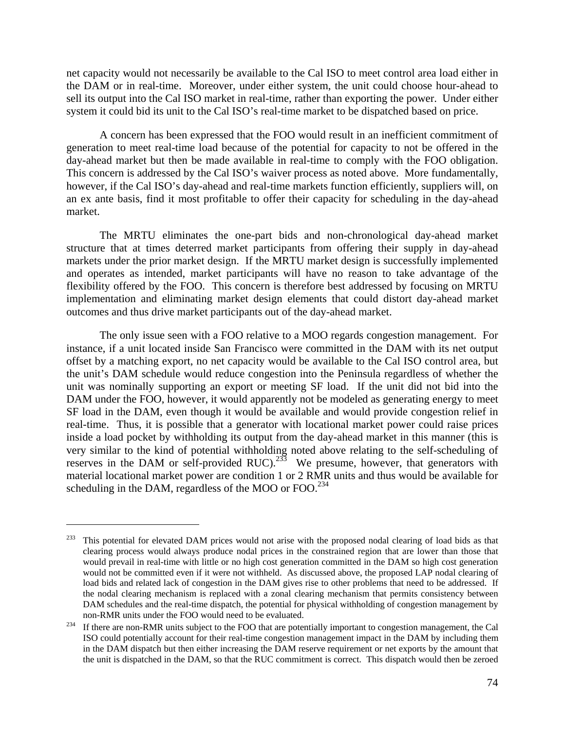net capacity would not necessarily be available to the Cal ISO to meet control area load either in the DAM or in real-time. Moreover, under either system, the unit could choose hour-ahead to sell its output into the Cal ISO market in real-time, rather than exporting the power. Under either system it could bid its unit to the Cal ISO's real-time market to be dispatched based on price.

A concern has been expressed that the FOO would result in an inefficient commitment of generation to meet real-time load because of the potential for capacity to not be offered in the day-ahead market but then be made available in real-time to comply with the FOO obligation. This concern is addressed by the Cal ISO's waiver process as noted above. More fundamentally, however, if the Cal ISO's day-ahead and real-time markets function efficiently, suppliers will, on an ex ante basis, find it most profitable to offer their capacity for scheduling in the day-ahead market.

The MRTU eliminates the one-part bids and non-chronological day-ahead market structure that at times deterred market participants from offering their supply in day-ahead markets under the prior market design. If the MRTU market design is successfully implemented and operates as intended, market participants will have no reason to take advantage of the flexibility offered by the FOO. This concern is therefore best addressed by focusing on MRTU implementation and eliminating market design elements that could distort day-ahead market outcomes and thus drive market participants out of the day-ahead market.

The only issue seen with a FOO relative to a MOO regards congestion management. For instance, if a unit located inside San Francisco were committed in the DAM with its net output offset by a matching export, no net capacity would be available to the Cal ISO control area, but the unit's DAM schedule would reduce congestion into the Peninsula regardless of whether the unit was nominally supporting an export or meeting SF load. If the unit did not bid into the DAM under the FOO, however, it would apparently not be modeled as generating energy to meet SF load in the DAM, even though it would be available and would provide congestion relief in real-time. Thus, it is possible that a generator with locational market power could raise prices inside a load pocket by withholding its output from the day-ahead market in this manner (this is very similar to the kind of potential withholding noted above relating to the self-scheduling of reserves in the DAM or self-provided RUC).[233] We presume, however, that generators with material locational market power are condition 1 or 2 RMR units and thus would be available for scheduling in the DAM, regardless of the MOO or FOO.[234]

---

[233] This potential for elevated DAM prices would not arise with the proposed nodal clearing of load bids as that clearing process would always produce nodal prices in the constrained region that are lower than those that would prevail in real-time with little or no high cost generation committed in the DAM so high cost generation would not be committed even if it were not withheld. As discussed above, the proposed LAP nodal clearing of load bids and related lack of congestion in the DAM gives rise to other problems that need to be addressed. If the nodal clearing mechanism is replaced with a zonal clearing mechanism that permits consistency between DAM schedules and the real-time dispatch, the potential for physical withholding of congestion management by non-RMR units under the FOO would need to be evaluated.

[234] If there are non-RMR units subject to the FOO that are potentially important to congestion management, the Cal ISO could potentially account for their real-time congestion management impact in the DAM by including them in the DAM dispatch but then either increasing the DAM reserve requirement or net exports by the amount that the unit is dispatched in the DAM, so that the RUC commitment is correct. This dispatch would then be zeroed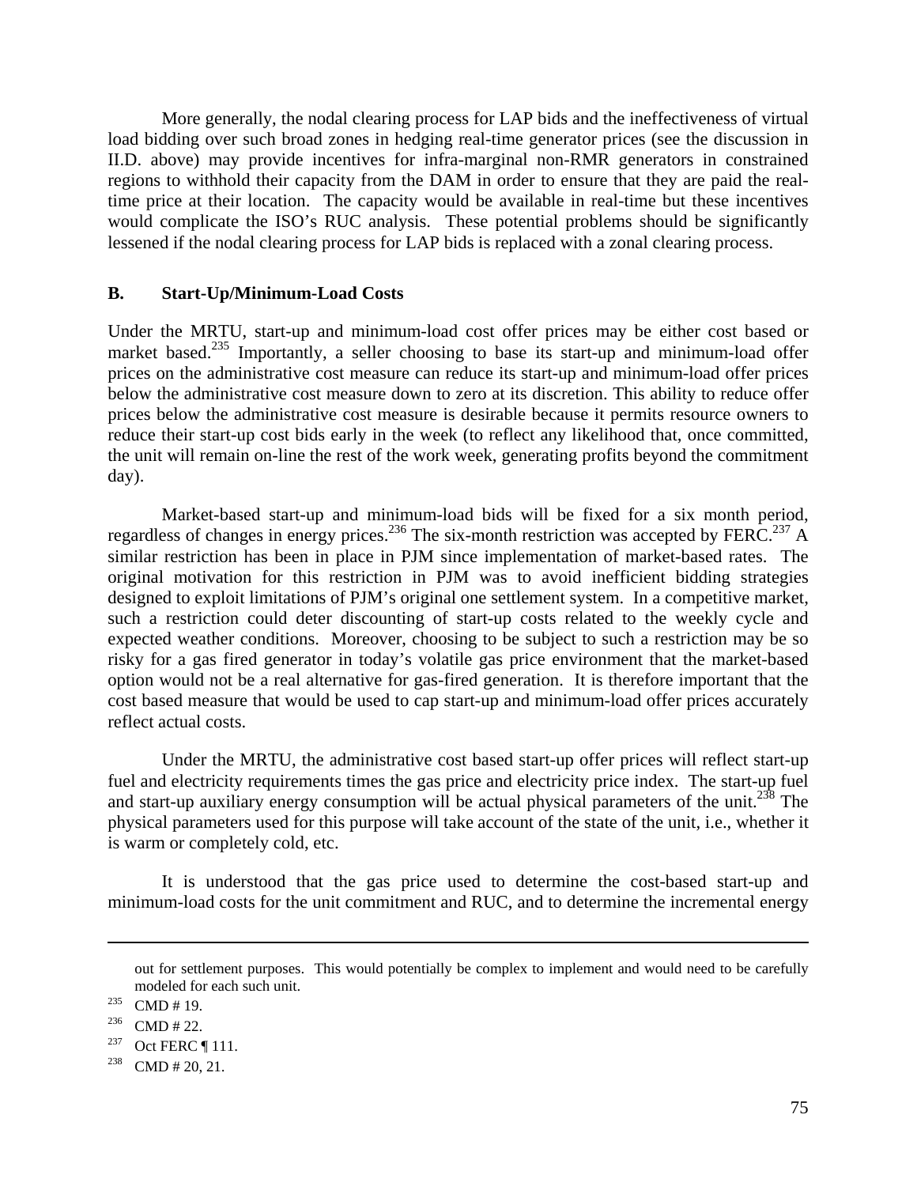More generally, the nodal clearing process for LAP bids and the ineffectiveness of virtual load bidding over such broad zones in hedging real-time generator prices (see the discussion in II.D. above) may provide incentives for infra-marginal non-RMR generators in constrained regions to withhold their capacity from the DAM in order to ensure that they are paid the real-time price at their location. The capacity would be available in real-time but these incentives would complicate the ISO's RUC analysis. These potential problems should be significantly lessened if the nodal clearing process for LAP bids is replaced with a zonal clearing process.

### B. Start-Up/Minimum-Load Costs

Under the MRTU, start-up and minimum-load cost offer prices may be either cost based or market based.[235] Importantly, a seller choosing to base its start-up and minimum-load offer prices on the administrative cost measure can reduce its start-up and minimum-load offer prices below the administrative cost measure down to zero at its discretion. This ability to reduce offer prices below the administrative cost measure is desirable because it permits resource owners to reduce their start-up cost bids early in the week (to reflect any likelihood that, once committed, the unit will remain on-line the rest of the work week, generating profits beyond the commitment day).

Market-based start-up and minimum-load bids will be fixed for a six month period, regardless of changes in energy prices.[236] The six-month restriction was accepted by FERC.[237] A similar restriction has been in place in PJM since implementation of market-based rates. The original motivation for this restriction in PJM was to avoid inefficient bidding strategies designed to exploit limitations of PJM's original one settlement system. In a competitive market, such a restriction could deter discounting of start-up costs related to the weekly cycle and expected weather conditions. Moreover, choosing to be subject to such a restriction may be so risky for a gas fired generator in today's volatile gas price environment that the market-based option would not be a real alternative for gas-fired generation. It is therefore important that the cost based measure that would be used to cap start-up and minimum-load offer prices accurately reflect actual costs.

Under the MRTU, the administrative cost based start-up offer prices will reflect start-up fuel and electricity requirements times the gas price and electricity price index. The start-up fuel and start-up auxiliary energy consumption will be actual physical parameters of the unit.[238] The physical parameters used for this purpose will take account of the state of the unit, i.e., whether it is warm or completely cold, etc.

It is understood that the gas price used to determine the cost-based start-up and minimum-load costs for the unit commitment and RUC, and to determine the incremental energy

---

out for settlement purposes. This would potentially be complex to implement and would need to be carefully modeled for each such unit.

[235] CMD # 19.

[236] CMD # 22.

[237] Oct FERC ¶ 111.

[238] CMD # 20, 21.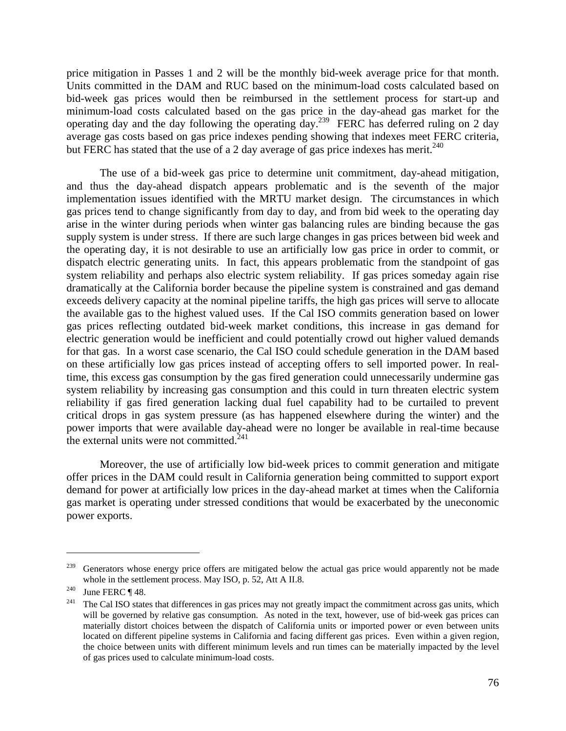price mitigation in Passes 1 and 2 will be the monthly bid-week average price for that month. Units committed in the DAM and RUC based on the minimum-load costs calculated based on bid-week gas prices would then be reimbursed in the settlement process for start-up and minimum-load costs calculated based on the gas price in the day-ahead gas market for the operating day and the day following the operating day.[239] FERC has deferred ruling on 2 day average gas costs based on gas price indexes pending showing that indexes meet FERC criteria, but FERC has stated that the use of a 2 day average of gas price indexes has merit.[240]

The use of a bid-week gas price to determine unit commitment, day-ahead mitigation, and thus the day-ahead dispatch appears problematic and is the seventh of the major implementation issues identified with the MRTU market design. The circumstances in which gas prices tend to change significantly from day to day, and from bid week to the operating day arise in the winter during periods when winter gas balancing rules are binding because the gas supply system is under stress. If there are such large changes in gas prices between bid week and the operating day, it is not desirable to use an artificially low gas price in order to commit, or dispatch electric generating units. In fact, this appears problematic from the standpoint of gas system reliability and perhaps also electric system reliability. If gas prices someday again rise dramatically at the California border because the pipeline system is constrained and gas demand exceeds delivery capacity at the nominal pipeline tariffs, the high gas prices will serve to allocate the available gas to the highest valued uses. If the Cal ISO commits generation based on lower gas prices reflecting outdated bid-week market conditions, this increase in gas demand for electric generation would be inefficient and could potentially crowd out higher valued demands for that gas. In a worst case scenario, the Cal ISO could schedule generation in the DAM based on these artificially low gas prices instead of accepting offers to sell imported power. In real-time, this excess gas consumption by the gas fired generation could unnecessarily undermine gas system reliability by increasing gas consumption and this could in turn threaten electric system reliability if gas fired generation lacking dual fuel capability had to be curtailed to prevent critical drops in gas system pressure (as has happened elsewhere during the winter) and the power imports that were available day-ahead were no longer be available in real-time because the external units were not committed.[241]

Moreover, the use of artificially low bid-week prices to commit generation and mitigate offer prices in the DAM could result in California generation being committed to support export demand for power at artificially low prices in the day-ahead market at times when the California gas market is operating under stressed conditions that would be exacerbated by the uneconomic power exports.

---

[239] Generators whose energy price offers are mitigated below the actual gas price would apparently not be made whole in the settlement process. May ISO, p. 52, Att A II.8.

[240] June FERC ¶ 48.

[241] The Cal ISO states that differences in gas prices may not greatly impact the commitment across gas units, which will be governed by relative gas consumption. As noted in the text, however, use of bid-week gas prices can materially distort choices between the dispatch of California units or imported power or even between units located on different pipeline systems in California and facing different gas prices. Even within a given region, the choice between units with different minimum levels and run times can be materially impacted by the level of gas prices used to calculate minimum-load costs.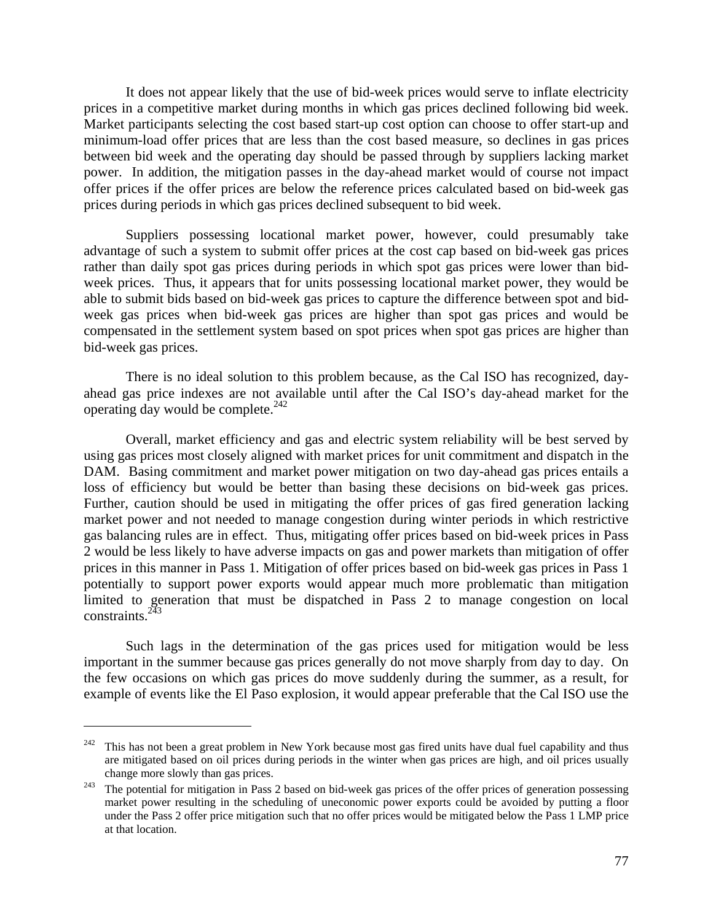It does not appear likely that the use of bid-week prices would serve to inflate electricity prices in a competitive market during months in which gas prices declined following bid week. Market participants selecting the cost based start-up cost option can choose to offer start-up and minimum-load offer prices that are less than the cost based measure, so declines in gas prices between bid week and the operating day should be passed through by suppliers lacking market power. In addition, the mitigation passes in the day-ahead market would of course not impact offer prices if the offer prices are below the reference prices calculated based on bid-week gas prices during periods in which gas prices declined subsequent to bid week.

Suppliers possessing locational market power, however, could presumably take advantage of such a system to submit offer prices at the cost cap based on bid-week gas prices rather than daily spot gas prices during periods in which spot gas prices were lower than bid-week prices. Thus, it appears that for units possessing locational market power, they would be able to submit bids based on bid-week gas prices to capture the difference between spot and bid-week gas prices when bid-week gas prices are higher than spot gas prices and would be compensated in the settlement system based on spot prices when spot gas prices are higher than bid-week gas prices.

There is no ideal solution to this problem because, as the Cal ISO has recognized, day-ahead gas price indexes are not available until after the Cal ISO's day-ahead market for the operating day would be complete.[242]

Overall, market efficiency and gas and electric system reliability will be best served by using gas prices most closely aligned with market prices for unit commitment and dispatch in the DAM. Basing commitment and market power mitigation on two day-ahead gas prices entails a loss of efficiency but would be better than basing these decisions on bid-week gas prices. Further, caution should be used in mitigating the offer prices of gas fired generation lacking market power and not needed to manage congestion during winter periods in which restrictive gas balancing rules are in effect. Thus, mitigating offer prices based on bid-week prices in Pass 2 would be less likely to have adverse impacts on gas and power markets than mitigation of offer prices in this manner in Pass 1. Mitigation of offer prices based on bid-week gas prices in Pass 1 potentially to support power exports would appear much more problematic than mitigation limited to generation that must be dispatched in Pass 2 to manage congestion on local constraints.[243]

Such lags in the determination of the gas prices used for mitigation would be less important in the summer because gas prices generally do not move sharply from day to day. On the few occasions on which gas prices do move suddenly during the summer, as a result, for example of events like the El Paso explosion, it would appear preferable that the Cal ISO use the

---

[242] This has not been a great problem in New York because most gas fired units have dual fuel capability and thus are mitigated based on oil prices during periods in the winter when gas prices are high, and oil prices usually change more slowly than gas prices.

[243] The potential for mitigation in Pass 2 based on bid-week gas prices of the offer prices of generation possessing market power resulting in the scheduling of uneconomic power exports could be avoided by putting a floor under the Pass 2 offer price mitigation such that no offer prices would be mitigated below the Pass 1 LMP price at that location.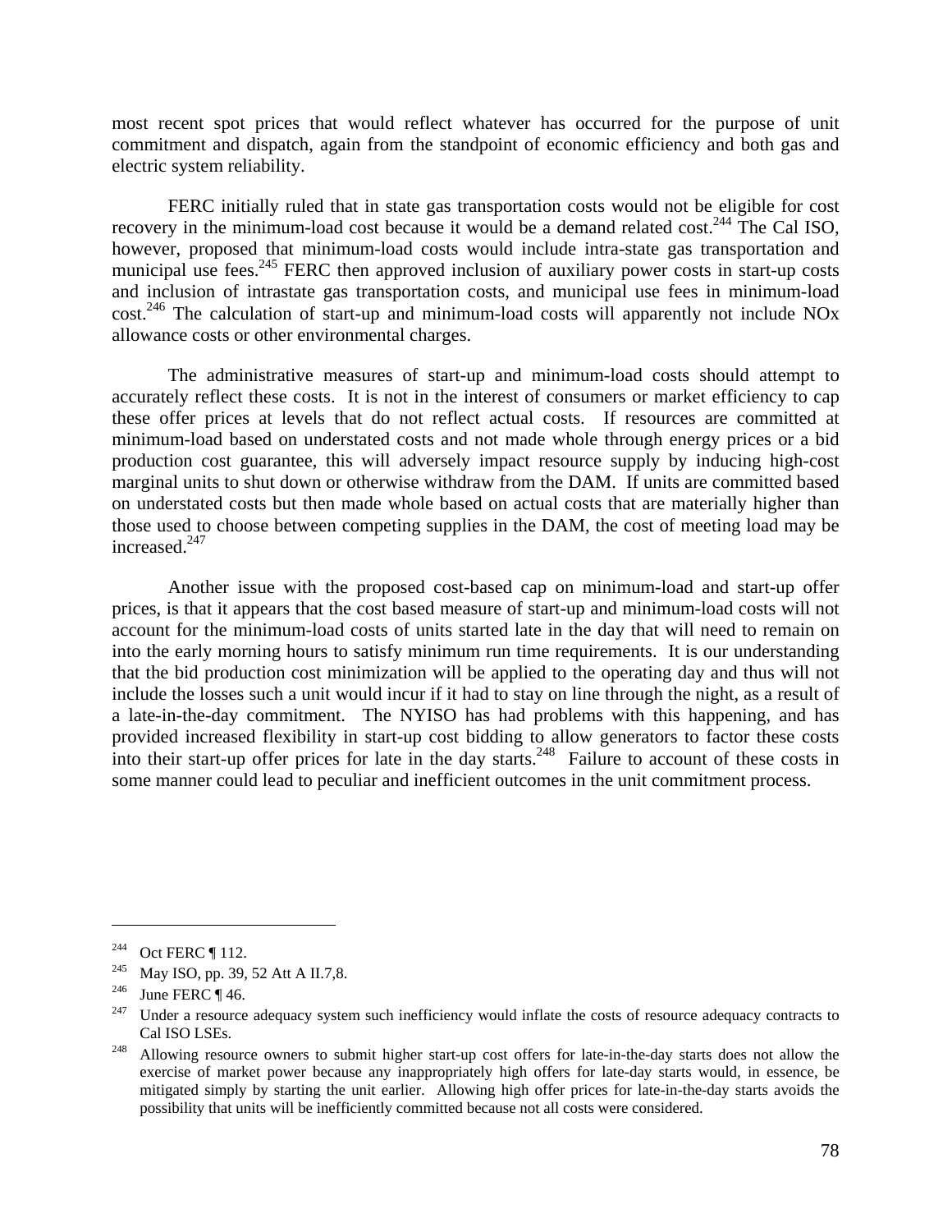most recent spot prices that would reflect whatever has occurred for the purpose of unit commitment and dispatch, again from the standpoint of economic efficiency and both gas and electric system reliability.

FERC initially ruled that in state gas transportation costs would not be eligible for cost recovery in the minimum-load cost because it would be a demand related cost.[244] The Cal ISO, however, proposed that minimum-load costs would include intra-state gas transportation and municipal use fees.[245] FERC then approved inclusion of auxiliary power costs in start-up costs and inclusion of intrastate gas transportation costs, and municipal use fees in minimum-load cost.[246] The calculation of start-up and minimum-load costs will apparently not include NOx allowance costs or other environmental charges.

The administrative measures of start-up and minimum-load costs should attempt to accurately reflect these costs. It is not in the interest of consumers or market efficiency to cap these offer prices at levels that do not reflect actual costs. If resources are committed at minimum-load based on understated costs and not made whole through energy prices or a bid production cost guarantee, this will adversely impact resource supply by inducing high-cost marginal units to shut down or otherwise withdraw from the DAM. If units are committed based on understated costs but then made whole based on actual costs that are materially higher than those used to choose between competing supplies in the DAM, the cost of meeting load may be increased.[247]

Another issue with the proposed cost-based cap on minimum-load and start-up offer prices, is that it appears that the cost based measure of start-up and minimum-load costs will not account for the minimum-load costs of units started late in the day that will need to remain on into the early morning hours to satisfy minimum run time requirements. It is our understanding that the bid production cost minimization will be applied to the operating day and thus will not include the losses such a unit would incur if it had to stay on line through the night, as a result of a late-in-the-day commitment. The NYISO has had problems with this happening, and has provided increased flexibility in start-up cost bidding to allow generators to factor these costs into their start-up offer prices for late in the day starts.[248] Failure to account of these costs in some manner could lead to peculiar and inefficient outcomes in the unit commitment process.

---

[244] Oct FERC ¶ 112.

[245] May ISO, pp. 39, 52 Att A II.7,8.

[246] June FERC ¶ 46.

[247] Under a resource adequacy system such inefficiency would inflate the costs of resource adequacy contracts to Cal ISO LSEs.

[248] Allowing resource owners to submit higher start-up cost offers for late-in-the-day starts does not allow the exercise of market power because any inappropriately high offers for late-day starts would, in essence, be mitigated simply by starting the unit earlier. Allowing high offer prices for late-in-the-day starts avoids the possibility that units will be inefficiently committed because not all costs were considered.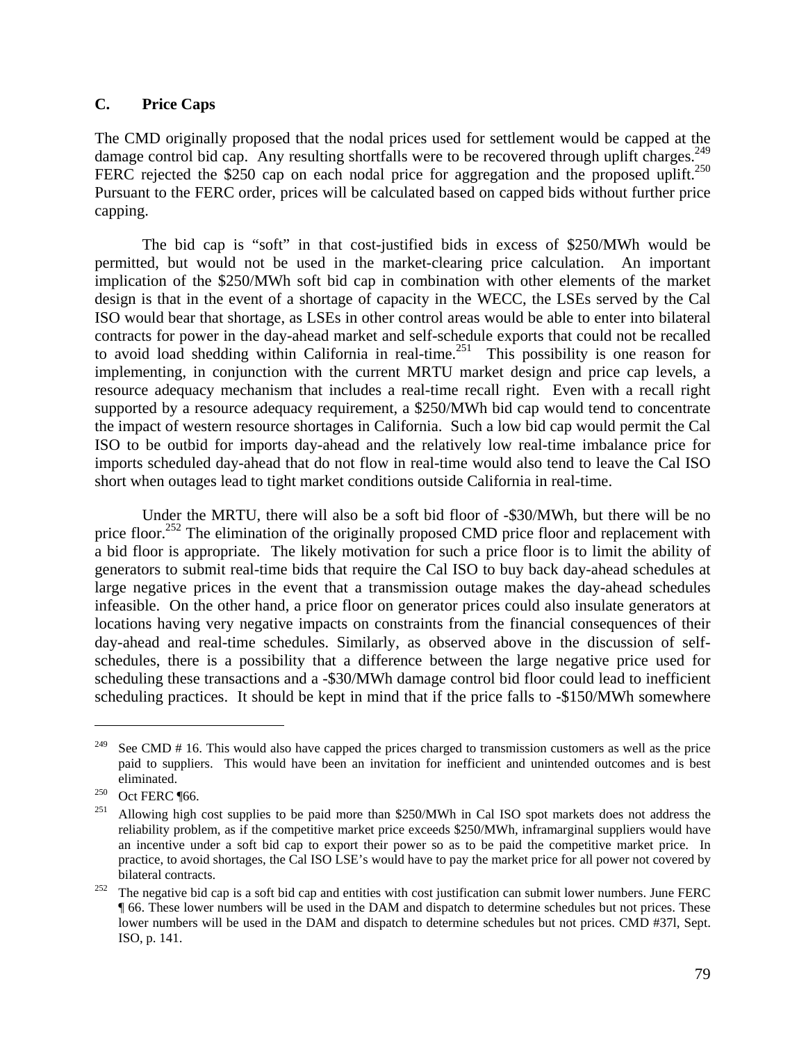### C. Price Caps

The CMD originally proposed that the nodal prices used for settlement would be capped at the damage control bid cap. Any resulting shortfalls were to be recovered through uplift charges.[249] FERC rejected the $250 cap on each nodal price for aggregation and the proposed uplift.[250] Pursuant to the FERC order, prices will be calculated based on capped bids without further price capping.

The bid cap is "soft" in that cost-justified bids in excess of $250/MWh would be permitted, but would not be used in the market-clearing price calculation. An important implication of the $250/MWh soft bid cap in combination with other elements of the market design is that in the event of a shortage of capacity in the WECC, the LSEs served by the Cal ISO would bear that shortage, as LSEs in other control areas would be able to enter into bilateral contracts for power in the day-ahead market and self-schedule exports that could not be recalled to avoid load shedding within California in real-time.[251] This possibility is one reason for implementing, in conjunction with the current MRTU market design and price cap levels, a resource adequacy mechanism that includes a real-time recall right. Even with a recall right supported by a resource adequacy requirement, a $250/MWh bid cap would tend to concentrate the impact of western resource shortages in California. Such a low bid cap would permit the Cal ISO to be outbid for imports day-ahead and the relatively low real-time imbalance price for imports scheduled day-ahead that do not flow in real-time would also tend to leave the Cal ISO short when outages lead to tight market conditions outside California in real-time.

Under the MRTU, there will also be a soft bid floor of -$30/MWh, but there will be no price floor.[252] The elimination of the originally proposed CMD price floor and replacement with a bid floor is appropriate. The likely motivation for such a price floor is to limit the ability of generators to submit real-time bids that require the Cal ISO to buy back day-ahead schedules at large negative prices in the event that a transmission outage makes the day-ahead schedules infeasible. On the other hand, a price floor on generator prices could also insulate generators at locations having very negative impacts on constraints from the financial consequences of their day-ahead and real-time schedules. Similarly, as observed above in the discussion of self-schedules, there is a possibility that a difference between the large negative price used for scheduling these transactions and a -$30/MWh damage control bid floor could lead to inefficient scheduling practices. It should be kept in mind that if the price falls to -$150/MWh somewhere

---

[249] See CMD # 16. This would also have capped the prices charged to transmission customers as well as the price paid to suppliers. This would have been an invitation for inefficient and unintended outcomes and is best eliminated.

[250] Oct FERC ¶66.

[251] Allowing high cost supplies to be paid more than $250/MWh in Cal ISO spot markets does not address the reliability problem, as if the competitive market price exceeds $250/MWh, inframarginal suppliers would have an incentive under a soft bid cap to export their power so as to be paid the competitive market price. In practice, to avoid shortages, the Cal ISO LSE's would have to pay the market price for all power not covered by bilateral contracts.

[252] The negative bid cap is a soft bid cap and entities with cost justification can submit lower numbers. June FERC ¶ 66. These lower numbers will be used in the DAM and dispatch to determine schedules but not prices. These lower numbers will be used in the DAM and dispatch to determine schedules but not prices. CMD #37l, Sept. ISO, p. 141.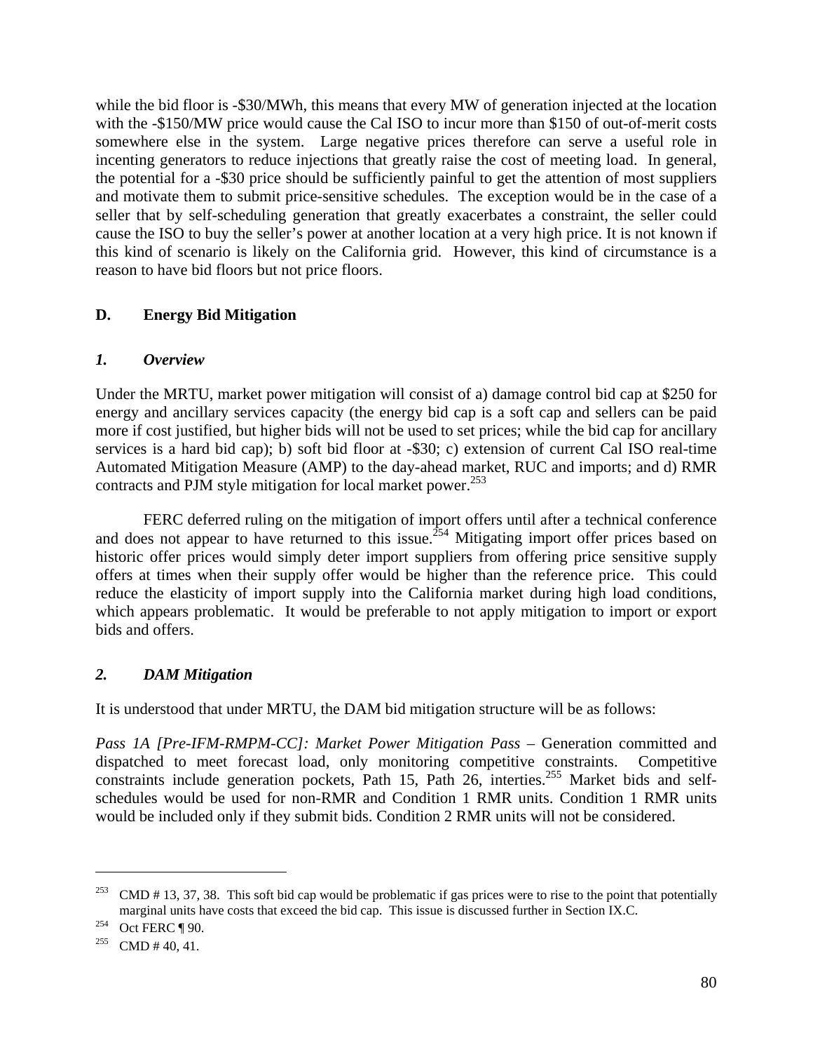while the bid floor is -$30/MWh, this means that every MW of generation injected at the location with the -$150/MW price would cause the Cal ISO to incur more than $150 of out-of-merit costs somewhere else in the system. Large negative prices therefore can serve a useful role in incenting generators to reduce injections that greatly raise the cost of meeting load. In general, the potential for a -$30 price should be sufficiently painful to get the attention of most suppliers and motivate them to submit price-sensitive schedules. The exception would be in the case of a seller that by self-scheduling generation that greatly exacerbates a constraint, the seller could cause the ISO to buy the seller's power at another location at a very high price. It is not known if this kind of scenario is likely on the California grid. However, this kind of circumstance is a reason to have bid floors but not price floors.

## D. Energy Bid Mitigation

### *1. Overview*

Under the MRTU, market power mitigation will consist of a) damage control bid cap at $250 for energy and ancillary services capacity (the energy bid cap is a soft cap and sellers can be paid more if cost justified, but higher bids will not be used to set prices; while the bid cap for ancillary services is a hard bid cap); b) soft bid floor at -$30; c) extension of current Cal ISO real-time Automated Mitigation Measure (AMP) to the day-ahead market, RUC and imports; and d) RMR contracts and PJM style mitigation for local market power.[253]

FERC deferred ruling on the mitigation of import offers until after a technical conference and does not appear to have returned to this issue.[254] Mitigating import offer prices based on historic offer prices would simply deter import suppliers from offering price sensitive supply offers at times when their supply offer would be higher than the reference price. This could reduce the elasticity of import supply into the California market during high load conditions, which appears problematic. It would be preferable to not apply mitigation to import or export bids and offers.

### *2. DAM Mitigation*

It is understood that under MRTU, the DAM bid mitigation structure will be as follows:

*Pass 1A [Pre-IFM-RMPM-CC]: Market Power Mitigation Pass* – Generation committed and dispatched to meet forecast load, only monitoring competitive constraints. Competitive constraints include generation pockets, Path 15, Path 26, interties.[255] Market bids and self-schedules would be used for non-RMR and Condition 1 RMR units. Condition 1 RMR units would be included only if they submit bids. Condition 2 RMR units will not be considered.

---

[253] CMD # 13, 37, 38. This soft bid cap would be problematic if gas prices were to rise to the point that potentially marginal units have costs that exceed the bid cap. This issue is discussed further in Section IX.C.

[254] Oct FERC ¶ 90.

[255] CMD # 40, 41.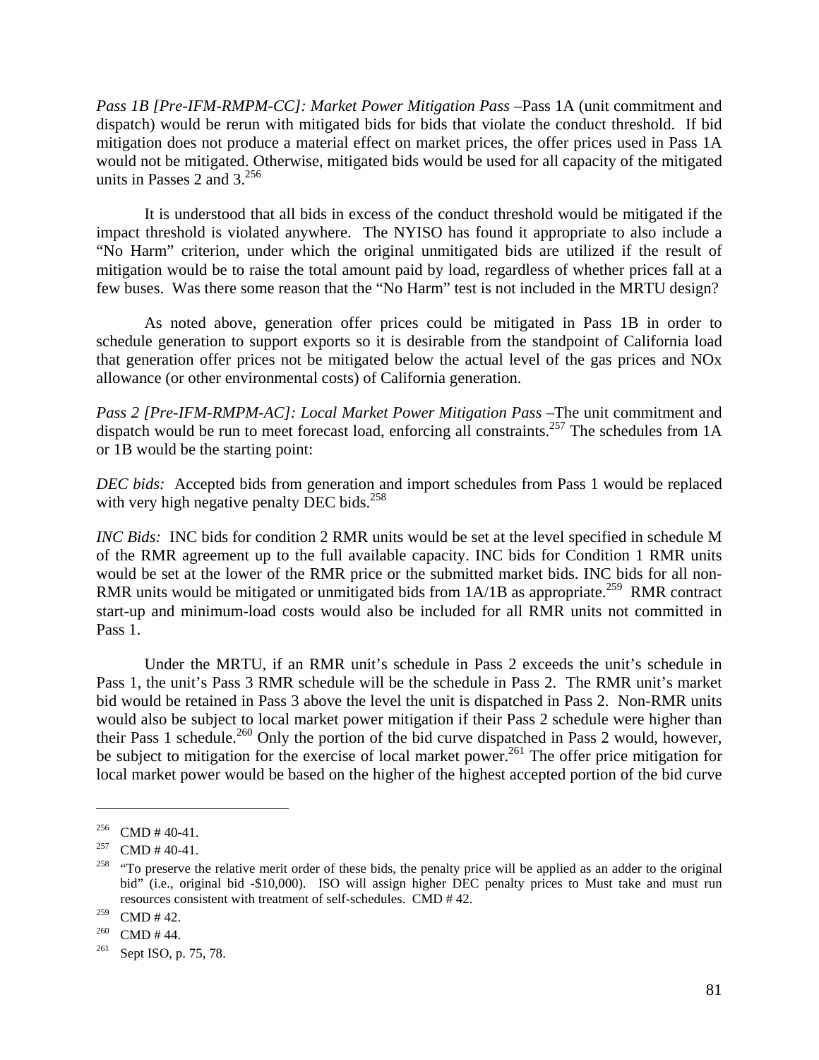*Pass 1B [Pre-IFM-RMPM-CC]: Market Power Mitigation Pass* –Pass 1A (unit commitment and dispatch) would be rerun with mitigated bids for bids that violate the conduct threshold. If bid mitigation does not produce a material effect on market prices, the offer prices used in Pass 1A would not be mitigated. Otherwise, mitigated bids would be used for all capacity of the mitigated units in Passes 2 and 3.[256]

It is understood that all bids in excess of the conduct threshold would be mitigated if the impact threshold is violated anywhere. The NYISO has found it appropriate to also include a "No Harm" criterion, under which the original unmitigated bids are utilized if the result of mitigation would be to raise the total amount paid by load, regardless of whether prices fall at a few buses. Was there some reason that the "No Harm" test is not included in the MRTU design?

As noted above, generation offer prices could be mitigated in Pass 1B in order to schedule generation to support exports so it is desirable from the standpoint of California load that generation offer prices not be mitigated below the actual level of the gas prices and NOx allowance (or other environmental costs) of California generation.

*Pass 2 [Pre-IFM-RMPM-AC]: Local Market Power Mitigation Pass* –The unit commitment and dispatch would be run to meet forecast load, enforcing all constraints.[257] The schedules from 1A or 1B would be the starting point:

*DEC bids:* Accepted bids from generation and import schedules from Pass 1 would be replaced with very high negative penalty DEC bids.[258]

*INC Bids:* INC bids for condition 2 RMR units would be set at the level specified in schedule M of the RMR agreement up to the full available capacity. INC bids for Condition 1 RMR units would be set at the lower of the RMR price or the submitted market bids. INC bids for all non-RMR units would be mitigated or unmitigated bids from 1A/1B as appropriate.[259] RMR contract start-up and minimum-load costs would also be included for all RMR units not committed in Pass 1.

Under the MRTU, if an RMR unit's schedule in Pass 2 exceeds the unit's schedule in Pass 1, the unit's Pass 3 RMR schedule will be the schedule in Pass 2. The RMR unit's market bid would be retained in Pass 3 above the level the unit is dispatched in Pass 2. Non-RMR units would also be subject to local market power mitigation if their Pass 2 schedule were higher than their Pass 1 schedule.[260] Only the portion of the bid curve dispatched in Pass 2 would, however, be subject to mitigation for the exercise of local market power.[261] The offer price mitigation for local market power would be based on the higher of the highest accepted portion of the bid curve

---

[256] CMD # 40-41.

[257] CMD # 40-41.

[258] "To preserve the relative merit order of these bids, the penalty price will be applied as an adder to the original bid" (i.e., original bid -$10,000). ISO will assign higher DEC penalty prices to Must take and must run resources consistent with treatment of self-schedules. CMD # 42.

[259] CMD # 42.

[260] CMD # 44.

[261] Sept ISO, p. 75, 78.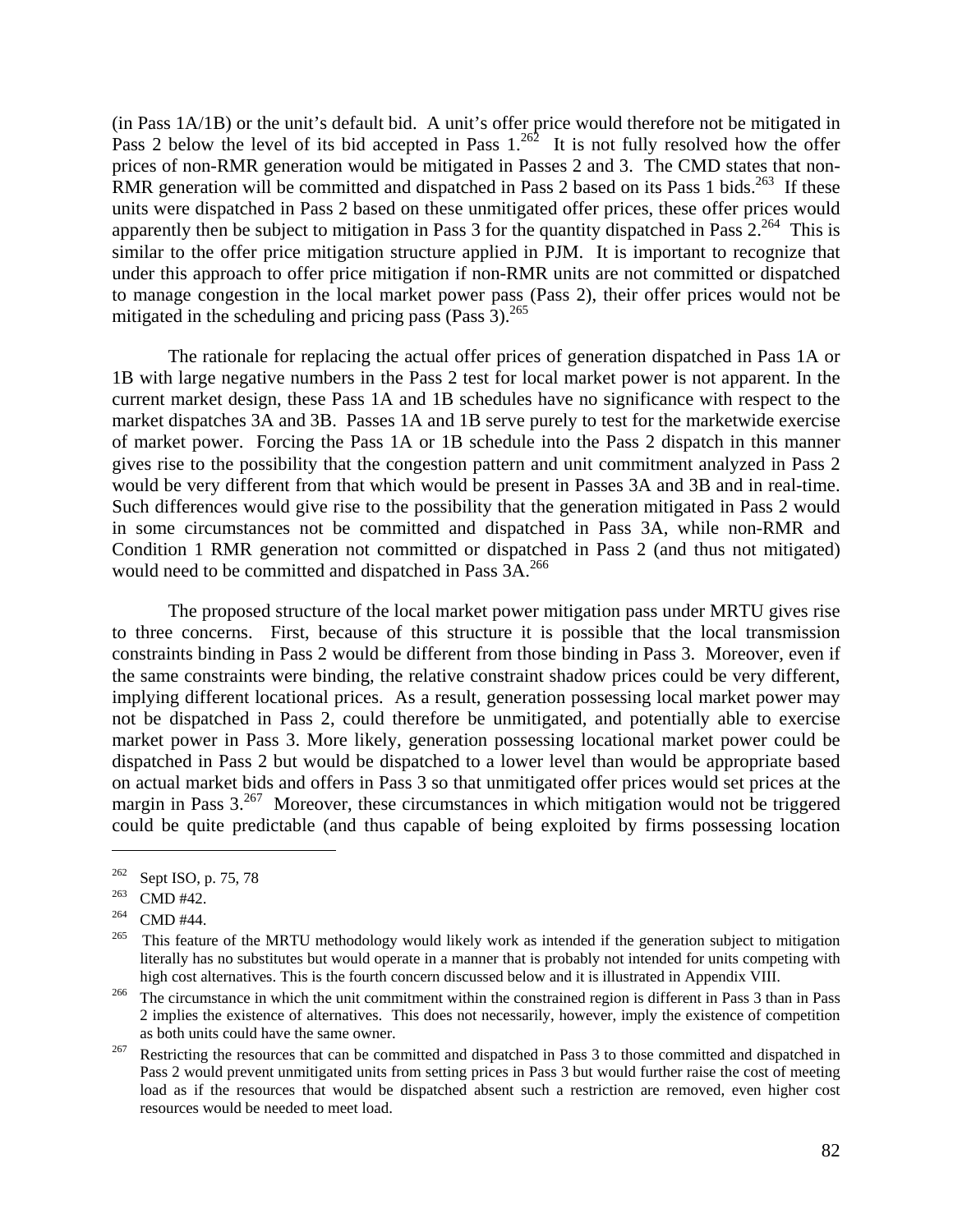(in Pass 1A/1B) or the unit's default bid. A unit's offer price would therefore not be mitigated in Pass 2 below the level of its bid accepted in Pass 1.[262] It is not fully resolved how the offer prices of non-RMR generation would be mitigated in Passes 2 and 3. The CMD states that non-RMR generation will be committed and dispatched in Pass 2 based on its Pass 1 bids.[263] If these units were dispatched in Pass 2 based on these unmitigated offer prices, these offer prices would apparently then be subject to mitigation in Pass 3 for the quantity dispatched in Pass 2.[264] This is similar to the offer price mitigation structure applied in PJM. It is important to recognize that under this approach to offer price mitigation if non-RMR units are not committed or dispatched to manage congestion in the local market power pass (Pass 2), their offer prices would not be mitigated in the scheduling and pricing pass (Pass 3).[265]

The rationale for replacing the actual offer prices of generation dispatched in Pass 1A or 1B with large negative numbers in the Pass 2 test for local market power is not apparent. In the current market design, these Pass 1A and 1B schedules have no significance with respect to the market dispatches 3A and 3B. Passes 1A and 1B serve purely to test for the marketwide exercise of market power. Forcing the Pass 1A or 1B schedule into the Pass 2 dispatch in this manner gives rise to the possibility that the congestion pattern and unit commitment analyzed in Pass 2 would be very different from that which would be present in Passes 3A and 3B and in real-time. Such differences would give rise to the possibility that the generation mitigated in Pass 2 would in some circumstances not be committed and dispatched in Pass 3A, while non-RMR and Condition 1 RMR generation not committed or dispatched in Pass 2 (and thus not mitigated) would need to be committed and dispatched in Pass 3A.[266]

The proposed structure of the local market power mitigation pass under MRTU gives rise to three concerns. First, because of this structure it is possible that the local transmission constraints binding in Pass 2 would be different from those binding in Pass 3. Moreover, even if the same constraints were binding, the relative constraint shadow prices could be very different, implying different locational prices. As a result, generation possessing local market power may not be dispatched in Pass 2, could therefore be unmitigated, and potentially able to exercise market power in Pass 3. More likely, generation possessing locational market power could be dispatched in Pass 2 but would be dispatched to a lower level than would be appropriate based on actual market bids and offers in Pass 3 so that unmitigated offer prices would set prices at the margin in Pass 3.[267] Moreover, these circumstances in which mitigation would not be triggered could be quite predictable (and thus capable of being exploited by firms possessing location

---

[262] Sept ISO, p. 75, 78

[263] CMD #42.

[264] CMD #44.

[265] This feature of the MRTU methodology would likely work as intended if the generation subject to mitigation literally has no substitutes but would operate in a manner that is probably not intended for units competing with high cost alternatives. This is the fourth concern discussed below and it is illustrated in Appendix VIII.

[266] The circumstance in which the unit commitment within the constrained region is different in Pass 3 than in Pass 2 implies the existence of alternatives. This does not necessarily, however, imply the existence of competition as both units could have the same owner.

[267] Restricting the resources that can be committed and dispatched in Pass 3 to those committed and dispatched in Pass 2 would prevent unmitigated units from setting prices in Pass 3 but would further raise the cost of meeting load as if the resources that would be dispatched absent such a restriction are removed, even higher cost resources would be needed to meet load.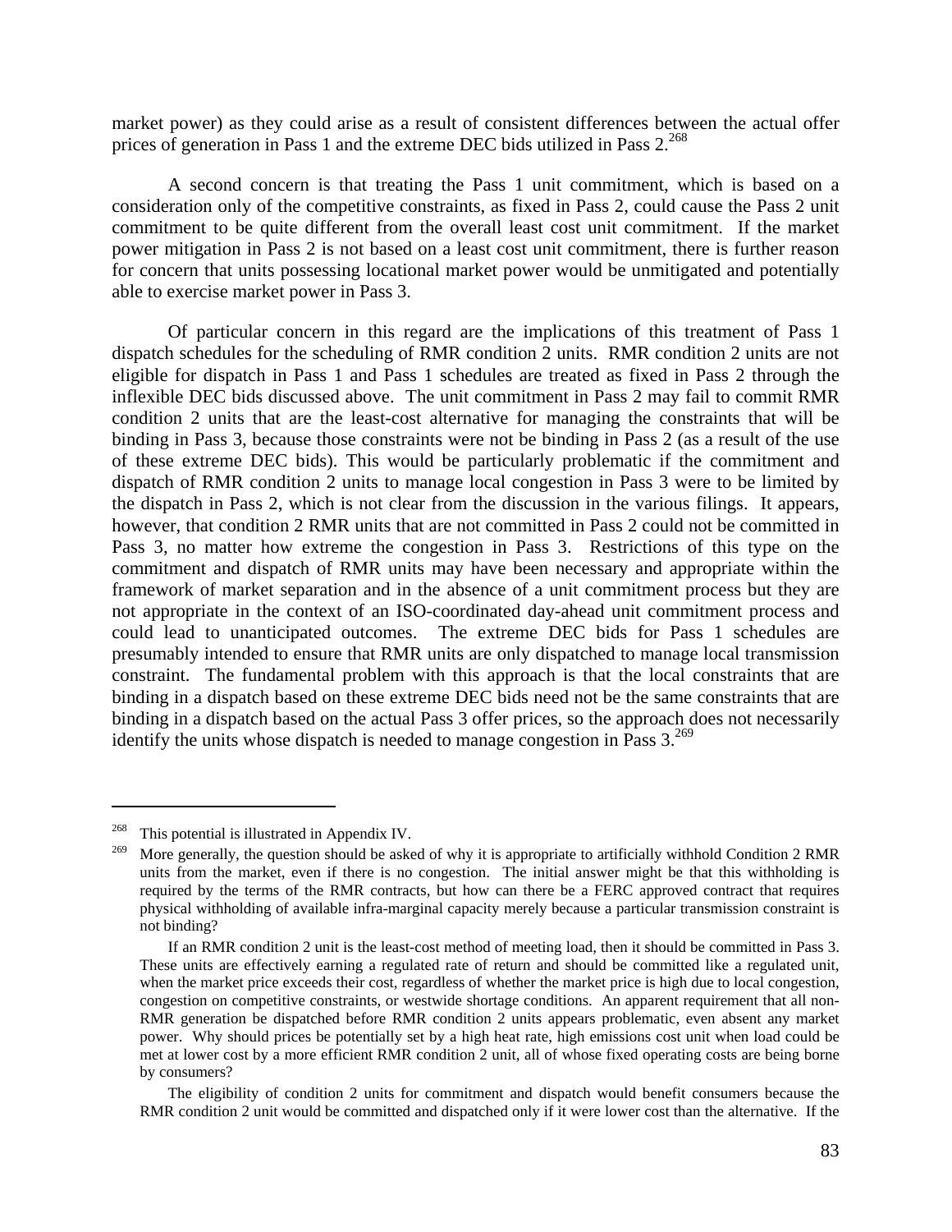market power) as they could arise as a result of consistent differences between the actual offer prices of generation in Pass 1 and the extreme DEC bids utilized in Pass 2.[268]

A second concern is that treating the Pass 1 unit commitment, which is based on a consideration only of the competitive constraints, as fixed in Pass 2, could cause the Pass 2 unit commitment to be quite different from the overall least cost unit commitment. If the market power mitigation in Pass 2 is not based on a least cost unit commitment, there is further reason for concern that units possessing locational market power would be unmitigated and potentially able to exercise market power in Pass 3.

Of particular concern in this regard are the implications of this treatment of Pass 1 dispatch schedules for the scheduling of RMR condition 2 units. RMR condition 2 units are not eligible for dispatch in Pass 1 and Pass 1 schedules are treated as fixed in Pass 2 through the inflexible DEC bids discussed above. The unit commitment in Pass 2 may fail to commit RMR condition 2 units that are the least-cost alternative for managing the constraints that will be binding in Pass 3, because those constraints were not be binding in Pass 2 (as a result of the use of these extreme DEC bids). This would be particularly problematic if the commitment and dispatch of RMR condition 2 units to manage local congestion in Pass 3 were to be limited by the dispatch in Pass 2, which is not clear from the discussion in the various filings. It appears, however, that condition 2 RMR units that are not committed in Pass 2 could not be committed in Pass 3, no matter how extreme the congestion in Pass 3. Restrictions of this type on the commitment and dispatch of RMR units may have been necessary and appropriate within the framework of market separation and in the absence of a unit commitment process but they are not appropriate in the context of an ISO-coordinated day-ahead unit commitment process and could lead to unanticipated outcomes. The extreme DEC bids for Pass 1 schedules are presumably intended to ensure that RMR units are only dispatched to manage local transmission constraint. The fundamental problem with this approach is that the local constraints that are binding in a dispatch based on these extreme DEC bids need not be the same constraints that are binding in a dispatch based on the actual Pass 3 offer prices, so the approach does not necessarily identify the units whose dispatch is needed to manage congestion in Pass 3.[269]

---

[268] This potential is illustrated in Appendix IV.

[269] More generally, the question should be asked of why it is appropriate to artificially withhold Condition 2 RMR units from the market, even if there is no congestion. The initial answer might be that this withholding is required by the terms of the RMR contracts, but how can there be a FERC approved contract that requires physical withholding of available infra-marginal capacity merely because a particular transmission constraint is not binding?

If an RMR condition 2 unit is the least-cost method of meeting load, then it should be committed in Pass 3. These units are effectively earning a regulated rate of return and should be committed like a regulated unit, when the market price exceeds their cost, regardless of whether the market price is high due to local congestion, congestion on competitive constraints, or westwide shortage conditions. An apparent requirement that all non-RMR generation be dispatched before RMR condition 2 units appears problematic, even absent any market power. Why should prices be potentially set by a high heat rate, high emissions cost unit when load could be met at lower cost by a more efficient RMR condition 2 unit, all of whose fixed operating costs are being borne by consumers?

The eligibility of condition 2 units for commitment and dispatch would benefit consumers because the RMR condition 2 unit would be committed and dispatched only if it were lower cost than the alternative. If the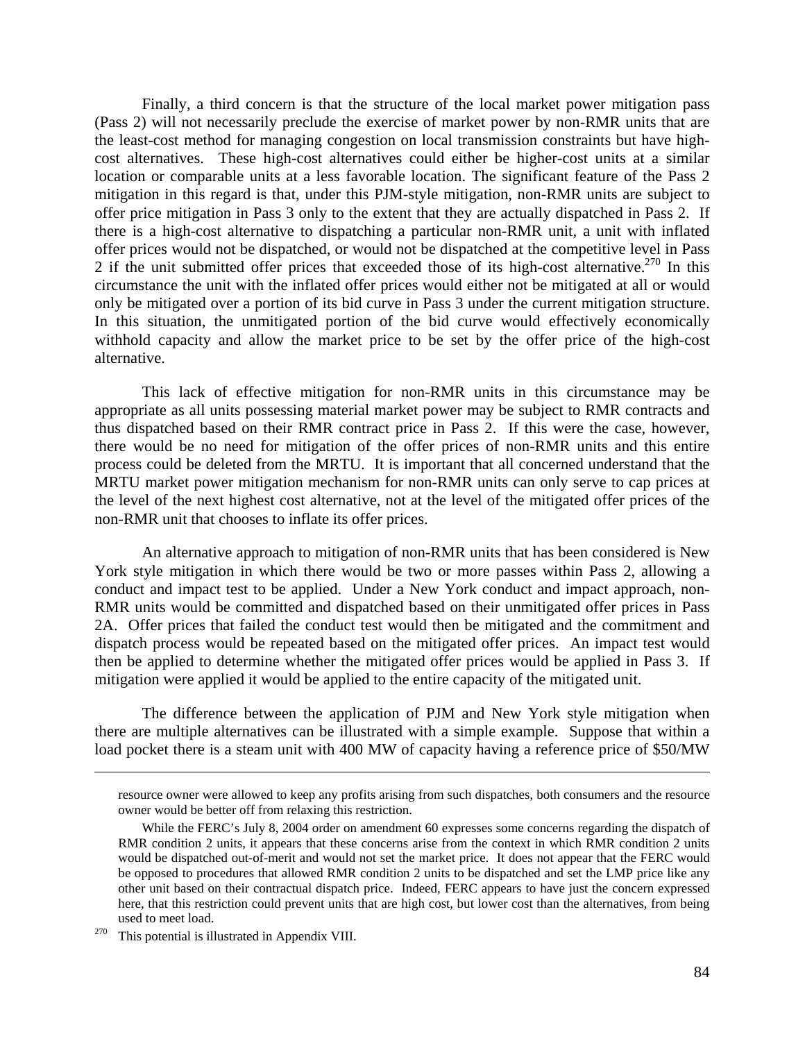Finally, a third concern is that the structure of the local market power mitigation pass (Pass 2) will not necessarily preclude the exercise of market power by non-RMR units that are the least-cost method for managing congestion on local transmission constraints but have high-cost alternatives. These high-cost alternatives could either be higher-cost units at a similar location or comparable units at a less favorable location. The significant feature of the Pass 2 mitigation in this regard is that, under this PJM-style mitigation, non-RMR units are subject to offer price mitigation in Pass 3 only to the extent that they are actually dispatched in Pass 2. If there is a high-cost alternative to dispatching a particular non-RMR unit, a unit with inflated offer prices would not be dispatched, or would not be dispatched at the competitive level in Pass 2 if the unit submitted offer prices that exceeded those of its high-cost alternative.[270] In this circumstance the unit with the inflated offer prices would either not be mitigated at all or would only be mitigated over a portion of its bid curve in Pass 3 under the current mitigation structure. In this situation, the unmitigated portion of the bid curve would effectively economically withhold capacity and allow the market price to be set by the offer price of the high-cost alternative.

This lack of effective mitigation for non-RMR units in this circumstance may be appropriate as all units possessing material market power may be subject to RMR contracts and thus dispatched based on their RMR contract price in Pass 2. If this were the case, however, there would be no need for mitigation of the offer prices of non-RMR units and this entire process could be deleted from the MRTU. It is important that all concerned understand that the MRTU market power mitigation mechanism for non-RMR units can only serve to cap prices at the level of the next highest cost alternative, not at the level of the mitigated offer prices of the non-RMR unit that chooses to inflate its offer prices.

An alternative approach to mitigation of non-RMR units that has been considered is New York style mitigation in which there would be two or more passes within Pass 2, allowing a conduct and impact test to be applied. Under a New York conduct and impact approach, non-RMR units would be committed and dispatched based on their unmitigated offer prices in Pass 2A. Offer prices that failed the conduct test would then be mitigated and the commitment and dispatch process would be repeated based on the mitigated offer prices. An impact test would then be applied to determine whether the mitigated offer prices would be applied in Pass 3. If mitigation were applied it would be applied to the entire capacity of the mitigated unit.

The difference between the application of PJM and New York style mitigation when there are multiple alternatives can be illustrated with a simple example. Suppose that within a load pocket there is a steam unit with 400 MW of capacity having a reference price of $50/MW

---

resource owner were allowed to keep any profits arising from such dispatches, both consumers and the resource owner would be better off from relaxing this restriction.

While the FERC's July 8, 2004 order on amendment 60 expresses some concerns regarding the dispatch of RMR condition 2 units, it appears that these concerns arise from the context in which RMR condition 2 units would be dispatched out-of-merit and would not set the market price. It does not appear that the FERC would be opposed to procedures that allowed RMR condition 2 units to be dispatched and set the LMP price like any other unit based on their contractual dispatch price. Indeed, FERC appears to have just the concern expressed here, that this restriction could prevent units that are high cost, but lower cost than the alternatives, from being used to meet load.

[270] This potential is illustrated in Appendix VIII.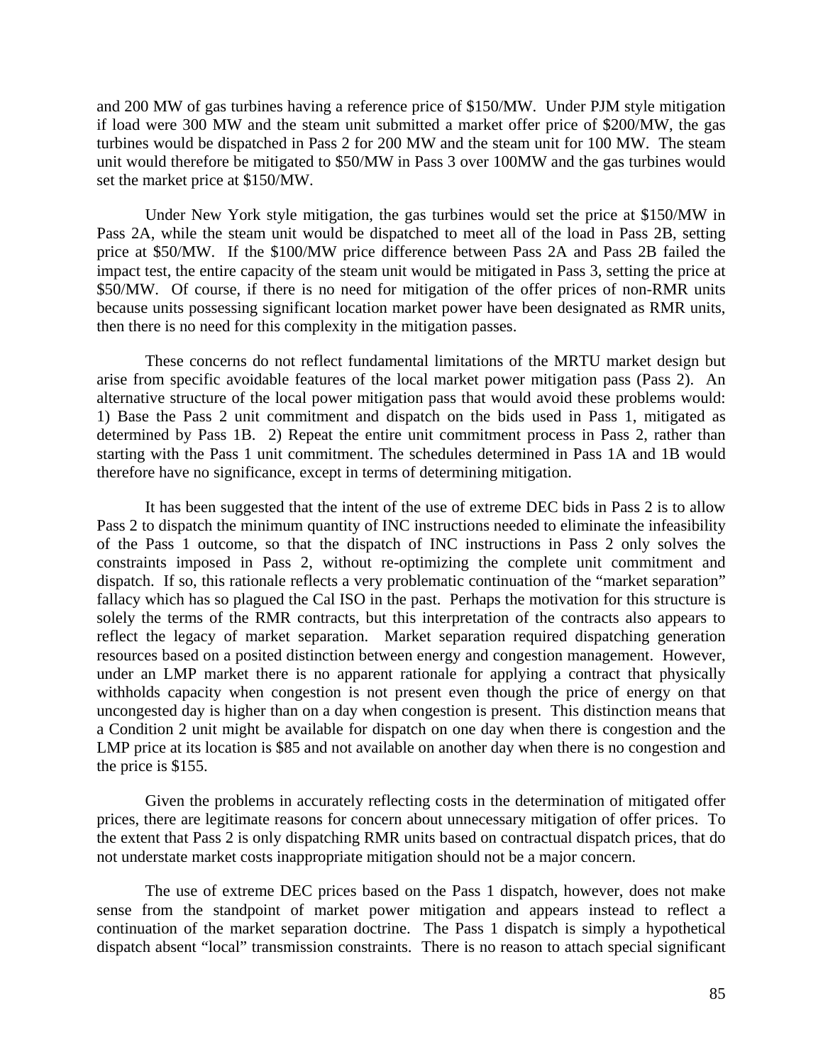and 200 MW of gas turbines having a reference price of $150/MW. Under PJM style mitigation if load were 300 MW and the steam unit submitted a market offer price of $200/MW, the gas turbines would be dispatched in Pass 2 for 200 MW and the steam unit for 100 MW. The steam unit would therefore be mitigated to $50/MW in Pass 3 over 100MW and the gas turbines would set the market price at $150/MW.

Under New York style mitigation, the gas turbines would set the price at $150/MW in Pass 2A, while the steam unit would be dispatched to meet all of the load in Pass 2B, setting price at $50/MW. If the $100/MW price difference between Pass 2A and Pass 2B failed the impact test, the entire capacity of the steam unit would be mitigated in Pass 3, setting the price at $50/MW. Of course, if there is no need for mitigation of the offer prices of non-RMR units because units possessing significant location market power have been designated as RMR units, then there is no need for this complexity in the mitigation passes.

These concerns do not reflect fundamental limitations of the MRTU market design but arise from specific avoidable features of the local market power mitigation pass (Pass 2). An alternative structure of the local power mitigation pass that would avoid these problems would: 1) Base the Pass 2 unit commitment and dispatch on the bids used in Pass 1, mitigated as determined by Pass 1B. 2) Repeat the entire unit commitment process in Pass 2, rather than starting with the Pass 1 unit commitment. The schedules determined in Pass 1A and 1B would therefore have no significance, except in terms of determining mitigation.

It has been suggested that the intent of the use of extreme DEC bids in Pass 2 is to allow Pass 2 to dispatch the minimum quantity of INC instructions needed to eliminate the infeasibility of the Pass 1 outcome, so that the dispatch of INC instructions in Pass 2 only solves the constraints imposed in Pass 2, without re-optimizing the complete unit commitment and dispatch. If so, this rationale reflects a very problematic continuation of the "market separation" fallacy which has so plagued the Cal ISO in the past. Perhaps the motivation for this structure is solely the terms of the RMR contracts, but this interpretation of the contracts also appears to reflect the legacy of market separation. Market separation required dispatching generation resources based on a posited distinction between energy and congestion management. However, under an LMP market there is no apparent rationale for applying a contract that physically withholds capacity when congestion is not present even though the price of energy on that uncongested day is higher than on a day when congestion is present. This distinction means that a Condition 2 unit might be available for dispatch on one day when there is congestion and the LMP price at its location is $85 and not available on another day when there is no congestion and the price is $155.

Given the problems in accurately reflecting costs in the determination of mitigated offer prices, there are legitimate reasons for concern about unnecessary mitigation of offer prices. To the extent that Pass 2 is only dispatching RMR units based on contractual dispatch prices, that do not understate market costs inappropriate mitigation should not be a major concern.

The use of extreme DEC prices based on the Pass 1 dispatch, however, does not make sense from the standpoint of market power mitigation and appears instead to reflect a continuation of the market separation doctrine. The Pass 1 dispatch is simply a hypothetical dispatch absent "local" transmission constraints. There is no reason to attach special significant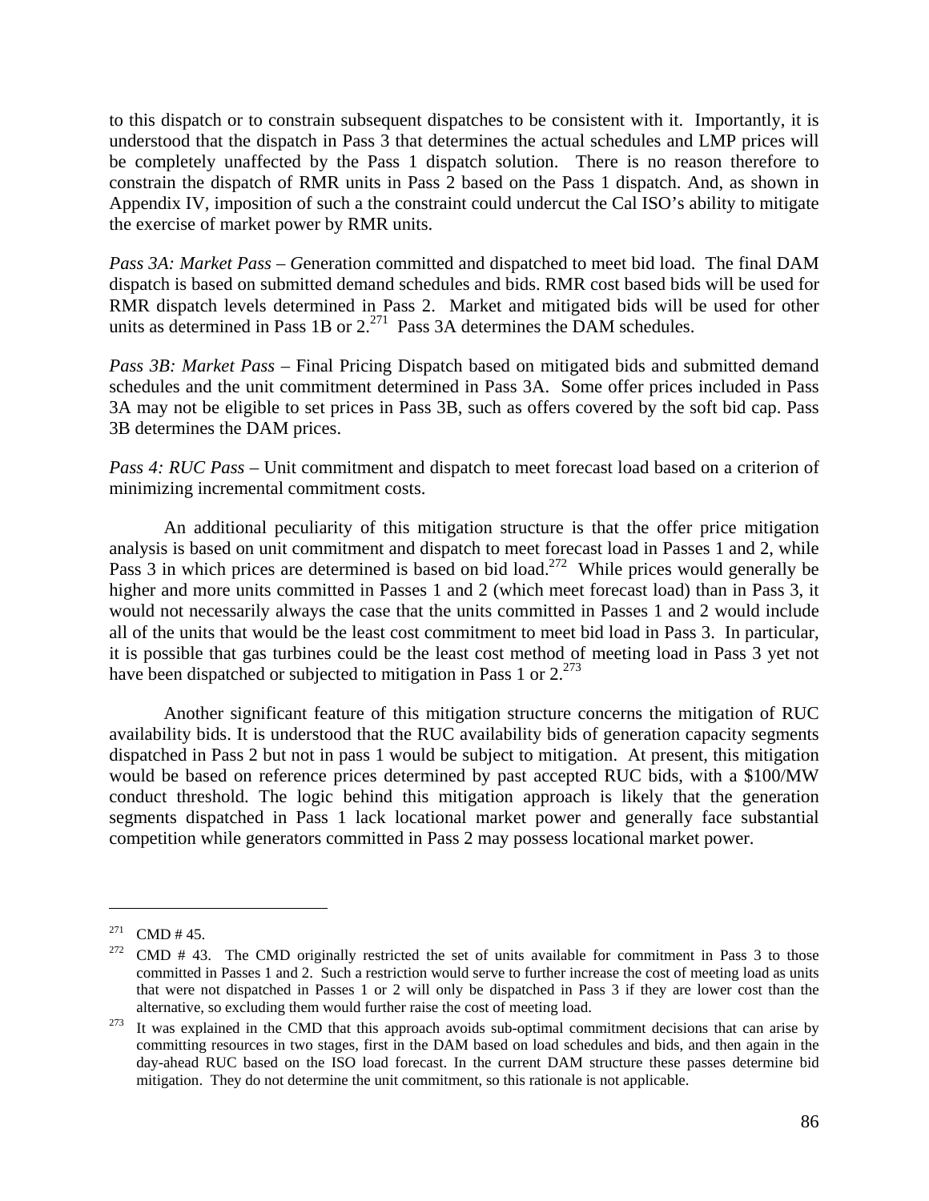to this dispatch or to constrain subsequent dispatches to be consistent with it. Importantly, it is understood that the dispatch in Pass 3 that determines the actual schedules and LMP prices will be completely unaffected by the Pass 1 dispatch solution. There is no reason therefore to constrain the dispatch of RMR units in Pass 2 based on the Pass 1 dispatch. And, as shown in Appendix IV, imposition of such a the constraint could undercut the Cal ISO's ability to mitigate the exercise of market power by RMR units.

*Pass 3A: Market Pass – G*eneration committed and dispatched to meet bid load. The final DAM dispatch is based on submitted demand schedules and bids. RMR cost based bids will be used for RMR dispatch levels determined in Pass 2. Market and mitigated bids will be used for other units as determined in Pass 1B or 2.[271] Pass 3A determines the DAM schedules.

*Pass 3B: Market Pass* – Final Pricing Dispatch based on mitigated bids and submitted demand schedules and the unit commitment determined in Pass 3A. Some offer prices included in Pass 3A may not be eligible to set prices in Pass 3B, such as offers covered by the soft bid cap. Pass 3B determines the DAM prices.

*Pass 4: RUC Pass* – Unit commitment and dispatch to meet forecast load based on a criterion of minimizing incremental commitment costs.

An additional peculiarity of this mitigation structure is that the offer price mitigation analysis is based on unit commitment and dispatch to meet forecast load in Passes 1 and 2, while Pass 3 in which prices are determined is based on bid load.[272] While prices would generally be higher and more units committed in Passes 1 and 2 (which meet forecast load) than in Pass 3, it would not necessarily always the case that the units committed in Passes 1 and 2 would include all of the units that would be the least cost commitment to meet bid load in Pass 3. In particular, it is possible that gas turbines could be the least cost method of meeting load in Pass 3 yet not have been dispatched or subjected to mitigation in Pass 1 or 2.[273]

Another significant feature of this mitigation structure concerns the mitigation of RUC availability bids. It is understood that the RUC availability bids of generation capacity segments dispatched in Pass 2 but not in pass 1 would be subject to mitigation. At present, this mitigation would be based on reference prices determined by past accepted RUC bids, with a \$100/MW conduct threshold. The logic behind this mitigation approach is likely that the generation segments dispatched in Pass 1 lack locational market power and generally face substantial competition while generators committed in Pass 2 may possess locational market power.

---

[271] CMD # 45.

[272] CMD # 43. The CMD originally restricted the set of units available for commitment in Pass 3 to those committed in Passes 1 and 2. Such a restriction would serve to further increase the cost of meeting load as units that were not dispatched in Passes 1 or 2 will only be dispatched in Pass 3 if they are lower cost than the alternative, so excluding them would further raise the cost of meeting load.

[273] It was explained in the CMD that this approach avoids sub-optimal commitment decisions that can arise by committing resources in two stages, first in the DAM based on load schedules and bids, and then again in the day-ahead RUC based on the ISO load forecast. In the current DAM structure these passes determine bid mitigation. They do not determine the unit commitment, so this rationale is not applicable.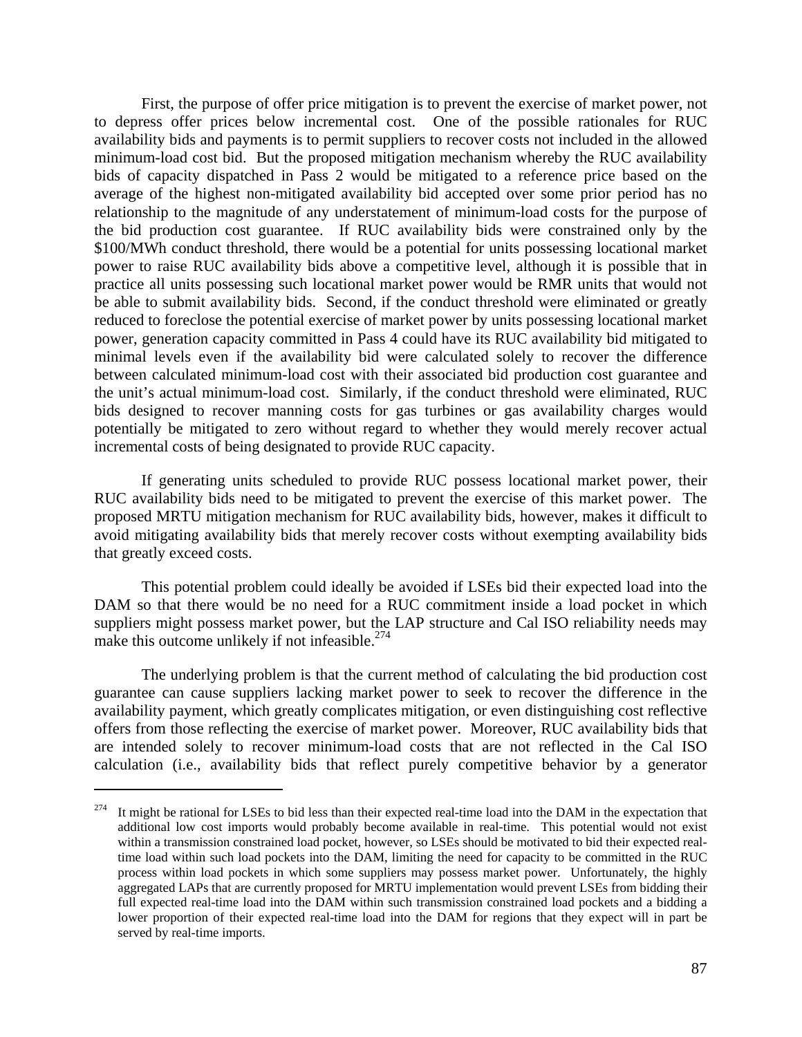First, the purpose of offer price mitigation is to prevent the exercise of market power, not to depress offer prices below incremental cost. One of the possible rationales for RUC availability bids and payments is to permit suppliers to recover costs not included in the allowed minimum-load cost bid. But the proposed mitigation mechanism whereby the RUC availability bids of capacity dispatched in Pass 2 would be mitigated to a reference price based on the average of the highest non-mitigated availability bid accepted over some prior period has no relationship to the magnitude of any understatement of minimum-load costs for the purpose of the bid production cost guarantee. If RUC availability bids were constrained only by the \$100/MWh conduct threshold, there would be a potential for units possessing locational market power to raise RUC availability bids above a competitive level, although it is possible that in practice all units possessing such locational market power would be RMR units that would not be able to submit availability bids. Second, if the conduct threshold were eliminated or greatly reduced to foreclose the potential exercise of market power by units possessing locational market power, generation capacity committed in Pass 4 could have its RUC availability bid mitigated to minimal levels even if the availability bid were calculated solely to recover the difference between calculated minimum-load cost with their associated bid production cost guarantee and the unit's actual minimum-load cost. Similarly, if the conduct threshold were eliminated, RUC bids designed to recover manning costs for gas turbines or gas availability charges would potentially be mitigated to zero without regard to whether they would merely recover actual incremental costs of being designated to provide RUC capacity.

If generating units scheduled to provide RUC possess locational market power, their RUC availability bids need to be mitigated to prevent the exercise of this market power. The proposed MRTU mitigation mechanism for RUC availability bids, however, makes it difficult to avoid mitigating availability bids that merely recover costs without exempting availability bids that greatly exceed costs.

This potential problem could ideally be avoided if LSEs bid their expected load into the DAM so that there would be no need for a RUC commitment inside a load pocket in which suppliers might possess market power, but the LAP structure and Cal ISO reliability needs may make this outcome unlikely if not infeasible.[274]

The underlying problem is that the current method of calculating the bid production cost guarantee can cause suppliers lacking market power to seek to recover the difference in the availability payment, which greatly complicates mitigation, or even distinguishing cost reflective offers from those reflecting the exercise of market power. Moreover, RUC availability bids that are intended solely to recover minimum-load costs that are not reflected in the Cal ISO calculation (i.e., availability bids that reflect purely competitive behavior by a generator

---

[274] It might be rational for LSEs to bid less than their expected real-time load into the DAM in the expectation that additional low cost imports would probably become available in real-time. This potential would not exist within a transmission constrained load pocket, however, so LSEs should be motivated to bid their expected real-time load within such load pockets into the DAM, limiting the need for capacity to be committed in the RUC process within load pockets in which some suppliers may possess market power. Unfortunately, the highly aggregated LAPs that are currently proposed for MRTU implementation would prevent LSEs from bidding their full expected real-time load into the DAM within such transmission constrained load pockets and a bidding a lower proportion of their expected real-time load into the DAM for regions that they expect will in part be served by real-time imports.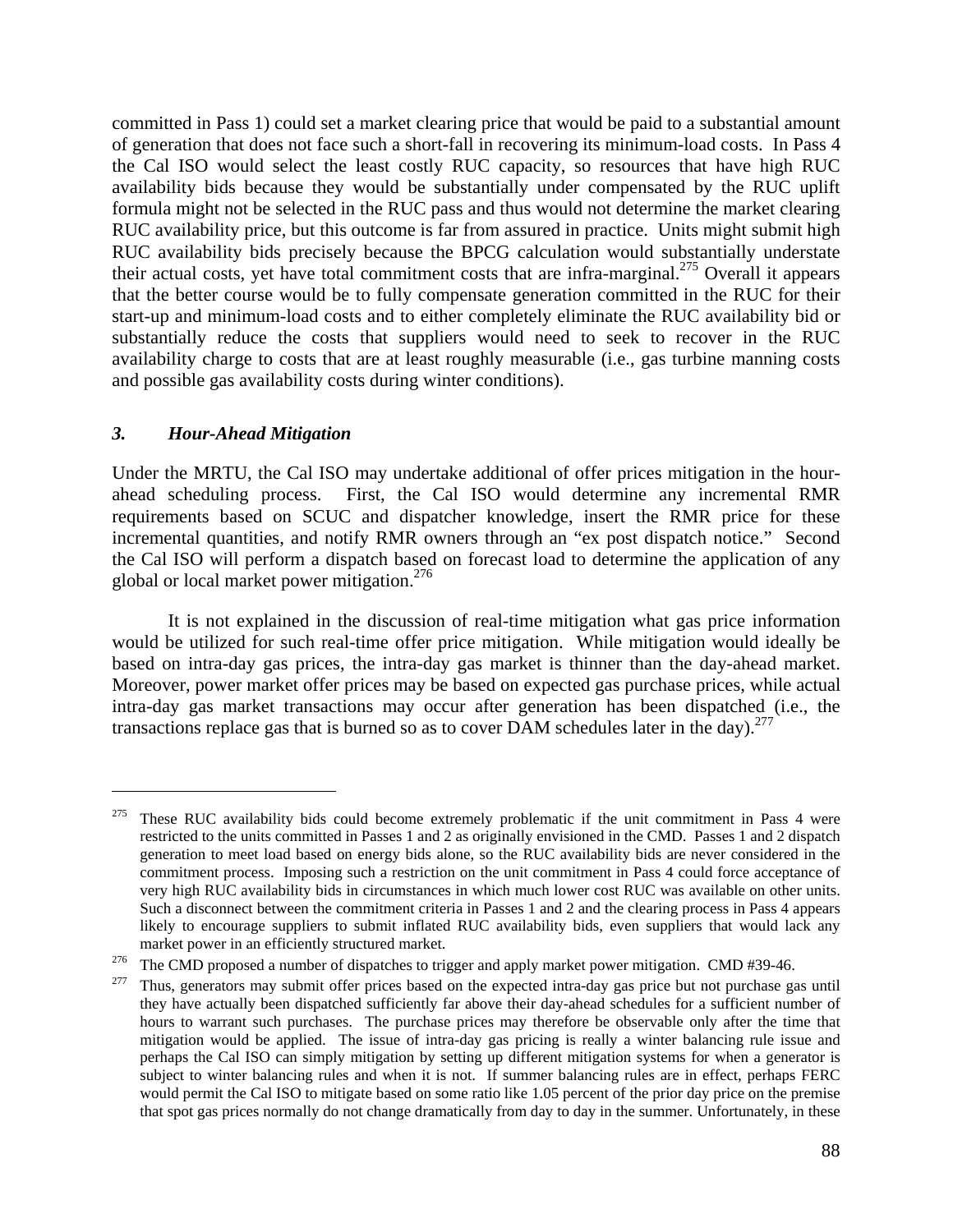committed in Pass 1) could set a market clearing price that would be paid to a substantial amount of generation that does not face such a short-fall in recovering its minimum-load costs. In Pass 4 the Cal ISO would select the least costly RUC capacity, so resources that have high RUC availability bids because they would be substantially under compensated by the RUC uplift formula might not be selected in the RUC pass and thus would not determine the market clearing RUC availability price, but this outcome is far from assured in practice. Units might submit high RUC availability bids precisely because the BPCG calculation would substantially understate their actual costs, yet have total commitment costs that are infra-marginal.[275] Overall it appears that the better course would be to fully compensate generation committed in the RUC for their start-up and minimum-load costs and to either completely eliminate the RUC availability bid or substantially reduce the costs that suppliers would need to seek to recover in the RUC availability charge to costs that are at least roughly measurable (i.e., gas turbine manning costs and possible gas availability costs during winter conditions).

### *3. Hour-Ahead Mitigation*

Under the MRTU, the Cal ISO may undertake additional of offer prices mitigation in the hour-ahead scheduling process. First, the Cal ISO would determine any incremental RMR requirements based on SCUC and dispatcher knowledge, insert the RMR price for these incremental quantities, and notify RMR owners through an "ex post dispatch notice." Second the Cal ISO will perform a dispatch based on forecast load to determine the application of any global or local market power mitigation.[276]

It is not explained in the discussion of real-time mitigation what gas price information would be utilized for such real-time offer price mitigation. While mitigation would ideally be based on intra-day gas prices, the intra-day gas market is thinner than the day-ahead market. Moreover, power market offer prices may be based on expected gas purchase prices, while actual intra-day gas market transactions may occur after generation has been dispatched (i.e., the transactions replace gas that is burned so as to cover DAM schedules later in the day).[277]

---

[275] These RUC availability bids could become extremely problematic if the unit commitment in Pass 4 were restricted to the units committed in Passes 1 and 2 as originally envisioned in the CMD. Passes 1 and 2 dispatch generation to meet load based on energy bids alone, so the RUC availability bids are never considered in the commitment process. Imposing such a restriction on the unit commitment in Pass 4 could force acceptance of very high RUC availability bids in circumstances in which much lower cost RUC was available on other units. Such a disconnect between the commitment criteria in Passes 1 and 2 and the clearing process in Pass 4 appears likely to encourage suppliers to submit inflated RUC availability bids, even suppliers that would lack any market power in an efficiently structured market.

[276] The CMD proposed a number of dispatches to trigger and apply market power mitigation. CMD #39-46.

[277] Thus, generators may submit offer prices based on the expected intra-day gas price but not purchase gas until they have actually been dispatched sufficiently far above their day-ahead schedules for a sufficient number of hours to warrant such purchases. The purchase prices may therefore be observable only after the time that mitigation would be applied. The issue of intra-day gas pricing is really a winter balancing rule issue and perhaps the Cal ISO can simply mitigation by setting up different mitigation systems for when a generator is subject to winter balancing rules and when it is not. If summer balancing rules are in effect, perhaps FERC would permit the Cal ISO to mitigate based on some ratio like 1.05 percent of the prior day price on the premise that spot gas prices normally do not change dramatically from day to day in the summer. Unfortunately, in these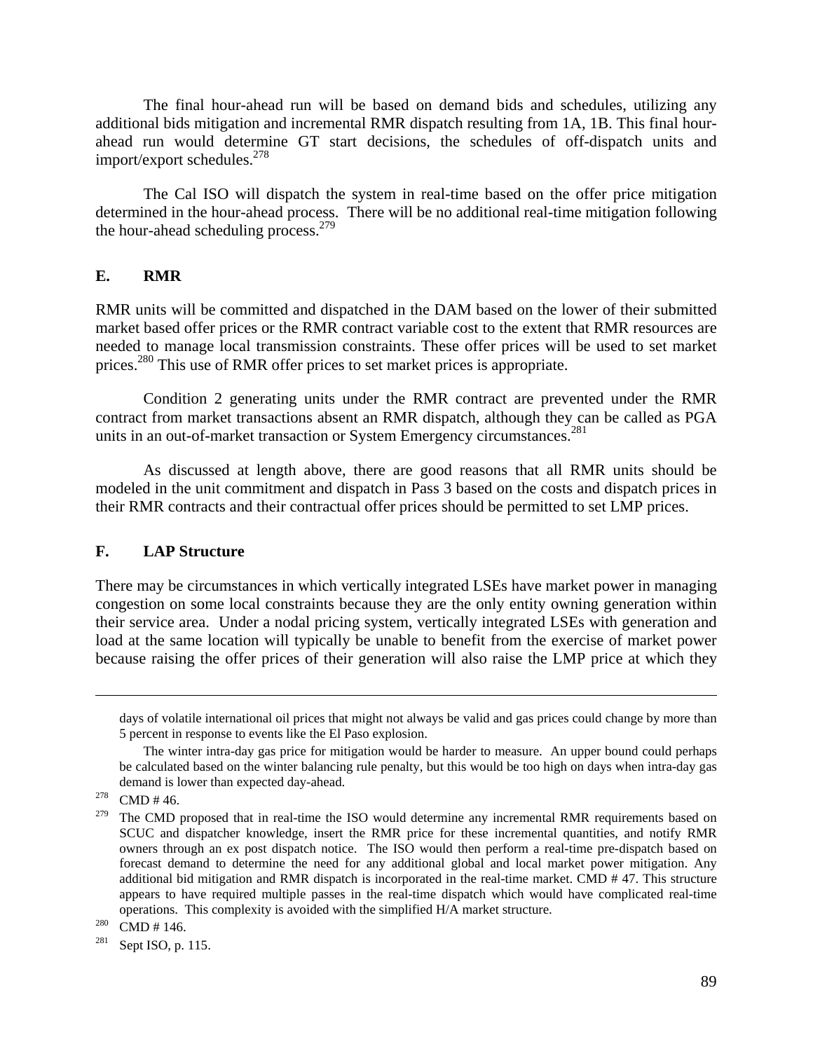The final hour-ahead run will be based on demand bids and schedules, utilizing any additional bids mitigation and incremental RMR dispatch resulting from 1A, 1B. This final hour-ahead run would determine GT start decisions, the schedules of off-dispatch units and import/export schedules.[278]

The Cal ISO will dispatch the system in real-time based on the offer price mitigation determined in the hour-ahead process. There will be no additional real-time mitigation following the hour-ahead scheduling process.[279]

## E. RMR

RMR units will be committed and dispatched in the DAM based on the lower of their submitted market based offer prices or the RMR contract variable cost to the extent that RMR resources are needed to manage local transmission constraints. These offer prices will be used to set market prices.[280] This use of RMR offer prices to set market prices is appropriate.

Condition 2 generating units under the RMR contract are prevented under the RMR contract from market transactions absent an RMR dispatch, although they can be called as PGA units in an out-of-market transaction or System Emergency circumstances.[281]

As discussed at length above, there are good reasons that all RMR units should be modeled in the unit commitment and dispatch in Pass 3 based on the costs and dispatch prices in their RMR contracts and their contractual offer prices should be permitted to set LMP prices.

## F. LAP Structure

There may be circumstances in which vertically integrated LSEs have market power in managing congestion on some local constraints because they are the only entity owning generation within their service area. Under a nodal pricing system, vertically integrated LSEs with generation and load at the same location will typically be unable to benefit from the exercise of market power because raising the offer prices of their generation will also raise the LMP price at which they

---

days of volatile international oil prices that might not always be valid and gas prices could change by more than 5 percent in response to events like the El Paso explosion.

The winter intra-day gas price for mitigation would be harder to measure. An upper bound could perhaps be calculated based on the winter balancing rule penalty, but this would be too high on days when intra-day gas demand is lower than expected day-ahead.

[278] CMD # 46.

[279] The CMD proposed that in real-time the ISO would determine any incremental RMR requirements based on SCUC and dispatcher knowledge, insert the RMR price for these incremental quantities, and notify RMR owners through an ex post dispatch notice. The ISO would then perform a real-time pre-dispatch based on forecast demand to determine the need for any additional global and local market power mitigation. Any additional bid mitigation and RMR dispatch is incorporated in the real-time market. CMD # 47. This structure appears to have required multiple passes in the real-time dispatch which would have complicated real-time operations. This complexity is avoided with the simplified H/A market structure.

[280] CMD # 146.

[281] Sept ISO, p. 115.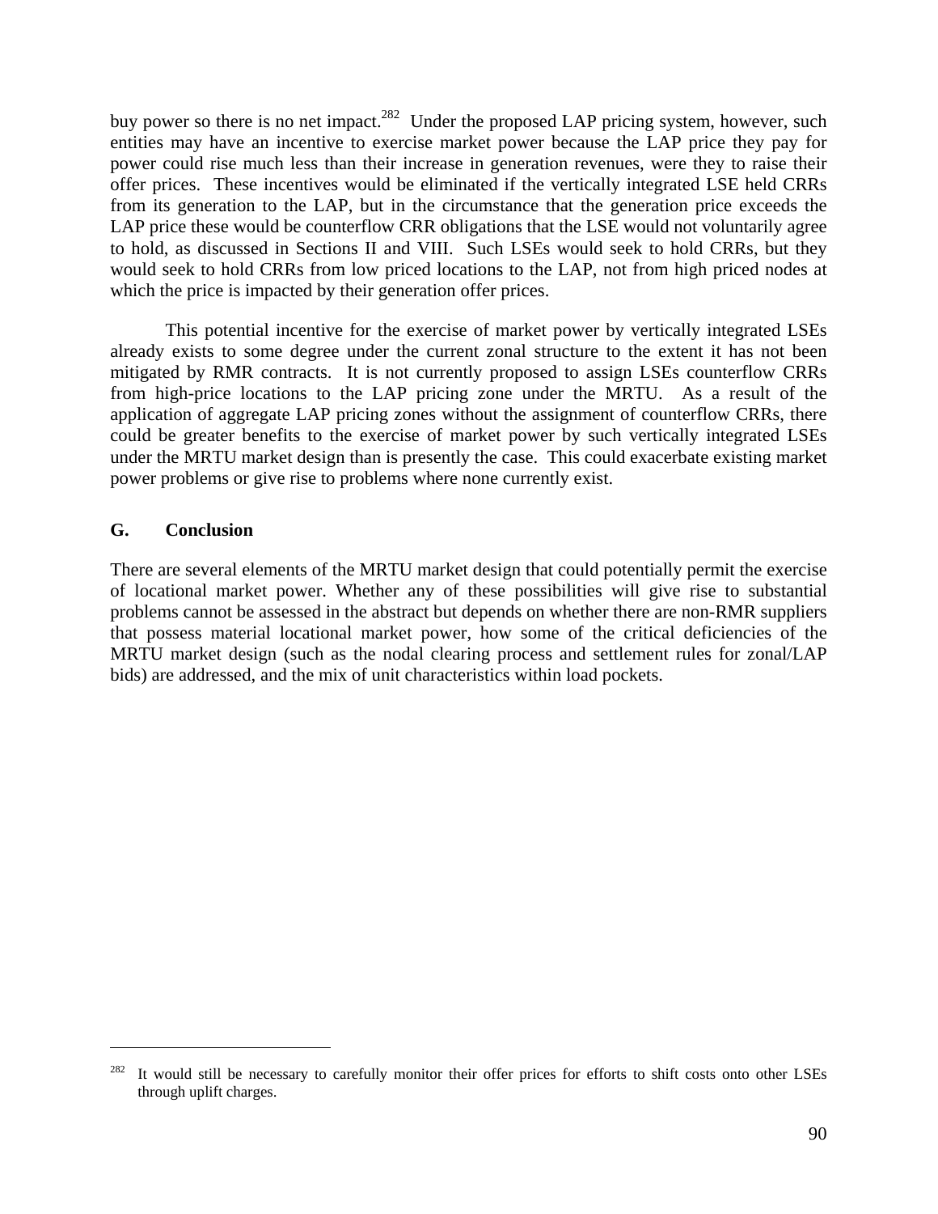buy power so there is no net impact.[282] Under the proposed LAP pricing system, however, such entities may have an incentive to exercise market power because the LAP price they pay for power could rise much less than their increase in generation revenues, were they to raise their offer prices. These incentives would be eliminated if the vertically integrated LSE held CRRs from its generation to the LAP, but in the circumstance that the generation price exceeds the LAP price these would be counterflow CRR obligations that the LSE would not voluntarily agree to hold, as discussed in Sections II and VIII. Such LSEs would seek to hold CRRs, but they would seek to hold CRRs from low priced locations to the LAP, not from high priced nodes at which the price is impacted by their generation offer prices.

This potential incentive for the exercise of market power by vertically integrated LSEs already exists to some degree under the current zonal structure to the extent it has not been mitigated by RMR contracts. It is not currently proposed to assign LSEs counterflow CRRs from high-price locations to the LAP pricing zone under the MRTU. As a result of the application of aggregate LAP pricing zones without the assignment of counterflow CRRs, there could be greater benefits to the exercise of market power by such vertically integrated LSEs under the MRTU market design than is presently the case. This could exacerbate existing market power problems or give rise to problems where none currently exist.

## G. Conclusion

There are several elements of the MRTU market design that could potentially permit the exercise of locational market power. Whether any of these possibilities will give rise to substantial problems cannot be assessed in the abstract but depends on whether there are non-RMR suppliers that possess material locational market power, how some of the critical deficiencies of the MRTU market design (such as the nodal clearing process and settlement rules for zonal/LAP bids) are addressed, and the mix of unit characteristics within load pockets.

---

[282] It would still be necessary to carefully monitor their offer prices for efforts to shift costs onto other LSEs through uplift charges.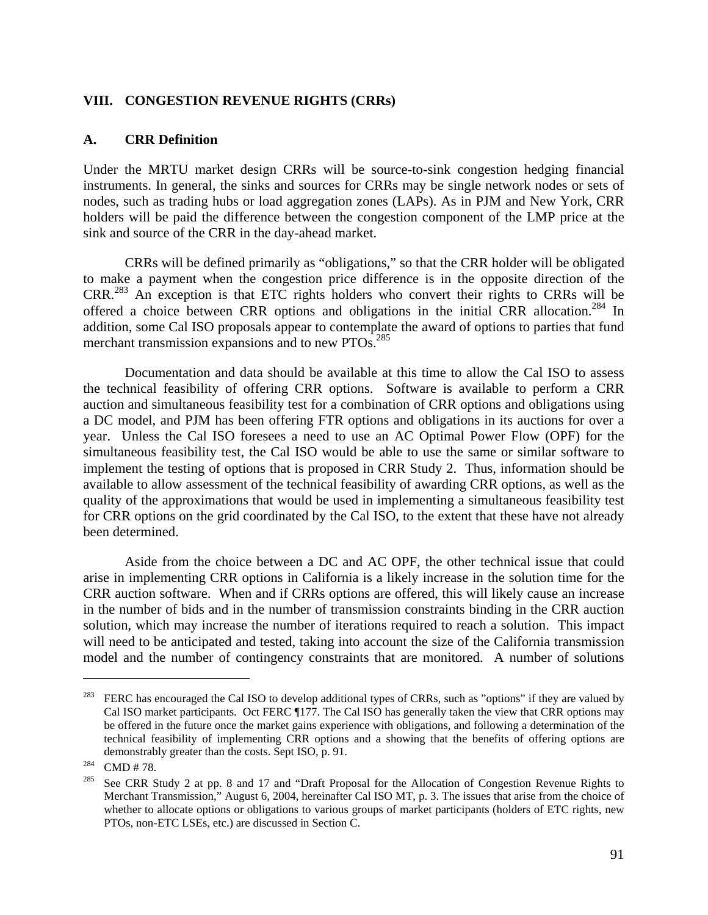## VIII. CONGESTION REVENUE RIGHTS (CRRs)

### A. CRR Definition

Under the MRTU market design CRRs will be source-to-sink congestion hedging financial instruments. In general, the sinks and sources for CRRs may be single network nodes or sets of nodes, such as trading hubs or load aggregation zones (LAPs). As in PJM and New York, CRR holders will be paid the difference between the congestion component of the LMP price at the sink and source of the CRR in the day-ahead market.

CRRs will be defined primarily as "obligations," so that the CRR holder will be obligated to make a payment when the congestion price difference is in the opposite direction of the CRR.[283] An exception is that ETC rights holders who convert their rights to CRRs will be offered a choice between CRR options and obligations in the initial CRR allocation.[284] In addition, some Cal ISO proposals appear to contemplate the award of options to parties that fund merchant transmission expansions and to new PTOs.[285]

Documentation and data should be available at this time to allow the Cal ISO to assess the technical feasibility of offering CRR options. Software is available to perform a CRR auction and simultaneous feasibility test for a combination of CRR options and obligations using a DC model, and PJM has been offering FTR options and obligations in its auctions for over a year. Unless the Cal ISO foresees a need to use an AC Optimal Power Flow (OPF) for the simultaneous feasibility test, the Cal ISO would be able to use the same or similar software to implement the testing of options that is proposed in CRR Study 2. Thus, information should be available to allow assessment of the technical feasibility of awarding CRR options, as well as the quality of the approximations that would be used in implementing a simultaneous feasibility test for CRR options on the grid coordinated by the Cal ISO, to the extent that these have not already been determined.

Aside from the choice between a DC and AC OPF, the other technical issue that could arise in implementing CRR options in California is a likely increase in the solution time for the CRR auction software. When and if CRRs options are offered, this will likely cause an increase in the number of bids and in the number of transmission constraints binding in the CRR auction solution, which may increase the number of iterations required to reach a solution. This impact will need to be anticipated and tested, taking into account the size of the California transmission model and the number of contingency constraints that are monitored. A number of solutions

---

[283] FERC has encouraged the Cal ISO to develop additional types of CRRs, such as "options" if they are valued by Cal ISO market participants. Oct FERC ¶177. The Cal ISO has generally taken the view that CRR options may be offered in the future once the market gains experience with obligations, and following a determination of the technical feasibility of implementing CRR options and a showing that the benefits of offering options are demonstrably greater than the costs. Sept ISO, p. 91.

[284] CMD # 78.

[285] See CRR Study 2 at pp. 8 and 17 and "Draft Proposal for the Allocation of Congestion Revenue Rights to Merchant Transmission," August 6, 2004, hereinafter Cal ISO MT, p. 3. The issues that arise from the choice of whether to allocate options or obligations to various groups of market participants (holders of ETC rights, new PTOs, non-ETC LSEs, etc.) are discussed in Section C.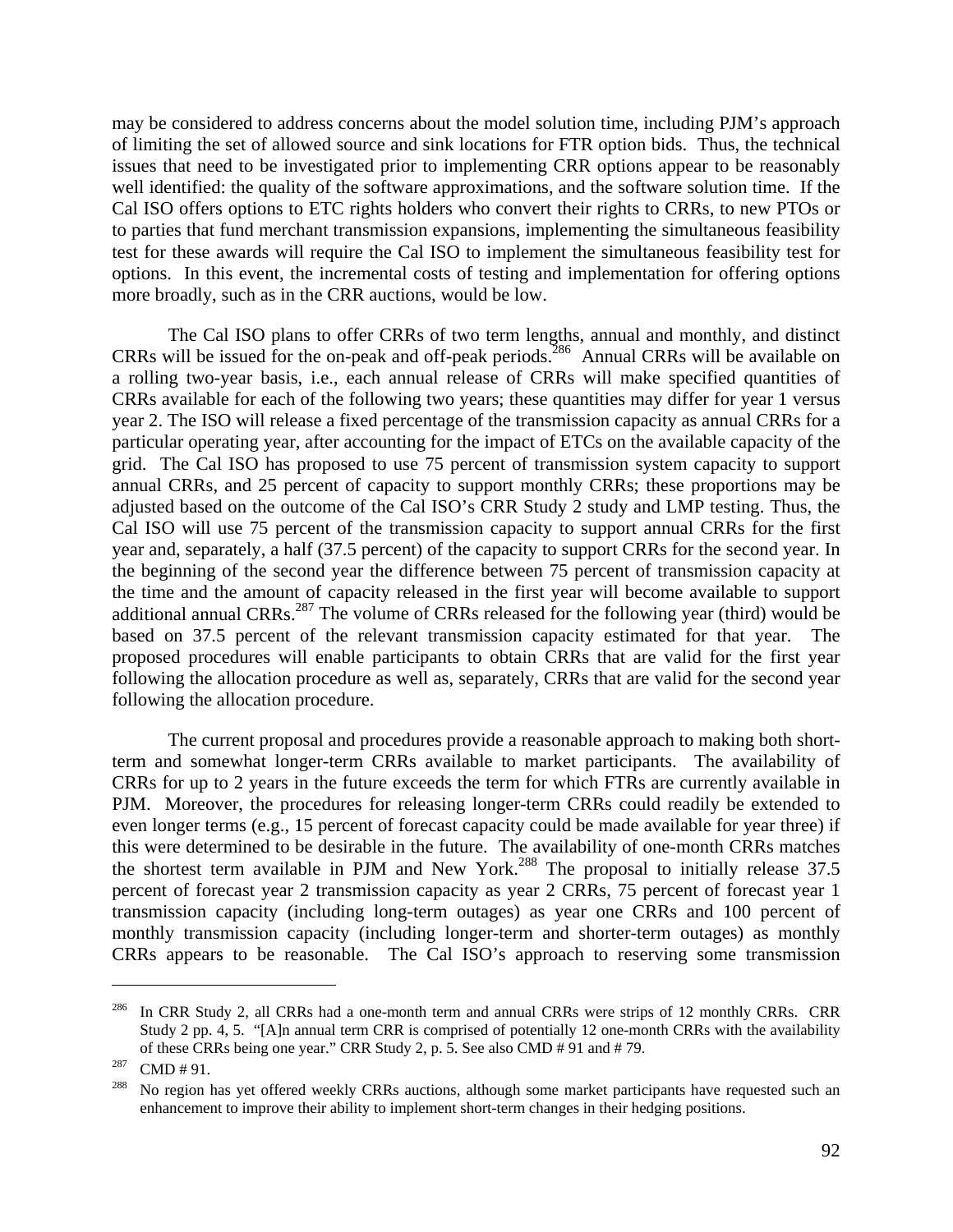may be considered to address concerns about the model solution time, including PJM's approach of limiting the set of allowed source and sink locations for FTR option bids. Thus, the technical issues that need to be investigated prior to implementing CRR options appear to be reasonably well identified: the quality of the software approximations, and the software solution time. If the Cal ISO offers options to ETC rights holders who convert their rights to CRRs, to new PTOs or to parties that fund merchant transmission expansions, implementing the simultaneous feasibility test for these awards will require the Cal ISO to implement the simultaneous feasibility test for options. In this event, the incremental costs of testing and implementation for offering options more broadly, such as in the CRR auctions, would be low.

The Cal ISO plans to offer CRRs of two term lengths, annual and monthly, and distinct CRRs will be issued for the on-peak and off-peak periods.[286] Annual CRRs will be available on a rolling two-year basis, i.e., each annual release of CRRs will make specified quantities of CRRs available for each of the following two years; these quantities may differ for year 1 versus year 2. The ISO will release a fixed percentage of the transmission capacity as annual CRRs for a particular operating year, after accounting for the impact of ETCs on the available capacity of the grid. The Cal ISO has proposed to use 75 percent of transmission system capacity to support annual CRRs, and 25 percent of capacity to support monthly CRRs; these proportions may be adjusted based on the outcome of the Cal ISO's CRR Study 2 study and LMP testing. Thus, the Cal ISO will use 75 percent of the transmission capacity to support annual CRRs for the first year and, separately, a half (37.5 percent) of the capacity to support CRRs for the second year. In the beginning of the second year the difference between 75 percent of transmission capacity at the time and the amount of capacity released in the first year will become available to support additional annual CRRs.[287] The volume of CRRs released for the following year (third) would be based on 37.5 percent of the relevant transmission capacity estimated for that year. The proposed procedures will enable participants to obtain CRRs that are valid for the first year following the allocation procedure as well as, separately, CRRs that are valid for the second year following the allocation procedure.

The current proposal and procedures provide a reasonable approach to making both short-term and somewhat longer-term CRRs available to market participants. The availability of CRRs for up to 2 years in the future exceeds the term for which FTRs are currently available in PJM. Moreover, the procedures for releasing longer-term CRRs could readily be extended to even longer terms (e.g., 15 percent of forecast capacity could be made available for year three) if this were determined to be desirable in the future. The availability of one-month CRRs matches the shortest term available in PJM and New York.[288] The proposal to initially release 37.5 percent of forecast year 2 transmission capacity as year 2 CRRs, 75 percent of forecast year 1 transmission capacity (including long-term outages) as year one CRRs and 100 percent of monthly transmission capacity (including longer-term and shorter-term outages) as monthly CRRs appears to be reasonable. The Cal ISO's approach to reserving some transmission

---

[286] In CRR Study 2, all CRRs had a one-month term and annual CRRs were strips of 12 monthly CRRs. CRR Study 2 pp. 4, 5. "[A]n annual term CRR is comprised of potentially 12 one-month CRRs with the availability of these CRRs being one year." CRR Study 2, p. 5. See also CMD # 91 and # 79.

[287] CMD # 91.

[288] No region has yet offered weekly CRRs auctions, although some market participants have requested such an enhancement to improve their ability to implement short-term changes in their hedging positions.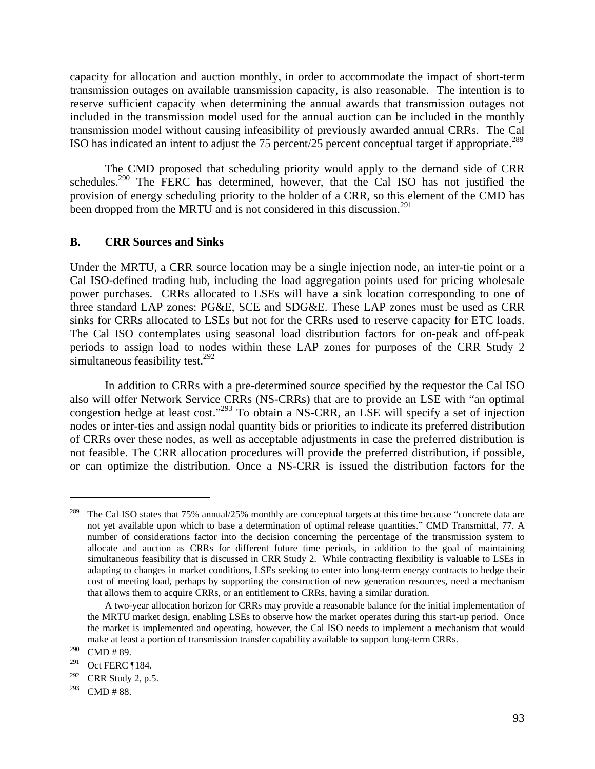capacity for allocation and auction monthly, in order to accommodate the impact of short-term transmission outages on available transmission capacity, is also reasonable. The intention is to reserve sufficient capacity when determining the annual awards that transmission outages not included in the transmission model used for the annual auction can be included in the monthly transmission model without causing infeasibility of previously awarded annual CRRs. The Cal ISO has indicated an intent to adjust the 75 percent/25 percent conceptual target if appropriate.[289]

The CMD proposed that scheduling priority would apply to the demand side of CRR schedules.[290] The FERC has determined, however, that the Cal ISO has not justified the provision of energy scheduling priority to the holder of a CRR, so this element of the CMD has been dropped from the MRTU and is not considered in this discussion.[291]

### B. CRR Sources and Sinks

Under the MRTU, a CRR source location may be a single injection node, an inter-tie point or a Cal ISO-defined trading hub, including the load aggregation points used for pricing wholesale power purchases. CRRs allocated to LSEs will have a sink location corresponding to one of three standard LAP zones: PG&E, SCE and SDG&E. These LAP zones must be used as CRR sinks for CRRs allocated to LSEs but not for the CRRs used to reserve capacity for ETC loads. The Cal ISO contemplates using seasonal load distribution factors for on-peak and off-peak periods to assign load to nodes within these LAP zones for purposes of the CRR Study 2 simultaneous feasibility test.[292]

In addition to CRRs with a pre-determined source specified by the requestor the Cal ISO also will offer Network Service CRRs (NS-CRRs) that are to provide an LSE with "an optimal congestion hedge at least cost."[293] To obtain a NS-CRR, an LSE will specify a set of injection nodes or inter-ties and assign nodal quantity bids or priorities to indicate its preferred distribution of CRRs over these nodes, as well as acceptable adjustments in case the preferred distribution is not feasible. The CRR allocation procedures will provide the preferred distribution, if possible, or can optimize the distribution. Once a NS-CRR is issued the distribution factors for the

---

[289] The Cal ISO states that 75% annual/25% monthly are conceptual targets at this time because "concrete data are not yet available upon which to base a determination of optimal release quantities." CMD Transmittal, 77. A number of considerations factor into the decision concerning the percentage of the transmission system to allocate and auction as CRRs for different future time periods, in addition to the goal of maintaining simultaneous feasibility that is discussed in CRR Study 2. While contracting flexibility is valuable to LSEs in adapting to changes in market conditions, LSEs seeking to enter into long-term energy contracts to hedge their cost of meeting load, perhaps by supporting the construction of new generation resources, need a mechanism that allows them to acquire CRRs, or an entitlement to CRRs, having a similar duration.

A two-year allocation horizon for CRRs may provide a reasonable balance for the initial implementation of the MRTU market design, enabling LSEs to observe how the market operates during this start-up period. Once the market is implemented and operating, however, the Cal ISO needs to implement a mechanism that would make at least a portion of transmission transfer capability available to support long-term CRRs.

[290] CMD # 89.

[291] Oct FERC ¶184.

[292] CRR Study 2, p.5.

[293] CMD # 88.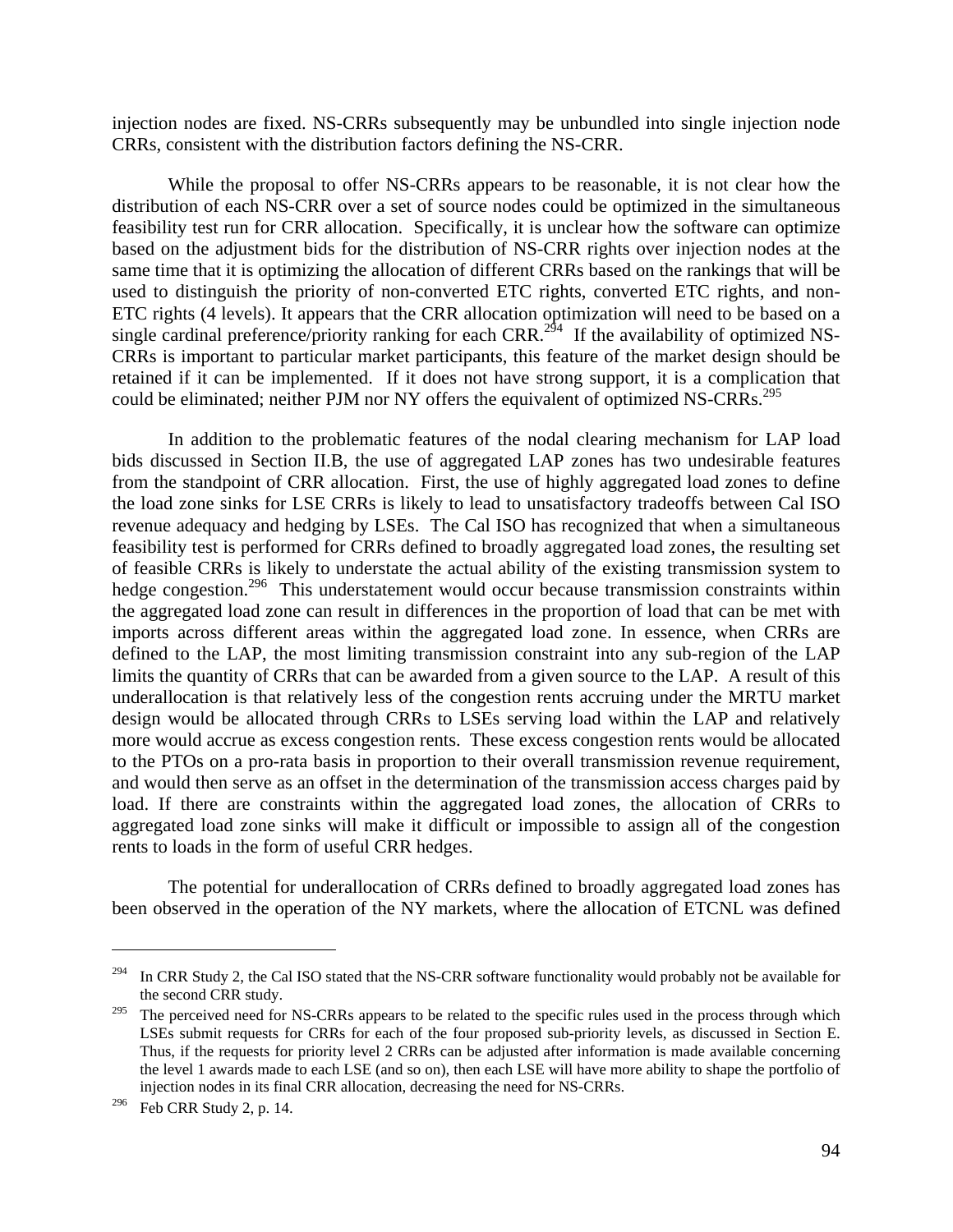injection nodes are fixed. NS-CRRs subsequently may be unbundled into single injection node CRRs, consistent with the distribution factors defining the NS-CRR.

While the proposal to offer NS-CRRs appears to be reasonable, it is not clear how the distribution of each NS-CRR over a set of source nodes could be optimized in the simultaneous feasibility test run for CRR allocation. Specifically, it is unclear how the software can optimize based on the adjustment bids for the distribution of NS-CRR rights over injection nodes at the same time that it is optimizing the allocation of different CRRs based on the rankings that will be used to distinguish the priority of non-converted ETC rights, converted ETC rights, and non-ETC rights (4 levels). It appears that the CRR allocation optimization will need to be based on a single cardinal preference/priority ranking for each CRR.[294] If the availability of optimized NS-CRRs is important to particular market participants, this feature of the market design should be retained if it can be implemented. If it does not have strong support, it is a complication that could be eliminated; neither PJM nor NY offers the equivalent of optimized NS-CRRs.[295]

In addition to the problematic features of the nodal clearing mechanism for LAP load bids discussed in Section II.B, the use of aggregated LAP zones has two undesirable features from the standpoint of CRR allocation. First, the use of highly aggregated load zones to define the load zone sinks for LSE CRRs is likely to lead to unsatisfactory tradeoffs between Cal ISO revenue adequacy and hedging by LSEs. The Cal ISO has recognized that when a simultaneous feasibility test is performed for CRRs defined to broadly aggregated load zones, the resulting set of feasible CRRs is likely to understate the actual ability of the existing transmission system to hedge congestion.[296] This understatement would occur because transmission constraints within the aggregated load zone can result in differences in the proportion of load that can be met with imports across different areas within the aggregated load zone. In essence, when CRRs are defined to the LAP, the most limiting transmission constraint into any sub-region of the LAP limits the quantity of CRRs that can be awarded from a given source to the LAP. A result of this underallocation is that relatively less of the congestion rents accruing under the MRTU market design would be allocated through CRRs to LSEs serving load within the LAP and relatively more would accrue as excess congestion rents. These excess congestion rents would be allocated to the PTOs on a pro-rata basis in proportion to their overall transmission revenue requirement, and would then serve as an offset in the determination of the transmission access charges paid by load. If there are constraints within the aggregated load zones, the allocation of CRRs to aggregated load zone sinks will make it difficult or impossible to assign all of the congestion rents to loads in the form of useful CRR hedges.

The potential for underallocation of CRRs defined to broadly aggregated load zones has been observed in the operation of the NY markets, where the allocation of ETCNL was defined

---

[294] In CRR Study 2, the Cal ISO stated that the NS-CRR software functionality would probably not be available for the second CRR study.

[295] The perceived need for NS-CRRs appears to be related to the specific rules used in the process through which LSEs submit requests for CRRs for each of the four proposed sub-priority levels, as discussed in Section E. Thus, if the requests for priority level 2 CRRs can be adjusted after information is made available concerning the level 1 awards made to each LSE (and so on), then each LSE will have more ability to shape the portfolio of injection nodes in its final CRR allocation, decreasing the need for NS-CRRs.

[296] Feb CRR Study 2, p. 14.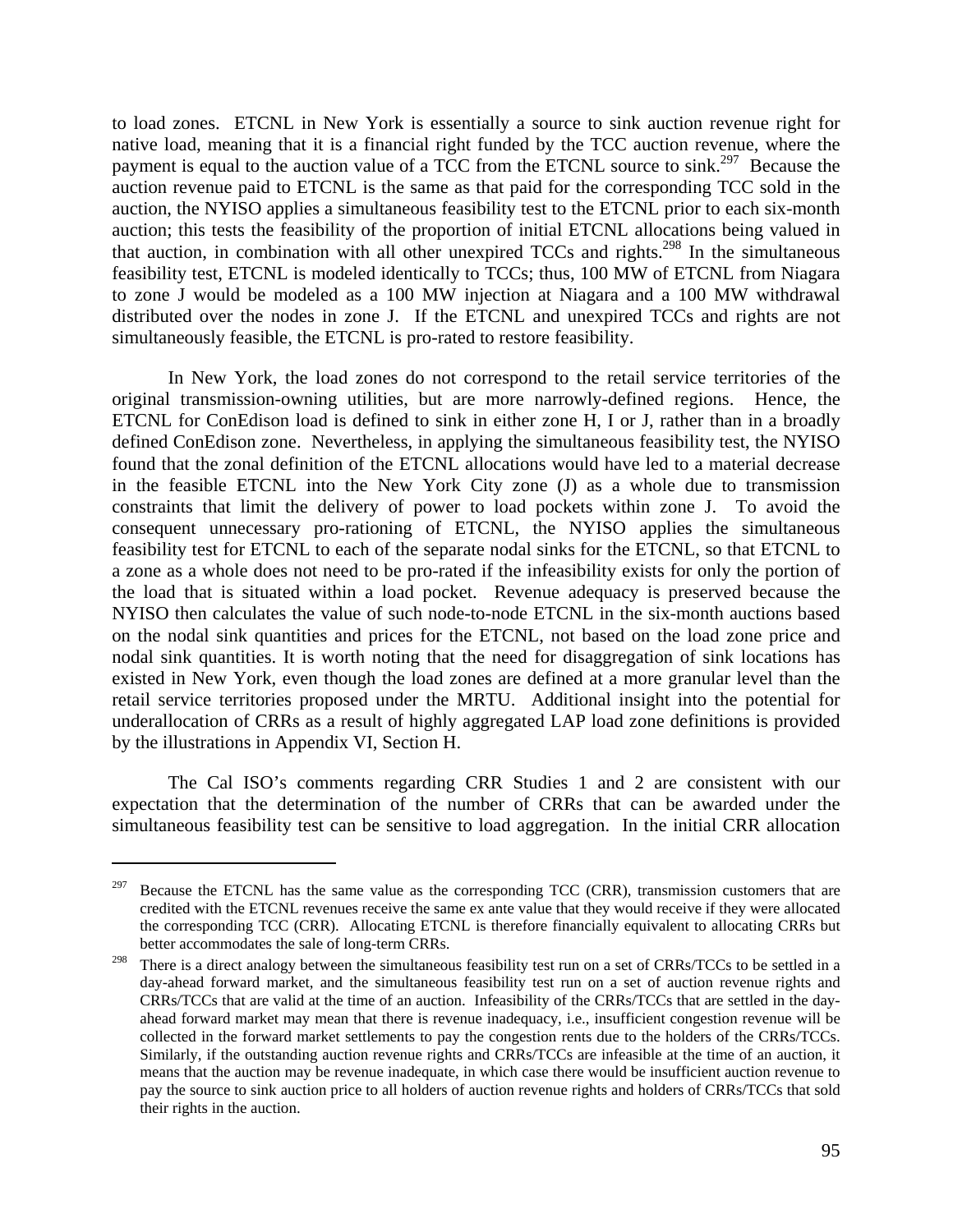to load zones. ETCNL in New York is essentially a source to sink auction revenue right for native load, meaning that it is a financial right funded by the TCC auction revenue, where the payment is equal to the auction value of a TCC from the ETCNL source to sink.[297] Because the auction revenue paid to ETCNL is the same as that paid for the corresponding TCC sold in the auction, the NYISO applies a simultaneous feasibility test to the ETCNL prior to each six-month auction; this tests the feasibility of the proportion of initial ETCNL allocations being valued in that auction, in combination with all other unexpired TCCs and rights.[298] In the simultaneous feasibility test, ETCNL is modeled identically to TCCs; thus, 100 MW of ETCNL from Niagara to zone J would be modeled as a 100 MW injection at Niagara and a 100 MW withdrawal distributed over the nodes in zone J. If the ETCNL and unexpired TCCs and rights are not simultaneously feasible, the ETCNL is pro-rated to restore feasibility.

In New York, the load zones do not correspond to the retail service territories of the original transmission-owning utilities, but are more narrowly-defined regions. Hence, the ETCNL for ConEdison load is defined to sink in either zone H, I or J, rather than in a broadly defined ConEdison zone. Nevertheless, in applying the simultaneous feasibility test, the NYISO found that the zonal definition of the ETCNL allocations would have led to a material decrease in the feasible ETCNL into the New York City zone (J) as a whole due to transmission constraints that limit the delivery of power to load pockets within zone J. To avoid the consequent unnecessary pro-rationing of ETCNL, the NYISO applies the simultaneous feasibility test for ETCNL to each of the separate nodal sinks for the ETCNL, so that ETCNL to a zone as a whole does not need to be pro-rated if the infeasibility exists for only the portion of the load that is situated within a load pocket. Revenue adequacy is preserved because the NYISO then calculates the value of such node-to-node ETCNL in the six-month auctions based on the nodal sink quantities and prices for the ETCNL, not based on the load zone price and nodal sink quantities. It is worth noting that the need for disaggregation of sink locations has existed in New York, even though the load zones are defined at a more granular level than the retail service territories proposed under the MRTU. Additional insight into the potential for underallocation of CRRs as a result of highly aggregated LAP load zone definitions is provided by the illustrations in Appendix VI, Section H.

The Cal ISO's comments regarding CRR Studies 1 and 2 are consistent with our expectation that the determination of the number of CRRs that can be awarded under the simultaneous feasibility test can be sensitive to load aggregation. In the initial CRR allocation

---

[297] Because the ETCNL has the same value as the corresponding TCC (CRR), transmission customers that are credited with the ETCNL revenues receive the same ex ante value that they would receive if they were allocated the corresponding TCC (CRR). Allocating ETCNL is therefore financially equivalent to allocating CRRs but better accommodates the sale of long-term CRRs.

[298] There is a direct analogy between the simultaneous feasibility test run on a set of CRRs/TCCs to be settled in a day-ahead forward market, and the simultaneous feasibility test run on a set of auction revenue rights and CRRs/TCCs that are valid at the time of an auction. Infeasibility of the CRRs/TCCs that are settled in the day-ahead forward market may mean that there is revenue inadequacy, i.e., insufficient congestion revenue will be collected in the forward market settlements to pay the congestion rents due to the holders of the CRRs/TCCs. Similarly, if the outstanding auction revenue rights and CRRs/TCCs are infeasible at the time of an auction, it means that the auction may be revenue inadequate, in which case there would be insufficient auction revenue to pay the source to sink auction price to all holders of auction revenue rights and holders of CRRs/TCCs that sold their rights in the auction.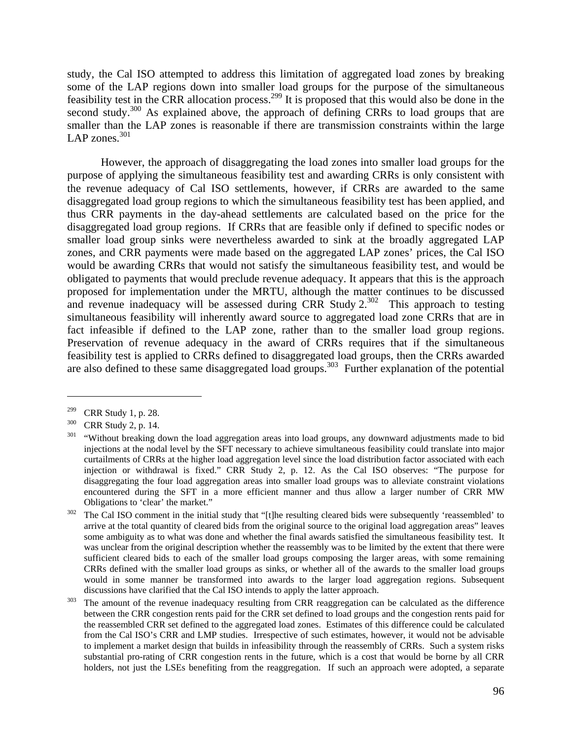study, the Cal ISO attempted to address this limitation of aggregated load zones by breaking some of the LAP regions down into smaller load groups for the purpose of the simultaneous feasibility test in the CRR allocation process.[299] It is proposed that this would also be done in the second study.[300] As explained above, the approach of defining CRRs to load groups that are smaller than the LAP zones is reasonable if there are transmission constraints within the large LAP zones.[301]

However, the approach of disaggregating the load zones into smaller load groups for the purpose of applying the simultaneous feasibility test and awarding CRRs is only consistent with the revenue adequacy of Cal ISO settlements, however, if CRRs are awarded to the same disaggregated load group regions to which the simultaneous feasibility test has been applied, and thus CRR payments in the day-ahead settlements are calculated based on the price for the disaggregated load group regions. If CRRs that are feasible only if defined to specific nodes or smaller load group sinks were nevertheless awarded to sink at the broadly aggregated LAP zones, and CRR payments were made based on the aggregated LAP zones' prices, the Cal ISO would be awarding CRRs that would not satisfy the simultaneous feasibility test, and would be obligated to payments that would preclude revenue adequacy. It appears that this is the approach proposed for implementation under the MRTU, although the matter continues to be discussed and revenue inadequacy will be assessed during CRR Study 2.[302] This approach to testing simultaneous feasibility will inherently award source to aggregated load zone CRRs that are in fact infeasible if defined to the LAP zone, rather than to the smaller load group regions. Preservation of revenue adequacy in the award of CRRs requires that if the simultaneous feasibility test is applied to CRRs defined to disaggregated load groups, then the CRRs awarded are also defined to these same disaggregated load groups.[303] Further explanation of the potential

---

[299] CRR Study 1, p. 28.

[300] CRR Study 2, p. 14.

[301] "Without breaking down the load aggregation areas into load groups, any downward adjustments made to bid injections at the nodal level by the SFT necessary to achieve simultaneous feasibility could translate into major curtailments of CRRs at the higher load aggregation level since the load distribution factor associated with each injection or withdrawal is fixed." CRR Study 2, p. 12. As the Cal ISO observes: "The purpose for disaggregating the four load aggregation areas into smaller load groups was to alleviate constraint violations encountered during the SFT in a more efficient manner and thus allow a larger number of CRR MW Obligations to 'clear' the market."

[302] The Cal ISO comment in the initial study that "[t]he resulting cleared bids were subsequently 'reassembled' to arrive at the total quantity of cleared bids from the original source to the original load aggregation areas" leaves some ambiguity as to what was done and whether the final awards satisfied the simultaneous feasibility test. It was unclear from the original description whether the reassembly was to be limited by the extent that there were sufficient cleared bids to each of the smaller load groups composing the larger areas, with some remaining CRRs defined with the smaller load groups as sinks, or whether all of the awards to the smaller load groups would in some manner be transformed into awards to the larger load aggregation regions. Subsequent discussions have clarified that the Cal ISO intends to apply the latter approach.

[303] The amount of the revenue inadequacy resulting from CRR reaggregation can be calculated as the difference between the CRR congestion rents paid for the CRR set defined to load groups and the congestion rents paid for the reassembled CRR set defined to the aggregated load zones. Estimates of this difference could be calculated from the Cal ISO's CRR and LMP studies. Irrespective of such estimates, however, it would not be advisable to implement a market design that builds in infeasibility through the reassembly of CRRs. Such a system risks substantial pro-rating of CRR congestion rents in the future, which is a cost that would be borne by all CRR holders, not just the LSEs benefiting from the reaggregation. If such an approach were adopted, a separate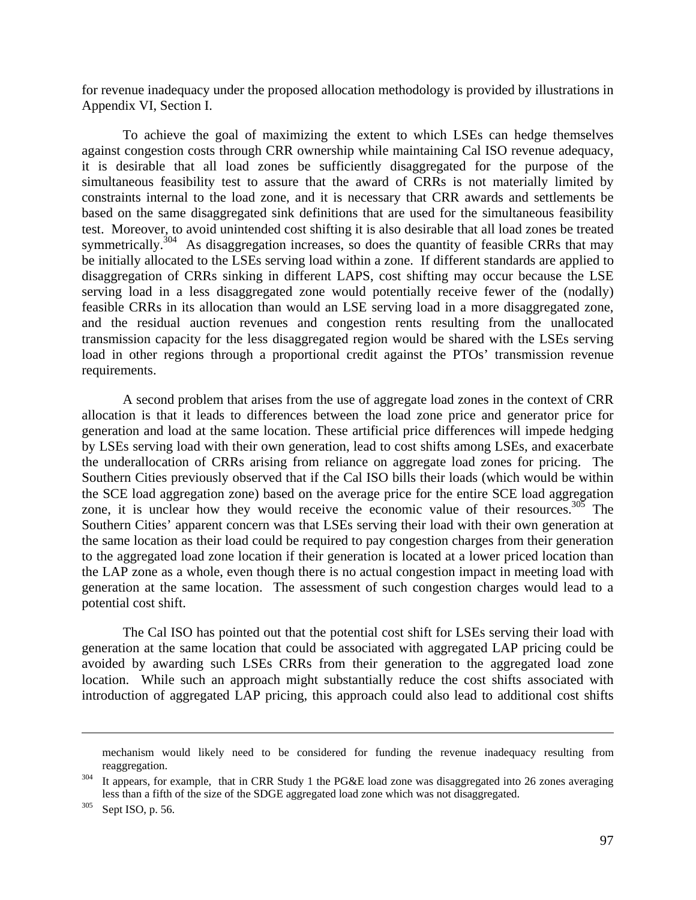for revenue inadequacy under the proposed allocation methodology is provided by illustrations in Appendix VI, Section I.

To achieve the goal of maximizing the extent to which LSEs can hedge themselves against congestion costs through CRR ownership while maintaining Cal ISO revenue adequacy, it is desirable that all load zones be sufficiently disaggregated for the purpose of the simultaneous feasibility test to assure that the award of CRRs is not materially limited by constraints internal to the load zone, and it is necessary that CRR awards and settlements be based on the same disaggregated sink definitions that are used for the simultaneous feasibility test. Moreover, to avoid unintended cost shifting it is also desirable that all load zones be treated symmetrically.[304] As disaggregation increases, so does the quantity of feasible CRRs that may be initially allocated to the LSEs serving load within a zone. If different standards are applied to disaggregation of CRRs sinking in different LAPS, cost shifting may occur because the LSE serving load in a less disaggregated zone would potentially receive fewer of the (nodally) feasible CRRs in its allocation than would an LSE serving load in a more disaggregated zone, and the residual auction revenues and congestion rents resulting from the unallocated transmission capacity for the less disaggregated region would be shared with the LSEs serving load in other regions through a proportional credit against the PTOs' transmission revenue requirements.

A second problem that arises from the use of aggregate load zones in the context of CRR allocation is that it leads to differences between the load zone price and generator price for generation and load at the same location. These artificial price differences will impede hedging by LSEs serving load with their own generation, lead to cost shifts among LSEs, and exacerbate the underallocation of CRRs arising from reliance on aggregate load zones for pricing. The Southern Cities previously observed that if the Cal ISO bills their loads (which would be within the SCE load aggregation zone) based on the average price for the entire SCE load aggregation zone, it is unclear how they would receive the economic value of their resources.[305] The Southern Cities' apparent concern was that LSEs serving their load with their own generation at the same location as their load could be required to pay congestion charges from their generation to the aggregated load zone location if their generation is located at a lower priced location than the LAP zone as a whole, even though there is no actual congestion impact in meeting load with generation at the same location. The assessment of such congestion charges would lead to a potential cost shift.

The Cal ISO has pointed out that the potential cost shift for LSEs serving their load with generation at the same location that could be associated with aggregated LAP pricing could be avoided by awarding such LSEs CRRs from their generation to the aggregated load zone location. While such an approach might substantially reduce the cost shifts associated with introduction of aggregated LAP pricing, this approach could also lead to additional cost shifts

---

mechanism would likely need to be considered for funding the revenue inadequacy resulting from reaggregation.

[304] It appears, for example, that in CRR Study 1 the PG&E load zone was disaggregated into 26 zones averaging less than a fifth of the size of the SDGE aggregated load zone which was not disaggregated.

[305] Sept ISO, p. 56.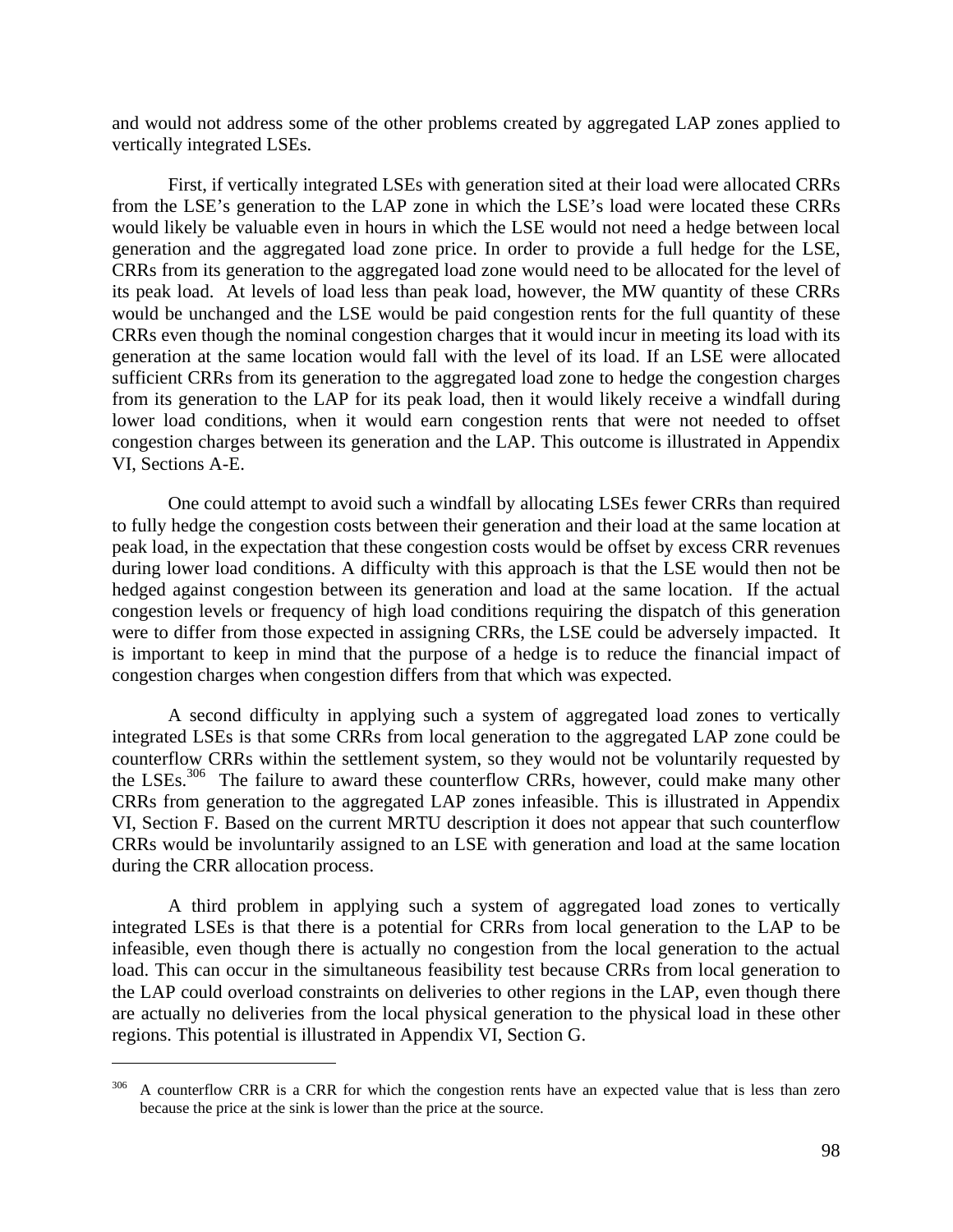and would not address some of the other problems created by aggregated LAP zones applied to vertically integrated LSEs.

First, if vertically integrated LSEs with generation sited at their load were allocated CRRs from the LSE's generation to the LAP zone in which the LSE's load were located these CRRs would likely be valuable even in hours in which the LSE would not need a hedge between local generation and the aggregated load zone price. In order to provide a full hedge for the LSE, CRRs from its generation to the aggregated load zone would need to be allocated for the level of its peak load. At levels of load less than peak load, however, the MW quantity of these CRRs would be unchanged and the LSE would be paid congestion rents for the full quantity of these CRRs even though the nominal congestion charges that it would incur in meeting its load with its generation at the same location would fall with the level of its load. If an LSE were allocated sufficient CRRs from its generation to the aggregated load zone to hedge the congestion charges from its generation to the LAP for its peak load, then it would likely receive a windfall during lower load conditions, when it would earn congestion rents that were not needed to offset congestion charges between its generation and the LAP. This outcome is illustrated in Appendix VI, Sections A-E.

One could attempt to avoid such a windfall by allocating LSEs fewer CRRs than required to fully hedge the congestion costs between their generation and their load at the same location at peak load, in the expectation that these congestion costs would be offset by excess CRR revenues during lower load conditions. A difficulty with this approach is that the LSE would then not be hedged against congestion between its generation and load at the same location. If the actual congestion levels or frequency of high load conditions requiring the dispatch of this generation were to differ from those expected in assigning CRRs, the LSE could be adversely impacted. It is important to keep in mind that the purpose of a hedge is to reduce the financial impact of congestion charges when congestion differs from that which was expected.

A second difficulty in applying such a system of aggregated load zones to vertically integrated LSEs is that some CRRs from local generation to the aggregated LAP zone could be counterflow CRRs within the settlement system, so they would not be voluntarily requested by the LSEs.[306] The failure to award these counterflow CRRs, however, could make many other CRRs from generation to the aggregated LAP zones infeasible. This is illustrated in Appendix VI, Section F. Based on the current MRTU description it does not appear that such counterflow CRRs would be involuntarily assigned to an LSE with generation and load at the same location during the CRR allocation process.

A third problem in applying such a system of aggregated load zones to vertically integrated LSEs is that there is a potential for CRRs from local generation to the LAP to be infeasible, even though there is actually no congestion from the local generation to the actual load. This can occur in the simultaneous feasibility test because CRRs from local generation to the LAP could overload constraints on deliveries to other regions in the LAP, even though there are actually no deliveries from the local physical generation to the physical load in these other regions. This potential is illustrated in Appendix VI, Section G.

---

[306] A counterflow CRR is a CRR for which the congestion rents have an expected value that is less than zero because the price at the sink is lower than the price at the source.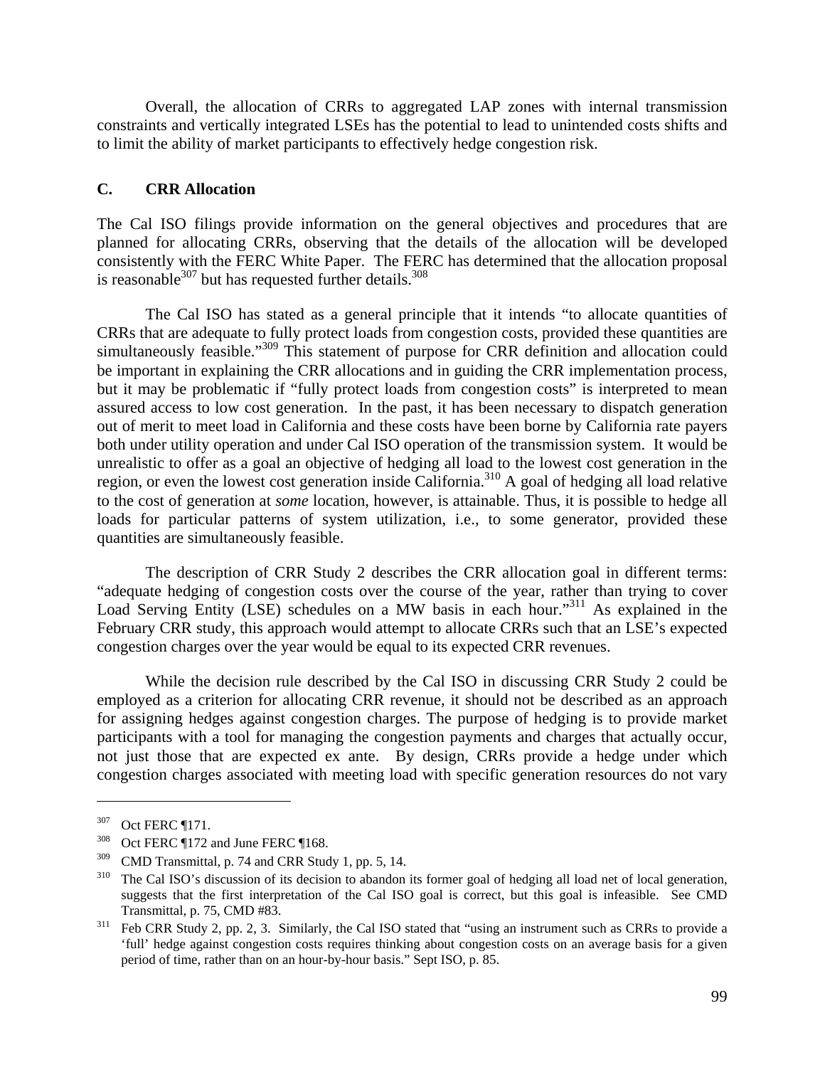Overall, the allocation of CRRs to aggregated LAP zones with internal transmission constraints and vertically integrated LSEs has the potential to lead to unintended costs shifts and to limit the ability of market participants to effectively hedge congestion risk.

### C. CRR Allocation

The Cal ISO filings provide information on the general objectives and procedures that are planned for allocating CRRs, observing that the details of the allocation will be developed consistently with the FERC White Paper. The FERC has determined that the allocation proposal is reasonable[307] but has requested further details.[308]

The Cal ISO has stated as a general principle that it intends "to allocate quantities of CRRs that are adequate to fully protect loads from congestion costs, provided these quantities are simultaneously feasible."[309] This statement of purpose for CRR definition and allocation could be important in explaining the CRR allocations and in guiding the CRR implementation process, but it may be problematic if "fully protect loads from congestion costs" is interpreted to mean assured access to low cost generation. In the past, it has been necessary to dispatch generation out of merit to meet load in California and these costs have been borne by California rate payers both under utility operation and under Cal ISO operation of the transmission system. It would be unrealistic to offer as a goal an objective of hedging all load to the lowest cost generation in the region, or even the lowest cost generation inside California.[310] A goal of hedging all load relative to the cost of generation at *some* location, however, is attainable. Thus, it is possible to hedge all loads for particular patterns of system utilization, i.e., to some generator, provided these quantities are simultaneously feasible.

The description of CRR Study 2 describes the CRR allocation goal in different terms: "adequate hedging of congestion costs over the course of the year, rather than trying to cover Load Serving Entity (LSE) schedules on a MW basis in each hour."[311] As explained in the February CRR study, this approach would attempt to allocate CRRs such that an LSE's expected congestion charges over the year would be equal to its expected CRR revenues.

While the decision rule described by the Cal ISO in discussing CRR Study 2 could be employed as a criterion for allocating CRR revenue, it should not be described as an approach for assigning hedges against congestion charges. The purpose of hedging is to provide market participants with a tool for managing the congestion payments and charges that actually occur, not just those that are expected ex ante. By design, CRRs provide a hedge under which congestion charges associated with meeting load with specific generation resources do not vary

---

[307] Oct FERC ¶171.

[308] Oct FERC ¶172 and June FERC ¶168.

[309] CMD Transmittal, p. 74 and CRR Study 1, pp. 5, 14.

[310] The Cal ISO's discussion of its decision to abandon its former goal of hedging all load net of local generation, suggests that the first interpretation of the Cal ISO goal is correct, but this goal is infeasible. See CMD Transmittal, p. 75, CMD #83.

[311] Feb CRR Study 2, pp. 2, 3. Similarly, the Cal ISO stated that "using an instrument such as CRRs to provide a 'full' hedge against congestion costs requires thinking about congestion costs on an average basis for a given period of time, rather than on an hour-by-hour basis." Sept ISO, p. 85.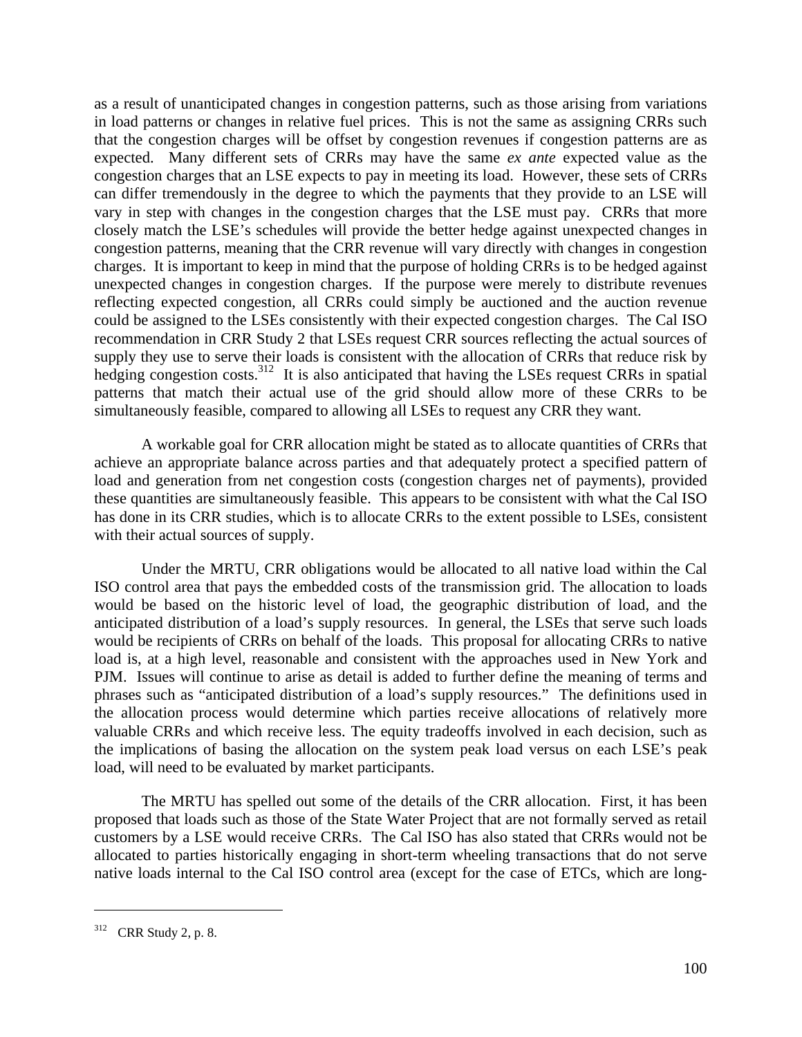as a result of unanticipated changes in congestion patterns, such as those arising from variations in load patterns or changes in relative fuel prices. This is not the same as assigning CRRs such that the congestion charges will be offset by congestion revenues if congestion patterns are as expected. Many different sets of CRRs may have the same *ex ante* expected value as the congestion charges that an LSE expects to pay in meeting its load. However, these sets of CRRs can differ tremendously in the degree to which the payments that they provide to an LSE will vary in step with changes in the congestion charges that the LSE must pay. CRRs that more closely match the LSE's schedules will provide the better hedge against unexpected changes in congestion patterns, meaning that the CRR revenue will vary directly with changes in congestion charges. It is important to keep in mind that the purpose of holding CRRs is to be hedged against unexpected changes in congestion charges. If the purpose were merely to distribute revenues reflecting expected congestion, all CRRs could simply be auctioned and the auction revenue could be assigned to the LSEs consistently with their expected congestion charges. The Cal ISO recommendation in CRR Study 2 that LSEs request CRR sources reflecting the actual sources of supply they use to serve their loads is consistent with the allocation of CRRs that reduce risk by hedging congestion costs.[312] It is also anticipated that having the LSEs request CRRs in spatial patterns that match their actual use of the grid should allow more of these CRRs to be simultaneously feasible, compared to allowing all LSEs to request any CRR they want.

A workable goal for CRR allocation might be stated as to allocate quantities of CRRs that achieve an appropriate balance across parties and that adequately protect a specified pattern of load and generation from net congestion costs (congestion charges net of payments), provided these quantities are simultaneously feasible. This appears to be consistent with what the Cal ISO has done in its CRR studies, which is to allocate CRRs to the extent possible to LSEs, consistent with their actual sources of supply.

Under the MRTU, CRR obligations would be allocated to all native load within the Cal ISO control area that pays the embedded costs of the transmission grid. The allocation to loads would be based on the historic level of load, the geographic distribution of load, and the anticipated distribution of a load's supply resources. In general, the LSEs that serve such loads would be recipients of CRRs on behalf of the loads. This proposal for allocating CRRs to native load is, at a high level, reasonable and consistent with the approaches used in New York and PJM. Issues will continue to arise as detail is added to further define the meaning of terms and phrases such as "anticipated distribution of a load's supply resources." The definitions used in the allocation process would determine which parties receive allocations of relatively more valuable CRRs and which receive less. The equity tradeoffs involved in each decision, such as the implications of basing the allocation on the system peak load versus on each LSE's peak load, will need to be evaluated by market participants.

The MRTU has spelled out some of the details of the CRR allocation. First, it has been proposed that loads such as those of the State Water Project that are not formally served as retail customers by a LSE would receive CRRs. The Cal ISO has also stated that CRRs would not be allocated to parties historically engaging in short-term wheeling transactions that do not serve native loads internal to the Cal ISO control area (except for the case of ETCs, which are long-

---

[312] CRR Study 2, p. 8.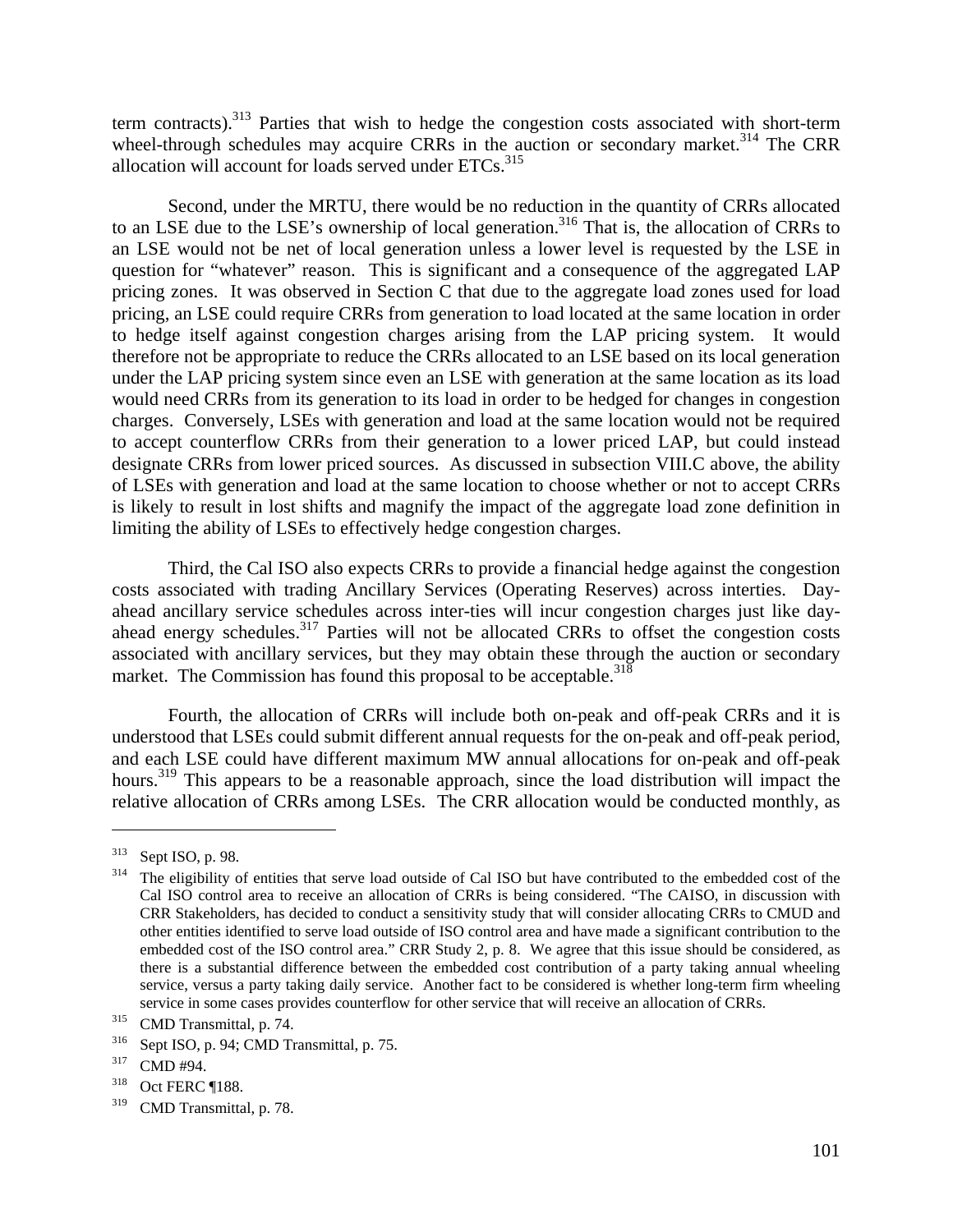term contracts).[313] Parties that wish to hedge the congestion costs associated with short-term wheel-through schedules may acquire CRRs in the auction or secondary market.[314] The CRR allocation will account for loads served under ETCs.[315]

Second, under the MRTU, there would be no reduction in the quantity of CRRs allocated to an LSE due to the LSE's ownership of local generation.[316] That is, the allocation of CRRs to an LSE would not be net of local generation unless a lower level is requested by the LSE in question for "whatever" reason. This is significant and a consequence of the aggregated LAP pricing zones. It was observed in Section C that due to the aggregate load zones used for load pricing, an LSE could require CRRs from generation to load located at the same location in order to hedge itself against congestion charges arising from the LAP pricing system. It would therefore not be appropriate to reduce the CRRs allocated to an LSE based on its local generation under the LAP pricing system since even an LSE with generation at the same location as its load would need CRRs from its generation to its load in order to be hedged for changes in congestion charges. Conversely, LSEs with generation and load at the same location would not be required to accept counterflow CRRs from their generation to a lower priced LAP, but could instead designate CRRs from lower priced sources. As discussed in subsection VIII.C above, the ability of LSEs with generation and load at the same location to choose whether or not to accept CRRs is likely to result in lost shifts and magnify the impact of the aggregate load zone definition in limiting the ability of LSEs to effectively hedge congestion charges.

Third, the Cal ISO also expects CRRs to provide a financial hedge against the congestion costs associated with trading Ancillary Services (Operating Reserves) across interties. Day-ahead ancillary service schedules across inter-ties will incur congestion charges just like day-ahead energy schedules.[317] Parties will not be allocated CRRs to offset the congestion costs associated with ancillary services, but they may obtain these through the auction or secondary market. The Commission has found this proposal to be acceptable.[318]

Fourth, the allocation of CRRs will include both on-peak and off-peak CRRs and it is understood that LSEs could submit different annual requests for the on-peak and off-peak period, and each LSE could have different maximum MW annual allocations for on-peak and off-peak hours.[319] This appears to be a reasonable approach, since the load distribution will impact the relative allocation of CRRs among LSEs. The CRR allocation would be conducted monthly, as

---

[313] Sept ISO, p. 98.

[314] The eligibility of entities that serve load outside of Cal ISO but have contributed to the embedded cost of the Cal ISO control area to receive an allocation of CRRs is being considered. "The CAISO, in discussion with CRR Stakeholders, has decided to conduct a sensitivity study that will consider allocating CRRs to CMUD and other entities identified to serve load outside of ISO control area and have made a significant contribution to the embedded cost of the ISO control area." CRR Study 2, p. 8. We agree that this issue should be considered, as there is a substantial difference between the embedded cost contribution of a party taking annual wheeling service, versus a party taking daily service. Another fact to be considered is whether long-term firm wheeling service in some cases provides counterflow for other service that will receive an allocation of CRRs.

[315] CMD Transmittal, p. 74.

[316] Sept ISO, p. 94; CMD Transmittal, p. 75.

[317] CMD #94.

[318] Oct FERC ¶188.

[319] CMD Transmittal, p. 78.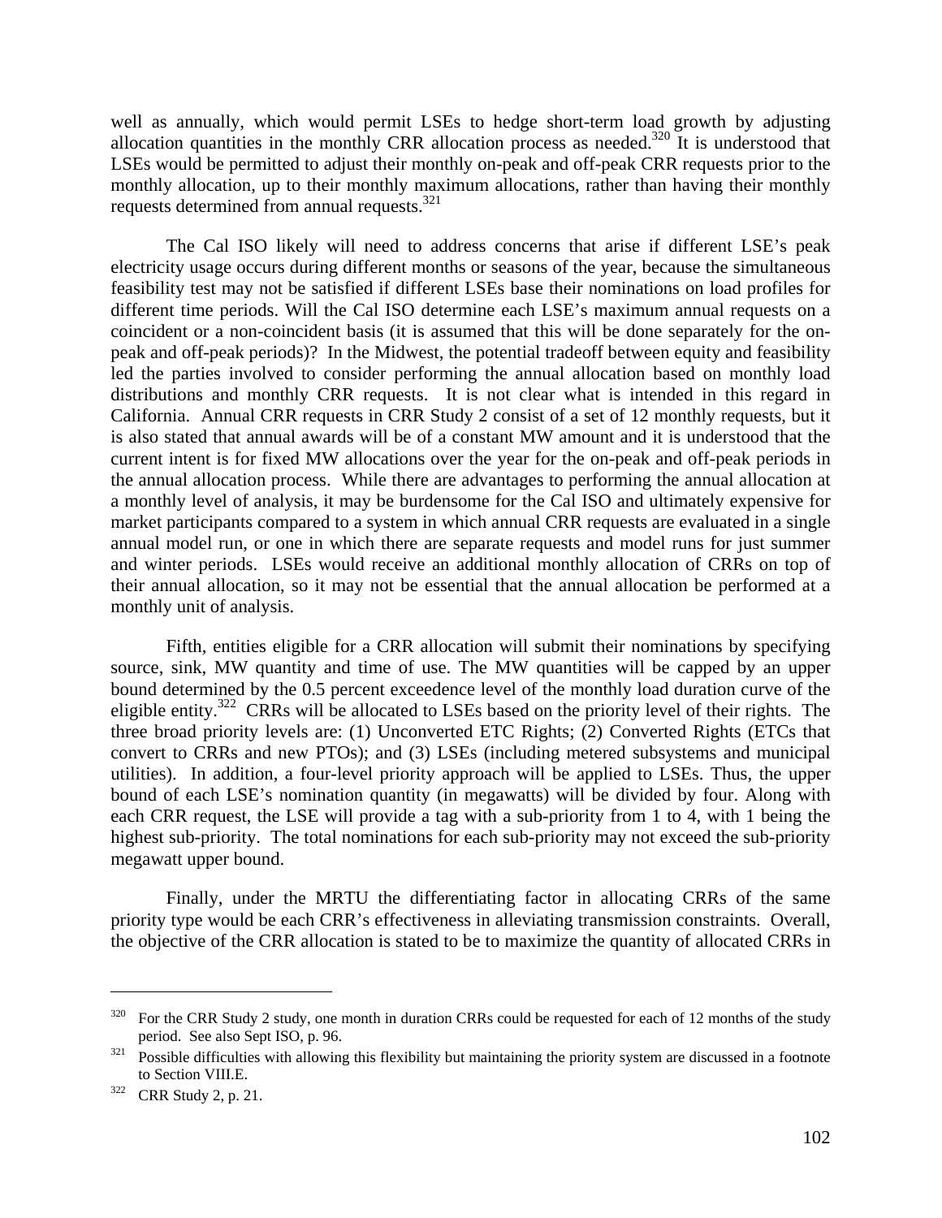well as annually, which would permit LSEs to hedge short-term load growth by adjusting allocation quantities in the monthly CRR allocation process as needed.[320] It is understood that LSEs would be permitted to adjust their monthly on-peak and off-peak CRR requests prior to the monthly allocation, up to their monthly maximum allocations, rather than having their monthly requests determined from annual requests.[321]

The Cal ISO likely will need to address concerns that arise if different LSE's peak electricity usage occurs during different months or seasons of the year, because the simultaneous feasibility test may not be satisfied if different LSEs base their nominations on load profiles for different time periods. Will the Cal ISO determine each LSE's maximum annual requests on a coincident or a non-coincident basis (it is assumed that this will be done separately for the on-peak and off-peak periods)? In the Midwest, the potential tradeoff between equity and feasibility led the parties involved to consider performing the annual allocation based on monthly load distributions and monthly CRR requests. It is not clear what is intended in this regard in California. Annual CRR requests in CRR Study 2 consist of a set of 12 monthly requests, but it is also stated that annual awards will be of a constant MW amount and it is understood that the current intent is for fixed MW allocations over the year for the on-peak and off-peak periods in the annual allocation process. While there are advantages to performing the annual allocation at a monthly level of analysis, it may be burdensome for the Cal ISO and ultimately expensive for market participants compared to a system in which annual CRR requests are evaluated in a single annual model run, or one in which there are separate requests and model runs for just summer and winter periods. LSEs would receive an additional monthly allocation of CRRs on top of their annual allocation, so it may not be essential that the annual allocation be performed at a monthly unit of analysis.

Fifth, entities eligible for a CRR allocation will submit their nominations by specifying source, sink, MW quantity and time of use. The MW quantities will be capped by an upper bound determined by the 0.5 percent exceedence level of the monthly load duration curve of the eligible entity.[322] CRRs will be allocated to LSEs based on the priority level of their rights. The three broad priority levels are: (1) Unconverted ETC Rights; (2) Converted Rights (ETCs that convert to CRRs and new PTOs); and (3) LSEs (including metered subsystems and municipal utilities). In addition, a four-level priority approach will be applied to LSEs. Thus, the upper bound of each LSE's nomination quantity (in megawatts) will be divided by four. Along with each CRR request, the LSE will provide a tag with a sub-priority from 1 to 4, with 1 being the highest sub-priority. The total nominations for each sub-priority may not exceed the sub-priority megawatt upper bound.

Finally, under the MRTU the differentiating factor in allocating CRRs of the same priority type would be each CRR's effectiveness in alleviating transmission constraints. Overall, the objective of the CRR allocation is stated to be to maximize the quantity of allocated CRRs in

---

[320] For the CRR Study 2 study, one month in duration CRRs could be requested for each of 12 months of the study period. See also Sept ISO, p. 96.

[321] Possible difficulties with allowing this flexibility but maintaining the priority system are discussed in a footnote to Section VIII.E.

[322] CRR Study 2, p. 21.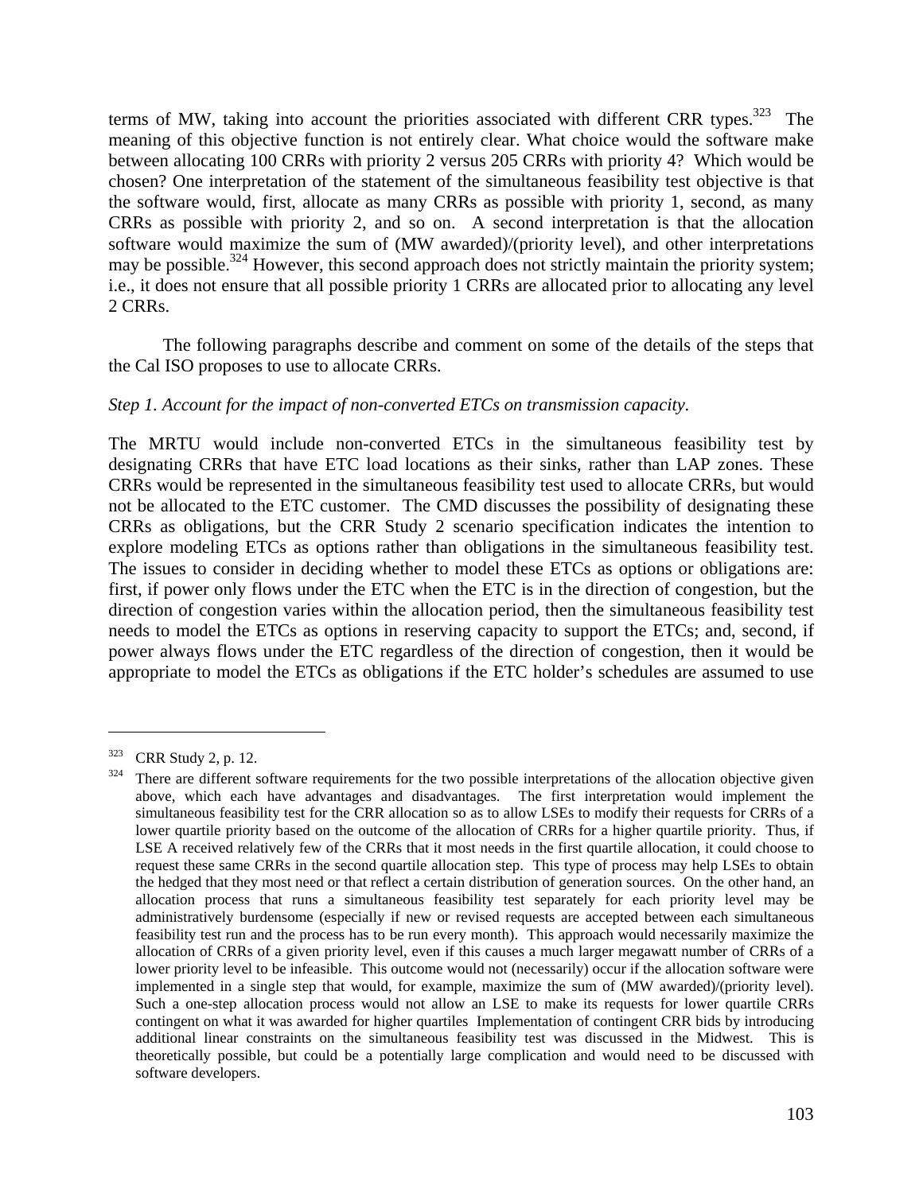terms of MW, taking into account the priorities associated with different CRR types.[323] The meaning of this objective function is not entirely clear. What choice would the software make between allocating 100 CRRs with priority 2 versus 205 CRRs with priority 4? Which would be chosen? One interpretation of the statement of the simultaneous feasibility test objective is that the software would, first, allocate as many CRRs as possible with priority 1, second, as many CRRs as possible with priority 2, and so on. A second interpretation is that the allocation software would maximize the sum of (MW awarded)/(priority level), and other interpretations may be possible.[324] However, this second approach does not strictly maintain the priority system; i.e., it does not ensure that all possible priority 1 CRRs are allocated prior to allocating any level 2 CRRs.

The following paragraphs describe and comment on some of the details of the steps that the Cal ISO proposes to use to allocate CRRs.

*Step 1. Account for the impact of non-converted ETCs on transmission capacity.*

The MRTU would include non-converted ETCs in the simultaneous feasibility test by designating CRRs that have ETC load locations as their sinks, rather than LAP zones. These CRRs would be represented in the simultaneous feasibility test used to allocate CRRs, but would not be allocated to the ETC customer. The CMD discusses the possibility of designating these CRRs as obligations, but the CRR Study 2 scenario specification indicates the intention to explore modeling ETCs as options rather than obligations in the simultaneous feasibility test. The issues to consider in deciding whether to model these ETCs as options or obligations are: first, if power only flows under the ETC when the ETC is in the direction of congestion, but the direction of congestion varies within the allocation period, then the simultaneous feasibility test needs to model the ETCs as options in reserving capacity to support the ETCs; and, second, if power always flows under the ETC regardless of the direction of congestion, then it would be appropriate to model the ETCs as obligations if the ETC holder's schedules are assumed to use

---

[323] CRR Study 2, p. 12.

[324] There are different software requirements for the two possible interpretations of the allocation objective given above, which each have advantages and disadvantages. The first interpretation would implement the simultaneous feasibility test for the CRR allocation so as to allow LSEs to modify their requests for CRRs of a lower quartile priority based on the outcome of the allocation of CRRs for a higher quartile priority. Thus, if LSE A received relatively few of the CRRs that it most needs in the first quartile allocation, it could choose to request these same CRRs in the second quartile allocation step. This type of process may help LSEs to obtain the hedged that they most need or that reflect a certain distribution of generation sources. On the other hand, an allocation process that runs a simultaneous feasibility test separately for each priority level may be administratively burdensome (especially if new or revised requests are accepted between each simultaneous feasibility test run and the process has to be run every month). This approach would necessarily maximize the allocation of CRRs of a given priority level, even if this causes a much larger megawatt number of CRRs of a lower priority level to be infeasible. This outcome would not (necessarily) occur if the allocation software were implemented in a single step that would, for example, maximize the sum of (MW awarded)/(priority level). Such a one-step allocation process would not allow an LSE to make its requests for lower quartile CRRs contingent on what it was awarded for higher quartiles Implementation of contingent CRR bids by introducing additional linear constraints on the simultaneous feasibility test was discussed in the Midwest. This is theoretically possible, but could be a potentially large complication and would need to be discussed with software developers.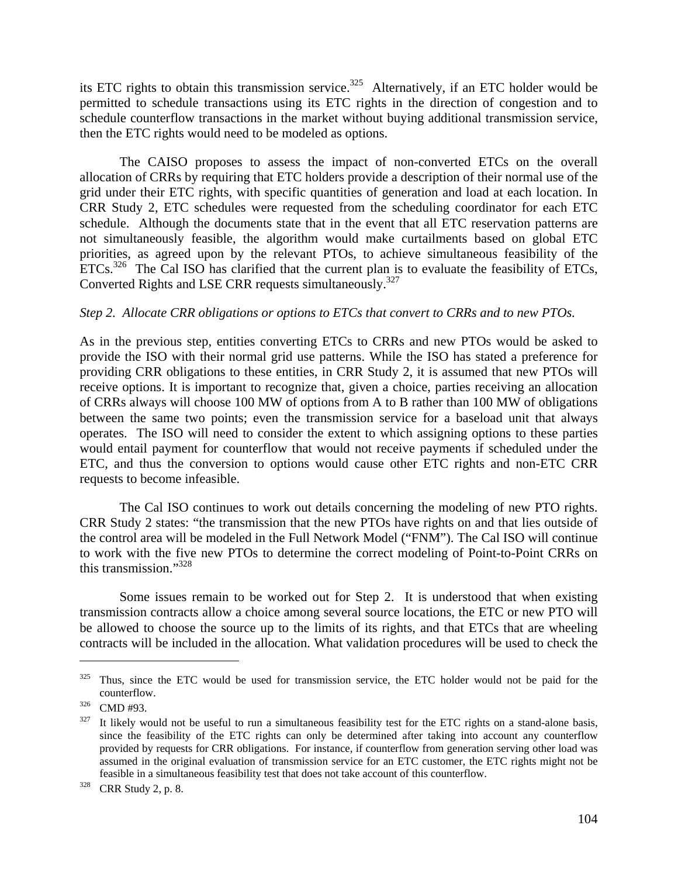its ETC rights to obtain this transmission service.[325] Alternatively, if an ETC holder would be permitted to schedule transactions using its ETC rights in the direction of congestion and to schedule counterflow transactions in the market without buying additional transmission service, then the ETC rights would need to be modeled as options.

The CAISO proposes to assess the impact of non-converted ETCs on the overall allocation of CRRs by requiring that ETC holders provide a description of their normal use of the grid under their ETC rights, with specific quantities of generation and load at each location. In CRR Study 2, ETC schedules were requested from the scheduling coordinator for each ETC schedule. Although the documents state that in the event that all ETC reservation patterns are not simultaneously feasible, the algorithm would make curtailments based on global ETC priorities, as agreed upon by the relevant PTOs, to achieve simultaneous feasibility of the ETCs.[326] The Cal ISO has clarified that the current plan is to evaluate the feasibility of ETCs, Converted Rights and LSE CRR requests simultaneously.[327]

*Step 2. Allocate CRR obligations or options to ETCs that convert to CRRs and to new PTOs.*

As in the previous step, entities converting ETCs to CRRs and new PTOs would be asked to provide the ISO with their normal grid use patterns. While the ISO has stated a preference for providing CRR obligations to these entities, in CRR Study 2, it is assumed that new PTOs will receive options. It is important to recognize that, given a choice, parties receiving an allocation of CRRs always will choose 100 MW of options from A to B rather than 100 MW of obligations between the same two points; even the transmission service for a baseload unit that always operates. The ISO will need to consider the extent to which assigning options to these parties would entail payment for counterflow that would not receive payments if scheduled under the ETC, and thus the conversion to options would cause other ETC rights and non-ETC CRR requests to become infeasible.

The Cal ISO continues to work out details concerning the modeling of new PTO rights. CRR Study 2 states: "the transmission that the new PTOs have rights on and that lies outside of the control area will be modeled in the Full Network Model ("FNM"). The Cal ISO will continue to work with the five new PTOs to determine the correct modeling of Point-to-Point CRRs on this transmission."[328]

Some issues remain to be worked out for Step 2. It is understood that when existing transmission contracts allow a choice among several source locations, the ETC or new PTO will be allowed to choose the source up to the limits of its rights, and that ETCs that are wheeling contracts will be included in the allocation. What validation procedures will be used to check the

---

[325] Thus, since the ETC would be used for transmission service, the ETC holder would not be paid for the counterflow.

[326] CMD #93.

[327] It likely would not be useful to run a simultaneous feasibility test for the ETC rights on a stand-alone basis, since the feasibility of the ETC rights can only be determined after taking into account any counterflow provided by requests for CRR obligations. For instance, if counterflow from generation serving other load was assumed in the original evaluation of transmission service for an ETC customer, the ETC rights might not be feasible in a simultaneous feasibility test that does not take account of this counterflow.

[328] CRR Study 2, p. 8.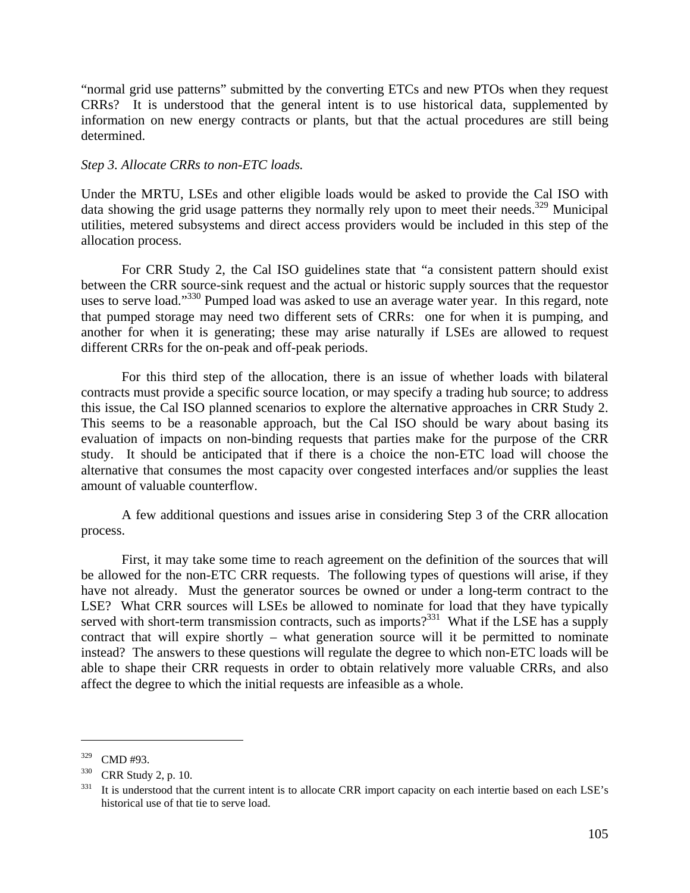"normal grid use patterns" submitted by the converting ETCs and new PTOs when they request CRRs? It is understood that the general intent is to use historical data, supplemented by information on new energy contracts or plants, but that the actual procedures are still being determined.

*Step 3. Allocate CRRs to non-ETC loads.*

Under the MRTU, LSEs and other eligible loads would be asked to provide the Cal ISO with data showing the grid usage patterns they normally rely upon to meet their needs.[329] Municipal utilities, metered subsystems and direct access providers would be included in this step of the allocation process.

For CRR Study 2, the Cal ISO guidelines state that "a consistent pattern should exist between the CRR source-sink request and the actual or historic supply sources that the requestor uses to serve load."[330] Pumped load was asked to use an average water year. In this regard, note that pumped storage may need two different sets of CRRs: one for when it is pumping, and another for when it is generating; these may arise naturally if LSEs are allowed to request different CRRs for the on-peak and off-peak periods.

For this third step of the allocation, there is an issue of whether loads with bilateral contracts must provide a specific source location, or may specify a trading hub source; to address this issue, the Cal ISO planned scenarios to explore the alternative approaches in CRR Study 2. This seems to be a reasonable approach, but the Cal ISO should be wary about basing its evaluation of impacts on non-binding requests that parties make for the purpose of the CRR study. It should be anticipated that if there is a choice the non-ETC load will choose the alternative that consumes the most capacity over congested interfaces and/or supplies the least amount of valuable counterflow.

A few additional questions and issues arise in considering Step 3 of the CRR allocation process.

First, it may take some time to reach agreement on the definition of the sources that will be allowed for the non-ETC CRR requests. The following types of questions will arise, if they have not already. Must the generator sources be owned or under a long-term contract to the LSE? What CRR sources will LSEs be allowed to nominate for load that they have typically served with short-term transmission contracts, such as imports?[331] What if the LSE has a supply contract that will expire shortly – what generation source will it be permitted to nominate instead? The answers to these questions will regulate the degree to which non-ETC loads will be able to shape their CRR requests in order to obtain relatively more valuable CRRs, and also affect the degree to which the initial requests are infeasible as a whole.

---

[329] CMD #93.

[330] CRR Study 2, p. 10.

[331] It is understood that the current intent is to allocate CRR import capacity on each intertie based on each LSE's historical use of that tie to serve load.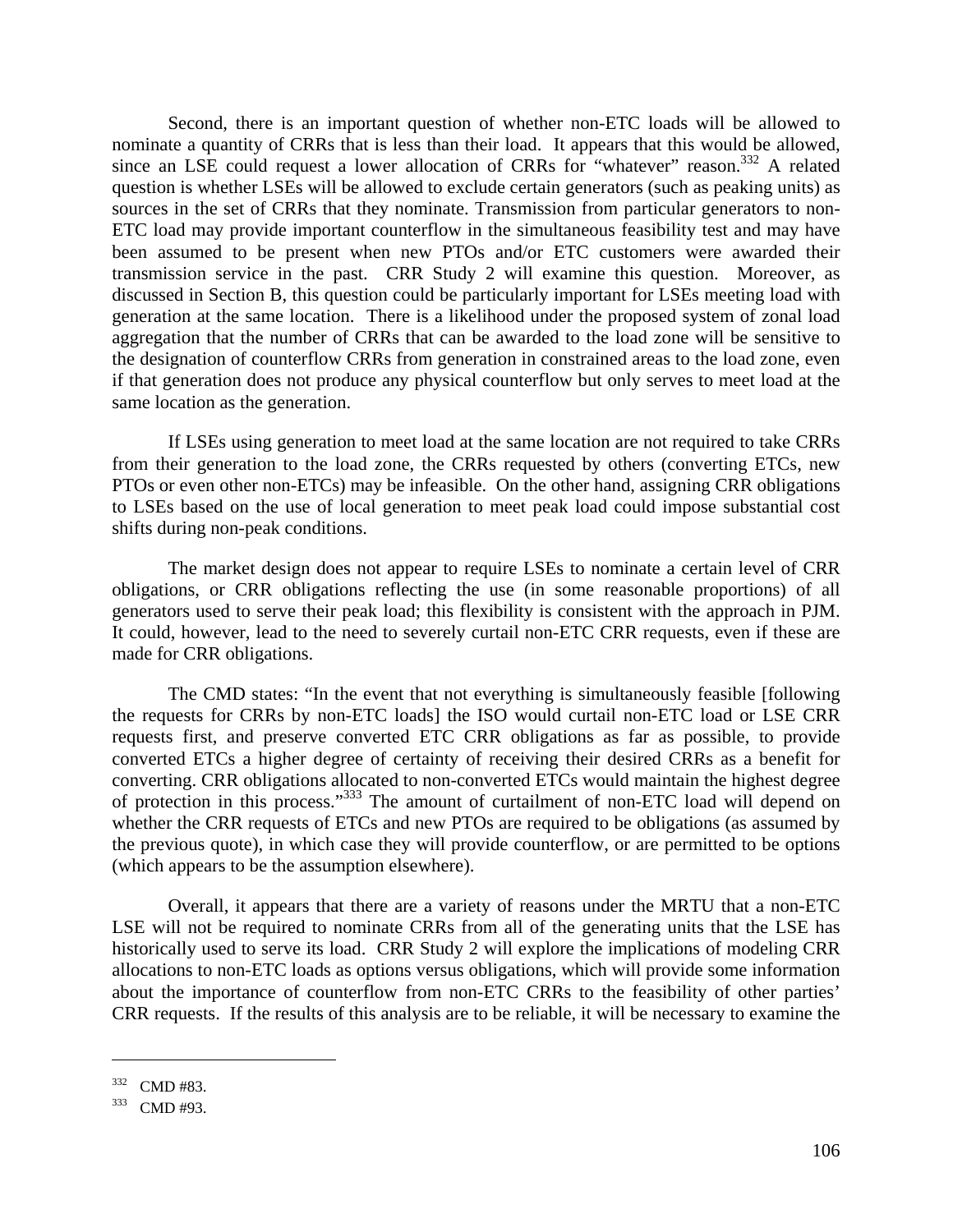Second, there is an important question of whether non-ETC loads will be allowed to nominate a quantity of CRRs that is less than their load. It appears that this would be allowed, since an LSE could request a lower allocation of CRRs for "whatever" reason.[332] A related question is whether LSEs will be allowed to exclude certain generators (such as peaking units) as sources in the set of CRRs that they nominate. Transmission from particular generators to non-ETC load may provide important counterflow in the simultaneous feasibility test and may have been assumed to be present when new PTOs and/or ETC customers were awarded their transmission service in the past. CRR Study 2 will examine this question. Moreover, as discussed in Section B, this question could be particularly important for LSEs meeting load with generation at the same location. There is a likelihood under the proposed system of zonal load aggregation that the number of CRRs that can be awarded to the load zone will be sensitive to the designation of counterflow CRRs from generation in constrained areas to the load zone, even if that generation does not produce any physical counterflow but only serves to meet load at the same location as the generation.

If LSEs using generation to meet load at the same location are not required to take CRRs from their generation to the load zone, the CRRs requested by others (converting ETCs, new PTOs or even other non-ETCs) may be infeasible. On the other hand, assigning CRR obligations to LSEs based on the use of local generation to meet peak load could impose substantial cost shifts during non-peak conditions.

The market design does not appear to require LSEs to nominate a certain level of CRR obligations, or CRR obligations reflecting the use (in some reasonable proportions) of all generators used to serve their peak load; this flexibility is consistent with the approach in PJM. It could, however, lead to the need to severely curtail non-ETC CRR requests, even if these are made for CRR obligations.

The CMD states: "In the event that not everything is simultaneously feasible [following the requests for CRRs by non-ETC loads] the ISO would curtail non-ETC load or LSE CRR requests first, and preserve converted ETC CRR obligations as far as possible, to provide converted ETCs a higher degree of certainty of receiving their desired CRRs as a benefit for converting. CRR obligations allocated to non-converted ETCs would maintain the highest degree of protection in this process."[333] The amount of curtailment of non-ETC load will depend on whether the CRR requests of ETCs and new PTOs are required to be obligations (as assumed by the previous quote), in which case they will provide counterflow, or are permitted to be options (which appears to be the assumption elsewhere).

Overall, it appears that there are a variety of reasons under the MRTU that a non-ETC LSE will not be required to nominate CRRs from all of the generating units that the LSE has historically used to serve its load. CRR Study 2 will explore the implications of modeling CRR allocations to non-ETC loads as options versus obligations, which will provide some information about the importance of counterflow from non-ETC CRRs to the feasibility of other parties' CRR requests. If the results of this analysis are to be reliable, it will be necessary to examine the

---

[332] CMD #83.

[333] CMD #93.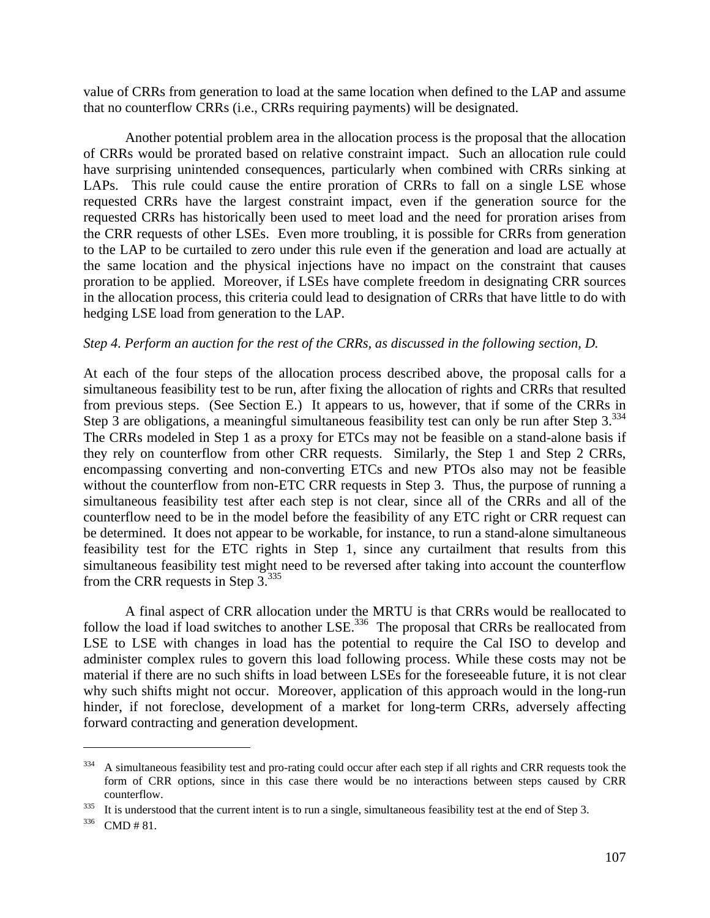value of CRRs from generation to load at the same location when defined to the LAP and assume that no counterflow CRRs (i.e., CRRs requiring payments) will be designated.

Another potential problem area in the allocation process is the proposal that the allocation of CRRs would be prorated based on relative constraint impact. Such an allocation rule could have surprising unintended consequences, particularly when combined with CRRs sinking at LAPs. This rule could cause the entire proration of CRRs to fall on a single LSE whose requested CRRs have the largest constraint impact, even if the generation source for the requested CRRs has historically been used to meet load and the need for proration arises from the CRR requests of other LSEs. Even more troubling, it is possible for CRRs from generation to the LAP to be curtailed to zero under this rule even if the generation and load are actually at the same location and the physical injections have no impact on the constraint that causes proration to be applied. Moreover, if LSEs have complete freedom in designating CRR sources in the allocation process, this criteria could lead to designation of CRRs that have little to do with hedging LSE load from generation to the LAP.

*Step 4. Perform an auction for the rest of the CRRs, as discussed in the following section, D.*

At each of the four steps of the allocation process described above, the proposal calls for a simultaneous feasibility test to be run, after fixing the allocation of rights and CRRs that resulted from previous steps. (See Section E.) It appears to us, however, that if some of the CRRs in Step 3 are obligations, a meaningful simultaneous feasibility test can only be run after Step 3.[334] The CRRs modeled in Step 1 as a proxy for ETCs may not be feasible on a stand-alone basis if they rely on counterflow from other CRR requests. Similarly, the Step 1 and Step 2 CRRs, encompassing converting and non-converting ETCs and new PTOs also may not be feasible without the counterflow from non-ETC CRR requests in Step 3. Thus, the purpose of running a simultaneous feasibility test after each step is not clear, since all of the CRRs and all of the counterflow need to be in the model before the feasibility of any ETC right or CRR request can be determined. It does not appear to be workable, for instance, to run a stand-alone simultaneous feasibility test for the ETC rights in Step 1, since any curtailment that results from this simultaneous feasibility test might need to be reversed after taking into account the counterflow from the CRR requests in Step 3.[335]

A final aspect of CRR allocation under the MRTU is that CRRs would be reallocated to follow the load if load switches to another LSE.[336] The proposal that CRRs be reallocated from LSE to LSE with changes in load has the potential to require the Cal ISO to develop and administer complex rules to govern this load following process. While these costs may not be material if there are no such shifts in load between LSEs for the foreseeable future, it is not clear why such shifts might not occur. Moreover, application of this approach would in the long-run hinder, if not foreclose, development of a market for long-term CRRs, adversely affecting forward contracting and generation development.

---

[334] A simultaneous feasibility test and pro-rating could occur after each step if all rights and CRR requests took the form of CRR options, since in this case there would be no interactions between steps caused by CRR counterflow.

[335] It is understood that the current intent is to run a single, simultaneous feasibility test at the end of Step 3.

[336] CMD # 81.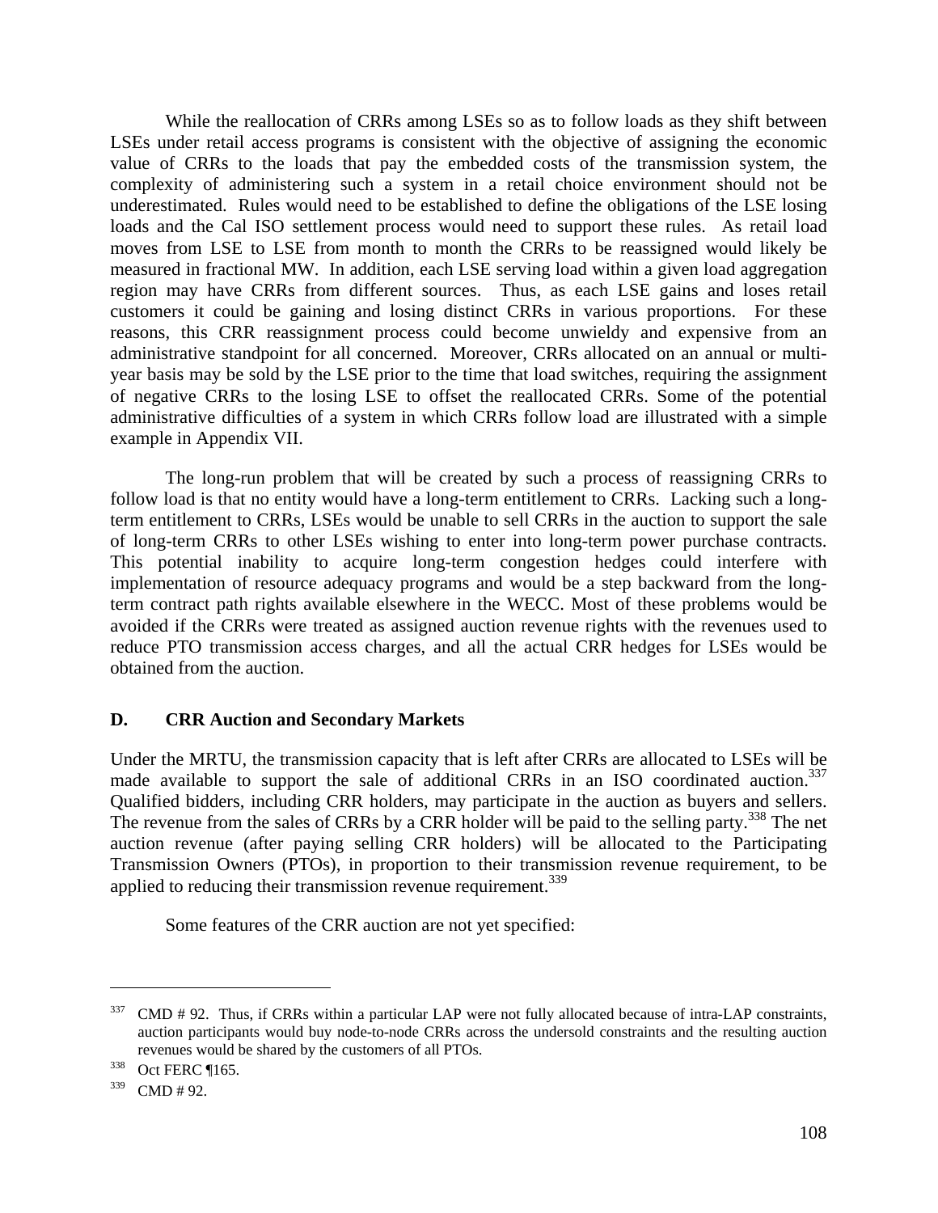While the reallocation of CRRs among LSEs so as to follow loads as they shift between LSEs under retail access programs is consistent with the objective of assigning the economic value of CRRs to the loads that pay the embedded costs of the transmission system, the complexity of administering such a system in a retail choice environment should not be underestimated. Rules would need to be established to define the obligations of the LSE losing loads and the Cal ISO settlement process would need to support these rules. As retail load moves from LSE to LSE from month to month the CRRs to be reassigned would likely be measured in fractional MW. In addition, each LSE serving load within a given load aggregation region may have CRRs from different sources. Thus, as each LSE gains and loses retail customers it could be gaining and losing distinct CRRs in various proportions. For these reasons, this CRR reassignment process could become unwieldy and expensive from an administrative standpoint for all concerned. Moreover, CRRs allocated on an annual or multi-year basis may be sold by the LSE prior to the time that load switches, requiring the assignment of negative CRRs to the losing LSE to offset the reallocated CRRs. Some of the potential administrative difficulties of a system in which CRRs follow load are illustrated with a simple example in Appendix VII.

The long-run problem that will be created by such a process of reassigning CRRs to follow load is that no entity would have a long-term entitlement to CRRs. Lacking such a long-term entitlement to CRRs, LSEs would be unable to sell CRRs in the auction to support the sale of long-term CRRs to other LSEs wishing to enter into long-term power purchase contracts. This potential inability to acquire long-term congestion hedges could interfere with implementation of resource adequacy programs and would be a step backward from the long-term contract path rights available elsewhere in the WECC. Most of these problems would be avoided if the CRRs were treated as assigned auction revenue rights with the revenues used to reduce PTO transmission access charges, and all the actual CRR hedges for LSEs would be obtained from the auction.

## D. CRR Auction and Secondary Markets

Under the MRTU, the transmission capacity that is left after CRRs are allocated to LSEs will be made available to support the sale of additional CRRs in an ISO coordinated auction.[337] Qualified bidders, including CRR holders, may participate in the auction as buyers and sellers. The revenue from the sales of CRRs by a CRR holder will be paid to the selling party.[338] The net auction revenue (after paying selling CRR holders) will be allocated to the Participating Transmission Owners (PTOs), in proportion to their transmission revenue requirement, to be applied to reducing their transmission revenue requirement.[339]

Some features of the CRR auction are not yet specified:

---

[337] CMD # 92. Thus, if CRRs within a particular LAP were not fully allocated because of intra-LAP constraints, auction participants would buy node-to-node CRRs across the undersold constraints and the resulting auction revenues would be shared by the customers of all PTOs.

[338] Oct FERC ¶165.

[339] CMD # 92.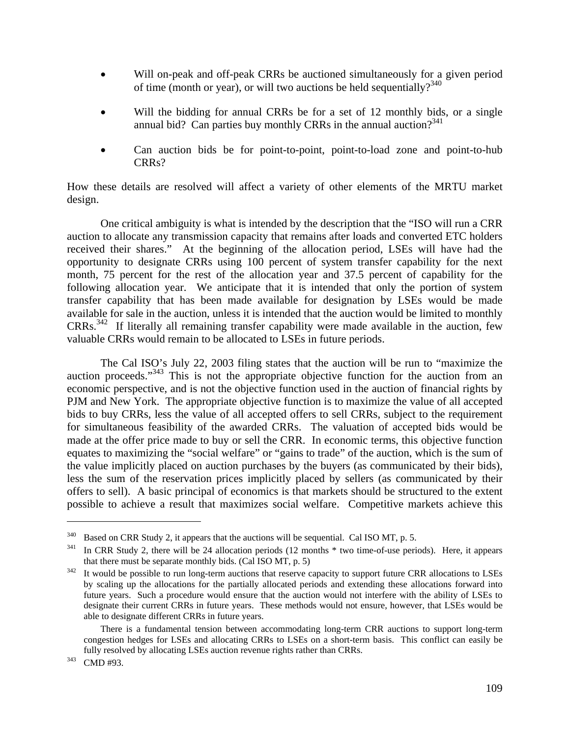- Will on-peak and off-peak CRRs be auctioned simultaneously for a given period of time (month or year), or will two auctions be held sequentially?[340]

- Will the bidding for annual CRRs be for a set of 12 monthly bids, or a single annual bid? Can parties buy monthly CRRs in the annual auction?[341]

- Can auction bids be for point-to-point, point-to-load zone and point-to-hub CRRs?

How these details are resolved will affect a variety of other elements of the MRTU market design.

One critical ambiguity is what is intended by the description that the "ISO will run a CRR auction to allocate any transmission capacity that remains after loads and converted ETC holders received their shares." At the beginning of the allocation period, LSEs will have had the opportunity to designate CRRs using 100 percent of system transfer capability for the next month, 75 percent for the rest of the allocation year and 37.5 percent of capability for the following allocation year. We anticipate that it is intended that only the portion of system transfer capability that has been made available for designation by LSEs would be made available for sale in the auction, unless it is intended that the auction would be limited to monthly CRRs.[342] If literally all remaining transfer capability were made available in the auction, few valuable CRRs would remain to be allocated to LSEs in future periods.

The Cal ISO's July 22, 2003 filing states that the auction will be run to "maximize the auction proceeds."[343] This is not the appropriate objective function for the auction from an economic perspective, and is not the objective function used in the auction of financial rights by PJM and New York. The appropriate objective function is to maximize the value of all accepted bids to buy CRRs, less the value of all accepted offers to sell CRRs, subject to the requirement for simultaneous feasibility of the awarded CRRs. The valuation of accepted bids would be made at the offer price made to buy or sell the CRR. In economic terms, this objective function equates to maximizing the "social welfare" or "gains to trade" of the auction, which is the sum of the value implicitly placed on auction purchases by the buyers (as communicated by their bids), less the sum of the reservation prices implicitly placed by sellers (as communicated by their offers to sell). A basic principal of economics is that markets should be structured to the extent possible to achieve a result that maximizes social welfare. Competitive markets achieve this

---

[340] Based on CRR Study 2, it appears that the auctions will be sequential. Cal ISO MT, p. 5.

[341] In CRR Study 2, there will be 24 allocation periods (12 months * two time-of-use periods). Here, it appears that there must be separate monthly bids. (Cal ISO MT, p. 5)

[342] It would be possible to run long-term auctions that reserve capacity to support future CRR allocations to LSEs by scaling up the allocations for the partially allocated periods and extending these allocations forward into future years. Such a procedure would ensure that the auction would not interfere with the ability of LSEs to designate their current CRRs in future years. These methods would not ensure, however, that LSEs would be able to designate different CRRs in future years.

There is a fundamental tension between accommodating long-term CRR auctions to support long-term congestion hedges for LSEs and allocating CRRs to LSEs on a short-term basis. This conflict can easily be fully resolved by allocating LSEs auction revenue rights rather than CRRs.

[343] CMD #93.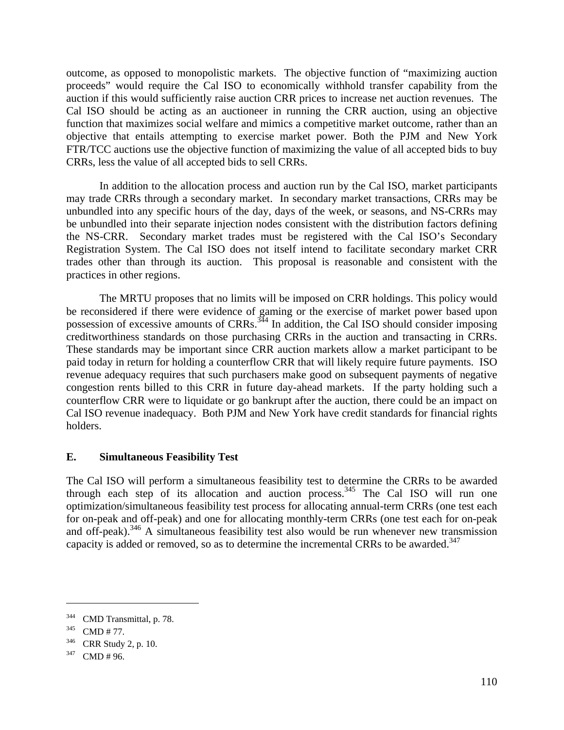outcome, as opposed to monopolistic markets. The objective function of "maximizing auction proceeds" would require the Cal ISO to economically withhold transfer capability from the auction if this would sufficiently raise auction CRR prices to increase net auction revenues. The Cal ISO should be acting as an auctioneer in running the CRR auction, using an objective function that maximizes social welfare and mimics a competitive market outcome, rather than an objective that entails attempting to exercise market power. Both the PJM and New York FTR/TCC auctions use the objective function of maximizing the value of all accepted bids to buy CRRs, less the value of all accepted bids to sell CRRs.

In addition to the allocation process and auction run by the Cal ISO, market participants may trade CRRs through a secondary market. In secondary market transactions, CRRs may be unbundled into any specific hours of the day, days of the week, or seasons, and NS-CRRs may be unbundled into their separate injection nodes consistent with the distribution factors defining the NS-CRR. Secondary market trades must be registered with the Cal ISO's Secondary Registration System. The Cal ISO does not itself intend to facilitate secondary market CRR trades other than through its auction. This proposal is reasonable and consistent with the practices in other regions.

The MRTU proposes that no limits will be imposed on CRR holdings. This policy would be reconsidered if there were evidence of gaming or the exercise of market power based upon possession of excessive amounts of CRRs.[344] In addition, the Cal ISO should consider imposing creditworthiness standards on those purchasing CRRs in the auction and transacting in CRRs. These standards may be important since CRR auction markets allow a market participant to be paid today in return for holding a counterflow CRR that will likely require future payments. ISO revenue adequacy requires that such purchasers make good on subsequent payments of negative congestion rents billed to this CRR in future day-ahead markets. If the party holding such a counterflow CRR were to liquidate or go bankrupt after the auction, there could be an impact on Cal ISO revenue inadequacy. Both PJM and New York have credit standards for financial rights holders.

### E. Simultaneous Feasibility Test

The Cal ISO will perform a simultaneous feasibility test to determine the CRRs to be awarded through each step of its allocation and auction process.[345] The Cal ISO will run one optimization/simultaneous feasibility test process for allocating annual-term CRRs (one test each for on-peak and off-peak) and one for allocating monthly-term CRRs (one test each for on-peak and off-peak).[346] A simultaneous feasibility test also would be run whenever new transmission capacity is added or removed, so as to determine the incremental CRRs to be awarded.[347]

---

[344] CMD Transmittal, p. 78.

[345] CMD # 77.

[346] CRR Study 2, p. 10.

[347] CMD # 96.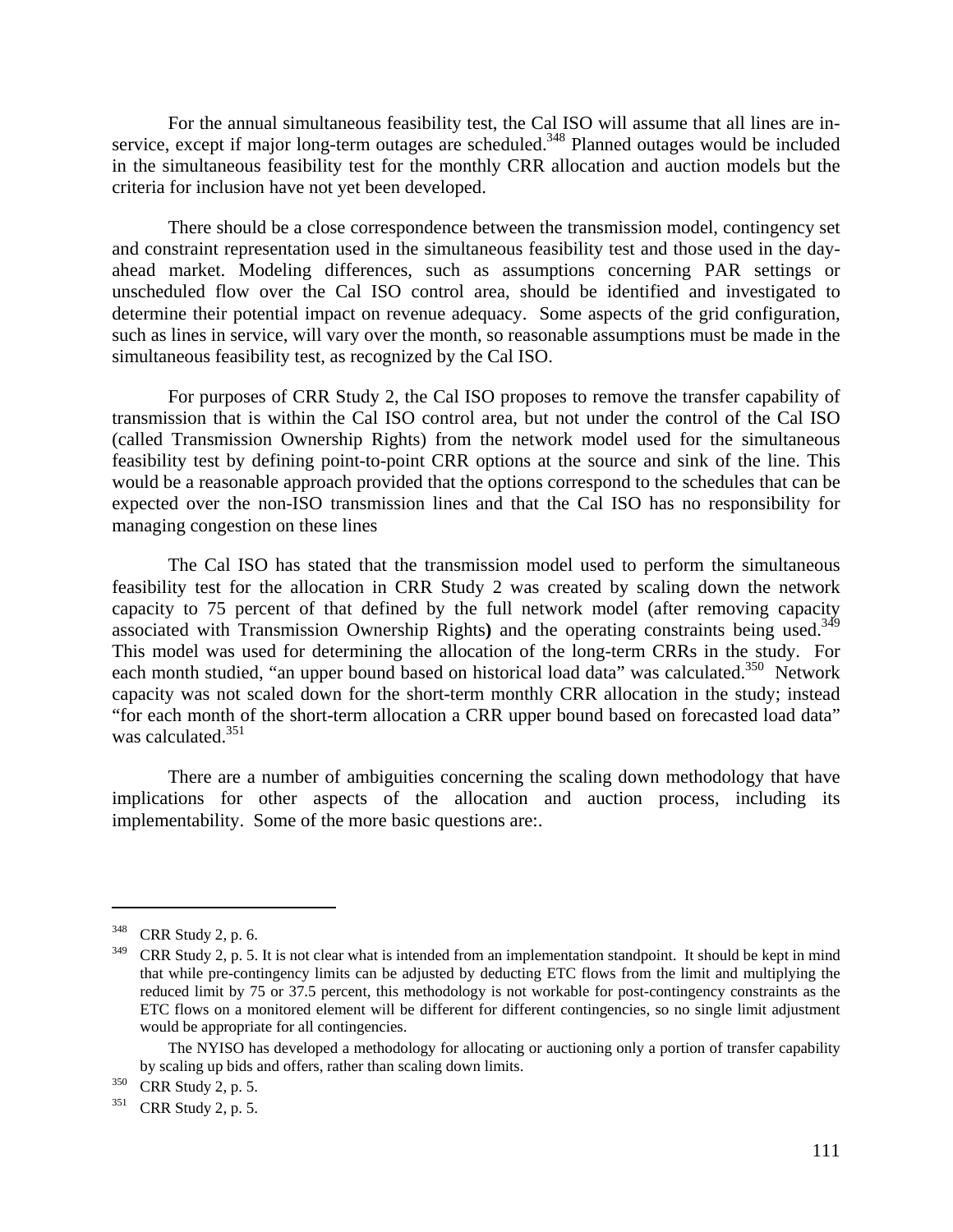For the annual simultaneous feasibility test, the Cal ISO will assume that all lines are in-service, except if major long-term outages are scheduled.[348] Planned outages would be included in the simultaneous feasibility test for the monthly CRR allocation and auction models but the criteria for inclusion have not yet been developed.

There should be a close correspondence between the transmission model, contingency set and constraint representation used in the simultaneous feasibility test and those used in the day-ahead market. Modeling differences, such as assumptions concerning PAR settings or unscheduled flow over the Cal ISO control area, should be identified and investigated to determine their potential impact on revenue adequacy. Some aspects of the grid configuration, such as lines in service, will vary over the month, so reasonable assumptions must be made in the simultaneous feasibility test, as recognized by the Cal ISO.

For purposes of CRR Study 2, the Cal ISO proposes to remove the transfer capability of transmission that is within the Cal ISO control area, but not under the control of the Cal ISO (called Transmission Ownership Rights) from the network model used for the simultaneous feasibility test by defining point-to-point CRR options at the source and sink of the line. This would be a reasonable approach provided that the options correspond to the schedules that can be expected over the non-ISO transmission lines and that the Cal ISO has no responsibility for managing congestion on these lines

The Cal ISO has stated that the transmission model used to perform the simultaneous feasibility test for the allocation in CRR Study 2 was created by scaling down the network capacity to 75 percent of that defined by the full network model (after removing capacity associated with Transmission Ownership Rights**)** and the operating constraints being used.[349] This model was used for determining the allocation of the long-term CRRs in the study. For each month studied, "an upper bound based on historical load data" was calculated.[350] Network capacity was not scaled down for the short-term monthly CRR allocation in the study; instead "for each month of the short-term allocation a CRR upper bound based on forecasted load data" was calculated.[351]

There are a number of ambiguities concerning the scaling down methodology that have implications for other aspects of the allocation and auction process, including its implementability. Some of the more basic questions are:.

---

348 CRR Study 2, p. 6.

349 CRR Study 2, p. 5. It is not clear what is intended from an implementation standpoint. It should be kept in mind that while pre-contingency limits can be adjusted by deducting ETC flows from the limit and multiplying the reduced limit by 75 or 37.5 percent, this methodology is not workable for post-contingency constraints as the ETC flows on a monitored element will be different for different contingencies, so no single limit adjustment would be appropriate for all contingencies.

The NYISO has developed a methodology for allocating or auctioning only a portion of transfer capability by scaling up bids and offers, rather than scaling down limits.

350 CRR Study 2, p. 5.

351 CRR Study 2, p. 5.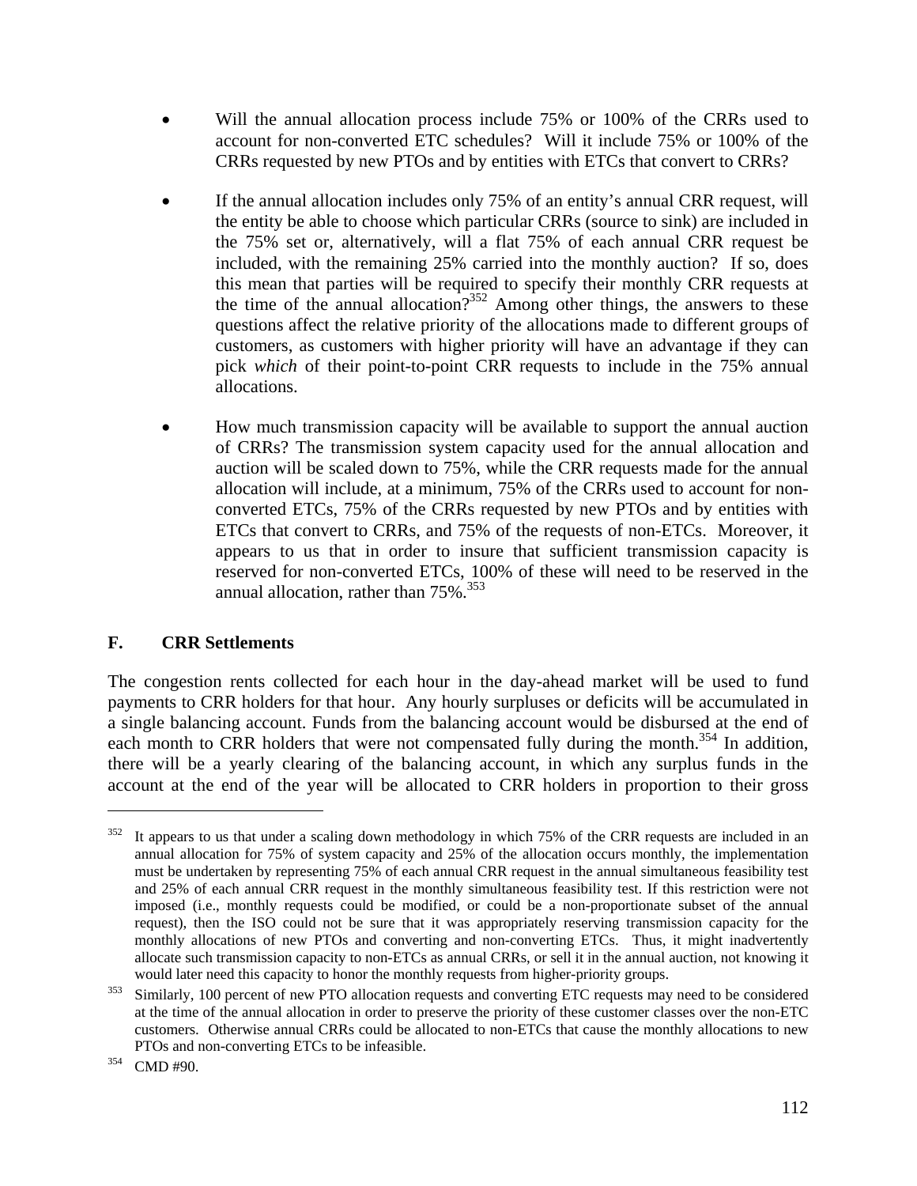- Will the annual allocation process include 75% or 100% of the CRRs used to account for non-converted ETC schedules? Will it include 75% or 100% of the CRRs requested by new PTOs and by entities with ETCs that convert to CRRs?

- If the annual allocation includes only 75% of an entity's annual CRR request, will the entity be able to choose which particular CRRs (source to sink) are included in the 75% set or, alternatively, will a flat 75% of each annual CRR request be included, with the remaining 25% carried into the monthly auction? If so, does this mean that parties will be required to specify their monthly CRR requests at the time of the annual allocation?[352] Among other things, the answers to these questions affect the relative priority of the allocations made to different groups of customers, as customers with higher priority will have an advantage if they can pick *which* of their point-to-point CRR requests to include in the 75% annual allocations.

- How much transmission capacity will be available to support the annual auction of CRRs? The transmission system capacity used for the annual allocation and auction will be scaled down to 75%, while the CRR requests made for the annual allocation will include, at a minimum, 75% of the CRRs used to account for non-converted ETCs, 75% of the CRRs requested by new PTOs and by entities with ETCs that convert to CRRs, and 75% of the requests of non-ETCs. Moreover, it appears to us that in order to insure that sufficient transmission capacity is reserved for non-converted ETCs, 100% of these will need to be reserved in the annual allocation, rather than 75%.[353]

## F. CRR Settlements

The congestion rents collected for each hour in the day-ahead market will be used to fund payments to CRR holders for that hour. Any hourly surpluses or deficits will be accumulated in a single balancing account. Funds from the balancing account would be disbursed at the end of each month to CRR holders that were not compensated fully during the month.[354] In addition, there will be a yearly clearing of the balancing account, in which any surplus funds in the account at the end of the year will be allocated to CRR holders in proportion to their gross

---

[352] It appears to us that under a scaling down methodology in which 75% of the CRR requests are included in an annual allocation for 75% of system capacity and 25% of the allocation occurs monthly, the implementation must be undertaken by representing 75% of each annual CRR request in the annual simultaneous feasibility test and 25% of each annual CRR request in the monthly simultaneous feasibility test. If this restriction were not imposed (i.e., monthly requests could be modified, or could be a non-proportionate subset of the annual request), then the ISO could not be sure that it was appropriately reserving transmission capacity for the monthly allocations of new PTOs and converting and non-converting ETCs. Thus, it might inadvertently allocate such transmission capacity to non-ETCs as annual CRRs, or sell it in the annual auction, not knowing it would later need this capacity to honor the monthly requests from higher-priority groups.

[353] Similarly, 100 percent of new PTO allocation requests and converting ETC requests may need to be considered at the time of the annual allocation in order to preserve the priority of these customer classes over the non-ETC customers. Otherwise annual CRRs could be allocated to non-ETCs that cause the monthly allocations to new PTOs and non-converting ETCs to be infeasible.

[354] CMD #90.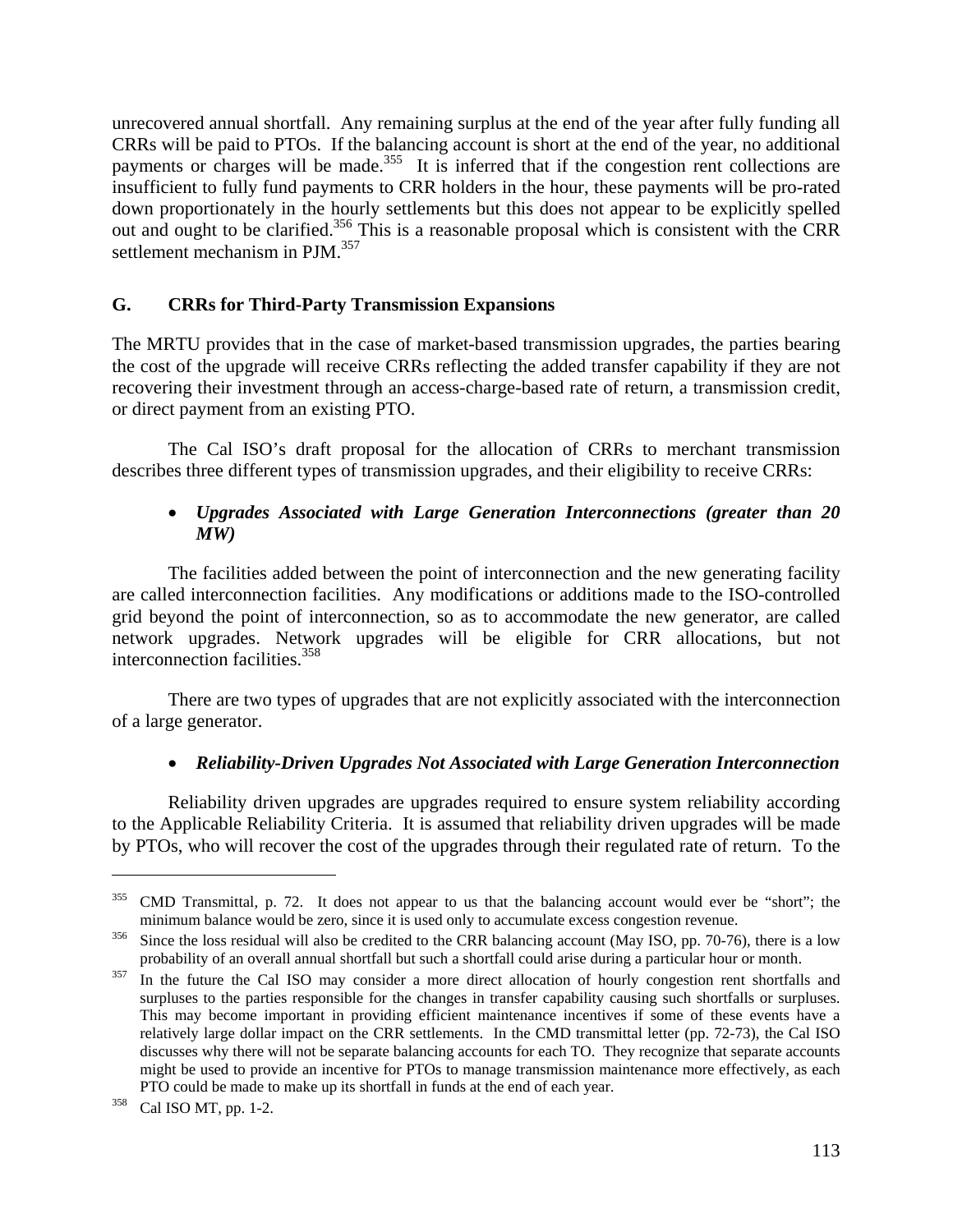unrecovered annual shortfall. Any remaining surplus at the end of the year after fully funding all CRRs will be paid to PTOs. If the balancing account is short at the end of the year, no additional payments or charges will be made.[355] It is inferred that if the congestion rent collections are insufficient to fully fund payments to CRR holders in the hour, these payments will be pro-rated down proportionately in the hourly settlements but this does not appear to be explicitly spelled out and ought to be clarified.[356] This is a reasonable proposal which is consistent with the CRR settlement mechanism in PJM.[357]

## G. CRRs for Third-Party Transmission Expansions

The MRTU provides that in the case of market-based transmission upgrades, the parties bearing the cost of the upgrade will receive CRRs reflecting the added transfer capability if they are not recovering their investment through an access-charge-based rate of return, a transmission credit, or direct payment from an existing PTO.

The Cal ISO's draft proposal for the allocation of CRRs to merchant transmission describes three different types of transmission upgrades, and their eligibility to receive CRRs:

- ***Upgrades Associated with Large Generation Interconnections (greater than 20 MW)***

The facilities added between the point of interconnection and the new generating facility are called interconnection facilities. Any modifications or additions made to the ISO-controlled grid beyond the point of interconnection, so as to accommodate the new generator, are called network upgrades. Network upgrades will be eligible for CRR allocations, but not interconnection facilities.[358]

There are two types of upgrades that are not explicitly associated with the interconnection of a large generator.

- ***Reliability-Driven Upgrades Not Associated with Large Generation Interconnection***

Reliability driven upgrades are upgrades required to ensure system reliability according to the Applicable Reliability Criteria. It is assumed that reliability driven upgrades will be made by PTOs, who will recover the cost of the upgrades through their regulated rate of return. To the

---

[355] CMD Transmittal, p. 72. It does not appear to us that the balancing account would ever be "short"; the minimum balance would be zero, since it is used only to accumulate excess congestion revenue.

[356] Since the loss residual will also be credited to the CRR balancing account (May ISO, pp. 70-76), there is a low probability of an overall annual shortfall but such a shortfall could arise during a particular hour or month.

[357] In the future the Cal ISO may consider a more direct allocation of hourly congestion rent shortfalls and surpluses to the parties responsible for the changes in transfer capability causing such shortfalls or surpluses. This may become important in providing efficient maintenance incentives if some of these events have a relatively large dollar impact on the CRR settlements. In the CMD transmittal letter (pp. 72-73), the Cal ISO discusses why there will not be separate balancing accounts for each TO. They recognize that separate accounts might be used to provide an incentive for PTOs to manage transmission maintenance more effectively, as each PTO could be made to make up its shortfall in funds at the end of each year.

[358] Cal ISO MT, pp. 1-2.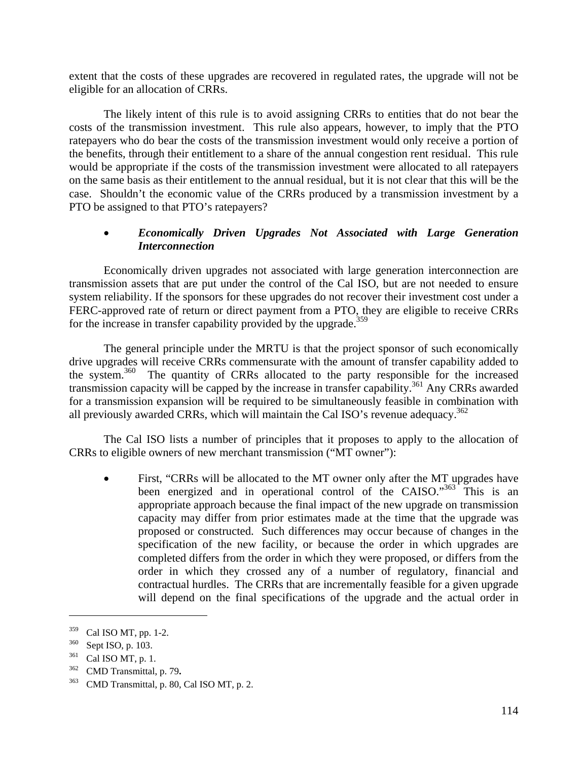extent that the costs of these upgrades are recovered in regulated rates, the upgrade will not be eligible for an allocation of CRRs.

The likely intent of this rule is to avoid assigning CRRs to entities that do not bear the costs of the transmission investment. This rule also appears, however, to imply that the PTO ratepayers who do bear the costs of the transmission investment would only receive a portion of the benefits, through their entitlement to a share of the annual congestion rent residual. This rule would be appropriate if the costs of the transmission investment were allocated to all ratepayers on the same basis as their entitlement to the annual residual, but it is not clear that this will be the case. Shouldn't the economic value of the CRRs produced by a transmission investment by a PTO be assigned to that PTO's ratepayers?

- ***Economically Driven Upgrades Not Associated with Large Generation Interconnection***

Economically driven upgrades not associated with large generation interconnection are transmission assets that are put under the control of the Cal ISO, but are not needed to ensure system reliability. If the sponsors for these upgrades do not recover their investment cost under a FERC-approved rate of return or direct payment from a PTO, they are eligible to receive CRRs for the increase in transfer capability provided by the upgrade.[359]

The general principle under the MRTU is that the project sponsor of such economically drive upgrades will receive CRRs commensurate with the amount of transfer capability added to the system.[360] The quantity of CRRs allocated to the party responsible for the increased transmission capacity will be capped by the increase in transfer capability.[361] Any CRRs awarded for a transmission expansion will be required to be simultaneously feasible in combination with all previously awarded CRRs, which will maintain the Cal ISO's revenue adequacy.[362]

The Cal ISO lists a number of principles that it proposes to apply to the allocation of CRRs to eligible owners of new merchant transmission ("MT owner"):

- First, "CRRs will be allocated to the MT owner only after the MT upgrades have been energized and in operational control of the CAISO."[363] This is an appropriate approach because the final impact of the new upgrade on transmission capacity may differ from prior estimates made at the time that the upgrade was proposed or constructed. Such differences may occur because of changes in the specification of the new facility, or because the order in which upgrades are completed differs from the order in which they were proposed, or differs from the order in which they crossed any of a number of regulatory, financial and contractual hurdles. The CRRs that are incrementally feasible for a given upgrade will depend on the final specifications of the upgrade and the actual order in

---

[359] Cal ISO MT, pp. 1-2.

[360] Sept ISO, p. 103.

[361] Cal ISO MT, p. 1.

[362] CMD Transmittal, p. 79**.**

[363] CMD Transmittal, p. 80, Cal ISO MT, p. 2.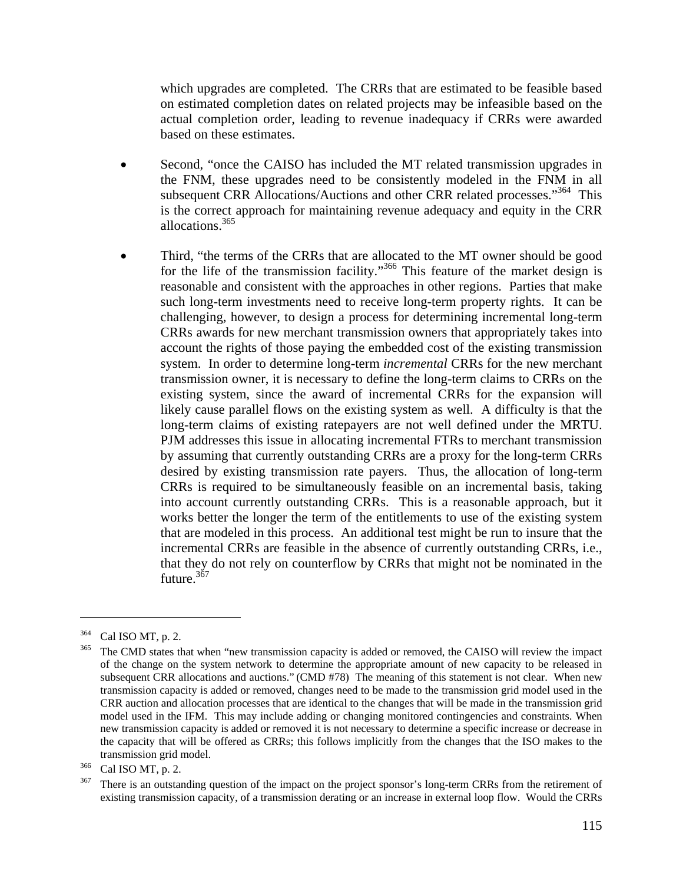which upgrades are completed. The CRRs that are estimated to be feasible based on estimated completion dates on related projects may be infeasible based on the actual completion order, leading to revenue inadequacy if CRRs were awarded based on these estimates.

- Second, "once the CAISO has included the MT related transmission upgrades in the FNM, these upgrades need to be consistently modeled in the FNM in all subsequent CRR Allocations/Auctions and other CRR related processes."[364] This is the correct approach for maintaining revenue adequacy and equity in the CRR allocations.[365]

- Third, "the terms of the CRRs that are allocated to the MT owner should be good for the life of the transmission facility."[366] This feature of the market design is reasonable and consistent with the approaches in other regions. Parties that make such long-term investments need to receive long-term property rights. It can be challenging, however, to design a process for determining incremental long-term CRRs awards for new merchant transmission owners that appropriately takes into account the rights of those paying the embedded cost of the existing transmission system. In order to determine long-term *incremental* CRRs for the new merchant transmission owner, it is necessary to define the long-term claims to CRRs on the existing system, since the award of incremental CRRs for the expansion will likely cause parallel flows on the existing system as well. A difficulty is that the long-term claims of existing ratepayers are not well defined under the MRTU. PJM addresses this issue in allocating incremental FTRs to merchant transmission by assuming that currently outstanding CRRs are a proxy for the long-term CRRs desired by existing transmission rate payers. Thus, the allocation of long-term CRRs is required to be simultaneously feasible on an incremental basis, taking into account currently outstanding CRRs. This is a reasonable approach, but it works better the longer the term of the entitlements to use of the existing system that are modeled in this process. An additional test might be run to insure that the incremental CRRs are feasible in the absence of currently outstanding CRRs, i.e., that they do not rely on counterflow by CRRs that might not be nominated in the future.[367]

---

[364] Cal ISO MT, p. 2.

[365] The CMD states that when "new transmission capacity is added or removed, the CAISO will review the impact of the change on the system network to determine the appropriate amount of new capacity to be released in subsequent CRR allocations and auctions." (CMD #78) The meaning of this statement is not clear. When new transmission capacity is added or removed, changes need to be made to the transmission grid model used in the CRR auction and allocation processes that are identical to the changes that will be made in the transmission grid model used in the IFM. This may include adding or changing monitored contingencies and constraints. When new transmission capacity is added or removed it is not necessary to determine a specific increase or decrease in the capacity that will be offered as CRRs; this follows implicitly from the changes that the ISO makes to the transmission grid model.

[366] Cal ISO MT, p. 2.

[367] There is an outstanding question of the impact on the project sponsor's long-term CRRs from the retirement of existing transmission capacity, of a transmission derating or an increase in external loop flow. Would the CRRs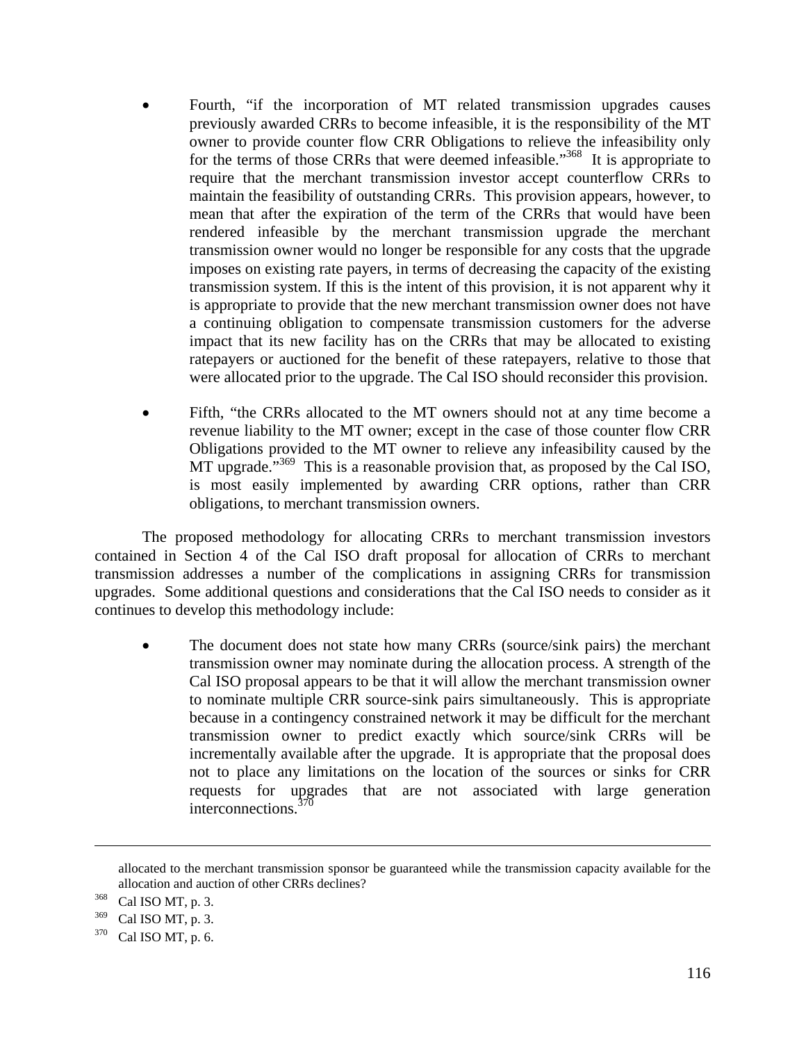- Fourth, "if the incorporation of MT related transmission upgrades causes previously awarded CRRs to become infeasible, it is the responsibility of the MT owner to provide counter flow CRR Obligations to relieve the infeasibility only for the terms of those CRRs that were deemed infeasible."[368] It is appropriate to require that the merchant transmission investor accept counterflow CRRs to maintain the feasibility of outstanding CRRs. This provision appears, however, to mean that after the expiration of the term of the CRRs that would have been rendered infeasible by the merchant transmission upgrade the merchant transmission owner would no longer be responsible for any costs that the upgrade imposes on existing rate payers, in terms of decreasing the capacity of the existing transmission system. If this is the intent of this provision, it is not apparent why it is appropriate to provide that the new merchant transmission owner does not have a continuing obligation to compensate transmission customers for the adverse impact that its new facility has on the CRRs that may be allocated to existing ratepayers or auctioned for the benefit of these ratepayers, relative to those that were allocated prior to the upgrade. The Cal ISO should reconsider this provision.

- Fifth, "the CRRs allocated to the MT owners should not at any time become a revenue liability to the MT owner; except in the case of those counter flow CRR Obligations provided to the MT owner to relieve any infeasibility caused by the MT upgrade."[369] This is a reasonable provision that, as proposed by the Cal ISO, is most easily implemented by awarding CRR options, rather than CRR obligations, to merchant transmission owners.

The proposed methodology for allocating CRRs to merchant transmission investors contained in Section 4 of the Cal ISO draft proposal for allocation of CRRs to merchant transmission addresses a number of the complications in assigning CRRs for transmission upgrades. Some additional questions and considerations that the Cal ISO needs to consider as it continues to develop this methodology include:

- The document does not state how many CRRs (source/sink pairs) the merchant transmission owner may nominate during the allocation process. A strength of the Cal ISO proposal appears to be that it will allow the merchant transmission owner to nominate multiple CRR source-sink pairs simultaneously. This is appropriate because in a contingency constrained network it may be difficult for the merchant transmission owner to predict exactly which source/sink CRRs will be incrementally available after the upgrade. It is appropriate that the proposal does not to place any limitations on the location of the sources or sinks for CRR requests for upgrades that are not associated with large generation interconnections.[370]

---

allocated to the merchant transmission sponsor be guaranteed while the transmission capacity available for the allocation and auction of other CRRs declines?

[368] Cal ISO MT, p. 3.

[369] Cal ISO MT, p. 3.

[370] Cal ISO MT, p. 6.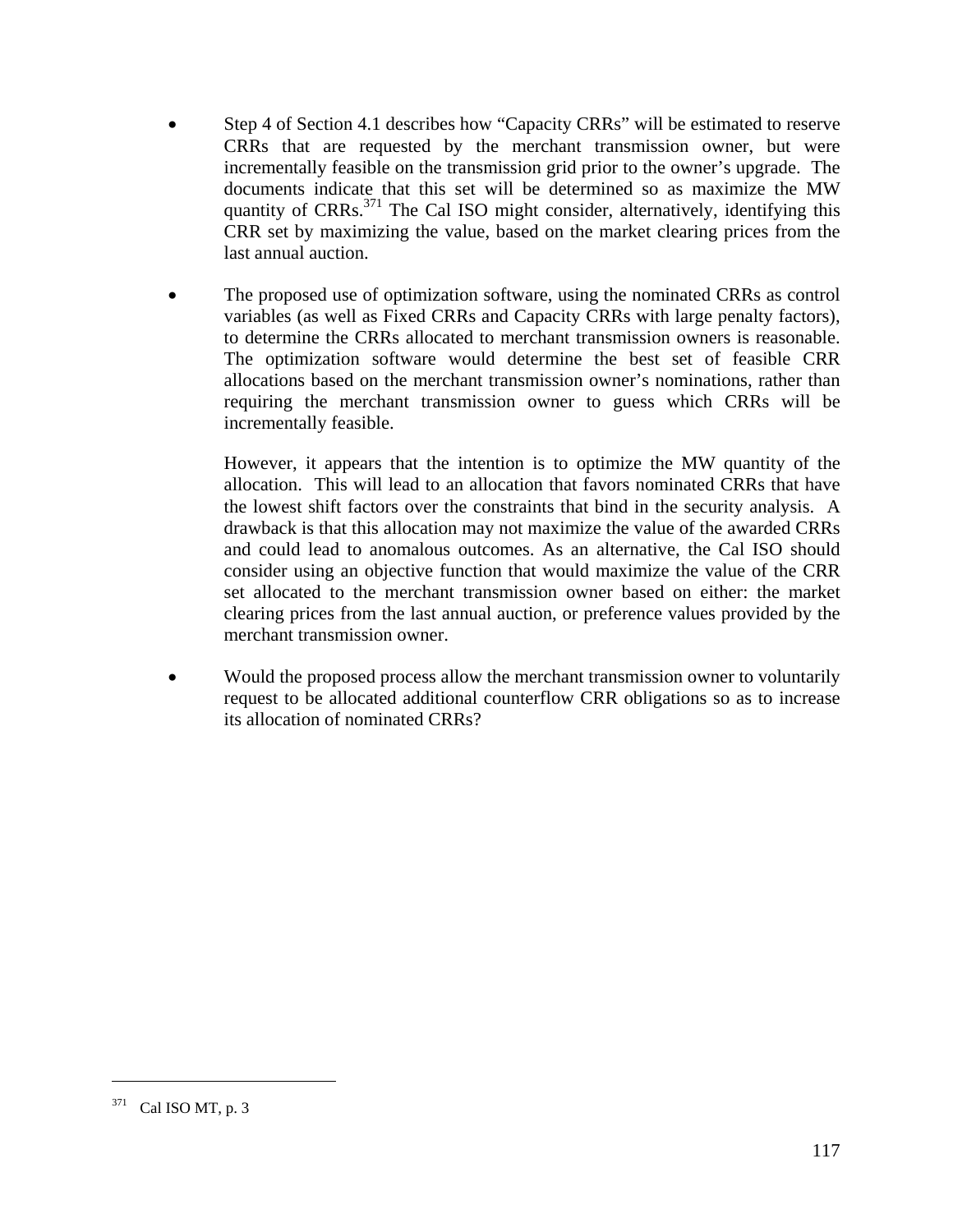- Step 4 of Section 4.1 describes how "Capacity CRRs" will be estimated to reserve CRRs that are requested by the merchant transmission owner, but were incrementally feasible on the transmission grid prior to the owner's upgrade. The documents indicate that this set will be determined so as maximize the MW quantity of CRRs.[371] The Cal ISO might consider, alternatively, identifying this CRR set by maximizing the value, based on the market clearing prices from the last annual auction.

- The proposed use of optimization software, using the nominated CRRs as control variables (as well as Fixed CRRs and Capacity CRRs with large penalty factors), to determine the CRRs allocated to merchant transmission owners is reasonable. The optimization software would determine the best set of feasible CRR allocations based on the merchant transmission owner's nominations, rather than requiring the merchant transmission owner to guess which CRRs will be incrementally feasible.

  However, it appears that the intention is to optimize the MW quantity of the allocation. This will lead to an allocation that favors nominated CRRs that have the lowest shift factors over the constraints that bind in the security analysis. A drawback is that this allocation may not maximize the value of the awarded CRRs and could lead to anomalous outcomes. As an alternative, the Cal ISO should consider using an objective function that would maximize the value of the CRR set allocated to the merchant transmission owner based on either: the market clearing prices from the last annual auction, or preference values provided by the merchant transmission owner.

- Would the proposed process allow the merchant transmission owner to voluntarily request to be allocated additional counterflow CRR obligations so as to increase its allocation of nominated CRRs?

---

[371] Cal ISO MT, p. 3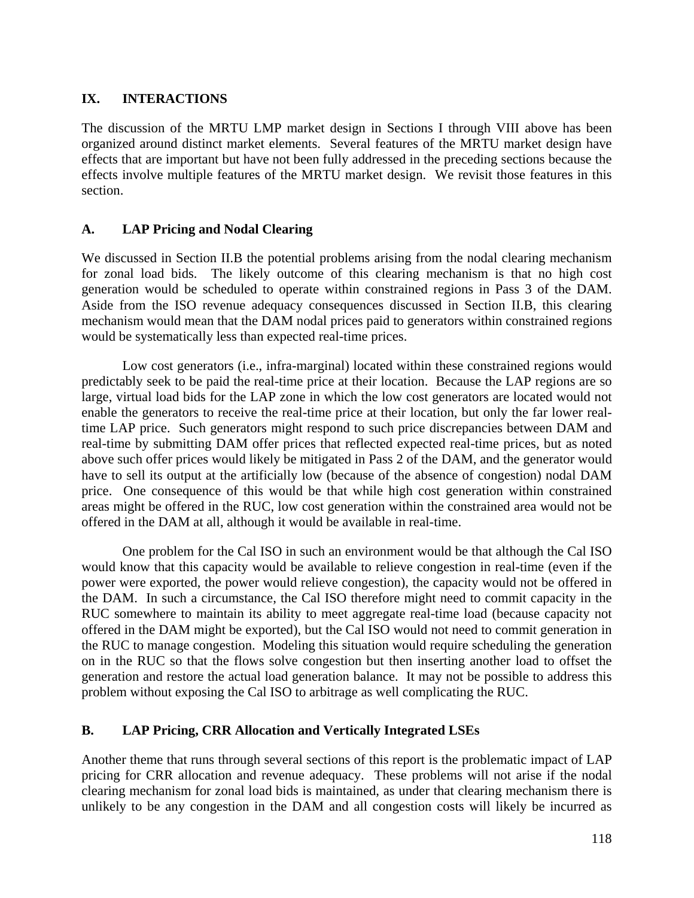## IX. INTERACTIONS

The discussion of the MRTU LMP market design in Sections I through VIII above has been organized around distinct market elements. Several features of the MRTU market design have effects that are important but have not been fully addressed in the preceding sections because the effects involve multiple features of the MRTU market design. We revisit those features in this section.

### A. LAP Pricing and Nodal Clearing

We discussed in Section II.B the potential problems arising from the nodal clearing mechanism for zonal load bids. The likely outcome of this clearing mechanism is that no high cost generation would be scheduled to operate within constrained regions in Pass 3 of the DAM. Aside from the ISO revenue adequacy consequences discussed in Section II.B, this clearing mechanism would mean that the DAM nodal prices paid to generators within constrained regions would be systematically less than expected real-time prices.

Low cost generators (i.e., infra-marginal) located within these constrained regions would predictably seek to be paid the real-time price at their location. Because the LAP regions are so large, virtual load bids for the LAP zone in which the low cost generators are located would not enable the generators to receive the real-time price at their location, but only the far lower real-time LAP price. Such generators might respond to such price discrepancies between DAM and real-time by submitting DAM offer prices that reflected expected real-time prices, but as noted above such offer prices would likely be mitigated in Pass 2 of the DAM, and the generator would have to sell its output at the artificially low (because of the absence of congestion) nodal DAM price. One consequence of this would be that while high cost generation within constrained areas might be offered in the RUC, low cost generation within the constrained area would not be offered in the DAM at all, although it would be available in real-time.

One problem for the Cal ISO in such an environment would be that although the Cal ISO would know that this capacity would be available to relieve congestion in real-time (even if the power were exported, the power would relieve congestion), the capacity would not be offered in the DAM. In such a circumstance, the Cal ISO therefore might need to commit capacity in the RUC somewhere to maintain its ability to meet aggregate real-time load (because capacity not offered in the DAM might be exported), but the Cal ISO would not need to commit generation in the RUC to manage congestion. Modeling this situation would require scheduling the generation on in the RUC so that the flows solve congestion but then inserting another load to offset the generation and restore the actual load generation balance. It may not be possible to address this problem without exposing the Cal ISO to arbitrage as well complicating the RUC.

### B. LAP Pricing, CRR Allocation and Vertically Integrated LSEs

Another theme that runs through several sections of this report is the problematic impact of LAP pricing for CRR allocation and revenue adequacy. These problems will not arise if the nodal clearing mechanism for zonal load bids is maintained, as under that clearing mechanism there is unlikely to be any congestion in the DAM and all congestion costs will likely be incurred as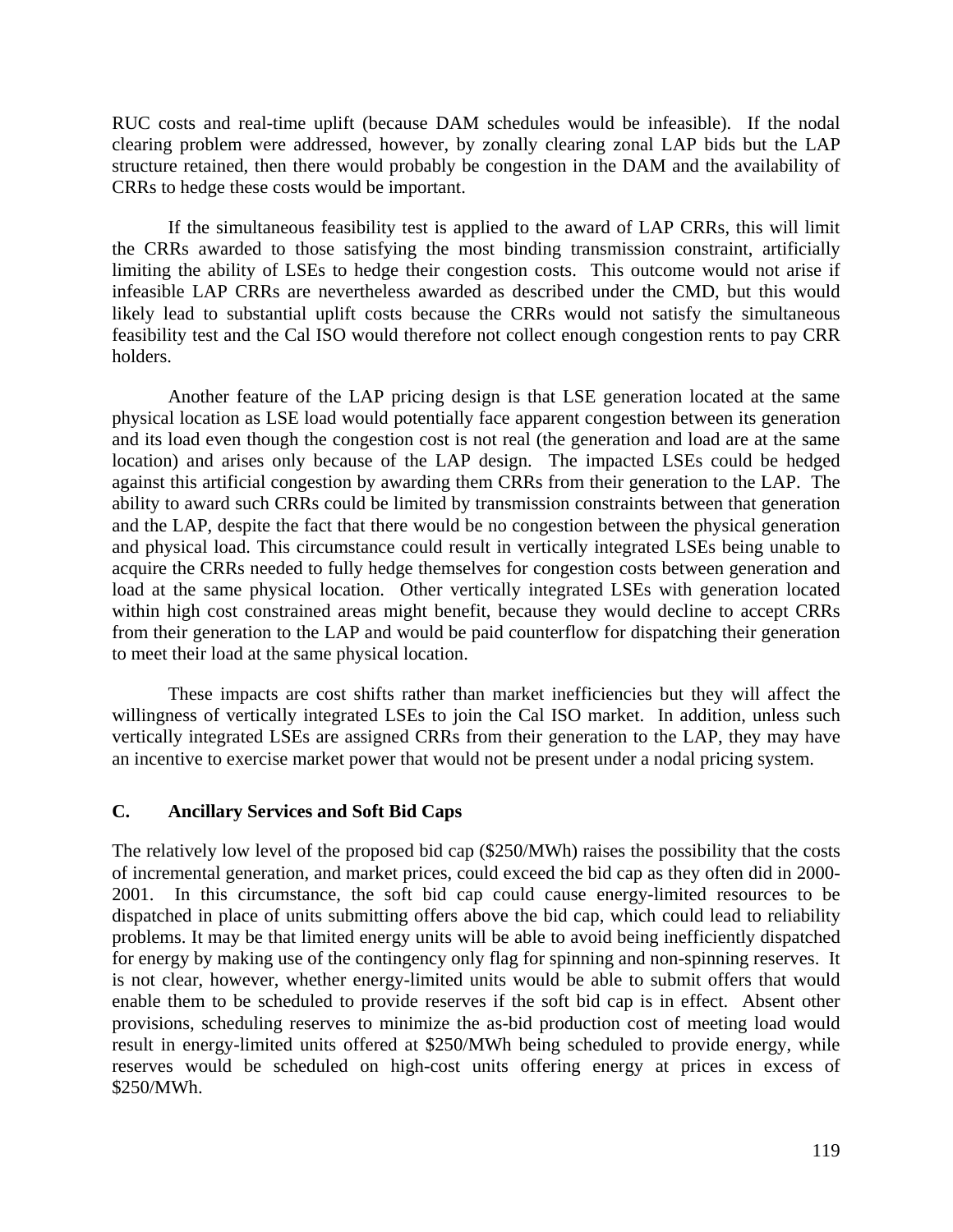RUC costs and real-time uplift (because DAM schedules would be infeasible). If the nodal clearing problem were addressed, however, by zonally clearing zonal LAP bids but the LAP structure retained, then there would probably be congestion in the DAM and the availability of CRRs to hedge these costs would be important.

If the simultaneous feasibility test is applied to the award of LAP CRRs, this will limit the CRRs awarded to those satisfying the most binding transmission constraint, artificially limiting the ability of LSEs to hedge their congestion costs. This outcome would not arise if infeasible LAP CRRs are nevertheless awarded as described under the CMD, but this would likely lead to substantial uplift costs because the CRRs would not satisfy the simultaneous feasibility test and the Cal ISO would therefore not collect enough congestion rents to pay CRR holders.

Another feature of the LAP pricing design is that LSE generation located at the same physical location as LSE load would potentially face apparent congestion between its generation and its load even though the congestion cost is not real (the generation and load are at the same location) and arises only because of the LAP design. The impacted LSEs could be hedged against this artificial congestion by awarding them CRRs from their generation to the LAP. The ability to award such CRRs could be limited by transmission constraints between that generation and the LAP, despite the fact that there would be no congestion between the physical generation and physical load. This circumstance could result in vertically integrated LSEs being unable to acquire the CRRs needed to fully hedge themselves for congestion costs between generation and load at the same physical location. Other vertically integrated LSEs with generation located within high cost constrained areas might benefit, because they would decline to accept CRRs from their generation to the LAP and would be paid counterflow for dispatching their generation to meet their load at the same physical location.

These impacts are cost shifts rather than market inefficiencies but they will affect the willingness of vertically integrated LSEs to join the Cal ISO market. In addition, unless such vertically integrated LSEs are assigned CRRs from their generation to the LAP, they may have an incentive to exercise market power that would not be present under a nodal pricing system.

### C. Ancillary Services and Soft Bid Caps

The relatively low level of the proposed bid cap ($250/MWh) raises the possibility that the costs of incremental generation, and market prices, could exceed the bid cap as they often did in 2000-2001. In this circumstance, the soft bid cap could cause energy-limited resources to be dispatched in place of units submitting offers above the bid cap, which could lead to reliability problems. It may be that limited energy units will be able to avoid being inefficiently dispatched for energy by making use of the contingency only flag for spinning and non-spinning reserves. It is not clear, however, whether energy-limited units would be able to submit offers that would enable them to be scheduled to provide reserves if the soft bid cap is in effect. Absent other provisions, scheduling reserves to minimize the as-bid production cost of meeting load would result in energy-limited units offered at $250/MWh being scheduled to provide energy, while reserves would be scheduled on high-cost units offering energy at prices in excess of $250/MWh.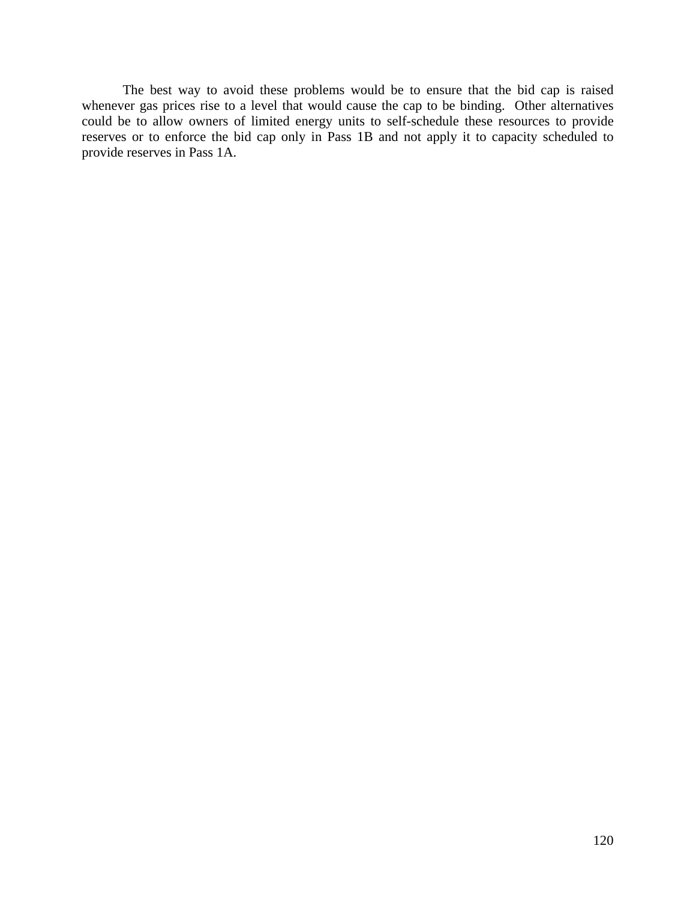The best way to avoid these problems would be to ensure that the bid cap is raised whenever gas prices rise to a level that would cause the cap to be binding. Other alternatives could be to allow owners of limited energy units to self-schedule these resources to provide reserves or to enforce the bid cap only in Pass 1B and not apply it to capacity scheduled to provide reserves in Pass 1A.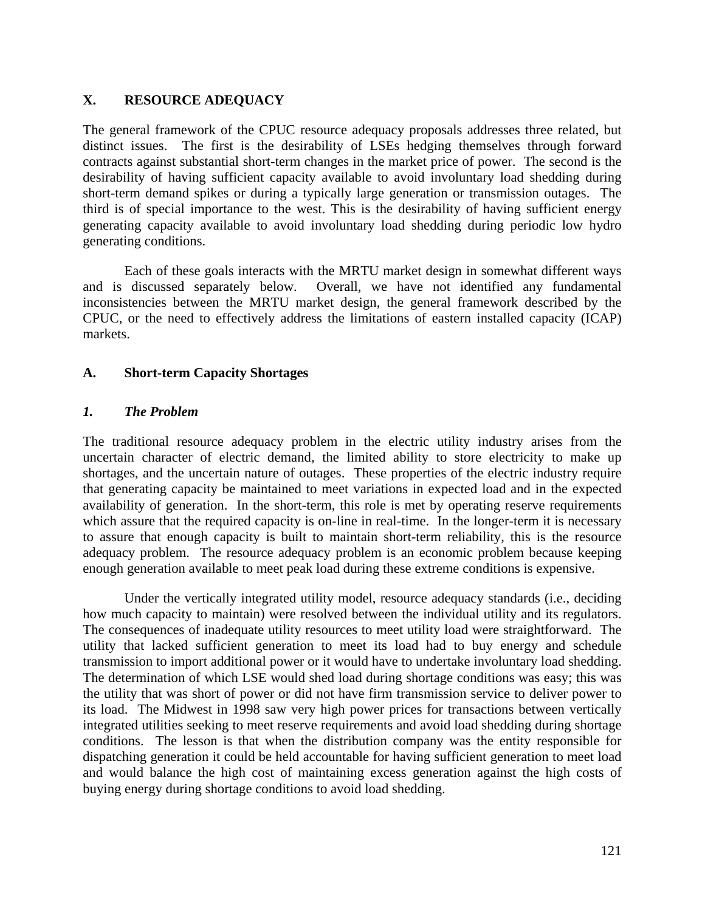## X. RESOURCE ADEQUACY

The general framework of the CPUC resource adequacy proposals addresses three related, but distinct issues. The first is the desirability of LSEs hedging themselves through forward contracts against substantial short-term changes in the market price of power. The second is the desirability of having sufficient capacity available to avoid involuntary load shedding during short-term demand spikes or during a typically large generation or transmission outages. The third is of special importance to the west. This is the desirability of having sufficient energy generating capacity available to avoid involuntary load shedding during periodic low hydro generating conditions.

Each of these goals interacts with the MRTU market design in somewhat different ways and is discussed separately below. Overall, we have not identified any fundamental inconsistencies between the MRTU market design, the general framework described by the CPUC, or the need to effectively address the limitations of eastern installed capacity (ICAP) markets.

### A. Short-term Capacity Shortages

#### *1. The Problem*

The traditional resource adequacy problem in the electric utility industry arises from the uncertain character of electric demand, the limited ability to store electricity to make up shortages, and the uncertain nature of outages. These properties of the electric industry require that generating capacity be maintained to meet variations in expected load and in the expected availability of generation. In the short-term, this role is met by operating reserve requirements which assure that the required capacity is on-line in real-time. In the longer-term it is necessary to assure that enough capacity is built to maintain short-term reliability, this is the resource adequacy problem. The resource adequacy problem is an economic problem because keeping enough generation available to meet peak load during these extreme conditions is expensive.

Under the vertically integrated utility model, resource adequacy standards (i.e., deciding how much capacity to maintain) were resolved between the individual utility and its regulators. The consequences of inadequate utility resources to meet utility load were straightforward. The utility that lacked sufficient generation to meet its load had to buy energy and schedule transmission to import additional power or it would have to undertake involuntary load shedding. The determination of which LSE would shed load during shortage conditions was easy; this was the utility that was short of power or did not have firm transmission service to deliver power to its load. The Midwest in 1998 saw very high power prices for transactions between vertically integrated utilities seeking to meet reserve requirements and avoid load shedding during shortage conditions. The lesson is that when the distribution company was the entity responsible for dispatching generation it could be held accountable for having sufficient generation to meet load and would balance the high cost of maintaining excess generation against the high costs of buying energy during shortage conditions to avoid load shedding.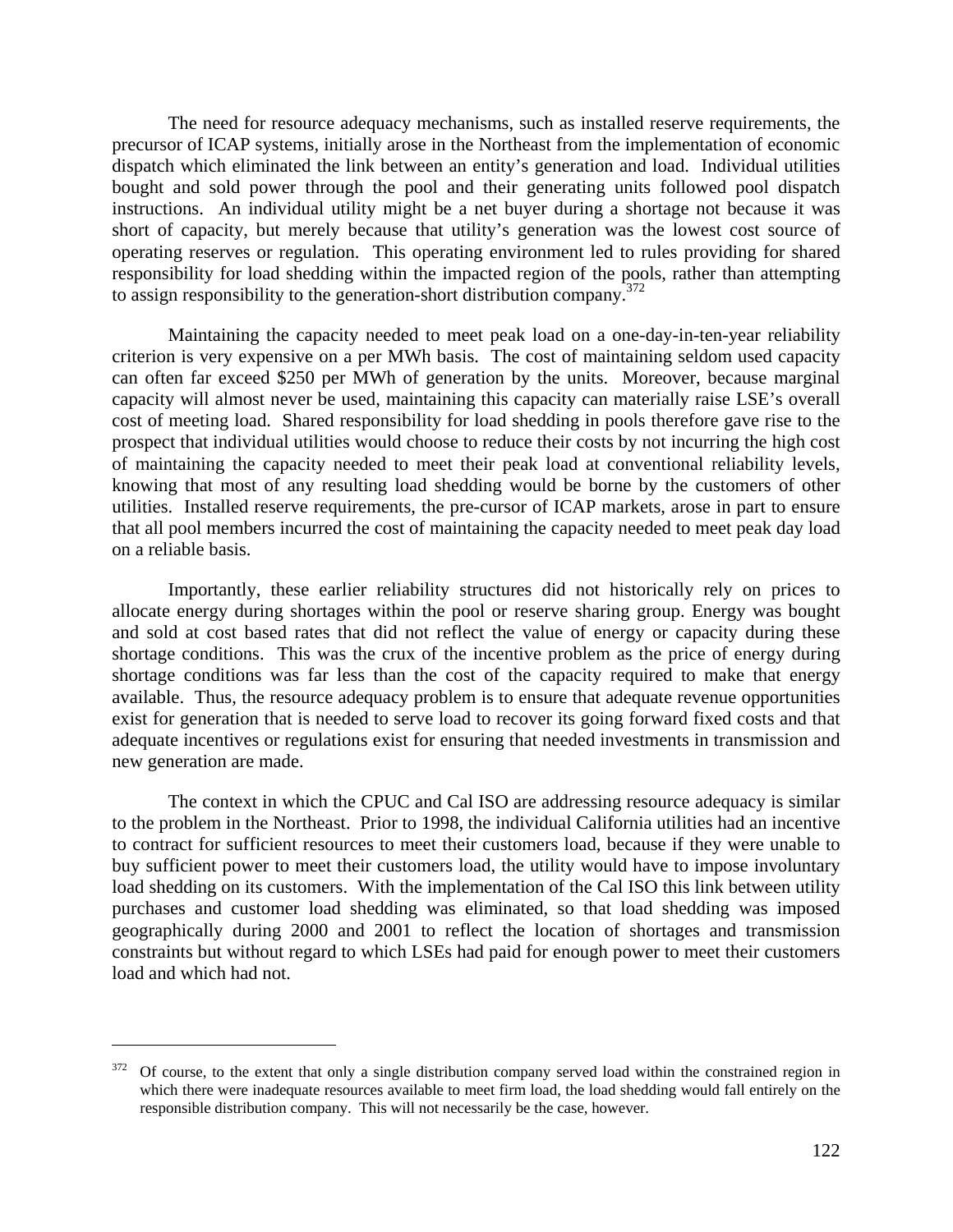The need for resource adequacy mechanisms, such as installed reserve requirements, the precursor of ICAP systems, initially arose in the Northeast from the implementation of economic dispatch which eliminated the link between an entity's generation and load. Individual utilities bought and sold power through the pool and their generating units followed pool dispatch instructions. An individual utility might be a net buyer during a shortage not because it was short of capacity, but merely because that utility's generation was the lowest cost source of operating reserves or regulation. This operating environment led to rules providing for shared responsibility for load shedding within the impacted region of the pools, rather than attempting to assign responsibility to the generation-short distribution company.[372]

Maintaining the capacity needed to meet peak load on a one-day-in-ten-year reliability criterion is very expensive on a per MWh basis. The cost of maintaining seldom used capacity can often far exceed $250 per MWh of generation by the units. Moreover, because marginal capacity will almost never be used, maintaining this capacity can materially raise LSE's overall cost of meeting load. Shared responsibility for load shedding in pools therefore gave rise to the prospect that individual utilities would choose to reduce their costs by not incurring the high cost of maintaining the capacity needed to meet their peak load at conventional reliability levels, knowing that most of any resulting load shedding would be borne by the customers of other utilities. Installed reserve requirements, the pre-cursor of ICAP markets, arose in part to ensure that all pool members incurred the cost of maintaining the capacity needed to meet peak day load on a reliable basis.

Importantly, these earlier reliability structures did not historically rely on prices to allocate energy during shortages within the pool or reserve sharing group. Energy was bought and sold at cost based rates that did not reflect the value of energy or capacity during these shortage conditions. This was the crux of the incentive problem as the price of energy during shortage conditions was far less than the cost of the capacity required to make that energy available. Thus, the resource adequacy problem is to ensure that adequate revenue opportunities exist for generation that is needed to serve load to recover its going forward fixed costs and that adequate incentives or regulations exist for ensuring that needed investments in transmission and new generation are made.

The context in which the CPUC and Cal ISO are addressing resource adequacy is similar to the problem in the Northeast. Prior to 1998, the individual California utilities had an incentive to contract for sufficient resources to meet their customers load, because if they were unable to buy sufficient power to meet their customers load, the utility would have to impose involuntary load shedding on its customers. With the implementation of the Cal ISO this link between utility purchases and customer load shedding was eliminated, so that load shedding was imposed geographically during 2000 and 2001 to reflect the location of shortages and transmission constraints but without regard to which LSEs had paid for enough power to meet their customers load and which had not.

---

[372] Of course, to the extent that only a single distribution company served load within the constrained region in which there were inadequate resources available to meet firm load, the load shedding would fall entirely on the responsible distribution company. This will not necessarily be the case, however.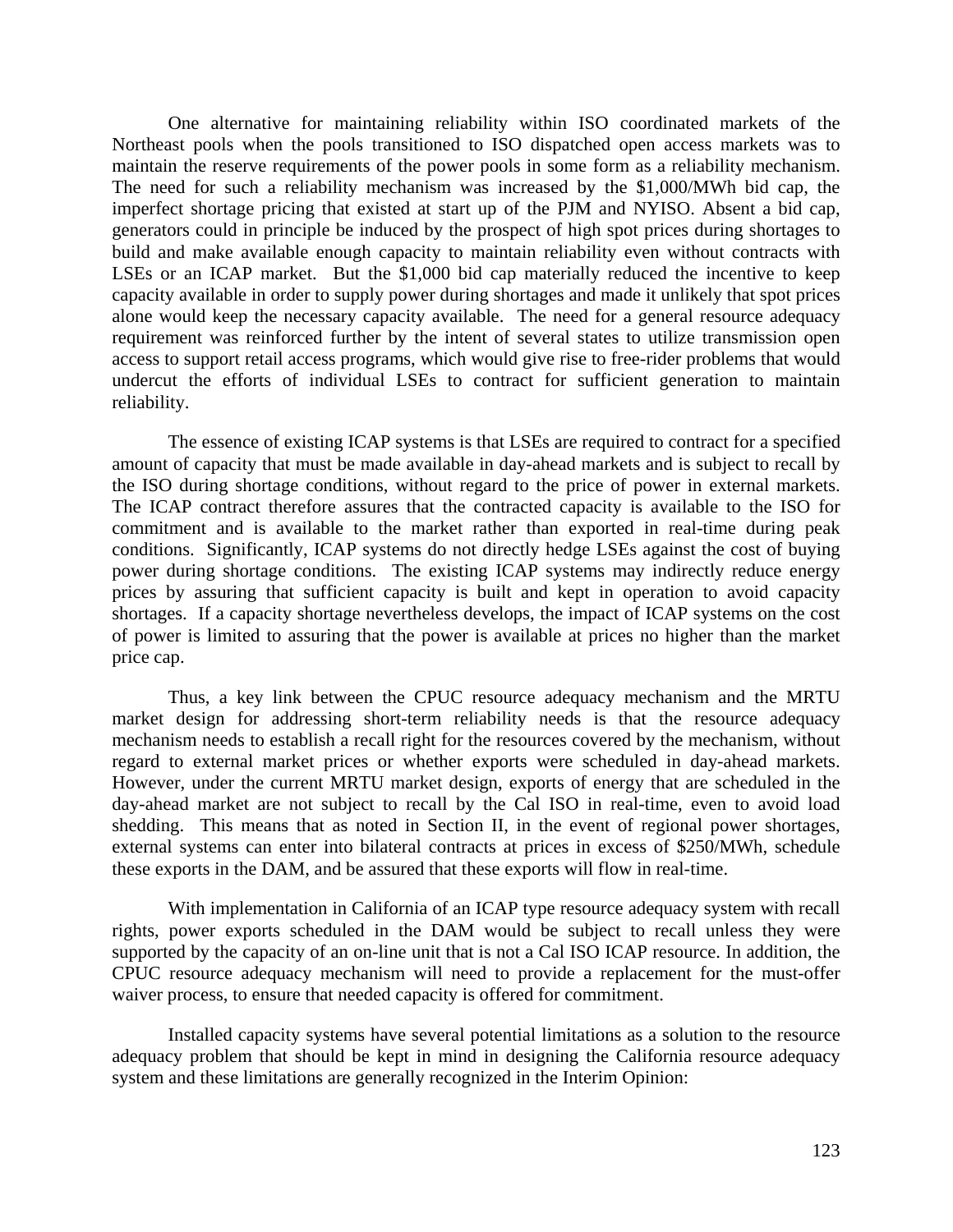One alternative for maintaining reliability within ISO coordinated markets of the Northeast pools when the pools transitioned to ISO dispatched open access markets was to maintain the reserve requirements of the power pools in some form as a reliability mechanism. The need for such a reliability mechanism was increased by the $1,000/MWh bid cap, the imperfect shortage pricing that existed at start up of the PJM and NYISO. Absent a bid cap, generators could in principle be induced by the prospect of high spot prices during shortages to build and make available enough capacity to maintain reliability even without contracts with LSEs or an ICAP market. But the $1,000 bid cap materially reduced the incentive to keep capacity available in order to supply power during shortages and made it unlikely that spot prices alone would keep the necessary capacity available. The need for a general resource adequacy requirement was reinforced further by the intent of several states to utilize transmission open access to support retail access programs, which would give rise to free-rider problems that would undercut the efforts of individual LSEs to contract for sufficient generation to maintain reliability.

The essence of existing ICAP systems is that LSEs are required to contract for a specified amount of capacity that must be made available in day-ahead markets and is subject to recall by the ISO during shortage conditions, without regard to the price of power in external markets. The ICAP contract therefore assures that the contracted capacity is available to the ISO for commitment and is available to the market rather than exported in real-time during peak conditions. Significantly, ICAP systems do not directly hedge LSEs against the cost of buying power during shortage conditions. The existing ICAP systems may indirectly reduce energy prices by assuring that sufficient capacity is built and kept in operation to avoid capacity shortages. If a capacity shortage nevertheless develops, the impact of ICAP systems on the cost of power is limited to assuring that the power is available at prices no higher than the market price cap.

Thus, a key link between the CPUC resource adequacy mechanism and the MRTU market design for addressing short-term reliability needs is that the resource adequacy mechanism needs to establish a recall right for the resources covered by the mechanism, without regard to external market prices or whether exports were scheduled in day-ahead markets. However, under the current MRTU market design, exports of energy that are scheduled in the day-ahead market are not subject to recall by the Cal ISO in real-time, even to avoid load shedding. This means that as noted in Section II, in the event of regional power shortages, external systems can enter into bilateral contracts at prices in excess of $250/MWh, schedule these exports in the DAM, and be assured that these exports will flow in real-time.

With implementation in California of an ICAP type resource adequacy system with recall rights, power exports scheduled in the DAM would be subject to recall unless they were supported by the capacity of an on-line unit that is not a Cal ISO ICAP resource. In addition, the CPUC resource adequacy mechanism will need to provide a replacement for the must-offer waiver process, to ensure that needed capacity is offered for commitment.

Installed capacity systems have several potential limitations as a solution to the resource adequacy problem that should be kept in mind in designing the California resource adequacy system and these limitations are generally recognized in the Interim Opinion: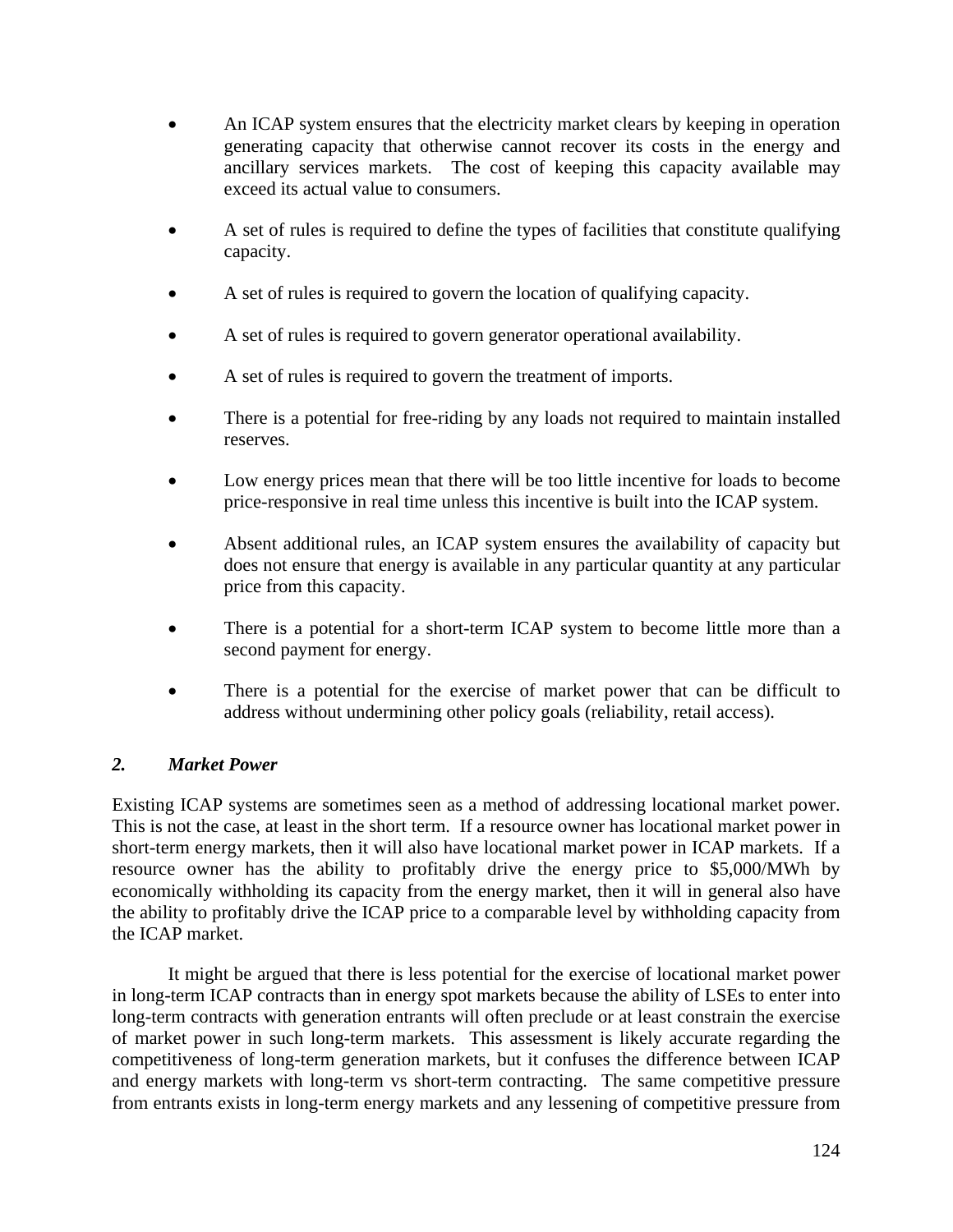- An ICAP system ensures that the electricity market clears by keeping in operation generating capacity that otherwise cannot recover its costs in the energy and ancillary services markets. The cost of keeping this capacity available may exceed its actual value to consumers.

- A set of rules is required to define the types of facilities that constitute qualifying capacity.

- A set of rules is required to govern the location of qualifying capacity.

- A set of rules is required to govern generator operational availability.

- A set of rules is required to govern the treatment of imports.

- There is a potential for free-riding by any loads not required to maintain installed reserves.

- Low energy prices mean that there will be too little incentive for loads to become price-responsive in real time unless this incentive is built into the ICAP system.

- Absent additional rules, an ICAP system ensures the availability of capacity but does not ensure that energy is available in any particular quantity at any particular price from this capacity.

- There is a potential for a short-term ICAP system to become little more than a second payment for energy.

- There is a potential for the exercise of market power that can be difficult to address without undermining other policy goals (reliability, retail access).

### *2. Market Power*

Existing ICAP systems are sometimes seen as a method of addressing locational market power. This is not the case, at least in the short term. If a resource owner has locational market power in short-term energy markets, then it will also have locational market power in ICAP markets. If a resource owner has the ability to profitably drive the energy price to $5,000/MWh by economically withholding its capacity from the energy market, then it will in general also have the ability to profitably drive the ICAP price to a comparable level by withholding capacity from the ICAP market.

It might be argued that there is less potential for the exercise of locational market power in long-term ICAP contracts than in energy spot markets because the ability of LSEs to enter into long-term contracts with generation entrants will often preclude or at least constrain the exercise of market power in such long-term markets. This assessment is likely accurate regarding the competitiveness of long-term generation markets, but it confuses the difference between ICAP and energy markets with long-term vs short-term contracting. The same competitive pressure from entrants exists in long-term energy markets and any lessening of competitive pressure from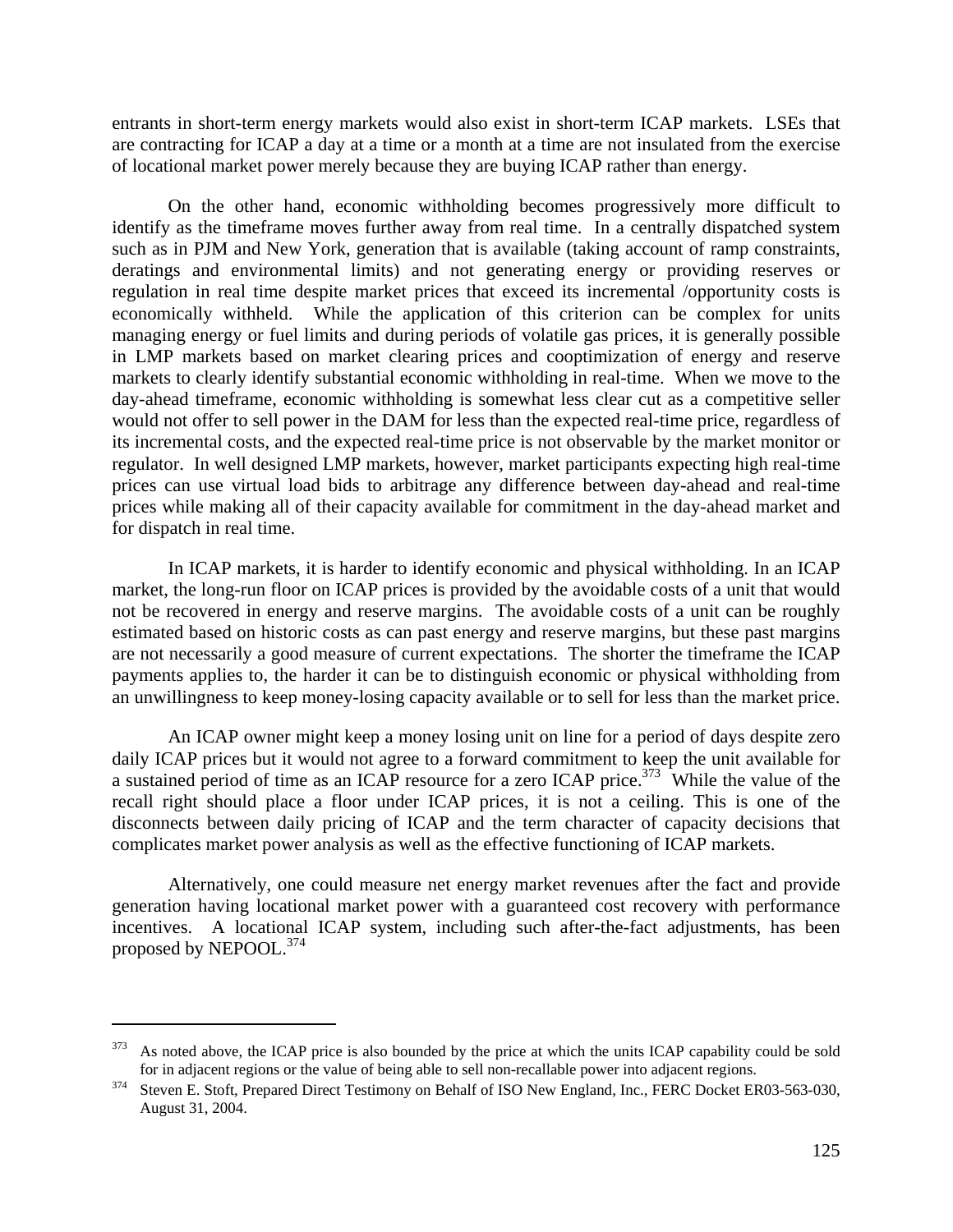entrants in short-term energy markets would also exist in short-term ICAP markets. LSEs that are contracting for ICAP a day at a time or a month at a time are not insulated from the exercise of locational market power merely because they are buying ICAP rather than energy.

On the other hand, economic withholding becomes progressively more difficult to identify as the timeframe moves further away from real time. In a centrally dispatched system such as in PJM and New York, generation that is available (taking account of ramp constraints, deratings and environmental limits) and not generating energy or providing reserves or regulation in real time despite market prices that exceed its incremental /opportunity costs is economically withheld. While the application of this criterion can be complex for units managing energy or fuel limits and during periods of volatile gas prices, it is generally possible in LMP markets based on market clearing prices and cooptimization of energy and reserve markets to clearly identify substantial economic withholding in real-time. When we move to the day-ahead timeframe, economic withholding is somewhat less clear cut as a competitive seller would not offer to sell power in the DAM for less than the expected real-time price, regardless of its incremental costs, and the expected real-time price is not observable by the market monitor or regulator. In well designed LMP markets, however, market participants expecting high real-time prices can use virtual load bids to arbitrage any difference between day-ahead and real-time prices while making all of their capacity available for commitment in the day-ahead market and for dispatch in real time.

In ICAP markets, it is harder to identify economic and physical withholding. In an ICAP market, the long-run floor on ICAP prices is provided by the avoidable costs of a unit that would not be recovered in energy and reserve margins. The avoidable costs of a unit can be roughly estimated based on historic costs as can past energy and reserve margins, but these past margins are not necessarily a good measure of current expectations. The shorter the timeframe the ICAP payments applies to, the harder it can be to distinguish economic or physical withholding from an unwillingness to keep money-losing capacity available or to sell for less than the market price.

An ICAP owner might keep a money losing unit on line for a period of days despite zero daily ICAP prices but it would not agree to a forward commitment to keep the unit available for a sustained period of time as an ICAP resource for a zero ICAP price.[373] While the value of the recall right should place a floor under ICAP prices, it is not a ceiling. This is one of the disconnects between daily pricing of ICAP and the term character of capacity decisions that complicates market power analysis as well as the effective functioning of ICAP markets.

Alternatively, one could measure net energy market revenues after the fact and provide generation having locational market power with a guaranteed cost recovery with performance incentives. A locational ICAP system, including such after-the-fact adjustments, has been proposed by NEPOOL.[374]

---

[373] As noted above, the ICAP price is also bounded by the price at which the units ICAP capability could be sold for in adjacent regions or the value of being able to sell non-recallable power into adjacent regions.

[374] Steven E. Stoft, Prepared Direct Testimony on Behalf of ISO New England, Inc., FERC Docket ER03-563-030, August 31, 2004.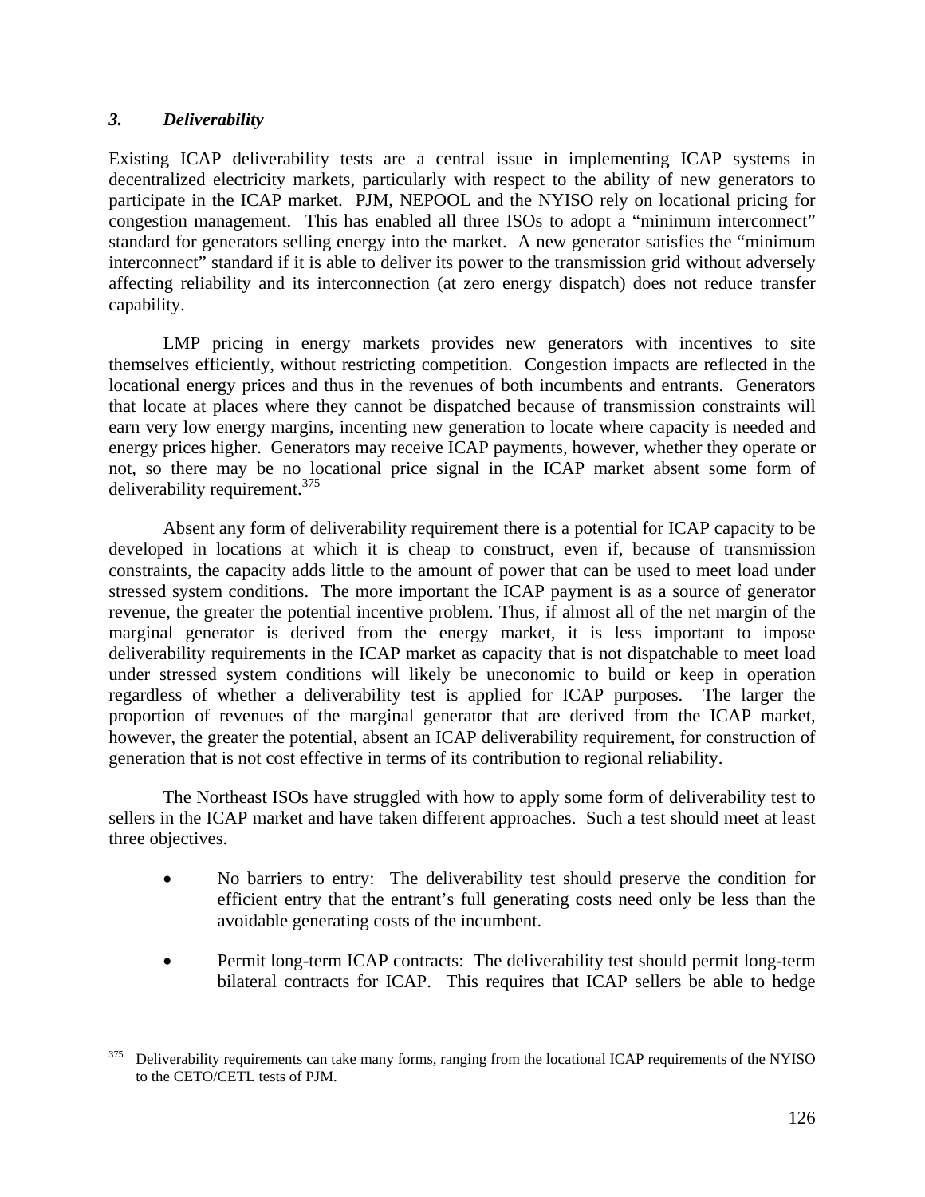### *3. Deliverability*

Existing ICAP deliverability tests are a central issue in implementing ICAP systems in decentralized electricity markets, particularly with respect to the ability of new generators to participate in the ICAP market. PJM, NEPOOL and the NYISO rely on locational pricing for congestion management. This has enabled all three ISOs to adopt a "minimum interconnect" standard for generators selling energy into the market. A new generator satisfies the "minimum interconnect" standard if it is able to deliver its power to the transmission grid without adversely affecting reliability and its interconnection (at zero energy dispatch) does not reduce transfer capability.

LMP pricing in energy markets provides new generators with incentives to site themselves efficiently, without restricting competition. Congestion impacts are reflected in the locational energy prices and thus in the revenues of both incumbents and entrants. Generators that locate at places where they cannot be dispatched because of transmission constraints will earn very low energy margins, incenting new generation to locate where capacity is needed and energy prices higher. Generators may receive ICAP payments, however, whether they operate or not, so there may be no locational price signal in the ICAP market absent some form of deliverability requirement.[375]

Absent any form of deliverability requirement there is a potential for ICAP capacity to be developed in locations at which it is cheap to construct, even if, because of transmission constraints, the capacity adds little to the amount of power that can be used to meet load under stressed system conditions. The more important the ICAP payment is as a source of generator revenue, the greater the potential incentive problem. Thus, if almost all of the net margin of the marginal generator is derived from the energy market, it is less important to impose deliverability requirements in the ICAP market as capacity that is not dispatchable to meet load under stressed system conditions will likely be uneconomic to build or keep in operation regardless of whether a deliverability test is applied for ICAP purposes. The larger the proportion of revenues of the marginal generator that are derived from the ICAP market, however, the greater the potential, absent an ICAP deliverability requirement, for construction of generation that is not cost effective in terms of its contribution to regional reliability.

The Northeast ISOs have struggled with how to apply some form of deliverability test to sellers in the ICAP market and have taken different approaches. Such a test should meet at least three objectives.

- No barriers to entry: The deliverability test should preserve the condition for efficient entry that the entrant's full generating costs need only be less than the avoidable generating costs of the incumbent.
- Permit long-term ICAP contracts: The deliverability test should permit long-term bilateral contracts for ICAP. This requires that ICAP sellers be able to hedge

---

[375] Deliverability requirements can take many forms, ranging from the locational ICAP requirements of the NYISO to the CETO/CETL tests of PJM.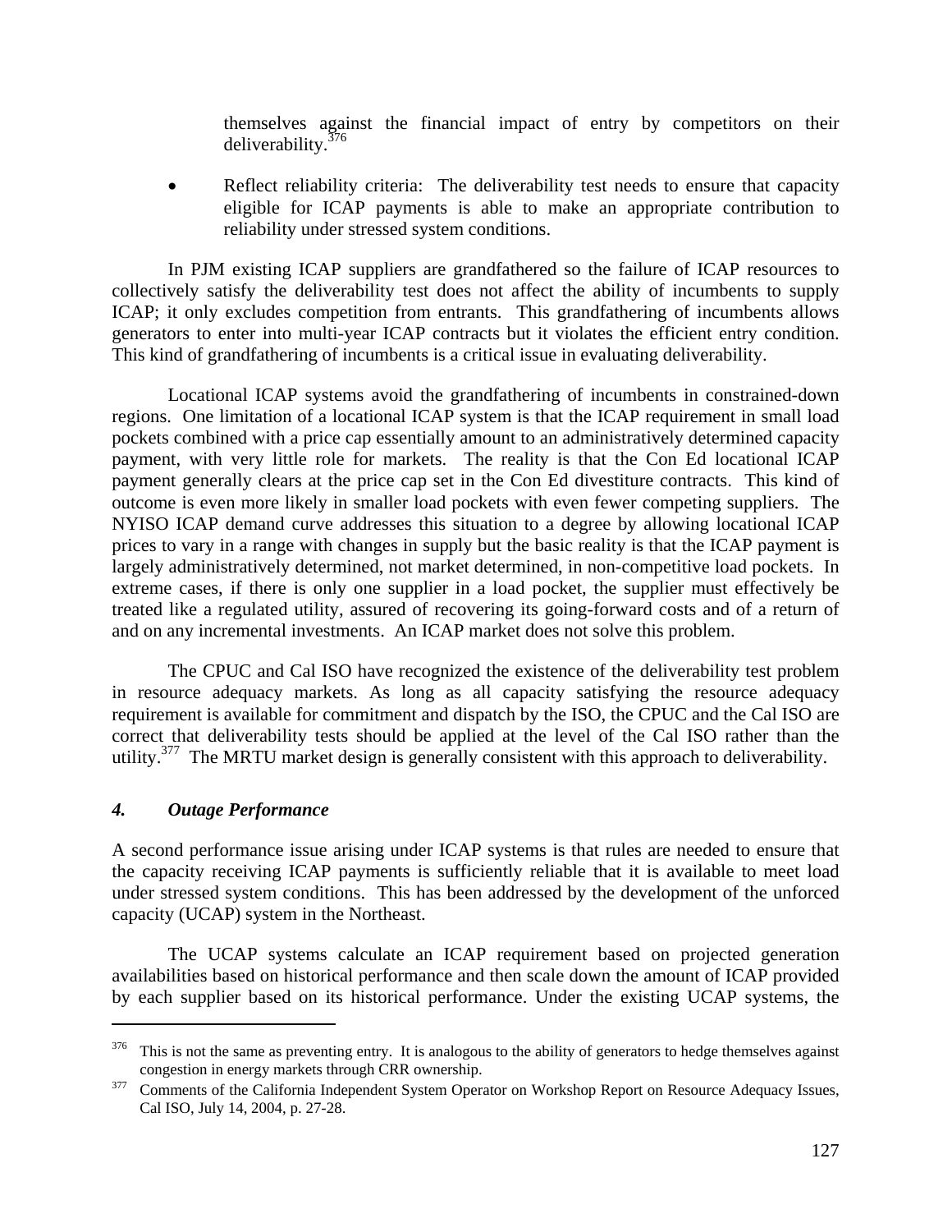themselves against the financial impact of entry by competitors on their deliverability.[376]

- Reflect reliability criteria: The deliverability test needs to ensure that capacity eligible for ICAP payments is able to make an appropriate contribution to reliability under stressed system conditions.

In PJM existing ICAP suppliers are grandfathered so the failure of ICAP resources to collectively satisfy the deliverability test does not affect the ability of incumbents to supply ICAP; it only excludes competition from entrants. This grandfathering of incumbents allows generators to enter into multi-year ICAP contracts but it violates the efficient entry condition. This kind of grandfathering of incumbents is a critical issue in evaluating deliverability.

Locational ICAP systems avoid the grandfathering of incumbents in constrained-down regions. One limitation of a locational ICAP system is that the ICAP requirement in small load pockets combined with a price cap essentially amount to an administratively determined capacity payment, with very little role for markets. The reality is that the Con Ed locational ICAP payment generally clears at the price cap set in the Con Ed divestiture contracts. This kind of outcome is even more likely in smaller load pockets with even fewer competing suppliers. The NYISO ICAP demand curve addresses this situation to a degree by allowing locational ICAP prices to vary in a range with changes in supply but the basic reality is that the ICAP payment is largely administratively determined, not market determined, in non-competitive load pockets. In extreme cases, if there is only one supplier in a load pocket, the supplier must effectively be treated like a regulated utility, assured of recovering its going-forward costs and of a return of and on any incremental investments. An ICAP market does not solve this problem.

The CPUC and Cal ISO have recognized the existence of the deliverability test problem in resource adequacy markets. As long as all capacity satisfying the resource adequacy requirement is available for commitment and dispatch by the ISO, the CPUC and the Cal ISO are correct that deliverability tests should be applied at the level of the Cal ISO rather than the utility.[377] The MRTU market design is generally consistent with this approach to deliverability.

### *4. Outage Performance*

A second performance issue arising under ICAP systems is that rules are needed to ensure that the capacity receiving ICAP payments is sufficiently reliable that it is available to meet load under stressed system conditions. This has been addressed by the development of the unforced capacity (UCAP) system in the Northeast.

The UCAP systems calculate an ICAP requirement based on projected generation availabilities based on historical performance and then scale down the amount of ICAP provided by each supplier based on its historical performance. Under the existing UCAP systems, the

---

[376] This is not the same as preventing entry. It is analogous to the ability of generators to hedge themselves against congestion in energy markets through CRR ownership.

[377] Comments of the California Independent System Operator on Workshop Report on Resource Adequacy Issues, Cal ISO, July 14, 2004, p. 27-28.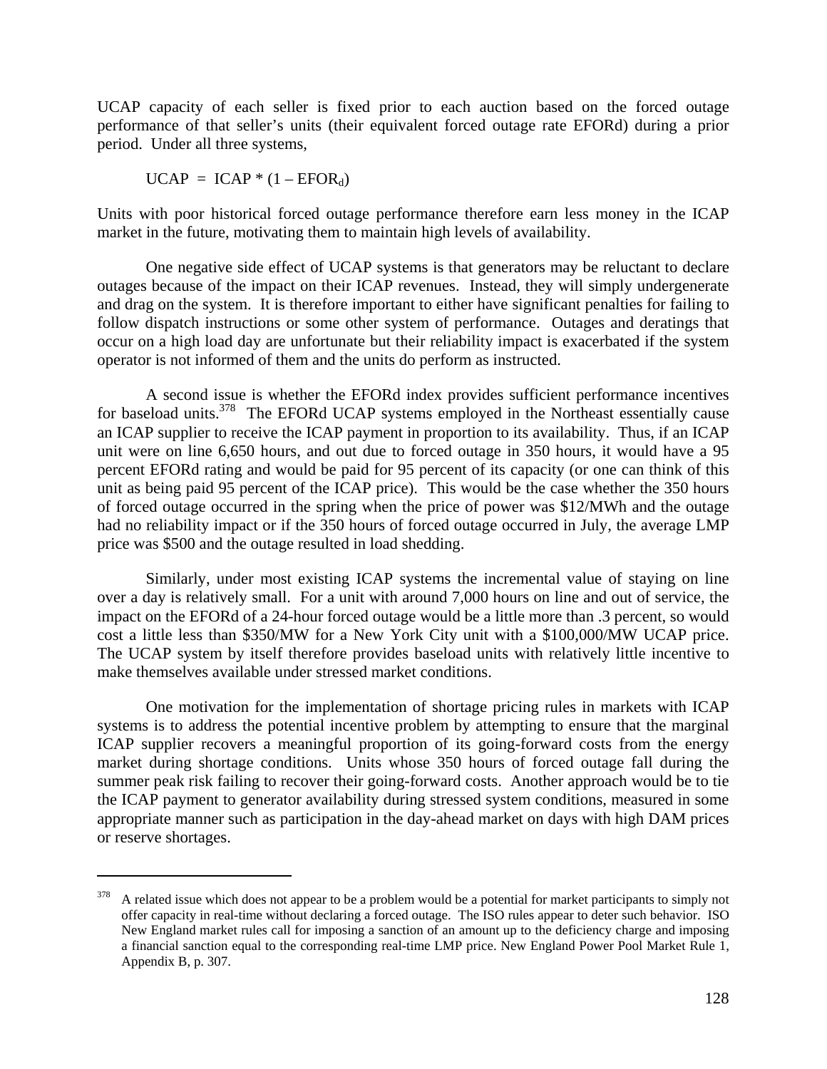UCAP capacity of each seller is fixed prior to each auction based on the forced outage performance of that seller's units (their equivalent forced outage rate EFORd) during a prior period. Under all three systems,

$$UCAP = ICAP * (1 - EFOR_d)$$

Units with poor historical forced outage performance therefore earn less money in the ICAP market in the future, motivating them to maintain high levels of availability.

One negative side effect of UCAP systems is that generators may be reluctant to declare outages because of the impact on their ICAP revenues. Instead, they will simply undergenerate and drag on the system. It is therefore important to either have significant penalties for failing to follow dispatch instructions or some other system of performance. Outages and deratings that occur on a high load day are unfortunate but their reliability impact is exacerbated if the system operator is not informed of them and the units do perform as instructed.

A second issue is whether the EFORd index provides sufficient performance incentives for baseload units.[378] The EFORd UCAP systems employed in the Northeast essentially cause an ICAP supplier to receive the ICAP payment in proportion to its availability. Thus, if an ICAP unit were on line 6,650 hours, and out due to forced outage in 350 hours, it would have a 95 percent EFORd rating and would be paid for 95 percent of its capacity (or one can think of this unit as being paid 95 percent of the ICAP price). This would be the case whether the 350 hours of forced outage occurred in the spring when the price of power was $12/MWh and the outage had no reliability impact or if the 350 hours of forced outage occurred in July, the average LMP price was $500 and the outage resulted in load shedding.

Similarly, under most existing ICAP systems the incremental value of staying on line over a day is relatively small. For a unit with around 7,000 hours on line and out of service, the impact on the EFORd of a 24-hour forced outage would be a little more than .3 percent, so would cost a little less than $350/MW for a New York City unit with a $100,000/MW UCAP price. The UCAP system by itself therefore provides baseload units with relatively little incentive to make themselves available under stressed market conditions.

One motivation for the implementation of shortage pricing rules in markets with ICAP systems is to address the potential incentive problem by attempting to ensure that the marginal ICAP supplier recovers a meaningful proportion of its going-forward costs from the energy market during shortage conditions. Units whose 350 hours of forced outage fall during the summer peak risk failing to recover their going-forward costs. Another approach would be to tie the ICAP payment to generator availability during stressed system conditions, measured in some appropriate manner such as participation in the day-ahead market on days with high DAM prices or reserve shortages.

---

[378] A related issue which does not appear to be a problem would be a potential for market participants to simply not offer capacity in real-time without declaring a forced outage. The ISO rules appear to deter such behavior. ISO New England market rules call for imposing a sanction of an amount up to the deficiency charge and imposing a financial sanction equal to the corresponding real-time LMP price. New England Power Pool Market Rule 1, Appendix B, p. 307.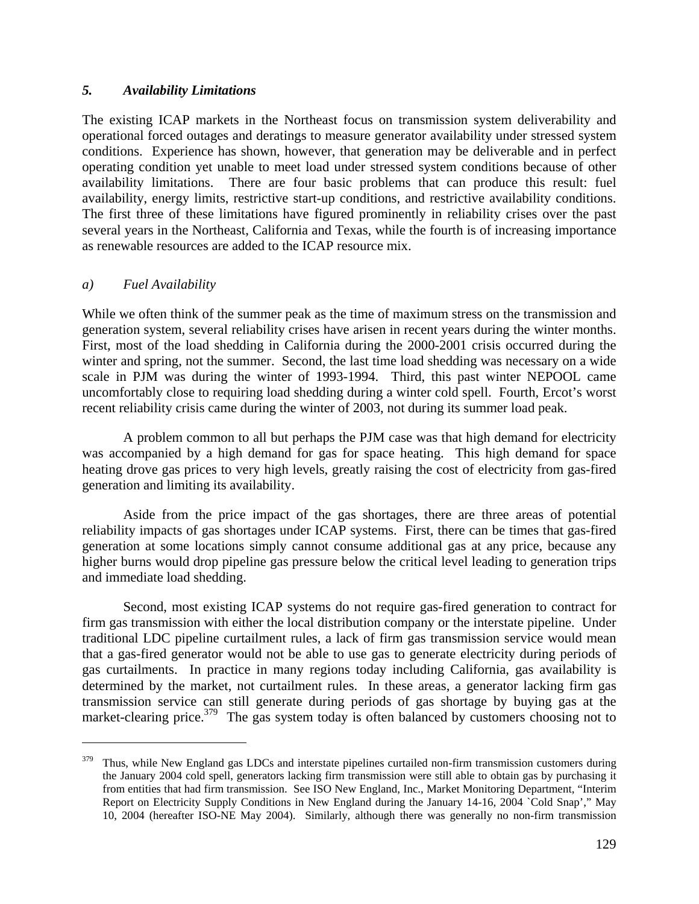### *5. Availability Limitations*

The existing ICAP markets in the Northeast focus on transmission system deliverability and operational forced outages and deratings to measure generator availability under stressed system conditions. Experience has shown, however, that generation may be deliverable and in perfect operating condition yet unable to meet load under stressed system conditions because of other availability limitations. There are four basic problems that can produce this result: fuel availability, energy limits, restrictive start-up conditions, and restrictive availability conditions. The first three of these limitations have figured prominently in reliability crises over the past several years in the Northeast, California and Texas, while the fourth is of increasing importance as renewable resources are added to the ICAP resource mix.

#### *a) Fuel Availability*

While we often think of the summer peak as the time of maximum stress on the transmission and generation system, several reliability crises have arisen in recent years during the winter months. First, most of the load shedding in California during the 2000-2001 crisis occurred during the winter and spring, not the summer. Second, the last time load shedding was necessary on a wide scale in PJM was during the winter of 1993-1994. Third, this past winter NEPOOL came uncomfortably close to requiring load shedding during a winter cold spell. Fourth, Ercot's worst recent reliability crisis came during the winter of 2003, not during its summer load peak.

A problem common to all but perhaps the PJM case was that high demand for electricity was accompanied by a high demand for gas for space heating. This high demand for space heating drove gas prices to very high levels, greatly raising the cost of electricity from gas-fired generation and limiting its availability.

Aside from the price impact of the gas shortages, there are three areas of potential reliability impacts of gas shortages under ICAP systems. First, there can be times that gas-fired generation at some locations simply cannot consume additional gas at any price, because any higher burns would drop pipeline gas pressure below the critical level leading to generation trips and immediate load shedding.

Second, most existing ICAP systems do not require gas-fired generation to contract for firm gas transmission with either the local distribution company or the interstate pipeline. Under traditional LDC pipeline curtailment rules, a lack of firm gas transmission service would mean that a gas-fired generator would not be able to use gas to generate electricity during periods of gas curtailments. In practice in many regions today including California, gas availability is determined by the market, not curtailment rules. In these areas, a generator lacking firm gas transmission service can still generate during periods of gas shortage by buying gas at the market-clearing price.[379] The gas system today is often balanced by customers choosing not to

[379] Thus, while New England gas LDCs and interstate pipelines curtailed non-firm transmission customers during the January 2004 cold spell, generators lacking firm transmission were still able to obtain gas by purchasing it from entities that had firm transmission. See ISO New England, Inc., Market Monitoring Department, "Interim Report on Electricity Supply Conditions in New England during the January 14-16, 2004 `Cold Snap'," May 10, 2004 (hereafter ISO-NE May 2004). Similarly, although there was generally no non-firm transmission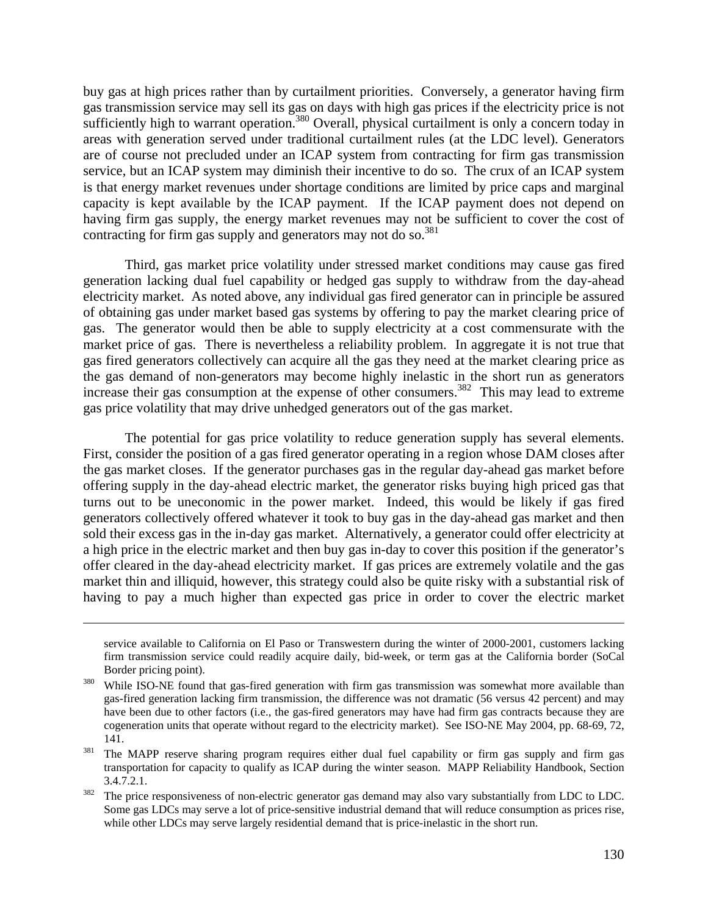buy gas at high prices rather than by curtailment priorities. Conversely, a generator having firm gas transmission service may sell its gas on days with high gas prices if the electricity price is not sufficiently high to warrant operation.[380] Overall, physical curtailment is only a concern today in areas with generation served under traditional curtailment rules (at the LDC level). Generators are of course not precluded under an ICAP system from contracting for firm gas transmission service, but an ICAP system may diminish their incentive to do so. The crux of an ICAP system is that energy market revenues under shortage conditions are limited by price caps and marginal capacity is kept available by the ICAP payment. If the ICAP payment does not depend on having firm gas supply, the energy market revenues may not be sufficient to cover the cost of contracting for firm gas supply and generators may not do so.[381]

Third, gas market price volatility under stressed market conditions may cause gas fired generation lacking dual fuel capability or hedged gas supply to withdraw from the day-ahead electricity market. As noted above, any individual gas fired generator can in principle be assured of obtaining gas under market based gas systems by offering to pay the market clearing price of gas. The generator would then be able to supply electricity at a cost commensurate with the market price of gas. There is nevertheless a reliability problem. In aggregate it is not true that gas fired generators collectively can acquire all the gas they need at the market clearing price as the gas demand of non-generators may become highly inelastic in the short run as generators increase their gas consumption at the expense of other consumers.[382] This may lead to extreme gas price volatility that may drive unhedged generators out of the gas market.

The potential for gas price volatility to reduce generation supply has several elements. First, consider the position of a gas fired generator operating in a region whose DAM closes after the gas market closes. If the generator purchases gas in the regular day-ahead gas market before offering supply in the day-ahead electric market, the generator risks buying high priced gas that turns out to be uneconomic in the power market. Indeed, this would be likely if gas fired generators collectively offered whatever it took to buy gas in the day-ahead gas market and then sold their excess gas in the in-day gas market. Alternatively, a generator could offer electricity at a high price in the electric market and then buy gas in-day to cover this position if the generator's offer cleared in the day-ahead electricity market. If gas prices are extremely volatile and the gas market thin and illiquid, however, this strategy could also be quite risky with a substantial risk of having to pay a much higher than expected gas price in order to cover the electric market

---

service available to California on El Paso or Transwestern during the winter of 2000-2001, customers lacking firm transmission service could readily acquire daily, bid-week, or term gas at the California border (SoCal Border pricing point).

[380] While ISO-NE found that gas-fired generation with firm gas transmission was somewhat more available than gas-fired generation lacking firm transmission, the difference was not dramatic (56 versus 42 percent) and may have been due to other factors (i.e., the gas-fired generators may have had firm gas contracts because they are cogeneration units that operate without regard to the electricity market). See ISO-NE May 2004, pp. 68-69, 72, 141.

[381] The MAPP reserve sharing program requires either dual fuel capability or firm gas supply and firm gas transportation for capacity to qualify as ICAP during the winter season. MAPP Reliability Handbook, Section 3.4.7.2.1.

[382] The price responsiveness of non-electric generator gas demand may also vary substantially from LDC to LDC. Some gas LDCs may serve a lot of price-sensitive industrial demand that will reduce consumption as prices rise, while other LDCs may serve largely residential demand that is price-inelastic in the short run.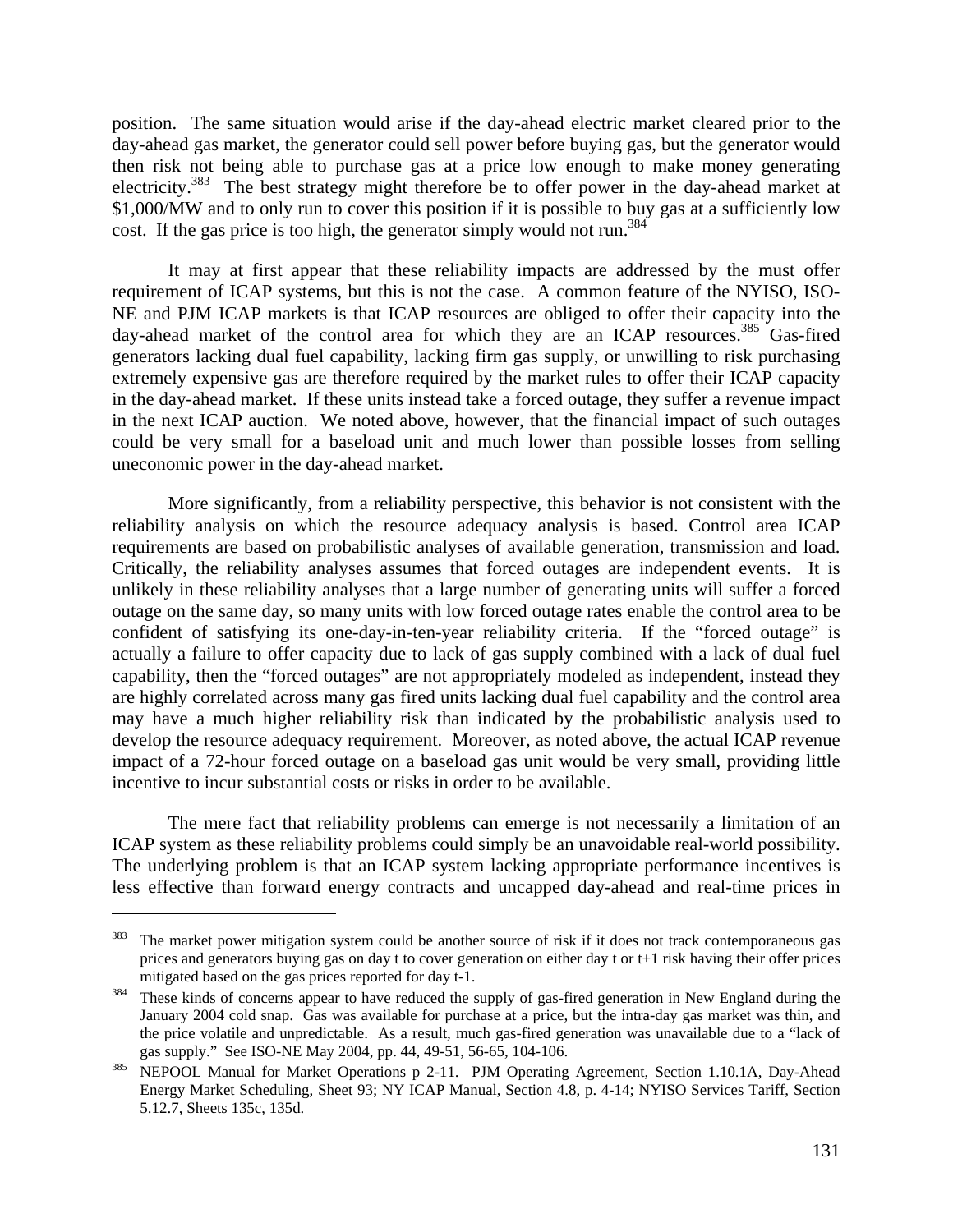position. The same situation would arise if the day-ahead electric market cleared prior to the day-ahead gas market, the generator could sell power before buying gas, but the generator would then risk not being able to purchase gas at a price low enough to make money generating electricity.[383] The best strategy might therefore be to offer power in the day-ahead market at $1,000/MW and to only run to cover this position if it is possible to buy gas at a sufficiently low cost. If the gas price is too high, the generator simply would not run.[384]

It may at first appear that these reliability impacts are addressed by the must offer requirement of ICAP systems, but this is not the case. A common feature of the NYISO, ISO-NE and PJM ICAP markets is that ICAP resources are obliged to offer their capacity into the day-ahead market of the control area for which they are an ICAP resources.[385] Gas-fired generators lacking dual fuel capability, lacking firm gas supply, or unwilling to risk purchasing extremely expensive gas are therefore required by the market rules to offer their ICAP capacity in the day-ahead market. If these units instead take a forced outage, they suffer a revenue impact in the next ICAP auction. We noted above, however, that the financial impact of such outages could be very small for a baseload unit and much lower than possible losses from selling uneconomic power in the day-ahead market.

More significantly, from a reliability perspective, this behavior is not consistent with the reliability analysis on which the resource adequacy analysis is based. Control area ICAP requirements are based on probabilistic analyses of available generation, transmission and load. Critically, the reliability analyses assumes that forced outages are independent events. It is unlikely in these reliability analyses that a large number of generating units will suffer a forced outage on the same day, so many units with low forced outage rates enable the control area to be confident of satisfying its one-day-in-ten-year reliability criteria. If the "forced outage" is actually a failure to offer capacity due to lack of gas supply combined with a lack of dual fuel capability, then the "forced outages" are not appropriately modeled as independent, instead they are highly correlated across many gas fired units lacking dual fuel capability and the control area may have a much higher reliability risk than indicated by the probabilistic analysis used to develop the resource adequacy requirement. Moreover, as noted above, the actual ICAP revenue impact of a 72-hour forced outage on a baseload gas unit would be very small, providing little incentive to incur substantial costs or risks in order to be available.

The mere fact that reliability problems can emerge is not necessarily a limitation of an ICAP system as these reliability problems could simply be an unavoidable real-world possibility. The underlying problem is that an ICAP system lacking appropriate performance incentives is less effective than forward energy contracts and uncapped day-ahead and real-time prices in

---

[383] The market power mitigation system could be another source of risk if it does not track contemporaneous gas prices and generators buying gas on day t to cover generation on either day t or t+1 risk having their offer prices mitigated based on the gas prices reported for day t-1.

[384] These kinds of concerns appear to have reduced the supply of gas-fired generation in New England during the January 2004 cold snap. Gas was available for purchase at a price, but the intra-day gas market was thin, and the price volatile and unpredictable. As a result, much gas-fired generation was unavailable due to a "lack of gas supply." See ISO-NE May 2004, pp. 44, 49-51, 56-65, 104-106.

[385] NEPOOL Manual for Market Operations p 2-11. PJM Operating Agreement, Section 1.10.1A, Day-Ahead Energy Market Scheduling, Sheet 93; NY ICAP Manual, Section 4.8, p. 4-14; NYISO Services Tariff, Section 5.12.7, Sheets 135c, 135d.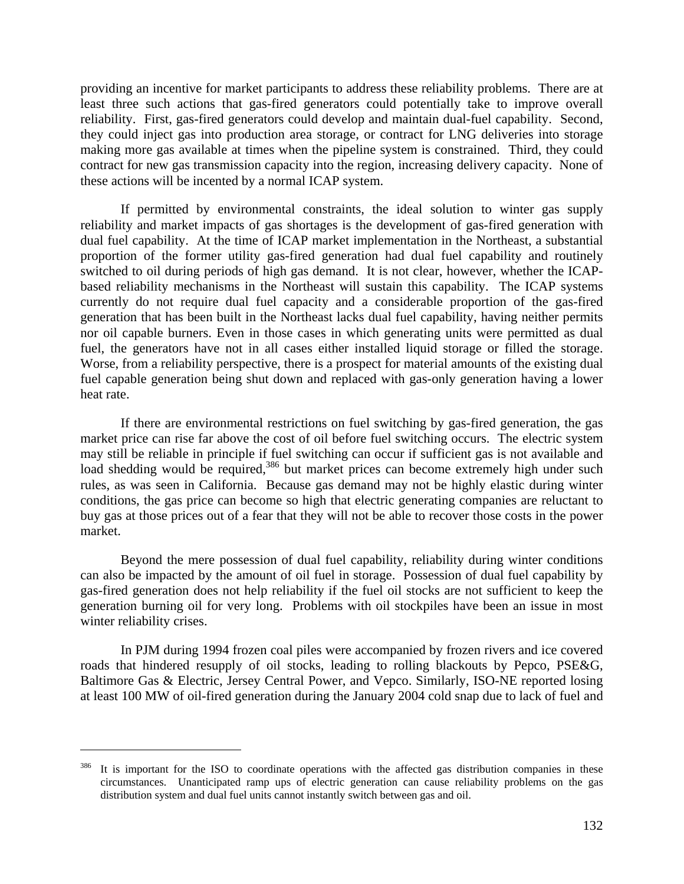providing an incentive for market participants to address these reliability problems. There are at least three such actions that gas-fired generators could potentially take to improve overall reliability. First, gas-fired generators could develop and maintain dual-fuel capability. Second, they could inject gas into production area storage, or contract for LNG deliveries into storage making more gas available at times when the pipeline system is constrained. Third, they could contract for new gas transmission capacity into the region, increasing delivery capacity. None of these actions will be incented by a normal ICAP system.

If permitted by environmental constraints, the ideal solution to winter gas supply reliability and market impacts of gas shortages is the development of gas-fired generation with dual fuel capability. At the time of ICAP market implementation in the Northeast, a substantial proportion of the former utility gas-fired generation had dual fuel capability and routinely switched to oil during periods of high gas demand. It is not clear, however, whether the ICAP-based reliability mechanisms in the Northeast will sustain this capability. The ICAP systems currently do not require dual fuel capacity and a considerable proportion of the gas-fired generation that has been built in the Northeast lacks dual fuel capability, having neither permits nor oil capable burners. Even in those cases in which generating units were permitted as dual fuel, the generators have not in all cases either installed liquid storage or filled the storage. Worse, from a reliability perspective, there is a prospect for material amounts of the existing dual fuel capable generation being shut down and replaced with gas-only generation having a lower heat rate.

If there are environmental restrictions on fuel switching by gas-fired generation, the gas market price can rise far above the cost of oil before fuel switching occurs. The electric system may still be reliable in principle if fuel switching can occur if sufficient gas is not available and load shedding would be required,[386] but market prices can become extremely high under such rules, as was seen in California. Because gas demand may not be highly elastic during winter conditions, the gas price can become so high that electric generating companies are reluctant to buy gas at those prices out of a fear that they will not be able to recover those costs in the power market.

Beyond the mere possession of dual fuel capability, reliability during winter conditions can also be impacted by the amount of oil fuel in storage. Possession of dual fuel capability by gas-fired generation does not help reliability if the fuel oil stocks are not sufficient to keep the generation burning oil for very long. Problems with oil stockpiles have been an issue in most winter reliability crises.

In PJM during 1994 frozen coal piles were accompanied by frozen rivers and ice covered roads that hindered resupply of oil stocks, leading to rolling blackouts by Pepco, PSE&G, Baltimore Gas & Electric, Jersey Central Power, and Vepco. Similarly, ISO-NE reported losing at least 100 MW of oil-fired generation during the January 2004 cold snap due to lack of fuel and

---

[386] It is important for the ISO to coordinate operations with the affected gas distribution companies in these circumstances. Unanticipated ramp ups of electric generation can cause reliability problems on the gas distribution system and dual fuel units cannot instantly switch between gas and oil.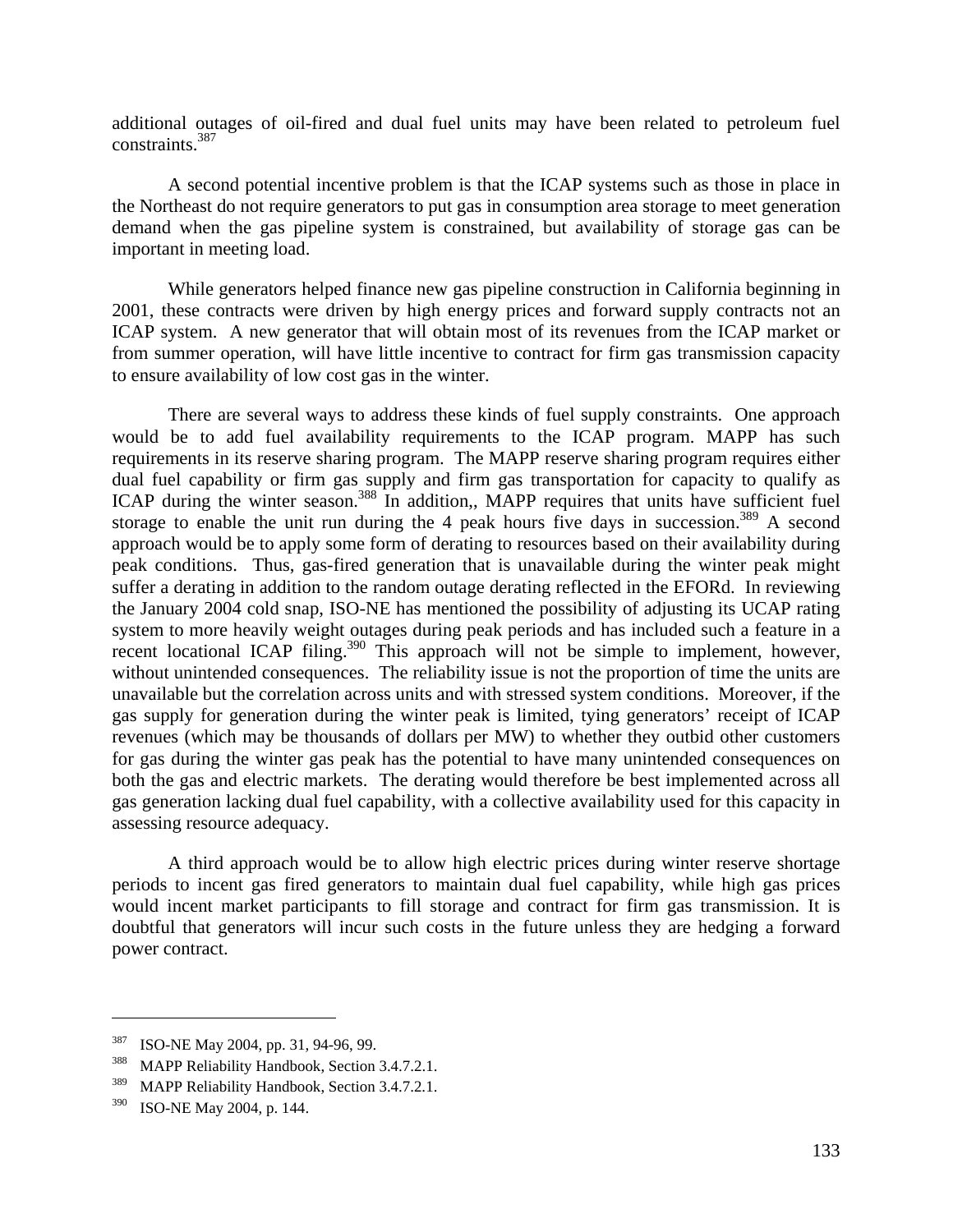additional outages of oil-fired and dual fuel units may have been related to petroleum fuel constraints.[387]

A second potential incentive problem is that the ICAP systems such as those in place in the Northeast do not require generators to put gas in consumption area storage to meet generation demand when the gas pipeline system is constrained, but availability of storage gas can be important in meeting load.

While generators helped finance new gas pipeline construction in California beginning in 2001, these contracts were driven by high energy prices and forward supply contracts not an ICAP system. A new generator that will obtain most of its revenues from the ICAP market or from summer operation, will have little incentive to contract for firm gas transmission capacity to ensure availability of low cost gas in the winter.

There are several ways to address these kinds of fuel supply constraints. One approach would be to add fuel availability requirements to the ICAP program. MAPP has such requirements in its reserve sharing program. The MAPP reserve sharing program requires either dual fuel capability or firm gas supply and firm gas transportation for capacity to qualify as ICAP during the winter season.[388] In addition,, MAPP requires that units have sufficient fuel storage to enable the unit run during the 4 peak hours five days in succession.[389] A second approach would be to apply some form of derating to resources based on their availability during peak conditions. Thus, gas-fired generation that is unavailable during the winter peak might suffer a derating in addition to the random outage derating reflected in the EFORd. In reviewing the January 2004 cold snap, ISO-NE has mentioned the possibility of adjusting its UCAP rating system to more heavily weight outages during peak periods and has included such a feature in a recent locational ICAP filing.[390] This approach will not be simple to implement, however, without unintended consequences. The reliability issue is not the proportion of time the units are unavailable but the correlation across units and with stressed system conditions. Moreover, if the gas supply for generation during the winter peak is limited, tying generators' receipt of ICAP revenues (which may be thousands of dollars per MW) to whether they outbid other customers for gas during the winter gas peak has the potential to have many unintended consequences on both the gas and electric markets. The derating would therefore be best implemented across all gas generation lacking dual fuel capability, with a collective availability used for this capacity in assessing resource adequacy.

A third approach would be to allow high electric prices during winter reserve shortage periods to incent gas fired generators to maintain dual fuel capability, while high gas prices would incent market participants to fill storage and contract for firm gas transmission. It is doubtful that generators will incur such costs in the future unless they are hedging a forward power contract.

---

[387] ISO-NE May 2004, pp. 31, 94-96, 99.

[388] MAPP Reliability Handbook, Section 3.4.7.2.1.

[389] MAPP Reliability Handbook, Section 3.4.7.2.1.

[390] ISO-NE May 2004, p. 144.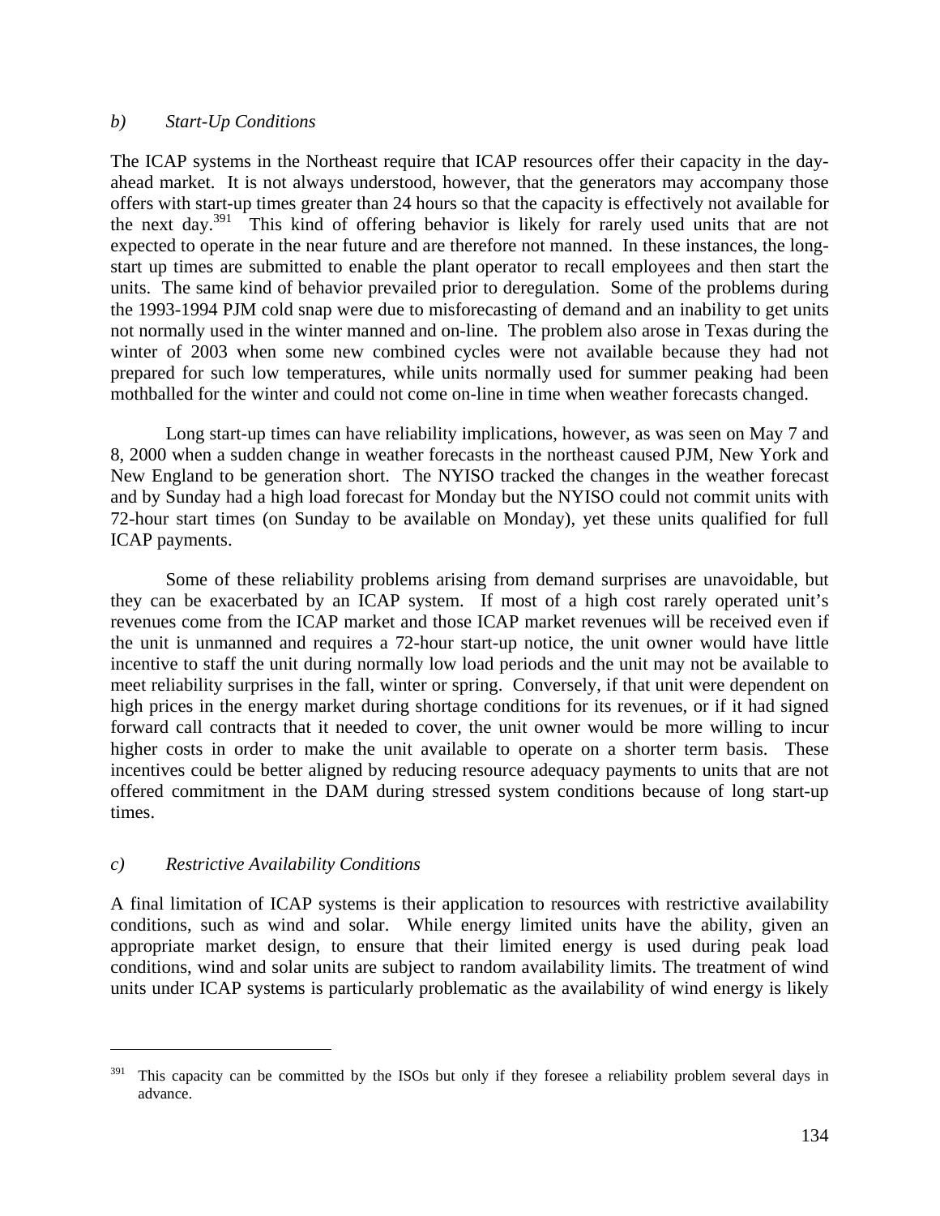*b) Start-Up Conditions*

The ICAP systems in the Northeast require that ICAP resources offer their capacity in the day-ahead market. It is not always understood, however, that the generators may accompany those offers with start-up times greater than 24 hours so that the capacity is effectively not available for the next day.[391] This kind of offering behavior is likely for rarely used units that are not expected to operate in the near future and are therefore not manned. In these instances, the long-start up times are submitted to enable the plant operator to recall employees and then start the units. The same kind of behavior prevailed prior to deregulation. Some of the problems during the 1993-1994 PJM cold snap were due to misforecasting of demand and an inability to get units not normally used in the winter manned and on-line. The problem also arose in Texas during the winter of 2003 when some new combined cycles were not available because they had not prepared for such low temperatures, while units normally used for summer peaking had been mothballed for the winter and could not come on-line in time when weather forecasts changed.

Long start-up times can have reliability implications, however, as was seen on May 7 and 8, 2000 when a sudden change in weather forecasts in the northeast caused PJM, New York and New England to be generation short. The NYISO tracked the changes in the weather forecast and by Sunday had a high load forecast for Monday but the NYISO could not commit units with 72-hour start times (on Sunday to be available on Monday), yet these units qualified for full ICAP payments.

Some of these reliability problems arising from demand surprises are unavoidable, but they can be exacerbated by an ICAP system. If most of a high cost rarely operated unit's revenues come from the ICAP market and those ICAP market revenues will be received even if the unit is unmanned and requires a 72-hour start-up notice, the unit owner would have little incentive to staff the unit during normally low load periods and the unit may not be available to meet reliability surprises in the fall, winter or spring. Conversely, if that unit were dependent on high prices in the energy market during shortage conditions for its revenues, or if it had signed forward call contracts that it needed to cover, the unit owner would be more willing to incur higher costs in order to make the unit available to operate on a shorter term basis. These incentives could be better aligned by reducing resource adequacy payments to units that are not offered commitment in the DAM during stressed system conditions because of long start-up times.

*c) Restrictive Availability Conditions*

A final limitation of ICAP systems is their application to resources with restrictive availability conditions, such as wind and solar. While energy limited units have the ability, given an appropriate market design, to ensure that their limited energy is used during peak load conditions, wind and solar units are subject to random availability limits. The treatment of wind units under ICAP systems is particularly problematic as the availability of wind energy is likely

[391] This capacity can be committed by the ISOs but only if they foresee a reliability problem several days in advance.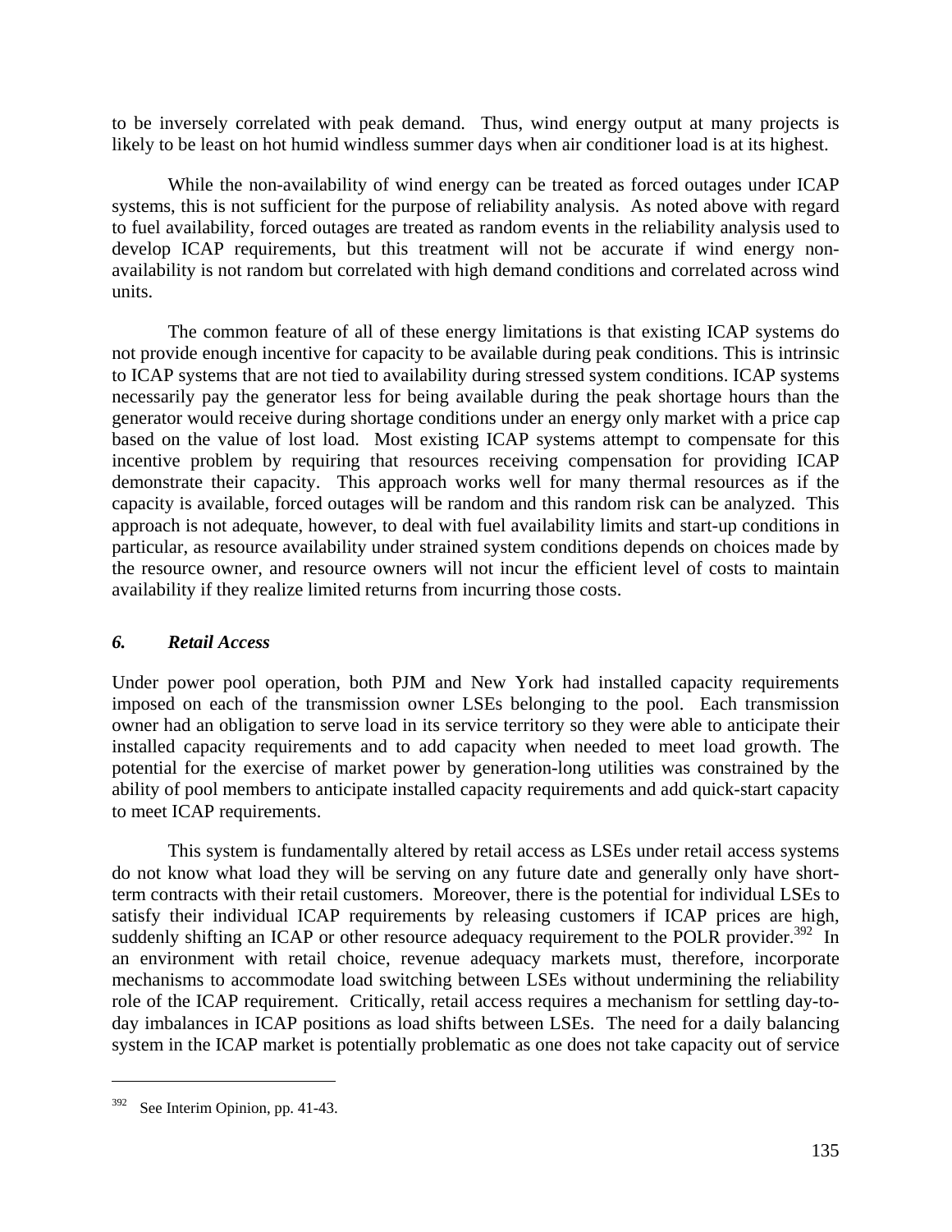to be inversely correlated with peak demand. Thus, wind energy output at many projects is likely to be least on hot humid windless summer days when air conditioner load is at its highest.

While the non-availability of wind energy can be treated as forced outages under ICAP systems, this is not sufficient for the purpose of reliability analysis. As noted above with regard to fuel availability, forced outages are treated as random events in the reliability analysis used to develop ICAP requirements, but this treatment will not be accurate if wind energy non-availability is not random but correlated with high demand conditions and correlated across wind units.

The common feature of all of these energy limitations is that existing ICAP systems do not provide enough incentive for capacity to be available during peak conditions. This is intrinsic to ICAP systems that are not tied to availability during stressed system conditions. ICAP systems necessarily pay the generator less for being available during the peak shortage hours than the generator would receive during shortage conditions under an energy only market with a price cap based on the value of lost load. Most existing ICAP systems attempt to compensate for this incentive problem by requiring that resources receiving compensation for providing ICAP demonstrate their capacity. This approach works well for many thermal resources as if the capacity is available, forced outages will be random and this random risk can be analyzed. This approach is not adequate, however, to deal with fuel availability limits and start-up conditions in particular, as resource availability under strained system conditions depends on choices made by the resource owner, and resource owners will not incur the efficient level of costs to maintain availability if they realize limited returns from incurring those costs.

### *6. Retail Access*

Under power pool operation, both PJM and New York had installed capacity requirements imposed on each of the transmission owner LSEs belonging to the pool. Each transmission owner had an obligation to serve load in its service territory so they were able to anticipate their installed capacity requirements and to add capacity when needed to meet load growth. The potential for the exercise of market power by generation-long utilities was constrained by the ability of pool members to anticipate installed capacity requirements and add quick-start capacity to meet ICAP requirements.

This system is fundamentally altered by retail access as LSEs under retail access systems do not know what load they will be serving on any future date and generally only have short-term contracts with their retail customers. Moreover, there is the potential for individual LSEs to satisfy their individual ICAP requirements by releasing customers if ICAP prices are high, suddenly shifting an ICAP or other resource adequacy requirement to the POLR provider.[392] In an environment with retail choice, revenue adequacy markets must, therefore, incorporate mechanisms to accommodate load switching between LSEs without undermining the reliability role of the ICAP requirement. Critically, retail access requires a mechanism for settling day-to-day imbalances in ICAP positions as load shifts between LSEs. The need for a daily balancing system in the ICAP market is potentially problematic as one does not take capacity out of service

[392] See Interim Opinion, pp. 41-43.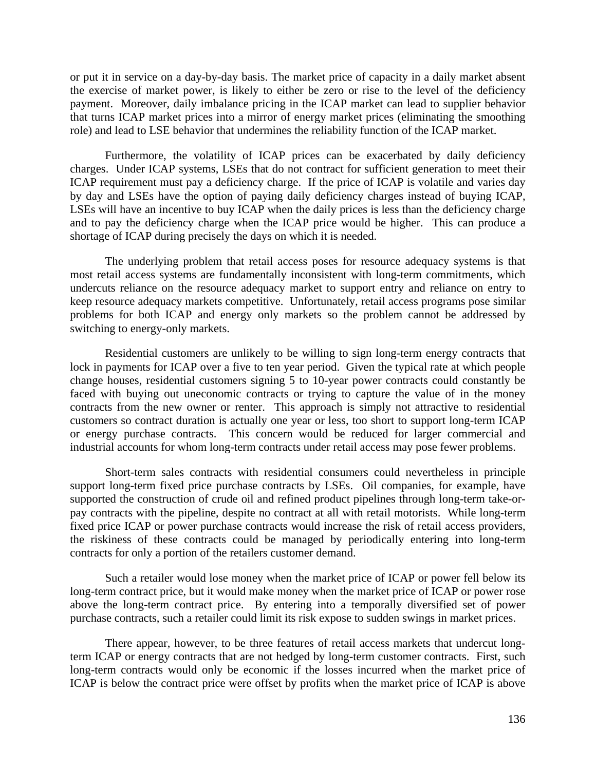or put it in service on a day-by-day basis. The market price of capacity in a daily market absent the exercise of market power, is likely to either be zero or rise to the level of the deficiency payment. Moreover, daily imbalance pricing in the ICAP market can lead to supplier behavior that turns ICAP market prices into a mirror of energy market prices (eliminating the smoothing role) and lead to LSE behavior that undermines the reliability function of the ICAP market.

Furthermore, the volatility of ICAP prices can be exacerbated by daily deficiency charges. Under ICAP systems, LSEs that do not contract for sufficient generation to meet their ICAP requirement must pay a deficiency charge. If the price of ICAP is volatile and varies day by day and LSEs have the option of paying daily deficiency charges instead of buying ICAP, LSEs will have an incentive to buy ICAP when the daily prices is less than the deficiency charge and to pay the deficiency charge when the ICAP price would be higher. This can produce a shortage of ICAP during precisely the days on which it is needed.

The underlying problem that retail access poses for resource adequacy systems is that most retail access systems are fundamentally inconsistent with long-term commitments, which undercuts reliance on the resource adequacy market to support entry and reliance on entry to keep resource adequacy markets competitive. Unfortunately, retail access programs pose similar problems for both ICAP and energy only markets so the problem cannot be addressed by switching to energy-only markets.

Residential customers are unlikely to be willing to sign long-term energy contracts that lock in payments for ICAP over a five to ten year period. Given the typical rate at which people change houses, residential customers signing 5 to 10-year power contracts could constantly be faced with buying out uneconomic contracts or trying to capture the value of in the money contracts from the new owner or renter. This approach is simply not attractive to residential customers so contract duration is actually one year or less, too short to support long-term ICAP or energy purchase contracts. This concern would be reduced for larger commercial and industrial accounts for whom long-term contracts under retail access may pose fewer problems.

Short-term sales contracts with residential consumers could nevertheless in principle support long-term fixed price purchase contracts by LSEs. Oil companies, for example, have supported the construction of crude oil and refined product pipelines through long-term take-or-pay contracts with the pipeline, despite no contract at all with retail motorists. While long-term fixed price ICAP or power purchase contracts would increase the risk of retail access providers, the riskiness of these contracts could be managed by periodically entering into long-term contracts for only a portion of the retailers customer demand.

Such a retailer would lose money when the market price of ICAP or power fell below its long-term contract price, but it would make money when the market price of ICAP or power rose above the long-term contract price. By entering into a temporally diversified set of power purchase contracts, such a retailer could limit its risk expose to sudden swings in market prices.

There appear, however, to be three features of retail access markets that undercut long-term ICAP or energy contracts that are not hedged by long-term customer contracts. First, such long-term contracts would only be economic if the losses incurred when the market price of ICAP is below the contract price were offset by profits when the market price of ICAP is above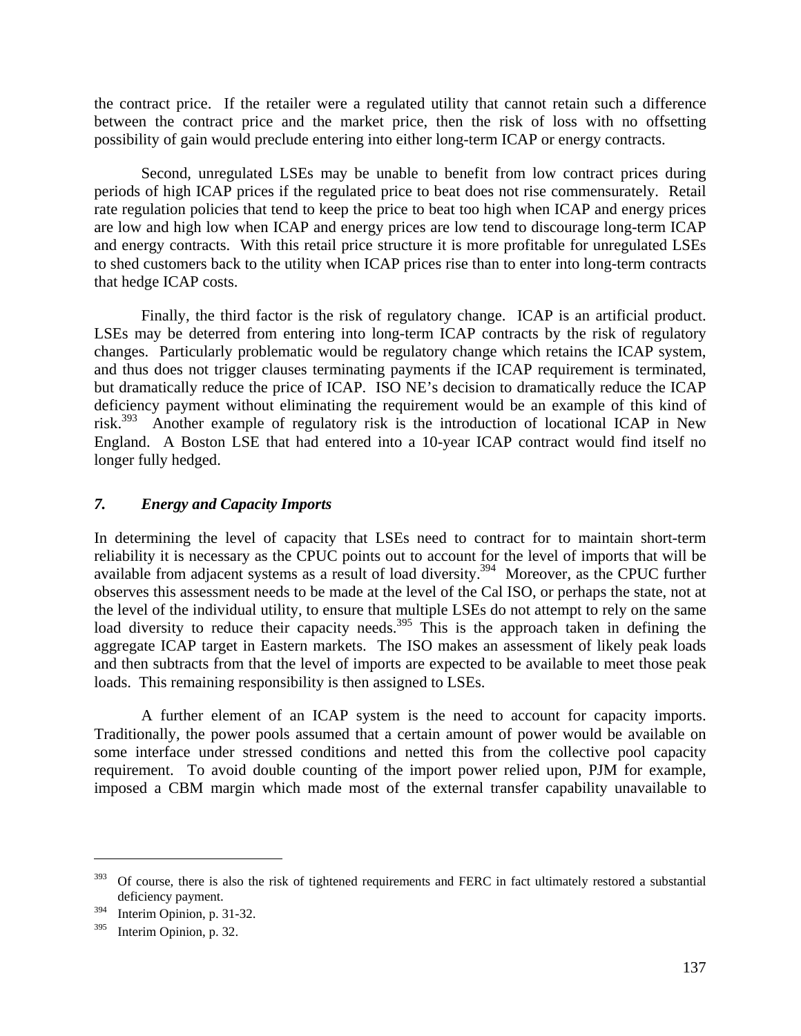the contract price. If the retailer were a regulated utility that cannot retain such a difference between the contract price and the market price, then the risk of loss with no offsetting possibility of gain would preclude entering into either long-term ICAP or energy contracts.

Second, unregulated LSEs may be unable to benefit from low contract prices during periods of high ICAP prices if the regulated price to beat does not rise commensurately. Retail rate regulation policies that tend to keep the price to beat too high when ICAP and energy prices are low and high low when ICAP and energy prices are low tend to discourage long-term ICAP and energy contracts. With this retail price structure it is more profitable for unregulated LSEs to shed customers back to the utility when ICAP prices rise than to enter into long-term contracts that hedge ICAP costs.

Finally, the third factor is the risk of regulatory change. ICAP is an artificial product. LSEs may be deterred from entering into long-term ICAP contracts by the risk of regulatory changes. Particularly problematic would be regulatory change which retains the ICAP system, and thus does not trigger clauses terminating payments if the ICAP requirement is terminated, but dramatically reduce the price of ICAP. ISO NE's decision to dramatically reduce the ICAP deficiency payment without eliminating the requirement would be an example of this kind of risk.[393] Another example of regulatory risk is the introduction of locational ICAP in New England. A Boston LSE that had entered into a 10-year ICAP contract would find itself no longer fully hedged.

### *7. Energy and Capacity Imports*

In determining the level of capacity that LSEs need to contract for to maintain short-term reliability it is necessary as the CPUC points out to account for the level of imports that will be available from adjacent systems as a result of load diversity.[394] Moreover, as the CPUC further observes this assessment needs to be made at the level of the Cal ISO, or perhaps the state, not at the level of the individual utility, to ensure that multiple LSEs do not attempt to rely on the same load diversity to reduce their capacity needs.[395] This is the approach taken in defining the aggregate ICAP target in Eastern markets. The ISO makes an assessment of likely peak loads and then subtracts from that the level of imports are expected to be available to meet those peak loads. This remaining responsibility is then assigned to LSEs.

A further element of an ICAP system is the need to account for capacity imports. Traditionally, the power pools assumed that a certain amount of power would be available on some interface under stressed conditions and netted this from the collective pool capacity requirement. To avoid double counting of the import power relied upon, PJM for example, imposed a CBM margin which made most of the external transfer capability unavailable to

---

[393] Of course, there is also the risk of tightened requirements and FERC in fact ultimately restored a substantial deficiency payment.

[394] Interim Opinion, p. 31-32.

[395] Interim Opinion, p. 32.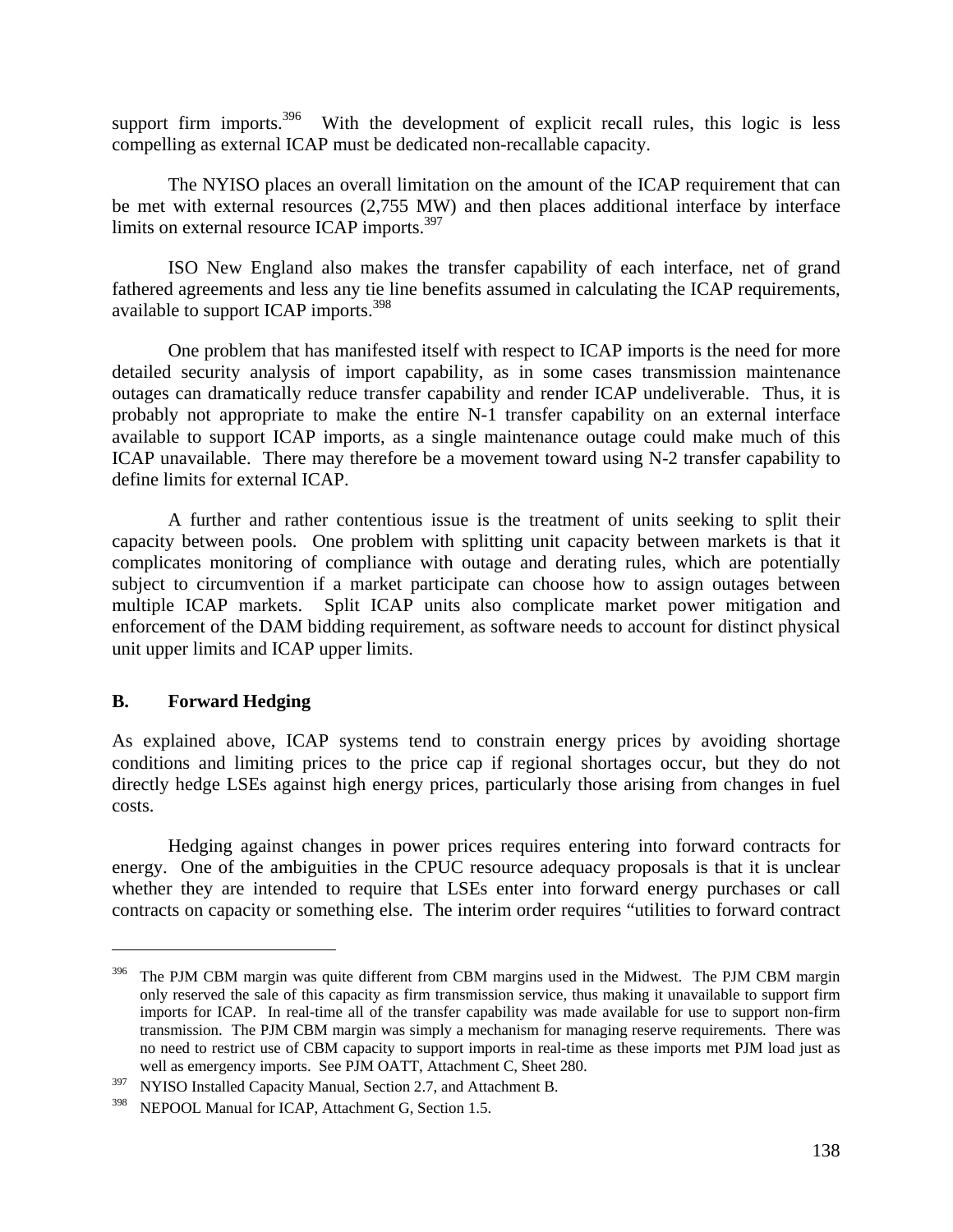support firm imports.[396] With the development of explicit recall rules, this logic is less compelling as external ICAP must be dedicated non-recallable capacity.

The NYISO places an overall limitation on the amount of the ICAP requirement that can be met with external resources (2,755 MW) and then places additional interface by interface limits on external resource ICAP imports.[397]

ISO New England also makes the transfer capability of each interface, net of grand fathered agreements and less any tie line benefits assumed in calculating the ICAP requirements, available to support ICAP imports.[398]

One problem that has manifested itself with respect to ICAP imports is the need for more detailed security analysis of import capability, as in some cases transmission maintenance outages can dramatically reduce transfer capability and render ICAP undeliverable. Thus, it is probably not appropriate to make the entire N-1 transfer capability on an external interface available to support ICAP imports, as a single maintenance outage could make much of this ICAP unavailable. There may therefore be a movement toward using N-2 transfer capability to define limits for external ICAP.

A further and rather contentious issue is the treatment of units seeking to split their capacity between pools. One problem with splitting unit capacity between markets is that it complicates monitoring of compliance with outage and derating rules, which are potentially subject to circumvention if a market participate can choose how to assign outages between multiple ICAP markets. Split ICAP units also complicate market power mitigation and enforcement of the DAM bidding requirement, as software needs to account for distinct physical unit upper limits and ICAP upper limits.

## B. Forward Hedging

As explained above, ICAP systems tend to constrain energy prices by avoiding shortage conditions and limiting prices to the price cap if regional shortages occur, but they do not directly hedge LSEs against high energy prices, particularly those arising from changes in fuel costs.

Hedging against changes in power prices requires entering into forward contracts for energy. One of the ambiguities in the CPUC resource adequacy proposals is that it is unclear whether they are intended to require that LSEs enter into forward energy purchases or call contracts on capacity or something else. The interim order requires "utilities to forward contract

---

[396] The PJM CBM margin was quite different from CBM margins used in the Midwest. The PJM CBM margin only reserved the sale of this capacity as firm transmission service, thus making it unavailable to support firm imports for ICAP. In real-time all of the transfer capability was made available for use to support non-firm transmission. The PJM CBM margin was simply a mechanism for managing reserve requirements. There was no need to restrict use of CBM capacity to support imports in real-time as these imports met PJM load just as well as emergency imports. See PJM OATT, Attachment C, Sheet 280.

[397] NYISO Installed Capacity Manual, Section 2.7, and Attachment B.

[398] NEPOOL Manual for ICAP, Attachment G, Section 1.5.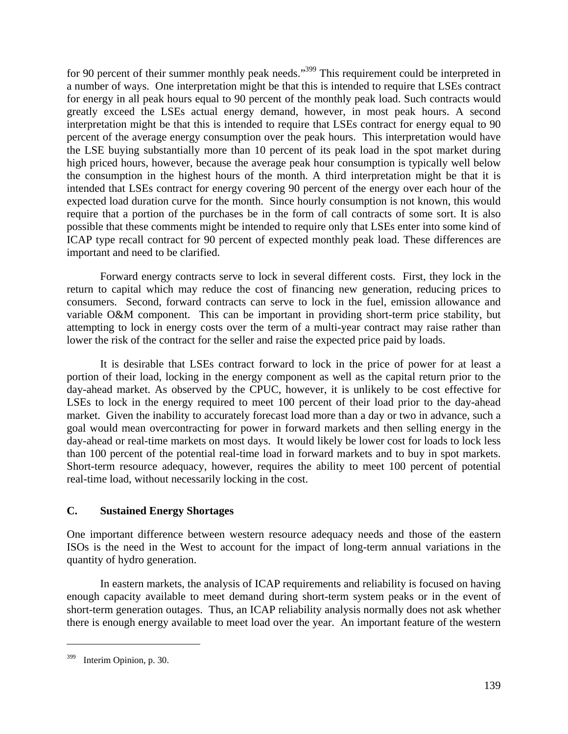for 90 percent of their summer monthly peak needs."[399] This requirement could be interpreted in a number of ways. One interpretation might be that this is intended to require that LSEs contract for energy in all peak hours equal to 90 percent of the monthly peak load. Such contracts would greatly exceed the LSEs actual energy demand, however, in most peak hours. A second interpretation might be that this is intended to require that LSEs contract for energy equal to 90 percent of the average energy consumption over the peak hours. This interpretation would have the LSE buying substantially more than 10 percent of its peak load in the spot market during high priced hours, however, because the average peak hour consumption is typically well below the consumption in the highest hours of the month. A third interpretation might be that it is intended that LSEs contract for energy covering 90 percent of the energy over each hour of the expected load duration curve for the month. Since hourly consumption is not known, this would require that a portion of the purchases be in the form of call contracts of some sort. It is also possible that these comments might be intended to require only that LSEs enter into some kind of ICAP type recall contract for 90 percent of expected monthly peak load. These differences are important and need to be clarified.

Forward energy contracts serve to lock in several different costs. First, they lock in the return to capital which may reduce the cost of financing new generation, reducing prices to consumers. Second, forward contracts can serve to lock in the fuel, emission allowance and variable O&M component. This can be important in providing short-term price stability, but attempting to lock in energy costs over the term of a multi-year contract may raise rather than lower the risk of the contract for the seller and raise the expected price paid by loads.

It is desirable that LSEs contract forward to lock in the price of power for at least a portion of their load, locking in the energy component as well as the capital return prior to the day-ahead market. As observed by the CPUC, however, it is unlikely to be cost effective for LSEs to lock in the energy required to meet 100 percent of their load prior to the day-ahead market. Given the inability to accurately forecast load more than a day or two in advance, such a goal would mean overcontracting for power in forward markets and then selling energy in the day-ahead or real-time markets on most days. It would likely be lower cost for loads to lock less than 100 percent of the potential real-time load in forward markets and to buy in spot markets. Short-term resource adequacy, however, requires the ability to meet 100 percent of potential real-time load, without necessarily locking in the cost.

## C. Sustained Energy Shortages

One important difference between western resource adequacy needs and those of the eastern ISOs is the need in the West to account for the impact of long-term annual variations in the quantity of hydro generation.

In eastern markets, the analysis of ICAP requirements and reliability is focused on having enough capacity available to meet demand during short-term system peaks or in the event of short-term generation outages. Thus, an ICAP reliability analysis normally does not ask whether there is enough energy available to meet load over the year. An important feature of the western

[399] Interim Opinion, p. 30.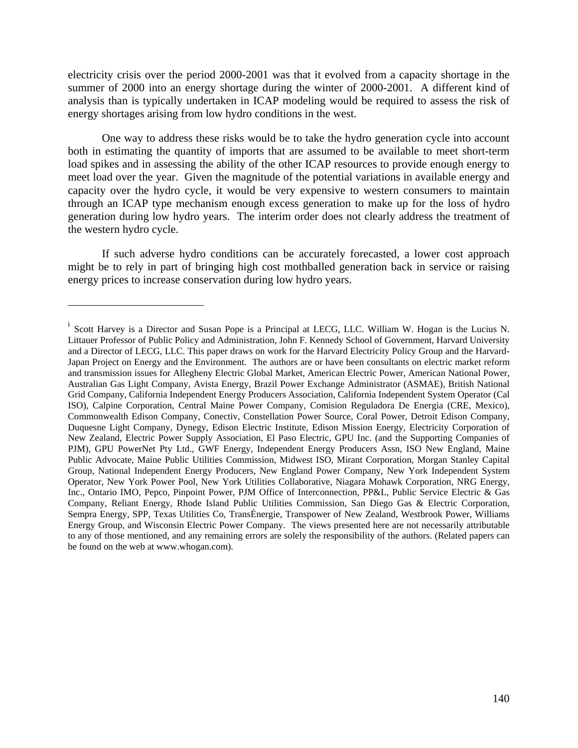electricity crisis over the period 2000-2001 was that it evolved from a capacity shortage in the summer of 2000 into an energy shortage during the winter of 2000-2001. A different kind of analysis than is typically undertaken in ICAP modeling would be required to assess the risk of energy shortages arising from low hydro conditions in the west.

One way to address these risks would be to take the hydro generation cycle into account both in estimating the quantity of imports that are assumed to be available to meet short-term load spikes and in assessing the ability of the other ICAP resources to provide enough energy to meet load over the year. Given the magnitude of the potential variations in available energy and capacity over the hydro cycle, it would be very expensive to western consumers to maintain through an ICAP type mechanism enough excess generation to make up for the loss of hydro generation during low hydro years. The interim order does not clearly address the treatment of the western hydro cycle.

If such adverse hydro conditions can be accurately forecasted, a lower cost approach might be to rely in part of bringing high cost mothballed generation back in service or raising energy prices to increase conservation during low hydro years.

---

[i] Scott Harvey is a Director and Susan Pope is a Principal at LECG, LLC. William W. Hogan is the Lucius N. Littauer Professor of Public Policy and Administration, John F. Kennedy School of Government, Harvard University and a Director of LECG, LLC. This paper draws on work for the Harvard Electricity Policy Group and the Harvard-Japan Project on Energy and the Environment. The authors are or have been consultants on electric market reform and transmission issues for Allegheny Electric Global Market, American Electric Power, American National Power, Australian Gas Light Company, Avista Energy, Brazil Power Exchange Administrator (ASMAE), British National Grid Company, California Independent Energy Producers Association, California Independent System Operator (Cal ISO), Calpine Corporation, Central Maine Power Company, Comision Reguladora De Energia (CRE, Mexico), Commonwealth Edison Company, Conectiv, Constellation Power Source, Coral Power, Detroit Edison Company, Duquesne Light Company, Dynegy, Edison Electric Institute, Edison Mission Energy, Electricity Corporation of New Zealand, Electric Power Supply Association, El Paso Electric, GPU Inc. (and the Supporting Companies of PJM), GPU PowerNet Pty Ltd., GWF Energy, Independent Energy Producers Assn, ISO New England, Maine Public Advocate, Maine Public Utilities Commission, Midwest ISO, Mirant Corporation, Morgan Stanley Capital Group, National Independent Energy Producers, New England Power Company, New York Independent System Operator, New York Power Pool, New York Utilities Collaborative, Niagara Mohawk Corporation, NRG Energy, Inc., Ontario IMO, Pepco, Pinpoint Power, PJM Office of Interconnection, PP&L, Public Service Electric & Gas Company, Reliant Energy, Rhode Island Public Utilities Commission, San Diego Gas & Electric Corporation, Sempra Energy, SPP, Texas Utilities Co, TransÉnergie, Transpower of New Zealand, Westbrook Power, Williams Energy Group, and Wisconsin Electric Power Company. The views presented here are not necessarily attributable to any of those mentioned, and any remaining errors are solely the responsibility of the authors. (Related papers can be found on the web at www.whogan.com).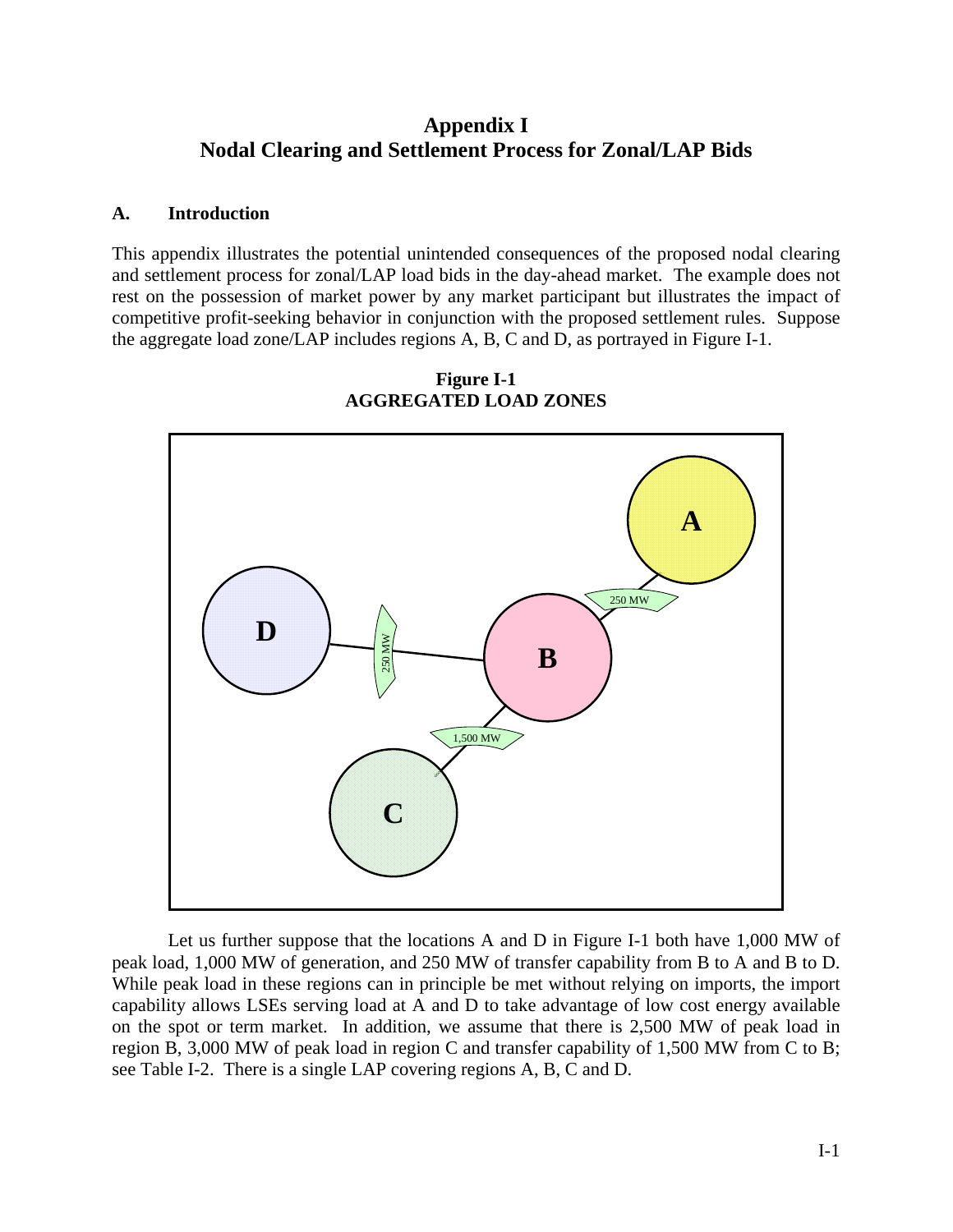# Appendix I
# Nodal Clearing and Settlement Process for Zonal/LAP Bids

## A. Introduction

This appendix illustrates the potential unintended consequences of the proposed nodal clearing and settlement process for zonal/LAP load bids in the day-ahead market. The example does not rest on the possession of market power by any market participant but illustrates the impact of competitive profit-seeking behavior in conjunction with the proposed settlement rules. Suppose the aggregate load zone/LAP includes regions A, B, C and D, as portrayed in Figure I-1.

**Figure I-1**
**AGGREGATED LOAD ZONES**

Let us further suppose that the locations A and D in Figure I-1 both have 1,000 MW of peak load, 1,000 MW of generation, and 250 MW of transfer capability from B to A and B to D. While peak load in these regions can in principle be met without relying on imports, the import capability allows LSEs serving load at A and D to take advantage of low cost energy available on the spot or term market. In addition, we assume that there is 2,500 MW of peak load in region B, 3,000 MW of peak load in region C and transfer capability of 1,500 MW from C to B; see Table I-2. There is a single LAP covering regions A, B, C and D.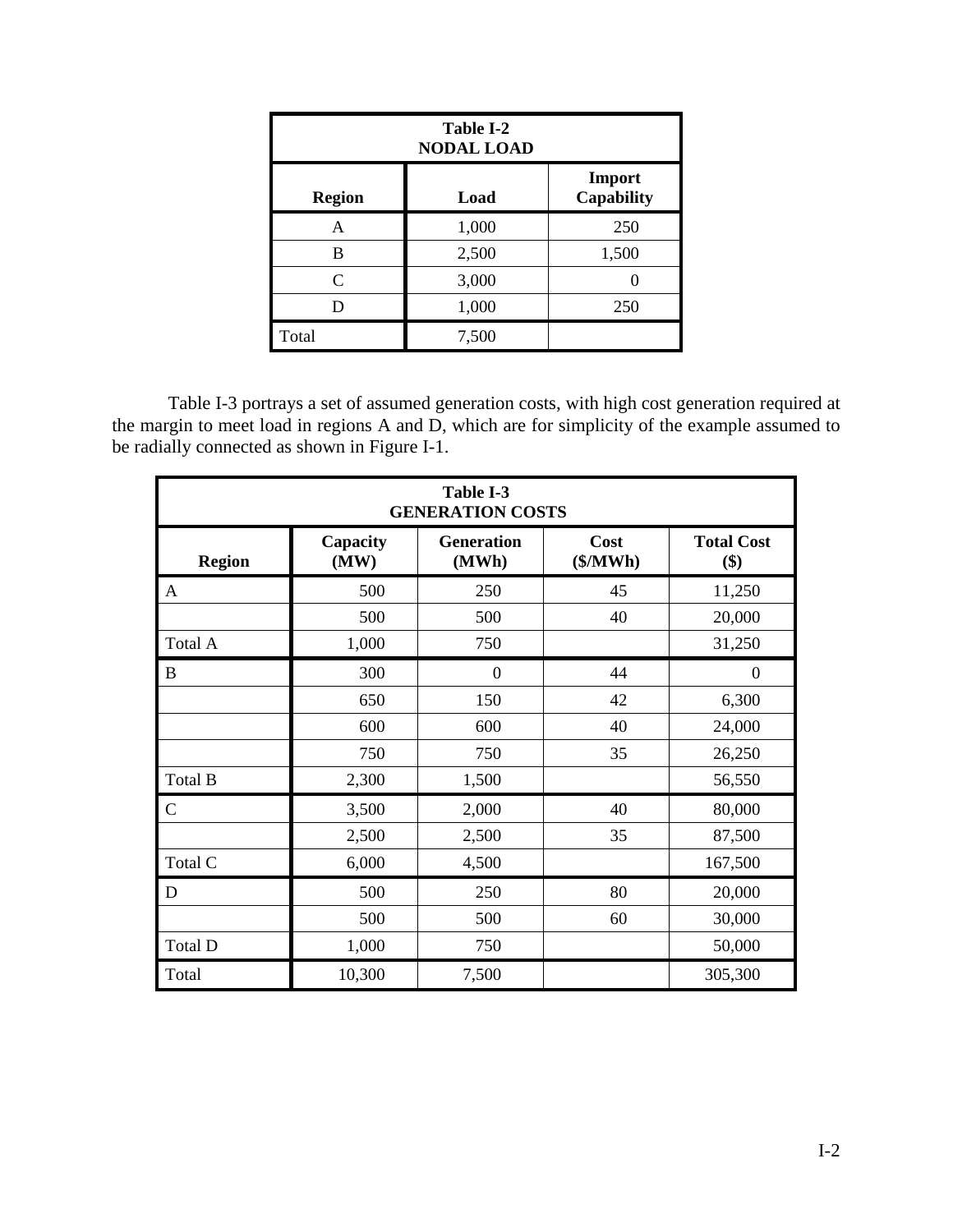| Table I-2 NODAL LOAD | | |
|---|---|---|
| **Region** | **Load** | **Import Capability** |
| A | 1,000 | 250 |
| B | 2,500 | 1,500 |
| C | 3,000 | 0 |
| D | 1,000 | 250 |
| Total | 7,500 | |

Table I-3 portrays a set of assumed generation costs, with high cost generation required at the margin to meet load in regions A and D, which are for simplicity of the example assumed to be radially connected as shown in Figure I-1.

| Table I-3 GENERATION COSTS | | | | |
|---|---|---|---|---|
| **Region** | **Capacity (MW)** | **Generation (MWh)** | **Cost ($/MWh)** | **Total Cost ($)** |
| A | 500 | 250 | 45 | 11,250 |
| | 500 | 500 | 40 | 20,000 |
| Total A | 1,000 | 750 | | 31,250 |
| B | 300 | 0 | 44 | 0 |
| | 650 | 150 | 42 | 6,300 |
| | 600 | 600 | 40 | 24,000 |
| | 750 | 750 | 35 | 26,250 |
| Total B | 2,300 | 1,500 | | 56,550 |
| C | 3,500 | 2,000 | 40 | 80,000 |
| | 2,500 | 2,500 | 35 | 87,500 |
| Total C | 6,000 | 4,500 | | 167,500 |
| D | 500 | 250 | 80 | 20,000 |
| | 500 | 500 | 60 | 30,000 |
| Total D | 1,000 | 750 | | 50,000 |
| Total | 10,300 | 7,500 | | 305,300 |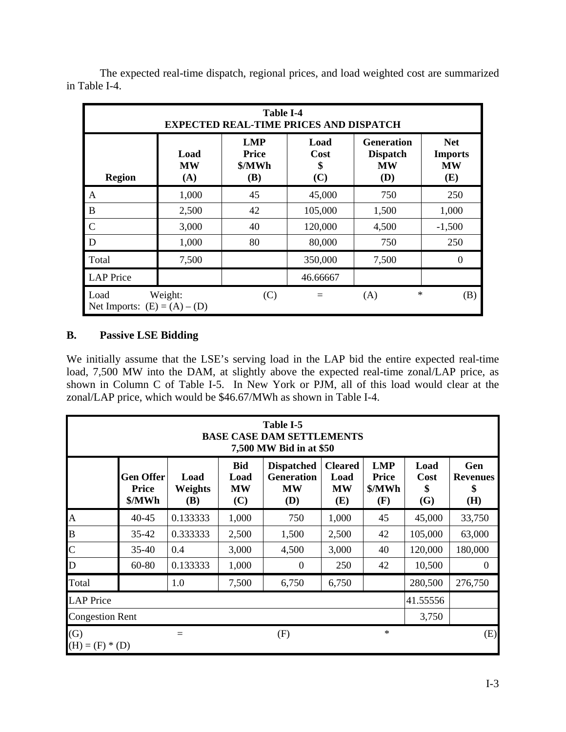The expected real-time dispatch, regional prices, and load weighted cost are summarized in Table I-4.

| Table I-4<br>EXPECTED REAL-TIME PRICES AND DISPATCH | | | | | |
|---|---|---|---|---|---|
| **Region** | **Load MW (A)** | **LMP Price \$/MWh (B)** | **Load Cost \$ (C)** | **Generation Dispatch MW (D)** | **Net Imports MW (E)** |
| A | 1,000 | 45 | 45,000 | 750 | 250 |
| B | 2,500 | 42 | 105,000 | 1,500 | 1,000 |
| C | 3,000 | 40 | 120,000 | 4,500 | -1,500 |
| D | 1,000 | 80 | 80,000 | 750 | 250 |
| Total | 7,500 | | 350,000 | 7,500 | 0 |
| LAP Price | | | 46.66667 | | |
| Load Weight: (C) = (A) * (B)<br>Net Imports: (E) = (A) – (D) | | | | | |

## B. Passive LSE Bidding

We initially assume that the LSE's serving load in the LAP bid the entire expected real-time load, 7,500 MW into the DAM, at slightly above the expected real-time zonal/LAP price, as shown in Column C of Table I-5. In New York or PJM, all of this load would clear at the zonal/LAP price, which would be \$46.67/MWh as shown in Table I-4.

| Table I-5<br>BASE CASE DAM SETTLEMENTS<br>7,500 MW Bid in at \$50 | | | | | | | | |
|---|---|---|---|---|---|---|---|---|
| | **Gen Offer Price \$/MWh** | **Load Weights (B)** | **Bid Load MW (C)** | **Dispatched Generation MW (D)** | **Cleared Load MW (E)** | **LMP Price \$/MWh (F)** | **Load Cost \$ (G)** | **Gen Revenues \$ (H)** |
| A | 40-45 | 0.133333 | 1,000 | 750 | 1,000 | 45 | 45,000 | 33,750 |
| B | 35-42 | 0.333333 | 2,500 | 1,500 | 2,500 | 42 | 105,000 | 63,000 |
| C | 35-40 | 0.4 | 3,000 | 4,500 | 3,000 | 40 | 120,000 | 180,000 |
| D | 60-80 | 0.133333 | 1,000 | 0 | 250 | 42 | 10,500 | 0 |
| Total | | 1.0 | 7,500 | 6,750 | 6,750 | | 280,500 | 276,750 |
| LAP Price | | | | | | | 41.55556 | |
| Congestion Rent | | | | | | | 3,750 | |
| (G) = (F) * (E)<br>(H) = (F) * (D) | | | | | | | | |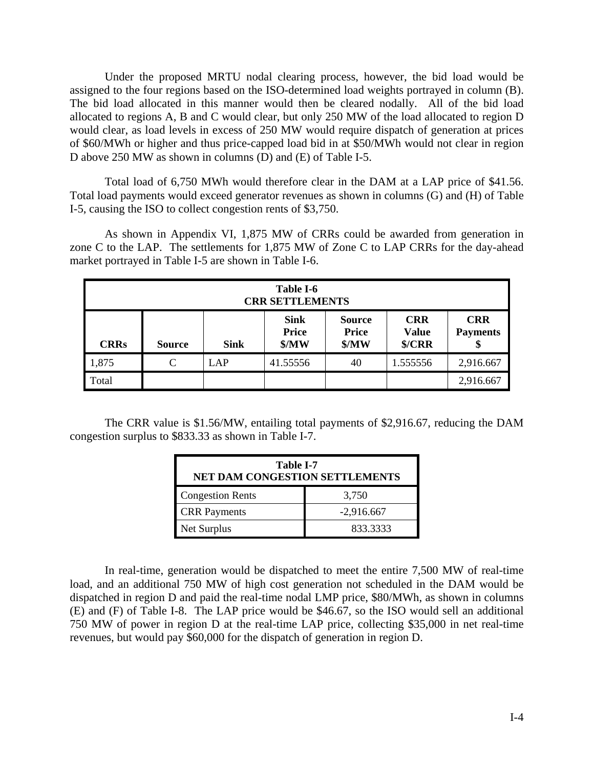Under the proposed MRTU nodal clearing process, however, the bid load would be assigned to the four regions based on the ISO-determined load weights portrayed in column (B). The bid load allocated in this manner would then be cleared nodally. All of the bid load allocated to regions A, B and C would clear, but only 250 MW of the load allocated to region D would clear, as load levels in excess of 250 MW would require dispatch of generation at prices of $60/MWh or higher and thus price-capped load bid in at $50/MWh would not clear in region D above 250 MW as shown in columns (D) and (E) of Table I-5.

Total load of 6,750 MWh would therefore clear in the DAM at a LAP price of $41.56. Total load payments would exceed generator revenues as shown in columns (G) and (H) of Table I-5, causing the ISO to collect congestion rents of $3,750.

As shown in Appendix VI, 1,875 MW of CRRs could be awarded from generation in zone C to the LAP. The settlements for 1,875 MW of Zone C to LAP CRRs for the day-ahead market portrayed in Table I-5 are shown in Table I-6.

**Table I-6**
**CRR SETTLEMENTS**

| CRRs | Source | Sink | Sink Price $/MW | Source Price $/MW | CRR Value $/CRR | CRR Payments $ |
|---|---|---|---|---|---|---|
| 1,875 | C | LAP | 41.55556 | 40 | 1.555556 | 2,916.667 |
| Total | | | | | | 2,916.667 |

The CRR value is $1.56/MW, entailing total payments of $2,916.67, reducing the DAM congestion surplus to $833.33 as shown in Table I-7.

**Table I-7**
**NET DAM CONGESTION SETTLEMENTS**

| | |
|---|---|
| Congestion Rents | 3,750 |
| CRR Payments | -2,916.667 |
| Net Surplus | 833.3333 |

In real-time, generation would be dispatched to meet the entire 7,500 MW of real-time load, and an additional 750 MW of high cost generation not scheduled in the DAM would be dispatched in region D and paid the real-time nodal LMP price, $80/MWh, as shown in columns (E) and (F) of Table I-8. The LAP price would be $46.67, so the ISO would sell an additional 750 MW of power in region D at the real-time LAP price, collecting $35,000 in net real-time revenues, but would pay $60,000 for the dispatch of generation in region D.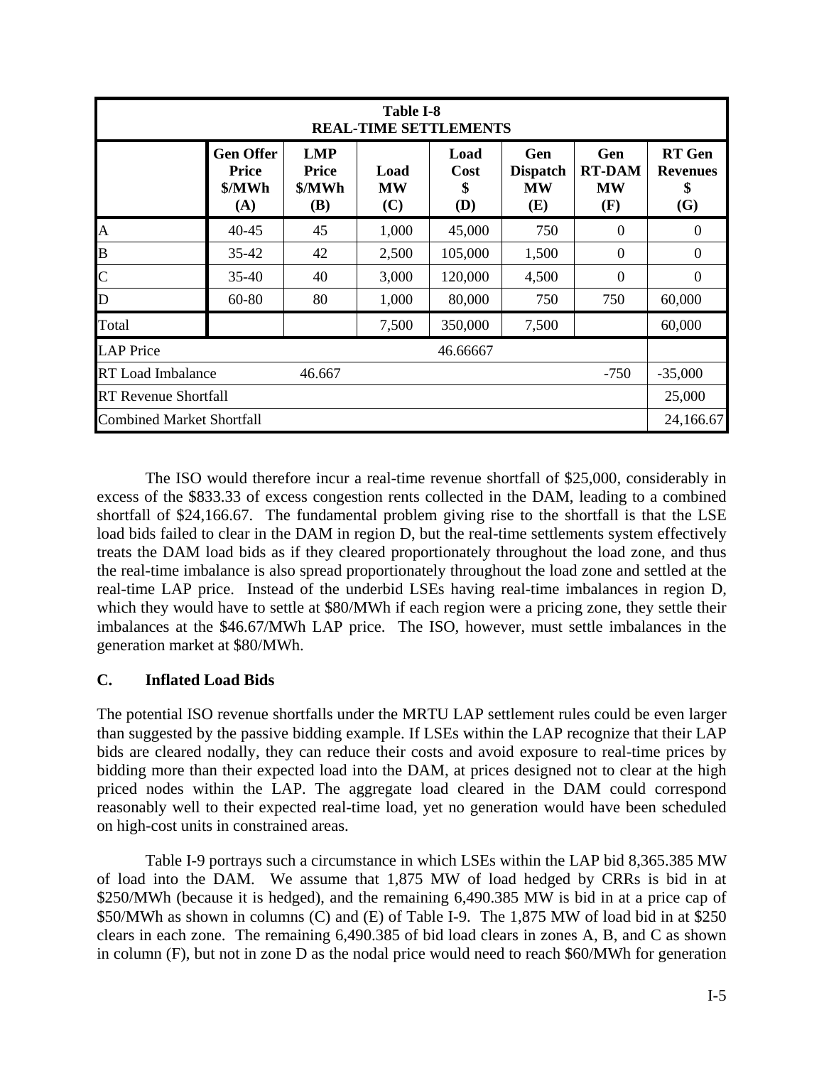| Table I-8 REAL-TIME SETTLEMENTS | | | | | | | |
|---|---|---|---|---|---|---|---|
| | **Gen Offer Price \$/MWh (A)** | **LMP Price \$/MWh (B)** | **Load MW (C)** | **Load Cost \$ (D)** | **Gen Dispatch MW (E)** | **Gen RT-DAM MW (F)** | **RT Gen Revenues \$ (G)** |
| A | 40-45 | 45 | 1,000 | 45,000 | 750 | 0 | 0 |
| B | 35-42 | 42 | 2,500 | 105,000 | 1,500 | 0 | 0 |
| C | 35-40 | 40 | 3,000 | 120,000 | 4,500 | 0 | 0 |
| D | 60-80 | 80 | 1,000 | 80,000 | 750 | 750 | 60,000 |
| Total | | | 7,500 | 350,000 | 7,500 | | 60,000 |
| LAP Price | | | | 46.66667 | | | |
| RT Load Imbalance | | 46.667 | | | | -750 | -35,000 |
| RT Revenue Shortfall | | | | | | | 25,000 |
| Combined Market Shortfall | | | | | | | 24,166.67 |

The ISO would therefore incur a real-time revenue shortfall of \$25,000, considerably in excess of the \$833.33 of excess congestion rents collected in the DAM, leading to a combined shortfall of \$24,166.67. The fundamental problem giving rise to the shortfall is that the LSE load bids failed to clear in the DAM in region D, but the real-time settlements system effectively treats the DAM load bids as if they cleared proportionately throughout the load zone, and thus the real-time imbalance is also spread proportionately throughout the load zone and settled at the real-time LAP price. Instead of the underbid LSEs having real-time imbalances in region D, which they would have to settle at \$80/MWh if each region were a pricing zone, they settle their imbalances at the \$46.67/MWh LAP price. The ISO, however, must settle imbalances in the generation market at \$80/MWh.

### C. Inflated Load Bids

The potential ISO revenue shortfalls under the MRTU LAP settlement rules could be even larger than suggested by the passive bidding example. If LSEs within the LAP recognize that their LAP bids are cleared nodally, they can reduce their costs and avoid exposure to real-time prices by bidding more than their expected load into the DAM, at prices designed not to clear at the high priced nodes within the LAP. The aggregate load cleared in the DAM could correspond reasonably well to their expected real-time load, yet no generation would have been scheduled on high-cost units in constrained areas.

Table I-9 portrays such a circumstance in which LSEs within the LAP bid 8,365.385 MW of load into the DAM. We assume that 1,875 MW of load hedged by CRRs is bid in at \$250/MWh (because it is hedged), and the remaining 6,490.385 MW is bid in at a price cap of \$50/MWh as shown in columns (C) and (E) of Table I-9. The 1,875 MW of load bid in at \$250 clears in each zone. The remaining 6,490.385 of bid load clears in zones A, B, and C as shown in column (F), but not in zone D as the nodal price would need to reach \$60/MWh for generation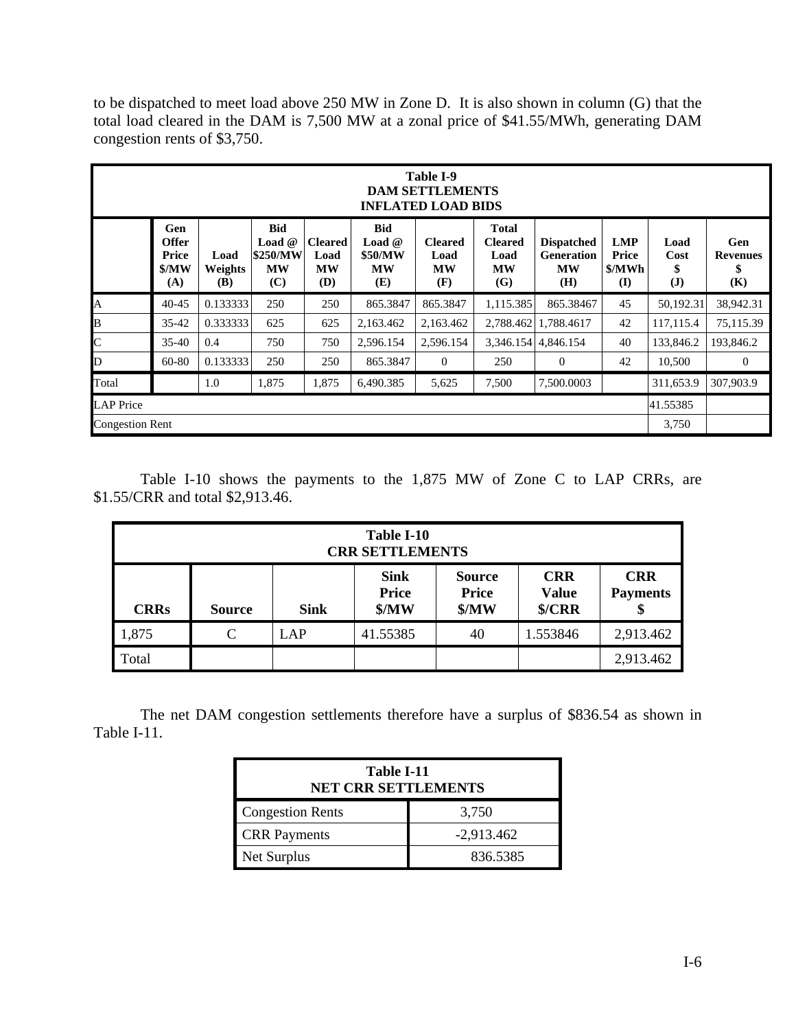to be dispatched to meet load above 250 MW in Zone D. It is also shown in column (G) that the total load cleared in the DAM is 7,500 MW at a zonal price of $41.55/MWh, generating DAM congestion rents of $3,750.

| Table I-9<br>DAM SETTLEMENTS<br>INFLATED LOAD BIDS | | | | | | | | | | | |
|---|---|---|---|---|---|---|---|---|---|---|---|
| | **Gen Offer Price $/MW (A)** | **Load Weights (B)** | **Bid Load @ $250/MW MW (C)** | **Cleared Load MW (D)** | **Bid Load @ $50/MW MW (E)** | **Cleared Load MW (F)** | **Total Cleared Load MW (G)** | **Dispatched Generation MW (H)** | **LMP Price $/MWh (I)** | **Load Cost $ (J)** | **Gen Revenues $ (K)** |
| A | 40-45 | 0.133333 | 250 | 250 | 865.3847 | 865.3847 | 1,115.385 | 865.38467 | 45 | 50,192.31 | 38,942.31 |
| B | 35-42 | 0.333333 | 625 | 625 | 2,163.462 | 2,163.462 | 2,788.462 | 1,788.4617 | 42 | 117,115.4 | 75,115.39 |
| C | 35-40 | 0.4 | 750 | 750 | 2,596.154 | 2,596.154 | 3,346.154 | 4,846.154 | 40 | 133,846.2 | 193,846.2 |
| D | 60-80 | 0.133333 | 250 | 250 | 865.3847 | 0 | 250 | 0 | 42 | 10,500 | 0 |
| Total | | 1.0 | 1,875 | 1,875 | 6,490.385 | 5,625 | 7,500 | 7,500.0003 | | 311,653.9 | 307,903.9 |
| LAP Price | | | | | | | | | | 41.55385 | |
| Congestion Rent | | | | | | | | | | 3,750 | |

Table I-10 shows the payments to the 1,875 MW of Zone C to LAP CRRs, are $1.55/CRR and total $2,913.46.

| Table I-10<br>CRR SETTLEMENTS | | | | | | |
|---|---|---|---|---|---|---|
| **CRRs** | **Source** | **Sink** | **Sink Price $/MW** | **Source Price $/MW** | **CRR Value $/CRR** | **CRR Payments $** |
| 1,875 | C | LAP | 41.55385 | 40 | 1.553846 | 2,913.462 |
| Total | | | | | | 2,913.462 |

The net DAM congestion settlements therefore have a surplus of $836.54 as shown in Table I-11.

| Table I-11<br>NET CRR SETTLEMENTS | |
|---|---|
| Congestion Rents | 3,750 |
| CRR Payments | -2,913.462 |
| Net Surplus | 836.5385 |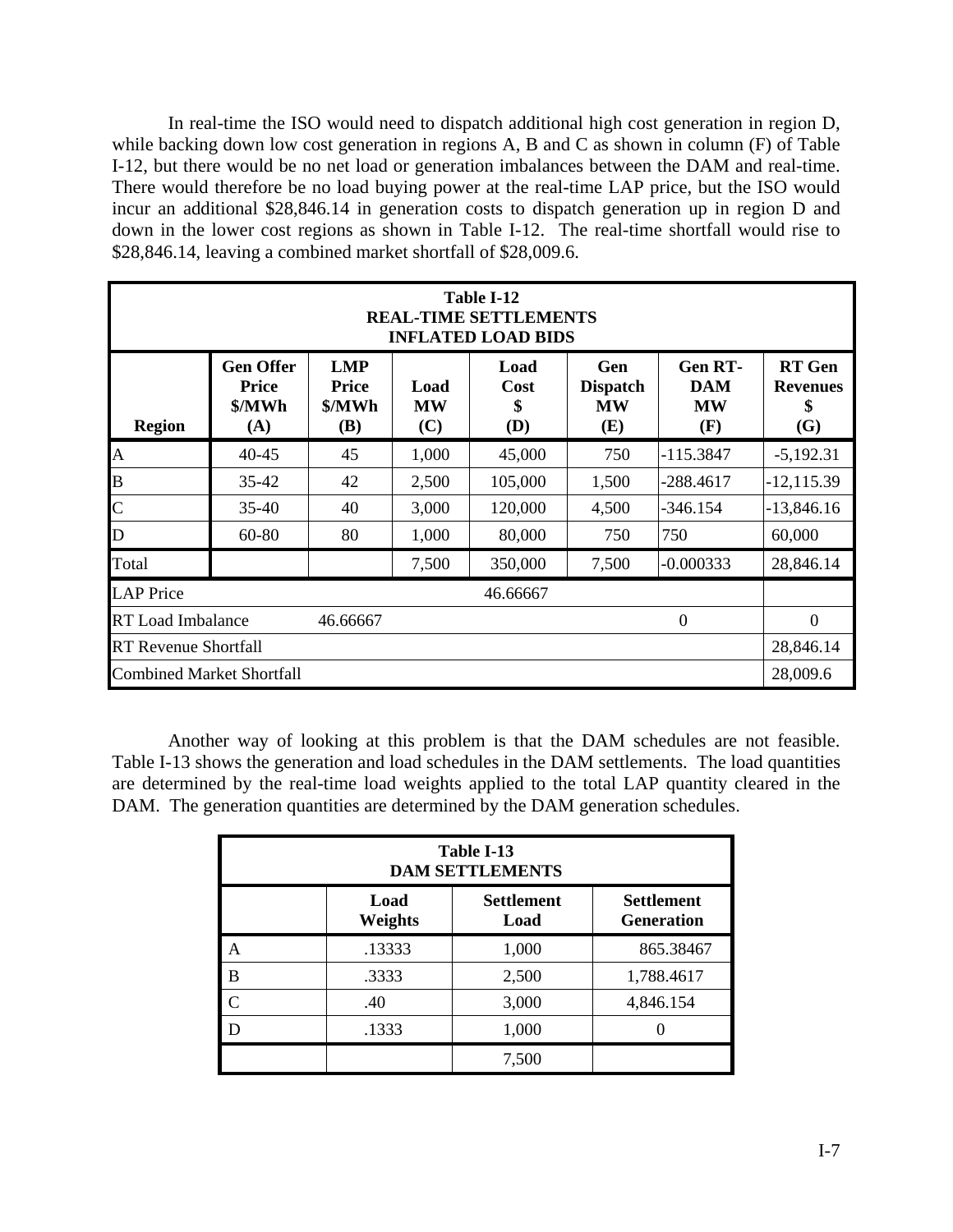In real-time the ISO would need to dispatch additional high cost generation in region D, while backing down low cost generation in regions A, B and C as shown in column (F) of Table I-12, but there would be no net load or generation imbalances between the DAM and real-time. There would therefore be no load buying power at the real-time LAP price, but the ISO would incur an additional $28,846.14 in generation costs to dispatch generation up in region D and down in the lower cost regions as shown in Table I-12. The real-time shortfall would rise to $28,846.14, leaving a combined market shortfall of $28,009.6.

**Table I-12**
**REAL-TIME SETTLEMENTS**
**INFLATED LOAD BIDS**

| Region | Gen Offer Price $/MWh (A) | LMP Price $/MWh (B) | Load MW (C) | Load Cost $ (D) | Gen Dispatch MW (E) | Gen RT-DAM MW (F) | RT Gen Revenues $ (G) |
|---|---|---|---|---|---|---|---|
| A | 40-45 | 45 | 1,000 | 45,000 | 750 | -115.3847 | -5,192.31 |
| B | 35-42 | 42 | 2,500 | 105,000 | 1,500 | -288.4617 | -12,115.39 |
| C | 35-40 | 40 | 3,000 | 120,000 | 4,500 | -346.154 | -13,846.16 |
| D | 60-80 | 80 | 1,000 | 80,000 | 750 | 750 | 60,000 |
| Total | | | 7,500 | 350,000 | 7,500 | -0.000333 | 28,846.14 |
| LAP Price | | | | 46.66667 | | | |
| RT Load Imbalance | | 46.66667 | | | | 0 | 0 |
| RT Revenue Shortfall | | | | | | | 28,846.14 |
| Combined Market Shortfall | | | | | | | 28,009.6 |

Another way of looking at this problem is that the DAM schedules are not feasible. Table I-13 shows the generation and load schedules in the DAM settlements. The load quantities are determined by the real-time load weights applied to the total LAP quantity cleared in the DAM. The generation quantities are determined by the DAM generation schedules.

**Table I-13**
**DAM SETTLEMENTS**

| | Load Weights | Settlement Load | Settlement Generation |
|---|---|---|---|
| A | .13333 | 1,000 | 865.38467 |
| B | .3333 | 2,500 | 1,788.4617 |
| C | .40 | 3,000 | 4,846.154 |
| D | .1333 | 1,000 | 0 |
| | | 7,500 | |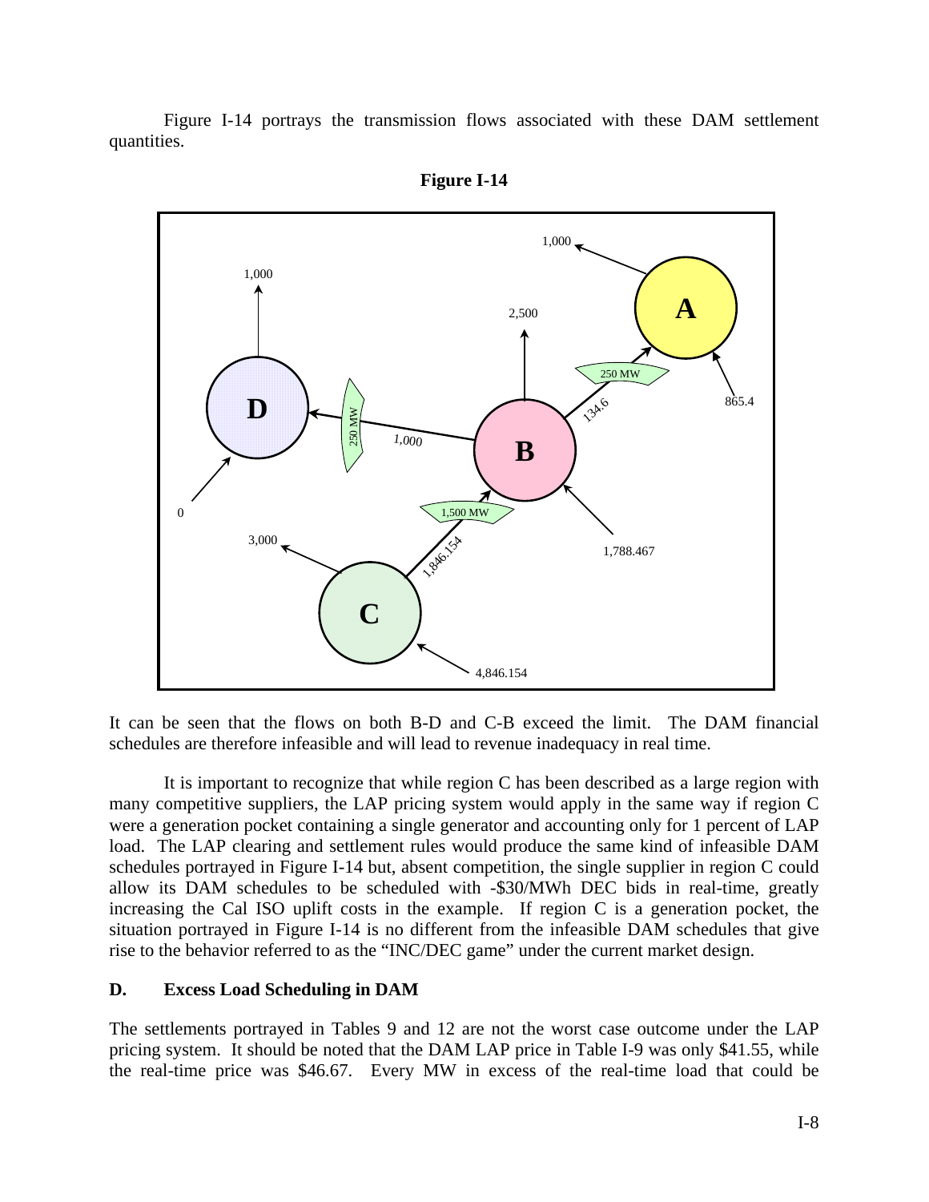Figure I-14 portrays the transmission flows associated with these DAM settlement quantities.

**Figure I-14**

It can be seen that the flows on both B-D and C-B exceed the limit. The DAM financial schedules are therefore infeasible and will lead to revenue inadequacy in real time.

It is important to recognize that while region C has been described as a large region with many competitive suppliers, the LAP pricing system would apply in the same way if region C were a generation pocket containing a single generator and accounting only for 1 percent of LAP load. The LAP clearing and settlement rules would produce the same kind of infeasible DAM schedules portrayed in Figure I-14 but, absent competition, the single supplier in region C could allow its DAM schedules to be scheduled with -$30/MWh DEC bids in real-time, greatly increasing the Cal ISO uplift costs in the example. If region C is a generation pocket, the situation portrayed in Figure I-14 is no different from the infeasible DAM schedules that give rise to the behavior referred to as the "INC/DEC game" under the current market design.

## D. Excess Load Scheduling in DAM

The settlements portrayed in Tables 9 and 12 are not the worst case outcome under the LAP pricing system. It should be noted that the DAM LAP price in Table I-9 was only $41.55, while the real-time price was $46.67. Every MW in excess of the real-time load that could be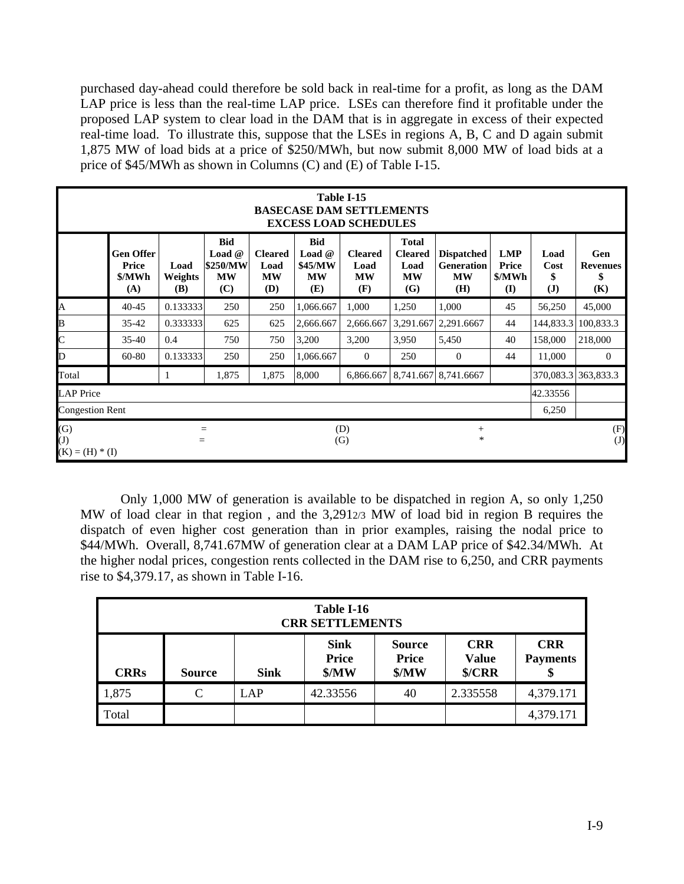purchased day-ahead could therefore be sold back in real-time for a profit, as long as the DAM LAP price is less than the real-time LAP price. LSEs can therefore find it profitable under the proposed LAP system to clear load in the DAM that is in aggregate in excess of their expected real-time load. To illustrate this, suppose that the LSEs in regions A, B, C and D again submit 1,875 MW of load bids at a price of \$250/MWh, but now submit 8,000 MW of load bids at a price of \$45/MWh as shown in Columns (C) and (E) of Table I-15.

**Table I-15**
**BASECASE DAM SETTLEMENTS**
**EXCESS LOAD SCHEDULES**

| | Gen Offer Price \$/MWh (A) | Load Weights (B) | Bid Load @ \$250/MW MW (C) | Cleared Load MW (D) | Bid Load @ \$45/MW MW (E) | Cleared Load MW (F) | Total Cleared Load MW (G) | Dispatched Generation MW (H) | LMP Price \$/MWh (I) | Load Cost \$ (J) | Gen Revenues \$ (K) |
|---|---|---|---|---|---|---|---|---|---|---|---|
| A | 40-45 | 0.133333 | 250 | 250 | 1,066.667 | 1,000 | 1,250 | 1,000 | 45 | 56,250 | 45,000 |
| B | 35-42 | 0.333333 | 625 | 625 | 2,666.667 | 2,666.667 | 3,291.667 | 2,291.6667 | 44 | 144,833.3 | 100,833.3 |
| C | 35-40 | 0.4 | 750 | 750 | 3,200 | 3,200 | 3,950 | 5,450 | 40 | 158,000 | 218,000 |
| D | 60-80 | 0.133333 | 250 | 250 | 1,066.667 | 0 | 250 | 0 | 44 | 11,000 | 0 |
| Total | | 1 | 1,875 | 1,875 | 8,000 | 6,866.667 | 8,741.667 | 8,741.6667 | | 370,083.3 | 363,833.3 |
| LAP Price | | | | | | | | | | 42.33556 | |
| Congestion Rent | | | | | | | | | | 6,250 | |

(G) = (D) + (F)
(J) = (G) * (J)
(K) = (H) * (I)

Only 1,000 MW of generation is available to be dispatched in region A, so only 1,250 MW of load clear in that region , and the 3,291 2/3 MW of load bid in region B requires the dispatch of even higher cost generation than in prior examples, raising the nodal price to \$44/MWh. Overall, 8,741.67MW of generation clear at a DAM LAP price of \$42.34/MWh. At the higher nodal prices, congestion rents collected in the DAM rise to 6,250, and CRR payments rise to \$4,379.17, as shown in Table I-16.

**Table I-16**
**CRR SETTLEMENTS**

| CRRs | Source | Sink | Sink Price \$/MW | Source Price \$/MW | CRR Value \$/CRR | CRR Payments \$ |
|---|---|---|---|---|---|---|
| 1,875 | C | LAP | 42.33556 | 40 | 2.335558 | 4,379.171 |
| Total | | | | | | 4,379.171 |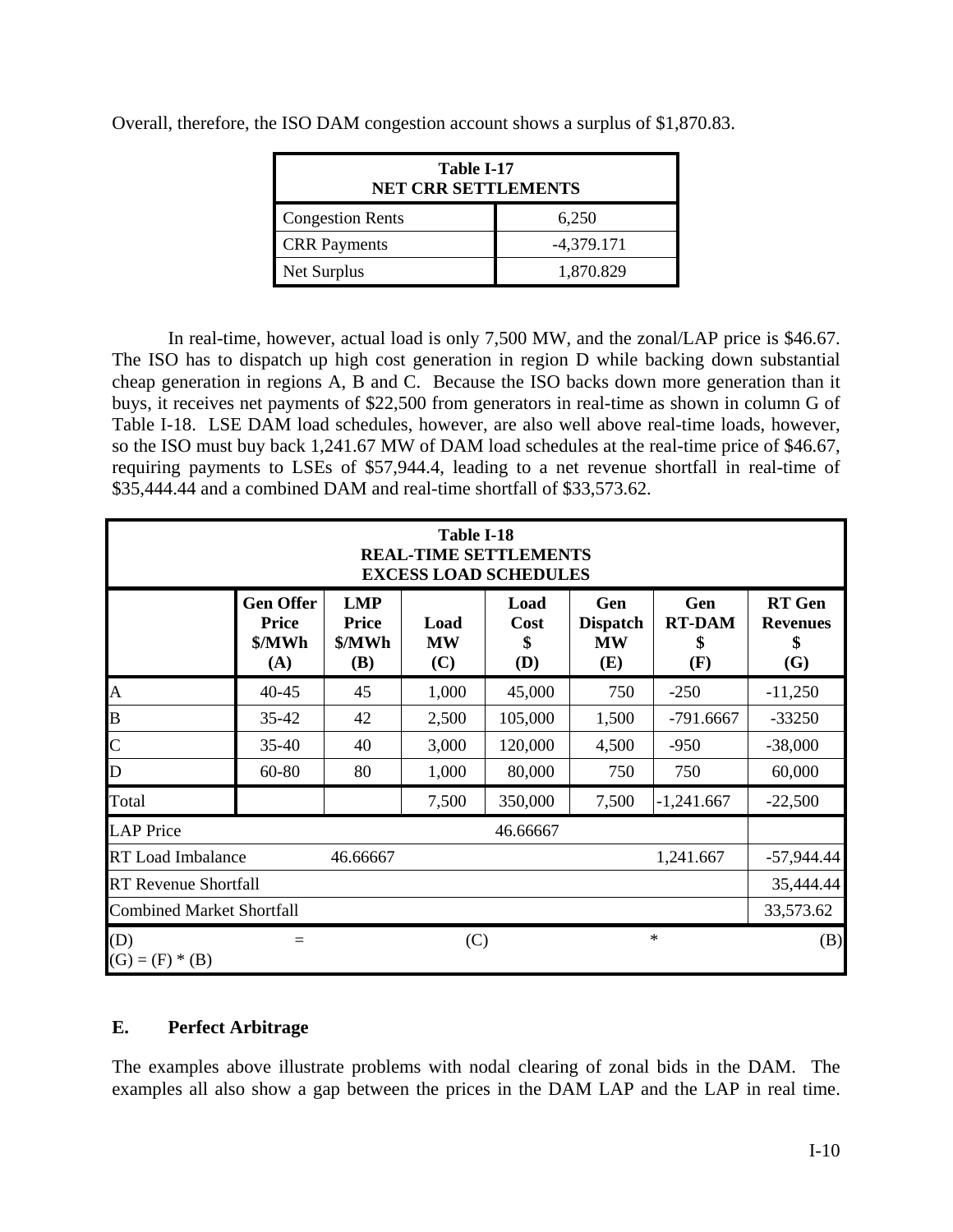Overall, therefore, the ISO DAM congestion account shows a surplus of $1,870.83.

| Table I-17 NET CRR SETTLEMENTS | |
|---|---|
| Congestion Rents | 6,250 |
| CRR Payments | -4,379.171 |
| Net Surplus | 1,870.829 |

In real-time, however, actual load is only 7,500 MW, and the zonal/LAP price is $46.67. The ISO has to dispatch up high cost generation in region D while backing down substantial cheap generation in regions A, B and C. Because the ISO backs down more generation than it buys, it receives net payments of $22,500 from generators in real-time as shown in column G of Table I-18. LSE DAM load schedules, however, are also well above real-time loads, however, so the ISO must buy back 1,241.67 MW of DAM load schedules at the real-time price of $46.67, requiring payments to LSEs of $57,944.4, leading to a net revenue shortfall in real-time of $35,444.44 and a combined DAM and real-time shortfall of $33,573.62.

**Table I-18**
**REAL-TIME SETTLEMENTS**
**EXCESS LOAD SCHEDULES**

| | Gen Offer Price $/MWh (A) | LMP Price $/MWh (B) | Load MW (C) | Load Cost $ (D) | Gen Dispatch MW (E) | Gen RT-DAM $ (F) | RT Gen Revenues $ (G) |
|---|---|---|---|---|---|---|---|
| A | 40-45 | 45 | 1,000 | 45,000 | 750 | -250 | -11,250 |
| B | 35-42 | 42 | 2,500 | 105,000 | 1,500 | -791.6667 | -33250 |
| C | 35-40 | 40 | 3,000 | 120,000 | 4,500 | -950 | -38,000 |
| D | 60-80 | 80 | 1,000 | 80,000 | 750 | 750 | 60,000 |
| Total | | | 7,500 | 350,000 | 7,500 | -1,241.667 | -22,500 |
| LAP Price | | | | 46.66667 | | | |
| RT Load Imbalance | | 46.66667 | | | | 1,241.667 | -57,944.44 |
| RT Revenue Shortfall | | | | | | | 35,444.44 |
| Combined Market Shortfall | | | | | | | 33,573.62 |

(D) = (C) * (B)
(G) = (F) * (B)

## E. Perfect Arbitrage

The examples above illustrate problems with nodal clearing of zonal bids in the DAM. The examples all also show a gap between the prices in the DAM LAP and the LAP in real time.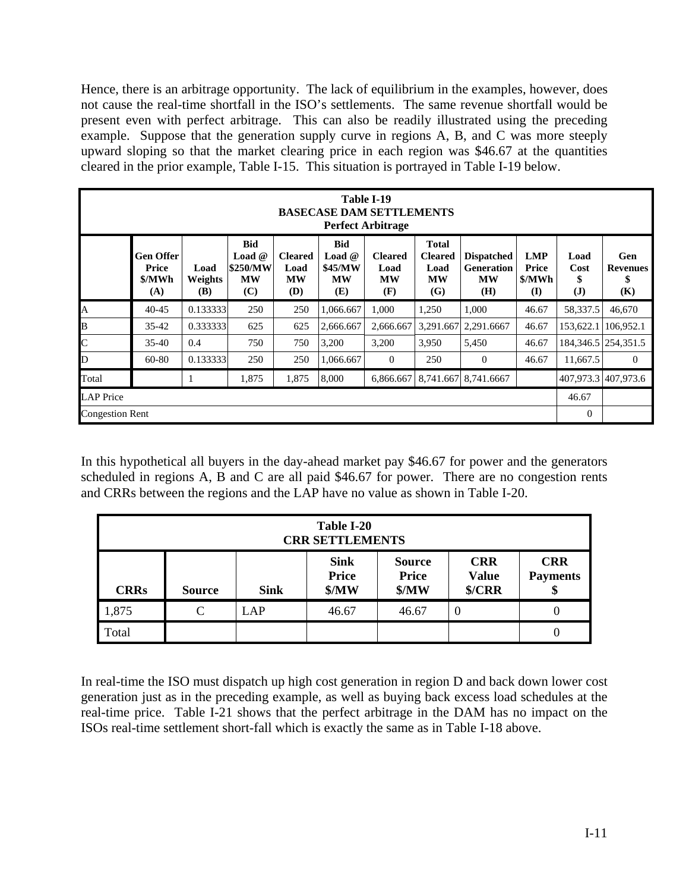Hence, there is an arbitrage opportunity. The lack of equilibrium in the examples, however, does not cause the real-time shortfall in the ISO's settlements. The same revenue shortfall would be present even with perfect arbitrage. This can also be readily illustrated using the preceding example. Suppose that the generation supply curve in regions A, B, and C was more steeply upward sloping so that the market clearing price in each region was $46.67 at the quantities cleared in the prior example, Table I-15. This situation is portrayed in Table I-19 below.

**Table I-19**
**BASECASE DAM SETTLEMENTS**
**Perfect Arbitrage**

| | Gen Offer Price $/MWh (A) | Load Weights (B) | Bid Load @ $250/MW MW (C) | Cleared Load MW (D) | Bid Load @ $45/MW MW (E) | Cleared Load MW (F) | Total Cleared Load MW (G) | Dispatched Generation MW (H) | LMP Price $/MWh (I) | Load Cost $ (J) | Gen Revenues $ (K) |
|---|---|---|---|---|---|---|---|---|---|---|---|
| A | 40-45 | 0.133333 | 250 | 250 | 1,066.667 | 1,000 | 1,250 | 1,000 | 46.67 | 58,337.5 | 46,670 |
| B | 35-42 | 0.333333 | 625 | 625 | 2,666.667 | 2,666.667 | 3,291.667 | 2,291.6667 | 46.67 | 153,622.1 | 106,952.1 |
| C | 35-40 | 0.4 | 750 | 750 | 3,200 | 3,200 | 3,950 | 5,450 | 46.67 | 184,346.5 | 254,351.5 |
| D | 60-80 | 0.133333 | 250 | 250 | 1,066.667 | 0 | 250 | 0 | 46.67 | 11,667.5 | 0 |
| Total | | 1 | 1,875 | 1,875 | 8,000 | 6,866.667 | 8,741.667 | 8,741.6667 | | 407,973.3 | 407,973.6 |
| LAP Price | | | | | | | | | | 46.67 | |
| Congestion Rent | | | | | | | | | | 0 | |

In this hypothetical all buyers in the day-ahead market pay $46.67 for power and the generators scheduled in regions A, B and C are all paid $46.67 for power. There are no congestion rents and CRRs between the regions and the LAP have no value as shown in Table I-20.

**Table I-20**
**CRR SETTLEMENTS**

| CRRs | Source | Sink | Sink Price $/MW | Source Price $/MW | CRR Value $/CRR | CRR Payments $ |
|---|---|---|---|---|---|---|
| 1,875 | C | LAP | 46.67 | 46.67 | 0 | 0 |
| Total | | | | | | 0 |

In real-time the ISO must dispatch up high cost generation in region D and back down lower cost generation just as in the preceding example, as well as buying back excess load schedules at the real-time price. Table I-21 shows that the perfect arbitrage in the DAM has no impact on the ISOs real-time settlement short-fall which is exactly the same as in Table I-18 above.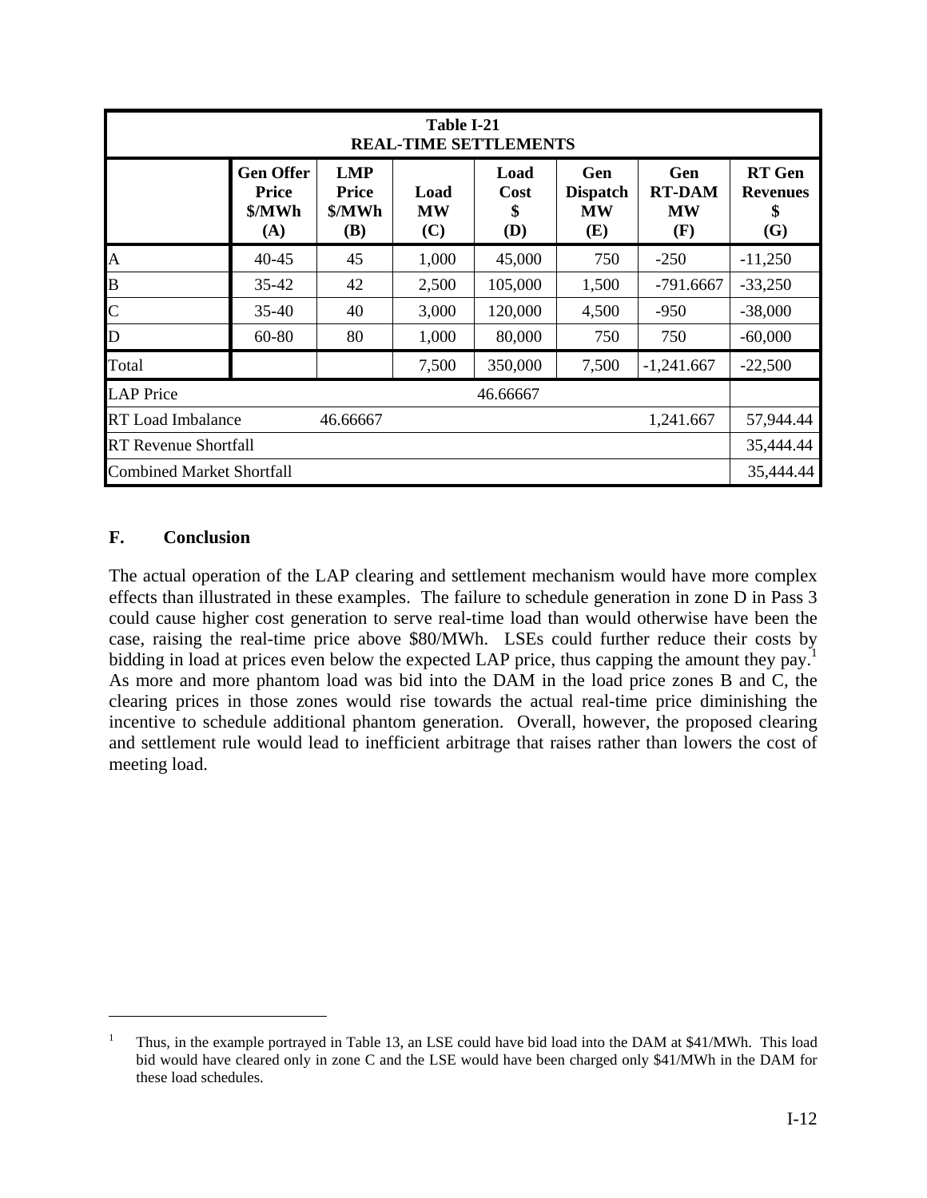| Table I-21<br>REAL-TIME SETTLEMENTS | | | | | | | |
|---|---|---|---|---|---|---|---|
| | **Gen Offer Price \$/MWh (A)** | **LMP Price \$/MWh (B)** | **Load MW (C)** | **Load Cost \$ (D)** | **Gen Dispatch MW (E)** | **Gen RT-DAM MW (F)** | **RT Gen Revenues \$ (G)** |
| A | 40-45 | 45 | 1,000 | 45,000 | 750 | -250 | -11,250 |
| B | 35-42 | 42 | 2,500 | 105,000 | 1,500 | -791.6667 | -33,250 |
| C | 35-40 | 40 | 3,000 | 120,000 | 4,500 | -950 | -38,000 |
| D | 60-80 | 80 | 1,000 | 80,000 | 750 | 750 | -60,000 |
| Total | | | 7,500 | 350,000 | 7,500 | -1,241.667 | -22,500 |
| LAP Price | | | | 46.66667 | | | |
| RT Load Imbalance | | 46.66667 | | | | 1,241.667 | 57,944.44 |
| RT Revenue Shortfall | | | | | | | 35,444.44 |
| Combined Market Shortfall | | | | | | | 35,444.44 |

## F. Conclusion

The actual operation of the LAP clearing and settlement mechanism would have more complex effects than illustrated in these examples. The failure to schedule generation in zone D in Pass 3 could cause higher cost generation to serve real-time load than would otherwise have been the case, raising the real-time price above \$80/MWh. LSEs could further reduce their costs by bidding in load at prices even below the expected LAP price, thus capping the amount they pay.[1] As more and more phantom load was bid into the DAM in the load price zones B and C, the clearing prices in those zones would rise towards the actual real-time price diminishing the incentive to schedule additional phantom generation. Overall, however, the proposed clearing and settlement rule would lead to inefficient arbitrage that raises rather than lowers the cost of meeting load.

---

[1] Thus, in the example portrayed in Table 13, an LSE could have bid load into the DAM at \$41/MWh. This load bid would have cleared only in zone C and the LSE would have been charged only \$41/MWh in the DAM for these load schedules.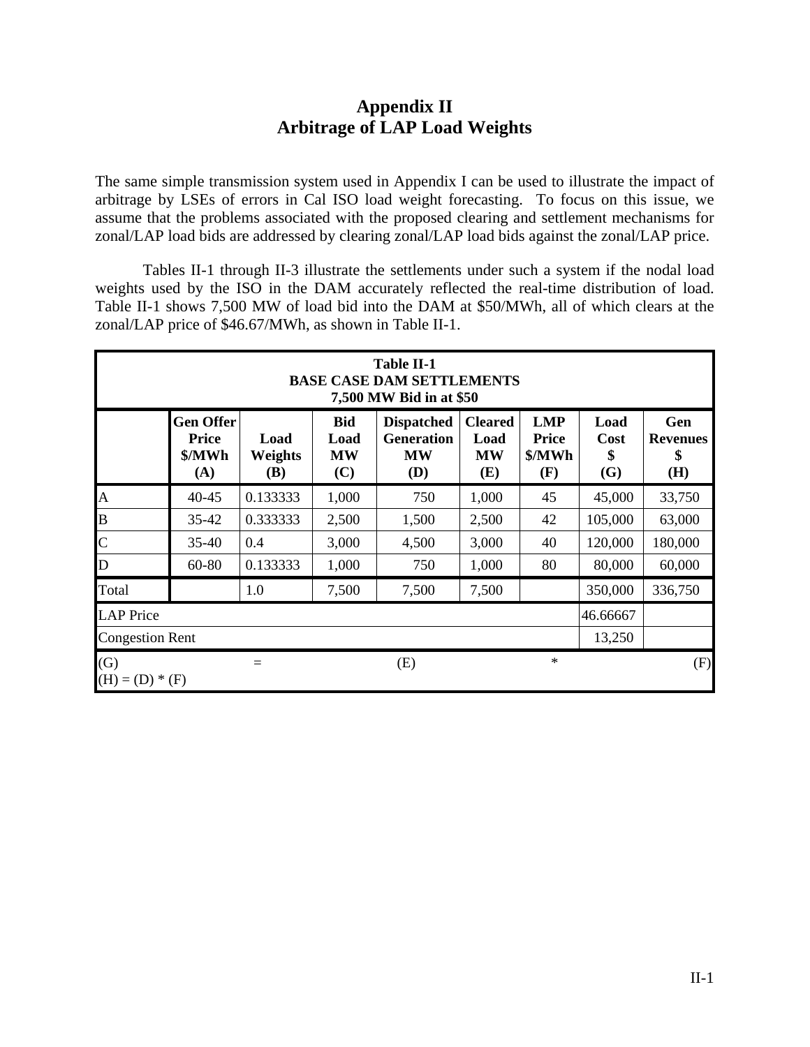# Appendix II
# Arbitrage of LAP Load Weights

The same simple transmission system used in Appendix I can be used to illustrate the impact of arbitrage by LSEs of errors in Cal ISO load weight forecasting. To focus on this issue, we assume that the problems associated with the proposed clearing and settlement mechanisms for zonal/LAP load bids are addressed by clearing zonal/LAP load bids against the zonal/LAP price.

Tables II-1 through II-3 illustrate the settlements under such a system if the nodal load weights used by the ISO in the DAM accurately reflected the real-time distribution of load. Table II-1 shows 7,500 MW of load bid into the DAM at \$50/MWh, all of which clears at the zonal/LAP price of \$46.67/MWh, as shown in Table II-1.

**Table II-1**
**BASE CASE DAM SETTLEMENTS**
**7,500 MW Bid in at \$50**

| | Gen Offer Price \$/MWh (A) | Load Weights (B) | Bid Load MW (C) | Dispatched Generation MW (D) | Cleared Load MW (E) | LMP Price \$/MWh (F) | Load Cost \$ (G) | Gen Revenues \$ (H) |
|---|---|---|---|---|---|---|---|---|
| A | 40-45 | 0.133333 | 1,000 | 750 | 1,000 | 45 | 45,000 | 33,750 |
| B | 35-42 | 0.333333 | 2,500 | 1,500 | 2,500 | 42 | 105,000 | 63,000 |
| C | 35-40 | 0.4 | 3,000 | 4,500 | 3,000 | 40 | 120,000 | 180,000 |
| D | 60-80 | 0.133333 | 1,000 | 750 | 1,000 | 80 | 80,000 | 60,000 |
| Total | | 1.0 | 7,500 | 7,500 | 7,500 | | 350,000 | 336,750 |
| LAP Price | | | | | | | 46.66667 | |
| Congestion Rent | | | | | | | 13,250 | |

(G) = (E) * (F)
(H) = (D) * (F)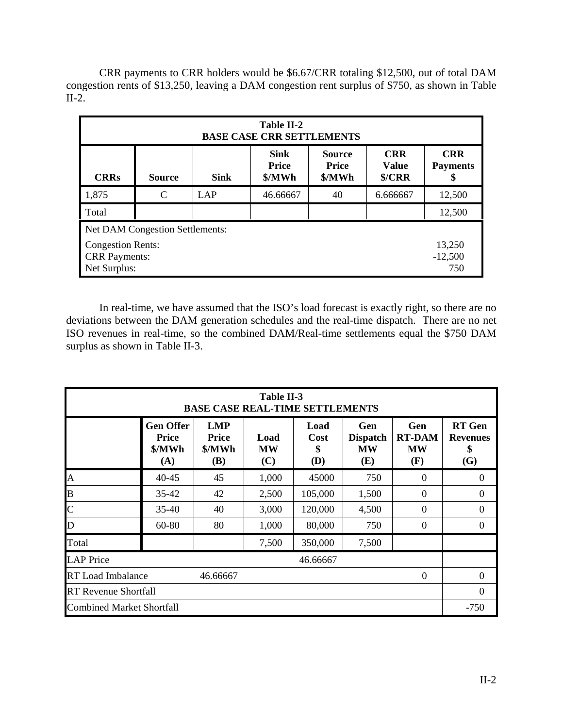CRR payments to CRR holders would be \$6.67/CRR totaling \$12,500, out of total DAM congestion rents of \$13,250, leaving a DAM congestion rent surplus of \$750, as shown in Table II-2.

| **Table II-2**<br>**BASE CASE CRR SETTLEMENTS** | | | | | | |
|---|---|---|---|---|---|---|
| **CRRs** | **Source** | **Sink** | **Sink Price \$/MWh** | **Source Price \$/MWh** | **CRR Value \$/CRR** | **CRR Payments \$** |
| 1,875 | C | LAP | 46.66667 | 40 | 6.666667 | 12,500 |
| Total | | | | | | 12,500 |
| Net DAM Congestion Settlements: | | | | | | |
| Congestion Rents: | | | | | | 13,250 |
| CRR Payments: | | | | | | -12,500 |
| Net Surplus: | | | | | | 750 |

In real-time, we have assumed that the ISO's load forecast is exactly right, so there are no deviations between the DAM generation schedules and the real-time dispatch. There are no net ISO revenues in real-time, so the combined DAM/Real-time settlements equal the \$750 DAM surplus as shown in Table II-3.

| **Table II-3**<br>**BASE CASE REAL-TIME SETTLEMENTS** | | | | | | | |
|---|---|---|---|---|---|---|---|
| | **Gen Offer Price \$/MWh (A)** | **LMP Price \$/MWh (B)** | **Load MW (C)** | **Load Cost \$ (D)** | **Gen Dispatch MW (E)** | **Gen RT-DAM MW (F)** | **RT Gen Revenues \$ (G)** |
| A | 40-45 | 45 | 1,000 | 45000 | 750 | 0 | 0 |
| B | 35-42 | 42 | 2,500 | 105,000 | 1,500 | 0 | 0 |
| C | 35-40 | 40 | 3,000 | 120,000 | 4,500 | 0 | 0 |
| D | 60-80 | 80 | 1,000 | 80,000 | 750 | 0 | 0 |
| Total | | | 7,500 | 350,000 | 7,500 | | |
| LAP Price | | | | 46.66667 | | | |
| RT Load Imbalance | | 46.66667 | | | | 0 | 0 |
| RT Revenue Shortfall | | | | | | | 0 |
| Combined Market Shortfall | | | | | | | -750 |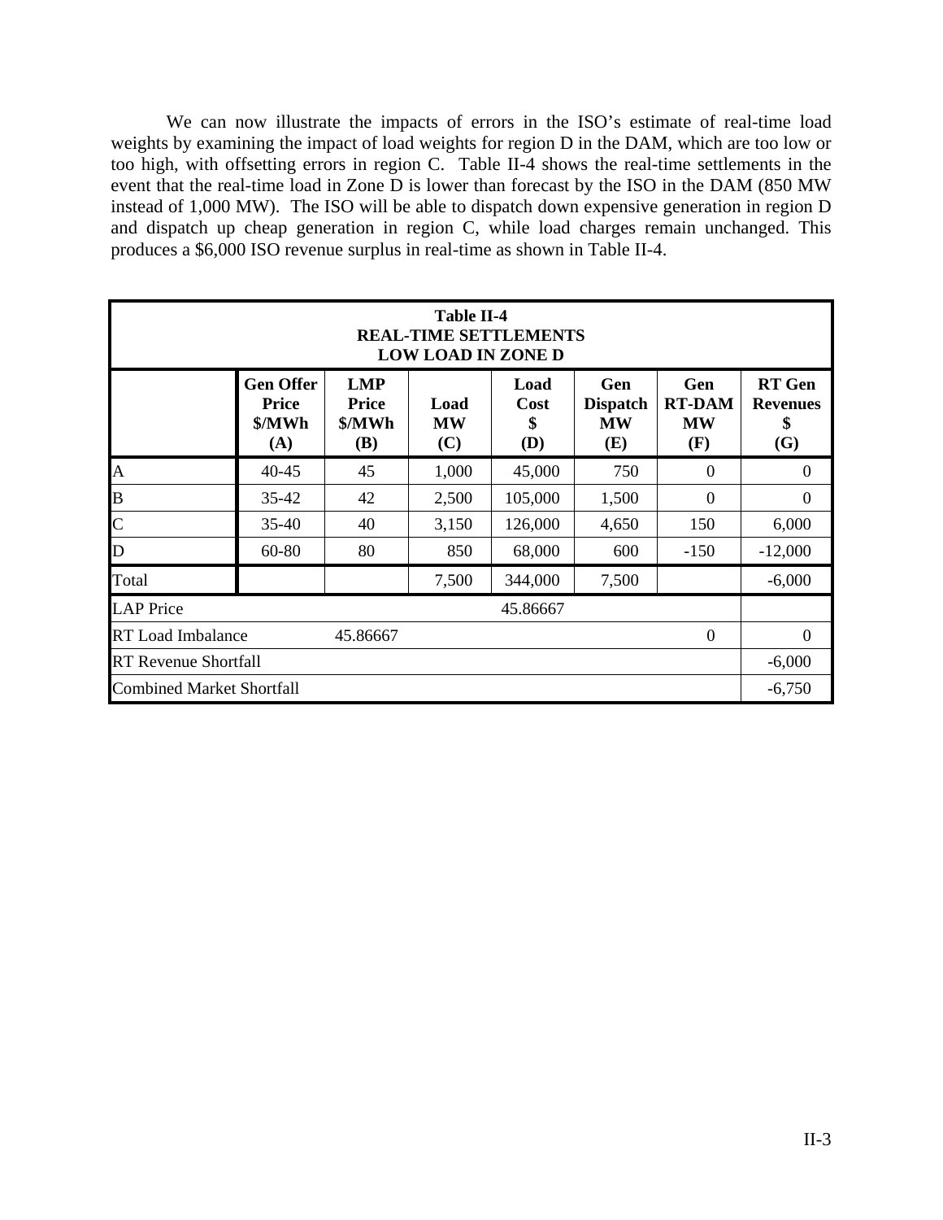We can now illustrate the impacts of errors in the ISO's estimate of real-time load weights by examining the impact of load weights for region D in the DAM, which are too low or too high, with offsetting errors in region C. Table II-4 shows the real-time settlements in the event that the real-time load in Zone D is lower than forecast by the ISO in the DAM (850 MW instead of 1,000 MW). The ISO will be able to dispatch down expensive generation in region D and dispatch up cheap generation in region C, while load charges remain unchanged. This produces a $6,000 ISO revenue surplus in real-time as shown in Table II-4.

**Table II-4**
**REAL-TIME SETTLEMENTS**
**LOW LOAD IN ZONE D**

| | Gen Offer Price $/MWh (A) | LMP Price $/MWh (B) | Load MW (C) | Load Cost $ (D) | Gen Dispatch MW (E) | Gen RT-DAM MW (F) | RT Gen Revenues $ (G) |
|---|---|---|---|---|---|---|---|
| A | 40-45 | 45 | 1,000 | 45,000 | 750 | 0 | 0 |
| B | 35-42 | 42 | 2,500 | 105,000 | 1,500 | 0 | 0 |
| C | 35-40 | 40 | 3,150 | 126,000 | 4,650 | 150 | 6,000 |
| D | 60-80 | 80 | 850 | 68,000 | 600 | -150 | -12,000 |
| Total | | | 7,500 | 344,000 | 7,500 | | -6,000 |
| LAP Price | | | | 45.86667 | | | |
| RT Load Imbalance | | 45.86667 | | | | 0 | 0 |
| RT Revenue Shortfall | | | | | | | -6,000 |
| Combined Market Shortfall | | | | | | | -6,750 |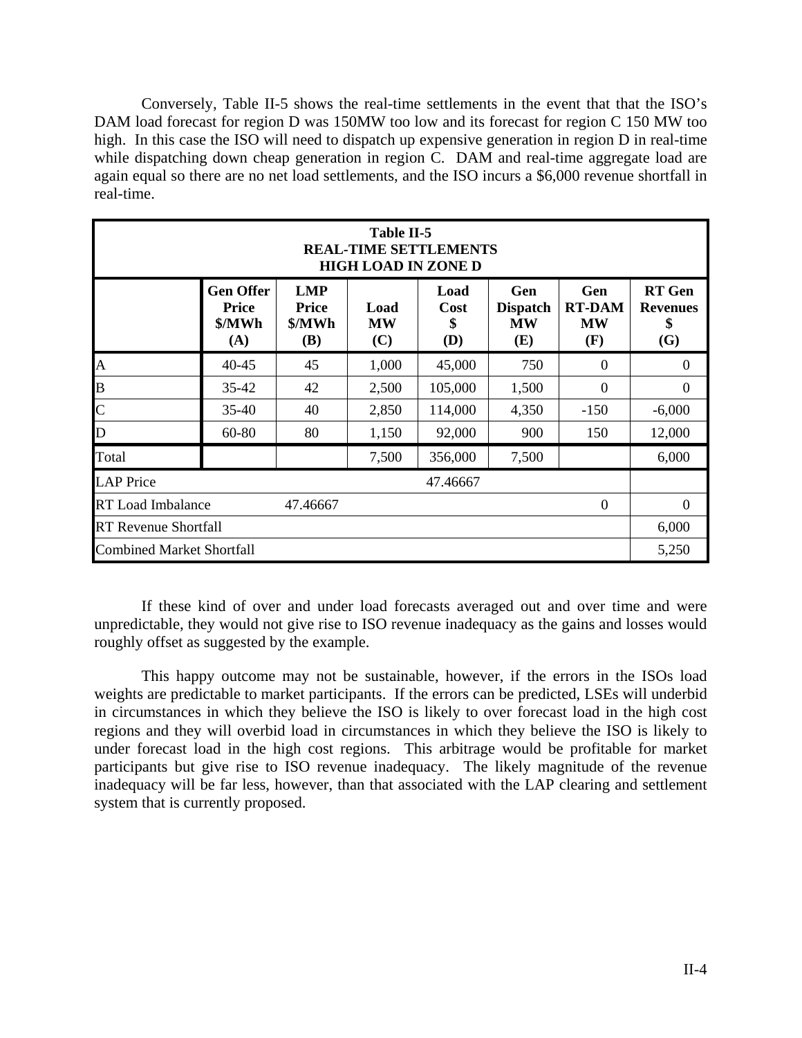Conversely, Table II-5 shows the real-time settlements in the event that that the ISO's DAM load forecast for region D was 150MW too low and its forecast for region C 150 MW too high. In this case the ISO will need to dispatch up expensive generation in region D in real-time while dispatching down cheap generation in region C. DAM and real-time aggregate load are again equal so there are no net load settlements, and the ISO incurs a \$6,000 revenue shortfall in real-time.

| **Table II-5<br>REAL-TIME SETTLEMENTS<br>HIGH LOAD IN ZONE D** | | | | | | | |
|---|---|---|---|---|---|---|---|
| | **Gen Offer Price \$/MWh (A)** | **LMP Price \$/MWh (B)** | **Load MW (C)** | **Load Cost \$ (D)** | **Gen Dispatch MW (E)** | **Gen RT-DAM MW (F)** | **RT Gen Revenues \$ (G)** |
| A | 40-45 | 45 | 1,000 | 45,000 | 750 | 0 | 0 |
| B | 35-42 | 42 | 2,500 | 105,000 | 1,500 | 0 | 0 |
| C | 35-40 | 40 | 2,850 | 114,000 | 4,350 | -150 | -6,000 |
| D | 60-80 | 80 | 1,150 | 92,000 | 900 | 150 | 12,000 |
| Total | | | 7,500 | 356,000 | 7,500 | | 6,000 |
| LAP Price | | | | 47.46667 | | | |
| RT Load Imbalance | | 47.46667 | | | | 0 | 0 |
| RT Revenue Shortfall | | | | | | | 6,000 |
| Combined Market Shortfall | | | | | | | 5,250 |

If these kind of over and under load forecasts averaged out and over time and were unpredictable, they would not give rise to ISO revenue inadequacy as the gains and losses would roughly offset as suggested by the example.

This happy outcome may not be sustainable, however, if the errors in the ISOs load weights are predictable to market participants. If the errors can be predicted, LSEs will underbid in circumstances in which they believe the ISO is likely to over forecast load in the high cost regions and they will overbid load in circumstances in which they believe the ISO is likely to under forecast load in the high cost regions. This arbitrage would be profitable for market participants but give rise to ISO revenue inadequacy. The likely magnitude of the revenue inadequacy will be far less, however, than that associated with the LAP clearing and settlement system that is currently proposed.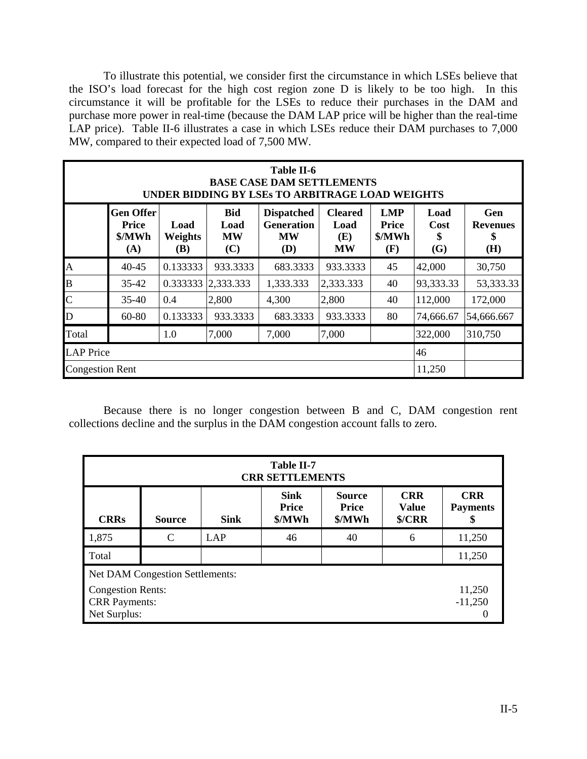To illustrate this potential, we consider first the circumstance in which LSEs believe that the ISO's load forecast for the high cost region zone D is likely to be too high. In this circumstance it will be profitable for the LSEs to reduce their purchases in the DAM and purchase more power in real-time (because the DAM LAP price will be higher than the real-time LAP price). Table II-6 illustrates a case in which LSEs reduce their DAM purchases to 7,000 MW, compared to their expected load of 7,500 MW.

| Table II-6<br>BASE CASE DAM SETTLEMENTS<br>UNDER BIDDING BY LSEs TO ARBITRAGE LOAD WEIGHTS | | | | | | | | |
|---|---|---|---|---|---|---|---|---|
| | **Gen Offer Price \$/MWh (A)** | **Load Weights (B)** | **Bid Load MW (C)** | **Dispatched Generation MW (D)** | **Cleared Load (E) MW** | **LMP Price \$/MWh (F)** | **Load Cost \$ (G)** | **Gen Revenues \$ (H)** |
| A | 40-45 | 0.133333 | 933.3333 | 683.3333 | 933.3333 | 45 | 42,000 | 30,750 |
| B | 35-42 | 0.333333 | 2,333.333 | 1,333.333 | 2,333.333 | 40 | 93,333.33 | 53,333.33 |
| C | 35-40 | 0.4 | 2,800 | 4,300 | 2,800 | 40 | 112,000 | 172,000 |
| D | 60-80 | 0.133333 | 933.3333 | 683.3333 | 933.3333 | 80 | 74,666.67 | 54,666.667 |
| Total | | 1.0 | 7,000 | 7,000 | 7,000 | | 322,000 | 310,750 |
| LAP Price | | | | | | | 46 | |
| Congestion Rent | | | | | | | 11,250 | |

Because there is no longer congestion between B and C, DAM congestion rent collections decline and the surplus in the DAM congestion account falls to zero.

| Table II-7<br>CRR SETTLEMENTS | | | | | | |
|---|---|---|---|---|---|---|
| **CRRs** | **Source** | **Sink** | **Sink Price \$/MWh** | **Source Price \$/MWh** | **CRR Value \$/CRR** | **CRR Payments \$** |
| 1,875 | C | LAP | 46 | 40 | 6 | 11,250 |
| Total | | | | | | 11,250 |
| Net DAM Congestion Settlements: | | | | | | |
| Congestion Rents: | | | | | | 11,250 |
| CRR Payments: | | | | | | -11,250 |
| Net Surplus: | | | | | | 0 |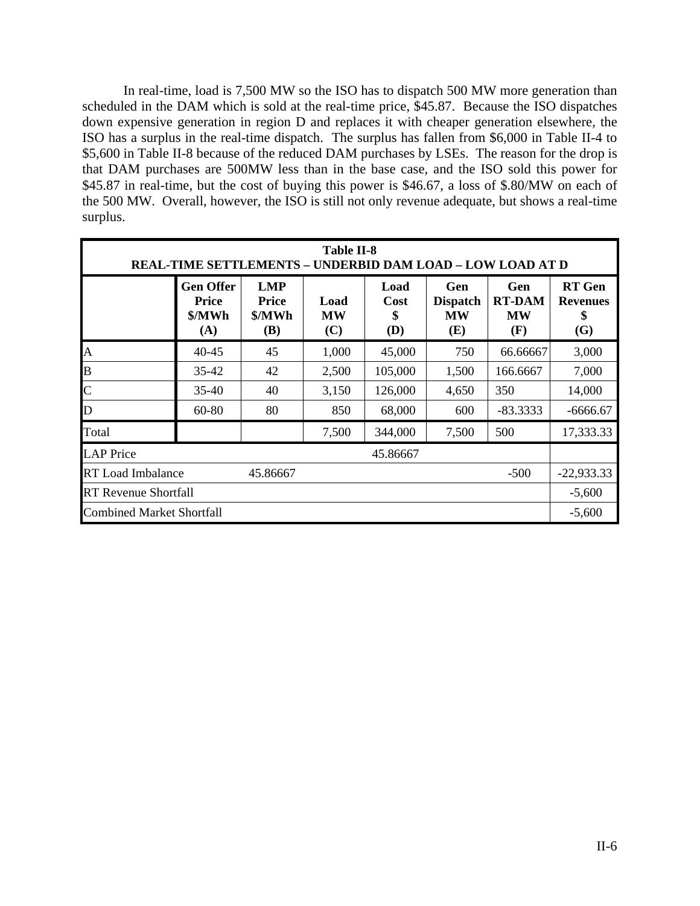In real-time, load is 7,500 MW so the ISO has to dispatch 500 MW more generation than scheduled in the DAM which is sold at the real-time price, $45.87. Because the ISO dispatches down expensive generation in region D and replaces it with cheaper generation elsewhere, the ISO has a surplus in the real-time dispatch. The surplus has fallen from $6,000 in Table II-4 to $5,600 in Table II-8 because of the reduced DAM purchases by LSEs. The reason for the drop is that DAM purchases are 500MW less than in the base case, and the ISO sold this power for $45.87 in real-time, but the cost of buying this power is $46.67, a loss of $.80/MW on each of the 500 MW. Overall, however, the ISO is still not only revenue adequate, but shows a real-time surplus.

**Table II-8**
**REAL-TIME SETTLEMENTS – UNDERBID DAM LOAD – LOW LOAD AT D**

| | Gen Offer Price $/MWh (A) | LMP Price $/MWh (B) | Load MW (C) | Load Cost $ (D) | Gen Dispatch MW (E) | Gen RT-DAM MW (F) | RT Gen Revenues $ (G) |
|---|---|---|---|---|---|---|---|
| A | 40-45 | 45 | 1,000 | 45,000 | 750 | 66.66667 | 3,000 |
| B | 35-42 | 42 | 2,500 | 105,000 | 1,500 | 166.6667 | 7,000 |
| C | 35-40 | 40 | 3,150 | 126,000 | 4,650 | 350 | 14,000 |
| D | 60-80 | 80 | 850 | 68,000 | 600 | -83.3333 | -6666.67 |
| Total | | | 7,500 | 344,000 | 7,500 | 500 | 17,333.33 |
| LAP Price | | | | 45.86667 | | | |
| RT Load Imbalance | | 45.86667 | | | | -500 | -22,933.33 |
| RT Revenue Shortfall | | | | | | | -5,600 |
| Combined Market Shortfall | | | | | | | -5,600 |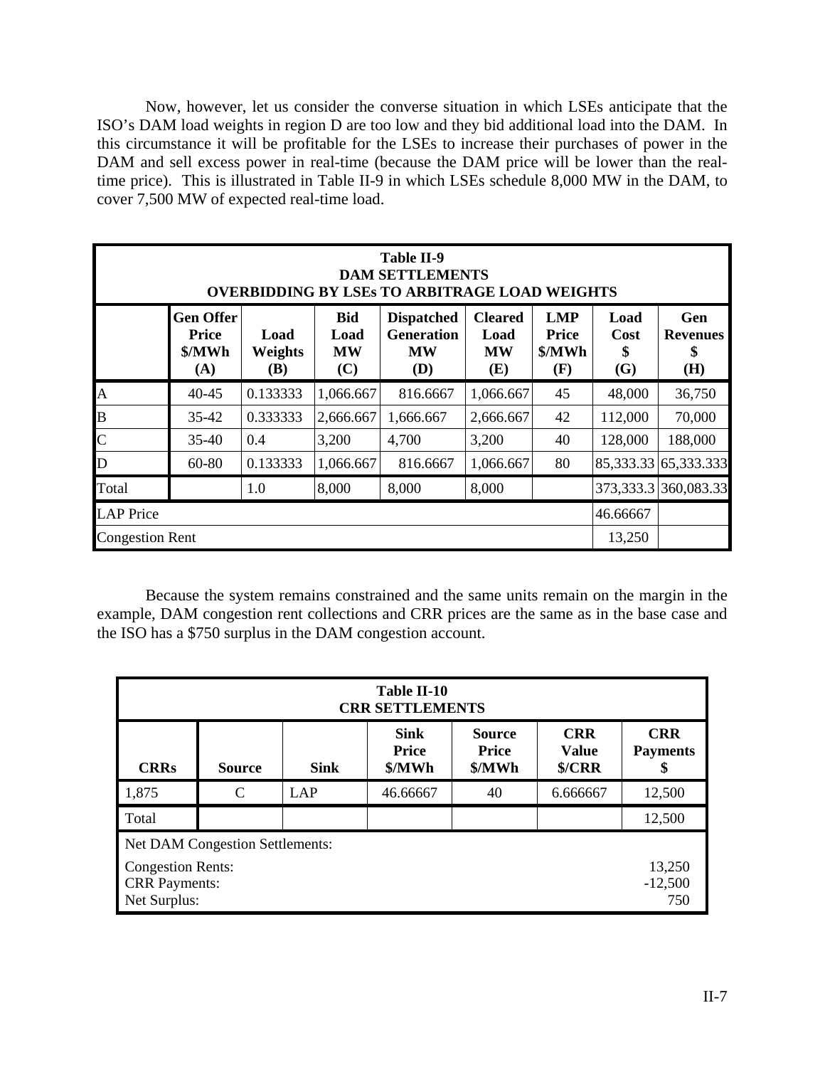Now, however, let us consider the converse situation in which LSEs anticipate that the ISO's DAM load weights in region D are too low and they bid additional load into the DAM. In this circumstance it will be profitable for the LSEs to increase their purchases of power in the DAM and sell excess power in real-time (because the DAM price will be lower than the real-time price). This is illustrated in Table II-9 in which LSEs schedule 8,000 MW in the DAM, to cover 7,500 MW of expected real-time load.

**Table II-9**
**DAM SETTLEMENTS**
**OVERBIDDING BY LSEs TO ARBITRAGE LOAD WEIGHTS**

| | Gen Offer Price $/MWh (A) | Load Weights (B) | Bid Load MW (C) | Dispatched Generation MW (D) | Cleared Load MW (E) | LMP Price $/MWh (F) | Load Cost $ (G) | Gen Revenues $ (H) |
|---|---|---|---|---|---|---|---|---|
| A | 40-45 | 0.133333 | 1,066.667 | 816.6667 | 1,066.667 | 45 | 48,000 | 36,750 |
| B | 35-42 | 0.333333 | 2,666.667 | 1,666.667 | 2,666.667 | 42 | 112,000 | 70,000 |
| C | 35-40 | 0.4 | 3,200 | 4,700 | 3,200 | 40 | 128,000 | 188,000 |
| D | 60-80 | 0.133333 | 1,066.667 | 816.6667 | 1,066.667 | 80 | 85,333.33 | 65,333.333 |
| Total | | 1.0 | 8,000 | 8,000 | 8,000 | | 373,333.3 | 360,083.33 |
| LAP Price | | | | | | | 46.66667 | |
| Congestion Rent | | | | | | | 13,250 | |

Because the system remains constrained and the same units remain on the margin in the example, DAM congestion rent collections and CRR prices are the same as in the base case and the ISO has a $750 surplus in the DAM congestion account.

**Table II-10**
**CRR SETTLEMENTS**

| CRRs | Source | Sink | Sink Price $/MWh | Source Price $/MWh | CRR Value $/CRR | CRR Payments $ |
|---|---|---|---|---|---|---|
| 1,875 | C | LAP | 46.66667 | 40 | 6.666667 | 12,500 |
| Total | | | | | | 12,500 |
| Net DAM Congestion Settlements: | | | | | | |
| Congestion Rents: | | | | | | 13,250 |
| CRR Payments: | | | | | | -12,500 |
| Net Surplus: | | | | | | 750 |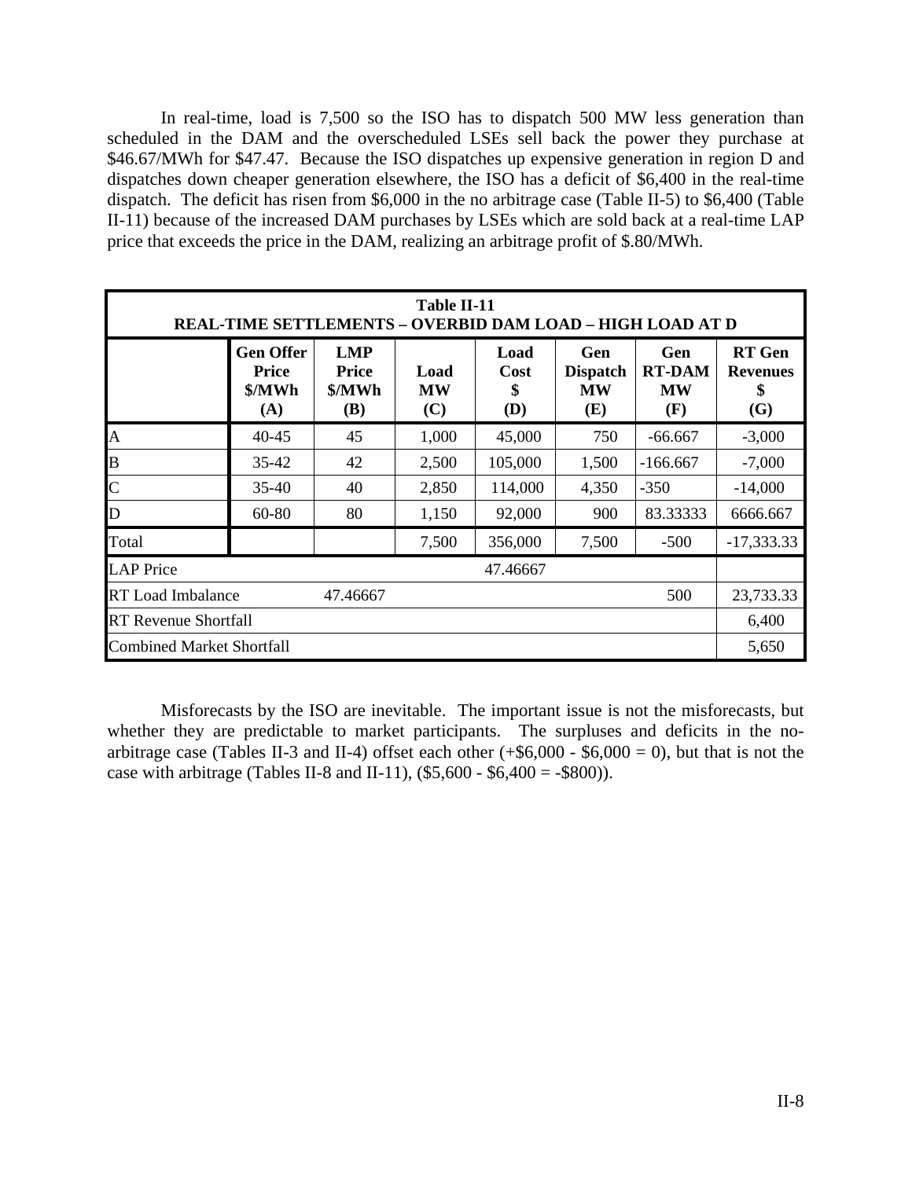In real-time, load is 7,500 so the ISO has to dispatch 500 MW less generation than scheduled in the DAM and the overscheduled LSEs sell back the power they purchase at $46.67/MWh for $47.47. Because the ISO dispatches up expensive generation in region D and dispatches down cheaper generation elsewhere, the ISO has a deficit of $6,400 in the real-time dispatch. The deficit has risen from $6,000 in the no arbitrage case (Table II-5) to $6,400 (Table II-11) because of the increased DAM purchases by LSEs which are sold back at a real-time LAP price that exceeds the price in the DAM, realizing an arbitrage profit of $.80/MWh.

**Table II-11**
**REAL-TIME SETTLEMENTS – OVERBID DAM LOAD – HIGH LOAD AT D**

| | Gen Offer Price $/MWh (A) | LMP Price $/MWh (B) | Load MW (C) | Load Cost $ (D) | Gen Dispatch MW (E) | Gen RT-DAM MW (F) | RT Gen Revenues $ (G) |
|---|---|---|---|---|---|---|---|
| A | 40-45 | 45 | 1,000 | 45,000 | 750 | -66.667 | -3,000 |
| B | 35-42 | 42 | 2,500 | 105,000 | 1,500 | -166.667 | -7,000 |
| C | 35-40 | 40 | 2,850 | 114,000 | 4,350 | -350 | -14,000 |
| D | 60-80 | 80 | 1,150 | 92,000 | 900 | 83.33333 | 6666.667 |
| Total | | | 7,500 | 356,000 | 7,500 | -500 | -17,333.33 |
| LAP Price | | | | 47.46667 | | | |
| RT Load Imbalance | | 47.46667 | | | | 500 | 23,733.33 |
| RT Revenue Shortfall | | | | | | | 6,400 |
| Combined Market Shortfall | | | | | | | 5,650 |

Misforecasts by the ISO are inevitable. The important issue is not the misforecasts, but whether they are predictable to market participants. The surpluses and deficits in the no-arbitrage case (Tables II-3 and II-4) offset each other (+$6,000 - $6,000 = 0), but that is not the case with arbitrage (Tables II-8 and II-11), ($5,600 - $6,400 = -$800)).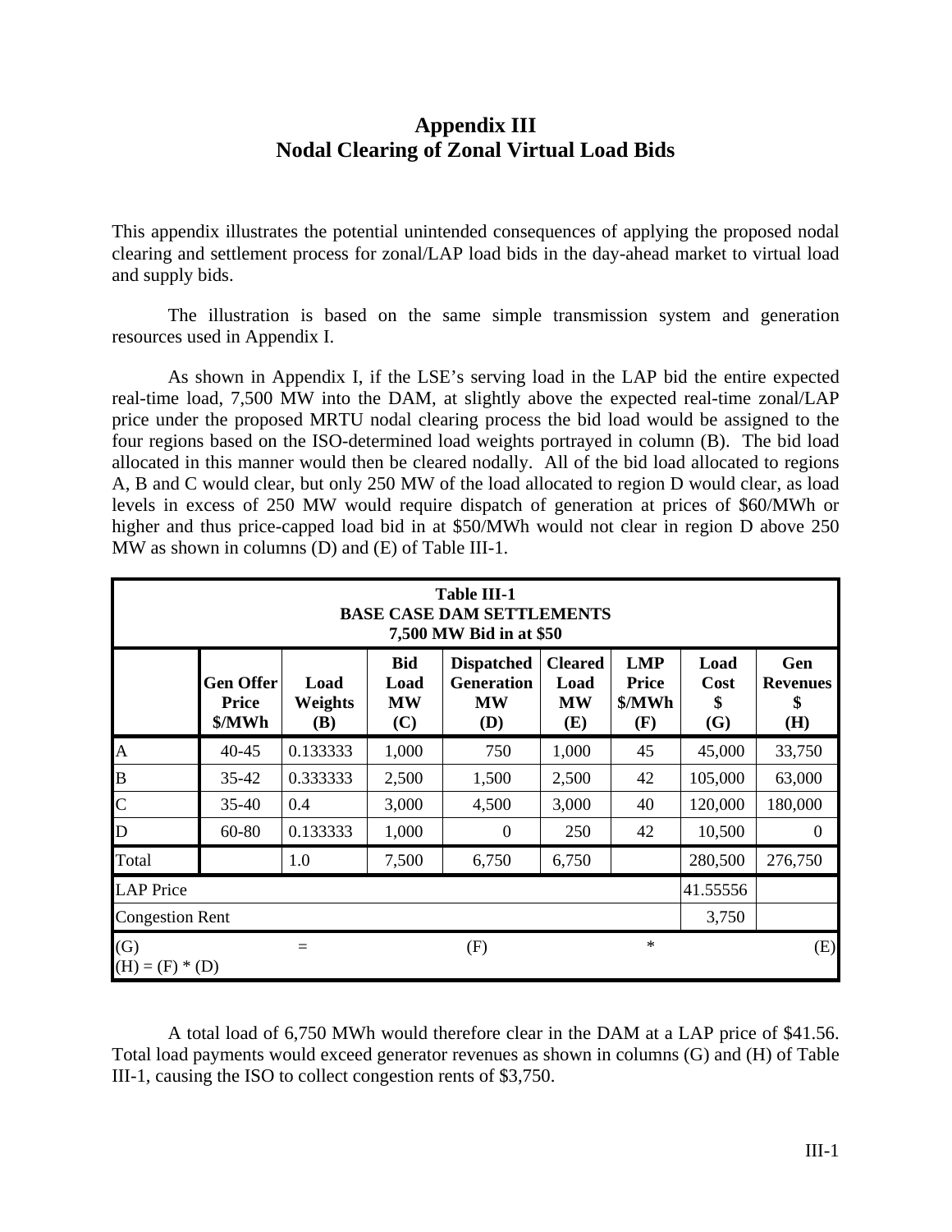# Appendix III
# Nodal Clearing of Zonal Virtual Load Bids

This appendix illustrates the potential unintended consequences of applying the proposed nodal clearing and settlement process for zonal/LAP load bids in the day-ahead market to virtual load and supply bids.

The illustration is based on the same simple transmission system and generation resources used in Appendix I.

As shown in Appendix I, if the LSE's serving load in the LAP bid the entire expected real-time load, 7,500 MW into the DAM, at slightly above the expected real-time zonal/LAP price under the proposed MRTU nodal clearing process the bid load would be assigned to the four regions based on the ISO-determined load weights portrayed in column (B). The bid load allocated in this manner would then be cleared nodally. All of the bid load allocated to regions A, B and C would clear, but only 250 MW of the load allocated to region D would clear, as load levels in excess of 250 MW would require dispatch of generation at prices of $60/MWh or higher and thus price-capped load bid in at $50/MWh would not clear in region D above 250 MW as shown in columns (D) and (E) of Table III-1.

**Table III-1**
**BASE CASE DAM SETTLEMENTS**
**7,500 MW Bid in at $50**

| | Gen Offer Price $/MWh | Load Weights (B) | Bid Load MW (C) | Dispatched Generation MW (D) | Cleared Load MW (E) | LMP Price $/MWh (F) | Load Cost $ (G) | Gen Revenues $ (H) |
|---|---|---|---|---|---|---|---|---|
| A | 40-45 | 0.133333 | 1,000 | 750 | 1,000 | 45 | 45,000 | 33,750 |
| B | 35-42 | 0.333333 | 2,500 | 1,500 | 2,500 | 42 | 105,000 | 63,000 |
| C | 35-40 | 0.4 | 3,000 | 4,500 | 3,000 | 40 | 120,000 | 180,000 |
| D | 60-80 | 0.133333 | 1,000 | 0 | 250 | 42 | 10,500 | 0 |
| Total | | 1.0 | 7,500 | 6,750 | 6,750 | | 280,500 | 276,750 |
| LAP Price | | | | | | | 41.55556 | |
| Congestion Rent | | | | | | | 3,750 | |
| (G) | = | | (F) | | * | | | (E) |
| (H) = (F) * (D) | | | | | | | | |

A total load of 6,750 MWh would therefore clear in the DAM at a LAP price of $41.56. Total load payments would exceed generator revenues as shown in columns (G) and (H) of Table III-1, causing the ISO to collect congestion rents of $3,750.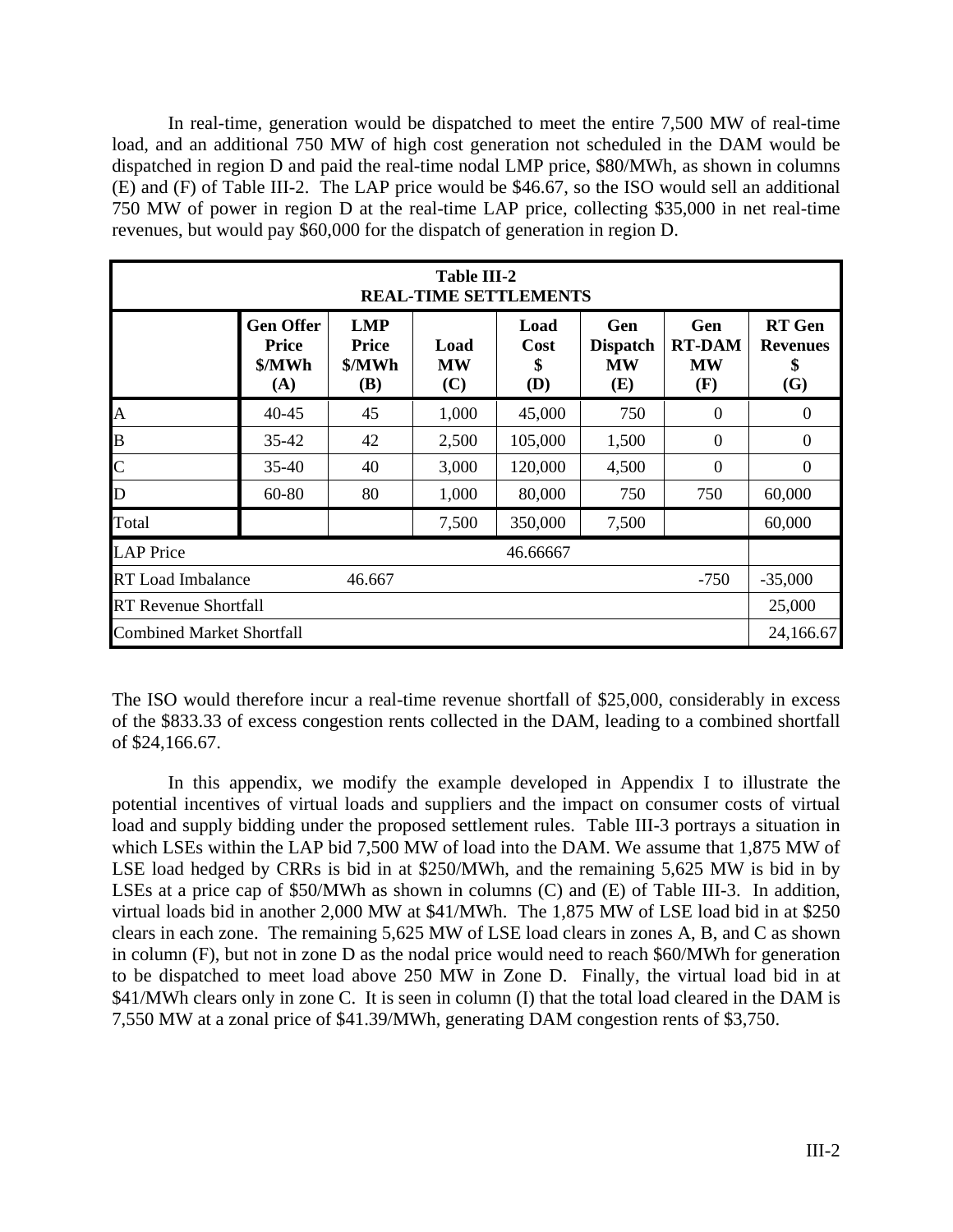In real-time, generation would be dispatched to meet the entire 7,500 MW of real-time load, and an additional 750 MW of high cost generation not scheduled in the DAM would be dispatched in region D and paid the real-time nodal LMP price, $80/MWh, as shown in columns (E) and (F) of Table III-2. The LAP price would be $46.67, so the ISO would sell an additional 750 MW of power in region D at the real-time LAP price, collecting $35,000 in net real-time revenues, but would pay $60,000 for the dispatch of generation in region D.

**Table III-2**
**REAL-TIME SETTLEMENTS**

| | Gen Offer Price $/MWh (A) | LMP Price $/MWh (B) | Load MW (C) | Load Cost $ (D) | Gen Dispatch MW (E) | Gen RT-DAM MW (F) | RT Gen Revenues $ (G) |
|---|---|---|---|---|---|---|---|
| A | 40-45 | 45 | 1,000 | 45,000 | 750 | 0 | 0 |
| B | 35-42 | 42 | 2,500 | 105,000 | 1,500 | 0 | 0 |
| C | 35-40 | 40 | 3,000 | 120,000 | 4,500 | 0 | 0 |
| D | 60-80 | 80 | 1,000 | 80,000 | 750 | 750 | 60,000 |
| Total | | | 7,500 | 350,000 | 7,500 | | 60,000 |
| LAP Price | | | | 46.66667 | | | |
| RT Load Imbalance | | 46.667 | | | | -750 | -35,000 |
| RT Revenue Shortfall | | | | | | | 25,000 |
| Combined Market Shortfall | | | | | | | 24,166.67 |

The ISO would therefore incur a real-time revenue shortfall of $25,000, considerably in excess of the $833.33 of excess congestion rents collected in the DAM, leading to a combined shortfall of $24,166.67.

In this appendix, we modify the example developed in Appendix I to illustrate the potential incentives of virtual loads and suppliers and the impact on consumer costs of virtual load and supply bidding under the proposed settlement rules. Table III-3 portrays a situation in which LSEs within the LAP bid 7,500 MW of load into the DAM. We assume that 1,875 MW of LSE load hedged by CRRs is bid in at $250/MWh, and the remaining 5,625 MW is bid in by LSEs at a price cap of $50/MWh as shown in columns (C) and (E) of Table III-3. In addition, virtual loads bid in another 2,000 MW at $41/MWh. The 1,875 MW of LSE load bid in at $250 clears in each zone. The remaining 5,625 MW of LSE load clears in zones A, B, and C as shown in column (F), but not in zone D as the nodal price would need to reach $60/MWh for generation to be dispatched to meet load above 250 MW in Zone D. Finally, the virtual load bid in at $41/MWh clears only in zone C. It is seen in column (I) that the total load cleared in the DAM is 7,550 MW at a zonal price of $41.39/MWh, generating DAM congestion rents of $3,750.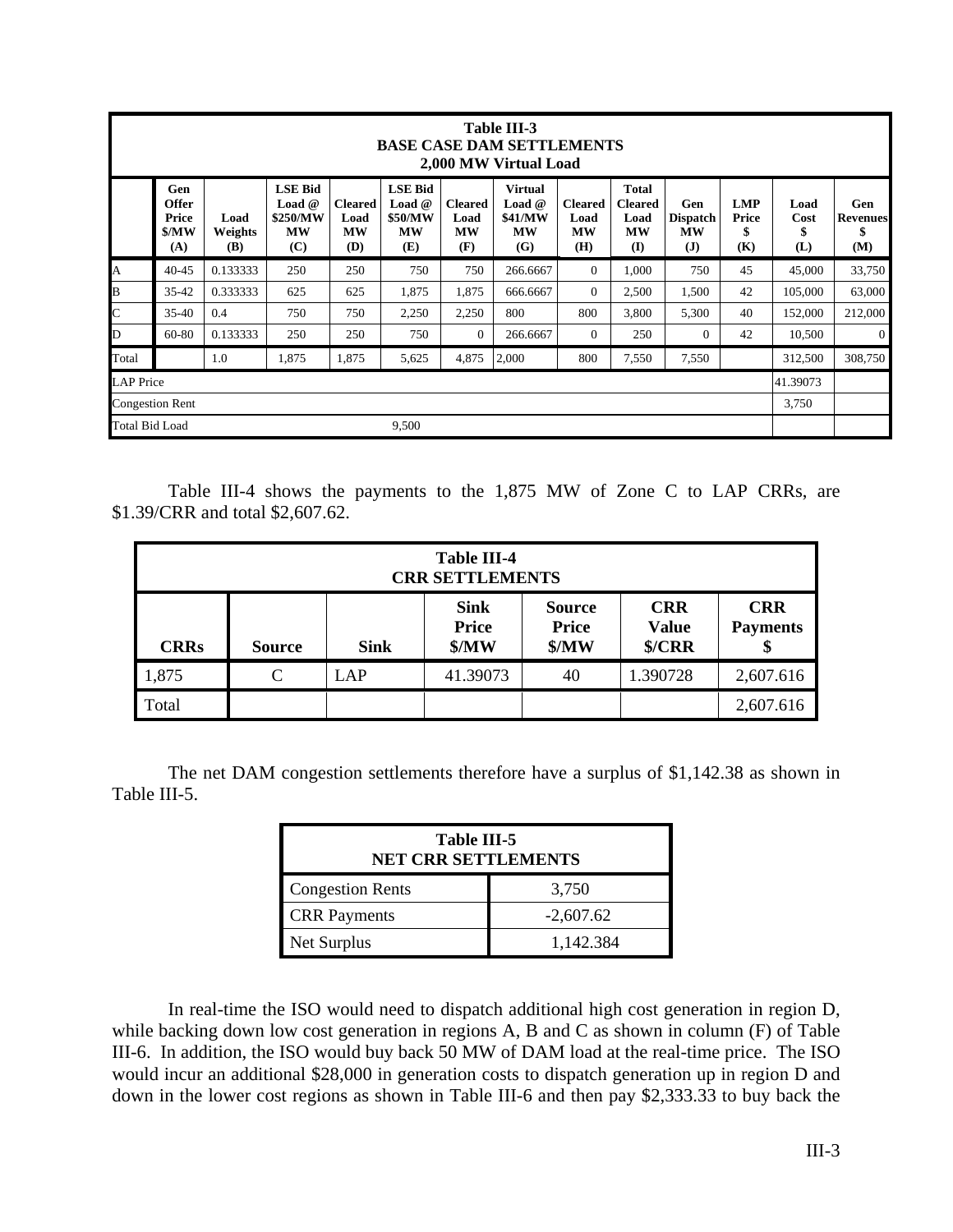| | Table III-3 BASE CASE DAM SETTLEMENTS 2,000 MW Virtual Load | | | | | | | | | | | | |
|---|---|---|---|---|---|---|---|---|---|---|---|---|---|
| | **Gen Offer Price $/MW (A)** | **Load Weights (B)** | **LSE Bid Load @ $250/MW MW (C)** | **Cleared Load MW (D)** | **LSE Bid Load @ $50/MW MW (E)** | **Cleared Load MW (F)** | **Virtual Load @ $41/MW MW (G)** | **Cleared Load MW (H)** | **Total Cleared Load MW (I)** | **Gen Dispatch MW (J)** | **LMP Price $ (K)** | **Load Cost $ (L)** | **Gen Revenues $ (M)** |
| A | 40-45 | 0.133333 | 250 | 250 | 750 | 750 | 266.6667 | 0 | 1,000 | 750 | 45 | 45,000 | 33,750 |
| B | 35-42 | 0.333333 | 625 | 625 | 1,875 | 1,875 | 666.6667 | 0 | 2,500 | 1,500 | 42 | 105,000 | 63,000 |
| C | 35-40 | 0.4 | 750 | 750 | 2,250 | 2,250 | 800 | 800 | 3,800 | 5,300 | 40 | 152,000 | 212,000 |
| D | 60-80 | 0.133333 | 250 | 250 | 750 | 0 | 266.6667 | 0 | 250 | 0 | 42 | 10,500 | 0 |
| Total | | 1.0 | 1,875 | 1,875 | 5,625 | 4,875 | 2,000 | 800 | 7,550 | 7,550 | | 312,500 | 308,750 |
| LAP Price | | | | | | | | | | | | 41.39073 | |
| Congestion Rent | | | | | | | | | | | | 3,750 | |
| Total Bid Load | | | | | 9,500 | | | | | | | | |

Table III-4 shows the payments to the 1,875 MW of Zone C to LAP CRRs, are $1.39/CRR and total $2,607.62.

| Table III-4 CRR SETTLEMENTS | | | | | | |
|---|---|---|---|---|---|---|
| **CRRs** | **Source** | **Sink** | **Sink Price $/MW** | **Source Price $/MW** | **CRR Value $/CRR** | **CRR Payments $** |
| 1,875 | C | LAP | 41.39073 | 40 | 1.390728 | 2,607.616 |
| Total | | | | | | 2,607.616 |

The net DAM congestion settlements therefore have a surplus of $1,142.38 as shown in Table III-5.

| Table III-5 NET CRR SETTLEMENTS | |
|---|---|
| Congestion Rents | 3,750 |
| CRR Payments | -2,607.62 |
| Net Surplus | 1,142.384 |

In real-time the ISO would need to dispatch additional high cost generation in region D, while backing down low cost generation in regions A, B and C as shown in column (F) of Table III-6. In addition, the ISO would buy back 50 MW of DAM load at the real-time price. The ISO would incur an additional $28,000 in generation costs to dispatch generation up in region D and down in the lower cost regions as shown in Table III-6 and then pay $2,333.33 to buy back the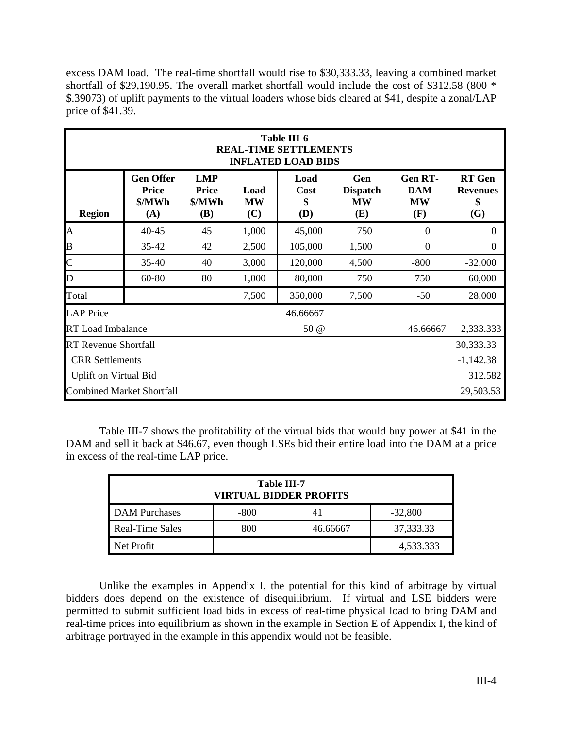excess DAM load. The real-time shortfall would rise to $30,333.33, leaving a combined market shortfall of $29,190.95. The overall market shortfall would include the cost of $312.58 (800 * $.39073) of uplift payments to the virtual loaders whose bids cleared at $41, despite a zonal/LAP price of $41.39.

| Table III-6<br>REAL-TIME SETTLEMENTS<br>INFLATED LOAD BIDS | | | | | | | |
|---|---|---|---|---|---|---|---|
| **Region** | **Gen Offer Price $/MWh (A)** | **LMP Price $/MWh (B)** | **Load MW (C)** | **Load Cost $ (D)** | **Gen Dispatch MW (E)** | **Gen RT-DAM MW (F)** | **RT Gen Revenues $ (G)** |
| A | 40-45 | 45 | 1,000 | 45,000 | 750 | 0 | 0 |
| B | 35-42 | 42 | 2,500 | 105,000 | 1,500 | 0 | 0 |
| C | 35-40 | 40 | 3,000 | 120,000 | 4,500 | -800 | -32,000 |
| D | 60-80 | 80 | 1,000 | 80,000 | 750 | 750 | 60,000 |
| Total | | | 7,500 | 350,000 | 7,500 | -50 | 28,000 |
| LAP Price | | | | 46.66667 | | | |
| RT Load Imbalance | | | | 50 @ | | 46.66667 | 2,333.333 |
| RT Revenue Shortfall | | | | | | | 30,333.33 |
| CRR Settlements | | | | | | | -1,142.38 |
| Uplift on Virtual Bid | | | | | | | 312.582 |
| Combined Market Shortfall | | | | | | | 29,503.53 |

Table III-7 shows the profitability of the virtual bids that would buy power at $41 in the DAM and sell it back at $46.67, even though LSEs bid their entire load into the DAM at a price in excess of the real-time LAP price.

| Table III-7<br>VIRTUAL BIDDER PROFITS | | | |
|---|---|---|---|
| DAM Purchases | -800 | 41 | -32,800 |
| Real-Time Sales | 800 | 46.66667 | 37,333.33 |
| Net Profit | | | 4,533.333 |

Unlike the examples in Appendix I, the potential for this kind of arbitrage by virtual bidders does depend on the existence of disequilibrium. If virtual and LSE bidders were permitted to submit sufficient load bids in excess of real-time physical load to bring DAM and real-time prices into equilibrium as shown in the example in Section E of Appendix I, the kind of arbitrage portrayed in the example in this appendix would not be feasible.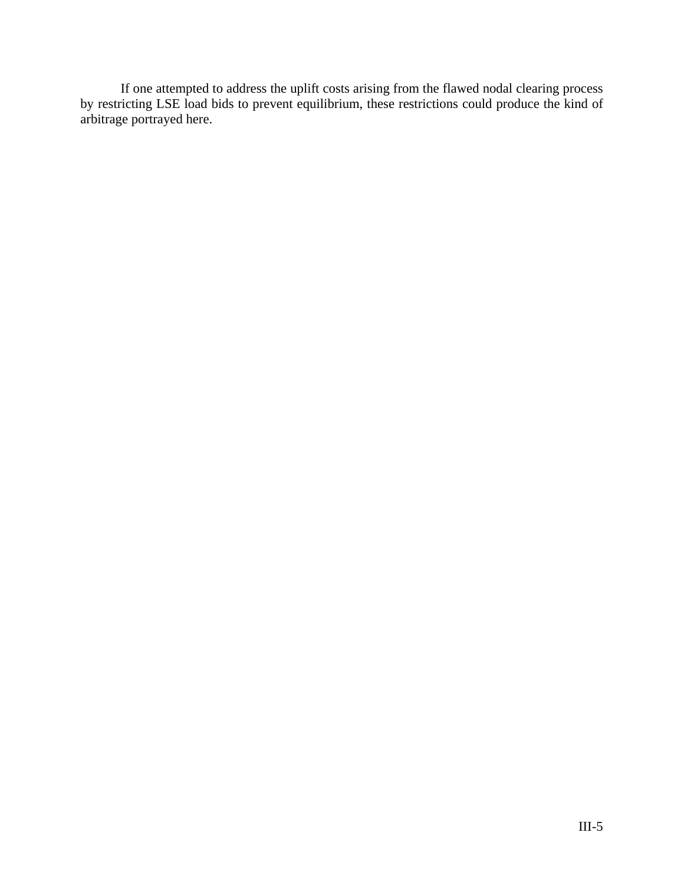If one attempted to address the uplift costs arising from the flawed nodal clearing process by restricting LSE load bids to prevent equilibrium, these restrictions could produce the kind of arbitrage portrayed here.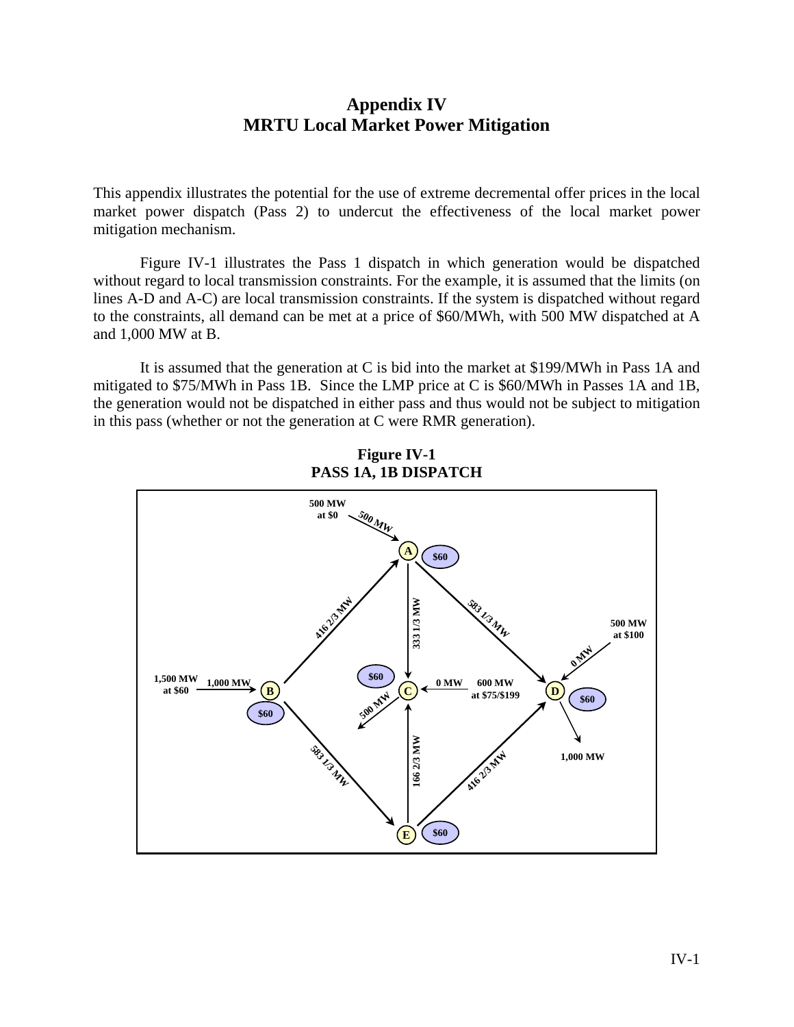# Appendix IV
# MRTU Local Market Power Mitigation

This appendix illustrates the potential for the use of extreme decremental offer prices in the local market power dispatch (Pass 2) to undercut the effectiveness of the local market power mitigation mechanism.

Figure IV-1 illustrates the Pass 1 dispatch in which generation would be dispatched without regard to local transmission constraints. For the example, it is assumed that the limits (on lines A-D and A-C) are local transmission constraints. If the system is dispatched without regard to the constraints, all demand can be met at a price of $60/MWh, with 500 MW dispatched at A and 1,000 MW at B.

It is assumed that the generation at C is bid into the market at $199/MWh in Pass 1A and mitigated to $75/MWh in Pass 1B. Since the LMP price at C is $60/MWh in Passes 1A and 1B, the generation would not be dispatched in either pass and thus would not be subject to mitigation in this pass (whether or not the generation at C were RMR generation).

**Figure IV-1**
**PASS 1A, 1B DISPATCH**

500 MW at $0 — 500 MW → A ($60)

1,500 MW at $60 — 1,000 MW → B ($60)

600 MW at $75/$199 — 0 MW → C ($60); C: 500 MW out

500 MW at $100 — 0 MW → D ($60); D: 1,000 MW out

E ($60)

B → A: 416 2/3 MW; A → C: 333 1/3 MW; A → D: 583 1/3 MW; B → E: 583 1/3 MW; E → C: 166 2/3 MW; E → D: 416 2/3 MW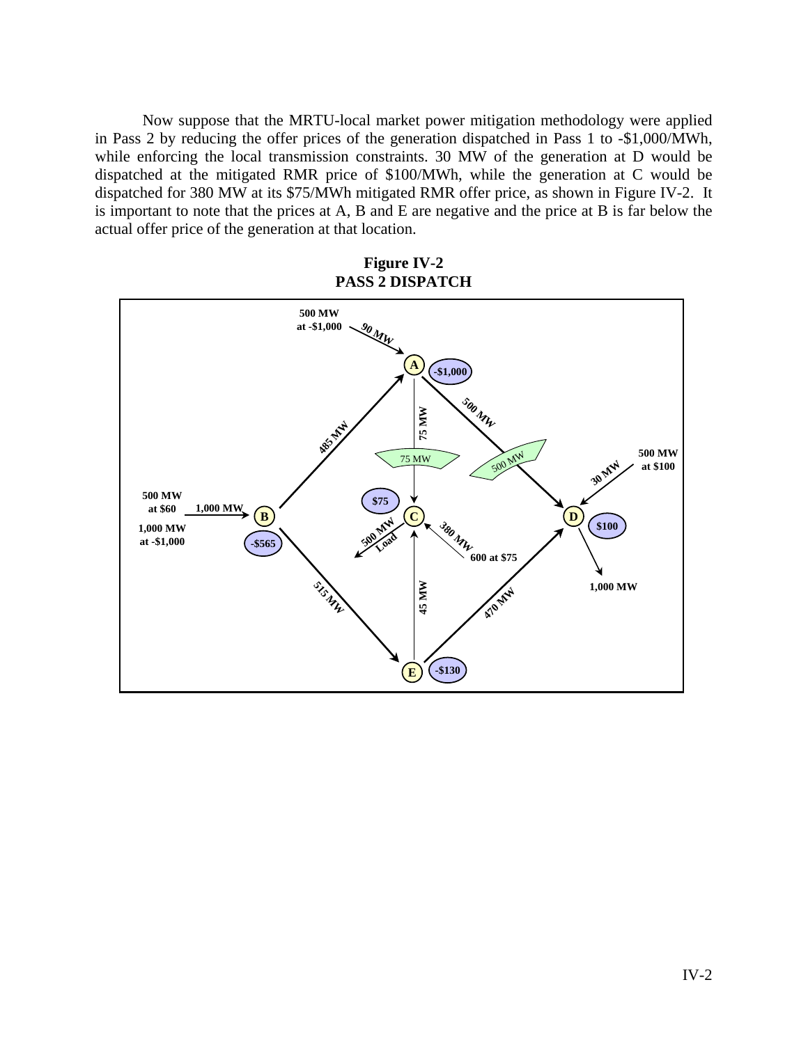Now suppose that the MRTU-local market power mitigation methodology were applied in Pass 2 by reducing the offer prices of the generation dispatched in Pass 1 to -$1,000/MWh, while enforcing the local transmission constraints. 30 MW of the generation at D would be dispatched at the mitigated RMR price of $100/MWh, while the generation at C would be dispatched for 380 MW at its $75/MWh mitigated RMR offer price, as shown in Figure IV-2. It is important to note that the prices at A, B and E are negative and the price at B is far below the actual offer price of the generation at that location.

**Figure IV-2**
**PASS 2 DISPATCH**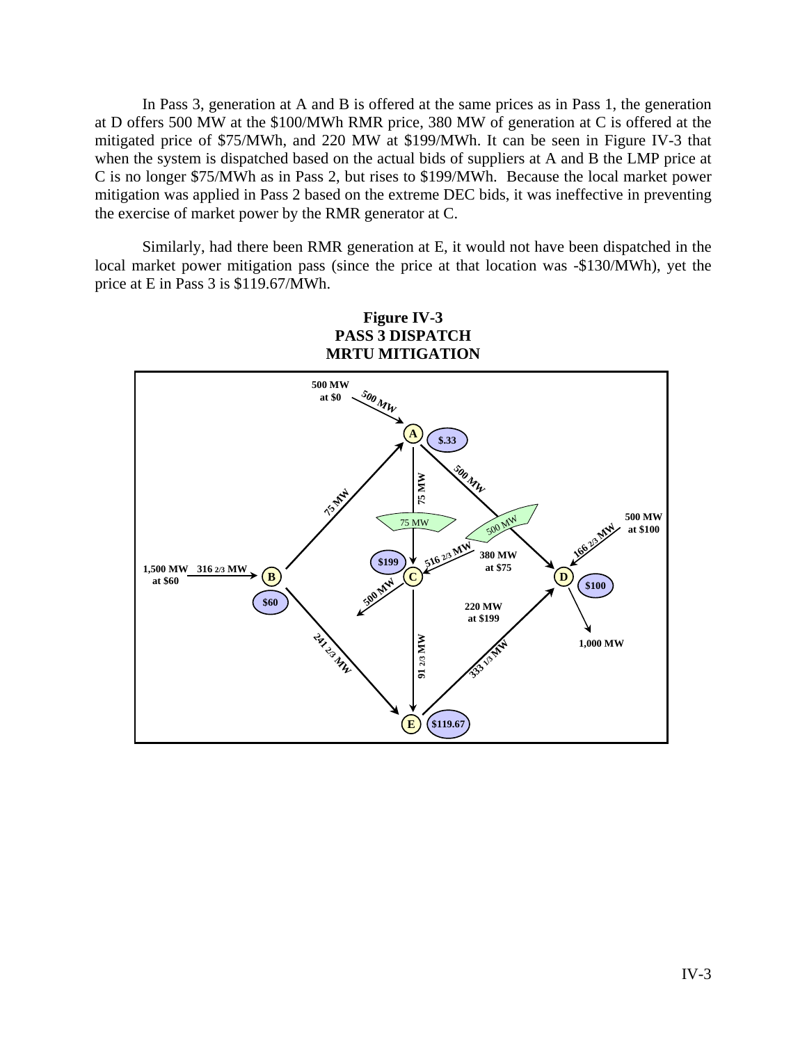In Pass 3, generation at A and B is offered at the same prices as in Pass 1, the generation at D offers 500 MW at the $100/MWh RMR price, 380 MW of generation at C is offered at the mitigated price of $75/MWh, and 220 MW at $199/MWh. It can be seen in Figure IV-3 that when the system is dispatched based on the actual bids of suppliers at A and B the LMP price at C is no longer $75/MWh as in Pass 2, but rises to $199/MWh. Because the local market power mitigation was applied in Pass 2 based on the extreme DEC bids, it was ineffective in preventing the exercise of market power by the RMR generator at C.

Similarly, had there been RMR generation at E, it would not have been dispatched in the local market power mitigation pass (since the price at that location was -$130/MWh), yet the price at E in Pass 3 is $119.67/MWh.

**Figure IV-3**
**PASS 3 DISPATCH**
**MRTU MITIGATION**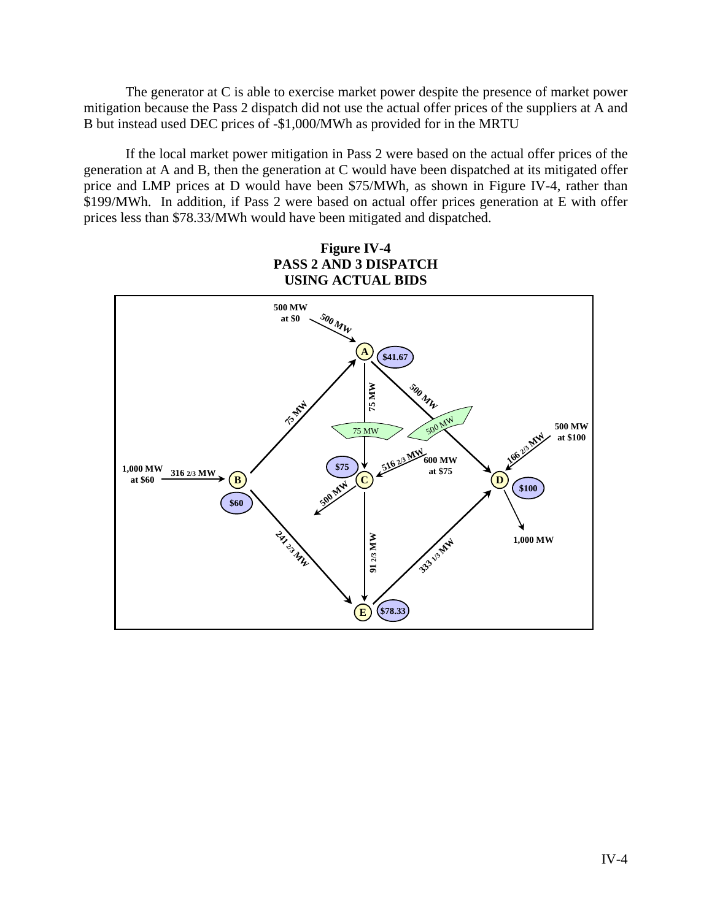The generator at C is able to exercise market power despite the presence of market power mitigation because the Pass 2 dispatch did not use the actual offer prices of the suppliers at A and B but instead used DEC prices of -$1,000/MWh as provided for in the MRTU

If the local market power mitigation in Pass 2 were based on the actual offer prices of the generation at A and B, then the generation at C would have been dispatched at its mitigated offer price and LMP prices at D would have been $75/MWh, as shown in Figure IV-4, rather than $199/MWh. In addition, if Pass 2 were based on actual offer prices generation at E with offer prices less than $78.33/MWh would have been mitigated and dispatched.

**Figure IV-4**
**PASS 2 AND 3 DISPATCH**
**USING ACTUAL BIDS**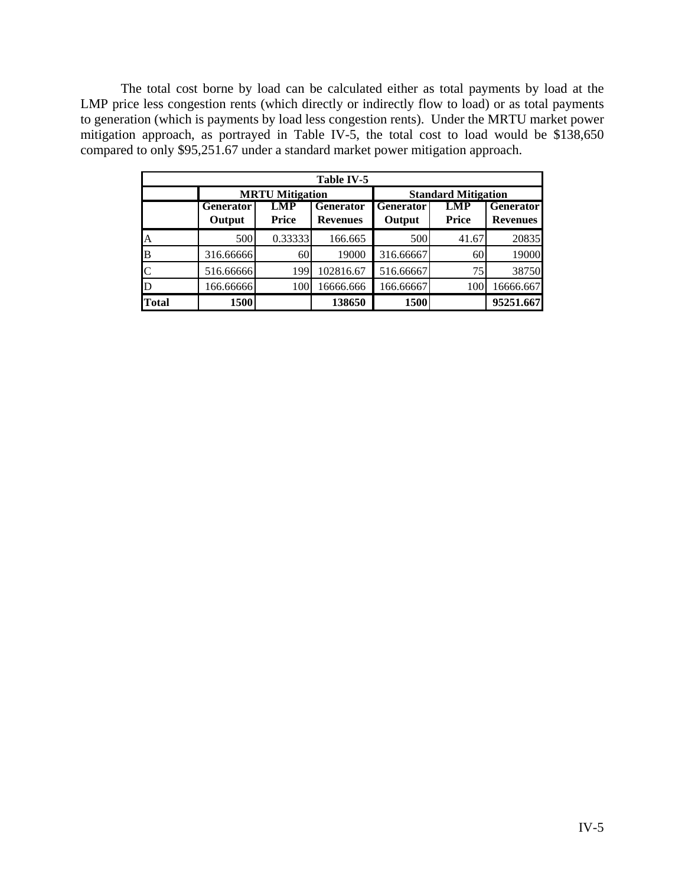The total cost borne by load can be calculated either as total payments by load at the LMP price less congestion rents (which directly or indirectly flow to load) or as total payments to generation (which is payments by load less congestion rents). Under the MRTU market power mitigation approach, as portrayed in Table IV-5, the total cost to load would be $138,650 compared to only $95,251.67 under a standard market power mitigation approach.

| Table IV-5 | | | | | | |
|---|---|---|---|---|---|---|
| | **MRTU Mitigation** | | | **Standard Mitigation** | | |
| | **Generator Output** | **LMP Price** | **Generator Revenues** | **Generator Output** | **LMP Price** | **Generator Revenues** |
| A | 500 | 0.33333 | 166.665 | 500 | 41.67 | 20835 |
| B | 316.66666 | 60 | 19000 | 316.66667 | 60 | 19000 |
| C | 516.66666 | 199 | 102816.67 | 516.66667 | 75 | 38750 |
| D | 166.66666 | 100 | 16666.666 | 166.66667 | 100 | 16666.667 |
| **Total** | **1500** | | **138650** | **1500** | | **95251.667** |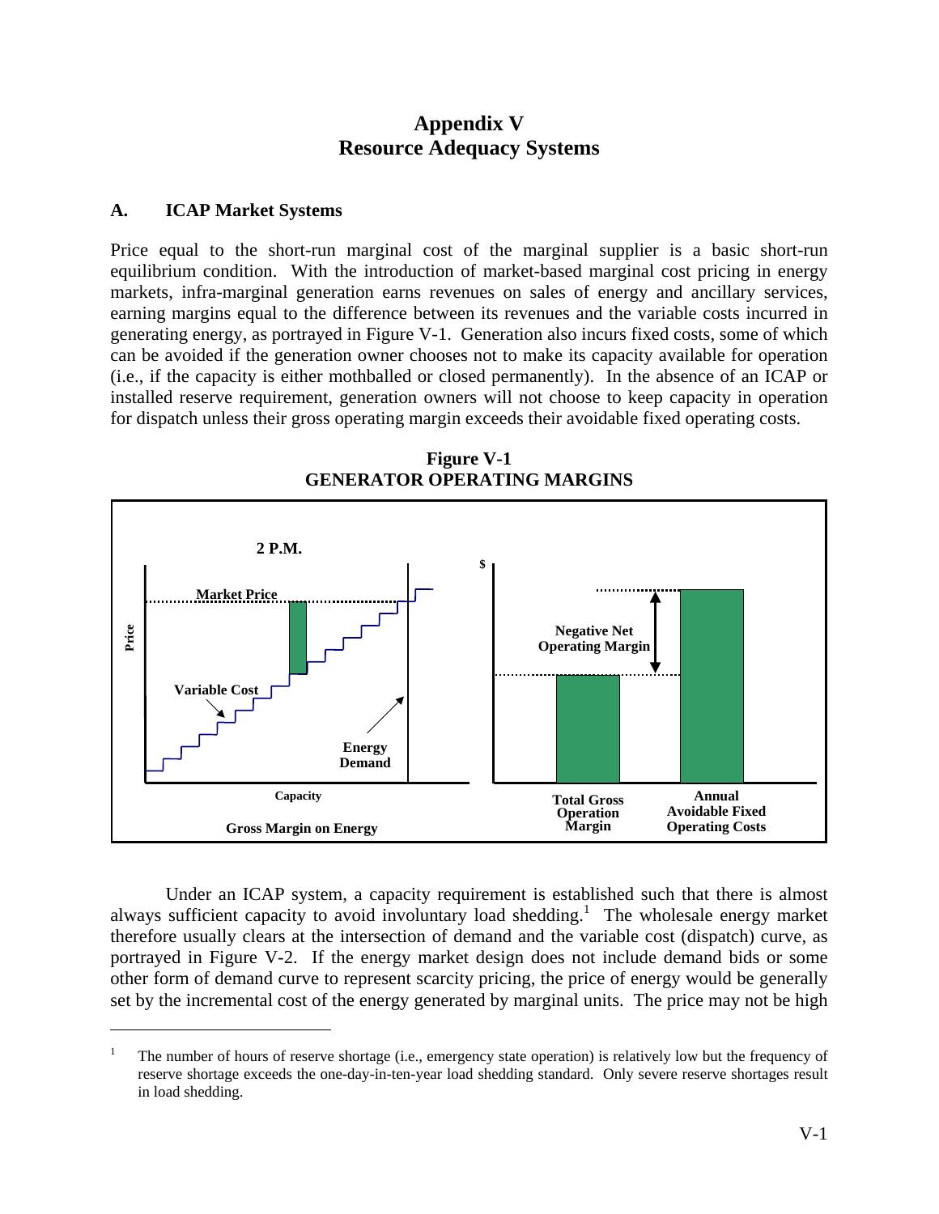# Appendix V
# Resource Adequacy Systems

## A. ICAP Market Systems

Price equal to the short-run marginal cost of the marginal supplier is a basic short-run equilibrium condition. With the introduction of market-based marginal cost pricing in energy markets, infra-marginal generation earns revenues on sales of energy and ancillary services, earning margins equal to the difference between its revenues and the variable costs incurred in generating energy, as portrayed in Figure V-1. Generation also incurs fixed costs, some of which can be avoided if the generation owner chooses not to make its capacity available for operation (i.e., if the capacity is either mothballed or closed permanently). In the absence of an ICAP or installed reserve requirement, generation owners will not choose to keep capacity in operation for dispatch unless their gross operating margin exceeds their avoidable fixed operating costs.

**Figure V-1**
**GENERATOR OPERATING MARGINS**

Under an ICAP system, a capacity requirement is established such that there is almost always sufficient capacity to avoid involuntary load shedding.[1] The wholesale energy market therefore usually clears at the intersection of demand and the variable cost (dispatch) curve, as portrayed in Figure V-2. If the energy market design does not include demand bids or some other form of demand curve to represent scarcity pricing, the price of energy would be generally set by the incremental cost of the energy generated by marginal units. The price may not be high

[1] The number of hours of reserve shortage (i.e., emergency state operation) is relatively low but the frequency of reserve shortage exceeds the one-day-in-ten-year load shedding standard. Only severe reserve shortages result in load shedding.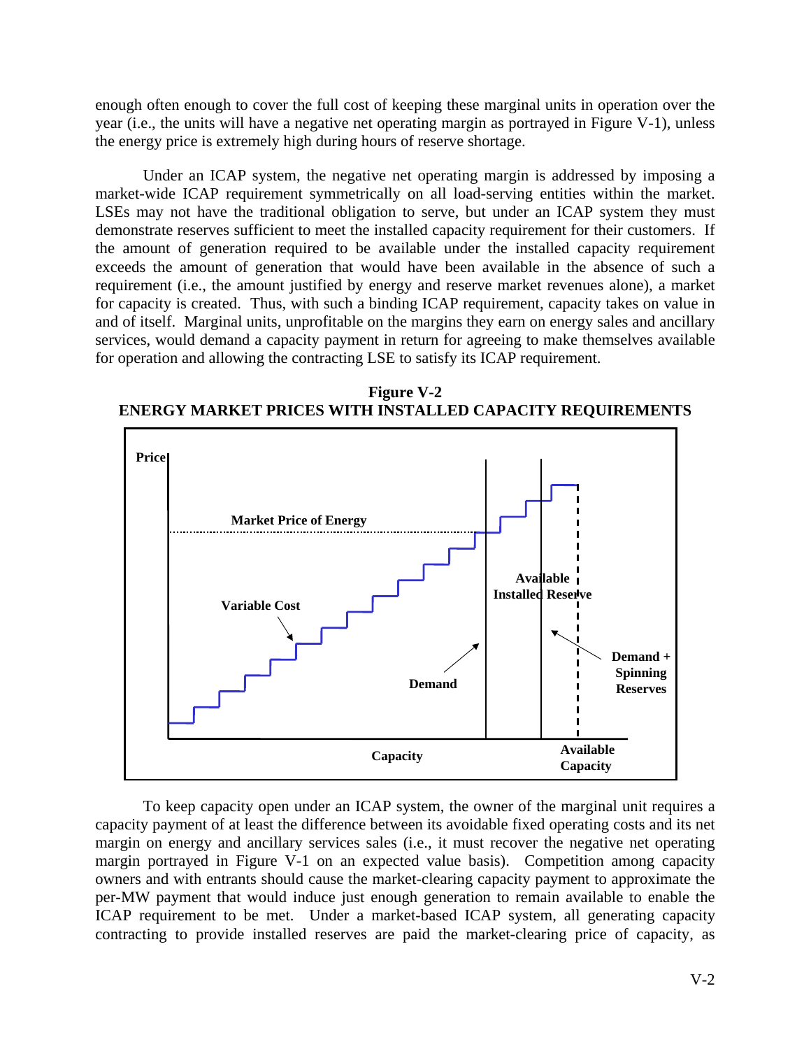enough often enough to cover the full cost of keeping these marginal units in operation over the year (i.e., the units will have a negative net operating margin as portrayed in Figure V-1), unless the energy price is extremely high during hours of reserve shortage.

Under an ICAP system, the negative net operating margin is addressed by imposing a market-wide ICAP requirement symmetrically on all load-serving entities within the market. LSEs may not have the traditional obligation to serve, but under an ICAP system they must demonstrate reserves sufficient to meet the installed capacity requirement for their customers. If the amount of generation required to be available under the installed capacity requirement exceeds the amount of generation that would have been available in the absence of such a requirement (i.e., the amount justified by energy and reserve market revenues alone), a market for capacity is created. Thus, with such a binding ICAP requirement, capacity takes on value in and of itself. Marginal units, unprofitable on the margins they earn on energy sales and ancillary services, would demand a capacity payment in return for agreeing to make themselves available for operation and allowing the contracting LSE to satisfy its ICAP requirement.

**Figure V-2**
**ENERGY MARKET PRICES WITH INSTALLED CAPACITY REQUIREMENTS**

Price; Market Price of Energy; Variable Cost; Demand; Available Installed Reserve; Demand + Spinning Reserves; Capacity; Available Capacity

To keep capacity open under an ICAP system, the owner of the marginal unit requires a capacity payment of at least the difference between its avoidable fixed operating costs and its net margin on energy and ancillary services sales (i.e., it must recover the negative net operating margin portrayed in Figure V-1 on an expected value basis). Competition among capacity owners and with entrants should cause the market-clearing capacity payment to approximate the per-MW payment that would induce just enough generation to remain available to enable the ICAP requirement to be met. Under a market-based ICAP system, all generating capacity contracting to provide installed reserves are paid the market-clearing price of capacity, as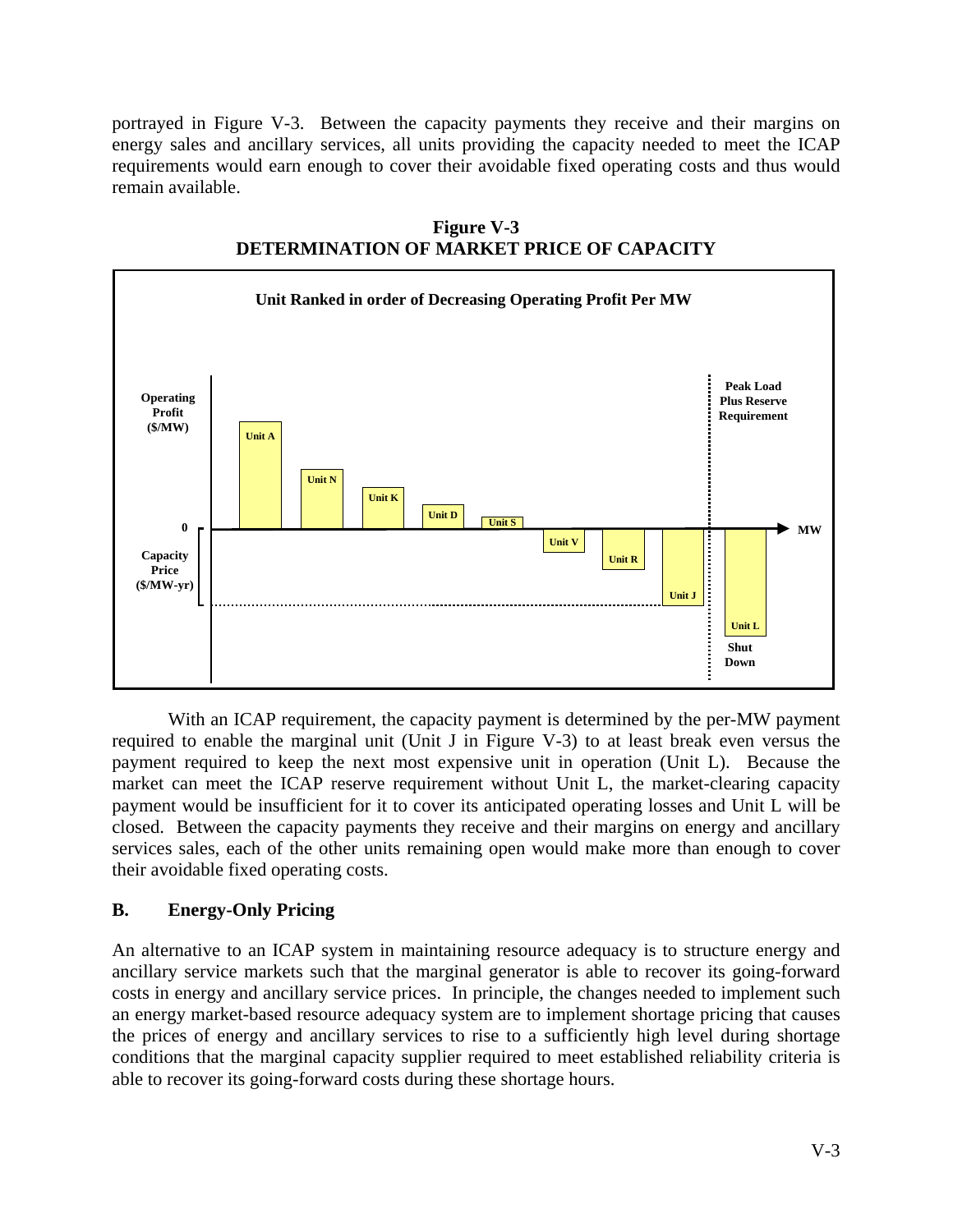portrayed in Figure V-3. Between the capacity payments they receive and their margins on energy sales and ancillary services, all units providing the capacity needed to meet the ICAP requirements would earn enough to cover their avoidable fixed operating costs and thus would remain available.

**Figure V-3**
**DETERMINATION OF MARKET PRICE OF CAPACITY**

With an ICAP requirement, the capacity payment is determined by the per-MW payment required to enable the marginal unit (Unit J in Figure V-3) to at least break even versus the payment required to keep the next most expensive unit in operation (Unit L). Because the market can meet the ICAP reserve requirement without Unit L, the market-clearing capacity payment would be insufficient for it to cover its anticipated operating losses and Unit L will be closed. Between the capacity payments they receive and their margins on energy and ancillary services sales, each of the other units remaining open would make more than enough to cover their avoidable fixed operating costs.

## B. Energy-Only Pricing

An alternative to an ICAP system in maintaining resource adequacy is to structure energy and ancillary service markets such that the marginal generator is able to recover its going-forward costs in energy and ancillary service prices. In principle, the changes needed to implement such an energy market-based resource adequacy system are to implement shortage pricing that causes the prices of energy and ancillary services to rise to a sufficiently high level during shortage conditions that the marginal capacity supplier required to meet established reliability criteria is able to recover its going-forward costs during these shortage hours.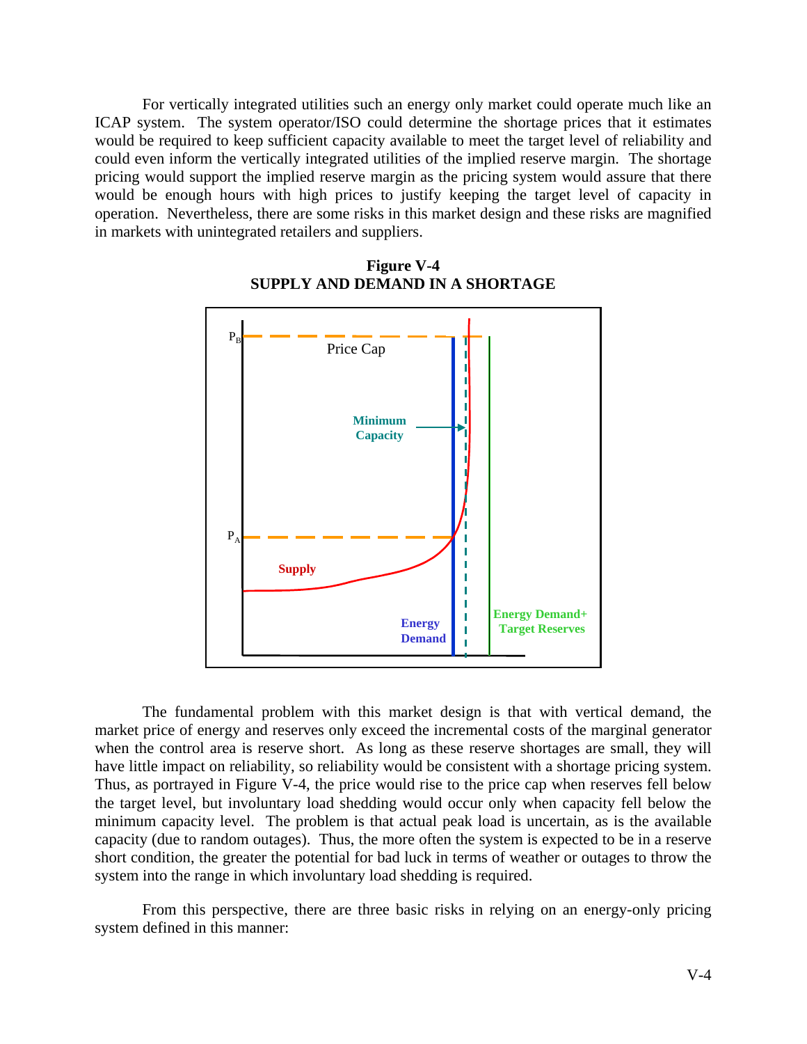For vertically integrated utilities such an energy only market could operate much like an ICAP system. The system operator/ISO could determine the shortage prices that it estimates would be required to keep sufficient capacity available to meet the target level of reliability and could even inform the vertically integrated utilities of the implied reserve margin. The shortage pricing would support the implied reserve margin as the pricing system would assure that there would be enough hours with high prices to justify keeping the target level of capacity in operation. Nevertheless, there are some risks in this market design and these risks are magnified in markets with unintegrated retailers and suppliers.

**Figure V-4**
**SUPPLY AND DEMAND IN A SHORTAGE**

The fundamental problem with this market design is that with vertical demand, the market price of energy and reserves only exceed the incremental costs of the marginal generator when the control area is reserve short. As long as these reserve shortages are small, they will have little impact on reliability, so reliability would be consistent with a shortage pricing system. Thus, as portrayed in Figure V-4, the price would rise to the price cap when reserves fell below the target level, but involuntary load shedding would occur only when capacity fell below the minimum capacity level. The problem is that actual peak load is uncertain, as is the available capacity (due to random outages). Thus, the more often the system is expected to be in a reserve short condition, the greater the potential for bad luck in terms of weather or outages to throw the system into the range in which involuntary load shedding is required.

From this perspective, there are three basic risks in relying on an energy-only pricing system defined in this manner: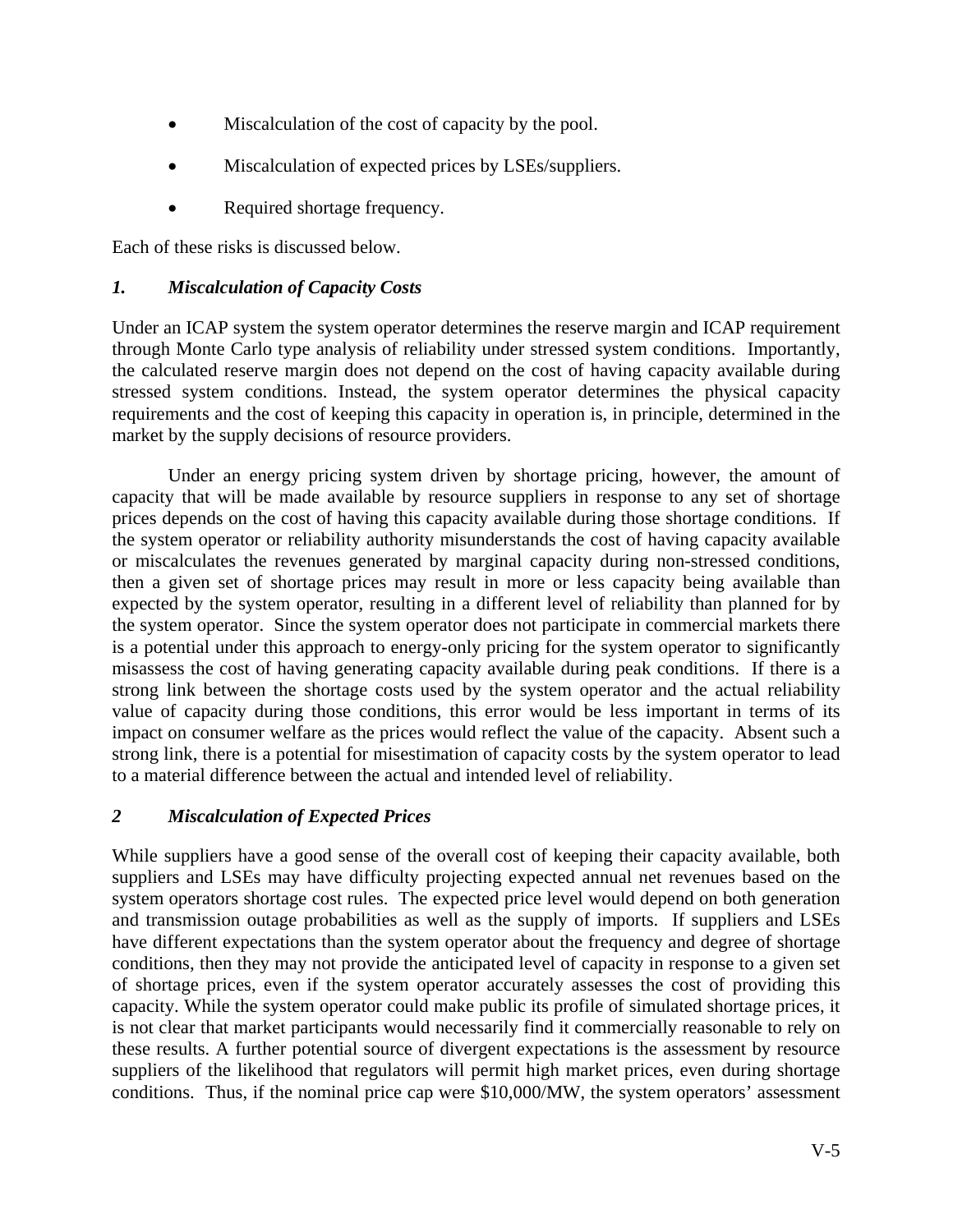- Miscalculation of the cost of capacity by the pool.
- Miscalculation of expected prices by LSEs/suppliers.
- Required shortage frequency.

Each of these risks is discussed below.

### *1. Miscalculation of Capacity Costs*

Under an ICAP system the system operator determines the reserve margin and ICAP requirement through Monte Carlo type analysis of reliability under stressed system conditions. Importantly, the calculated reserve margin does not depend on the cost of having capacity available during stressed system conditions. Instead, the system operator determines the physical capacity requirements and the cost of keeping this capacity in operation is, in principle, determined in the market by the supply decisions of resource providers.

Under an energy pricing system driven by shortage pricing, however, the amount of capacity that will be made available by resource suppliers in response to any set of shortage prices depends on the cost of having this capacity available during those shortage conditions. If the system operator or reliability authority misunderstands the cost of having capacity available or miscalculates the revenues generated by marginal capacity during non-stressed conditions, then a given set of shortage prices may result in more or less capacity being available than expected by the system operator, resulting in a different level of reliability than planned for by the system operator. Since the system operator does not participate in commercial markets there is a potential under this approach to energy-only pricing for the system operator to significantly misassess the cost of having generating capacity available during peak conditions. If there is a strong link between the shortage costs used by the system operator and the actual reliability value of capacity during those conditions, this error would be less important in terms of its impact on consumer welfare as the prices would reflect the value of the capacity. Absent such a strong link, there is a potential for misestimation of capacity costs by the system operator to lead to a material difference between the actual and intended level of reliability.

### *2 Miscalculation of Expected Prices*

While suppliers have a good sense of the overall cost of keeping their capacity available, both suppliers and LSEs may have difficulty projecting expected annual net revenues based on the system operators shortage cost rules. The expected price level would depend on both generation and transmission outage probabilities as well as the supply of imports. If suppliers and LSEs have different expectations than the system operator about the frequency and degree of shortage conditions, then they may not provide the anticipated level of capacity in response to a given set of shortage prices, even if the system operator accurately assesses the cost of providing this capacity. While the system operator could make public its profile of simulated shortage prices, it is not clear that market participants would necessarily find it commercially reasonable to rely on these results. A further potential source of divergent expectations is the assessment by resource suppliers of the likelihood that regulators will permit high market prices, even during shortage conditions. Thus, if the nominal price cap were $10,000/MW, the system operators' assessment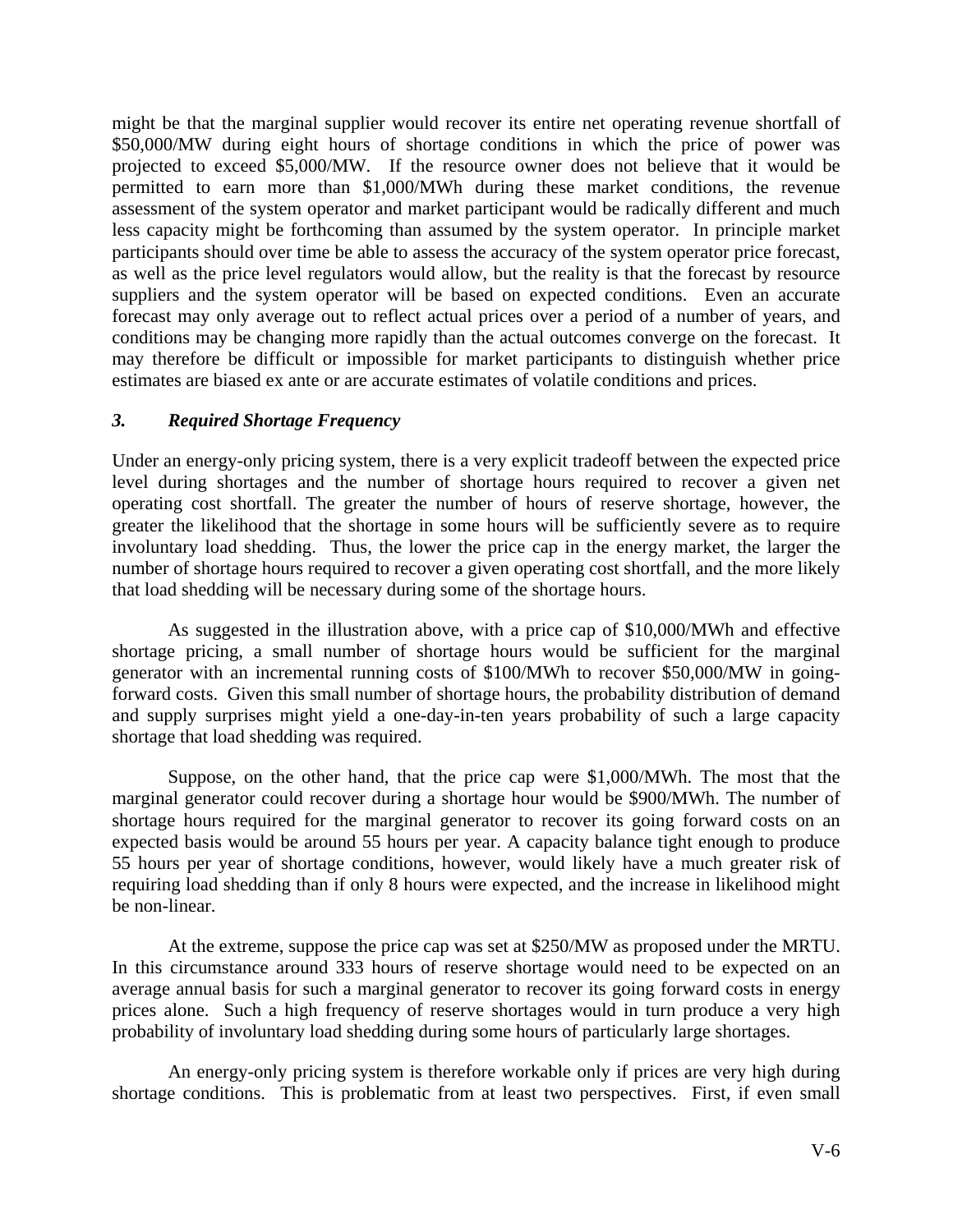might be that the marginal supplier would recover its entire net operating revenue shortfall of \$50,000/MW during eight hours of shortage conditions in which the price of power was projected to exceed \$5,000/MW. If the resource owner does not believe that it would be permitted to earn more than \$1,000/MWh during these market conditions, the revenue assessment of the system operator and market participant would be radically different and much less capacity might be forthcoming than assumed by the system operator. In principle market participants should over time be able to assess the accuracy of the system operator price forecast, as well as the price level regulators would allow, but the reality is that the forecast by resource suppliers and the system operator will be based on expected conditions. Even an accurate forecast may only average out to reflect actual prices over a period of a number of years, and conditions may be changing more rapidly than the actual outcomes converge on the forecast. It may therefore be difficult or impossible for market participants to distinguish whether price estimates are biased ex ante or are accurate estimates of volatile conditions and prices.

### *3. Required Shortage Frequency*

Under an energy-only pricing system, there is a very explicit tradeoff between the expected price level during shortages and the number of shortage hours required to recover a given net operating cost shortfall. The greater the number of hours of reserve shortage, however, the greater the likelihood that the shortage in some hours will be sufficiently severe as to require involuntary load shedding. Thus, the lower the price cap in the energy market, the larger the number of shortage hours required to recover a given operating cost shortfall, and the more likely that load shedding will be necessary during some of the shortage hours.

As suggested in the illustration above, with a price cap of \$10,000/MWh and effective shortage pricing, a small number of shortage hours would be sufficient for the marginal generator with an incremental running costs of \$100/MWh to recover \$50,000/MW in going-forward costs. Given this small number of shortage hours, the probability distribution of demand and supply surprises might yield a one-day-in-ten years probability of such a large capacity shortage that load shedding was required.

Suppose, on the other hand, that the price cap were \$1,000/MWh. The most that the marginal generator could recover during a shortage hour would be \$900/MWh. The number of shortage hours required for the marginal generator to recover its going forward costs on an expected basis would be around 55 hours per year. A capacity balance tight enough to produce 55 hours per year of shortage conditions, however, would likely have a much greater risk of requiring load shedding than if only 8 hours were expected, and the increase in likelihood might be non-linear.

At the extreme, suppose the price cap was set at \$250/MW as proposed under the MRTU. In this circumstance around 333 hours of reserve shortage would need to be expected on an average annual basis for such a marginal generator to recover its going forward costs in energy prices alone. Such a high frequency of reserve shortages would in turn produce a very high probability of involuntary load shedding during some hours of particularly large shortages.

An energy-only pricing system is therefore workable only if prices are very high during shortage conditions. This is problematic from at least two perspectives. First, if even small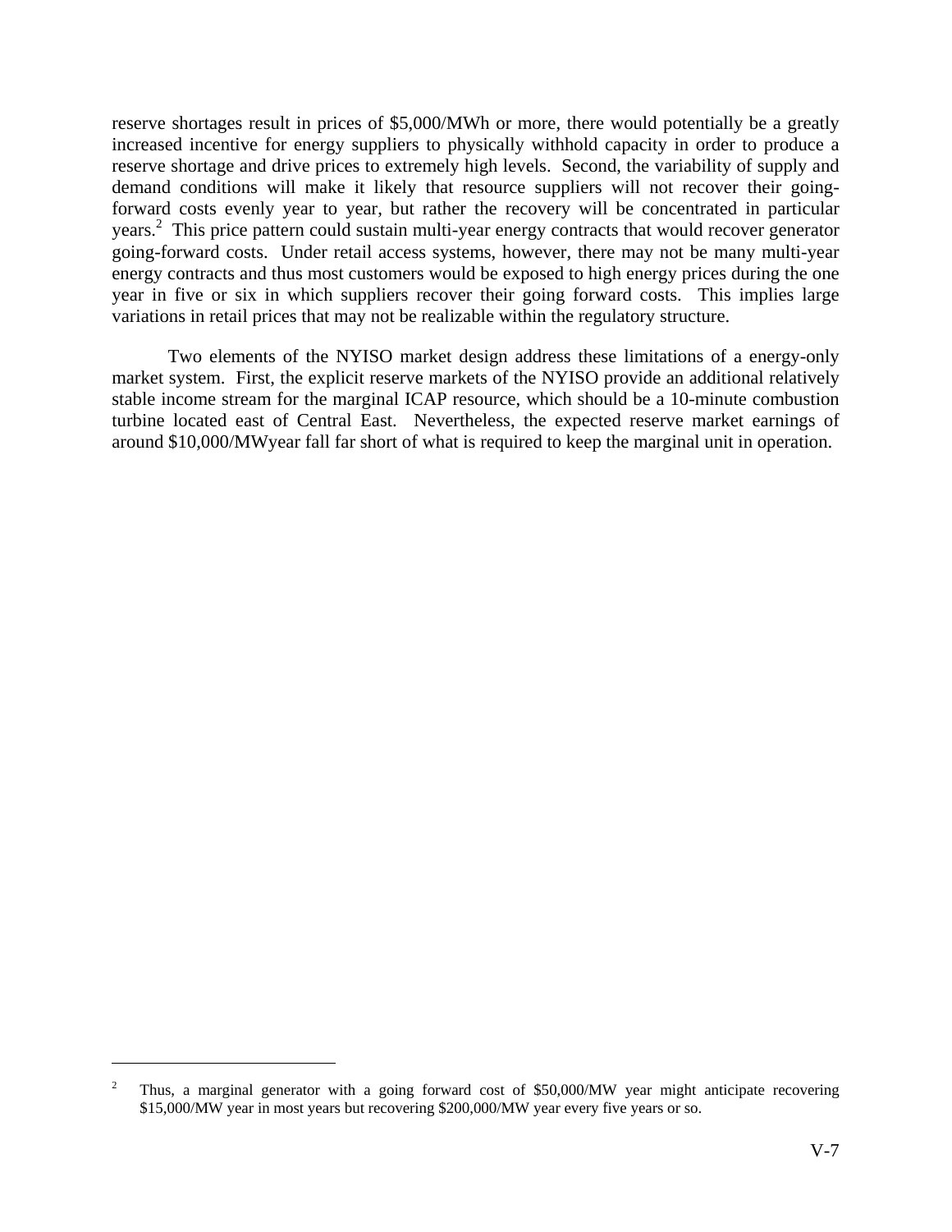reserve shortages result in prices of $5,000/MWh or more, there would potentially be a greatly increased incentive for energy suppliers to physically withhold capacity in order to produce a reserve shortage and drive prices to extremely high levels. Second, the variability of supply and demand conditions will make it likely that resource suppliers will not recover their going-forward costs evenly year to year, but rather the recovery will be concentrated in particular years.[2] This price pattern could sustain multi-year energy contracts that would recover generator going-forward costs. Under retail access systems, however, there may not be many multi-year energy contracts and thus most customers would be exposed to high energy prices during the one year in five or six in which suppliers recover their going forward costs. This implies large variations in retail prices that may not be realizable within the regulatory structure.

Two elements of the NYISO market design address these limitations of a energy-only market system. First, the explicit reserve markets of the NYISO provide an additional relatively stable income stream for the marginal ICAP resource, which should be a 10-minute combustion turbine located east of Central East. Nevertheless, the expected reserve market earnings of around $10,000/MWyear fall far short of what is required to keep the marginal unit in operation.

[2] Thus, a marginal generator with a going forward cost of $50,000/MW year might anticipate recovering $15,000/MW year in most years but recovering $200,000/MW year every five years or so.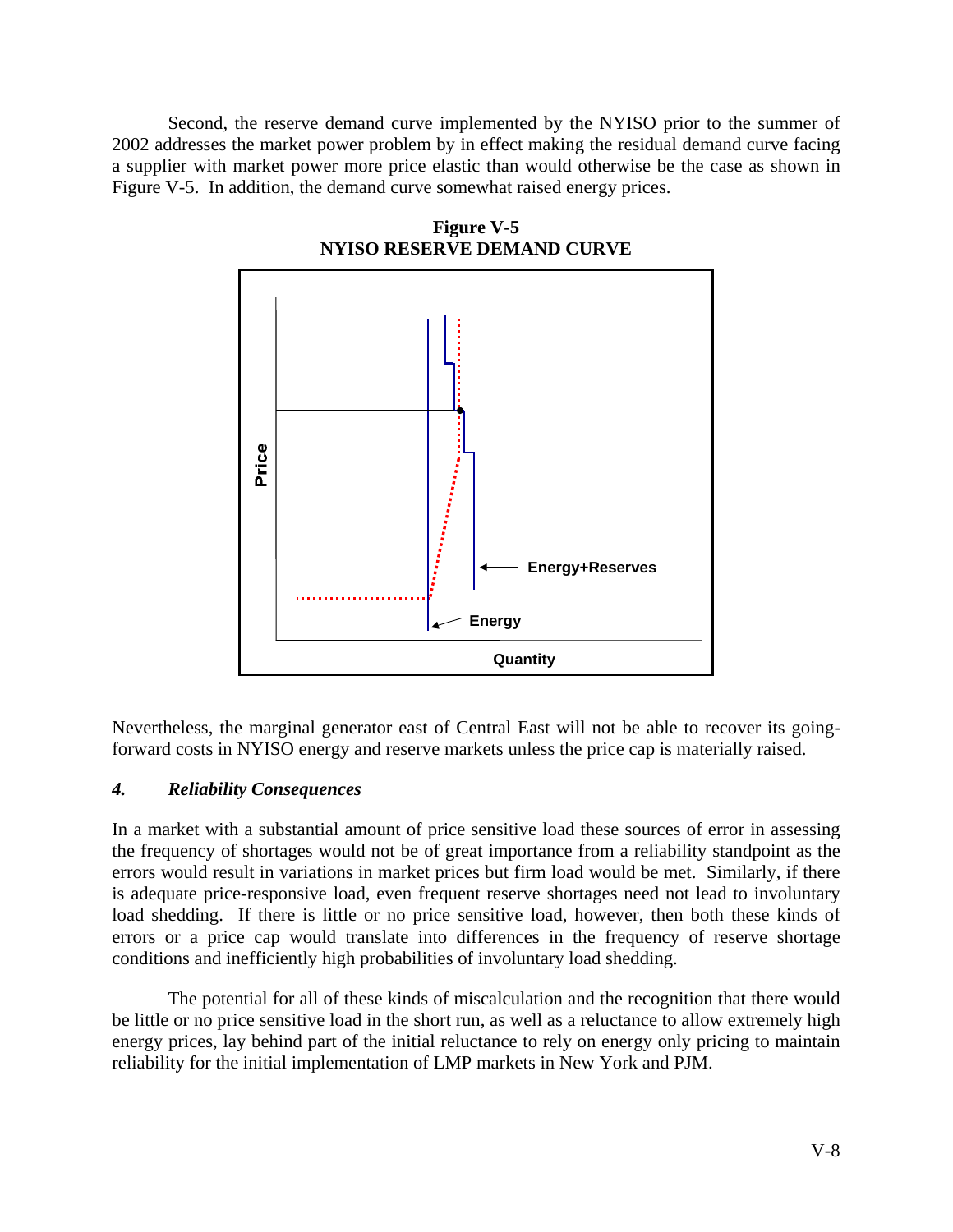Second, the reserve demand curve implemented by the NYISO prior to the summer of 2002 addresses the market power problem by in effect making the residual demand curve facing a supplier with market power more price elastic than would otherwise be the case as shown in Figure V-5. In addition, the demand curve somewhat raised energy prices.

**Figure V-5**
**NYISO RESERVE DEMAND CURVE**

Nevertheless, the marginal generator east of Central East will not be able to recover its going-forward costs in NYISO energy and reserve markets unless the price cap is materially raised.

### *4. Reliability Consequences*

In a market with a substantial amount of price sensitive load these sources of error in assessing the frequency of shortages would not be of great importance from a reliability standpoint as the errors would result in variations in market prices but firm load would be met. Similarly, if there is adequate price-responsive load, even frequent reserve shortages need not lead to involuntary load shedding. If there is little or no price sensitive load, however, then both these kinds of errors or a price cap would translate into differences in the frequency of reserve shortage conditions and inefficiently high probabilities of involuntary load shedding.

The potential for all of these kinds of miscalculation and the recognition that there would be little or no price sensitive load in the short run, as well as a reluctance to allow extremely high energy prices, lay behind part of the initial reluctance to rely on energy only pricing to maintain reliability for the initial implementation of LMP markets in New York and PJM.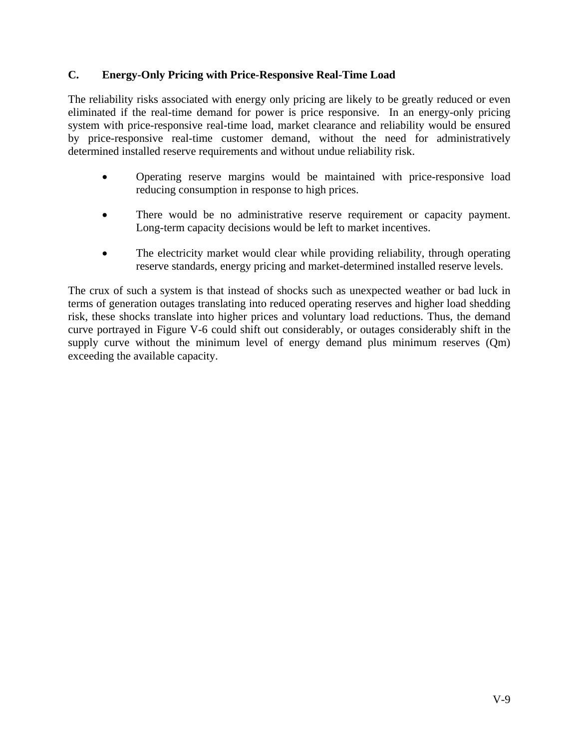### C. Energy-Only Pricing with Price-Responsive Real-Time Load

The reliability risks associated with energy only pricing are likely to be greatly reduced or even eliminated if the real-time demand for power is price responsive. In an energy-only pricing system with price-responsive real-time load, market clearance and reliability would be ensured by price-responsive real-time customer demand, without the need for administratively determined installed reserve requirements and without undue reliability risk.

- Operating reserve margins would be maintained with price-responsive load reducing consumption in response to high prices.
- There would be no administrative reserve requirement or capacity payment. Long-term capacity decisions would be left to market incentives.
- The electricity market would clear while providing reliability, through operating reserve standards, energy pricing and market-determined installed reserve levels.

The crux of such a system is that instead of shocks such as unexpected weather or bad luck in terms of generation outages translating into reduced operating reserves and higher load shedding risk, these shocks translate into higher prices and voluntary load reductions. Thus, the demand curve portrayed in Figure V-6 could shift out considerably, or outages considerably shift in the supply curve without the minimum level of energy demand plus minimum reserves (Qm) exceeding the available capacity.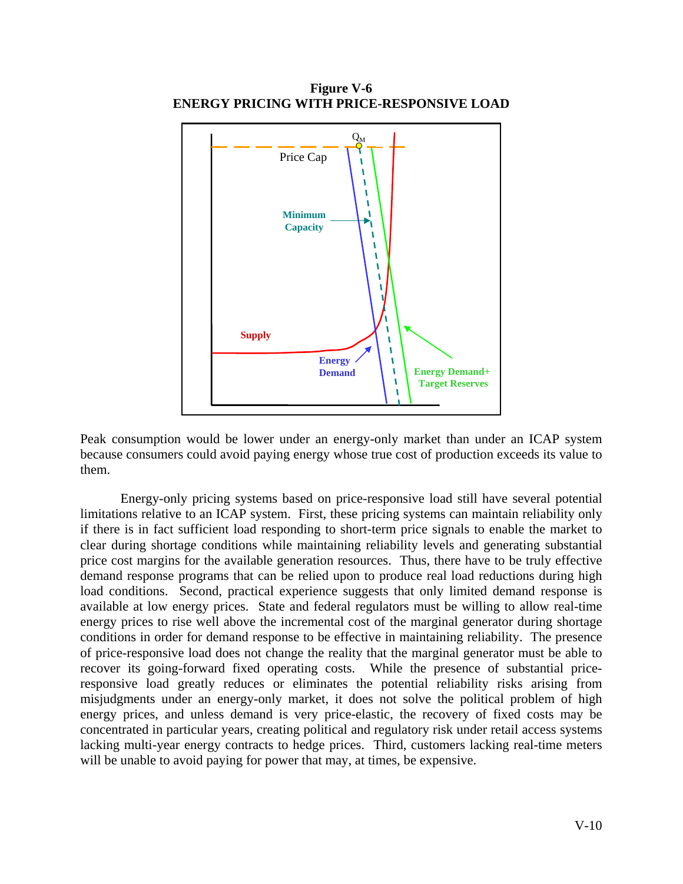**Figure V-6**
**ENERGY PRICING WITH PRICE-RESPONSIVE LOAD**

Peak consumption would be lower under an energy-only market than under an ICAP system because consumers could avoid paying energy whose true cost of production exceeds its value to them.

Energy-only pricing systems based on price-responsive load still have several potential limitations relative to an ICAP system. First, these pricing systems can maintain reliability only if there is in fact sufficient load responding to short-term price signals to enable the market to clear during shortage conditions while maintaining reliability levels and generating substantial price cost margins for the available generation resources. Thus, there have to be truly effective demand response programs that can be relied upon to produce real load reductions during high load conditions. Second, practical experience suggests that only limited demand response is available at low energy prices. State and federal regulators must be willing to allow real-time energy prices to rise well above the incremental cost of the marginal generator during shortage conditions in order for demand response to be effective in maintaining reliability. The presence of price-responsive load does not change the reality that the marginal generator must be able to recover its going-forward fixed operating costs. While the presence of substantial price-responsive load greatly reduces or eliminates the potential reliability risks arising from misjudgments under an energy-only market, it does not solve the political problem of high energy prices, and unless demand is very price-elastic, the recovery of fixed costs may be concentrated in particular years, creating political and regulatory risk under retail access systems lacking multi-year energy contracts to hedge prices. Third, customers lacking real-time meters will be unable to avoid paying for power that may, at times, be expensive.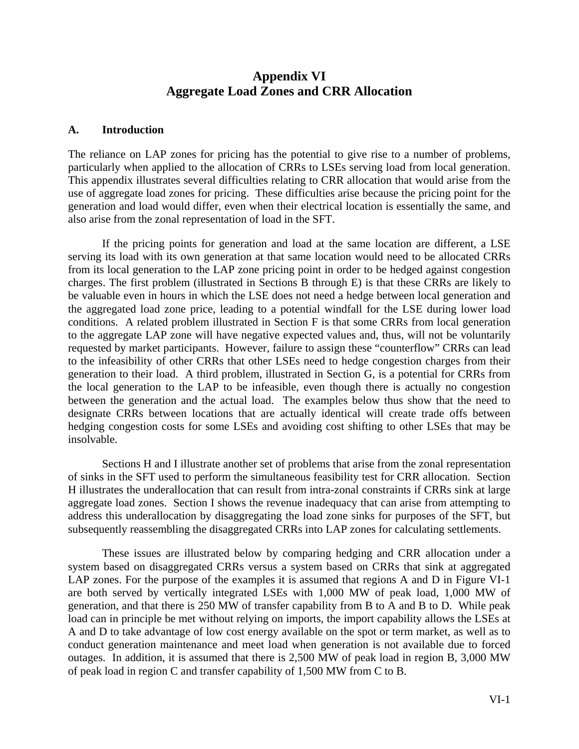# Appendix VI
# Aggregate Load Zones and CRR Allocation

## A. Introduction

The reliance on LAP zones for pricing has the potential to give rise to a number of problems, particularly when applied to the allocation of CRRs to LSEs serving load from local generation. This appendix illustrates several difficulties relating to CRR allocation that would arise from the use of aggregate load zones for pricing. These difficulties arise because the pricing point for the generation and load would differ, even when their electrical location is essentially the same, and also arise from the zonal representation of load in the SFT.

If the pricing points for generation and load at the same location are different, a LSE serving its load with its own generation at that same location would need to be allocated CRRs from its local generation to the LAP zone pricing point in order to be hedged against congestion charges. The first problem (illustrated in Sections B through E) is that these CRRs are likely to be valuable even in hours in which the LSE does not need a hedge between local generation and the aggregated load zone price, leading to a potential windfall for the LSE during lower load conditions. A related problem illustrated in Section F is that some CRRs from local generation to the aggregate LAP zone will have negative expected values and, thus, will not be voluntarily requested by market participants. However, failure to assign these "counterflow" CRRs can lead to the infeasibility of other CRRs that other LSEs need to hedge congestion charges from their generation to their load. A third problem, illustrated in Section G, is a potential for CRRs from the local generation to the LAP to be infeasible, even though there is actually no congestion between the generation and the actual load. The examples below thus show that the need to designate CRRs between locations that are actually identical will create trade offs between hedging congestion costs for some LSEs and avoiding cost shifting to other LSEs that may be insolvable.

Sections H and I illustrate another set of problems that arise from the zonal representation of sinks in the SFT used to perform the simultaneous feasibility test for CRR allocation. Section H illustrates the underallocation that can result from intra-zonal constraints if CRRs sink at large aggregate load zones. Section I shows the revenue inadequacy that can arise from attempting to address this underallocation by disaggregating the load zone sinks for purposes of the SFT, but subsequently reassembling the disaggregated CRRs into LAP zones for calculating settlements.

These issues are illustrated below by comparing hedging and CRR allocation under a system based on disaggregated CRRs versus a system based on CRRs that sink at aggregated LAP zones. For the purpose of the examples it is assumed that regions A and D in Figure VI-1 are both served by vertically integrated LSEs with 1,000 MW of peak load, 1,000 MW of generation, and that there is 250 MW of transfer capability from B to A and B to D. While peak load can in principle be met without relying on imports, the import capability allows the LSEs at A and D to take advantage of low cost energy available on the spot or term market, as well as to conduct generation maintenance and meet load when generation is not available due to forced outages. In addition, it is assumed that there is 2,500 MW of peak load in region B, 3,000 MW of peak load in region C and transfer capability of 1,500 MW from C to B.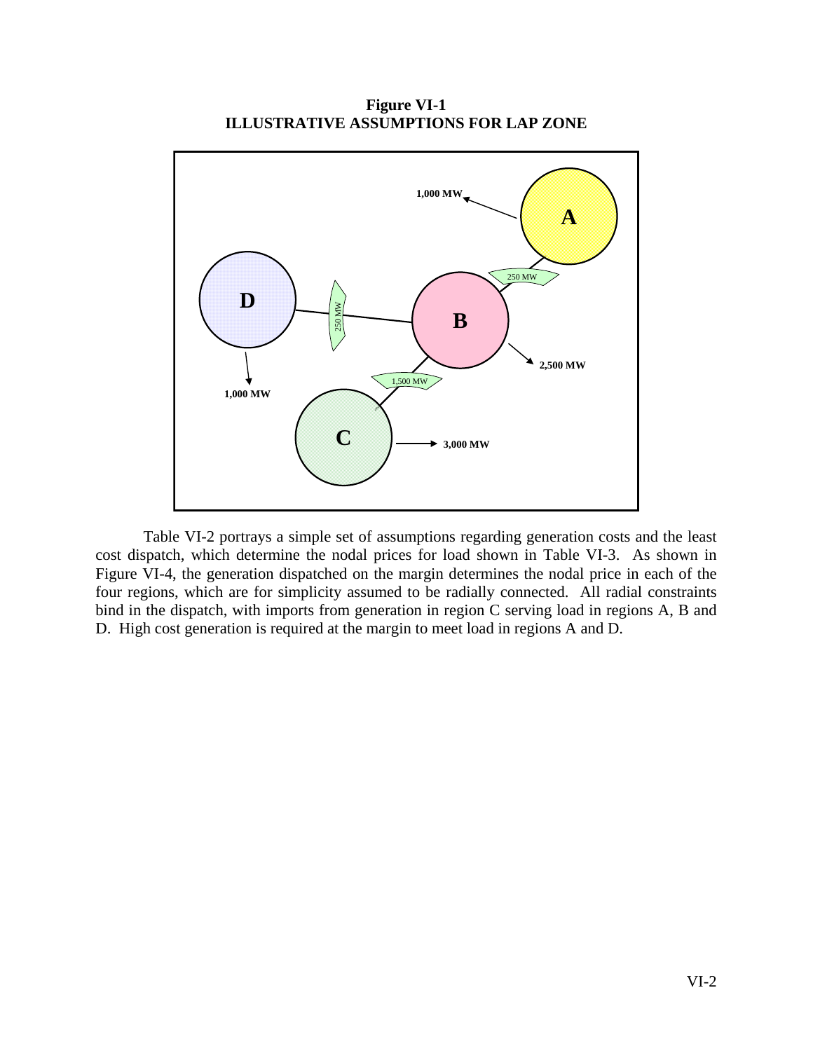**Figure VI-1**
**ILLUSTRATIVE ASSUMPTIONS FOR LAP ZONE**

Table VI-2 portrays a simple set of assumptions regarding generation costs and the least cost dispatch, which determine the nodal prices for load shown in Table VI-3. As shown in Figure VI-4, the generation dispatched on the margin determines the nodal price in each of the four regions, which are for simplicity assumed to be radially connected. All radial constraints bind in the dispatch, with imports from generation in region C serving load in regions A, B and D. High cost generation is required at the margin to meet load in regions A and D.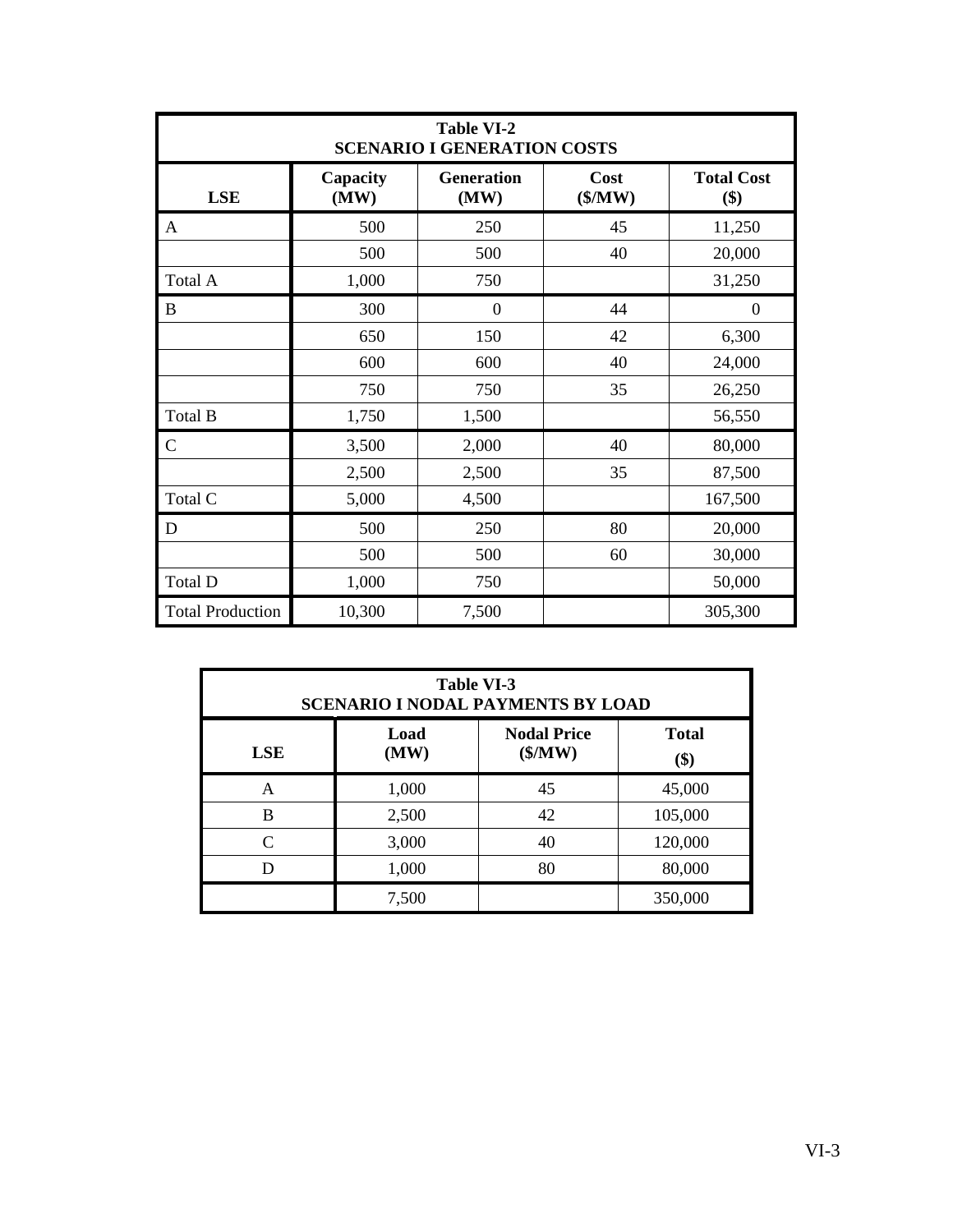| Table VI-2<br>SCENARIO I GENERATION COSTS | | | | |
|---|---|---|---|---|
| **LSE** | **Capacity (MW)** | **Generation (MW)** | **Cost ($/MW)** | **Total Cost ($)** |
| A | 500 | 250 | 45 | 11,250 |
| | 500 | 500 | 40 | 20,000 |
| Total A | 1,000 | 750 | | 31,250 |
| B | 300 | 0 | 44 | 0 |
| | 650 | 150 | 42 | 6,300 |
| | 600 | 600 | 40 | 24,000 |
| | 750 | 750 | 35 | 26,250 |
| Total B | 1,750 | 1,500 | | 56,550 |
| C | 3,500 | 2,000 | 40 | 80,000 |
| | 2,500 | 2,500 | 35 | 87,500 |
| Total C | 5,000 | 4,500 | | 167,500 |
| D | 500 | 250 | 80 | 20,000 |
| | 500 | 500 | 60 | 30,000 |
| Total D | 1,000 | 750 | | 50,000 |
| Total Production | 10,300 | 7,500 | | 305,300 |

| Table VI-3<br>SCENARIO I NODAL PAYMENTS BY LOAD | | | |
|---|---|---|---|
| **LSE** | **Load (MW)** | **Nodal Price ($/MW)** | **Total ($)** |
| A | 1,000 | 45 | 45,000 |
| B | 2,500 | 42 | 105,000 |
| C | 3,000 | 40 | 120,000 |
| D | 1,000 | 80 | 80,000 |
| | 7,500 | | 350,000 |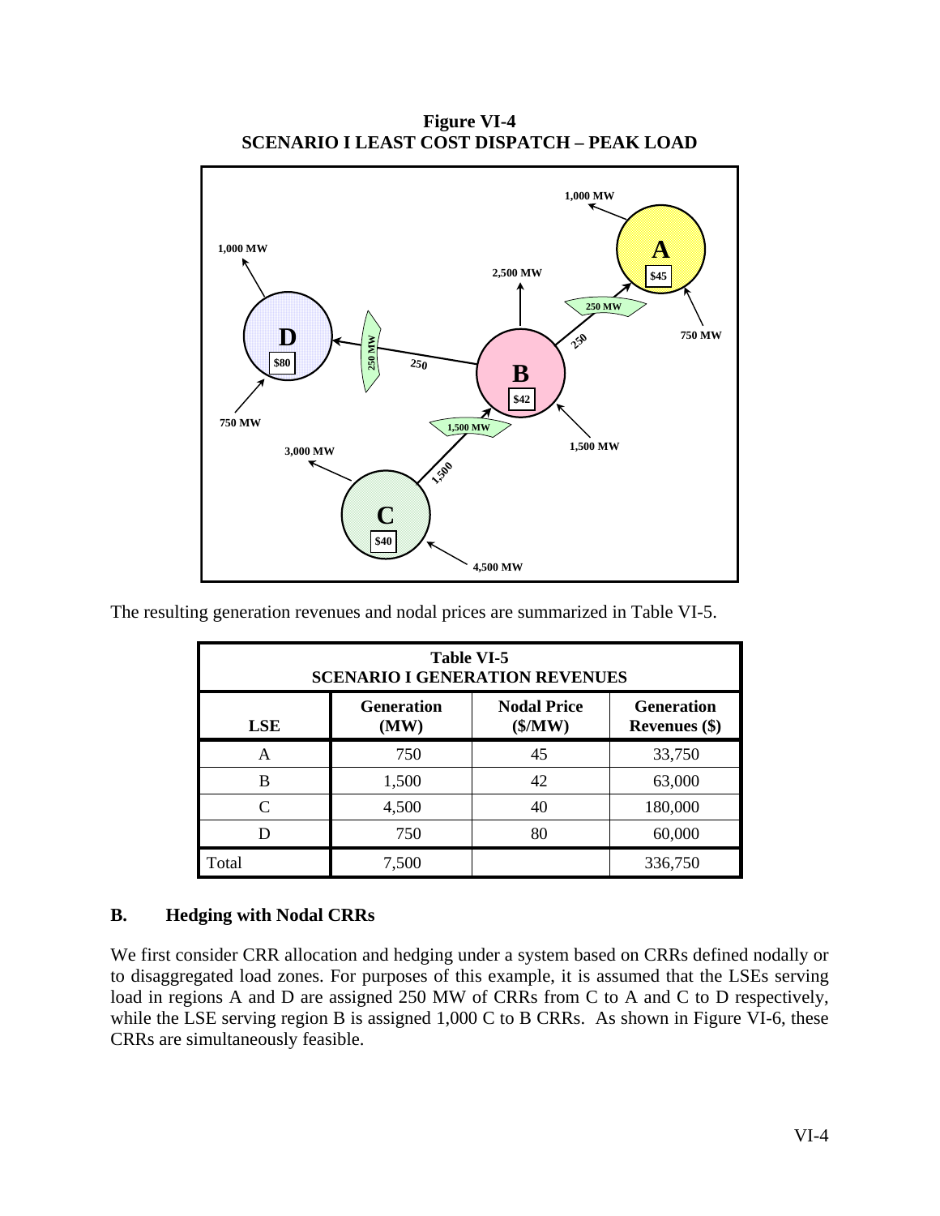**Figure VI-4**
**SCENARIO I LEAST COST DISPATCH – PEAK LOAD**

The resulting generation revenues and nodal prices are summarized in Table VI-5.

| **Table VI-5 SCENARIO I GENERATION REVENUES** | | | |
|---|---|---|---|
| **LSE** | **Generation (MW)** | **Nodal Price (\$/MW)** | **Generation Revenues (\$)** |
| A | 750 | 45 | 33,750 |
| B | 1,500 | 42 | 63,000 |
| C | 4,500 | 40 | 180,000 |
| D | 750 | 80 | 60,000 |
| Total | 7,500 | | 336,750 |

### B. Hedging with Nodal CRRs

We first consider CRR allocation and hedging under a system based on CRRs defined nodally or to disaggregated load zones. For purposes of this example, it is assumed that the LSEs serving load in regions A and D are assigned 250 MW of CRRs from C to A and C to D respectively, while the LSE serving region B is assigned 1,000 C to B CRRs. As shown in Figure VI-6, these CRRs are simultaneously feasible.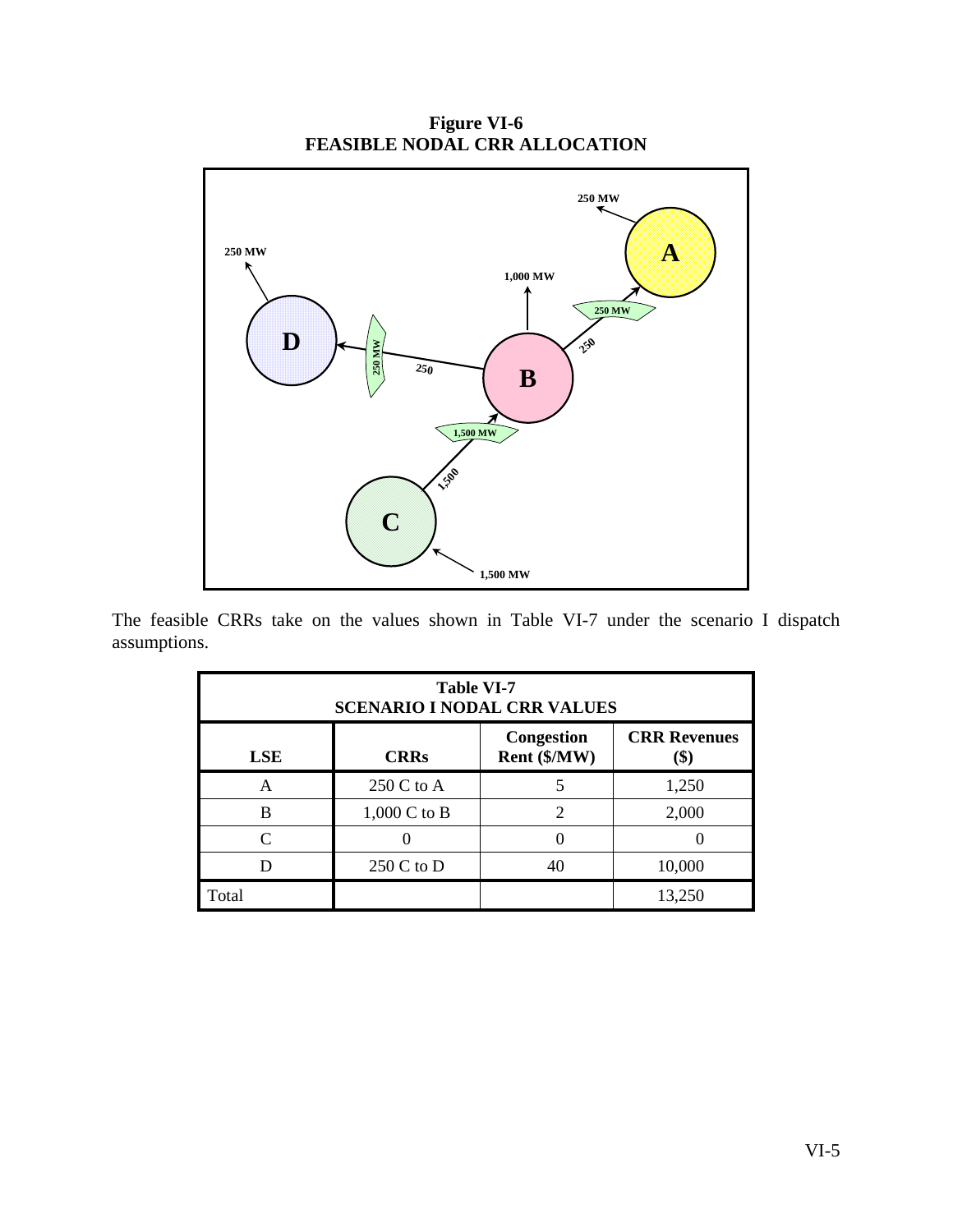**Figure VI-6**
**FEASIBLE NODAL CRR ALLOCATION**

The feasible CRRs take on the values shown in Table VI-7 under the scenario I dispatch assumptions.

| Table VI-7 SCENARIO I NODAL CRR VALUES | | | |
|---|---|---|---|
| **LSE** | **CRRs** | **Congestion Rent ($/MW)** | **CRR Revenues ($)** |
| A | 250 C to A | 5 | 1,250 |
| B | 1,000 C to B | 2 | 2,000 |
| C | 0 | 0 | 0 |
| D | 250 C to D | 40 | 10,000 |
| Total | | | 13,250 |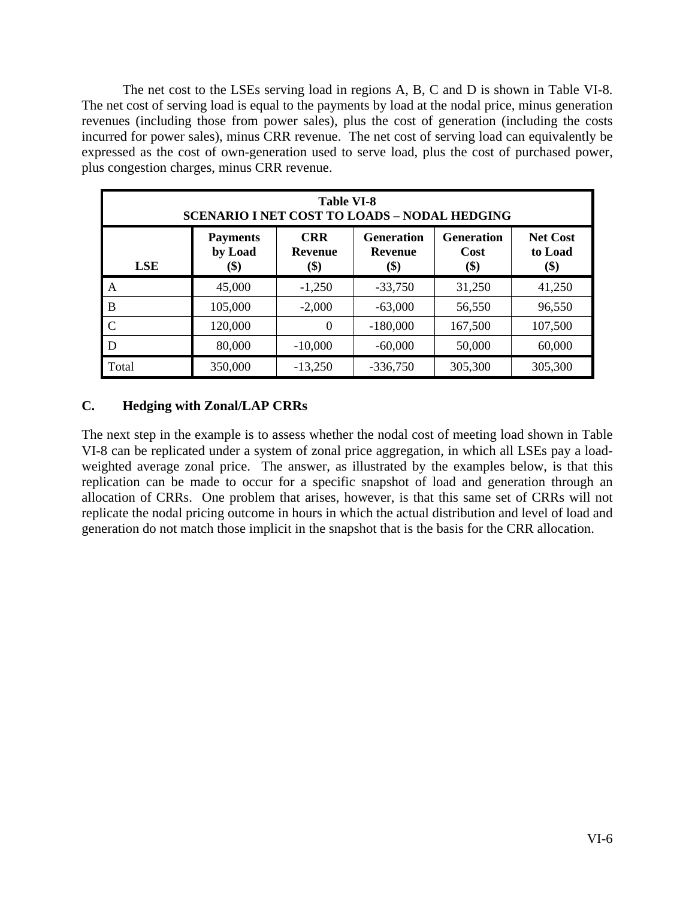The net cost to the LSEs serving load in regions A, B, C and D is shown in Table VI-8. The net cost of serving load is equal to the payments by load at the nodal price, minus generation revenues (including those from power sales), plus the cost of generation (including the costs incurred for power sales), minus CRR revenue. The net cost of serving load can equivalently be expressed as the cost of own-generation used to serve load, plus the cost of purchased power, plus congestion charges, minus CRR revenue.

**Table VI-8**
**SCENARIO I NET COST TO LOADS – NODAL HEDGING**

| LSE | Payments by Load ($) | CRR Revenue ($) | Generation Revenue ($) | Generation Cost ($) | Net Cost to Load ($) |
|---|---|---|---|---|---|
| A | 45,000 | -1,250 | -33,750 | 31,250 | 41,250 |
| B | 105,000 | -2,000 | -63,000 | 56,550 | 96,550 |
| C | 120,000 | 0 | -180,000 | 167,500 | 107,500 |
| D | 80,000 | -10,000 | -60,000 | 50,000 | 60,000 |
| Total | 350,000 | -13,250 | -336,750 | 305,300 | 305,300 |

## C. Hedging with Zonal/LAP CRRs

The next step in the example is to assess whether the nodal cost of meeting load shown in Table VI-8 can be replicated under a system of zonal price aggregation, in which all LSEs pay a load-weighted average zonal price. The answer, as illustrated by the examples below, is that this replication can be made to occur for a specific snapshot of load and generation through an allocation of CRRs. One problem that arises, however, is that this same set of CRRs will not replicate the nodal pricing outcome in hours in which the actual distribution and level of load and generation do not match those implicit in the snapshot that is the basis for the CRR allocation.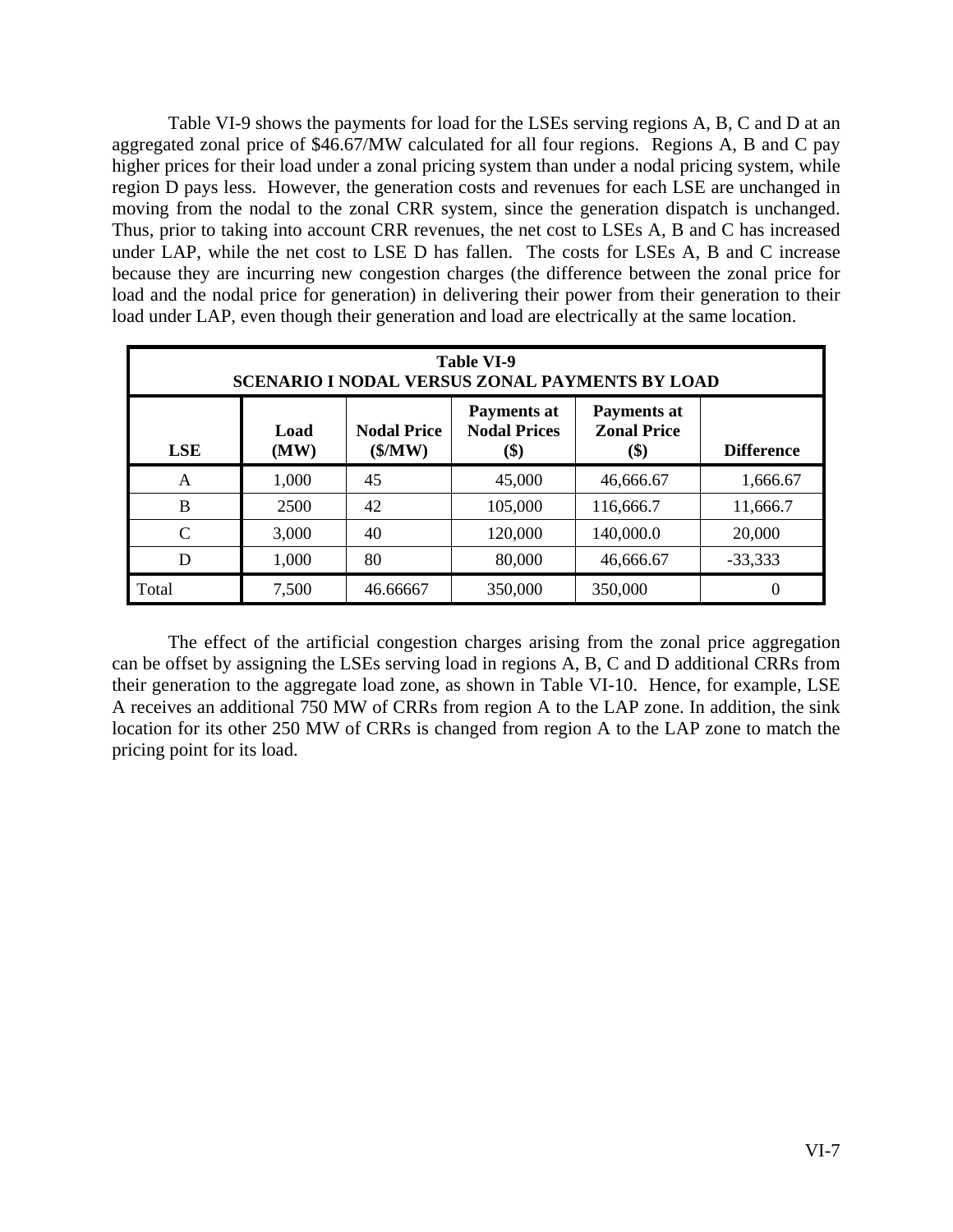Table VI-9 shows the payments for load for the LSEs serving regions A, B, C and D at an aggregated zonal price of $46.67/MW calculated for all four regions. Regions A, B and C pay higher prices for their load under a zonal pricing system than under a nodal pricing system, while region D pays less. However, the generation costs and revenues for each LSE are unchanged in moving from the nodal to the zonal CRR system, since the generation dispatch is unchanged. Thus, prior to taking into account CRR revenues, the net cost to LSEs A, B and C has increased under LAP, while the net cost to LSE D has fallen. The costs for LSEs A, B and C increase because they are incurring new congestion charges (the difference between the zonal price for load and the nodal price for generation) in delivering their power from their generation to their load under LAP, even though their generation and load are electrically at the same location.

**Table VI-9**
**SCENARIO I NODAL VERSUS ZONAL PAYMENTS BY LOAD**

| LSE | Load (MW) | Nodal Price ($/MW) | Payments at Nodal Prices ($) | Payments at Zonal Price ($) | Difference |
|---|---|---|---|---|---|
| A | 1,000 | 45 | 45,000 | 46,666.67 | 1,666.67 |
| B | 2500 | 42 | 105,000 | 116,666.7 | 11,666.7 |
| C | 3,000 | 40 | 120,000 | 140,000.0 | 20,000 |
| D | 1,000 | 80 | 80,000 | 46,666.67 | -33,333 |
| Total | 7,500 | 46.66667 | 350,000 | 350,000 | 0 |

The effect of the artificial congestion charges arising from the zonal price aggregation can be offset by assigning the LSEs serving load in regions A, B, C and D additional CRRs from their generation to the aggregate load zone, as shown in Table VI-10. Hence, for example, LSE A receives an additional 750 MW of CRRs from region A to the LAP zone. In addition, the sink location for its other 250 MW of CRRs is changed from region A to the LAP zone to match the pricing point for its load.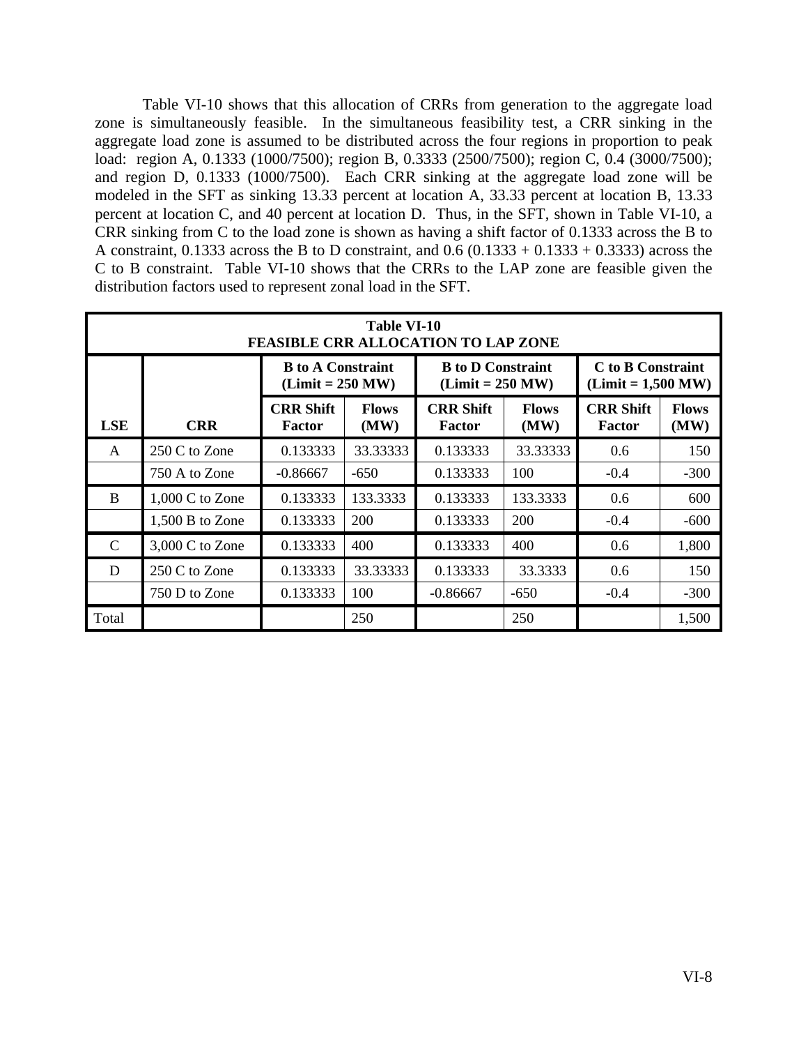Table VI-10 shows that this allocation of CRRs from generation to the aggregate load zone is simultaneously feasible. In the simultaneous feasibility test, a CRR sinking in the aggregate load zone is assumed to be distributed across the four regions in proportion to peak load: region A, 0.1333 (1000/7500); region B, 0.3333 (2500/7500); region C, 0.4 (3000/7500); and region D, 0.1333 (1000/7500). Each CRR sinking at the aggregate load zone will be modeled in the SFT as sinking 13.33 percent at location A, 33.33 percent at location B, 13.33 percent at location C, and 40 percent at location D. Thus, in the SFT, shown in Table VI-10, a CRR sinking from C to the load zone is shown as having a shift factor of 0.1333 across the B to A constraint, 0.1333 across the B to D constraint, and 0.6 (0.1333 + 0.1333 + 0.3333) across the C to B constraint. Table VI-10 shows that the CRRs to the LAP zone are feasible given the distribution factors used to represent zonal load in the SFT.

| **Table VI-10<br>FEASIBLE CRR ALLOCATION TO LAP ZONE** | | | | | | | |
|---|---|---|---|---|---|---|---|
| | | **B to A Constraint (Limit = 250 MW)** | | **B to D Constraint (Limit = 250 MW)** | | **C to B Constraint (Limit = 1,500 MW)** | |
| **LSE** | **CRR** | **CRR Shift Factor** | **Flows (MW)** | **CRR Shift Factor** | **Flows (MW)** | **CRR Shift Factor** | **Flows (MW)** |
| A | 250 C to Zone | 0.133333 | 33.33333 | 0.133333 | 33.33333 | 0.6 | 150 |
| | 750 A to Zone | -0.86667 | -650 | 0.133333 | 100 | -0.4 | -300 |
| B | 1,000 C to Zone | 0.133333 | 133.3333 | 0.133333 | 133.3333 | 0.6 | 600 |
| | 1,500 B to Zone | 0.133333 | 200 | 0.133333 | 200 | -0.4 | -600 |
| C | 3,000 C to Zone | 0.133333 | 400 | 0.133333 | 400 | 0.6 | 1,800 |
| D | 250 C to Zone | 0.133333 | 33.33333 | 0.133333 | 33.3333 | 0.6 | 150 |
| | 750 D to Zone | 0.133333 | 100 | -0.86667 | -650 | -0.4 | -300 |
| Total | | | 250 | | 250 | | 1,500 |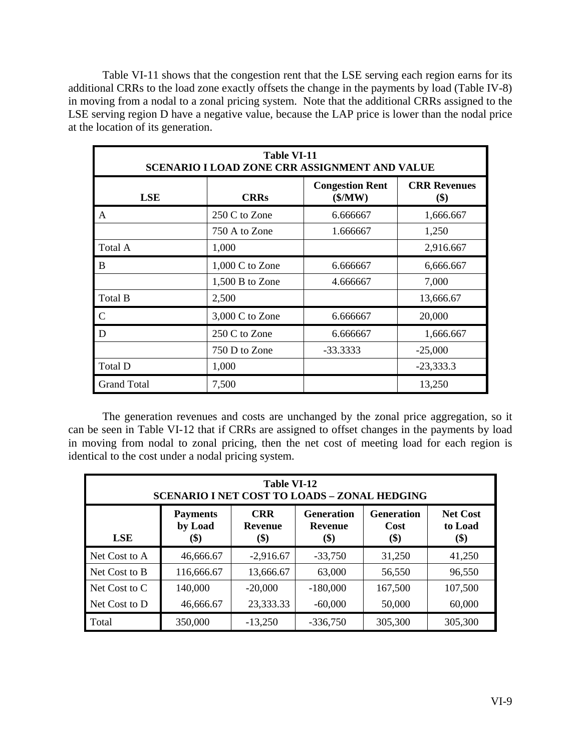Table VI-11 shows that the congestion rent that the LSE serving each region earns for its additional CRRs to the load zone exactly offsets the change in the payments by load (Table IV-8) in moving from a nodal to a zonal pricing system. Note that the additional CRRs assigned to the LSE serving region D have a negative value, because the LAP price is lower than the nodal price at the location of its generation.

| **Table VI-11**<br>**SCENARIO I LOAD ZONE CRR ASSIGNMENT AND VALUE** | | | |
|---|---|---|---|
| **LSE** | **CRRs** | **Congestion Rent ($/MW)** | **CRR Revenues ($)** |
| A | 250 C to Zone | 6.666667 | 1,666.667 |
| | 750 A to Zone | 1.666667 | 1,250 |
| Total A | 1,000 | | 2,916.667 |
| B | 1,000 C to Zone | 6.666667 | 6,666.667 |
| | 1,500 B to Zone | 4.666667 | 7,000 |
| Total B | 2,500 | | 13,666.67 |
| C | 3,000 C to Zone | 6.666667 | 20,000 |
| D | 250 C to Zone | 6.666667 | 1,666.667 |
| | 750 D to Zone | -33.3333 | -25,000 |
| Total D | 1,000 | | -23,333.3 |
| Grand Total | 7,500 | | 13,250 |

The generation revenues and costs are unchanged by the zonal price aggregation, so it can be seen in Table VI-12 that if CRRs are assigned to offset changes in the payments by load in moving from nodal to zonal pricing, then the net cost of meeting load for each region is identical to the cost under a nodal pricing system.

| **Table VI-12**<br>**SCENARIO I NET COST TO LOADS – ZONAL HEDGING** | | | | | |
|---|---|---|---|---|---|
| **LSE** | **Payments by Load ($)** | **CRR Revenue ($)** | **Generation Revenue ($)** | **Generation Cost ($)** | **Net Cost to Load ($)** |
| Net Cost to A | 46,666.67 | -2,916.67 | -33,750 | 31,250 | 41,250 |
| Net Cost to B | 116,666.67 | 13,666.67 | 63,000 | 56,550 | 96,550 |
| Net Cost to C | 140,000 | -20,000 | -180,000 | 167,500 | 107,500 |
| Net Cost to D | 46,666.67 | 23,333.33 | -60,000 | 50,000 | 60,000 |
| Total | 350,000 | -13,250 | -336,750 | 305,300 | 305,300 |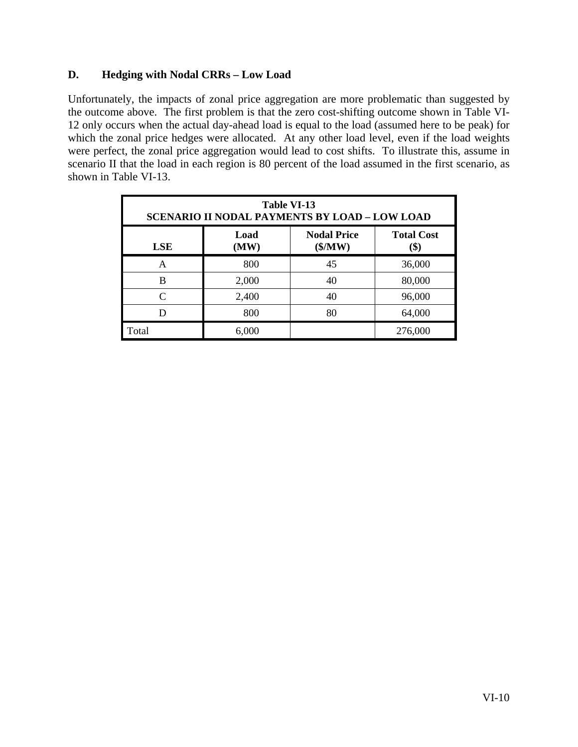## D. Hedging with Nodal CRRs – Low Load

Unfortunately, the impacts of zonal price aggregation are more problematic than suggested by the outcome above. The first problem is that the zero cost-shifting outcome shown in Table VI-12 only occurs when the actual day-ahead load is equal to the load (assumed here to be peak) for which the zonal price hedges were allocated. At any other load level, even if the load weights were perfect, the zonal price aggregation would lead to cost shifts. To illustrate this, assume in scenario II that the load in each region is 80 percent of the load assumed in the first scenario, as shown in Table VI-13.

**Table VI-13**
**SCENARIO II NODAL PAYMENTS BY LOAD – LOW LOAD**

| LSE | Load (MW) | Nodal Price ($/MW) | Total Cost ($) |
|---|---|---|---|
| A | 800 | 45 | 36,000 |
| B | 2,000 | 40 | 80,000 |
| C | 2,400 | 40 | 96,000 |
| D | 800 | 80 | 64,000 |
| Total | 6,000 | | 276,000 |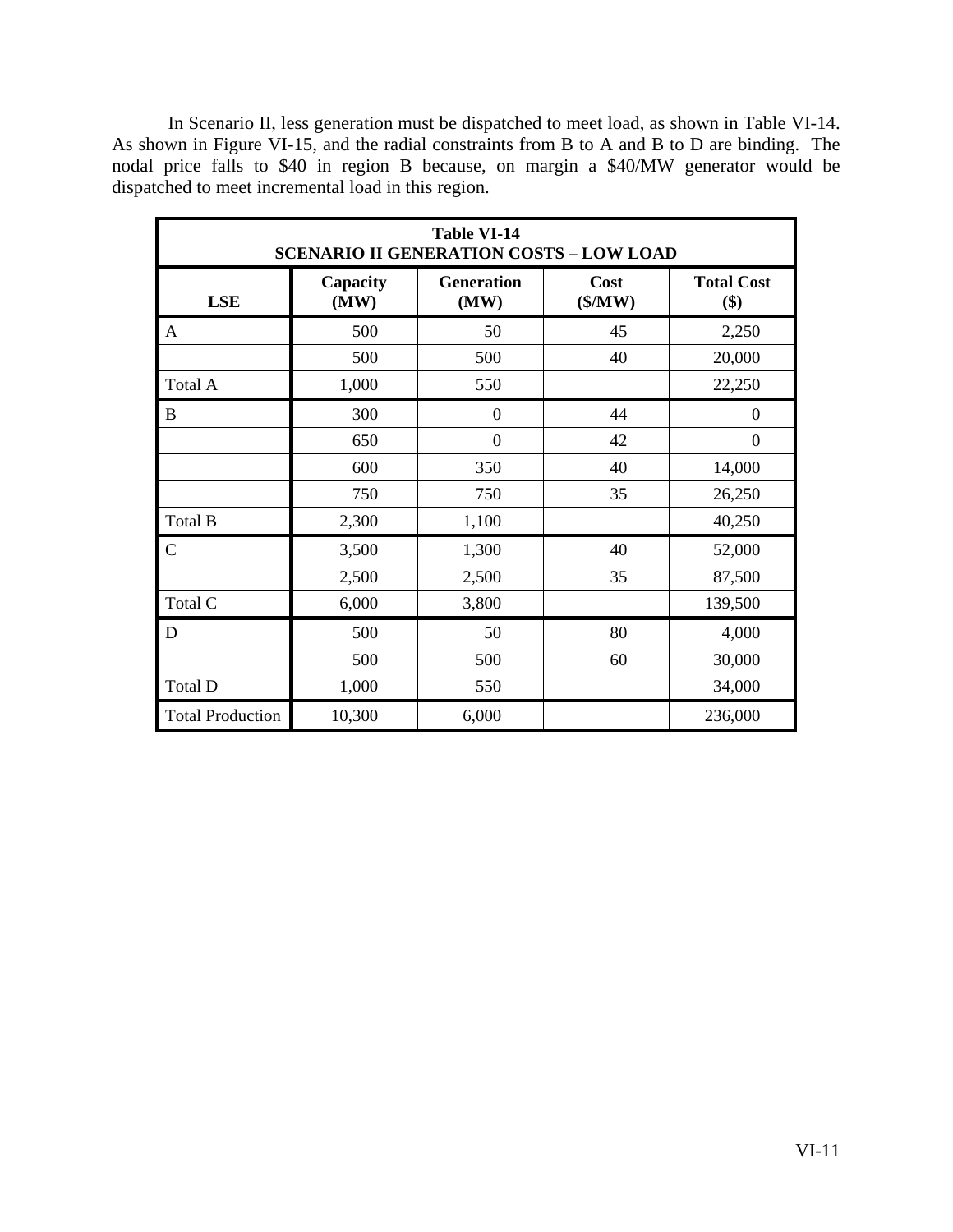In Scenario II, less generation must be dispatched to meet load, as shown in Table VI-14. As shown in Figure VI-15, and the radial constraints from B to A and B to D are binding. The nodal price falls to $40 in region B because, on margin a $40/MW generator would be dispatched to meet incremental load in this region.

| **Table VI-14<br>SCENARIO II GENERATION COSTS – LOW LOAD** | | | | |
|---|---|---|---|---|
| **LSE** | **Capacity (MW)** | **Generation (MW)** | **Cost ($/MW)** | **Total Cost ($)** |
| A | 500 | 50 | 45 | 2,250 |
| | 500 | 500 | 40 | 20,000 |
| Total A | 1,000 | 550 | | 22,250 |
| B | 300 | 0 | 44 | 0 |
| | 650 | 0 | 42 | 0 |
| | 600 | 350 | 40 | 14,000 |
| | 750 | 750 | 35 | 26,250 |
| Total B | 2,300 | 1,100 | | 40,250 |
| C | 3,500 | 1,300 | 40 | 52,000 |
| | 2,500 | 2,500 | 35 | 87,500 |
| Total C | 6,000 | 3,800 | | 139,500 |
| D | 500 | 50 | 80 | 4,000 |
| | 500 | 500 | 60 | 30,000 |
| Total D | 1,000 | 550 | | 34,000 |
| Total Production | 10,300 | 6,000 | | 236,000 |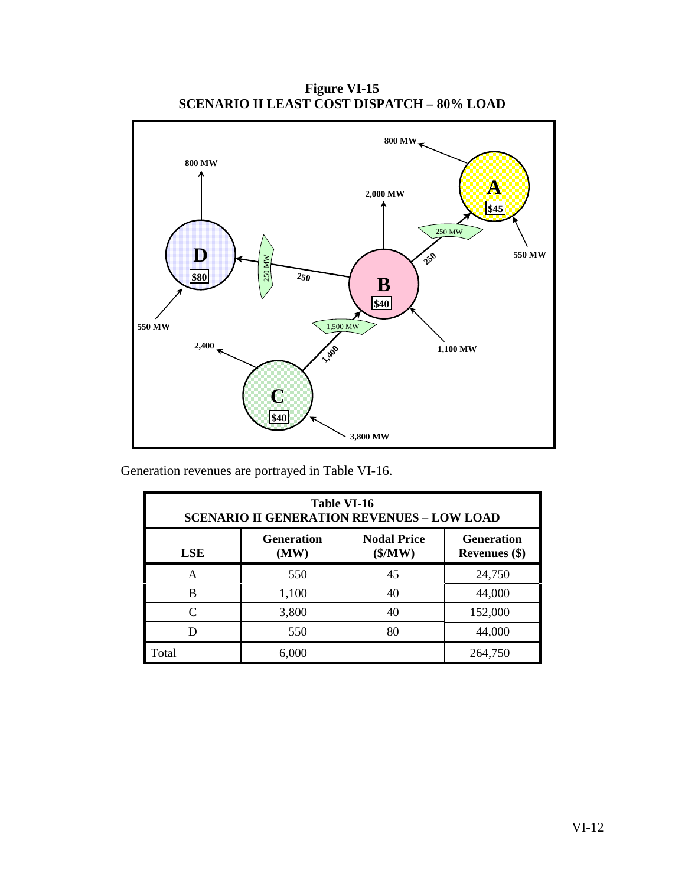**Figure VI-15**
**SCENARIO II LEAST COST DISPATCH – 80% LOAD**

Generation revenues are portrayed in Table VI-16.

| **Table VI-16** **SCENARIO II GENERATION REVENUES – LOW LOAD** | | | |
|---|---|---|---|
| **LSE** | **Generation (MW)** | **Nodal Price ($/MW)** | **Generation Revenues ($)** |
| A | 550 | 45 | 24,750 |
| B | 1,100 | 40 | 44,000 |
| C | 3,800 | 40 | 152,000 |
| D | 550 | 80 | 44,000 |
| Total | 6,000 | | 264,750 |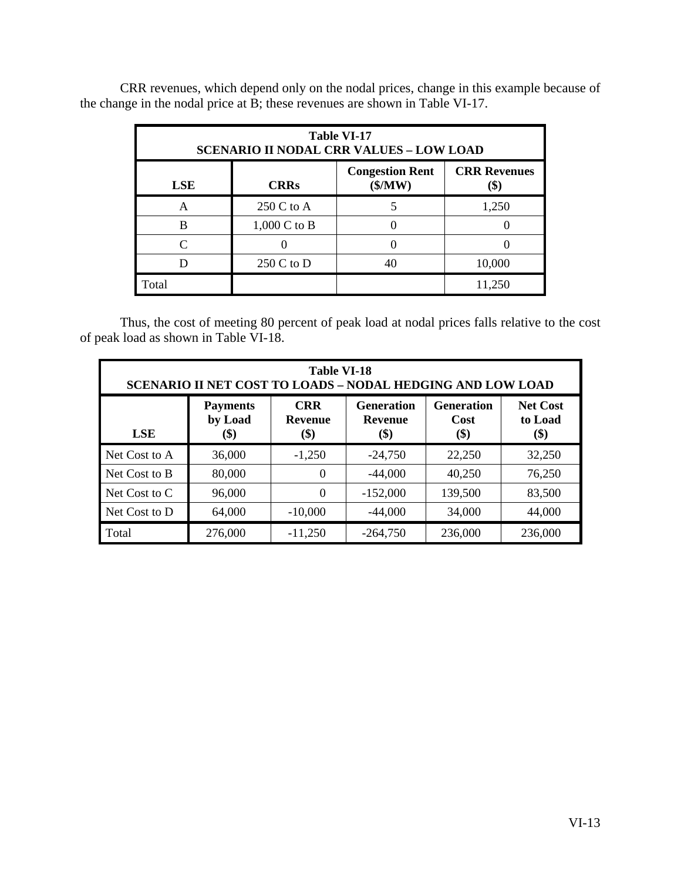CRR revenues, which depend only on the nodal prices, change in this example because of the change in the nodal price at B; these revenues are shown in Table VI-17.

| Table VI-17<br>SCENARIO II NODAL CRR VALUES – LOW LOAD | | | |
|---|---|---|---|
| **LSE** | **CRRs** | **Congestion Rent ($/MW)** | **CRR Revenues ($)** |
| A | 250 C to A | 5 | 1,250 |
| B | 1,000 C to B | 0 | 0 |
| C | 0 | 0 | 0 |
| D | 250 C to D | 40 | 10,000 |
| Total | | | 11,250 |

Thus, the cost of meeting 80 percent of peak load at nodal prices falls relative to the cost of peak load as shown in Table VI-18.

| Table VI-18<br>SCENARIO II NET COST TO LOADS – NODAL HEDGING AND LOW LOAD | | | | | |
|---|---|---|---|---|---|
| **LSE** | **Payments by Load ($)** | **CRR Revenue ($)** | **Generation Revenue ($)** | **Generation Cost ($)** | **Net Cost to Load ($)** |
| Net Cost to A | 36,000 | -1,250 | -24,750 | 22,250 | 32,250 |
| Net Cost to B | 80,000 | 0 | -44,000 | 40,250 | 76,250 |
| Net Cost to C | 96,000 | 0 | -152,000 | 139,500 | 83,500 |
| Net Cost to D | 64,000 | -10,000 | -44,000 | 34,000 | 44,000 |
| Total | 276,000 | -11,250 | -264,750 | 236,000 | 236,000 |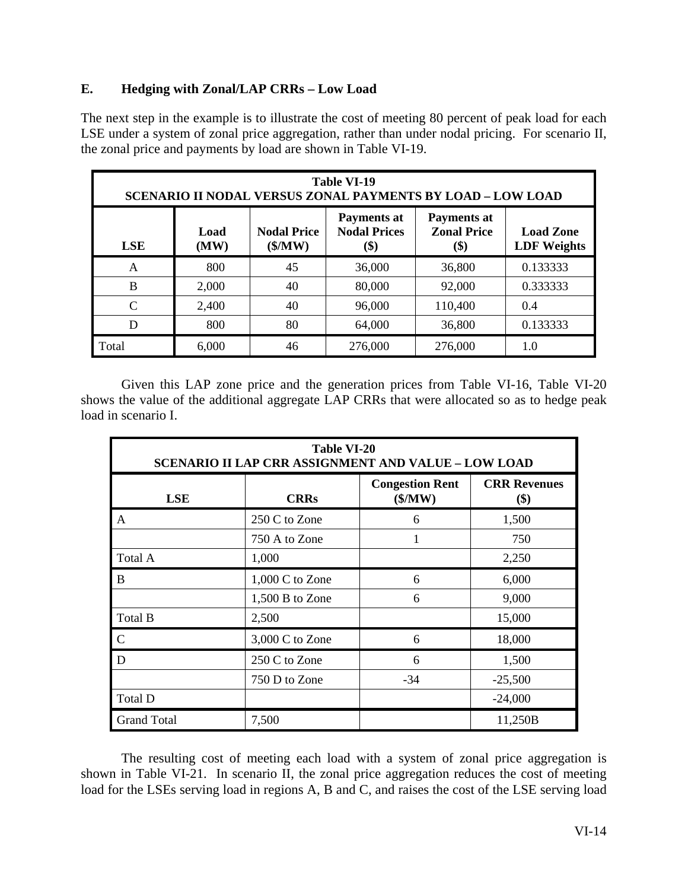## E. Hedging with Zonal/LAP CRRs – Low Load

The next step in the example is to illustrate the cost of meeting 80 percent of peak load for each LSE under a system of zonal price aggregation, rather than under nodal pricing. For scenario II, the zonal price and payments by load are shown in Table VI-19.

| Table VI-19<br>SCENARIO II NODAL VERSUS ZONAL PAYMENTS BY LOAD – LOW LOAD | | | | | |
|---|---|---|---|---|---|
| **LSE** | **Load (MW)** | **Nodal Price ($/MW)** | **Payments at Nodal Prices ($)** | **Payments at Zonal Price ($)** | **Load Zone LDF Weights** |
| A | 800 | 45 | 36,000 | 36,800 | 0.133333 |
| B | 2,000 | 40 | 80,000 | 92,000 | 0.333333 |
| C | 2,400 | 40 | 96,000 | 110,400 | 0.4 |
| D | 800 | 80 | 64,000 | 36,800 | 0.133333 |
| Total | 6,000 | 46 | 276,000 | 276,000 | 1.0 |

Given this LAP zone price and the generation prices from Table VI-16, Table VI-20 shows the value of the additional aggregate LAP CRRs that were allocated so as to hedge peak load in scenario I.

| Table VI-20<br>SCENARIO II LAP CRR ASSIGNMENT AND VALUE – LOW LOAD | | | |
|---|---|---|---|
| **LSE** | **CRRs** | **Congestion Rent ($/MW)** | **CRR Revenues ($)** |
| A | 250 C to Zone | 6 | 1,500 |
| | 750 A to Zone | 1 | 750 |
| Total A | 1,000 | | 2,250 |
| B | 1,000 C to Zone | 6 | 6,000 |
| | 1,500 B to Zone | 6 | 9,000 |
| Total B | 2,500 | | 15,000 |
| C | 3,000 C to Zone | 6 | 18,000 |
| D | 250 C to Zone | 6 | 1,500 |
| | 750 D to Zone | -34 | -25,500 |
| Total D | | | -24,000 |
| Grand Total | 7,500 | | 11,250B |

The resulting cost of meeting each load with a system of zonal price aggregation is shown in Table VI-21. In scenario II, the zonal price aggregation reduces the cost of meeting load for the LSEs serving load in regions A, B and C, and raises the cost of the LSE serving load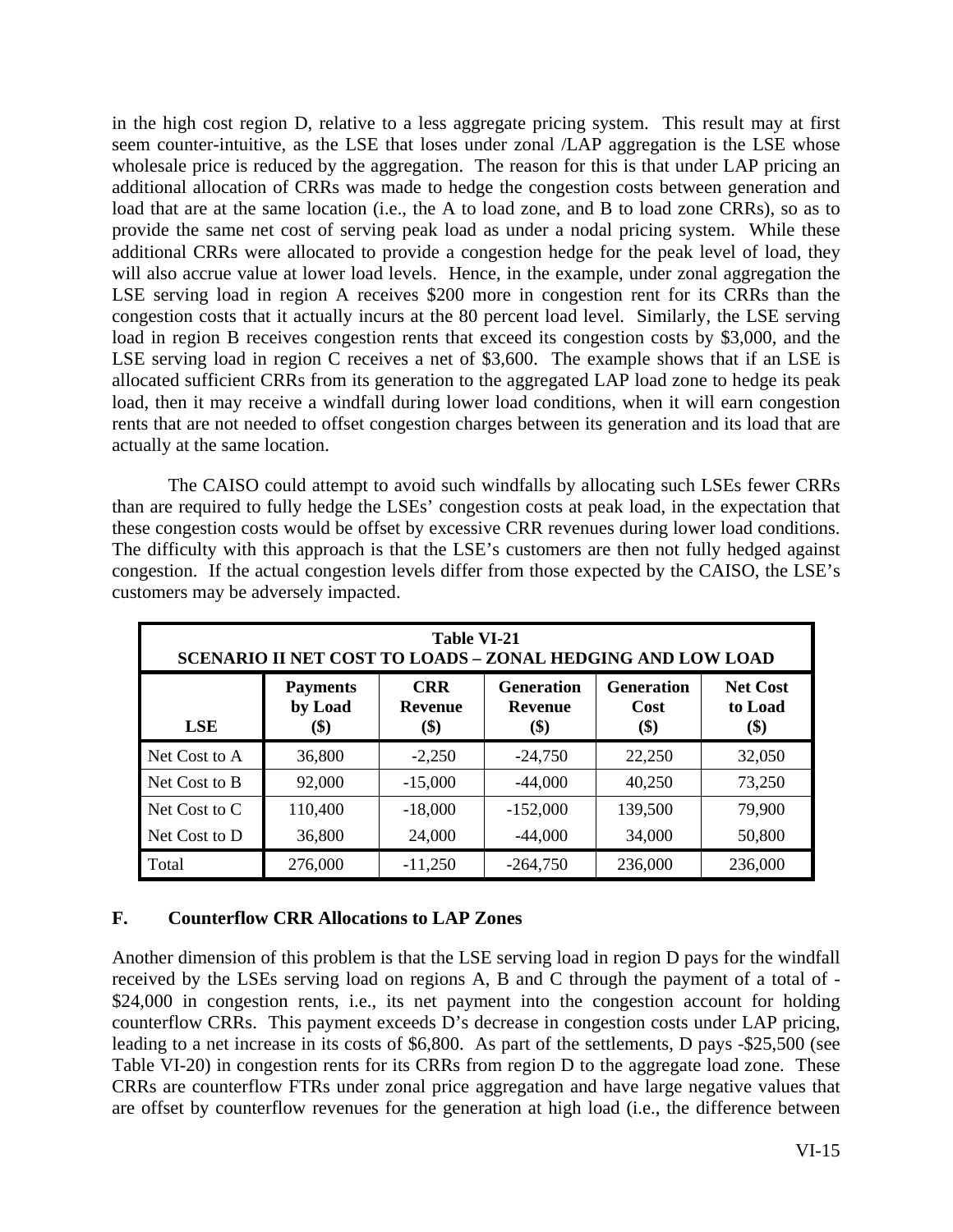in the high cost region D, relative to a less aggregate pricing system. This result may at first seem counter-intuitive, as the LSE that loses under zonal /LAP aggregation is the LSE whose wholesale price is reduced by the aggregation. The reason for this is that under LAP pricing an additional allocation of CRRs was made to hedge the congestion costs between generation and load that are at the same location (i.e., the A to load zone, and B to load zone CRRs), so as to provide the same net cost of serving peak load as under a nodal pricing system. While these additional CRRs were allocated to provide a congestion hedge for the peak level of load, they will also accrue value at lower load levels. Hence, in the example, under zonal aggregation the LSE serving load in region A receives $200 more in congestion rent for its CRRs than the congestion costs that it actually incurs at the 80 percent load level. Similarly, the LSE serving load in region B receives congestion rents that exceed its congestion costs by $3,000, and the LSE serving load in region C receives a net of $3,600. The example shows that if an LSE is allocated sufficient CRRs from its generation to the aggregated LAP load zone to hedge its peak load, then it may receive a windfall during lower load conditions, when it will earn congestion rents that are not needed to offset congestion charges between its generation and its load that are actually at the same location.

The CAISO could attempt to avoid such windfalls by allocating such LSEs fewer CRRs than are required to fully hedge the LSEs' congestion costs at peak load, in the expectation that these congestion costs would be offset by excessive CRR revenues during lower load conditions. The difficulty with this approach is that the LSE's customers are then not fully hedged against congestion. If the actual congestion levels differ from those expected by the CAISO, the LSE's customers may be adversely impacted.

**Table VI-21**
**SCENARIO II NET COST TO LOADS – ZONAL HEDGING AND LOW LOAD**

| LSE | Payments by Load ($) | CRR Revenue ($) | Generation Revenue ($) | Generation Cost ($) | Net Cost to Load ($) |
|---|---|---|---|---|---|
| Net Cost to A | 36,800 | -2,250 | -24,750 | 22,250 | 32,050 |
| Net Cost to B | 92,000 | -15,000 | -44,000 | 40,250 | 73,250 |
| Net Cost to C | 110,400 | -18,000 | -152,000 | 139,500 | 79,900 |
| Net Cost to D | 36,800 | 24,000 | -44,000 | 34,000 | 50,800 |
| Total | 276,000 | -11,250 | -264,750 | 236,000 | 236,000 |

## F. Counterflow CRR Allocations to LAP Zones

Another dimension of this problem is that the LSE serving load in region D pays for the windfall received by the LSEs serving load on regions A, B and C through the payment of a total of -$24,000 in congestion rents, i.e., its net payment into the congestion account for holding counterflow CRRs. This payment exceeds D's decrease in congestion costs under LAP pricing, leading to a net increase in its costs of $6,800. As part of the settlements, D pays -$25,500 (see Table VI-20) in congestion rents for its CRRs from region D to the aggregate load zone. These CRRs are counterflow FTRs under zonal price aggregation and have large negative values that are offset by counterflow revenues for the generation at high load (i.e., the difference between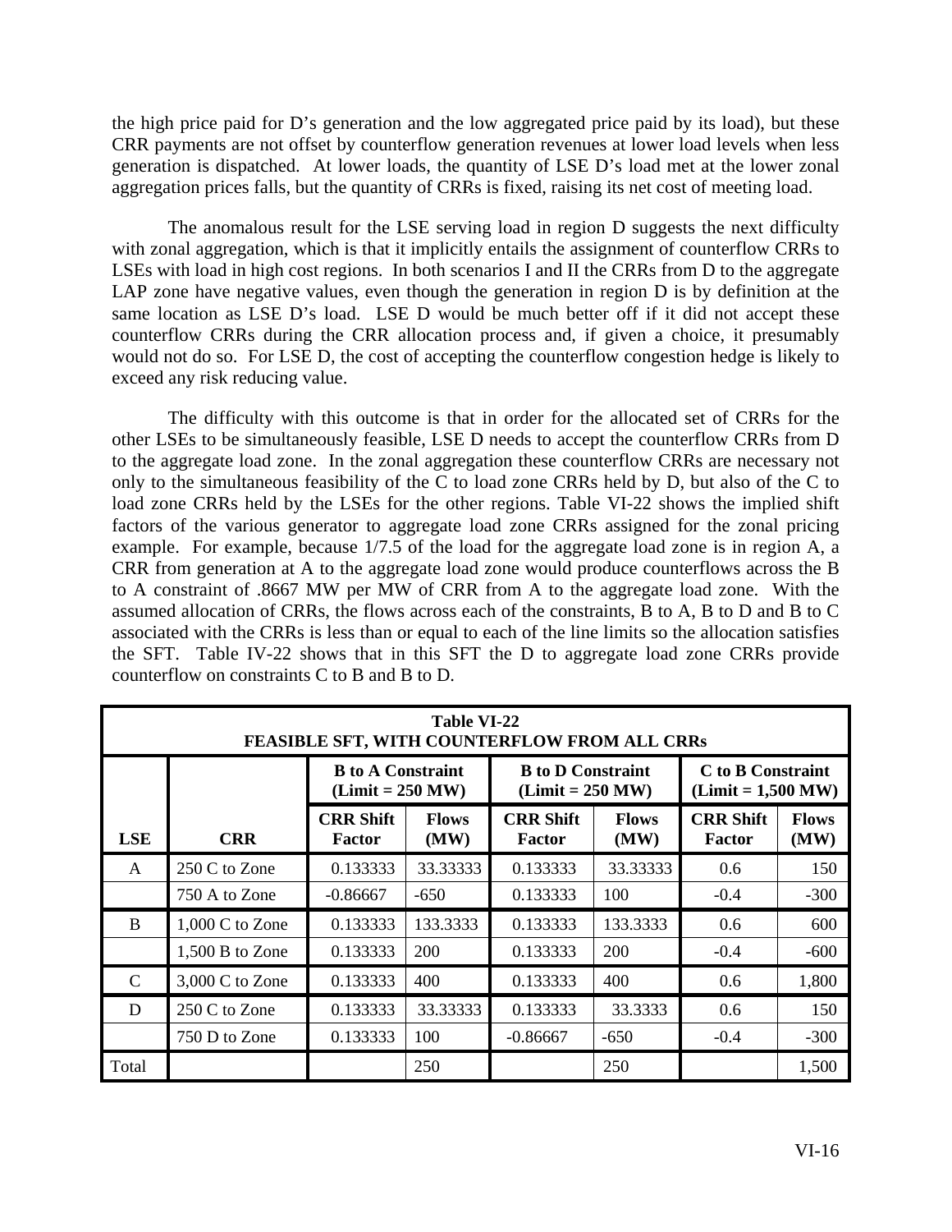the high price paid for D's generation and the low aggregated price paid by its load), but these CRR payments are not offset by counterflow generation revenues at lower load levels when less generation is dispatched. At lower loads, the quantity of LSE D's load met at the lower zonal aggregation prices falls, but the quantity of CRRs is fixed, raising its net cost of meeting load.

The anomalous result for the LSE serving load in region D suggests the next difficulty with zonal aggregation, which is that it implicitly entails the assignment of counterflow CRRs to LSEs with load in high cost regions. In both scenarios I and II the CRRs from D to the aggregate LAP zone have negative values, even though the generation in region D is by definition at the same location as LSE D's load. LSE D would be much better off if it did not accept these counterflow CRRs during the CRR allocation process and, if given a choice, it presumably would not do so. For LSE D, the cost of accepting the counterflow congestion hedge is likely to exceed any risk reducing value.

The difficulty with this outcome is that in order for the allocated set of CRRs for the other LSEs to be simultaneously feasible, LSE D needs to accept the counterflow CRRs from D to the aggregate load zone. In the zonal aggregation these counterflow CRRs are necessary not only to the simultaneous feasibility of the C to load zone CRRs held by D, but also of the C to load zone CRRs held by the LSEs for the other regions. Table VI-22 shows the implied shift factors of the various generator to aggregate load zone CRRs assigned for the zonal pricing example. For example, because 1/7.5 of the load for the aggregate load zone is in region A, a CRR from generation at A to the aggregate load zone would produce counterflows across the B to A constraint of .8667 MW per MW of CRR from A to the aggregate load zone. With the assumed allocation of CRRs, the flows across each of the constraints, B to A, B to D and B to C associated with the CRRs is less than or equal to each of the line limits so the allocation satisfies the SFT. Table IV-22 shows that in this SFT the D to aggregate load zone CRRs provide counterflow on constraints C to B and B to D.

**Table VI-22**
**FEASIBLE SFT, WITH COUNTERFLOW FROM ALL CRRs**

| | | B to A Constraint (Limit = 250 MW) | | B to D Constraint (Limit = 250 MW) | | C to B Constraint (Limit = 1,500 MW) | |
|---|---|---|---|---|---|---|---|
| **LSE** | **CRR** | **CRR Shift Factor** | **Flows (MW)** | **CRR Shift Factor** | **Flows (MW)** | **CRR Shift Factor** | **Flows (MW)** |
| A | 250 C to Zone | 0.133333 | 33.33333 | 0.133333 | 33.33333 | 0.6 | 150 |
| | 750 A to Zone | -0.86667 | -650 | 0.133333 | 100 | -0.4 | -300 |
| B | 1,000 C to Zone | 0.133333 | 133.3333 | 0.133333 | 133.3333 | 0.6 | 600 |
| | 1,500 B to Zone | 0.133333 | 200 | 0.133333 | 200 | -0.4 | -600 |
| C | 3,000 C to Zone | 0.133333 | 400 | 0.133333 | 400 | 0.6 | 1,800 |
| D | 250 C to Zone | 0.133333 | 33.33333 | 0.133333 | 33.3333 | 0.6 | 150 |
| | 750 D to Zone | 0.133333 | 100 | -0.86667 | -650 | -0.4 | -300 |
| Total | | | 250 | | 250 | | 1,500 |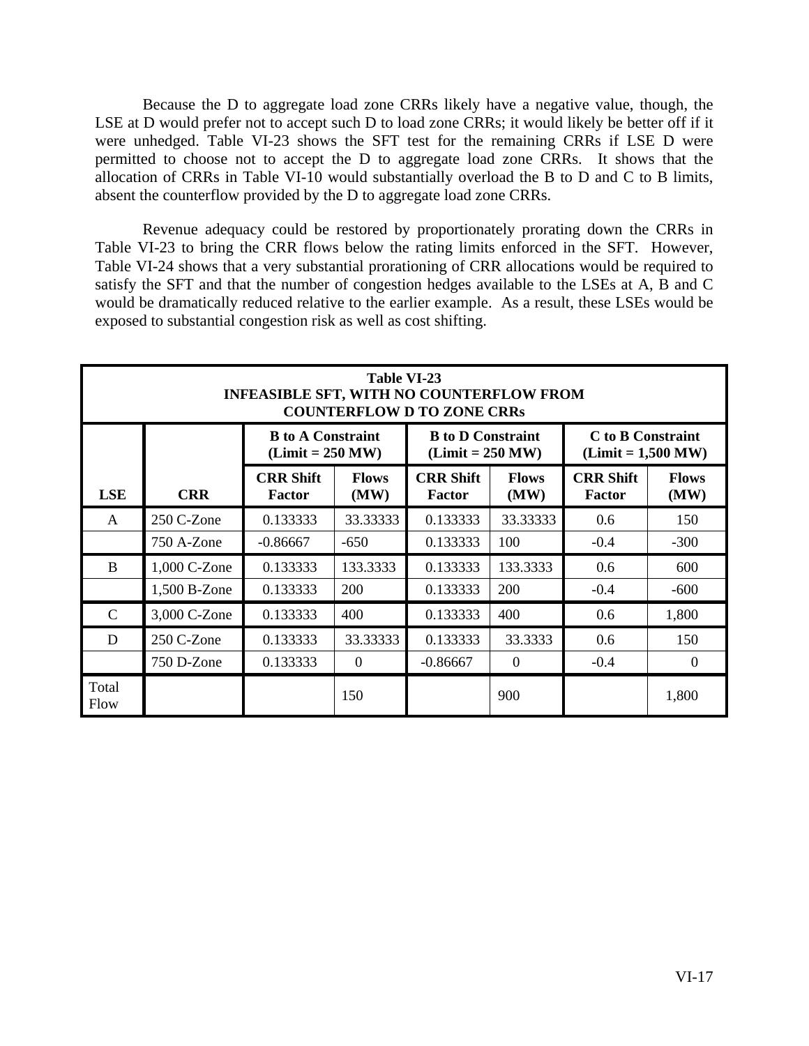Because the D to aggregate load zone CRRs likely have a negative value, though, the LSE at D would prefer not to accept such D to load zone CRRs; it would likely be better off if it were unhedged. Table VI-23 shows the SFT test for the remaining CRRs if LSE D were permitted to choose not to accept the D to aggregate load zone CRRs. It shows that the allocation of CRRs in Table VI-10 would substantially overload the B to D and C to B limits, absent the counterflow provided by the D to aggregate load zone CRRs.

Revenue adequacy could be restored by proportionately prorating down the CRRs in Table VI-23 to bring the CRR flows below the rating limits enforced in the SFT. However, Table VI-24 shows that a very substantial prorationing of CRR allocations would be required to satisfy the SFT and that the number of congestion hedges available to the LSEs at A, B and C would be dramatically reduced relative to the earlier example. As a result, these LSEs would be exposed to substantial congestion risk as well as cost shifting.

**Table VI-23**
**INFEASIBLE SFT, WITH NO COUNTERFLOW FROM COUNTERFLOW D TO ZONE CRRs**

| | | B to A Constraint (Limit = 250 MW) | | B to D Constraint (Limit = 250 MW) | | C to B Constraint (Limit = 1,500 MW) | |
|---|---|---|---|---|---|---|---|
| **LSE** | **CRR** | **CRR Shift Factor** | **Flows (MW)** | **CRR Shift Factor** | **Flows (MW)** | **CRR Shift Factor** | **Flows (MW)** |
| A | 250 C-Zone | 0.133333 | 33.33333 | 0.133333 | 33.33333 | 0.6 | 150 |
| | 750 A-Zone | -0.86667 | -650 | 0.133333 | 100 | -0.4 | -300 |
| B | 1,000 C-Zone | 0.133333 | 133.3333 | 0.133333 | 133.3333 | 0.6 | 600 |
| | 1,500 B-Zone | 0.133333 | 200 | 0.133333 | 200 | -0.4 | -600 |
| C | 3,000 C-Zone | 0.133333 | 400 | 0.133333 | 400 | 0.6 | 1,800 |
| D | 250 C-Zone | 0.133333 | 33.33333 | 0.133333 | 33.3333 | 0.6 | 150 |
| | 750 D-Zone | 0.133333 | 0 | -0.86667 | 0 | -0.4 | 0 |
| Total Flow | | | 150 | | 900 | | 1,800 |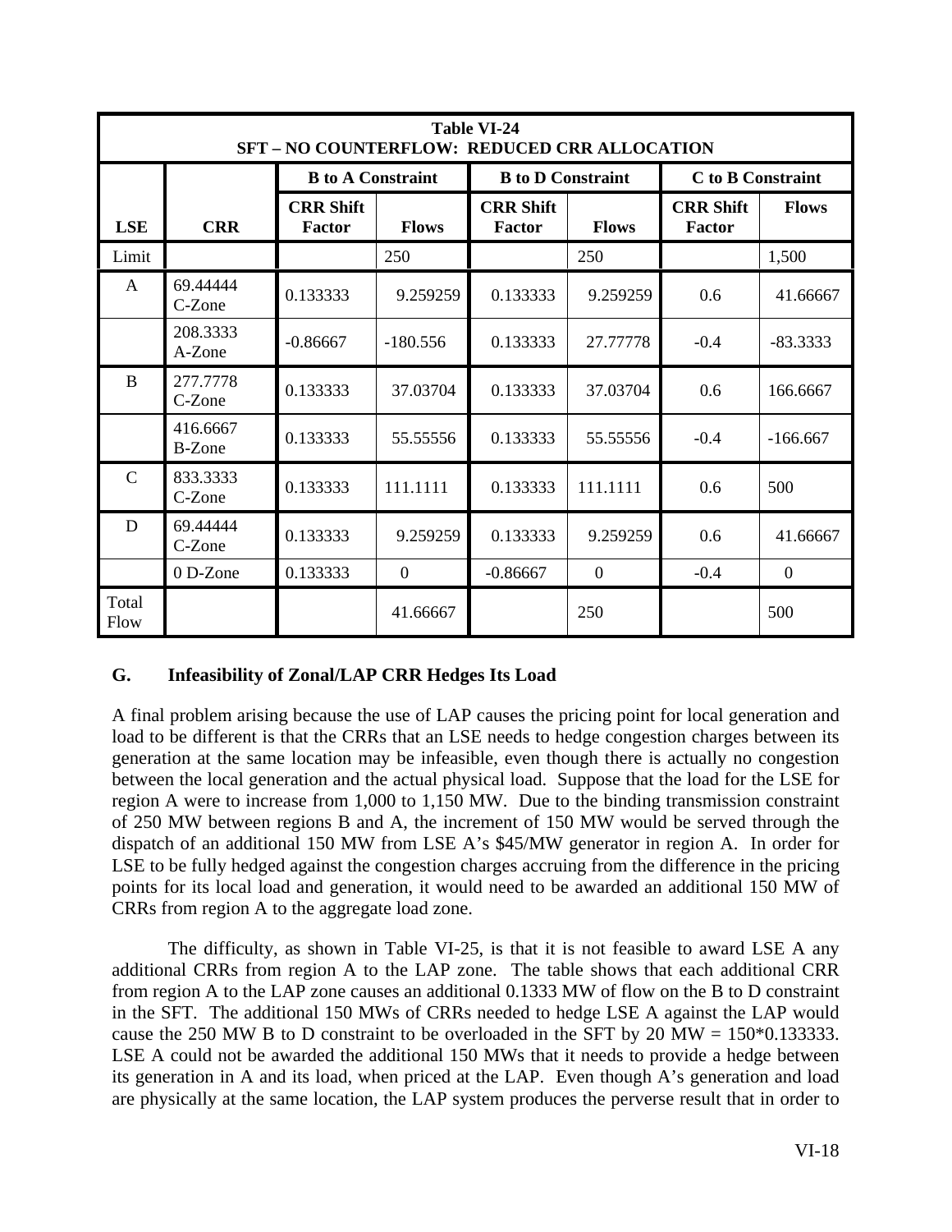| **Table VI-24** **SFT – NO COUNTERFLOW: REDUCED CRR ALLOCATION** | | | | | | | |
|---|---|---|---|---|---|---|---|
| | | **B to A Constraint** | | **B to D Constraint** | | **C to B Constraint** | |
| **LSE** | **CRR** | **CRR Shift Factor** | **Flows** | **CRR Shift Factor** | **Flows** | **CRR Shift Factor** | **Flows** |
| Limit | | | 250 | | 250 | | 1,500 |
| A | 69.44444 C-Zone | 0.133333 | 9.259259 | 0.133333 | 9.259259 | 0.6 | 41.66667 |
| | 208.3333 A-Zone | -0.86667 | -180.556 | 0.133333 | 27.77778 | -0.4 | -83.3333 |
| B | 277.7778 C-Zone | 0.133333 | 37.03704 | 0.133333 | 37.03704 | 0.6 | 166.6667 |
| | 416.6667 B-Zone | 0.133333 | 55.55556 | 0.133333 | 55.55556 | -0.4 | -166.667 |
| C | 833.3333 C-Zone | 0.133333 | 111.1111 | 0.133333 | 111.1111 | 0.6 | 500 |
| D | 69.44444 C-Zone | 0.133333 | 9.259259 | 0.133333 | 9.259259 | 0.6 | 41.66667 |
| | 0 D-Zone | 0.133333 | 0 | -0.86667 | 0 | -0.4 | 0 |
| Total Flow | | | 41.66667 | | 250 | | 500 |

### G. Infeasibility of Zonal/LAP CRR Hedges Its Load

A final problem arising because the use of LAP causes the pricing point for local generation and load to be different is that the CRRs that an LSE needs to hedge congestion charges between its generation at the same location may be infeasible, even though there is actually no congestion between the local generation and the actual physical load. Suppose that the load for the LSE for region A were to increase from 1,000 to 1,150 MW. Due to the binding transmission constraint of 250 MW between regions B and A, the increment of 150 MW would be served through the dispatch of an additional 150 MW from LSE A's $45/MW generator in region A. In order for LSE to be fully hedged against the congestion charges accruing from the difference in the pricing points for its local load and generation, it would need to be awarded an additional 150 MW of CRRs from region A to the aggregate load zone.

The difficulty, as shown in Table VI-25, is that it is not feasible to award LSE A any additional CRRs from region A to the LAP zone. The table shows that each additional CRR from region A to the LAP zone causes an additional 0.1333 MW of flow on the B to D constraint in the SFT. The additional 150 MWs of CRRs needed to hedge LSE A against the LAP would cause the 250 MW B to D constraint to be overloaded in the SFT by 20 MW = 150*0.133333. LSE A could not be awarded the additional 150 MWs that it needs to provide a hedge between its generation in A and its load, when priced at the LAP. Even though A's generation and load are physically at the same location, the LAP system produces the perverse result that in order to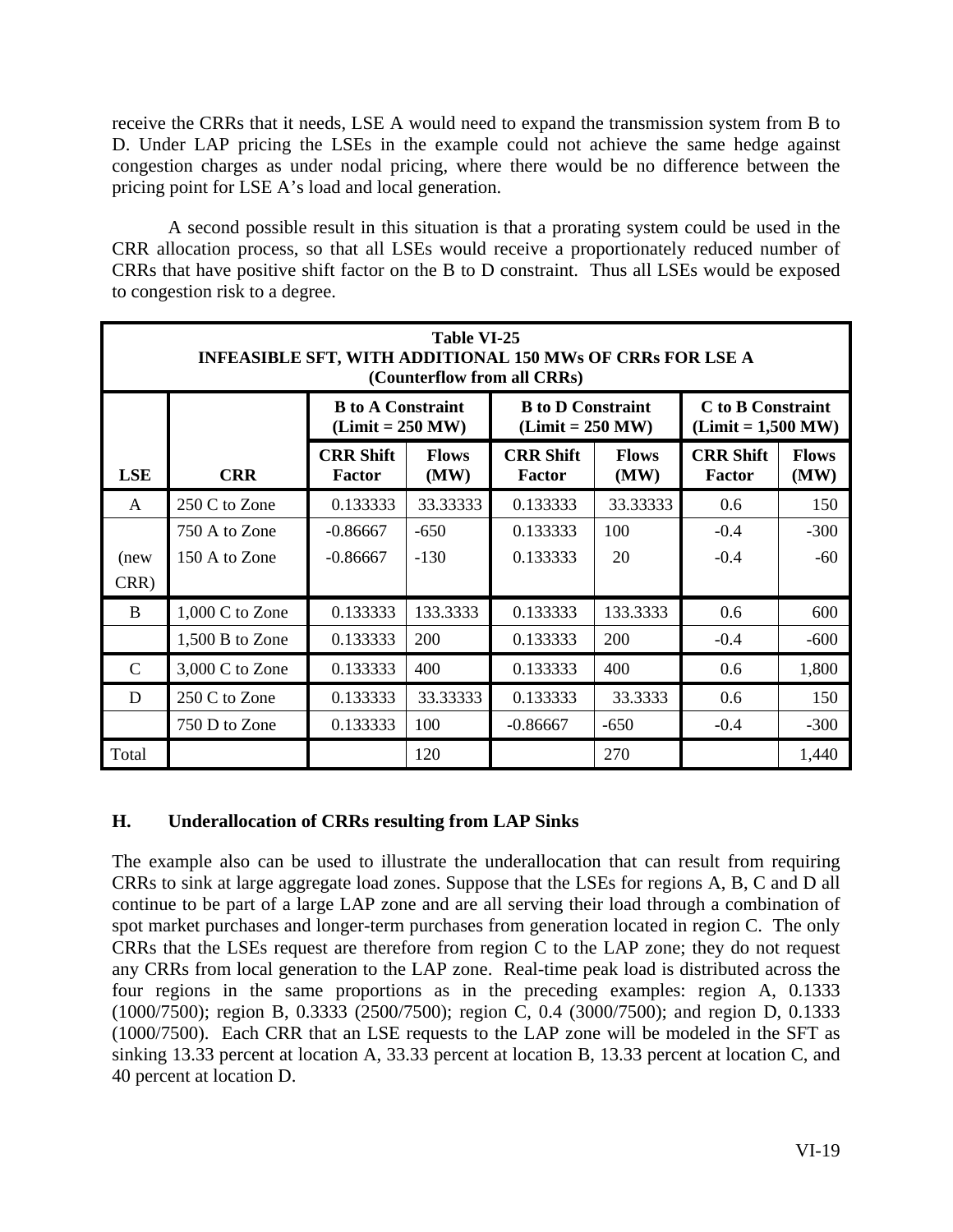receive the CRRs that it needs, LSE A would need to expand the transmission system from B to D. Under LAP pricing the LSEs in the example could not achieve the same hedge against congestion charges as under nodal pricing, where there would be no difference between the pricing point for LSE A's load and local generation.

A second possible result in this situation is that a prorating system could be used in the CRR allocation process, so that all LSEs would receive a proportionately reduced number of CRRs that have positive shift factor on the B to D constraint. Thus all LSEs would be exposed to congestion risk to a degree.

**Table VI-25**
**INFEASIBLE SFT, WITH ADDITIONAL 150 MWs OF CRRs FOR LSE A**
**(Counterflow from all CRRs)**

| | | B to A Constraint (Limit = 250 MW) | | B to D Constraint (Limit = 250 MW) | | C to B Constraint (Limit = 1,500 MW) | |
|---|---|---|---|---|---|---|---|
| **LSE** | **CRR** | **CRR Shift Factor** | **Flows (MW)** | **CRR Shift Factor** | **Flows (MW)** | **CRR Shift Factor** | **Flows (MW)** |
| A | 250 C to Zone | 0.133333 | 33.33333 | 0.133333 | 33.33333 | 0.6 | 150 |
| | 750 A to Zone | -0.86667 | -650 | 0.133333 | 100 | -0.4 | -300 |
| (new CRR) | 150 A to Zone | -0.86667 | -130 | 0.133333 | 20 | -0.4 | -60 |
| B | 1,000 C to Zone | 0.133333 | 133.3333 | 0.133333 | 133.3333 | 0.6 | 600 |
| | 1,500 B to Zone | 0.133333 | 200 | 0.133333 | 200 | -0.4 | -600 |
| C | 3,000 C to Zone | 0.133333 | 400 | 0.133333 | 400 | 0.6 | 1,800 |
| D | 250 C to Zone | 0.133333 | 33.33333 | 0.133333 | 33.3333 | 0.6 | 150 |
| | 750 D to Zone | 0.133333 | 100 | -0.86667 | -650 | -0.4 | -300 |
| Total | | | 120 | | 270 | | 1,440 |

## H. Underallocation of CRRs resulting from LAP Sinks

The example also can be used to illustrate the underallocation that can result from requiring CRRs to sink at large aggregate load zones. Suppose that the LSEs for regions A, B, C and D all continue to be part of a large LAP zone and are all serving their load through a combination of spot market purchases and longer-term purchases from generation located in region C. The only CRRs that the LSEs request are therefore from region C to the LAP zone; they do not request any CRRs from local generation to the LAP zone. Real-time peak load is distributed across the four regions in the same proportions as in the preceding examples: region A, 0.1333 (1000/7500); region B, 0.3333 (2500/7500); region C, 0.4 (3000/7500); and region D, 0.1333 (1000/7500). Each CRR that an LSE requests to the LAP zone will be modeled in the SFT as sinking 13.33 percent at location A, 33.33 percent at location B, 13.33 percent at location C, and 40 percent at location D.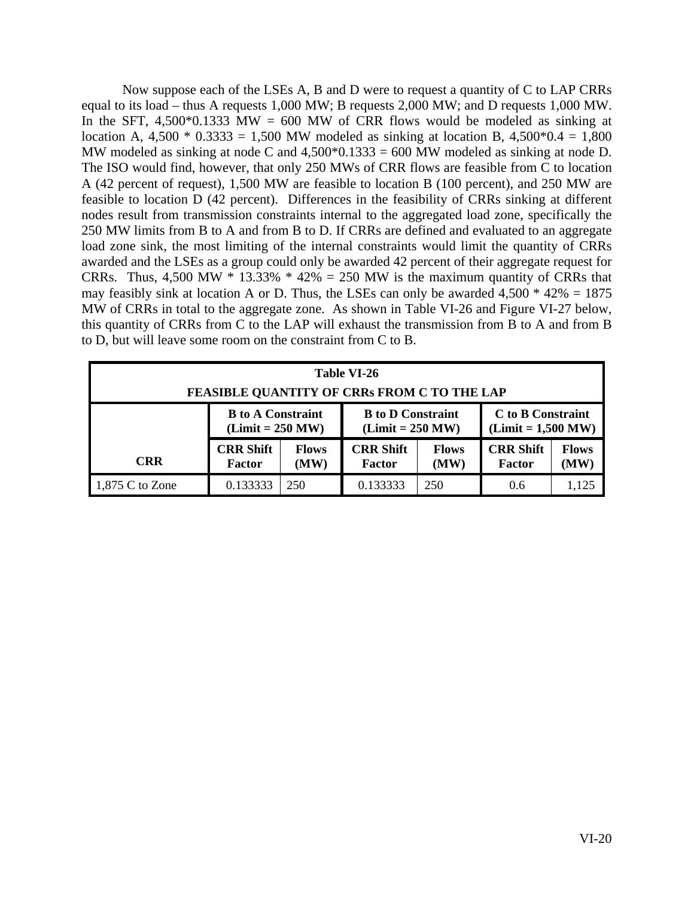Now suppose each of the LSEs A, B and D were to request a quantity of C to LAP CRRs equal to its load – thus A requests 1,000 MW; B requests 2,000 MW; and D requests 1,000 MW. In the SFT, 4,500*0.1333 MW = 600 MW of CRR flows would be modeled as sinking at location A, 4,500 * 0.3333 = 1,500 MW modeled as sinking at location B, 4,500*0.4 = 1,800 MW modeled as sinking at node C and 4,500*0.1333 = 600 MW modeled as sinking at node D. The ISO would find, however, that only 250 MWs of CRR flows are feasible from C to location A (42 percent of request), 1,500 MW are feasible to location B (100 percent), and 250 MW are feasible to location D (42 percent). Differences in the feasibility of CRRs sinking at different nodes result from transmission constraints internal to the aggregated load zone, specifically the 250 MW limits from B to A and from B to D. If CRRs are defined and evaluated to an aggregate load zone sink, the most limiting of the internal constraints would limit the quantity of CRRs awarded and the LSEs as a group could only be awarded 42 percent of their aggregate request for CRRs. Thus, 4,500 MW * 13.33% * 42% = 250 MW is the maximum quantity of CRRs that may feasibly sink at location A or D. Thus, the LSEs can only be awarded 4,500 * 42% = 1875 MW of CRRs in total to the aggregate zone. As shown in Table VI-26 and Figure VI-27 below, this quantity of CRRs from C to the LAP will exhaust the transmission from B to A and from B to D, but will leave some room on the constraint from C to B.

**Table VI-26**
**FEASIBLE QUANTITY OF CRRs FROM C TO THE LAP**

| | B to A Constraint (Limit = 250 MW) | | B to D Constraint (Limit = 250 MW) | | C to B Constraint (Limit = 1,500 MW) | |
|---|---|---|---|---|---|---|
| **CRR** | **CRR Shift Factor** | **Flows (MW)** | **CRR Shift Factor** | **Flows (MW)** | **CRR Shift Factor** | **Flows (MW)** |
| 1,875 C to Zone | 0.133333 | 250 | 0.133333 | 250 | 0.6 | 1,125 |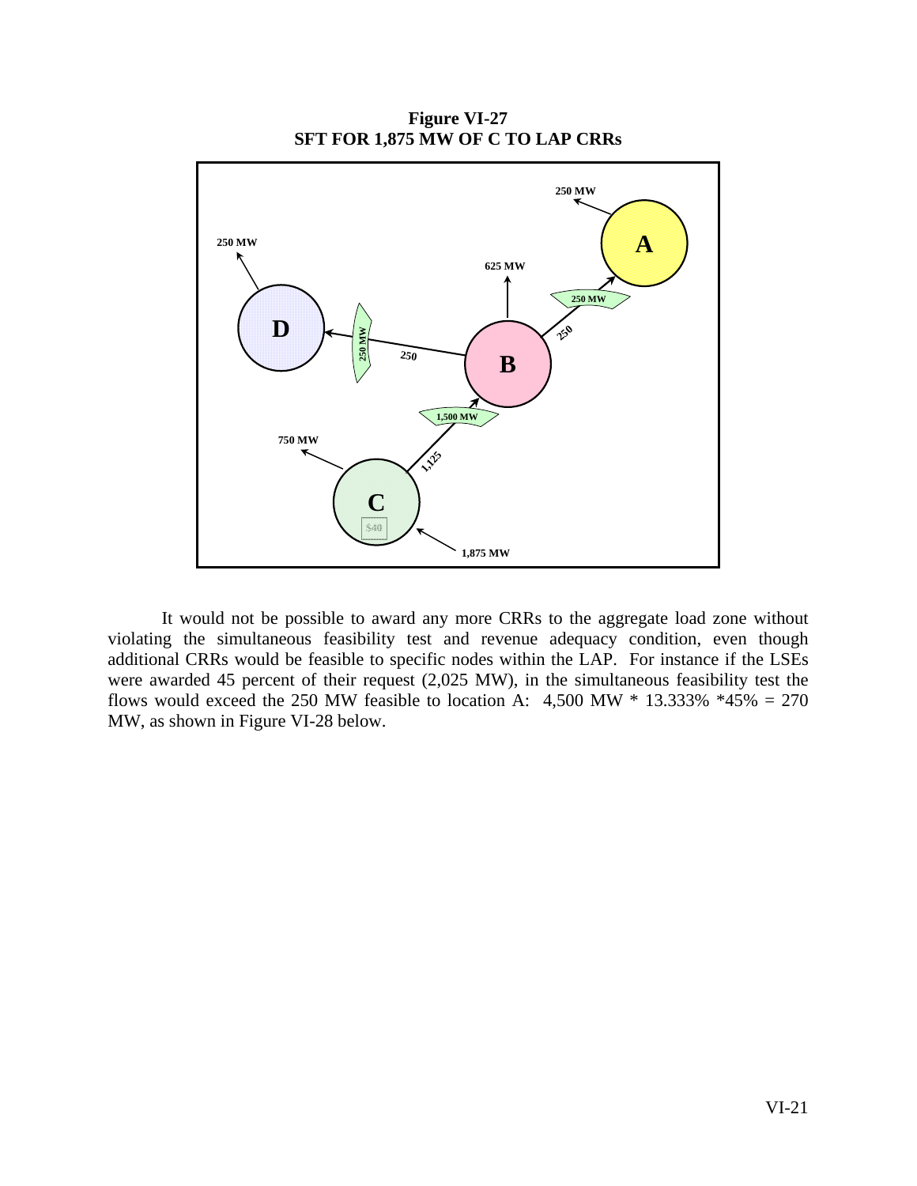**Figure VI-27**
**SFT FOR 1,875 MW OF C TO LAP CRRs**

It would not be possible to award any more CRRs to the aggregate load zone without violating the simultaneous feasibility test and revenue adequacy condition, even though additional CRRs would be feasible to specific nodes within the LAP. For instance if the LSEs were awarded 45 percent of their request (2,025 MW), in the simultaneous feasibility test the flows would exceed the 250 MW feasible to location A: 4,500 MW * 13.333% *45% = 270 MW, as shown in Figure VI-28 below.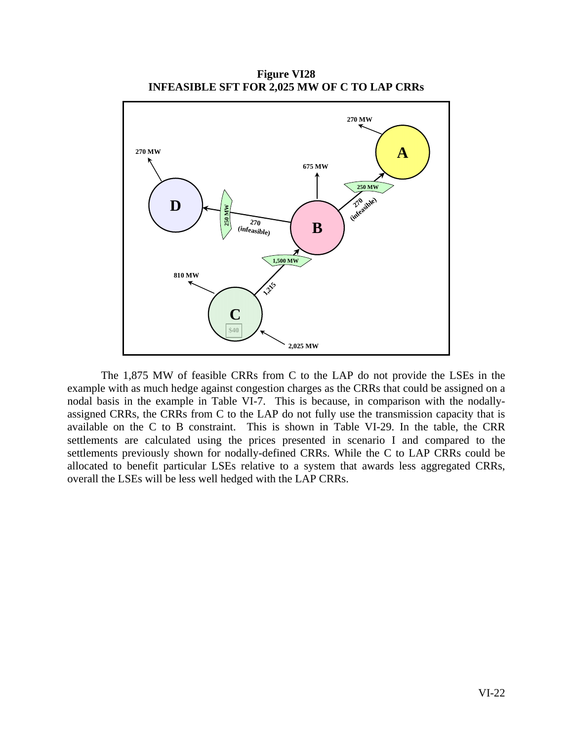**Figure VI28**
**INFEASIBLE SFT FOR 2,025 MW OF C TO LAP CRRs**

The 1,875 MW of feasible CRRs from C to the LAP do not provide the LSEs in the example with as much hedge against congestion charges as the CRRs that could be assigned on a nodal basis in the example in Table VI-7. This is because, in comparison with the nodally-assigned CRRs, the CRRs from C to the LAP do not fully use the transmission capacity that is available on the C to B constraint. This is shown in Table VI-29. In the table, the CRR settlements are calculated using the prices presented in scenario I and compared to the settlements previously shown for nodally-defined CRRs. While the C to LAP CRRs could be allocated to benefit particular LSEs relative to a system that awards less aggregated CRRs, overall the LSEs will be less well hedged with the LAP CRRs.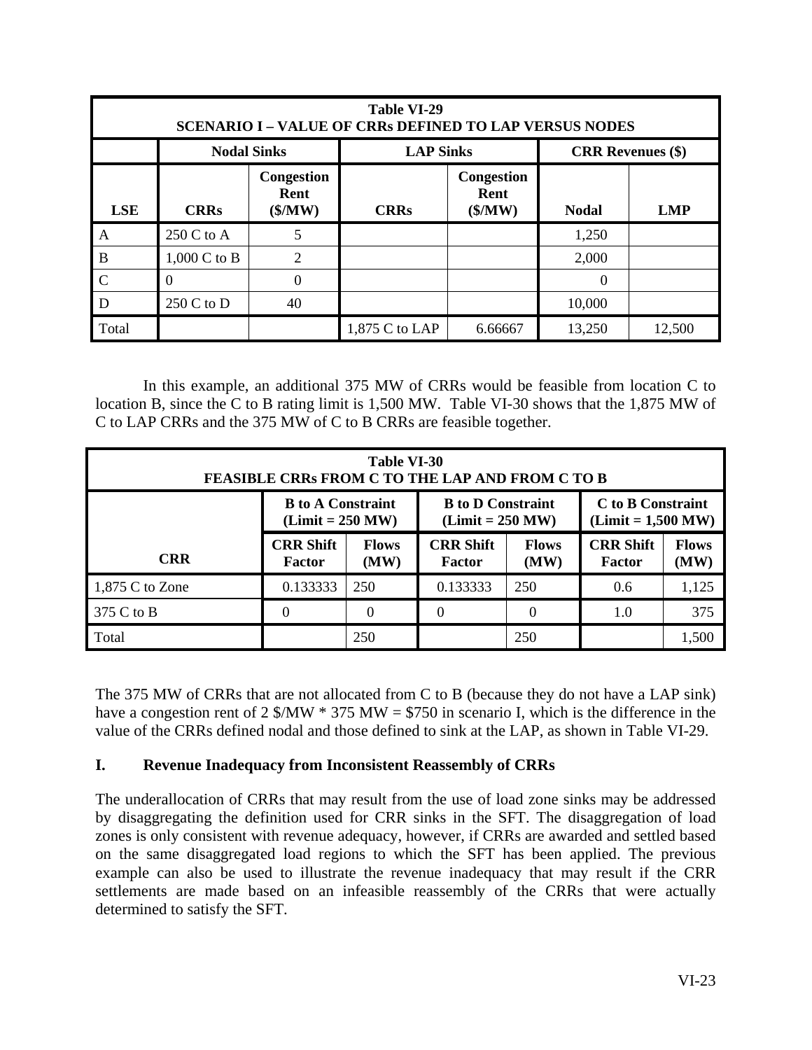| Table VI-29<br>SCENARIO I – VALUE OF CRRs DEFINED TO LAP VERSUS NODES | | | | | | |
|---|---|---|---|---|---|---|
| | Nodal Sinks | | LAP Sinks | | CRR Revenues ($) | |
| LSE | CRRs | Congestion Rent ($/MW) | CRRs | Congestion Rent ($/MW) | Nodal | LMP |
| A | 250 C to A | 5 | | | 1,250 | |
| B | 1,000 C to B | 2 | | | 2,000 | |
| C | 0 | 0 | | | 0 | |
| D | 250 C to D | 40 | | | 10,000 | |
| Total | | | 1,875 C to LAP | 6.66667 | 13,250 | 12,500 |

In this example, an additional 375 MW of CRRs would be feasible from location C to location B, since the C to B rating limit is 1,500 MW. Table VI-30 shows that the 1,875 MW of C to LAP CRRs and the 375 MW of C to B CRRs are feasible together.

| Table VI-30<br>FEASIBLE CRRs FROM C TO THE LAP AND FROM C TO B | | | | | | |
|---|---|---|---|---|---|---|
| | B to A Constraint (Limit = 250 MW) | | B to D Constraint (Limit = 250 MW) | | C to B Constraint (Limit = 1,500 MW) | |
| CRR | CRR Shift Factor | Flows (MW) | CRR Shift Factor | Flows (MW) | CRR Shift Factor | Flows (MW) |
| 1,875 C to Zone | 0.133333 | 250 | 0.133333 | 250 | 0.6 | 1,125 |
| 375 C to B | 0 | 0 | 0 | 0 | 1.0 | 375 |
| Total | | 250 | | 250 | | 1,500 |

The 375 MW of CRRs that are not allocated from C to B (because they do not have a LAP sink) have a congestion rent of 2 $/MW * 375 MW = $750 in scenario I, which is the difference in the value of the CRRs defined nodal and those defined to sink at the LAP, as shown in Table VI-29.

## I. Revenue Inadequacy from Inconsistent Reassembly of CRRs

The underallocation of CRRs that may result from the use of load zone sinks may be addressed by disaggregating the definition used for CRR sinks in the SFT. The disaggregation of load zones is only consistent with revenue adequacy, however, if CRRs are awarded and settled based on the same disaggregated load regions to which the SFT has been applied. The previous example can also be used to illustrate the revenue inadequacy that may result if the CRR settlements are made based on an infeasible reassembly of the CRRs that were actually determined to satisfy the SFT.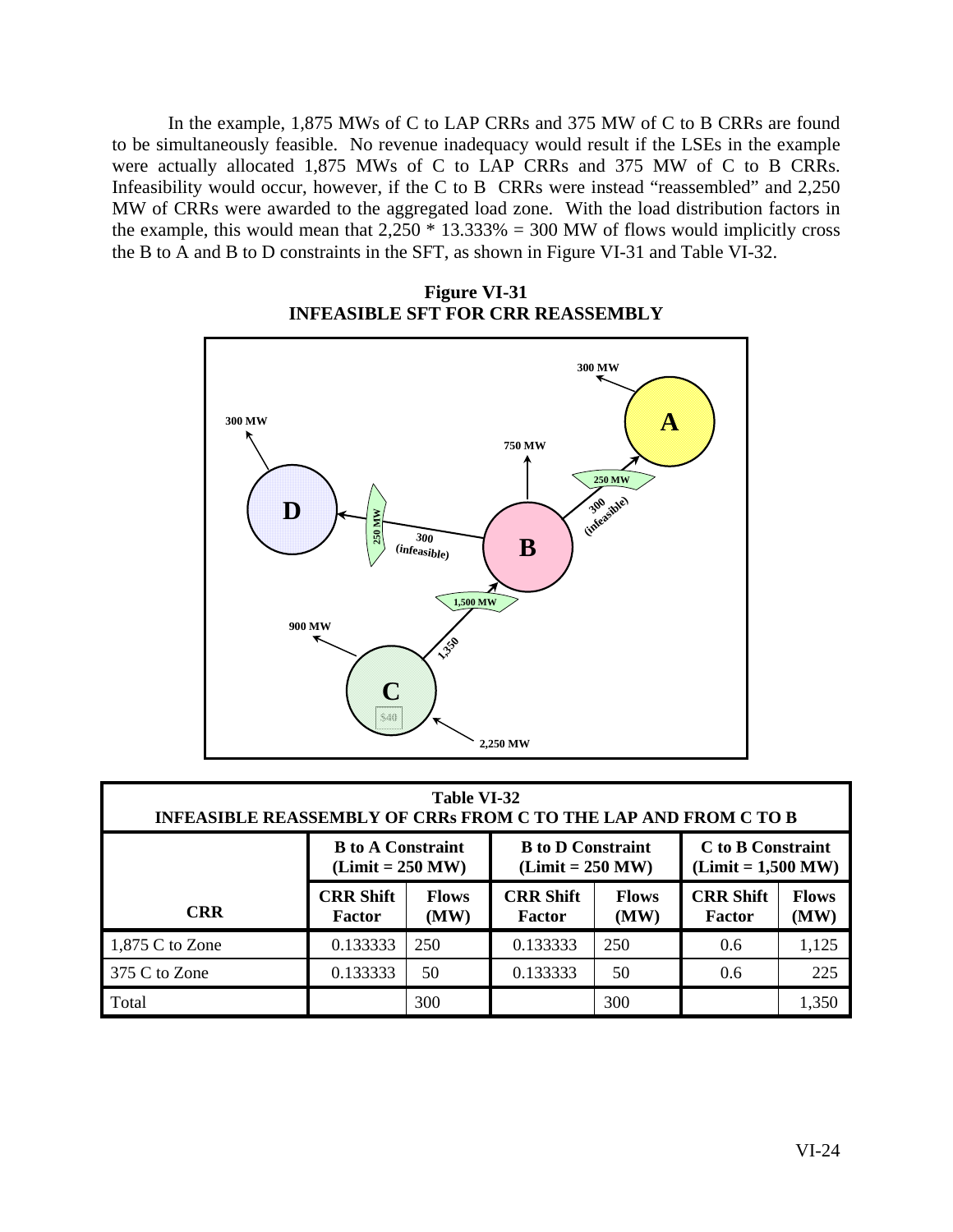In the example, 1,875 MWs of C to LAP CRRs and 375 MW of C to B CRRs are found to be simultaneously feasible. No revenue inadequacy would result if the LSEs in the example were actually allocated 1,875 MWs of C to LAP CRRs and 375 MW of C to B CRRs. Infeasibility would occur, however, if the C to B CRRs were instead "reassembled" and 2,250 MW of CRRs were awarded to the aggregated load zone. With the load distribution factors in the example, this would mean that 2,250 * 13.333% = 300 MW of flows would implicitly cross the B to A and B to D constraints in the SFT, as shown in Figure VI-31 and Table VI-32.

**Figure VI-31**
**INFEASIBLE SFT FOR CRR REASSEMBLY**

| Table VI-32<br>INFEASIBLE REASSEMBLY OF CRRs FROM C TO THE LAP AND FROM C TO B | | | | | | |
|---|---|---|---|---|---|---|
| | **B to A Constraint (Limit = 250 MW)** | | **B to D Constraint (Limit = 250 MW)** | | **C to B Constraint (Limit = 1,500 MW)** | |
| **CRR** | **CRR Shift Factor** | **Flows (MW)** | **CRR Shift Factor** | **Flows (MW)** | **CRR Shift Factor** | **Flows (MW)** |
| 1,875 C to Zone | 0.133333 | 250 | 0.133333 | 250 | 0.6 | 1,125 |
| 375 C to Zone | 0.133333 | 50 | 0.133333 | 50 | 0.6 | 225 |
| Total | | 300 | | 300 | | 1,350 |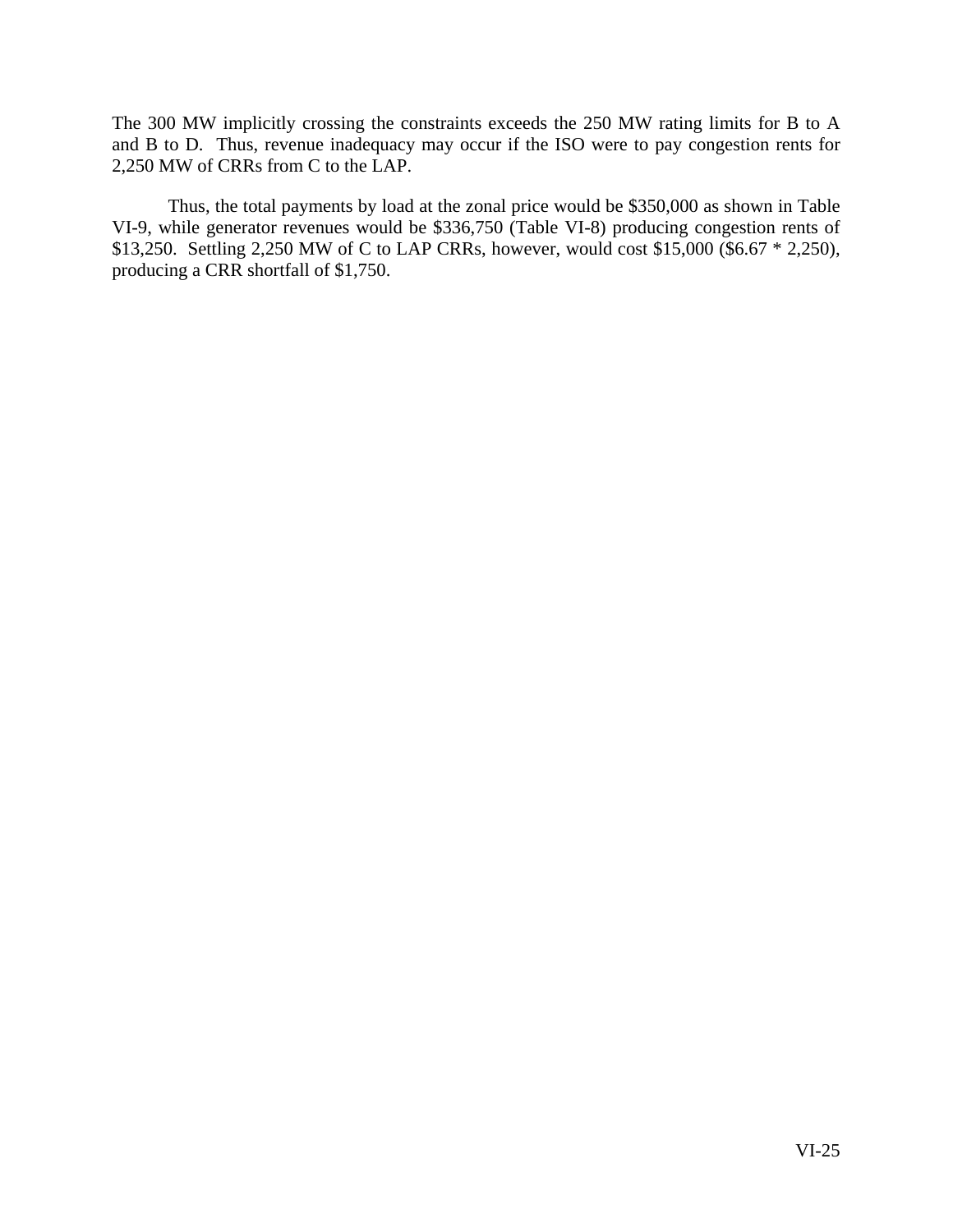The 300 MW implicitly crossing the constraints exceeds the 250 MW rating limits for B to A and B to D. Thus, revenue inadequacy may occur if the ISO were to pay congestion rents for 2,250 MW of CRRs from C to the LAP.

Thus, the total payments by load at the zonal price would be $350,000 as shown in Table VI-9, while generator revenues would be $336,750 (Table VI-8) producing congestion rents of $13,250. Settling 2,250 MW of C to LAP CRRs, however, would cost $15,000 ($6.67 * 2,250), producing a CRR shortfall of $1,750.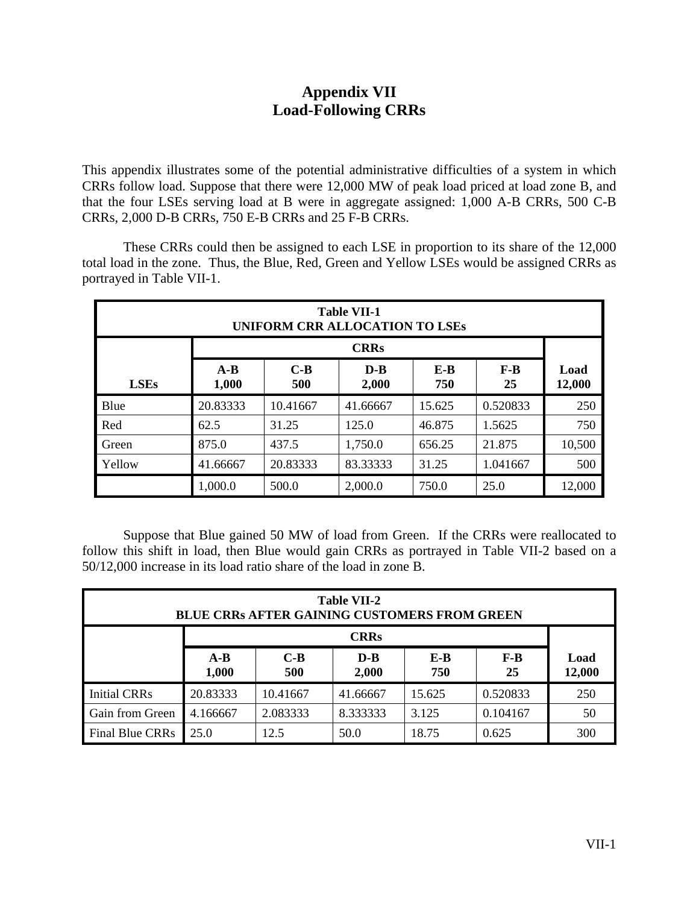# Appendix VII
# Load-Following CRRs

This appendix illustrates some of the potential administrative difficulties of a system in which CRRs follow load. Suppose that there were 12,000 MW of peak load priced at load zone B, and that the four LSEs serving load at B were in aggregate assigned: 1,000 A-B CRRs, 500 C-B CRRs, 2,000 D-B CRRs, 750 E-B CRRs and 25 F-B CRRs.

These CRRs could then be assigned to each LSE in proportion to its share of the 12,000 total load in the zone. Thus, the Blue, Red, Green and Yellow LSEs would be assigned CRRs as portrayed in Table VII-1.

| Table VII-1<br>UNIFORM CRR ALLOCATION TO LSEs | | | | | | |
|---|---|---|---|---|---|---|
| | CRRs | | | | | |
| LSEs | A-B<br>1,000 | C-B<br>500 | D-B<br>2,000 | E-B<br>750 | F-B<br>25 | Load<br>12,000 |
| Blue | 20.83333 | 10.41667 | 41.66667 | 15.625 | 0.520833 | 250 |
| Red | 62.5 | 31.25 | 125.0 | 46.875 | 1.5625 | 750 |
| Green | 875.0 | 437.5 | 1,750.0 | 656.25 | 21.875 | 10,500 |
| Yellow | 41.66667 | 20.83333 | 83.33333 | 31.25 | 1.041667 | 500 |
| | 1,000.0 | 500.0 | 2,000.0 | 750.0 | 25.0 | 12,000 |

Suppose that Blue gained 50 MW of load from Green. If the CRRs were reallocated to follow this shift in load, then Blue would gain CRRs as portrayed in Table VII-2 based on a 50/12,000 increase in its load ratio share of the load in zone B.

| Table VII-2<br>BLUE CRRs AFTER GAINING CUSTOMERS FROM GREEN | | | | | | |
|---|---|---|---|---|---|---|
| | CRRs | | | | | |
| | A-B<br>1,000 | C-B<br>500 | D-B<br>2,000 | E-B<br>750 | F-B<br>25 | Load<br>12,000 |
| Initial CRRs | 20.83333 | 10.41667 | 41.66667 | 15.625 | 0.520833 | 250 |
| Gain from Green | 4.166667 | 2.083333 | 8.333333 | 3.125 | 0.104167 | 50 |
| Final Blue CRRs | 25.0 | 12.5 | 50.0 | 18.75 | 0.625 | 300 |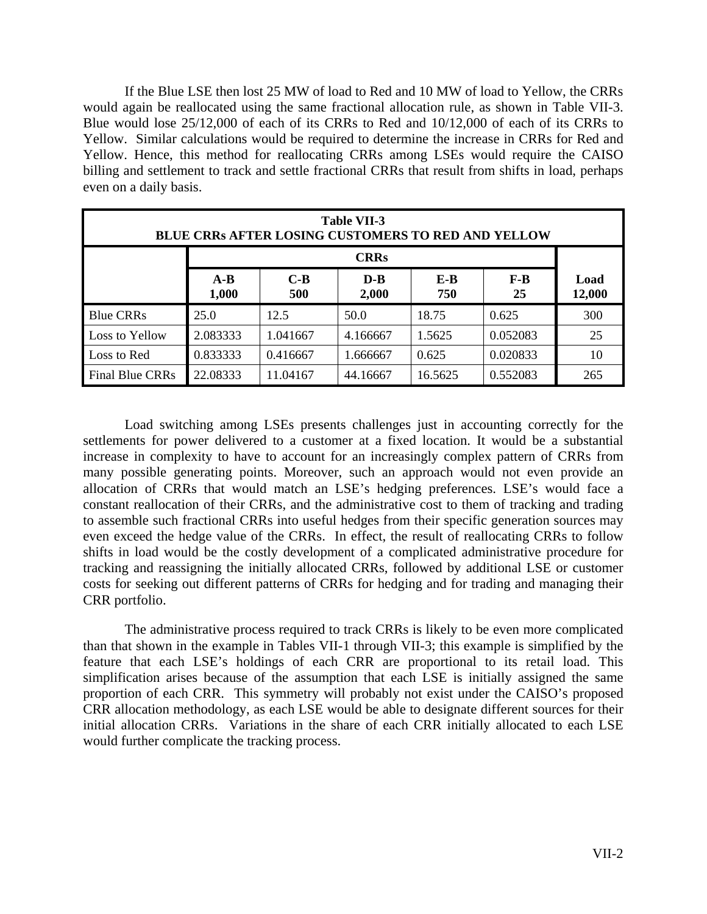If the Blue LSE then lost 25 MW of load to Red and 10 MW of load to Yellow, the CRRs would again be reallocated using the same fractional allocation rule, as shown in Table VII-3. Blue would lose 25/12,000 of each of its CRRs to Red and 10/12,000 of each of its CRRs to Yellow. Similar calculations would be required to determine the increase in CRRs for Red and Yellow. Hence, this method for reallocating CRRs among LSEs would require the CAISO billing and settlement to track and settle fractional CRRs that result from shifts in load, perhaps even on a daily basis.

| Table VII-3<br>BLUE CRRs AFTER LOSING CUSTOMERS TO RED AND YELLOW | | | | | | |
|---|---|---|---|---|---|---|
| | **CRRs** | | | | | |
| | **A-B<br>1,000** | **C-B<br>500** | **D-B<br>2,000** | **E-B<br>750** | **F-B<br>25** | **Load<br>12,000** |
| Blue CRRs | 25.0 | 12.5 | 50.0 | 18.75 | 0.625 | 300 |
| Loss to Yellow | 2.083333 | 1.041667 | 4.166667 | 1.5625 | 0.052083 | 25 |
| Loss to Red | 0.833333 | 0.416667 | 1.666667 | 0.625 | 0.020833 | 10 |
| Final Blue CRRs | 22.08333 | 11.04167 | 44.16667 | 16.5625 | 0.552083 | 265 |

Load switching among LSEs presents challenges just in accounting correctly for the settlements for power delivered to a customer at a fixed location. It would be a substantial increase in complexity to have to account for an increasingly complex pattern of CRRs from many possible generating points. Moreover, such an approach would not even provide an allocation of CRRs that would match an LSE's hedging preferences. LSE's would face a constant reallocation of their CRRs, and the administrative cost to them of tracking and trading to assemble such fractional CRRs into useful hedges from their specific generation sources may even exceed the hedge value of the CRRs. In effect, the result of reallocating CRRs to follow shifts in load would be the costly development of a complicated administrative procedure for tracking and reassigning the initially allocated CRRs, followed by additional LSE or customer costs for seeking out different patterns of CRRs for hedging and for trading and managing their CRR portfolio.

The administrative process required to track CRRs is likely to be even more complicated than that shown in the example in Tables VII-1 through VII-3; this example is simplified by the feature that each LSE's holdings of each CRR are proportional to its retail load. This simplification arises because of the assumption that each LSE is initially assigned the same proportion of each CRR. This symmetry will probably not exist under the CAISO's proposed CRR allocation methodology, as each LSE would be able to designate different sources for their initial allocation CRRs. Variations in the share of each CRR initially allocated to each LSE would further complicate the tracking process.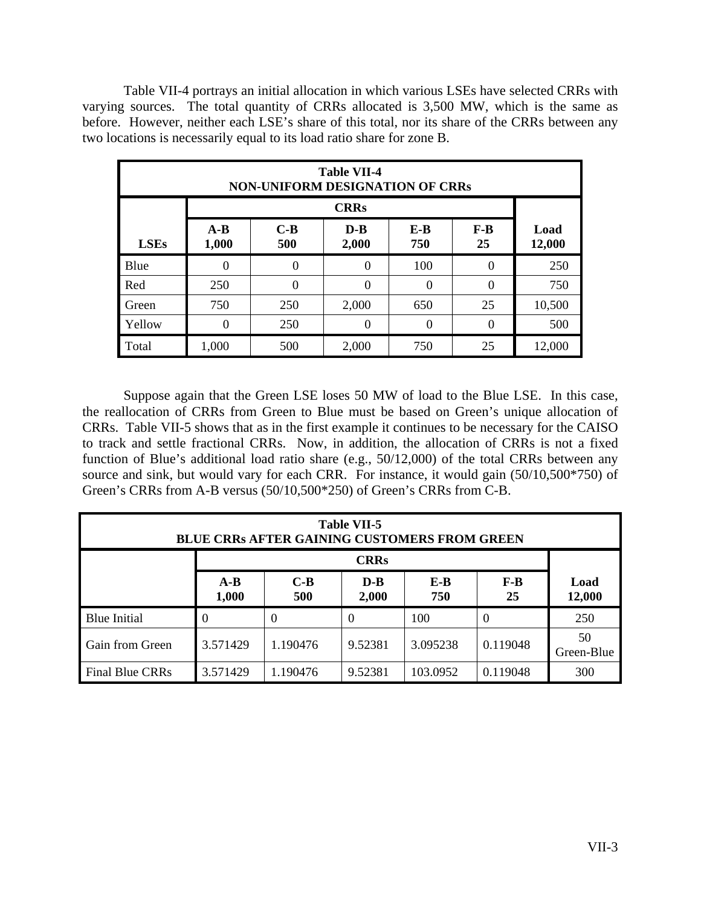Table VII-4 portrays an initial allocation in which various LSEs have selected CRRs with varying sources. The total quantity of CRRs allocated is 3,500 MW, which is the same as before. However, neither each LSE's share of this total, nor its share of the CRRs between any two locations is necessarily equal to its load ratio share for zone B.

| Table VII-4 NON-UNIFORM DESIGNATION OF CRRs | | | | | | |
|---|---|---|---|---|---|---|
| | CRRs | | | | | |
| LSEs | A-B 1,000 | C-B 500 | D-B 2,000 | E-B 750 | F-B 25 | Load 12,000 |
| Blue | 0 | 0 | 0 | 100 | 0 | 250 |
| Red | 250 | 0 | 0 | 0 | 0 | 750 |
| Green | 750 | 250 | 2,000 | 650 | 25 | 10,500 |
| Yellow | 0 | 250 | 0 | 0 | 0 | 500 |
| Total | 1,000 | 500 | 2,000 | 750 | 25 | 12,000 |

Suppose again that the Green LSE loses 50 MW of load to the Blue LSE. In this case, the reallocation of CRRs from Green to Blue must be based on Green's unique allocation of CRRs. Table VII-5 shows that as in the first example it continues to be necessary for the CAISO to track and settle fractional CRRs. Now, in addition, the allocation of CRRs is not a fixed function of Blue's additional load ratio share (e.g., 50/12,000) of the total CRRs between any source and sink, but would vary for each CRR. For instance, it would gain (50/10,500*750) of Green's CRRs from A-B versus (50/10,500*250) of Green's CRRs from C-B.

| Table VII-5 BLUE CRRs AFTER GAINING CUSTOMERS FROM GREEN | | | | | | |
|---|---|---|---|---|---|---|
| | CRRs | | | | | |
| | A-B 1,000 | C-B 500 | D-B 2,000 | E-B 750 | F-B 25 | Load 12,000 |
| Blue Initial | 0 | 0 | 0 | 100 | 0 | 250 |
| Gain from Green | 3.571429 | 1.190476 | 9.52381 | 3.095238 | 0.119048 | 50 Green-Blue |
| Final Blue CRRs | 3.571429 | 1.190476 | 9.52381 | 103.0952 | 0.119048 | 300 |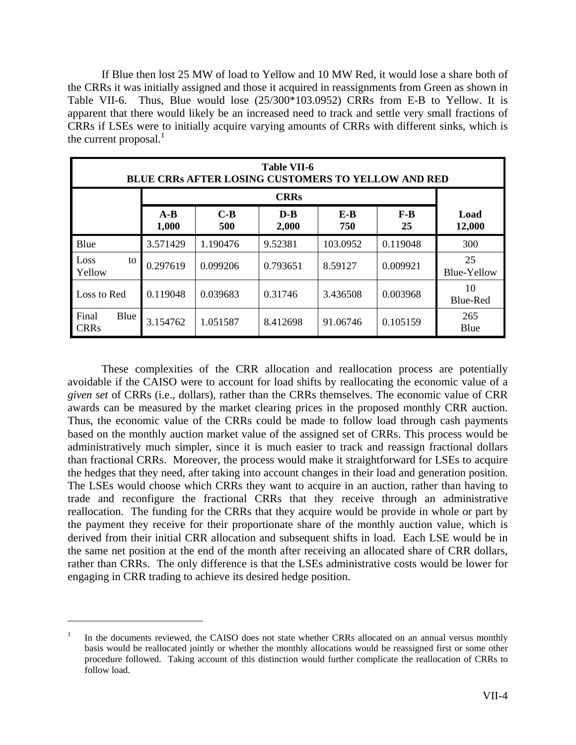If Blue then lost 25 MW of load to Yellow and 10 MW Red, it would lose a share both of the CRRs it was initially assigned and those it acquired in reassignments from Green as shown in Table VII-6. Thus, Blue would lose (25/300*103.0952) CRRs from E-B to Yellow. It is apparent that there would likely be an increased need to track and settle very small fractions of CRRs if LSEs were to initially acquire varying amounts of CRRs with different sinks, which is the current proposal.[1]

| **Table VII-6 BLUE CRRs AFTER LOSING CUSTOMERS TO YELLOW AND RED** | | | | | | |
|---|---|---|---|---|---|---|
| | **CRRs** | | | | | |
| | **A-B 1,000** | **C-B 500** | **D-B 2,000** | **E-B 750** | **F-B 25** | **Load 12,000** |
| Blue | 3.571429 | 1.190476 | 9.52381 | 103.0952 | 0.119048 | 300 |
| Loss to Yellow | 0.297619 | 0.099206 | 0.793651 | 8.59127 | 0.009921 | 25 Blue-Yellow |
| Loss to Red | 0.119048 | 0.039683 | 0.31746 | 3.436508 | 0.003968 | 10 Blue-Red |
| Final Blue CRRs | 3.154762 | 1.051587 | 8.412698 | 91.06746 | 0.105159 | 265 Blue |

These complexities of the CRR allocation and reallocation process are potentially avoidable if the CAISO were to account for load shifts by reallocating the economic value of a *given set* of CRRs (i.e., dollars), rather than the CRRs themselves. The economic value of CRR awards can be measured by the market clearing prices in the proposed monthly CRR auction. Thus, the economic value of the CRRs could be made to follow load through cash payments based on the monthly auction market value of the assigned set of CRRs. This process would be administratively much simpler, since it is much easier to track and reassign fractional dollars than fractional CRRs. Moreover, the process would make it straightforward for LSEs to acquire the hedges that they need, after taking into account changes in their load and generation position. The LSEs would choose which CRRs they want to acquire in an auction, rather than having to trade and reconfigure the fractional CRRs that they receive through an administrative reallocation. The funding for the CRRs that they acquire would be provide in whole or part by the payment they receive for their proportionate share of the monthly auction value, which is derived from their initial CRR allocation and subsequent shifts in load. Each LSE would be in the same net position at the end of the month after receiving an allocated share of CRR dollars, rather than CRRs. The only difference is that the LSEs administrative costs would be lower for engaging in CRR trading to achieve its desired hedge position.

---

[1] In the documents reviewed, the CAISO does not state whether CRRs allocated on an annual versus monthly basis would be reallocated jointly or whether the monthly allocations would be reassigned first or some other procedure followed. Taking account of this distinction would further complicate the reallocation of CRRs to follow load.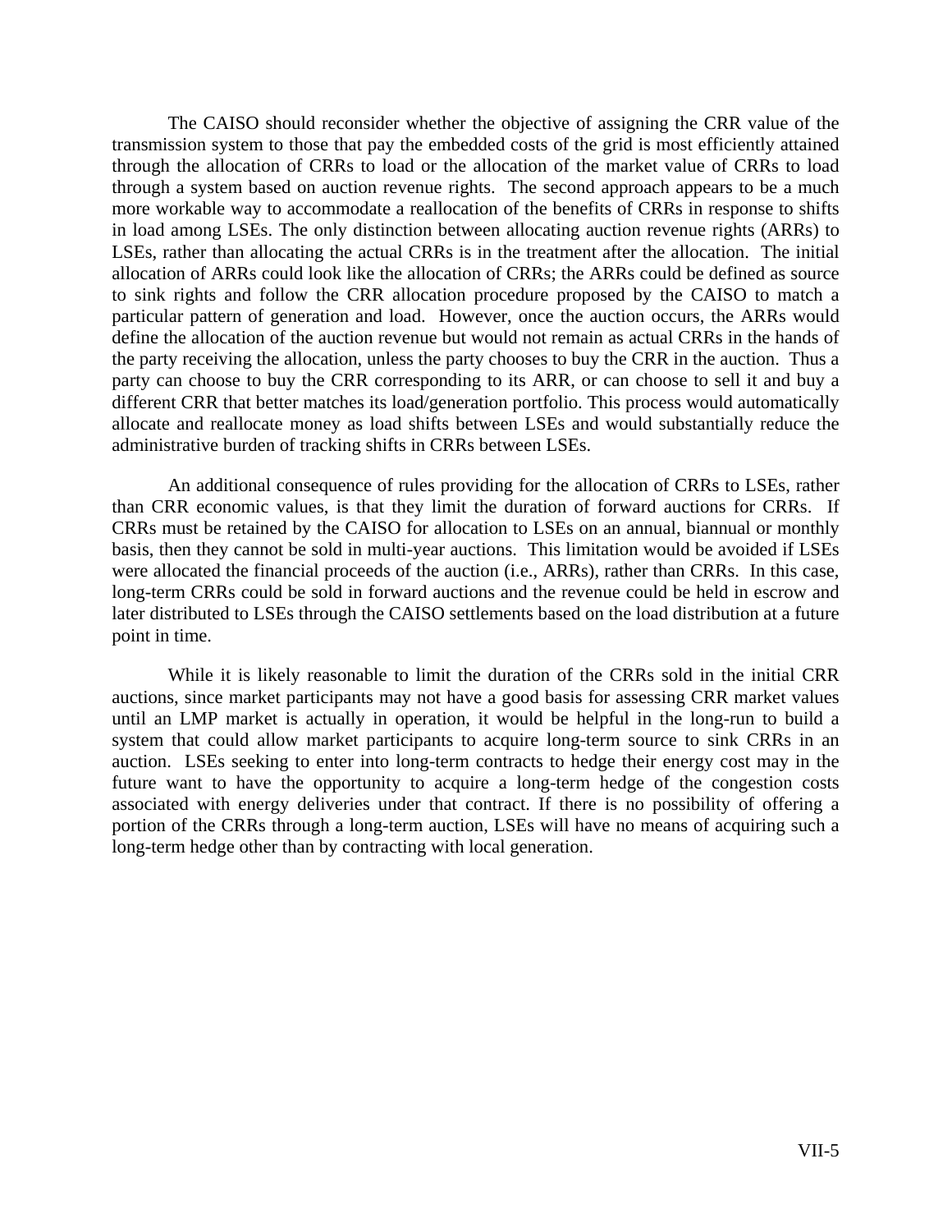The CAISO should reconsider whether the objective of assigning the CRR value of the transmission system to those that pay the embedded costs of the grid is most efficiently attained through the allocation of CRRs to load or the allocation of the market value of CRRs to load through a system based on auction revenue rights. The second approach appears to be a much more workable way to accommodate a reallocation of the benefits of CRRs in response to shifts in load among LSEs. The only distinction between allocating auction revenue rights (ARRs) to LSEs, rather than allocating the actual CRRs is in the treatment after the allocation. The initial allocation of ARRs could look like the allocation of CRRs; the ARRs could be defined as source to sink rights and follow the CRR allocation procedure proposed by the CAISO to match a particular pattern of generation and load. However, once the auction occurs, the ARRs would define the allocation of the auction revenue but would not remain as actual CRRs in the hands of the party receiving the allocation, unless the party chooses to buy the CRR in the auction. Thus a party can choose to buy the CRR corresponding to its ARR, or can choose to sell it and buy a different CRR that better matches its load/generation portfolio. This process would automatically allocate and reallocate money as load shifts between LSEs and would substantially reduce the administrative burden of tracking shifts in CRRs between LSEs.

An additional consequence of rules providing for the allocation of CRRs to LSEs, rather than CRR economic values, is that they limit the duration of forward auctions for CRRs. If CRRs must be retained by the CAISO for allocation to LSEs on an annual, biannual or monthly basis, then they cannot be sold in multi-year auctions. This limitation would be avoided if LSEs were allocated the financial proceeds of the auction (i.e., ARRs), rather than CRRs. In this case, long-term CRRs could be sold in forward auctions and the revenue could be held in escrow and later distributed to LSEs through the CAISO settlements based on the load distribution at a future point in time.

While it is likely reasonable to limit the duration of the CRRs sold in the initial CRR auctions, since market participants may not have a good basis for assessing CRR market values until an LMP market is actually in operation, it would be helpful in the long-run to build a system that could allow market participants to acquire long-term source to sink CRRs in an auction. LSEs seeking to enter into long-term contracts to hedge their energy cost may in the future want to have the opportunity to acquire a long-term hedge of the congestion costs associated with energy deliveries under that contract. If there is no possibility of offering a portion of the CRRs through a long-term auction, LSEs will have no means of acquiring such a long-term hedge other than by contracting with local generation.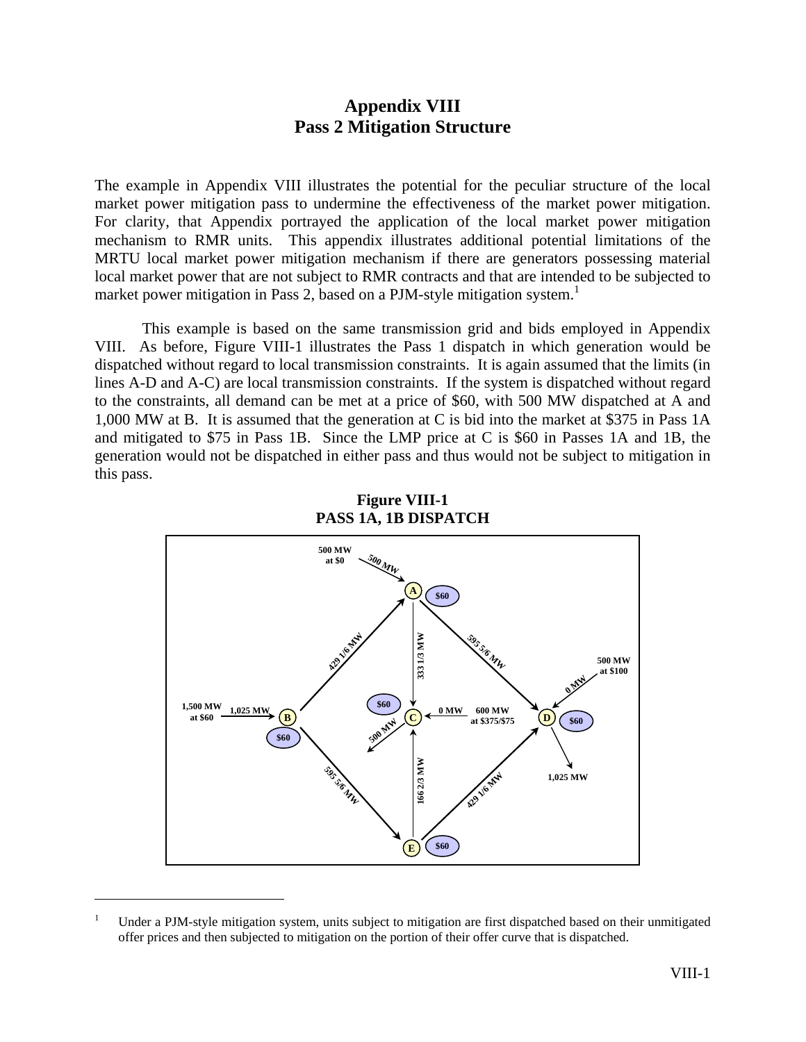# Appendix VIII
# Pass 2 Mitigation Structure

The example in Appendix VIII illustrates the potential for the peculiar structure of the local market power mitigation pass to undermine the effectiveness of the market power mitigation. For clarity, that Appendix portrayed the application of the local market power mitigation mechanism to RMR units. This appendix illustrates additional potential limitations of the MRTU local market power mitigation mechanism if there are generators possessing material local market power that are not subject to RMR contracts and that are intended to be subjected to market power mitigation in Pass 2, based on a PJM-style mitigation system.[1]

This example is based on the same transmission grid and bids employed in Appendix VIII. As before, Figure VIII-1 illustrates the Pass 1 dispatch in which generation would be dispatched without regard to local transmission constraints. It is again assumed that the limits (in lines A-D and A-C) are local transmission constraints. If the system is dispatched without regard to the constraints, all demand can be met at a price of $60, with 500 MW dispatched at A and 1,000 MW at B. It is assumed that the generation at C is bid into the market at $375 in Pass 1A and mitigated to $75 in Pass 1B. Since the LMP price at C is $60 in Passes 1A and 1B, the generation would not be dispatched in either pass and thus would not be subject to mitigation in this pass.

**Figure VIII-1**
**PASS 1A, 1B DISPATCH**

[1] Under a PJM-style mitigation system, units subject to mitigation are first dispatched based on their unmitigated offer prices and then subjected to mitigation on the portion of their offer curve that is dispatched.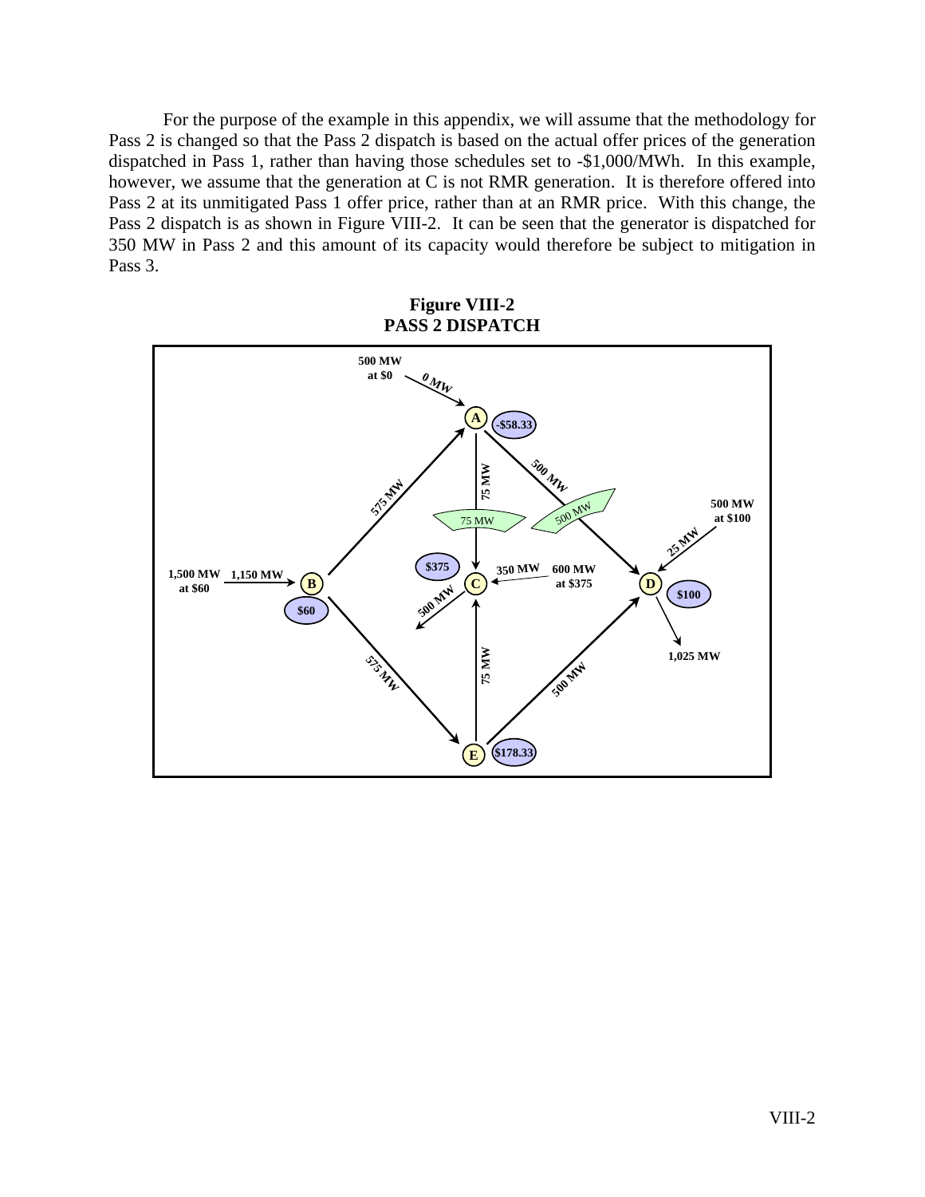For the purpose of the example in this appendix, we will assume that the methodology for Pass 2 is changed so that the Pass 2 dispatch is based on the actual offer prices of the generation dispatched in Pass 1, rather than having those schedules set to -$1,000/MWh. In this example, however, we assume that the generation at C is not RMR generation. It is therefore offered into Pass 2 at its unmitigated Pass 1 offer price, rather than at an RMR price. With this change, the Pass 2 dispatch is as shown in Figure VIII-2. It can be seen that the generator is dispatched for 350 MW in Pass 2 and this amount of its capacity would therefore be subject to mitigation in Pass 3.

**Figure VIII-2**
**PASS 2 DISPATCH**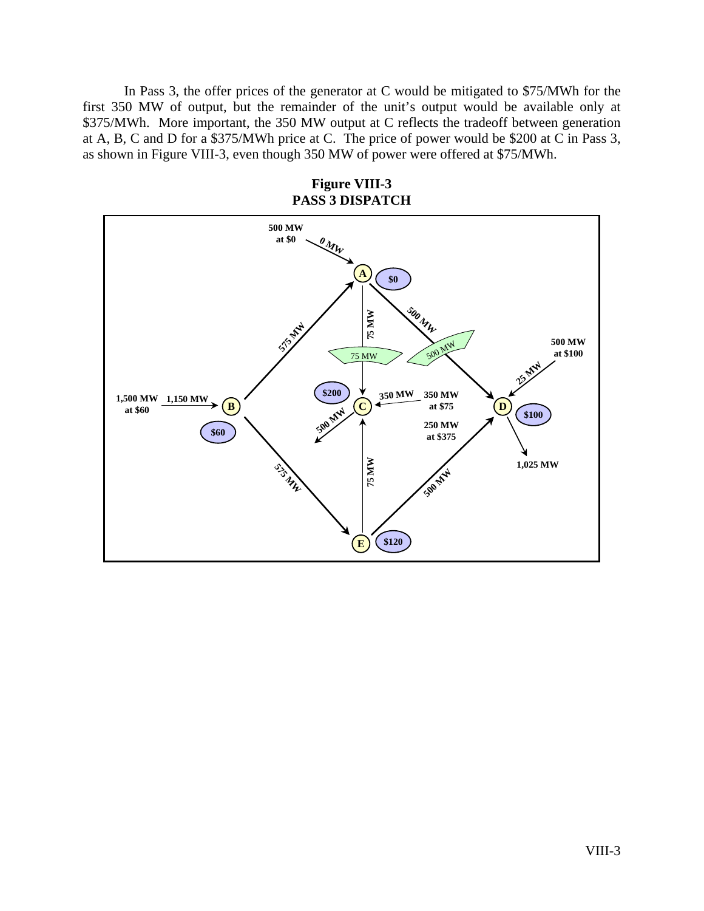In Pass 3, the offer prices of the generator at C would be mitigated to \$75/MWh for the first 350 MW of output, but the remainder of the unit's output would be available only at \$375/MWh. More important, the 350 MW output at C reflects the tradeoff between generation at A, B, C and D for a \$375/MWh price at C. The price of power would be \$200 at C in Pass 3, as shown in Figure VIII-3, even though 350 MW of power were offered at \$75/MWh.

**Figure VIII-3**
**PASS 3 DISPATCH**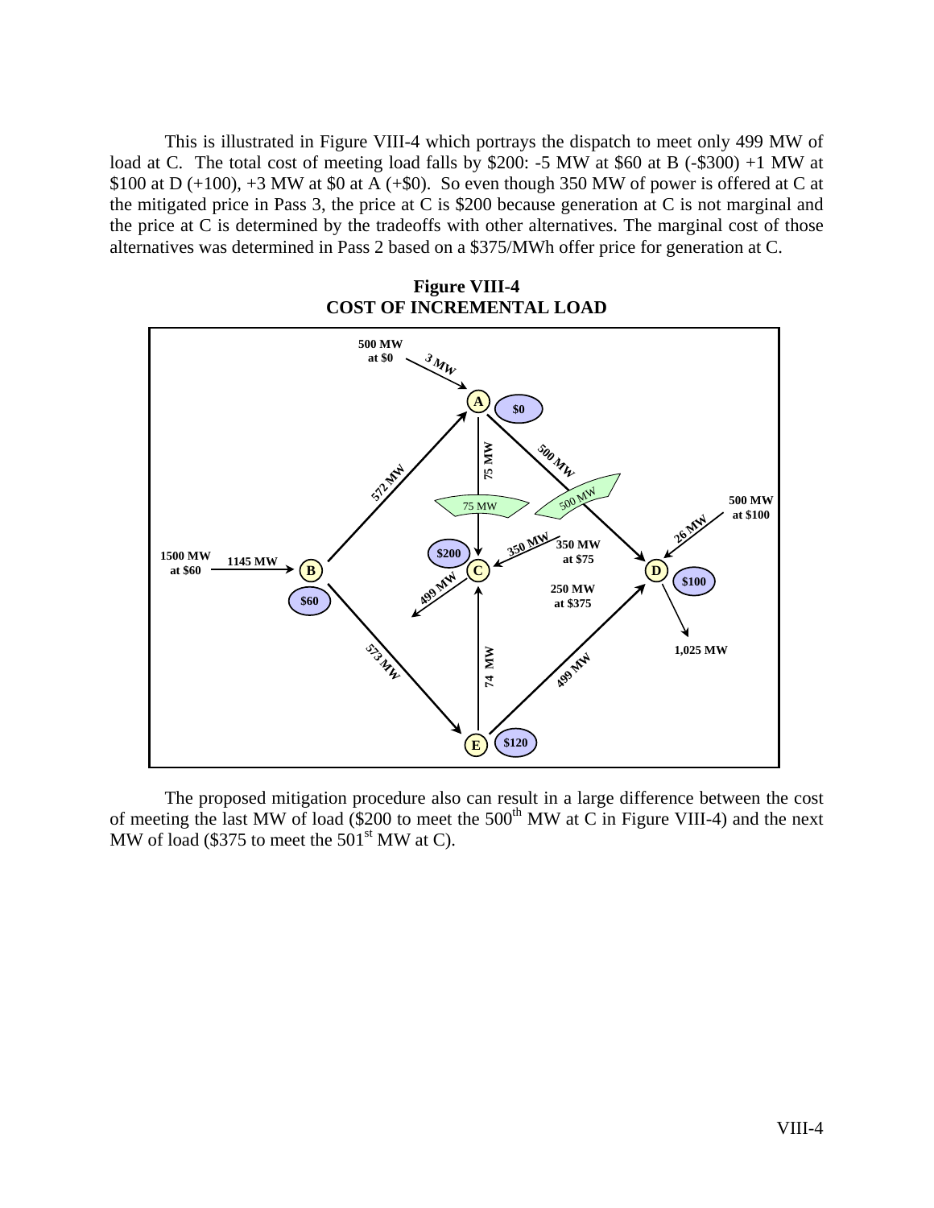This is illustrated in Figure VIII-4 which portrays the dispatch to meet only 499 MW of load at C. The total cost of meeting load falls by $200: -5 MW at $60 at B (-$300) +1 MW at $100 at D (+100), +3 MW at $0 at A (+$0). So even though 350 MW of power is offered at C at the mitigated price in Pass 3, the price at C is $200 because generation at C is not marginal and the price at C is determined by the tradeoffs with other alternatives. The marginal cost of those alternatives was determined in Pass 2 based on a $375/MWh offer price for generation at C.

**Figure VIII-4**
**COST OF INCREMENTAL LOAD**

500 MW at $0
3 MW
A
$0
572 MW
75 MW
500 MW
75 MW
500 MW
500 MW at $100
26 MW
1500 MW at $60
1145 MW
B
$60
$200
C
350 MW
350 MW at $75
D
$100
499 MW
250 MW at $375
1,025 MW
573 MW
74 MW
499 MW
E
$120

The proposed mitigation procedure also can result in a large difference between the cost of meeting the last MW of load ($200 to meet the 500th MW at C in Figure VIII-4) and the next MW of load ($375 to meet the 501st MW at C).